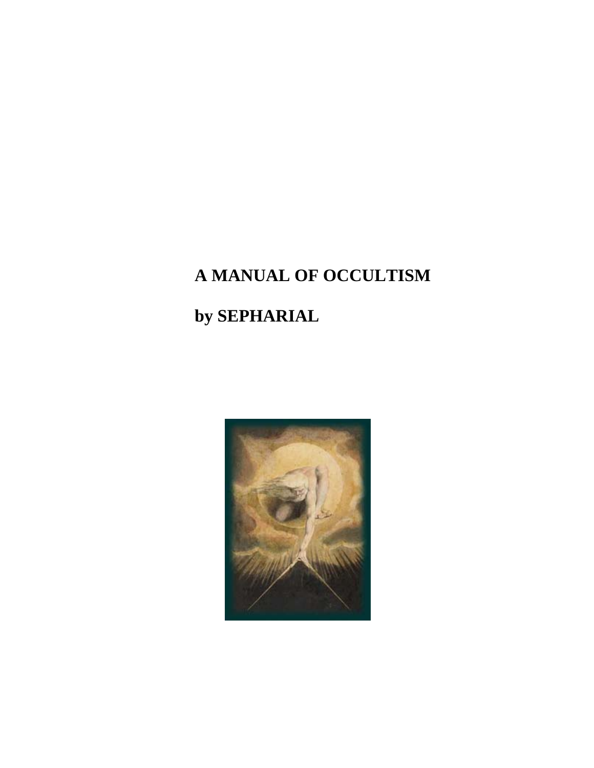# A MANUAL OF OCCULTISM

## by SEPHARIAL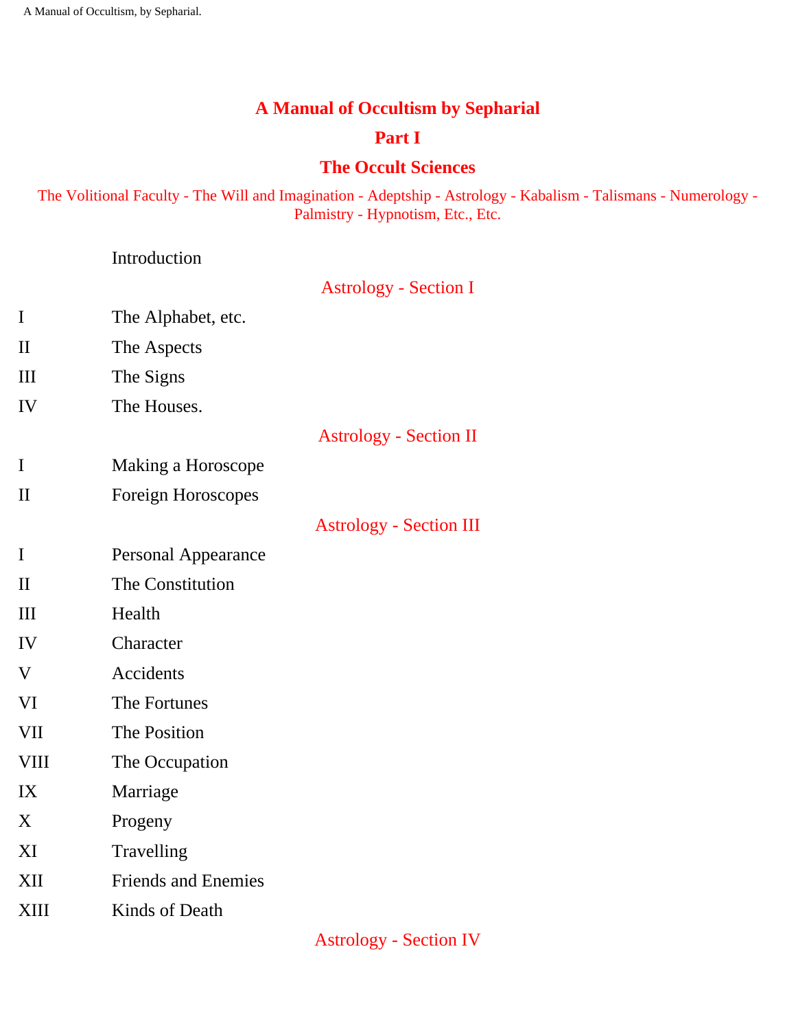# A Manual of Occultism by Sepharial

## Part I

## The Occult Sciences

The Volitional Faculty - The Will and Imagination - Adeptship - Astrology - Kabalism - Talismans - Numerology - Palmistry - Hypnotism, Etc., Etc.

Introduction

### Astrology - Section I

| | |
|---|---|
| I | The Alphabet, etc. |
| II | The Aspects |
| III | The Signs |
| IV | The Houses. |

### Astrology - Section II

| | |
|---|---|
| I | Making a Horoscope |
| II | Foreign Horoscopes |

### Astrology - Section III

| | |
|---|---|
| I | Personal Appearance |
| II | The Constitution |
| III | Health |
| IV | Character |
| V | Accidents |
| VI | The Fortunes |
| VII | The Position |
| VIII | The Occupation |
| IX | Marriage |
| X | Progeny |
| XI | Travelling |
| XII | Friends and Enemies |
| XIII | Kinds of Death |

### Astrology - Section IV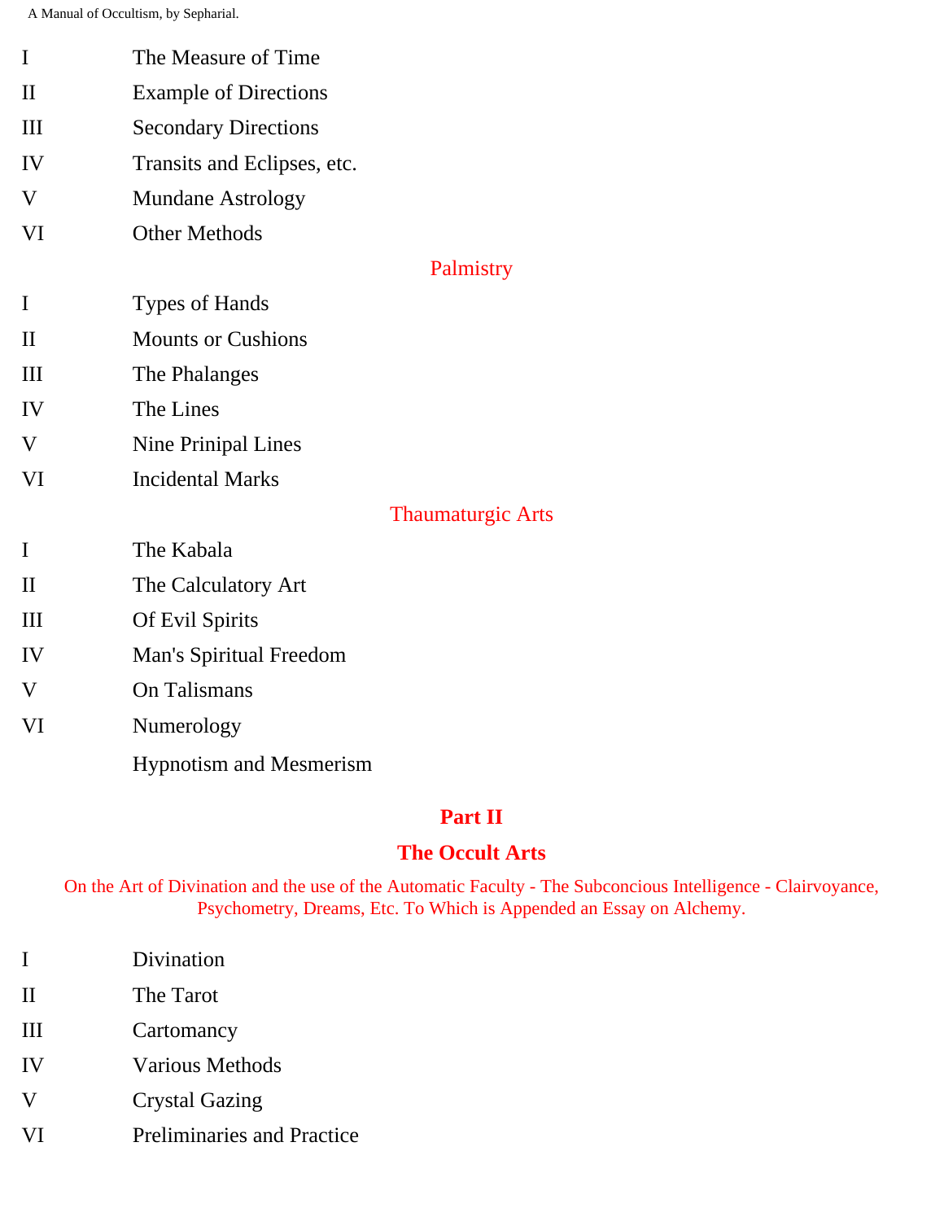I The Measure of Time

II Example of Directions

III Secondary Directions

IV Transits and Eclipses, etc.

V Mundane Astrology

VI Other Methods

## Palmistry

I Types of Hands

II Mounts or Cushions

III The Phalanges

IV The Lines

V Nine Prinipal Lines

VI Incidental Marks

## Thaumaturgic Arts

I The Kabala

II The Calculatory Art

III Of Evil Spirits

IV Man's Spiritual Freedom

V On Talismans

VI Numerology

Hypnotism and Mesmerism

# Part II

# The Occult Arts

On the Art of Divination and the use of the Automatic Faculty - The Subconcious Intelligence - Clairvoyance, Psychometry, Dreams, Etc. To Which is Appended an Essay on Alchemy.

I Divination

II The Tarot

III Cartomancy

IV Various Methods

V Crystal Gazing

VI Preliminaries and Practice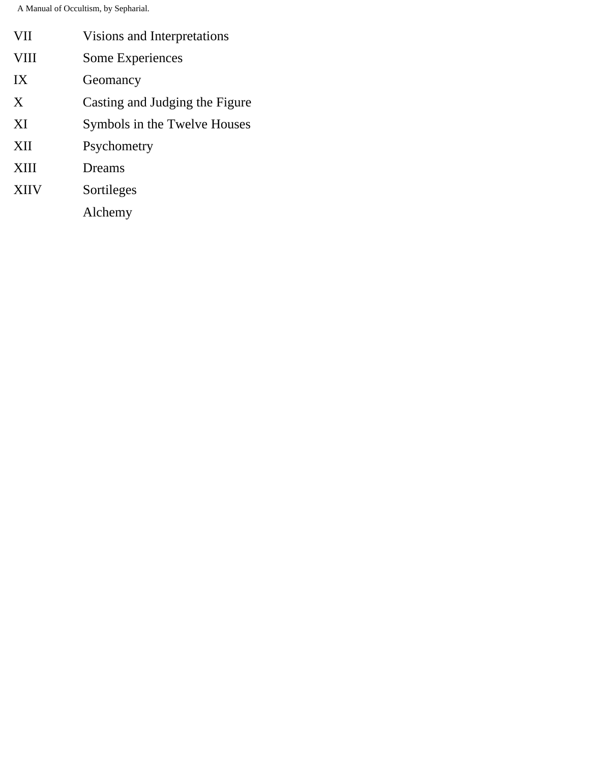| | |
|---|---|
| VII | Visions and Interpretations |
| VIII | Some Experiences |
| IX | Geomancy |
| X | Casting and Judging the Figure |
| XI | Symbols in the Twelve Houses |
| XII | Psychometry |
| XIII | Dreams |
| XIIV | Sortileges |
| | Alchemy |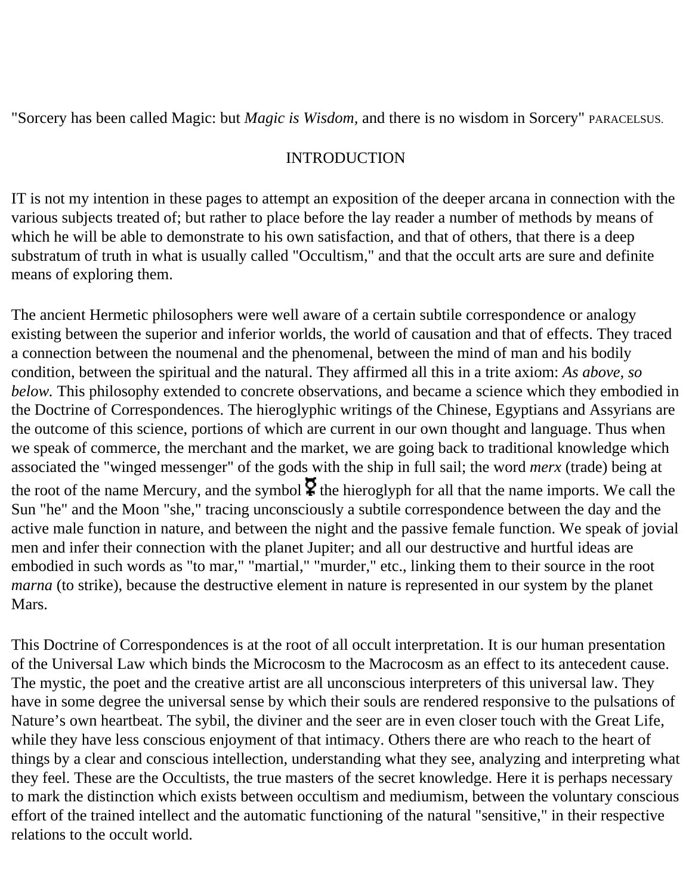"Sorcery has been called Magic: but *Magic is Wisdom,* and there is no wisdom in Sorcery" PARACELSUS.

## INTRODUCTION

IT is not my intention in these pages to attempt an exposition of the deeper arcana in connection with the various subjects treated of; but rather to place before the lay reader a number of methods by means of which he will be able to demonstrate to his own satisfaction, and that of others, that there is a deep substratum of truth in what is usually called "Occultism," and that the occult arts are sure and definite means of exploring them.

The ancient Hermetic philosophers were well aware of a certain subtile correspondence or analogy existing between the superior and inferior worlds, the world of causation and that of effects. They traced a connection between the noumenal and the phenomenal, between the mind of man and his bodily condition, between the spiritual and the natural. They affirmed all this in a trite axiom: *As above, so below.* This philosophy extended to concrete observations, and became a science which they embodied in the Doctrine of Correspondences. The hieroglyphic writings of the Chinese, Egyptians and Assyrians are the outcome of this science, portions of which are current in our own thought and language. Thus when we speak of commerce, the merchant and the market, we are going back to traditional knowledge which associated the "winged messenger" of the gods with the ship in full sail; the word *merx* (trade) being at the root of the name Mercury, and the symbol ☿ the hieroglyph for all that the name imports. We call the Sun "he" and the Moon "she," tracing unconsciously a subtile correspondence between the day and the active male function in nature, and between the night and the passive female function. We speak of jovial men and infer their connection with the planet Jupiter; and all our destructive and hurtful ideas are embodied in such words as "to mar," "martial," "murder," etc., linking them to their source in the root *marna* (to strike), because the destructive element in nature is represented in our system by the planet Mars.

This Doctrine of Correspondences is at the root of all occult interpretation. It is our human presentation of the Universal Law which binds the Microcosm to the Macrocosm as an effect to its antecedent cause. The mystic, the poet and the creative artist are all unconscious interpreters of this universal law. They have in some degree the universal sense by which their souls are rendered responsive to the pulsations of Nature's own heartbeat. The sybil, the diviner and the seer are in even closer touch with the Great Life, while they have less conscious enjoyment of that intimacy. Others there are who reach to the heart of things by a clear and conscious intellection, understanding what they see, analyzing and interpreting what they feel. These are the Occultists, the true masters of the secret knowledge. Here it is perhaps necessary to mark the distinction which exists between occultism and mediumism, between the voluntary conscious effort of the trained intellect and the automatic functioning of the natural "sensitive," in their respective relations to the occult world.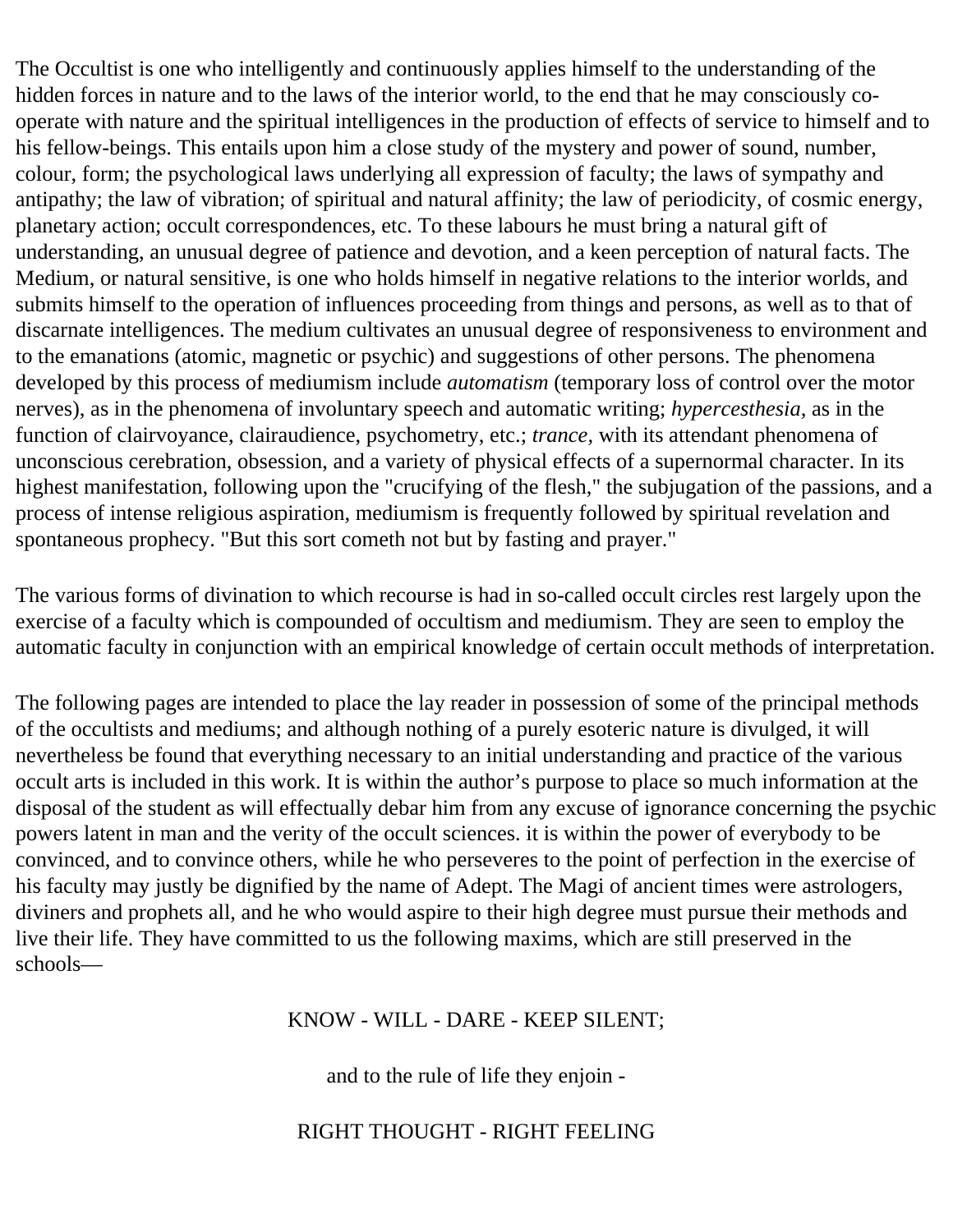The Occultist is one who intelligently and continuously applies himself to the understanding of the hidden forces in nature and to the laws of the interior world, to the end that he may consciously co-operate with nature and the spiritual intelligences in the production of effects of service to himself and to his fellow-beings. This entails upon him a close study of the mystery and power of sound, number, colour, form; the psychological laws underlying all expression of faculty; the laws of sympathy and antipathy; the law of vibration; of spiritual and natural affinity; the law of periodicity, of cosmic energy, planetary action; occult correspondences, etc. To these labours he must bring a natural gift of understanding, an unusual degree of patience and devotion, and a keen perception of natural facts. The Medium, or natural sensitive, is one who holds himself in negative relations to the interior worlds, and submits himself to the operation of influences proceeding from things and persons, as well as to that of discarnate intelligences. The medium cultivates an unusual degree of responsiveness to environment and to the emanations (atomic, magnetic or psychic) and suggestions of other persons. The phenomena developed by this process of mediumism include *automatism* (temporary loss of control over the motor nerves), as in the phenomena of involuntary speech and automatic writing; *hypercesthesia,* as in the function of clairvoyance, clairaudience, psychometry, etc.; *trance,* with its attendant phenomena of unconscious cerebration, obsession, and a variety of physical effects of a supernormal character. In its highest manifestation, following upon the "crucifying of the flesh," the subjugation of the passions, and a process of intense religious aspiration, mediumism is frequently followed by spiritual revelation and spontaneous prophecy. "But this sort cometh not but by fasting and prayer."

The various forms of divination to which recourse is had in so-called occult circles rest largely upon the exercise of a faculty which is compounded of occultism and mediumism. They are seen to employ the automatic faculty in conjunction with an empirical knowledge of certain occult methods of interpretation.

The following pages are intended to place the lay reader in possession of some of the principal methods of the occultists and mediums; and although nothing of a purely esoteric nature is divulged, it will nevertheless be found that everything necessary to an initial understanding and practice of the various occult arts is included in this work. It is within the author's purpose to place so much information at the disposal of the student as will effectually debar him from any excuse of ignorance concerning the psychic powers latent in man and the verity of the occult sciences. it is within the power of everybody to be convinced, and to convince others, while he who perseveres to the point of perfection in the exercise of his faculty may justly be dignified by the name of Adept. The Magi of ancient times were astrologers, diviners and prophets all, and he who would aspire to their high degree must pursue their methods and live their life. They have committed to us the following maxims, which are still preserved in the schools—

KNOW - WILL - DARE - KEEP SILENT;

and to the rule of life they enjoin -

RIGHT THOUGHT - RIGHT FEELING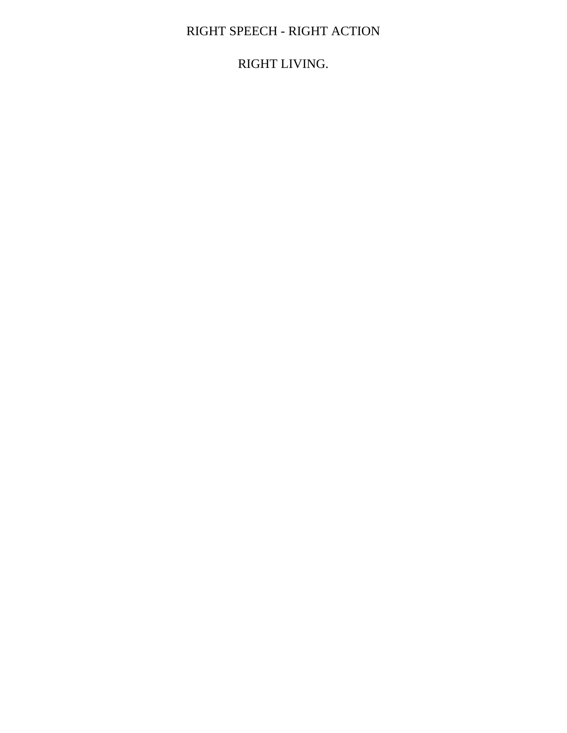# RIGHT SPEECH - RIGHT ACTION

# RIGHT LIVING.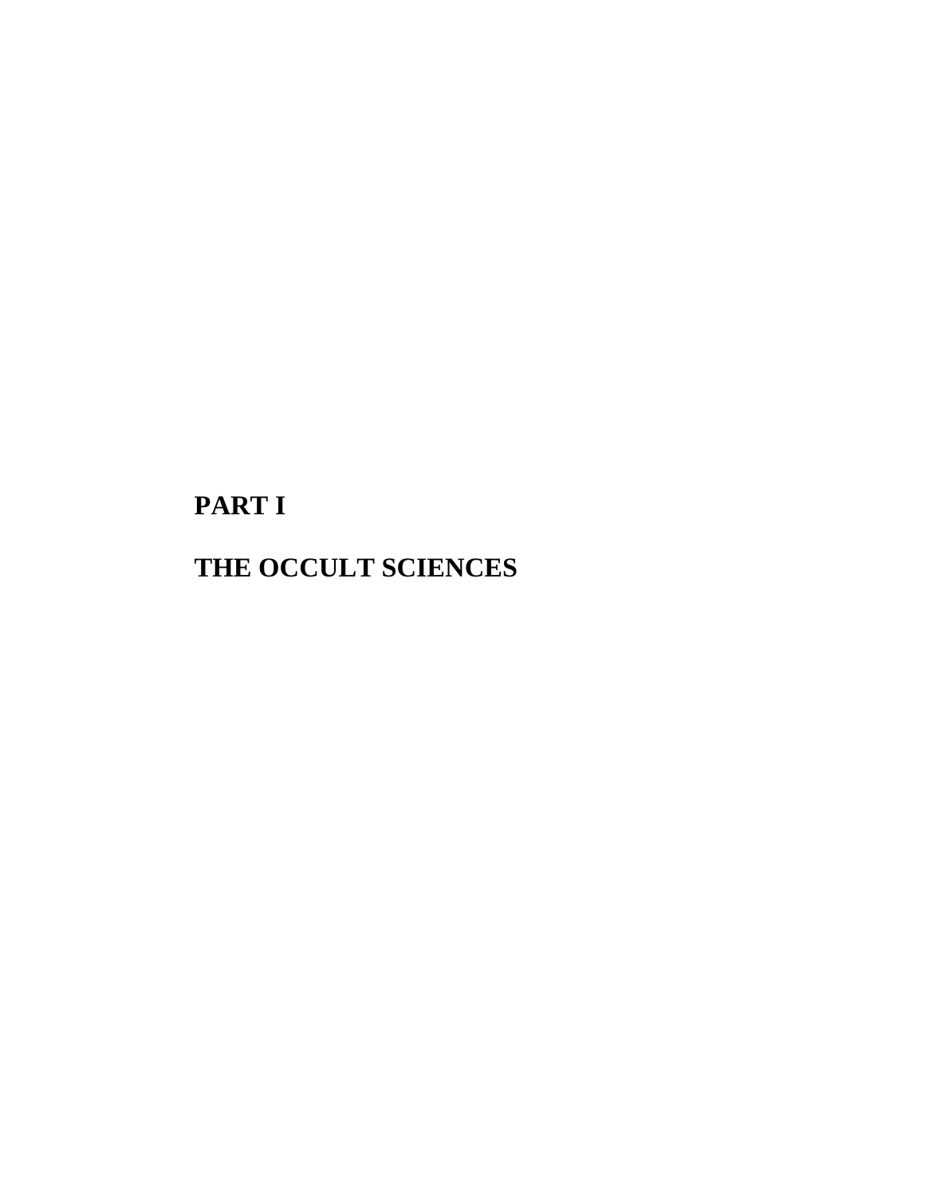# PART I

# THE OCCULT SCIENCES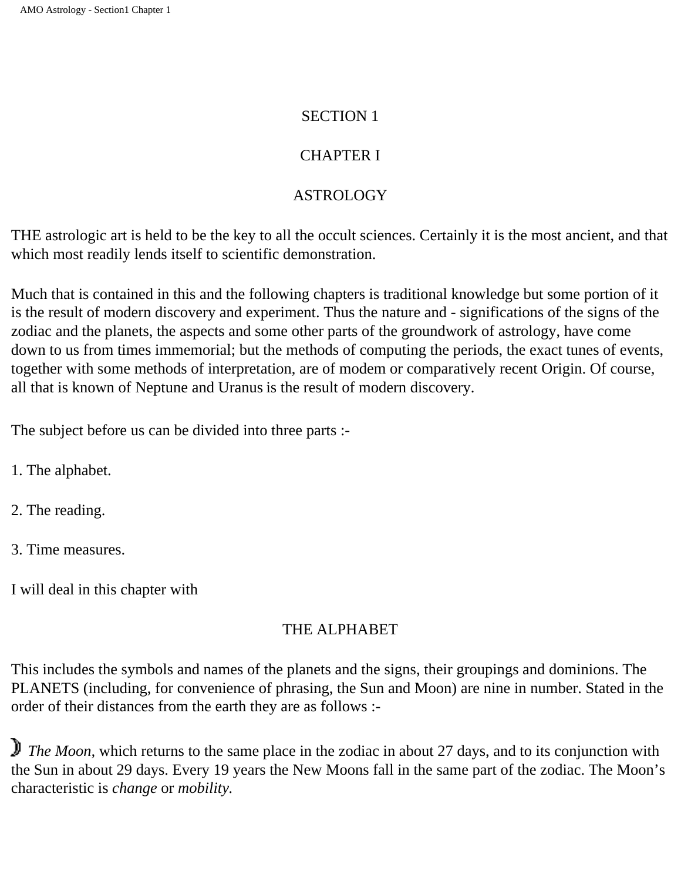# SECTION 1

## CHAPTER I

## ASTROLOGY

THE astrologic art is held to be the key to all the occult sciences. Certainly it is the most ancient, and that which most readily lends itself to scientific demonstration.

Much that is contained in this and the following chapters is traditional knowledge but some portion of it is the result of modern discovery and experiment. Thus the nature and - significations of the signs of the zodiac and the planets, the aspects and some other parts of the groundwork of astrology, have come down to us from times immemorial; but the methods of computing the periods, the exact tunes of events, together with some methods of interpretation, are of modem or comparatively recent Origin. Of course, all that is known of Neptune and Uranus is the result of modern discovery.

The subject before us can be divided into three parts :-

1. The alphabet.

2. The reading.

3. Time measures.

I will deal in this chapter with

### THE ALPHABET

This includes the symbols and names of the planets and the signs, their groupings and dominions. The PLANETS (including, for convenience of phrasing, the Sun and Moon) are nine in number. Stated in the order of their distances from the earth they are as follows :-

☽ *The Moon,* which returns to the same place in the zodiac in about 27 days, and to its conjunction with the Sun in about 29 days. Every 19 years the New Moons fall in the same part of the zodiac. The Moon's characteristic is *change* or *mobility.*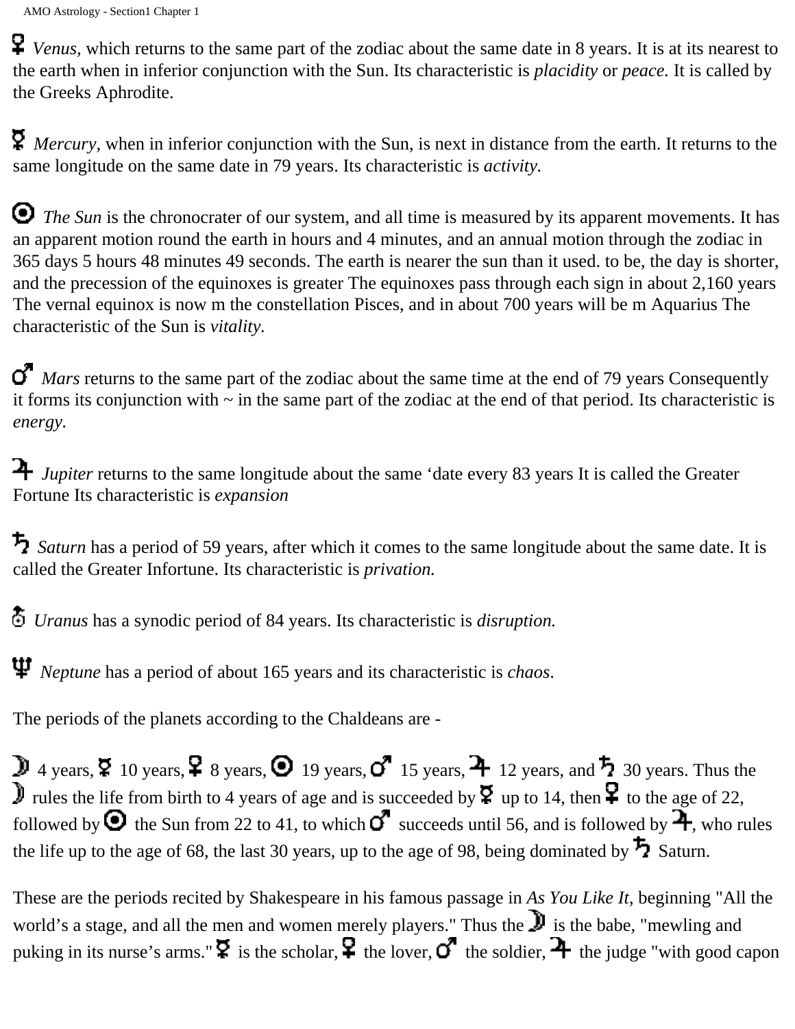♀ *Venus,* which returns to the same part of the zodiac about the same date in 8 years. It is at its nearest to the earth when in inferior conjunction with the Sun. Its characteristic is *placidity* or *peace.* It is called by the Greeks Aphrodite.

☿ *Mercury,* when in inferior conjunction with the Sun, is next in distance from the earth. It returns to the same longitude on the same date in 79 years. Its characteristic is *activity.*

☉ *The Sun* is the chronocrater of our system, and all time is measured by its apparent movements. It has an apparent motion round the earth in hours and 4 minutes, and an annual motion through the zodiac in 365 days 5 hours 48 minutes 49 seconds. The earth is nearer the sun than it used. to be, the day is shorter, and the precession of the equinoxes is greater The equinoxes pass through each sign in about 2,160 years The vernal equinox is now m the constellation Pisces, and in about 700 years will be m Aquarius The characteristic of the Sun is *vitality.*

♂ *Mars* returns to the same part of the zodiac about the same time at the end of 79 years Consequently it forms its conjunction with ~ in the same part of the zodiac at the end of that period. Its characteristic is *energy.*

♃ *Jupiter* returns to the same longitude about the same 'date every 83 years It is called the Greater Fortune Its characteristic is *expansion*

♄ *Saturn* has a period of 59 years, after which it comes to the same longitude about the same date. It is called the Greater Infortune. Its characteristic is *privation.*

♅ *Uranus* has a synodic period of 84 years. Its characteristic is *disruption.*

♆ *Neptune* has a period of about 165 years and its characteristic is *chaos*.

The periods of the planets according to the Chaldeans are -

☽ 4 years, ☿ 10 years, ♀ 8 years, ☉ 19 years, ♂ 15 years, ♃ 12 years, and ♄ 30 years. Thus the ☽ rules the life from birth to 4 years of age and is succeeded by ☿ up to 14, then ♀ to the age of 22, followed by ☉ the Sun from 22 to 41, to which ♂ succeeds until 56, and is followed by ♃, who rules the life up to the age of 68, the last 30 years, up to the age of 98, being dominated by ♄ Saturn.

These are the periods recited by Shakespeare in his famous passage in *As You Like It,* beginning "All the world's a stage, and all the men and women merely players." Thus the ☽ is the babe, "mewling and puking in its nurse's arms." ☿ is the scholar, ♀ the lover, ♂ the soldier, ♃ the judge "with good capon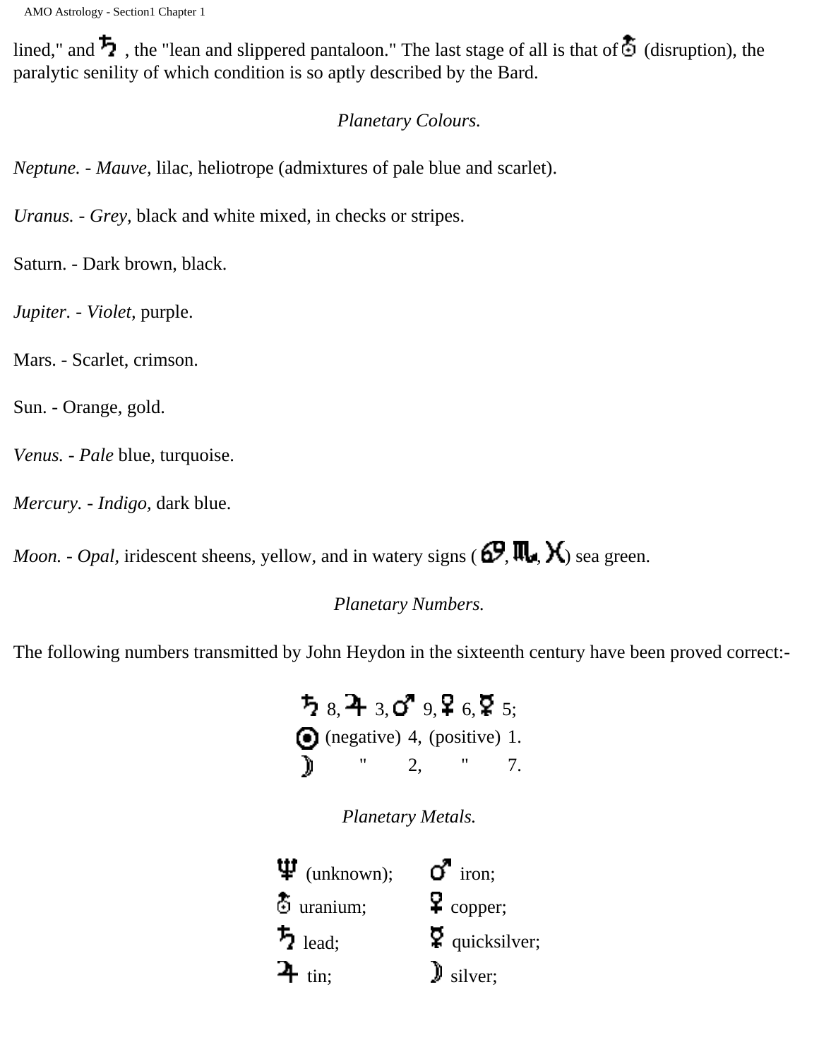lined," and ♄ , the "lean and slippered pantaloon." The last stage of all is that of ♅ (disruption), the paralytic senility of which condition is so aptly described by the Bard.

*Planetary Colours.*

*Neptune.* - *Mauve,* lilac, heliotrope (admixtures of pale blue and scarlet).

*Uranus.* - *Grey,* black and white mixed, in checks or stripes.

Saturn. - Dark brown, black.

*Jupiter.* - *Violet,* purple.

Mars. - Scarlet, crimson.

Sun. - Orange, gold.

*Venus.* - *Pale* blue, turquoise.

*Mercury.* - *Indigo,* dark blue.

*Moon.* - *Opal,* iridescent sheens, yellow, and in watery signs (♋, ♏, ♓) sea green.

*Planetary Numbers.*

The following numbers transmitted by John Heydon in the sixteenth century have been proved correct:-

♄ 8, ♃ 3, ♂ 9, ♀ 6, ☿ 5;
☉ (negative) 4, (positive) 1.
☽ " 2, " 7.

*Planetary Metals.*

| | |
|---|---|
| ♆ (unknown); | ♂ iron; |
| ♅ uranium; | ♀ copper; |
| ♄ lead; | ☿ quicksilver; |
| ♃ tin; | ☽ silver; |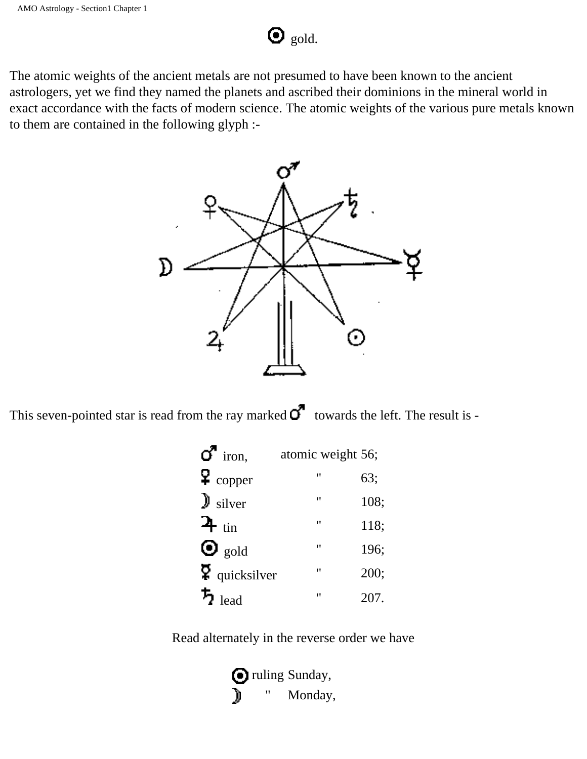☉ gold.

The atomic weights of the ancient metals are not presumed to have been known to the ancient astrologers, yet we find they named the planets and ascribed their dominions in the mineral world in exact accordance with the facts of modern science. The atomic weights of the various pure metals known to them are contained in the following glyph :-

This seven-pointed star is read from the ray marked ♂ towards the left. The result is -

| | | |
|---|---|---|
| ♂ iron, | atomic weight | 56; |
| ♀ copper | " | 63; |
| ☽ silver | " | 108; |
| ♃ tin | " | 118; |
| ☉ gold | " | 196; |
| ☿ quicksilver | " | 200; |
| ♄ lead | " | 207. |

Read alternately in the reverse order we have

☉ ruling Sunday,
☽ " Monday,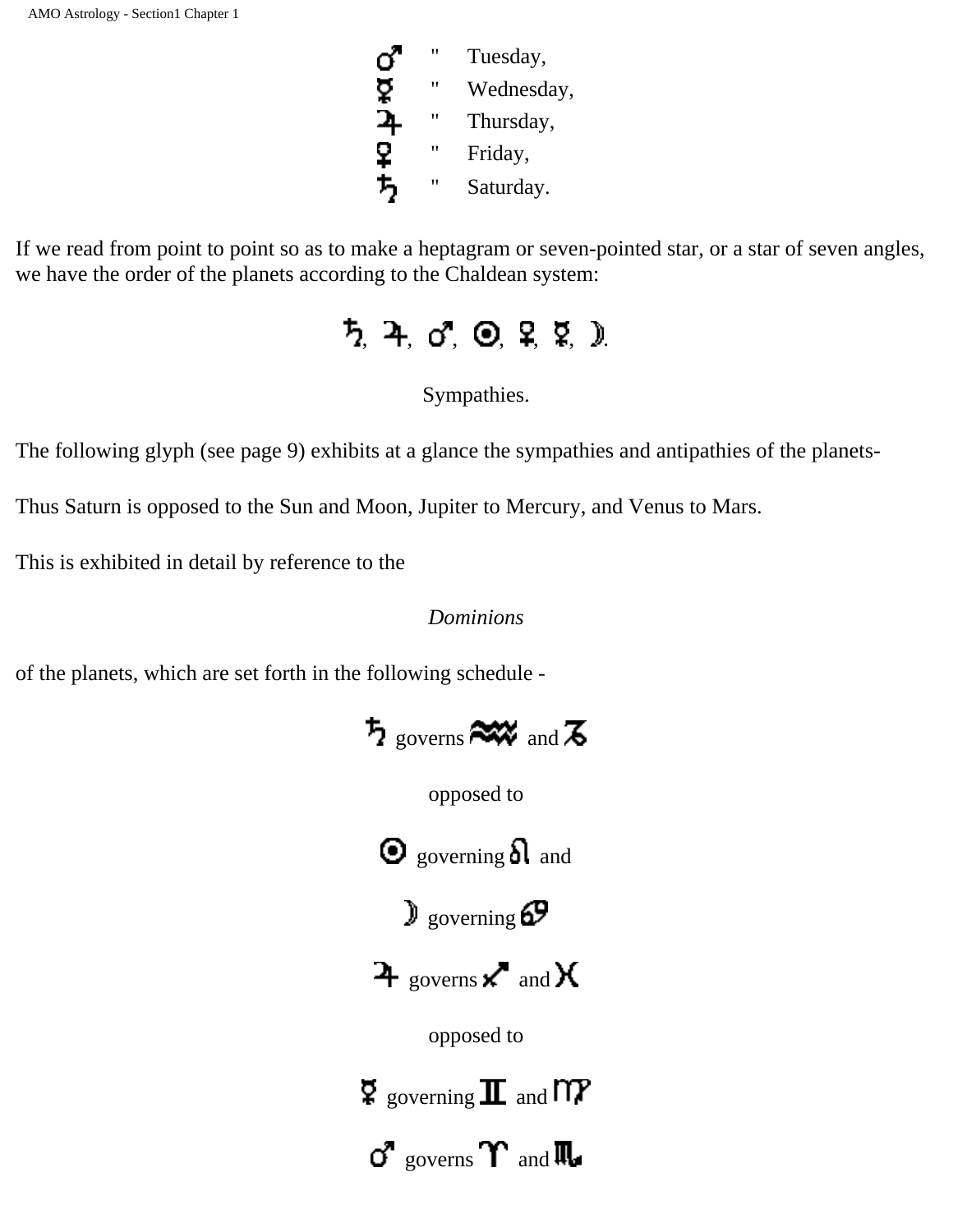♂ " Tuesday,
☿ " Wednesday,
♃ " Thursday,
♀ " Friday,
♄ " Saturday.

If we read from point to point so as to make a heptagram or seven-pointed star, or a star of seven angles, we have the order of the planets according to the Chaldean system:

♄, ♃, ♂, ☉, ♀, ☿, ☽.

Sympathies.

The following glyph (see page 9) exhibits at a glance the sympathies and antipathies of the planets-

Thus Saturn is opposed to the Sun and Moon, Jupiter to Mercury, and Venus to Mars.

This is exhibited in detail by reference to the

*Dominions*

of the planets, which are set forth in the following schedule -

♄ governs ♒ and ♑

opposed to

☉ governing ♌ and

☽ governing ♋

♃ governs ♐ and ♓

opposed to

☿ governing ♊ and ♍

♂ governs ♈ and ♏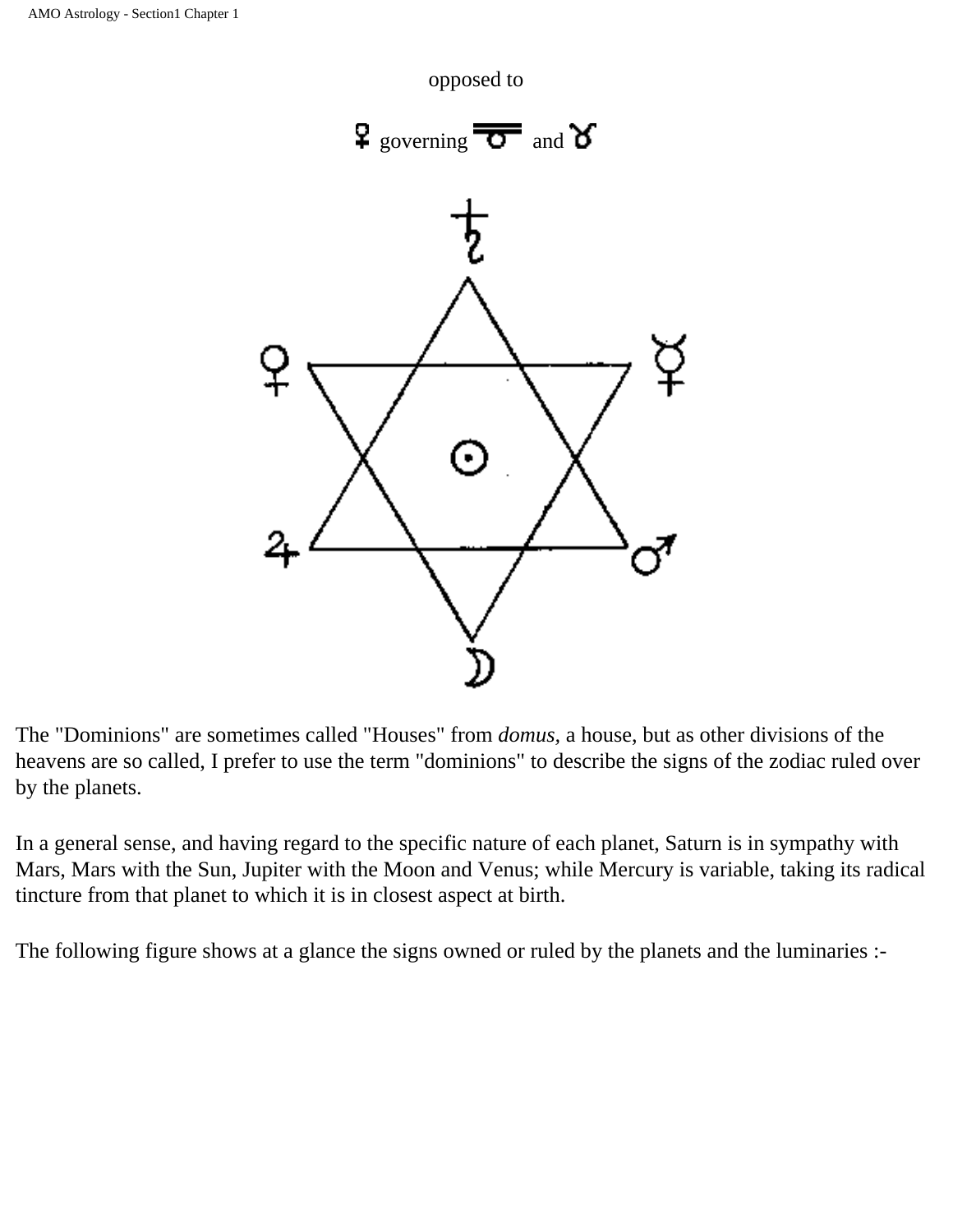opposed to

♀ governing ♎ and ♉

The "Dominions" are sometimes called "Houses" from *domus,* a house, but as other divisions of the heavens are so called, I prefer to use the term "dominions" to describe the signs of the zodiac ruled over by the planets.

In a general sense, and having regard to the specific nature of each planet, Saturn is in sympathy with Mars, Mars with the Sun, Jupiter with the Moon and Venus; while Mercury is variable, taking its radical tincture from that planet to which it is in closest aspect at birth.

The following figure shows at a glance the signs owned or ruled by the planets and the luminaries :-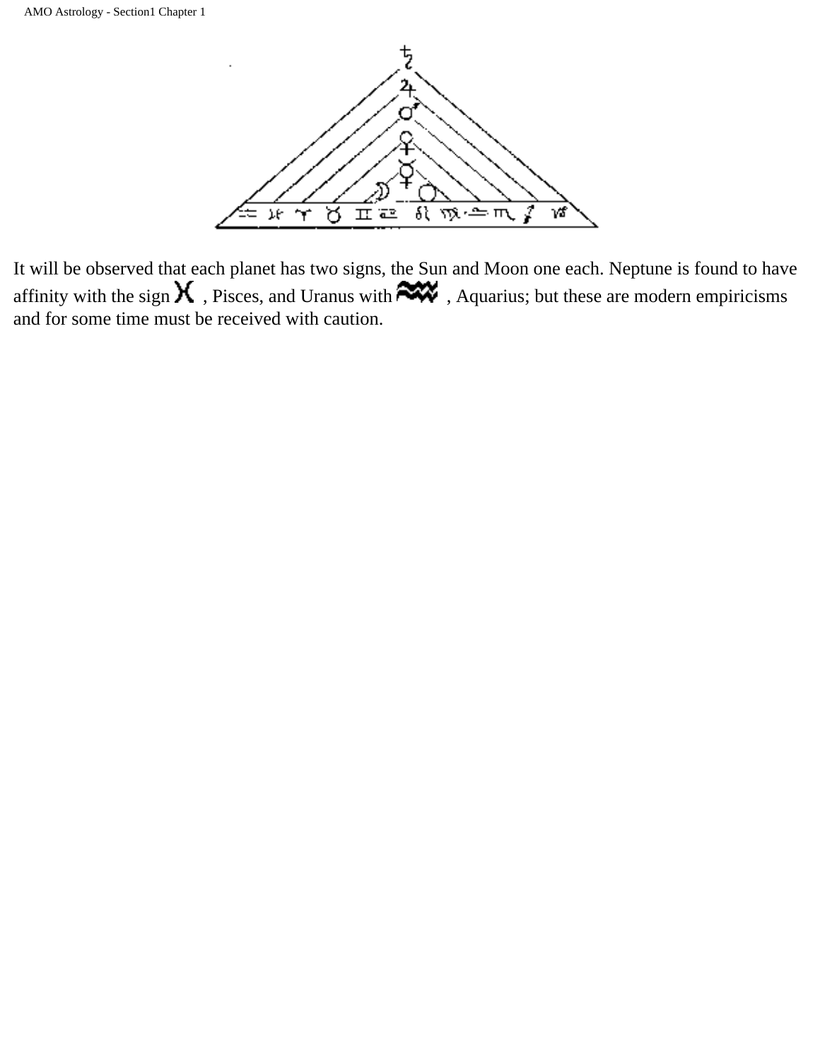It will be observed that each planet has two signs, the Sun and Moon one each. Neptune is found to have affinity with the sign ♓, Pisces, and Uranus with ♒, Aquarius; but these are modern empiricisms and for some time must be received with caution.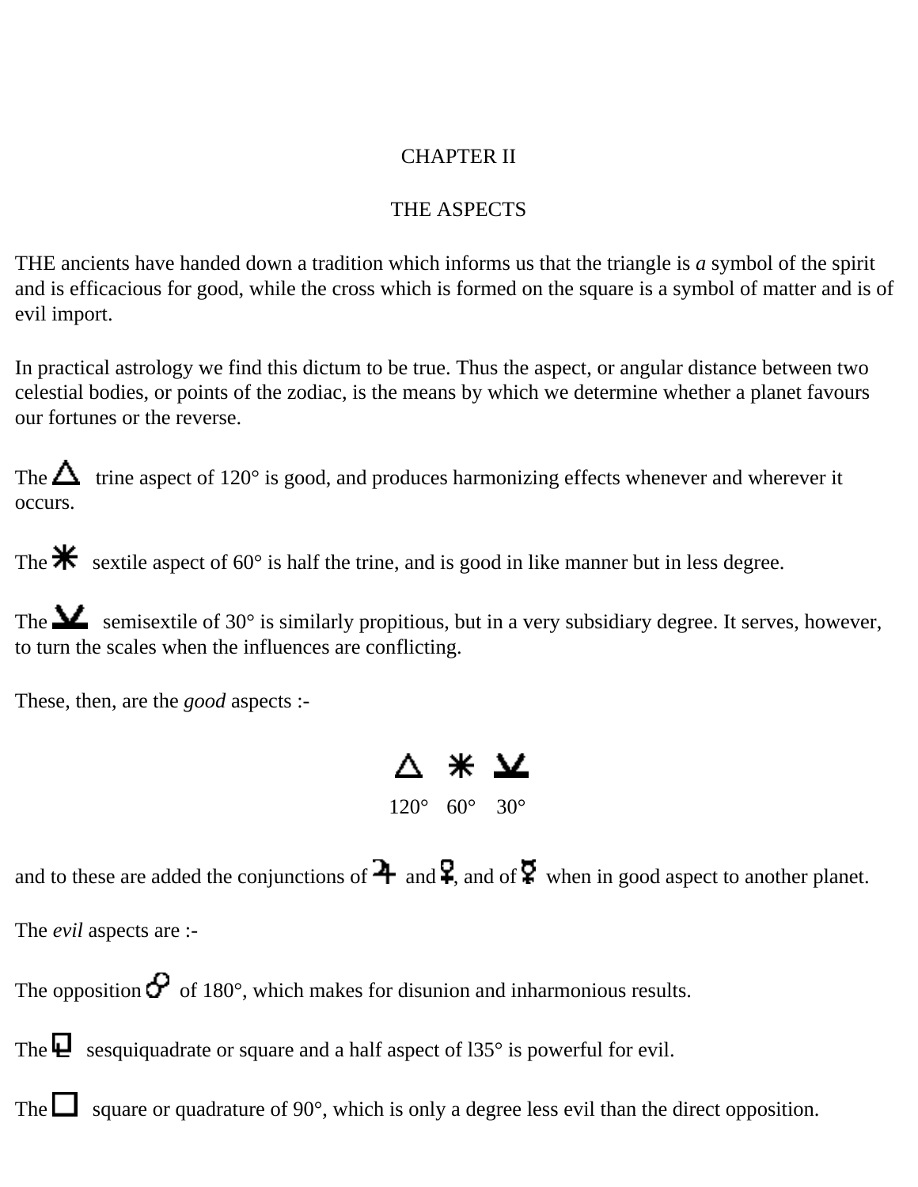# CHAPTER II

## THE ASPECTS

THE ancients have handed down a tradition which informs us that the triangle is *a* symbol of the spirit and is efficacious for good, while the cross which is formed on the square is a symbol of matter and is of evil import.

In practical astrology we find this dictum to be true. Thus the aspect, or angular distance between two celestial bodies, or points of the zodiac, is the means by which we determine whether a planet favours our fortunes or the reverse.

The △ trine aspect of 120° is good, and produces harmonizing effects whenever and wherever it occurs.

The ✱ sextile aspect of 60° is half the trine, and is good in like manner but in less degree.

The ⚺ semisextile of 30° is similarly propitious, but in a very subsidiary degree. It serves, however, to turn the scales when the influences are conflicting.

These, then, are the *good* aspects :-

| △ | ✱ | ⚺ |
|---|---|---|
| 120° | 60° | 30° |

and to these are added the conjunctions of ♃ and ♀, and of ☿ when in good aspect to another planet.

The *evil* aspects are :-

The opposition ☍ of 180°, which makes for disunion and inharmonious results.

The ⚼ sesquiquadrate or square and a half aspect of l35° is powerful for evil.

The □ square or quadrature of 90°, which is only a degree less evil than the direct opposition.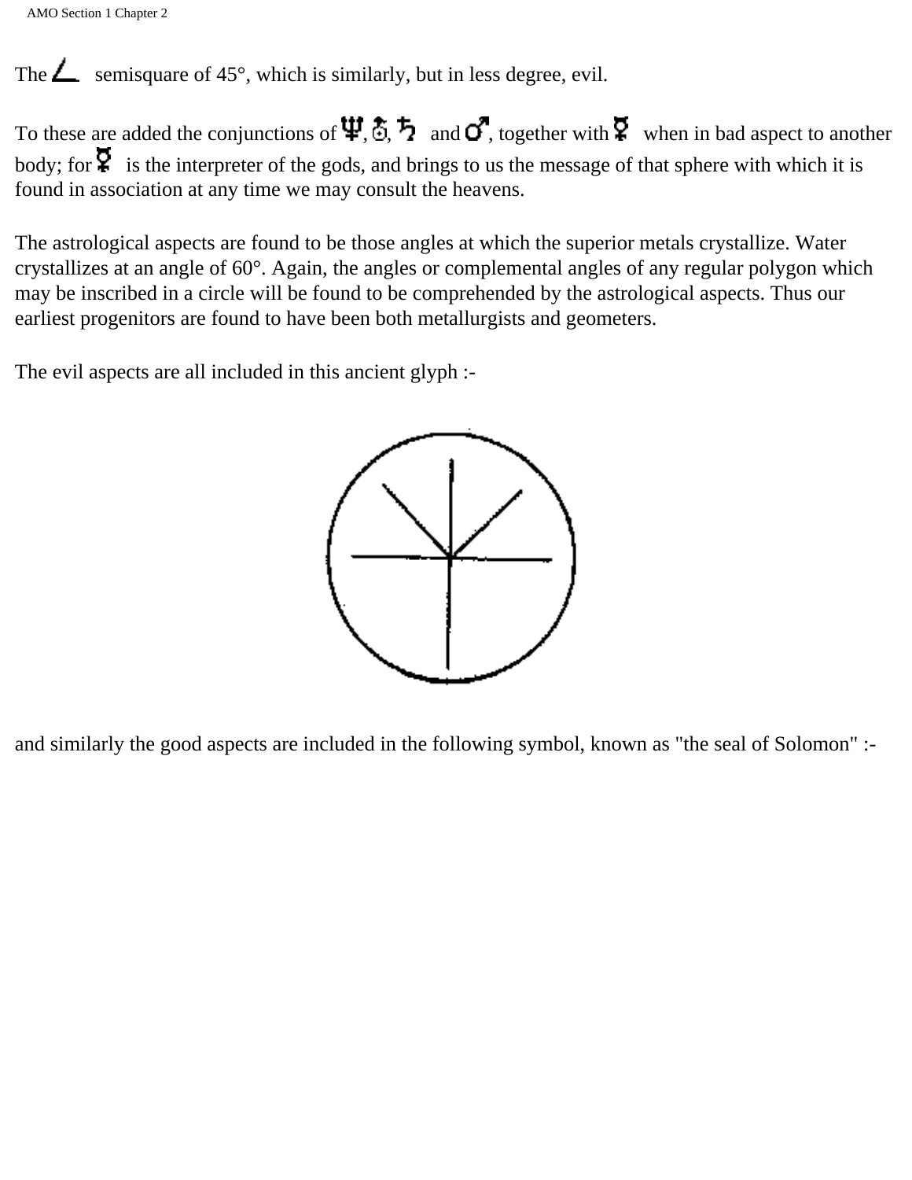The ∠ semisquare of 45°, which is similarly, but in less degree, evil.

To these are added the conjunctions of ♆, ♅, ♄ and ♂, together with ☿ when in bad aspect to another body; for ☿ is the interpreter of the gods, and brings to us the message of that sphere with which it is found in association at any time we may consult the heavens.

The astrological aspects are found to be those angles at which the superior metals crystallize. Water crystallizes at an angle of 60°. Again, the angles or complemental angles of any regular polygon which may be inscribed in a circle will be found to be comprehended by the astrological aspects. Thus our earliest progenitors are found to have been both metallurgists and geometers.

The evil aspects are all included in this ancient glyph :-

and similarly the good aspects are included in the following symbol, known as "the seal of Solomon" :-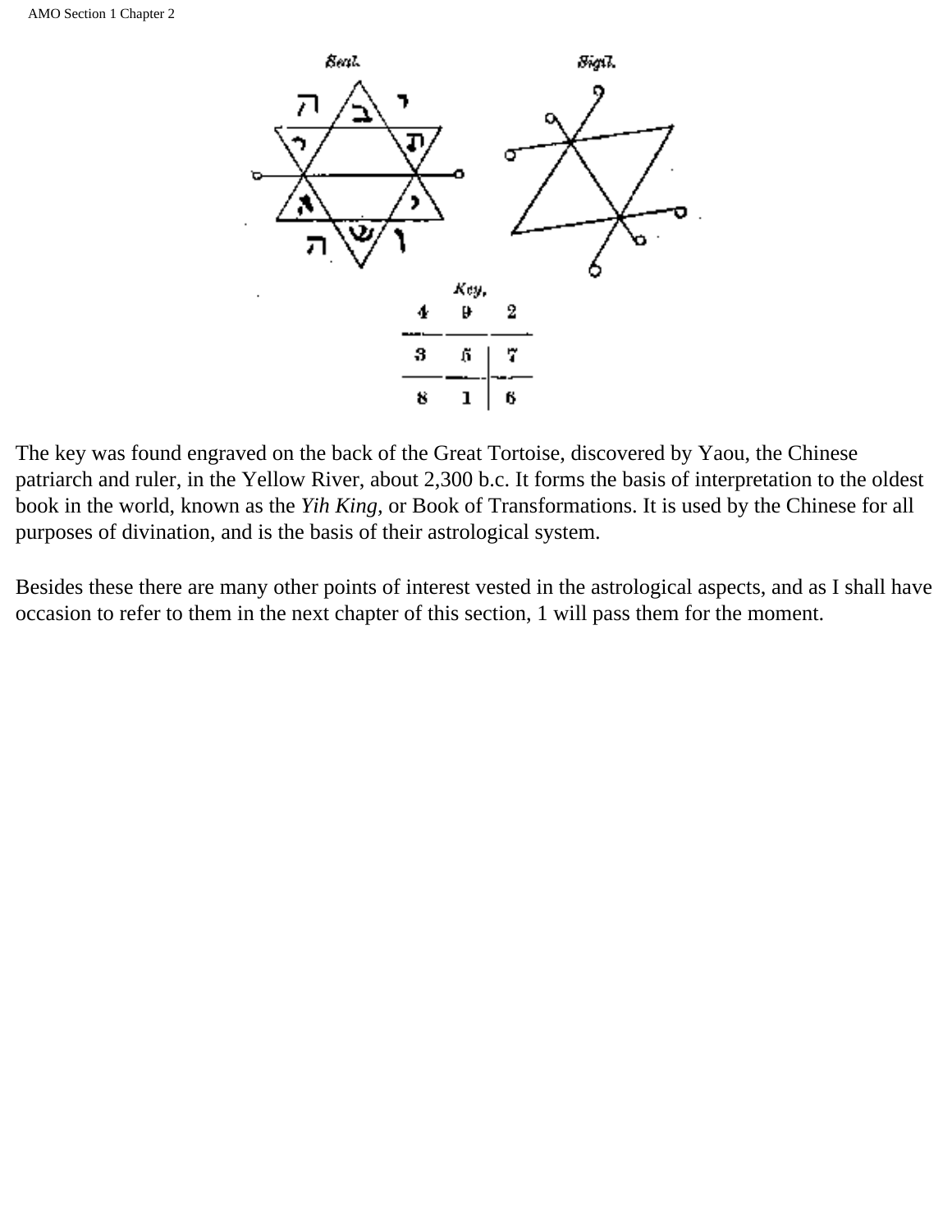Seal. Sigil.

Key.

| 4 | 9 | 2 |
|---|---|---|
| 3 | 5 | 7 |
| 8 | 1 | 6 |

The key was found engraved on the back of the Great Tortoise, discovered by Yaou, the Chinese patriarch and ruler, in the Yellow River, about 2,300 b.c. It forms the basis of interpretation to the oldest book in the world, known as the *Yih King*, or Book of Transformations. It is used by the Chinese for all purposes of divination, and is the basis of their astrological system.

Besides these there are many other points of interest vested in the astrological aspects, and as I shall have occasion to refer to them in the next chapter of this section, 1 will pass them for the moment.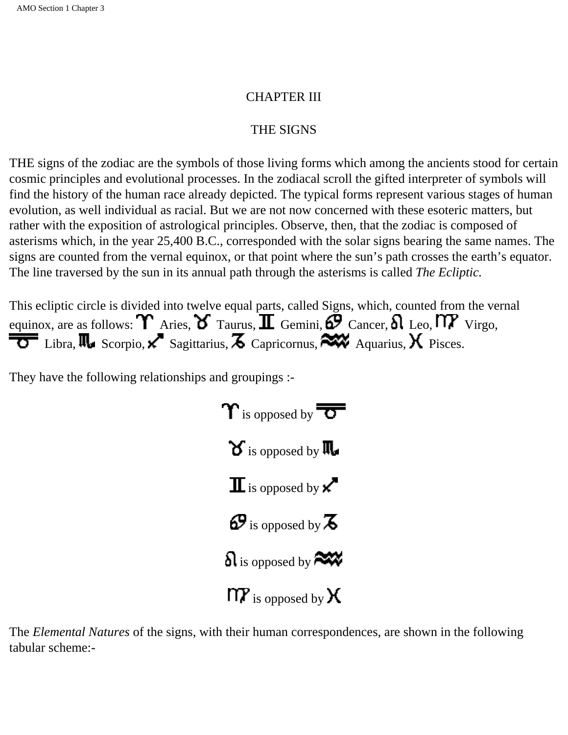# CHAPTER III

## THE SIGNS

THE signs of the zodiac are the symbols of those living forms which among the ancients stood for certain cosmic principles and evolutional processes. In the zodiacal scroll the gifted interpreter of symbols will find the history of the human race already depicted. The typical forms represent various stages of human evolution, as well individual as racial. But we are not now concerned with these esoteric matters, but rather with the exposition of astrological principles. Observe, then, that the zodiac is composed of asterisms which, in the year 25,400 B.C., corresponded with the solar signs bearing the same names. The signs are counted from the vernal equinox, or that point where the sun's path crosses the earth's equator. The line traversed by the sun in its annual path through the asterisms is called *The Ecliptic.*

This ecliptic circle is divided into twelve equal parts, called Signs, which, counted from the vernal equinox, are as follows: ♈ Aries, ♉ Taurus, ♊ Gemini, ♋ Cancer, ♌ Leo, ♍ Virgo, ♎ Libra, ♏ Scorpio, ♐ Sagittarius, ♑ Capricornus, ♒ Aquarius, ♓ Pisces.

They have the following relationships and groupings :-

♈ is opposed by ♎

♉ is opposed by ♏

♊ is opposed by ♐

♋ is opposed by ♑

♌ is opposed by ♒

♍ is opposed by ♓

The *Elemental Natures* of the signs, with their human correspondences, are shown in the following tabular scheme:-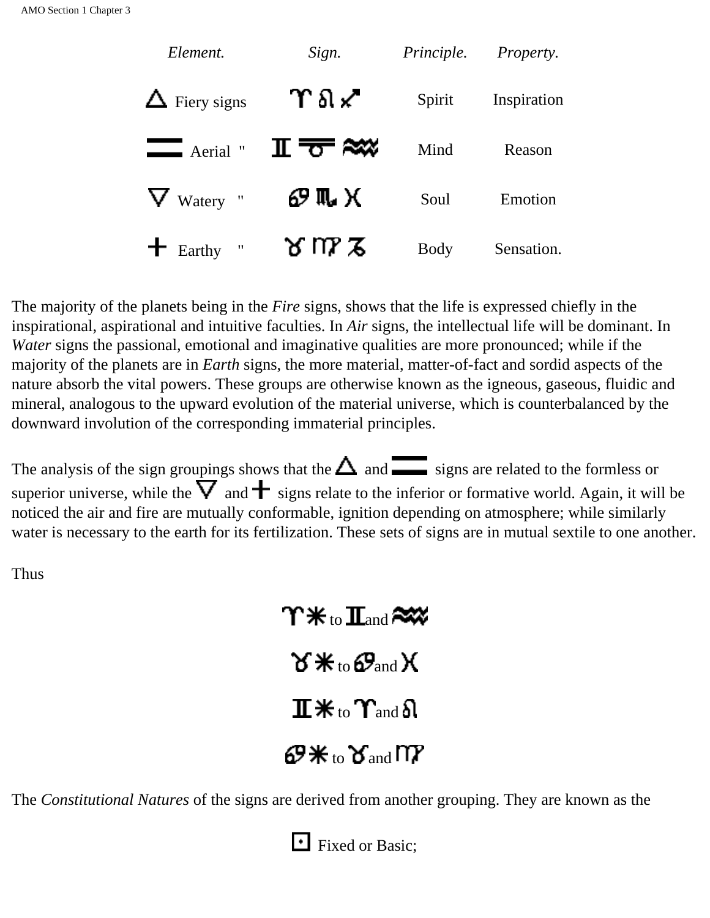| *Element.* | *Sign.* | *Principle.* | *Property.* |
|---|---|---|---|
| △ Fiery signs | ♈ ♌ ♐ | Spirit | Inspiration |
| 〓 Aerial " | ♊ ♎ ♒ | Mind | Reason |
| ▽ Watery " | ♋ ♏ ♓ | Soul | Emotion |
| + Earthy " | ♉ ♍ ♑ | Body | Sensation. |

The majority of the planets being in the *Fire* signs, shows that the life is expressed chiefly in the inspirational, aspirational and intuitive faculties. In *Air* signs, the intellectual life will be dominant. In *Water* signs the passional, emotional and imaginative qualities are more pronounced; while if the majority of the planets are in *Earth* signs, the more material, matter-of-fact and sordid aspects of the nature absorb the vital powers. These groups are otherwise known as the igneous, gaseous, fluidic and mineral, analogous to the upward evolution of the material universe, which is counterbalanced by the downward involution of the corresponding immaterial principles.

The analysis of the sign groupings shows that the △ and 〓 signs are related to the formless or superior universe, while the ▽ and + signs relate to the inferior or formative world. Again, it will be noticed the air and fire are mutually conformable, ignition depending on atmosphere; while similarly water is necessary to the earth for its fertilization. These sets of signs are in mutual sextile to one another.

Thus

♈ ✱ to ♊ and ♒

♉ ✱ to ♋ and ♓

♊ ✱ to ♈ and ♌

♋ ✱ to ♉ and ♍

The *Constitutional Natures* of the signs are derived from another grouping. They are known as the

⊡ Fixed or Basic;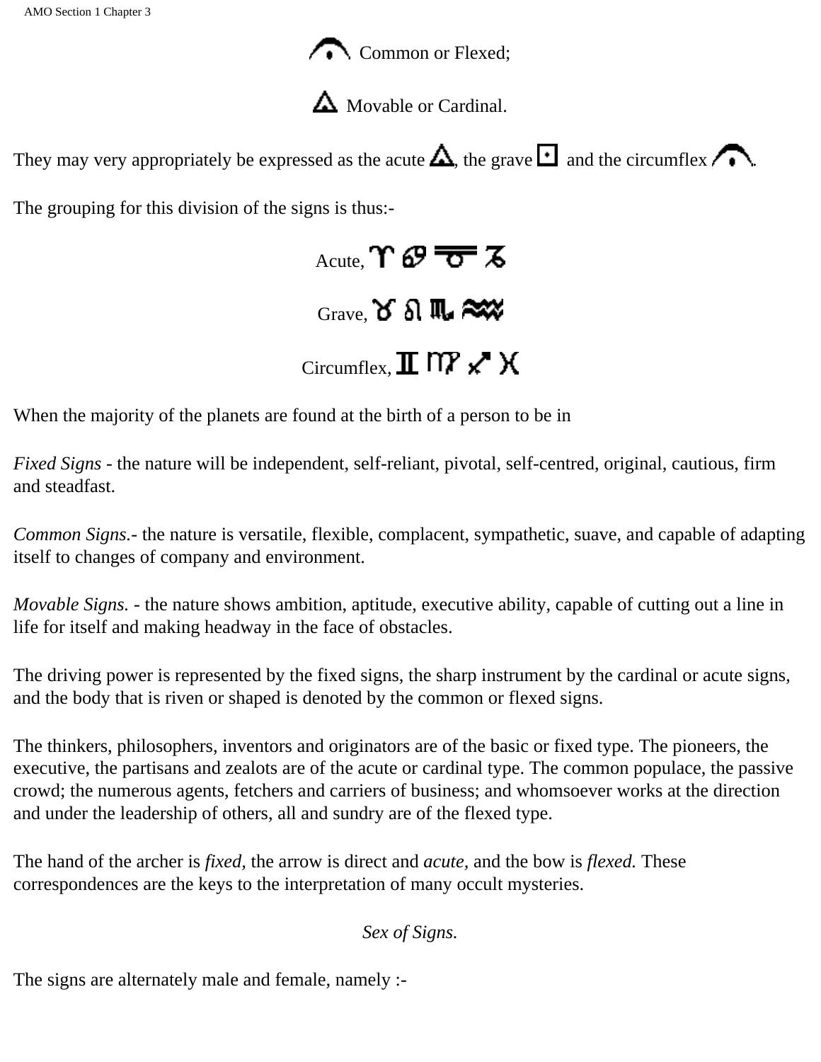⌒ Common or Flexed;

△ Movable or Cardinal.

They may very appropriately be expressed as the acute △, the grave ⊡ and the circumflex ⌒.

The grouping for this division of the signs is thus:-

Acute, ♈ ♋ ♎ ♑

Grave, ♉ ♌ ♏ ♒

Circumflex, ♊ ♍ ♐ ♓

When the majority of the planets are found at the birth of a person to be in

*Fixed Signs* - the nature will be independent, self-reliant, pivotal, self-centred, original, cautious, firm and steadfast.

*Common Signs.*- the nature is versatile, flexible, complacent, sympathetic, suave, and capable of adapting itself to changes of company and environment.

*Movable Signs.* - the nature shows ambition, aptitude, executive ability, capable of cutting out a line in life for itself and making headway in the face of obstacles.

The driving power is represented by the fixed signs, the sharp instrument by the cardinal or acute signs, and the body that is riven or shaped is denoted by the common or flexed signs.

The thinkers, philosophers, inventors and originators are of the basic or fixed type. The pioneers, the executive, the partisans and zealots are of the acute or cardinal type. The common populace, the passive crowd; the numerous agents, fetchers and carriers of business; and whomsoever works at the direction and under the leadership of others, all and sundry are of the flexed type.

The hand of the archer is *fixed,* the arrow is direct and *acute,* and the bow is *flexed.* These correspondences are the keys to the interpretation of many occult mysteries.

*Sex of Signs.*

The signs are alternately male and female, namely :-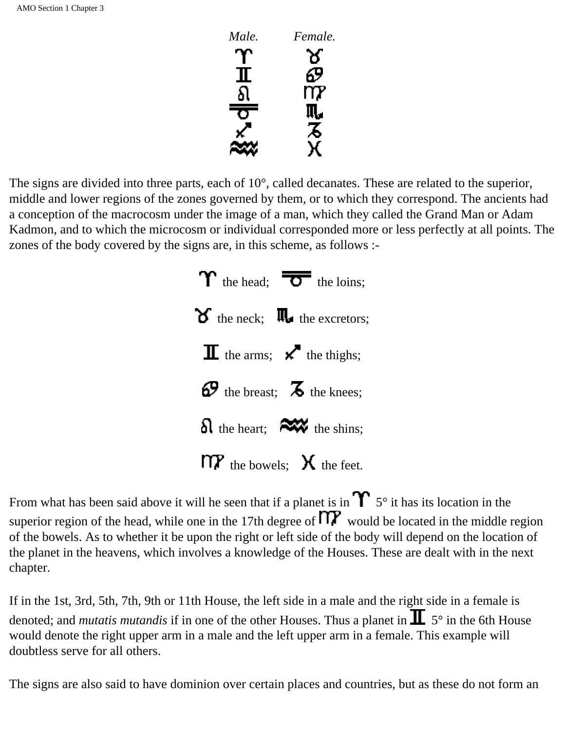| *Male.* | *Female.* |
| --- | --- |
| ♈ | ♉ |
| ♊ | ♋ |
| ♌ | ♍ |
| ♎ | ♏ |
| ♐ | ♑ |
| ♒ | ♓ |

The signs are divided into three parts, each of 10°, called decanates. These are related to the superior, middle and lower regions of the zones governed by them, or to which they correspond. The ancients had a conception of the macrocosm under the image of a man, which they called the Grand Man or Adam Kadmon, and to which the microcosm or individual corresponded more or less perfectly at all points. The zones of the body covered by the signs are, in this scheme, as follows :-

| | |
| --- | --- |
| ♈ the head; | ♎ the loins; |
| ♉ the neck; | ♏ the excretors; |
| ♊ the arms; | ♐ the thighs; |
| ♋ the breast; | ♑ the knees; |
| ♌ the heart; | ♒ the shins; |
| ♍ the bowels; | ♓ the feet. |

From what has been said above it will he seen that if a planet is in ♈ 5° it has its location in the superior region of the head, while one in the 17th degree of ♍ would be located in the middle region of the bowels. As to whether it be upon the right or left side of the body will depend on the location of the planet in the heavens, which involves a knowledge of the Houses. These are dealt with in the next chapter.

If in the 1st, 3rd, 5th, 7th, 9th or 11th House, the left side in a male and the right side in a female is denoted; and *mutatis mutandis* if in one of the other Houses. Thus a planet in ♊ 5° in the 6th House would denote the right upper arm in a male and the left upper arm in a female. This example will doubtless serve for all others.

The signs are also said to have dominion over certain places and countries, but as these do not form an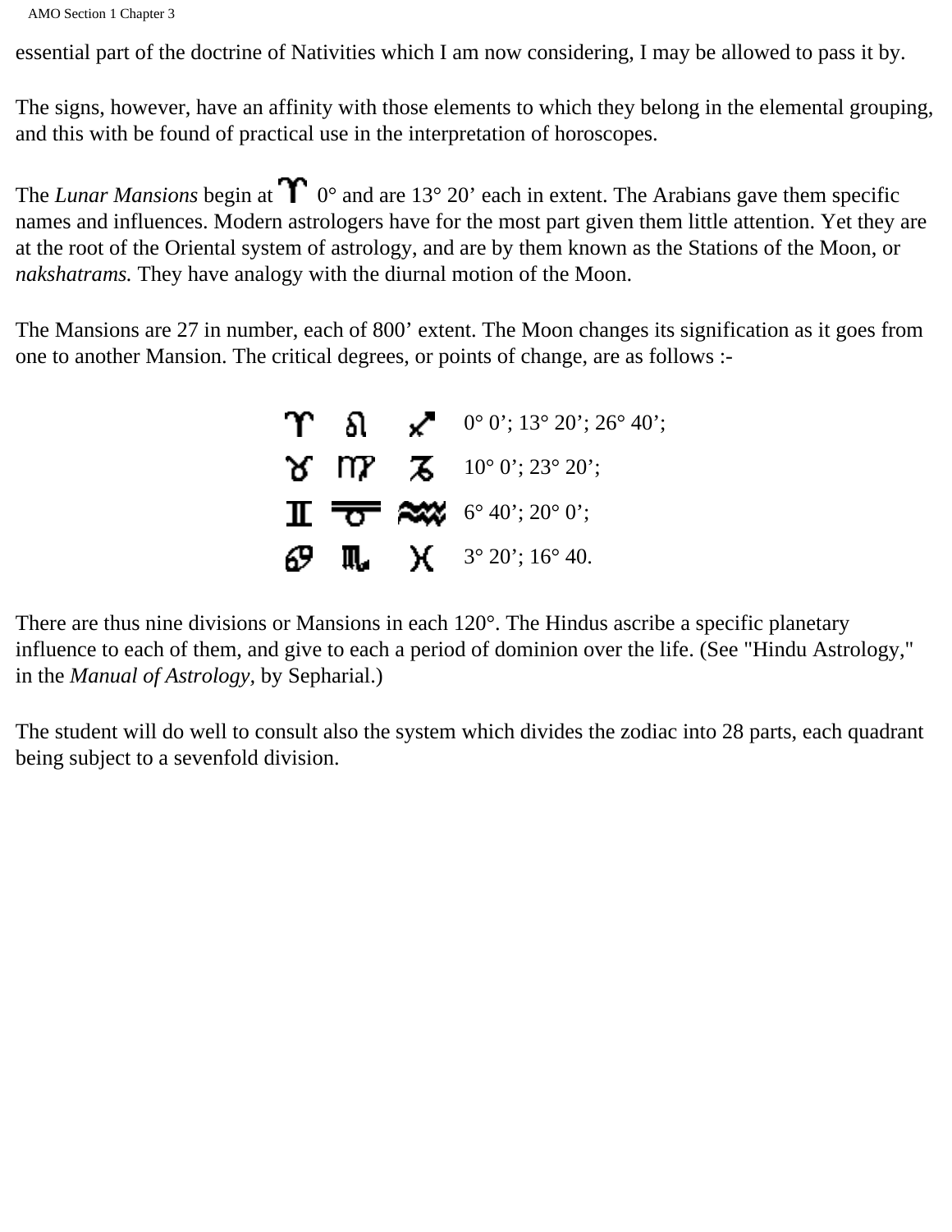essential part of the doctrine of Nativities which I am now considering, I may be allowed to pass it by.

The signs, however, have an affinity with those elements to which they belong in the elemental grouping, and this with be found of practical use in the interpretation of horoscopes.

The *Lunar Mansions* begin at ♈ 0° and are 13° 20' each in extent. The Arabians gave them specific names and influences. Modern astrologers have for the most part given them little attention. Yet they are at the root of the Oriental system of astrology, and are by them known as the Stations of the Moon, or *nakshatrams.* They have analogy with the diurnal motion of the Moon.

The Mansions are 27 in number, each of 800' extent. The Moon changes its signification as it goes from one to another Mansion. The critical degrees, or points of change, are as follows :-

| | | | |
|---|---|---|---|
| ♈ | ♌ | ♐ | 0° 0'; 13° 20'; 26° 40'; |
| ♉ | ♍ | ♑ | 10° 0'; 23° 20'; |
| ♊ | ♎ | ♒ | 6° 40'; 20° 0'; |
| ♋ | ♏ | ♓ | 3° 20'; 16° 40. |

There are thus nine divisions or Mansions in each 120°. The Hindus ascribe a specific planetary influence to each of them, and give to each a period of dominion over the life. (See "Hindu Astrology," in the *Manual of Astrology,* by Sepharial.)

The student will do well to consult also the system which divides the zodiac into 28 parts, each quadrant being subject to a sevenfold division.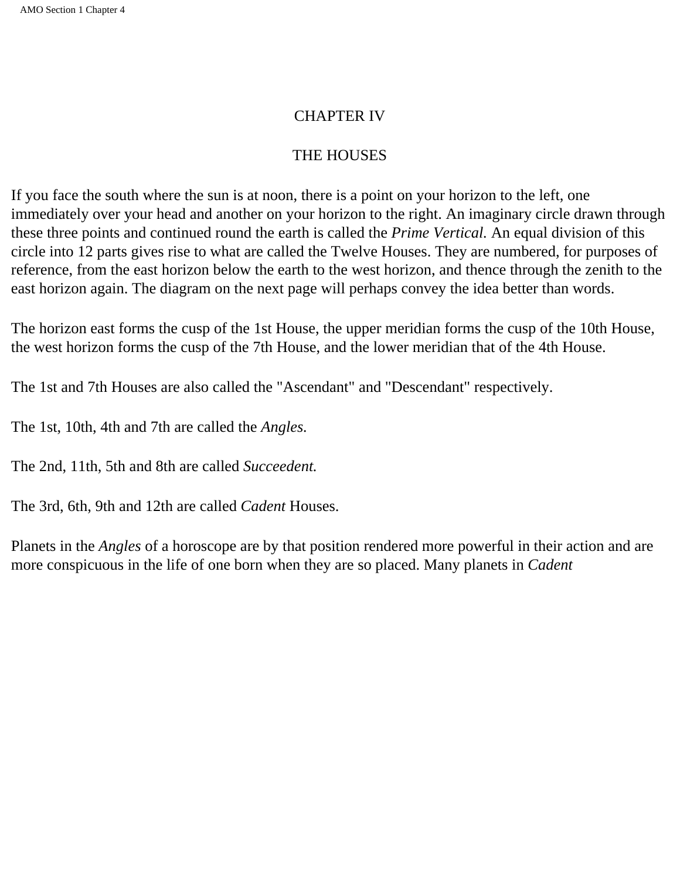# CHAPTER IV

## THE HOUSES

If you face the south where the sun is at noon, there is a point on your horizon to the left, one immediately over your head and another on your horizon to the right. An imaginary circle drawn through these three points and continued round the earth is called the *Prime Vertical.* An equal division of this circle into 12 parts gives rise to what are called the Twelve Houses. They are numbered, for purposes of reference, from the east horizon below the earth to the west horizon, and thence through the zenith to the east horizon again. The diagram on the next page will perhaps convey the idea better than words.

The horizon east forms the cusp of the 1st House, the upper meridian forms the cusp of the 10th House, the west horizon forms the cusp of the 7th House, and the lower meridian that of the 4th House.

The 1st and 7th Houses are also called the "Ascendant" and "Descendant" respectively.

The 1st, 10th, 4th and 7th are called the *Angles.*

The 2nd, 11th, 5th and 8th are called *Succeedent.*

The 3rd, 6th, 9th and 12th are called *Cadent* Houses.

Planets in the *Angles* of a horoscope are by that position rendered more powerful in their action and are more conspicuous in the life of one born when they are so placed. Many planets in *Cadent*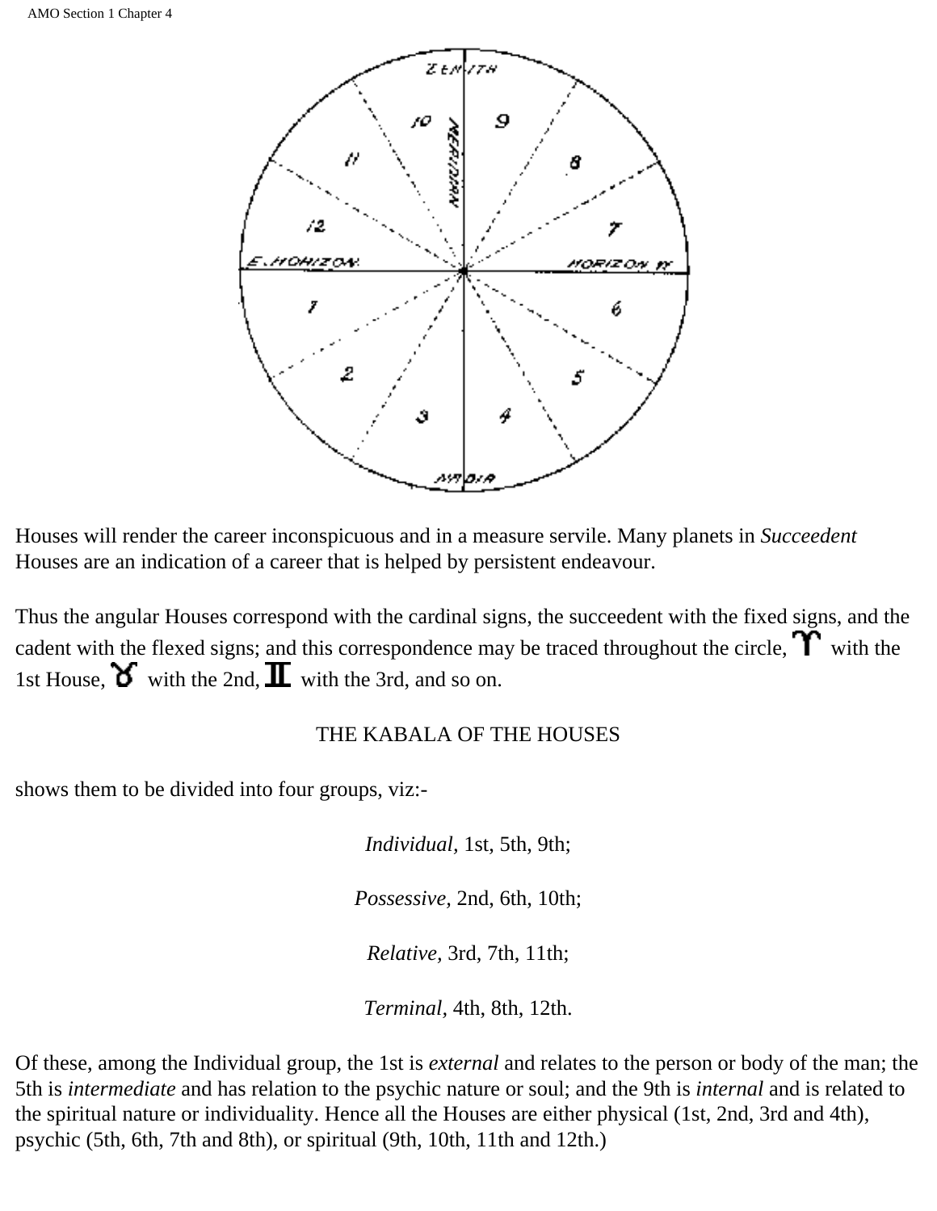Houses will render the career inconspicuous and in a measure servile. Many planets in *Succeedent* Houses are an indication of a career that is helped by persistent endeavour.

Thus the angular Houses correspond with the cardinal signs, the succeedent with the fixed signs, and the cadent with the flexed signs; and this correspondence may be traced throughout the circle, ♈ with the 1st House, ♉ with the 2nd, ♊ with the 3rd, and so on.

THE KABALA OF THE HOUSES

shows them to be divided into four groups, viz:-

*Individual*, 1st, 5th, 9th;

*Possessive,* 2nd, 6th, 10th;

*Relative,* 3rd, 7th, 11th;

*Terminal,* 4th, 8th, 12th.

Of these, among the Individual group, the 1st is *external* and relates to the person or body of the man; the 5th is *intermediate* and has relation to the psychic nature or soul; and the 9th is *internal* and is related to the spiritual nature or individuality. Hence all the Houses are either physical (1st, 2nd, 3rd and 4th), psychic (5th, 6th, 7th and 8th), or spiritual (9th, 10th, 11th and 12th.)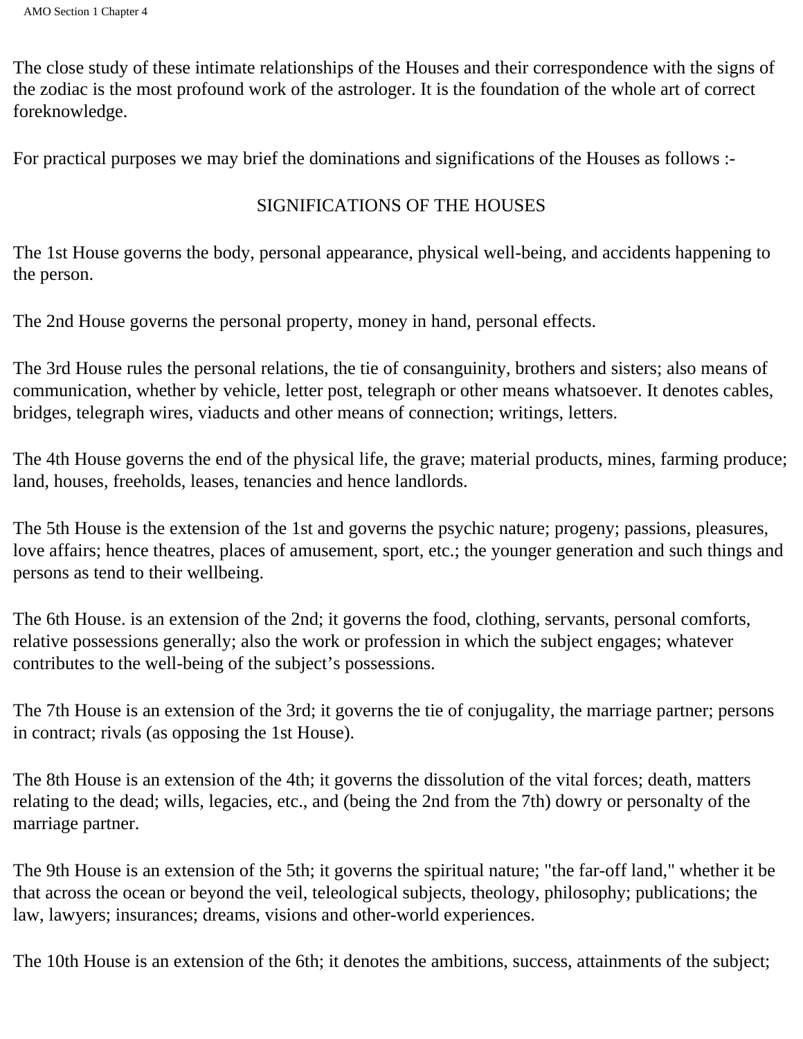The close study of these intimate relationships of the Houses and their correspondence with the signs of the zodiac is the most profound work of the astrologer. It is the foundation of the whole art of correct foreknowledge.

For practical purposes we may brief the dominations and significations of the Houses as follows :-

## SIGNIFICATIONS OF THE HOUSES

The 1st House governs the body, personal appearance, physical well-being, and accidents happening to the person.

The 2nd House governs the personal property, money in hand, personal effects.

The 3rd House rules the personal relations, the tie of consanguinity, brothers and sisters; also means of communication, whether by vehicle, letter post, telegraph or other means whatsoever. It denotes cables, bridges, telegraph wires, viaducts and other means of connection; writings, letters.

The 4th House governs the end of the physical life, the grave; material products, mines, farming produce; land, houses, freeholds, leases, tenancies and hence landlords.

The 5th House is the extension of the 1st and governs the psychic nature; progeny; passions, pleasures, love affairs; hence theatres, places of amusement, sport, etc.; the younger generation and such things and persons as tend to their wellbeing.

The 6th House. is an extension of the 2nd; it governs the food, clothing, servants, personal comforts, relative possessions generally; also the work or profession in which the subject engages; whatever contributes to the well-being of the subject's possessions.

The 7th House is an extension of the 3rd; it governs the tie of conjugality, the marriage partner; persons in contract; rivals (as opposing the 1st House).

The 8th House is an extension of the 4th; it governs the dissolution of the vital forces; death, matters relating to the dead; wills, legacies, etc., and (being the 2nd from the 7th) dowry or personalty of the marriage partner.

The 9th House is an extension of the 5th; it governs the spiritual nature; "the far-off land," whether it be that across the ocean or beyond the veil, teleological subjects, theology, philosophy; publications; the law, lawyers; insurances; dreams, visions and other-world experiences.

The 10th House is an extension of the 6th; it denotes the ambitions, success, attainments of the subject;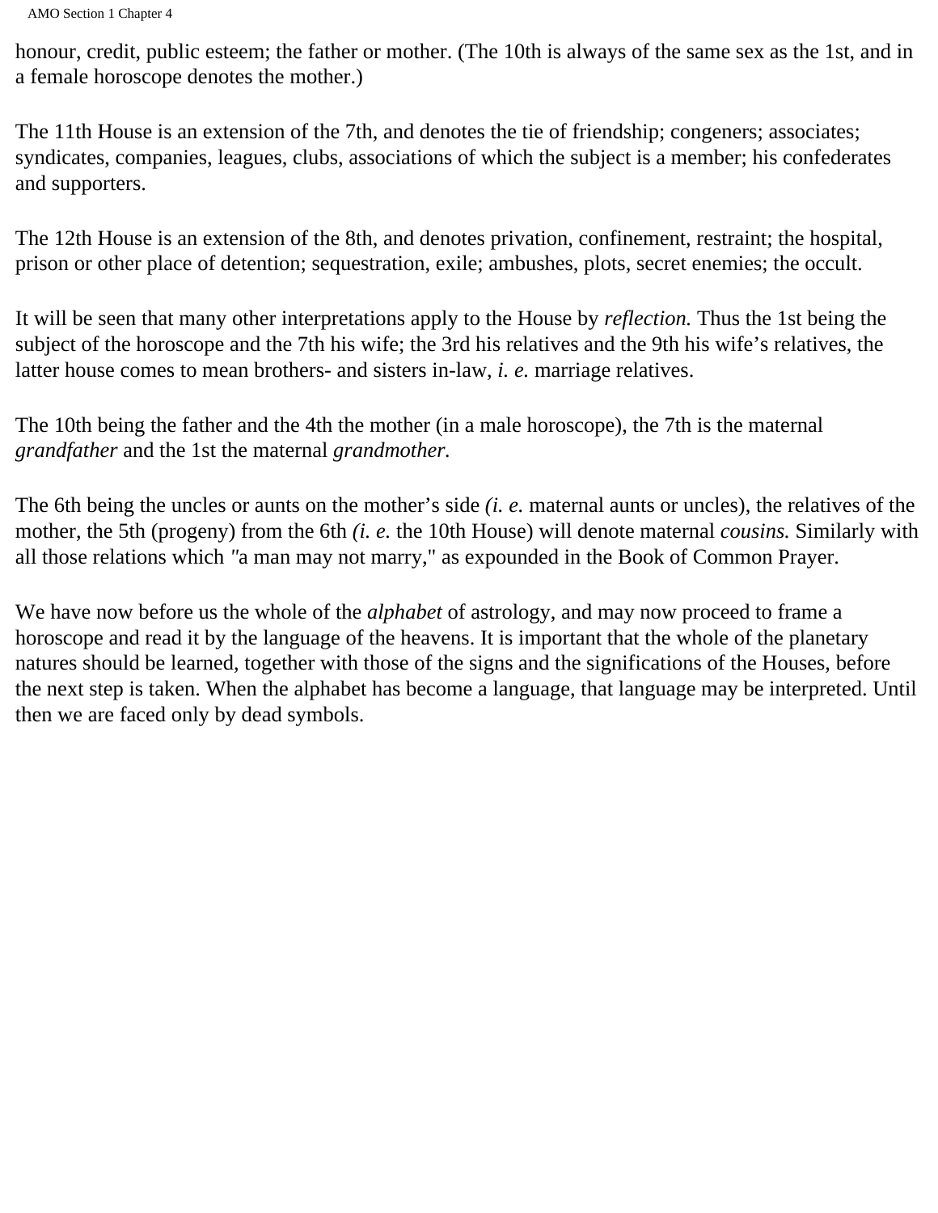honour, credit, public esteem; the father or mother. (The 10th is always of the same sex as the 1st, and in a female horoscope denotes the mother.)

The 11th House is an extension of the 7th, and denotes the tie of friendship; congeners; associates; syndicates, companies, leagues, clubs, associations of which the subject is a member; his confederates and supporters.

The 12th House is an extension of the 8th, and denotes privation, confinement, restraint; the hospital, prison or other place of detention; sequestration, exile; ambushes, plots, secret enemies; the occult.

It will be seen that many other interpretations apply to the House by *reflection.* Thus the 1st being the subject of the horoscope and the 7th his wife; the 3rd his relatives and the 9th his wife's relatives, the latter house comes to mean brothers- and sisters in-law, *i. e.* marriage relatives.

The 10th being the father and the 4th the mother (in a male horoscope), the 7th is the maternal *grandfather* and the 1st the maternal *grandmother.*

The 6th being the uncles or aunts on the mother's side *(i. e.* maternal aunts or uncles), the relatives of the mother, the 5th (progeny) from the 6th *(i. e.* the 10th House) will denote maternal *cousins.* Similarly with all those relations which "a man may not marry," as expounded in the Book of Common Prayer.

We have now before us the whole of the *alphabet* of astrology, and may now proceed to frame a horoscope and read it by the language of the heavens. It is important that the whole of the planetary natures should be learned, together with those of the signs and the significations of the Houses, before the next step is taken. When the alphabet has become a language, that language may be interpreted. Until then we are faced only by dead symbols.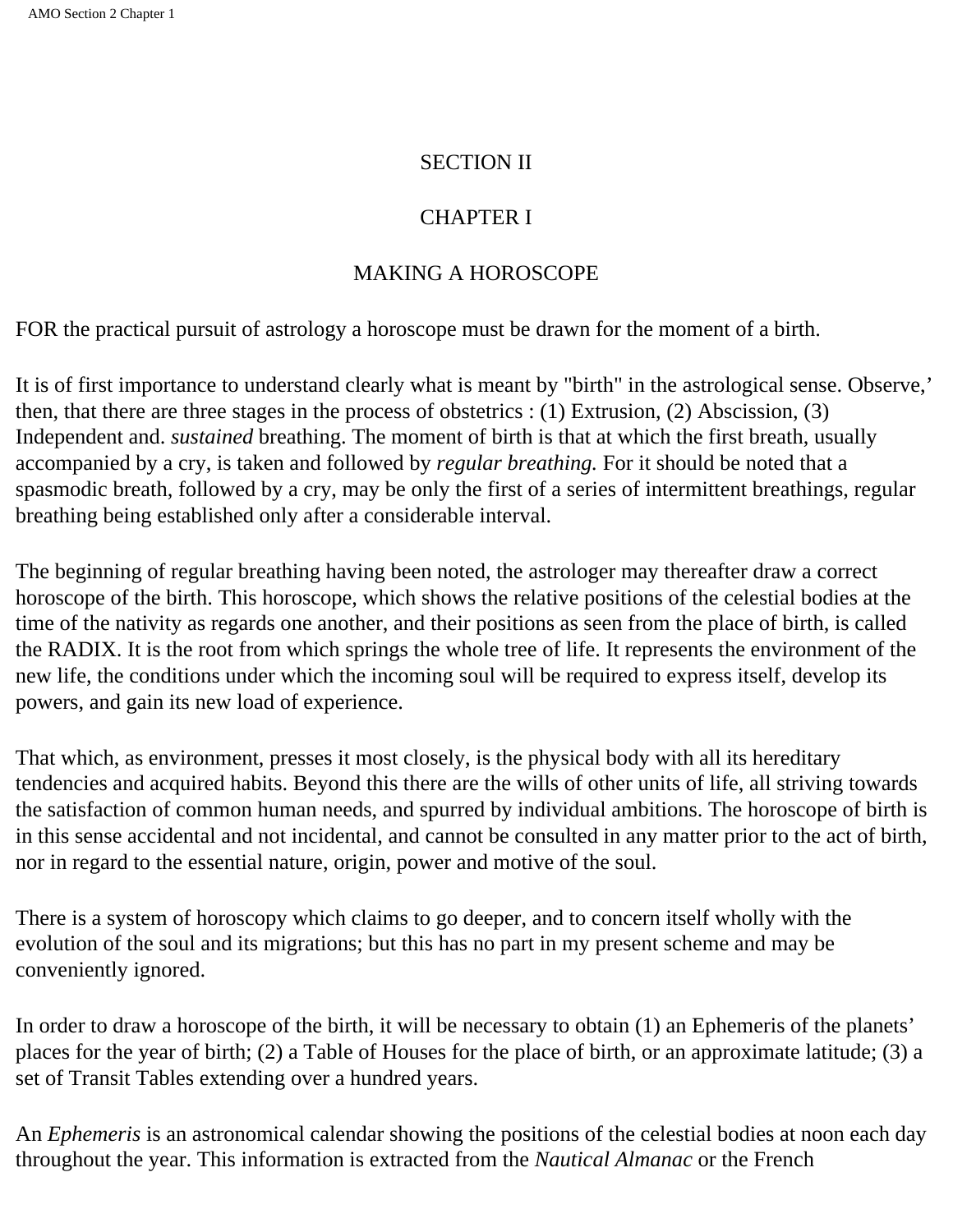# SECTION II

## CHAPTER I

## MAKING A HOROSCOPE

FOR the practical pursuit of astrology a horoscope must be drawn for the moment of a birth.

It is of first importance to understand clearly what is meant by "birth" in the astrological sense. Observe,' then, that there are three stages in the process of obstetrics : (1) Extrusion, (2) Abscission, (3) Independent and. *sustained* breathing. The moment of birth is that at which the first breath, usually accompanied by a cry, is taken and followed by *regular breathing.* For it should be noted that a spasmodic breath, followed by a cry, may be only the first of a series of intermittent breathings, regular breathing being established only after a considerable interval.

The beginning of regular breathing having been noted, the astrologer may thereafter draw a correct horoscope of the birth. This horoscope, which shows the relative positions of the celestial bodies at the time of the nativity as regards one another, and their positions as seen from the place of birth, is called the RADIX. It is the root from which springs the whole tree of life. It represents the environment of the new life, the conditions under which the incoming soul will be required to express itself, develop its powers, and gain its new load of experience.

That which, as environment, presses it most closely, is the physical body with all its hereditary tendencies and acquired habits. Beyond this there are the wills of other units of life, all striving towards the satisfaction of common human needs, and spurred by individual ambitions. The horoscope of birth is in this sense accidental and not incidental, and cannot be consulted in any matter prior to the act of birth, nor in regard to the essential nature, origin, power and motive of the soul.

There is a system of horoscopy which claims to go deeper, and to concern itself wholly with the evolution of the soul and its migrations; but this has no part in my present scheme and may be conveniently ignored.

In order to draw a horoscope of the birth, it will be necessary to obtain (1) an Ephemeris of the planets' places for the year of birth; (2) a Table of Houses for the place of birth, or an approximate latitude; (3) a set of Transit Tables extending over a hundred years.

An *Ephemeris* is an astronomical calendar showing the positions of the celestial bodies at noon each day throughout the year. This information is extracted from the *Nautical Almanac* or the French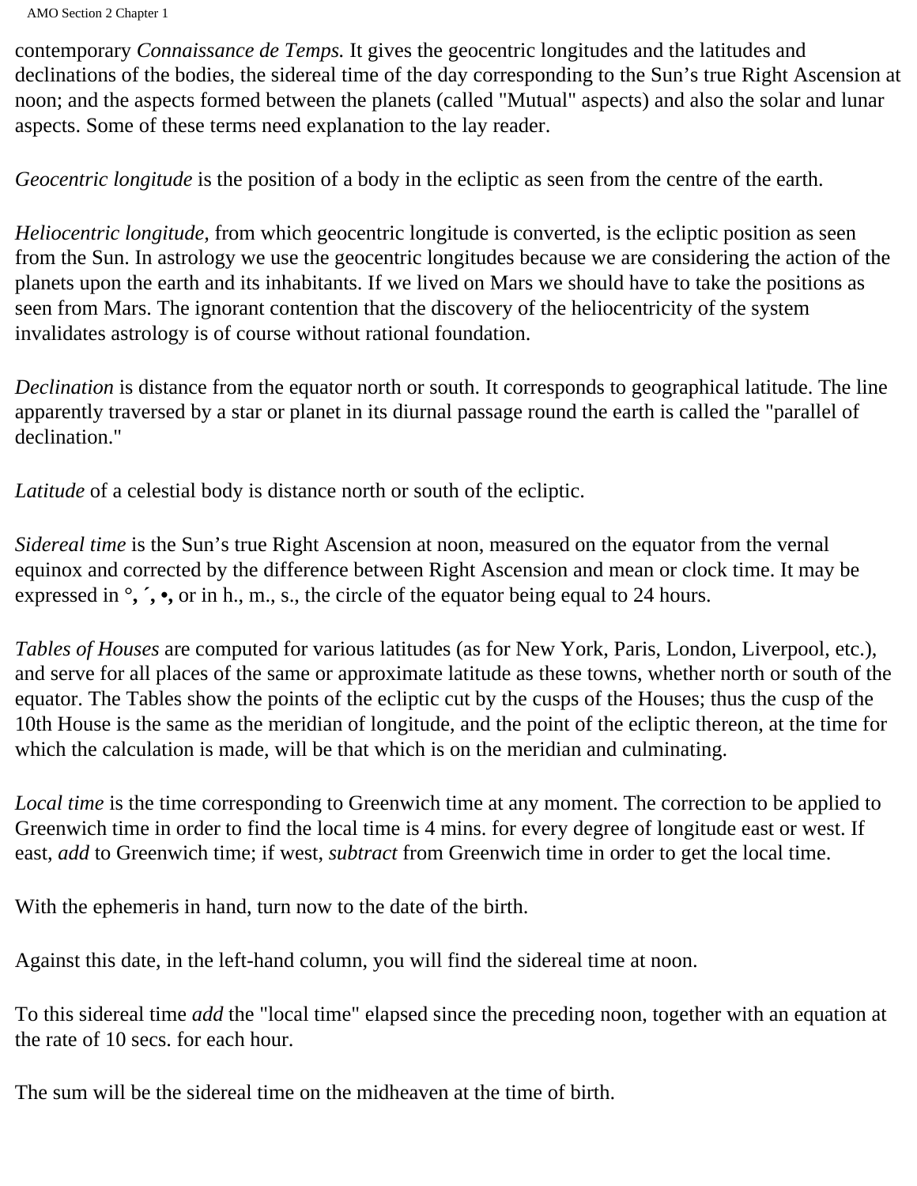contemporary *Connaissance de Temps.* It gives the geocentric longitudes and the latitudes and declinations of the bodies, the sidereal time of the day corresponding to the Sun's true Right Ascension at noon; and the aspects formed between the planets (called "Mutual" aspects) and also the solar and lunar aspects. Some of these terms need explanation to the lay reader.

*Geocentric longitude* is the position of a body in the ecliptic as seen from the centre of the earth.

*Heliocentric longitude,* from which geocentric longitude is converted, is the ecliptic position as seen from the Sun. In astrology we use the geocentric longitudes because we are considering the action of the planets upon the earth and its inhabitants. If we lived on Mars we should have to take the positions as seen from Mars. The ignorant contention that the discovery of the heliocentricity of the system invalidates astrology is of course without rational foundation.

*Declination* is distance from the equator north or south. It corresponds to geographical latitude. The line apparently traversed by a star or planet in its diurnal passage round the earth is called the "parallel of declination."

*Latitude* of a celestial body is distance north or south of the ecliptic.

*Sidereal time* is the Sun's true Right Ascension at noon, measured on the equator from the vernal equinox and corrected by the difference between Right Ascension and mean or clock time. It may be expressed in °**, ´, •,** or in h., m., s., the circle of the equator being equal to 24 hours.

*Tables of Houses* are computed for various latitudes (as for New York, Paris, London, Liverpool, etc.), and serve for all places of the same or approximate latitude as these towns, whether north or south of the equator. The Tables show the points of the ecliptic cut by the cusps of the Houses; thus the cusp of the 10th House is the same as the meridian of longitude, and the point of the ecliptic thereon, at the time for which the calculation is made, will be that which is on the meridian and culminating.

*Local time* is the time corresponding to Greenwich time at any moment. The correction to be applied to Greenwich time in order to find the local time is 4 mins. for every degree of longitude east or west. If east, *add* to Greenwich time; if west, *subtract* from Greenwich time in order to get the local time.

With the ephemeris in hand, turn now to the date of the birth.

Against this date, in the left-hand column, you will find the sidereal time at noon.

To this sidereal time *add* the "local time" elapsed since the preceding noon, together with an equation at the rate of 10 secs. for each hour.

The sum will be the sidereal time on the midheaven at the time of birth.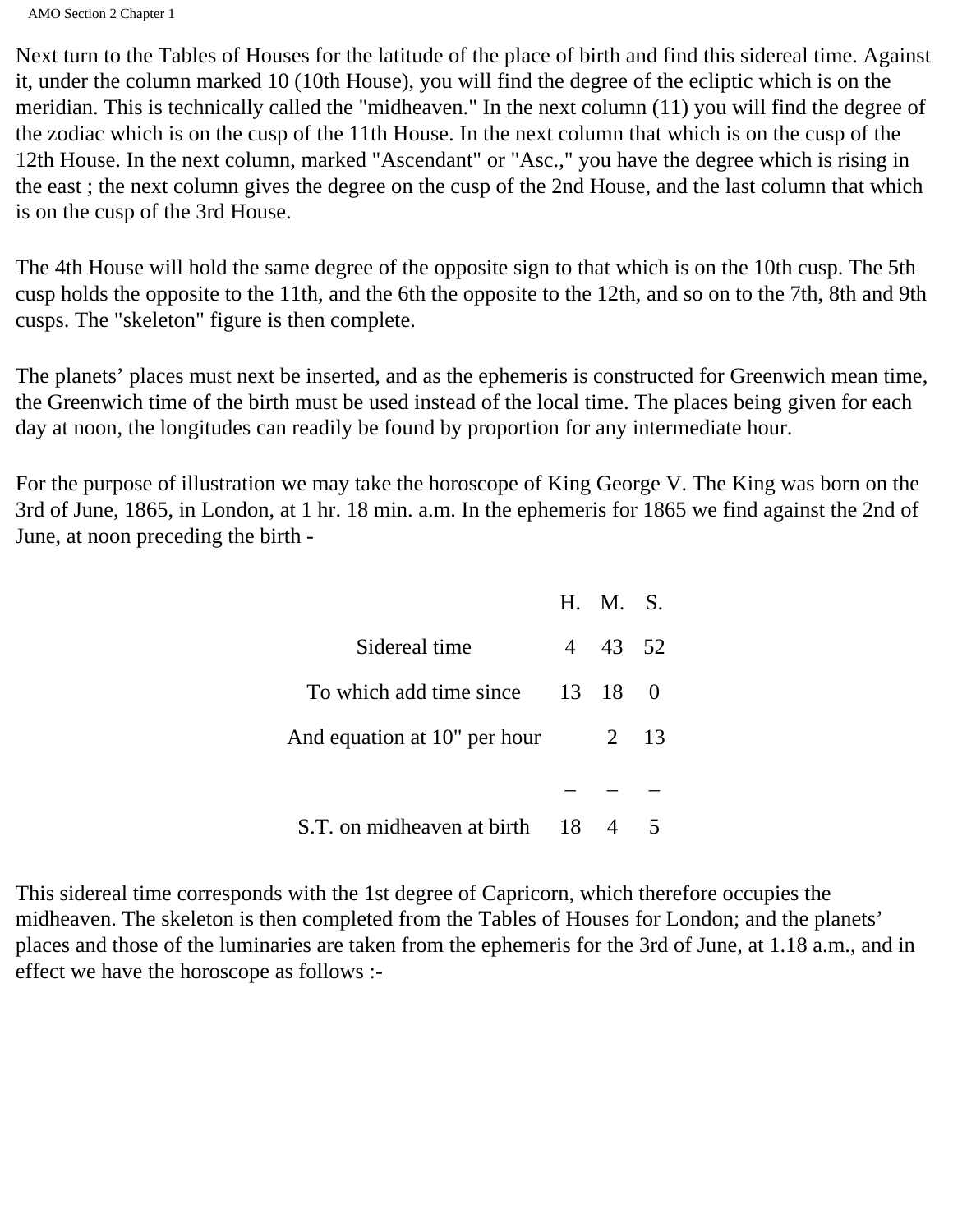Next turn to the Tables of Houses for the latitude of the place of birth and find this sidereal time. Against it, under the column marked 10 (10th House), you will find the degree of the ecliptic which is on the meridian. This is technically called the "midheaven." In the next column (11) you will find the degree of the zodiac which is on the cusp of the 11th House. In the next column that which is on the cusp of the 12th House. In the next column, marked "Ascendant" or "Asc.," you have the degree which is rising in the east ; the next column gives the degree on the cusp of the 2nd House, and the last column that which is on the cusp of the 3rd House.

The 4th House will hold the same degree of the opposite sign to that which is on the 10th cusp. The 5th cusp holds the opposite to the 11th, and the 6th the opposite to the 12th, and so on to the 7th, 8th and 9th cusps. The "skeleton" figure is then complete.

The planets' places must next be inserted, and as the ephemeris is constructed for Greenwich mean time, the Greenwich time of the birth must be used instead of the local time. The places being given for each day at noon, the longitudes can readily be found by proportion for any intermediate hour.

For the purpose of illustration we may take the horoscope of King George V. The King was born on the 3rd of June, 1865, in London, at 1 hr. 18 min. a.m. In the ephemeris for 1865 we find against the 2nd of June, at noon preceding the birth -

| | H. | M. | S. |
|---|---|---|---|
| Sidereal time | 4 | 43 | 52 |
| To which add time since | 13 | 18 | 0 |
| And equation at 10" per hour | | 2 | 13 |
| | – | – | – |
| S.T. on midheaven at birth | 18 | 4 | 5 |

This sidereal time corresponds with the 1st degree of Capricorn, which therefore occupies the midheaven. The skeleton is then completed from the Tables of Houses for London; and the planets' places and those of the luminaries are taken from the ephemeris for the 3rd of June, at 1.18 a.m., and in effect we have the horoscope as follows :-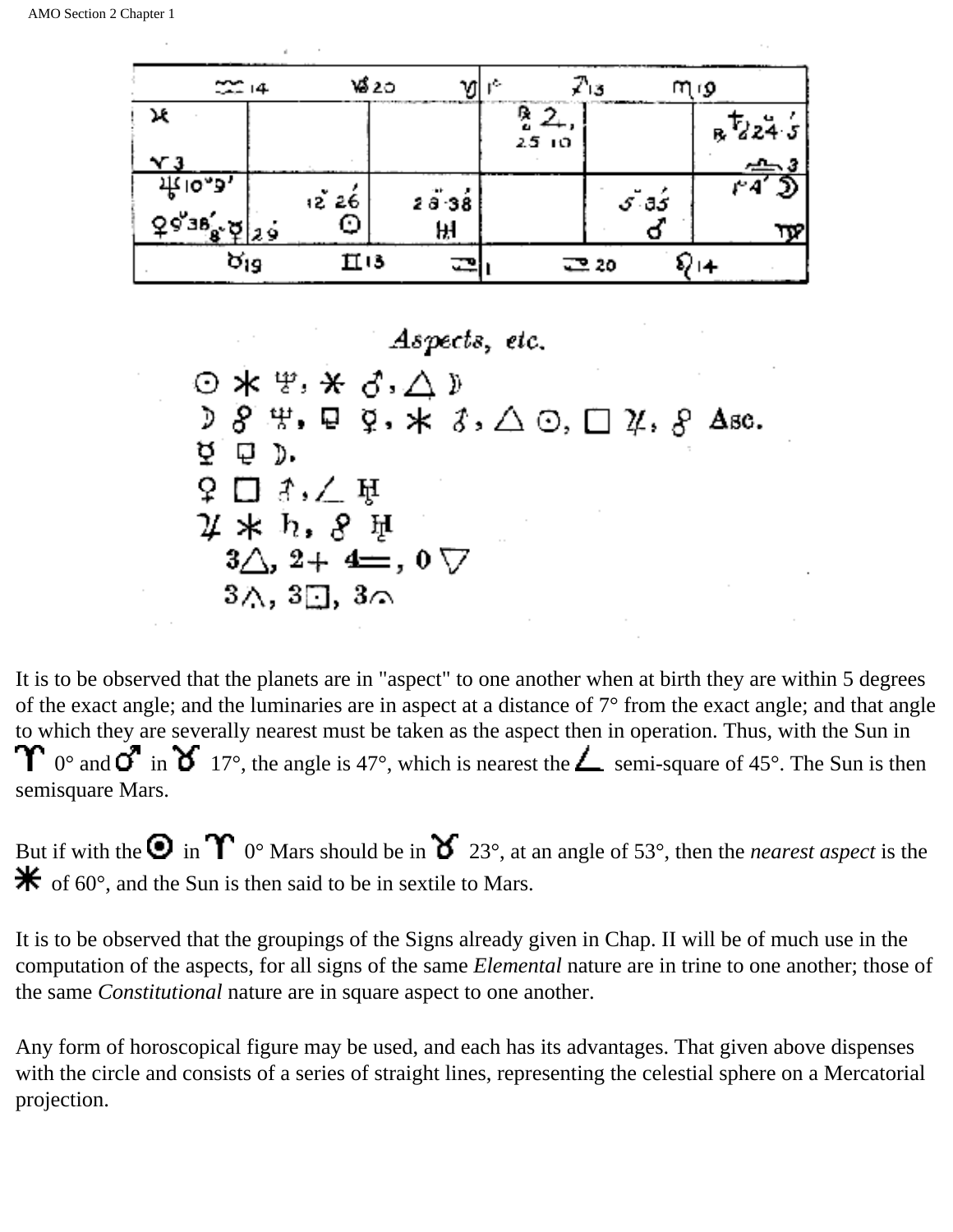| ♒ 14 | ♑ 20 | ♑ 1° | ♐ 13 | ♏ 19 | |
|---|---|---|---|---|---|
| ♓ ♈ 3 | | | ℞ ♃ 2, 25 10 | | ℞ ♄ 24.5 ♎ 3 |
| ♆ 10° 9' ♀ 9° 38' ♉ ☿ 29 | 12° 26 ☉ | 28 38 ♅ | | 5° 35 ♂ | 1° 4' ☽ ♍ |
| ♉ 19 | ♊ 13 | ♋ 1 | ♋ 20 | ♌ 14 | |

*Aspects, etc.*

☉ ✶ ♆, ✶ ♂, △ ☽

☽ ☍ ♆, ⚼ ☿, ✶ ♂, △ ☉, □ ♃, ☍ Asc.

☿ ⚼ ☽.

♀ □ ♂, ∠ ♅

♃ ✶ ♄, ☍ ♅

3△, 2+ 4⚌, 0▽

3⋀, 3⊡, 3⌓

It is to be observed that the planets are in "aspect" to one another when at birth they are within 5 degrees of the exact angle; and the luminaries are in aspect at a distance of 7° from the exact angle; and that angle to which they are severally nearest must be taken as the aspect then in operation. Thus, with the Sun in ♈ 0° and ♂ in ♉ 17°, the angle is 47°, which is nearest the ∠ semi-square of 45°. The Sun is then semisquare Mars.

But if with the ☉ in ♈ 0° Mars should be in ♉ 23°, at an angle of 53°, then the *nearest aspect* is the ✶ of 60°, and the Sun is then said to be in sextile to Mars.

It is to be observed that the groupings of the Signs already given in Chap. II will be of much use in the computation of the aspects, for all signs of the same *Elemental* nature are in trine to one another; those of the same *Constitutional* nature are in square aspect to one another.

Any form of horoscopical figure may be used, and each has its advantages. That given above dispenses with the circle and consists of a series of straight lines, representing the celestial sphere on a Mercatorial projection.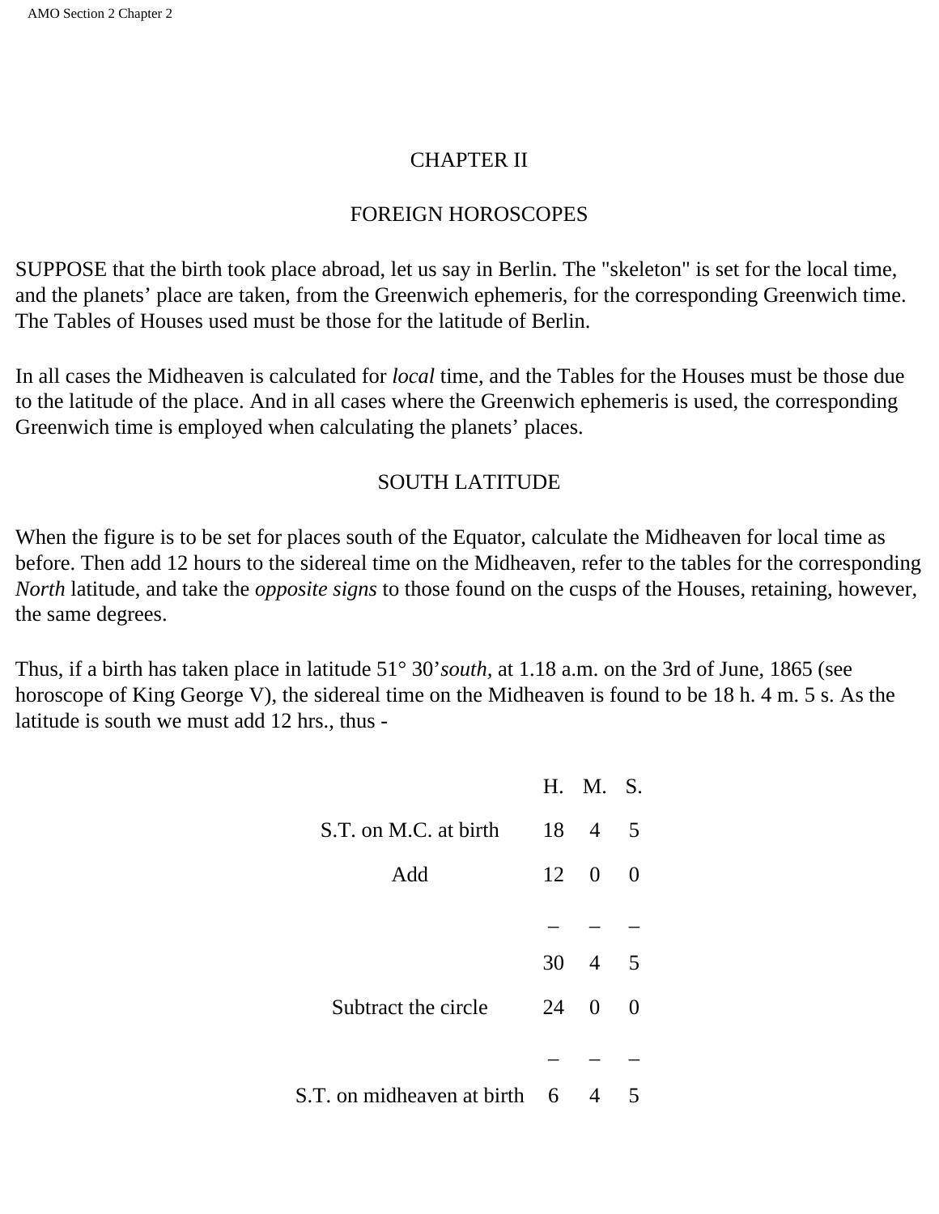# CHAPTER II

## FOREIGN HOROSCOPES

SUPPOSE that the birth took place abroad, let us say in Berlin. The "skeleton" is set for the local time, and the planets' place are taken, from the Greenwich ephemeris, for the corresponding Greenwich time. The Tables of Houses used must be those for the latitude of Berlin.

In all cases the Midheaven is calculated for *local* time, and the Tables for the Houses must be those due to the latitude of the place. And in all cases where the Greenwich ephemeris is used, the corresponding Greenwich time is employed when calculating the planets' places.

## SOUTH LATITUDE

When the figure is to be set for places south of the Equator, calculate the Midheaven for local time as before. Then add 12 hours to the sidereal time on the Midheaven, refer to the tables for the corresponding *North* latitude, and take the *opposite signs* to those found on the cusps of the Houses, retaining, however, the same degrees.

Thus, if a birth has taken place in latitude 51° 30' *south,* at 1.18 a.m. on the 3rd of June, 1865 (see horoscope of King George V), the sidereal time on the Midheaven is found to be 18 h. 4 m. 5 s. As the latitude is south we must add 12 hrs., thus -

| | H. | M. | S. |
|---|---|---|---|
| S.T. on M.C. at birth | 18 | 4 | 5 |
| Add | 12 | 0 | 0 |
| | – | – | – |
| | 30 | 4 | 5 |
| Subtract the circle | 24 | 0 | 0 |
| | – | – | – |
| S.T. on midheaven at birth | 6 | 4 | 5 |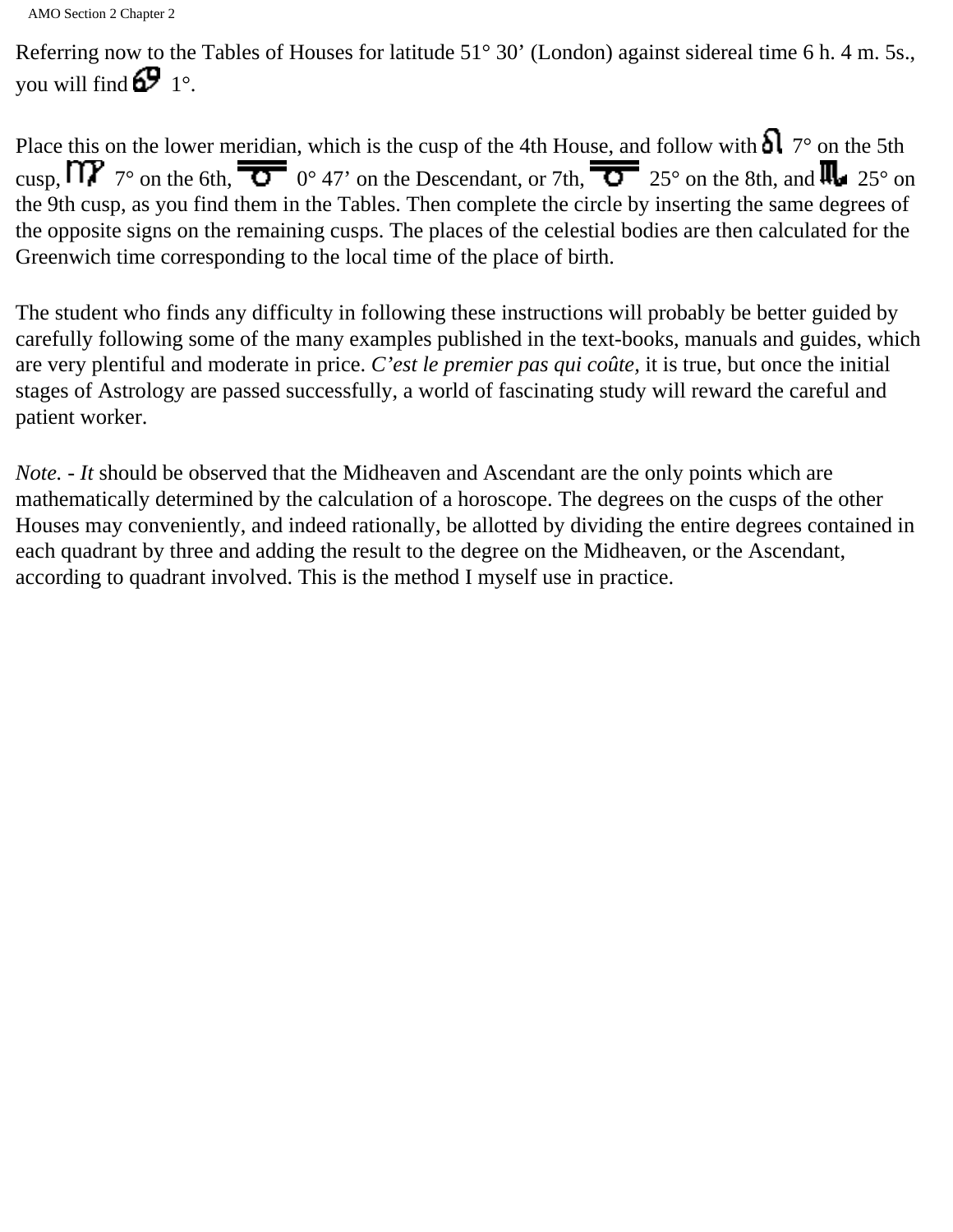Referring now to the Tables of Houses for latitude 51° 30’ (London) against sidereal time 6 h. 4 m. 5s., you will find ♋ 1°.

Place this on the lower meridian, which is the cusp of the 4th House, and follow with ♌ 7° on the 5th cusp, ♍ 7° on the 6th, ♎ 0° 47’ on the Descendant, or 7th, ♎ 25° on the 8th, and ♏ 25° on the 9th cusp, as you find them in the Tables. Then complete the circle by inserting the same degrees of the opposite signs on the remaining cusps. The places of the celestial bodies are then calculated for the Greenwich time corresponding to the local time of the place of birth.

The student who finds any difficulty in following these instructions will probably be better guided by carefully following some of the many examples published in the text-books, manuals and guides, which are very plentiful and moderate in price. *C’est le premier pas qui coûte,* it is true, but once the initial stages of Astrology are passed successfully, a world of fascinating study will reward the careful and patient worker.

*Note. - It* should be observed that the Midheaven and Ascendant are the only points which are mathematically determined by the calculation of a horoscope. The degrees on the cusps of the other Houses may conveniently, and indeed rationally, be allotted by dividing the entire degrees contained in each quadrant by three and adding the result to the degree on the Midheaven, or the Ascendant, according to quadrant involved. This is the method I myself use in practice.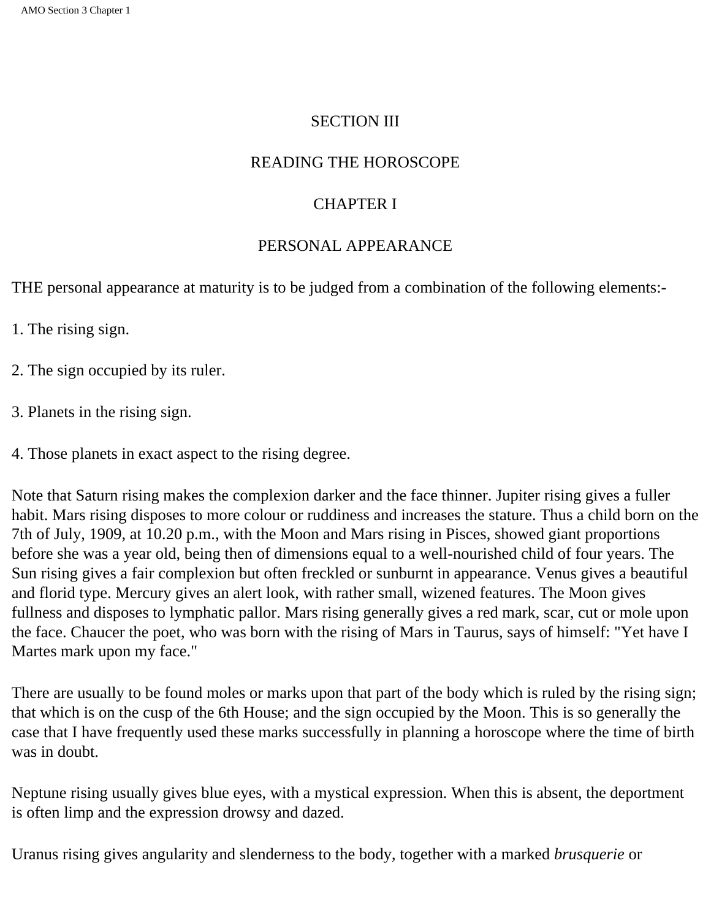# SECTION III

# READING THE HOROSCOPE

## CHAPTER I

## PERSONAL APPEARANCE

THE personal appearance at maturity is to be judged from a combination of the following elements:-

1. The rising sign.

2. The sign occupied by its ruler.

3. Planets in the rising sign.

4. Those planets in exact aspect to the rising degree.

Note that Saturn rising makes the complexion darker and the face thinner. Jupiter rising gives a fuller habit. Mars rising disposes to more colour or ruddiness and increases the stature. Thus a child born on the 7th of July, 1909, at 10.20 p.m., with the Moon and Mars rising in Pisces, showed giant proportions before she was a year old, being then of dimensions equal to a well-nourished child of four years. The Sun rising gives a fair complexion but often freckled or sunburnt in appearance. Venus gives a beautiful and florid type. Mercury gives an alert look, with rather small, wizened features. The Moon gives fullness and disposes to lymphatic pallor. Mars rising generally gives a red mark, scar, cut or mole upon the face. Chaucer the poet, who was born with the rising of Mars in Taurus, says of himself: "Yet have I Martes mark upon my face."

There are usually to be found moles or marks upon that part of the body which is ruled by the rising sign; that which is on the cusp of the 6th House; and the sign occupied by the Moon. This is so generally the case that I have frequently used these marks successfully in planning a horoscope where the time of birth was in doubt.

Neptune rising usually gives blue eyes, with a mystical expression. When this is absent, the deportment is often limp and the expression drowsy and dazed.

Uranus rising gives angularity and slenderness to the body, together with a marked *brusquerie* or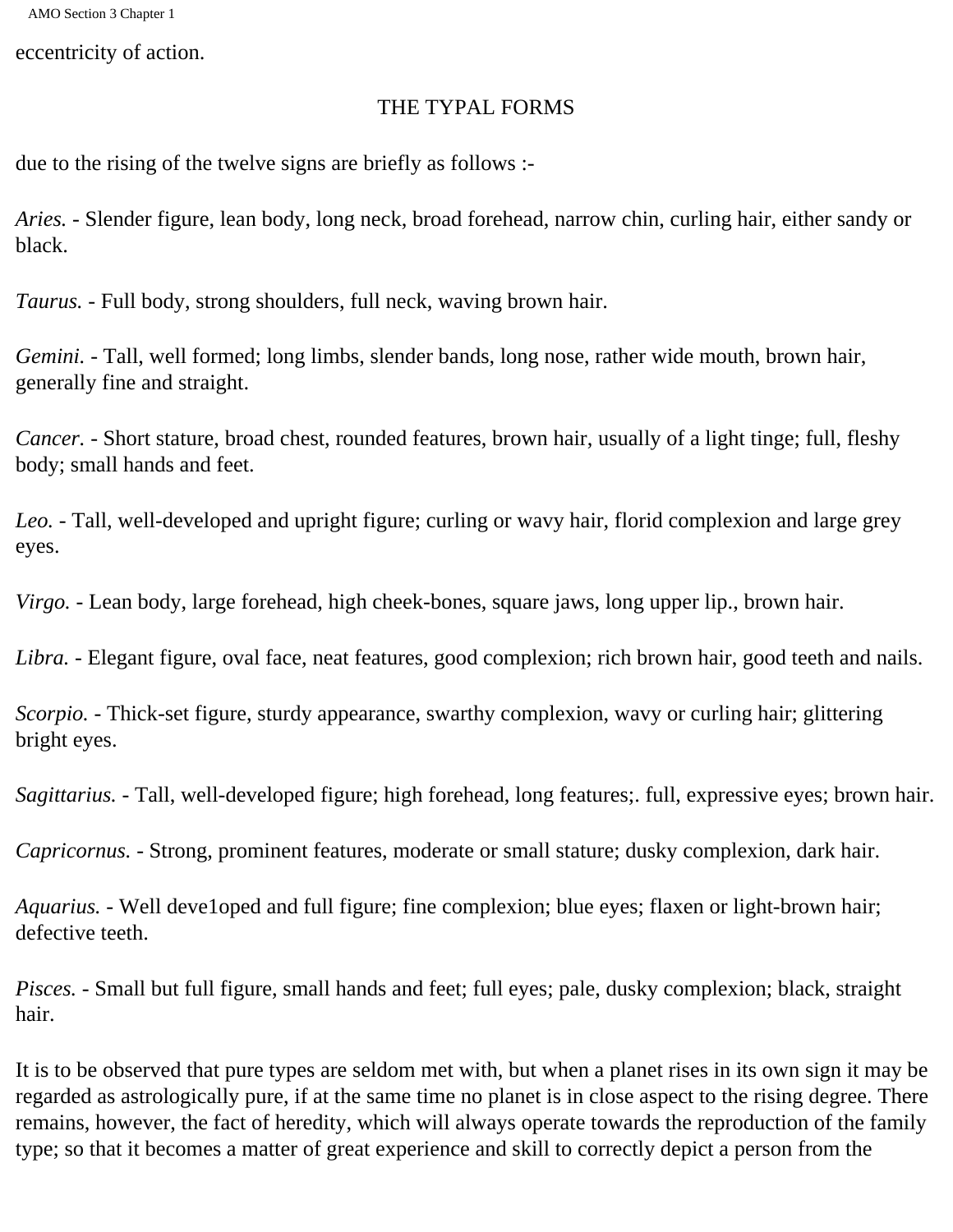eccentricity of action.

## THE TYPAL FORMS

due to the rising of the twelve signs are briefly as follows :-

*Aries.* - Slender figure, lean body, long neck, broad forehead, narrow chin, curling hair, either sandy or black.

*Taurus.* - Full body, strong shoulders, full neck, waving brown hair.

*Gemini.* - Tall, well formed; long limbs, slender bands, long nose, rather wide mouth, brown hair, generally fine and straight.

*Cancer.* - Short stature, broad chest, rounded features, brown hair, usually of a light tinge; full, fleshy body; small hands and feet.

*Leo.* - Tall, well-developed and upright figure; curling or wavy hair, florid complexion and large grey eyes.

*Virgo.* - Lean body, large forehead, high cheek-bones, square jaws, long upper lip., brown hair.

*Libra.* - Elegant figure, oval face, neat features, good complexion; rich brown hair, good teeth and nails.

*Scorpio.* - Thick-set figure, sturdy appearance, swarthy complexion, wavy or curling hair; glittering bright eyes.

*Sagittarius.* - Tall, well-developed figure; high forehead, long features;. full, expressive eyes; brown hair.

*Capricornus.* - Strong, prominent features, moderate or small stature; dusky complexion, dark hair.

*Aquarius.* - Well deve1oped and full figure; fine complexion; blue eyes; flaxen or light-brown hair; defective teeth.

*Pisces.* - Small but full figure, small hands and feet; full eyes; pale, dusky complexion; black, straight hair.

It is to be observed that pure types are seldom met with, but when a planet rises in its own sign it may be regarded as astrologically pure, if at the same time no planet is in close aspect to the rising degree. There remains, however, the fact of heredity, which will always operate towards the reproduction of the family type; so that it becomes a matter of great experience and skill to correctly depict a person from the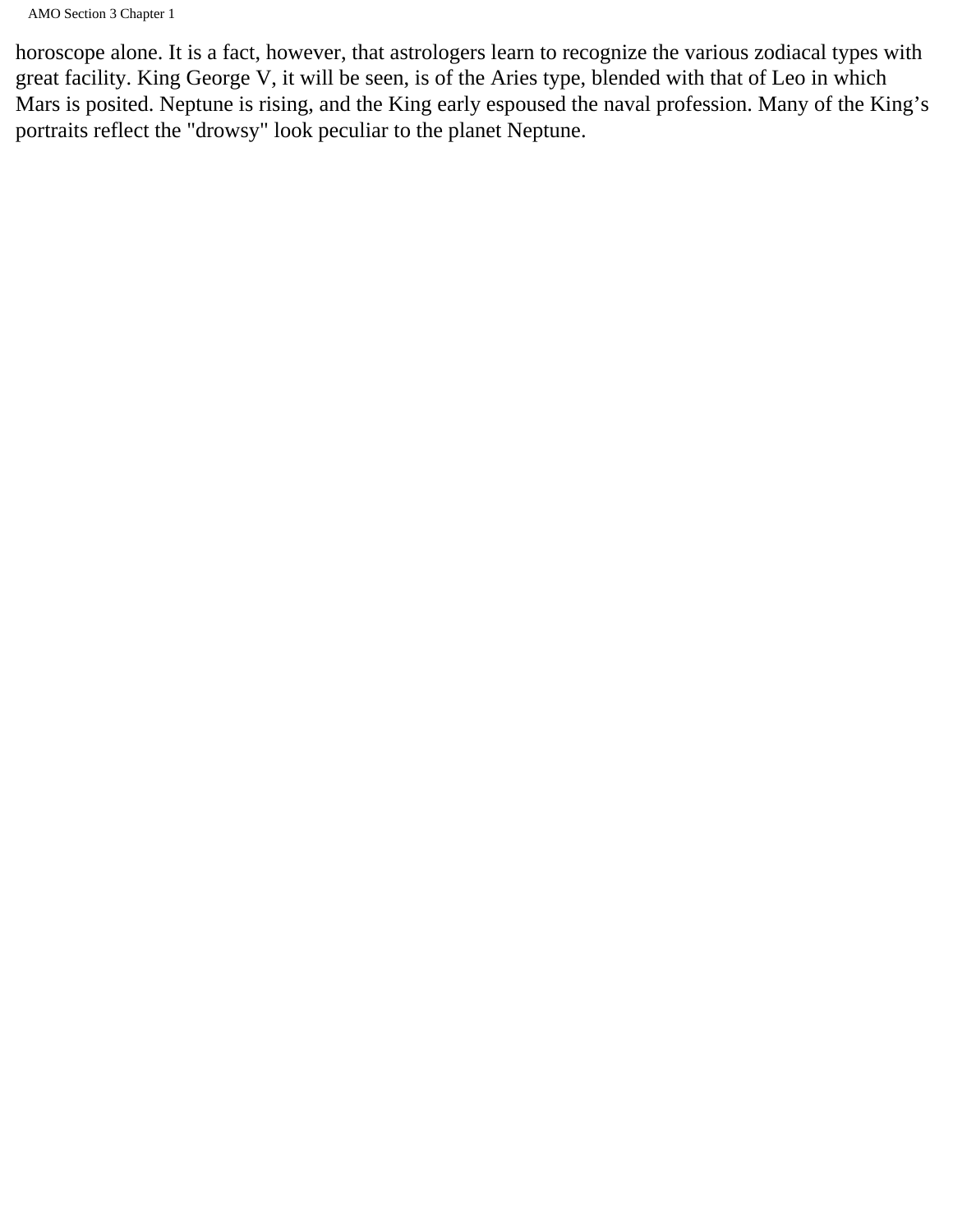horoscope alone. It is a fact, however, that astrologers learn to recognize the various zodiacal types with great facility. King George V, it will be seen, is of the Aries type, blended with that of Leo in which Mars is posited. Neptune is rising, and the King early espoused the naval profession. Many of the King's portraits reflect the "drowsy" look peculiar to the planet Neptune.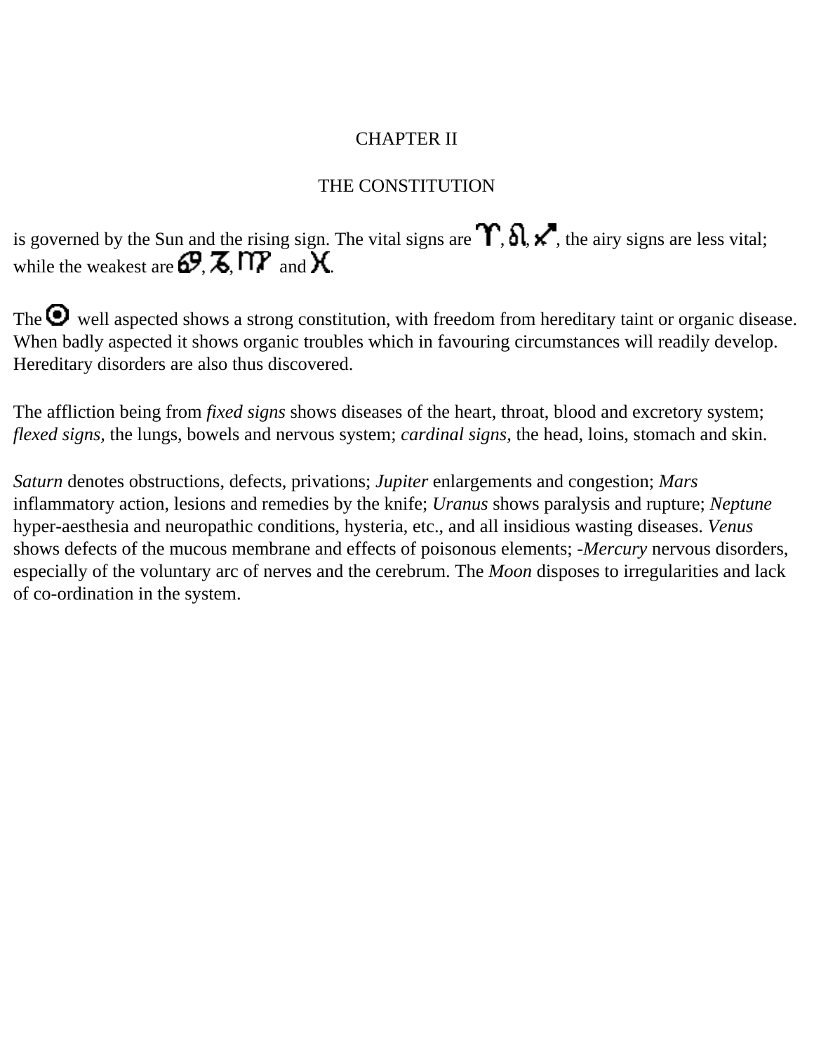# CHAPTER II

## THE CONSTITUTION

is governed by the Sun and the rising sign. The vital signs are ♈, ♌, ♐, the airy signs are less vital; while the weakest are ♋, ♑, ♏ and ♓.

The ☉ well aspected shows a strong constitution, with freedom from hereditary taint or organic disease. When badly aspected it shows organic troubles which in favouring circumstances will readily develop. Hereditary disorders are also thus discovered.

The affliction being from *fixed signs* shows diseases of the heart, throat, blood and excretory system; *flexed signs,* the lungs, bowels and nervous system; *cardinal signs,* the head, loins, stomach and skin.

*Saturn* denotes obstructions, defects, privations; *Jupiter* enlargements and congestion; *Mars* inflammatory action, lesions and remedies by the knife; *Uranus* shows paralysis and rupture; *Neptune* hyper-aesthesia and neuropathic conditions, hysteria, etc., and all insidious wasting diseases. *Venus* shows defects of the mucous membrane and effects of poisonous elements; -*Mercury* nervous disorders, especially of the voluntary arc of nerves and the cerebrum. The *Moon* disposes to irregularities and lack of co-ordination in the system.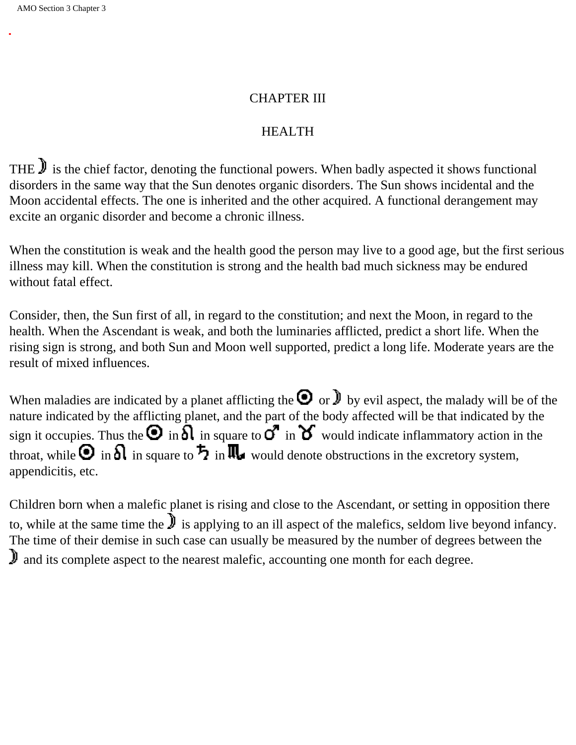# CHAPTER III

## HEALTH

THE ☽ is the chief factor, denoting the functional powers. When badly aspected it shows functional disorders in the same way that the Sun denotes organic disorders. The Sun shows incidental and the Moon accidental effects. The one is inherited and the other acquired. A functional derangement may excite an organic disorder and become a chronic illness.

When the constitution is weak and the health good the person may live to a good age, but the first serious illness may kill. When the constitution is strong and the health bad much sickness may be endured without fatal effect.

Consider, then, the Sun first of all, in regard to the constitution; and next the Moon, in regard to the health. When the Ascendant is weak, and both the luminaries afflicted, predict a short life. When the rising sign is strong, and both Sun and Moon well supported, predict a long life. Moderate years are the result of mixed influences.

When maladies are indicated by a planet afflicting the ☉ or ☽ by evil aspect, the malady will be of the nature indicated by the afflicting planet, and the part of the body affected will be that indicated by the sign it occupies. Thus the ☉ in ♌ in square to ♂ in ♉ would indicate inflammatory action in the throat, while ☉ in ♌ in square to ♄ in ♏ would denote obstructions in the excretory system, appendicitis, etc.

Children born when a malefic planet is rising and close to the Ascendant, or setting in opposition there to, while at the same time the ☽ is applying to an ill aspect of the malefics, seldom live beyond infancy. The time of their demise in such case can usually be measured by the number of degrees between the ☽ and its complete aspect to the nearest malefic, accounting one month for each degree.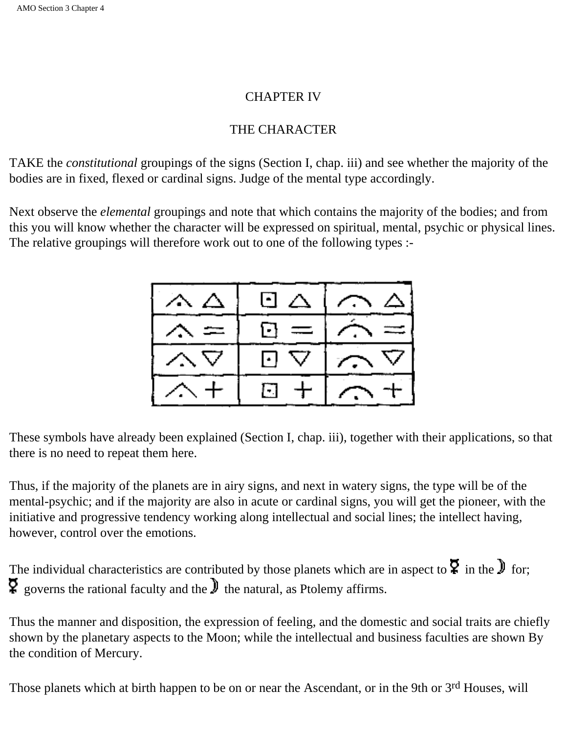# CHAPTER IV

## THE CHARACTER

TAKE the *constitutional* groupings of the signs (Section I, chap. iii) and see whether the majority of the bodies are in fixed, flexed or cardinal signs. Judge of the mental type accordingly.

Next observe the *elemental* groupings and note that which contains the majority of the bodies; and from this you will know whether the character will be expressed on spiritual, mental, psychic or physical lines. The relative groupings will therefore work out to one of the following types :-

| | | |
|---|---|---|
| ⌃ △ | ⊡ △ | ⌒ △ |
| ⌃ = | ⊡ = | ⌒ = |
| ⌃ ▽ | ⊡ ▽ | ⌒ ▽ |
| ⌃ + | ⊡ + | ⌒ + |

These symbols have already been explained (Section I, chap. iii), together with their applications, so that there is no need to repeat them here.

Thus, if the majority of the planets are in airy signs, and next in watery signs, the type will be of the mental-psychic; and if the majority are also in acute or cardinal signs, you will get the pioneer, with the initiative and progressive tendency working along intellectual and social lines; the intellect having, however, control over the emotions.

The individual characteristics are contributed by those planets which are in aspect to ☿ in the ☽ for; ☿ governs the rational faculty and the ☽ the natural, as Ptolemy affirms.

Thus the manner and disposition, the expression of feeling, and the domestic and social traits are chiefly shown by the planetary aspects to the Moon; while the intellectual and business faculties are shown By the condition of Mercury.

Those planets which at birth happen to be on or near the Ascendant, or in the 9th or 3rd Houses, will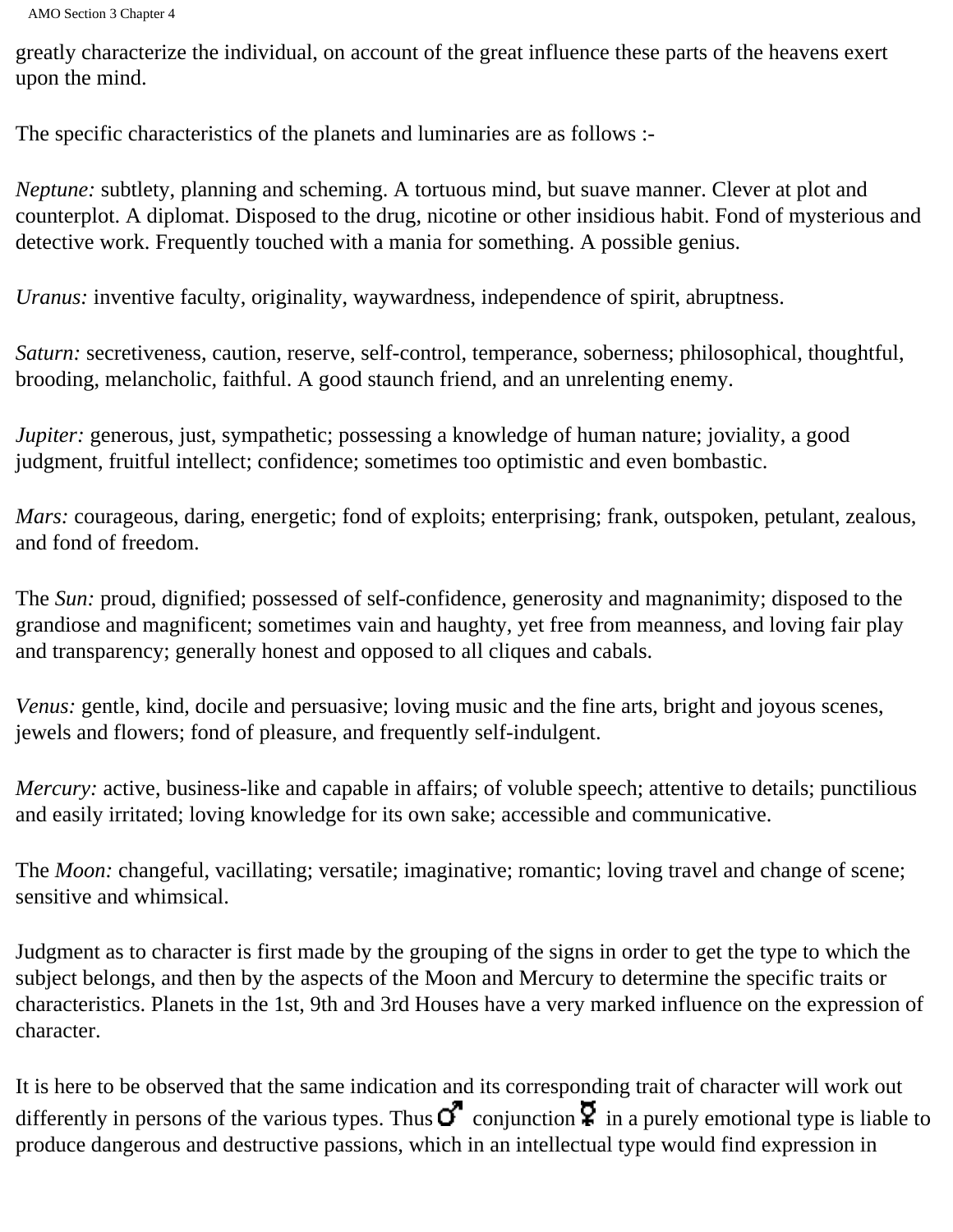greatly characterize the individual, on account of the great influence these parts of the heavens exert upon the mind.

The specific characteristics of the planets and luminaries are as follows :-

*Neptune:* subtlety, planning and scheming. A tortuous mind, but suave manner. Clever at plot and counterplot. A diplomat. Disposed to the drug, nicotine or other insidious habit. Fond of mysterious and detective work. Frequently touched with a mania for something. A possible genius.

*Uranus:* inventive faculty, originality, waywardness, independence of spirit, abruptness.

*Saturn:* secretiveness, caution, reserve, self-control, temperance, soberness; philosophical, thoughtful, brooding, melancholic, faithful. A good staunch friend, and an unrelenting enemy.

*Jupiter:* generous, just, sympathetic; possessing a knowledge of human nature; joviality, a good judgment, fruitful intellect; confidence; sometimes too optimistic and even bombastic.

*Mars:* courageous, daring, energetic; fond of exploits; enterprising; frank, outspoken, petulant, zealous, and fond of freedom.

The *Sun:* proud, dignified; possessed of self-confidence, generosity and magnanimity; disposed to the grandiose and magnificent; sometimes vain and haughty, yet free from meanness, and loving fair play and transparency; generally honest and opposed to all cliques and cabals.

*Venus:* gentle, kind, docile and persuasive; loving music and the fine arts, bright and joyous scenes, jewels and flowers; fond of pleasure, and frequently self-indulgent.

*Mercury:* active, business-like and capable in affairs; of voluble speech; attentive to details; punctilious and easily irritated; loving knowledge for its own sake; accessible and communicative.

The *Moon:* changeful, vacillating; versatile; imaginative; romantic; loving travel and change of scene; sensitive and whimsical.

Judgment as to character is first made by the grouping of the signs in order to get the type to which the subject belongs, and then by the aspects of the Moon and Mercury to determine the specific traits or characteristics. Planets in the 1st, 9th and 3rd Houses have a very marked influence on the expression of character.

It is here to be observed that the same indication and its corresponding trait of character will work out differently in persons of the various types. Thus ♂ conjunction ☿ in a purely emotional type is liable to produce dangerous and destructive passions, which in an intellectual type would find expression in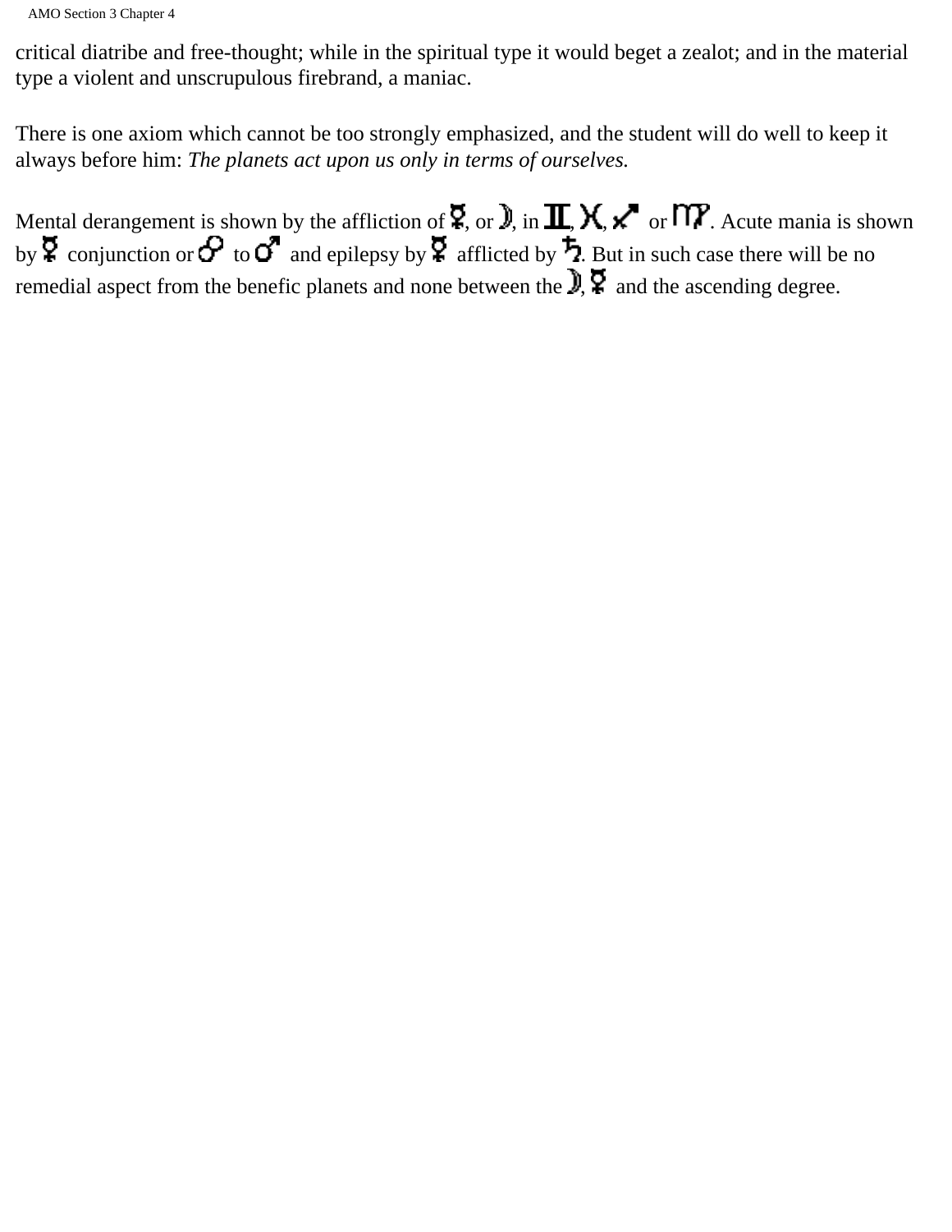critical diatribe and free-thought; while in the spiritual type it would beget a zealot; and in the material type a violent and unscrupulous firebrand, a maniac.

There is one axiom which cannot be too strongly emphasized, and the student will do well to keep it always before him: *The planets act upon us only in terms of ourselves.*

Mental derangement is shown by the affliction of ☿, or ☽, in ♊, ♓, ♐ or ♍. Acute mania is shown by ☿ conjunction or ☍ to ♂ and epilepsy by ☿ afflicted by ♄. But in such case there will be no remedial aspect from the benefic planets and none between the ☽, ☿ and the ascending degree.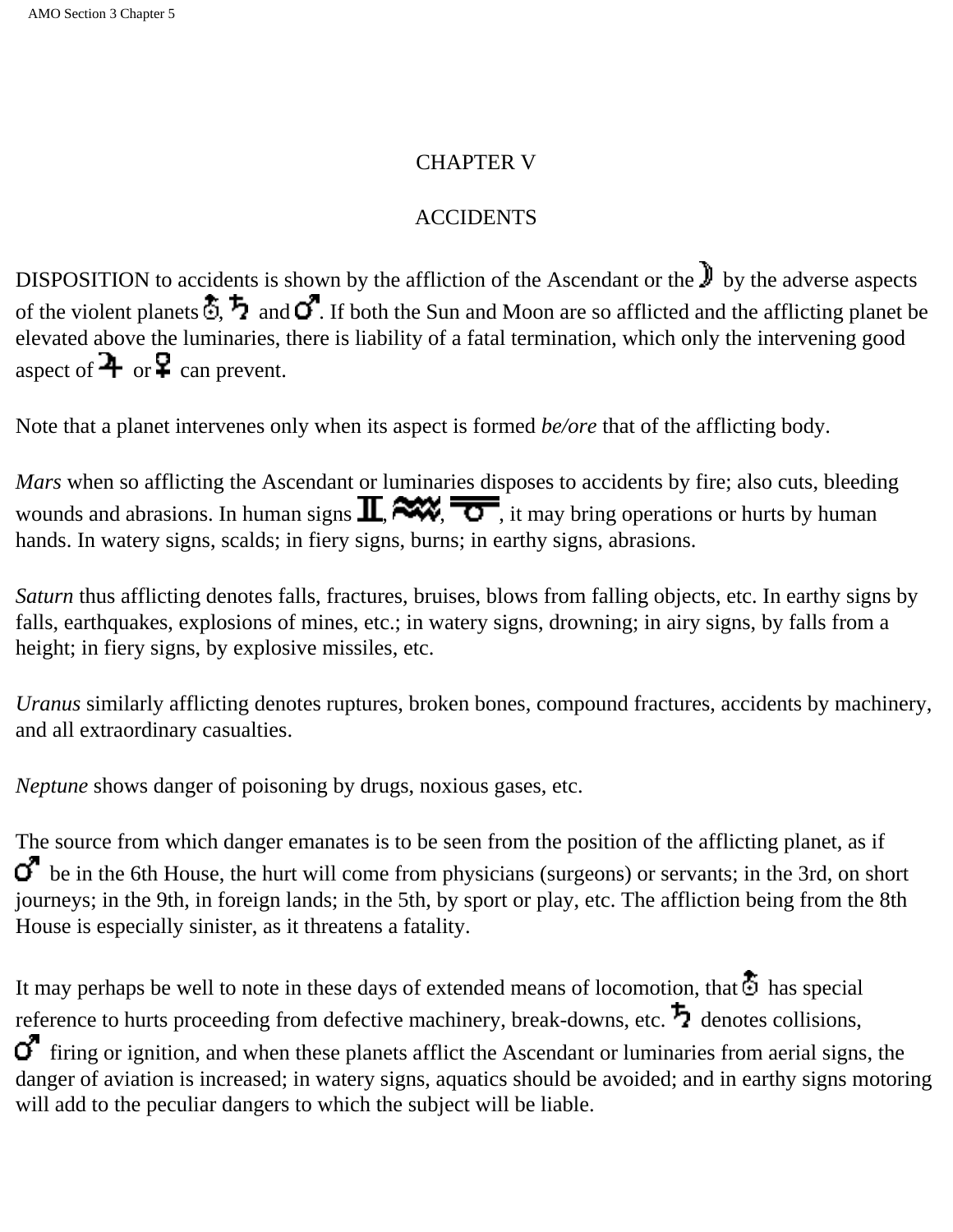# CHAPTER V

## ACCIDENTS

DISPOSITION to accidents is shown by the affliction of the Ascendant or the ☽ by the adverse aspects of the violent planets ♅, ♄ and ♂. If both the Sun and Moon are so afflicted and the afflicting planet be elevated above the luminaries, there is liability of a fatal termination, which only the intervening good aspect of ♃ or ♀ can prevent.

Note that a planet intervenes only when its aspect is formed *be/ore* that of the afflicting body.

*Mars* when so afflicting the Ascendant or luminaries disposes to accidents by fire; also cuts, bleeding wounds and abrasions. In human signs ♊, ♒, ♎, it may bring operations or hurts by human hands. In watery signs, scalds; in fiery signs, burns; in earthy signs, abrasions.

*Saturn* thus afflicting denotes falls, fractures, bruises, blows from falling objects, etc. In earthy signs by falls, earthquakes, explosions of mines, etc.; in watery signs, drowning; in airy signs, by falls from a height; in fiery signs, by explosive missiles, etc.

*Uranus* similarly afflicting denotes ruptures, broken bones, compound fractures, accidents by machinery, and all extraordinary casualties.

*Neptune* shows danger of poisoning by drugs, noxious gases, etc.

The source from which danger emanates is to be seen from the position of the afflicting planet, as if ♂ be in the 6th House, the hurt will come from physicians (surgeons) or servants; in the 3rd, on short journeys; in the 9th, in foreign lands; in the 5th, by sport or play, etc. The affliction being from the 8th House is especially sinister, as it threatens a fatality.

It may perhaps be well to note in these days of extended means of locomotion, that ♅ has special reference to hurts proceeding from defective machinery, break-downs, etc. ♄ denotes collisions, ♂ firing or ignition, and when these planets afflict the Ascendant or luminaries from aerial signs, the danger of aviation is increased; in watery signs, aquatics should be avoided; and in earthy signs motoring will add to the peculiar dangers to which the subject will be liable.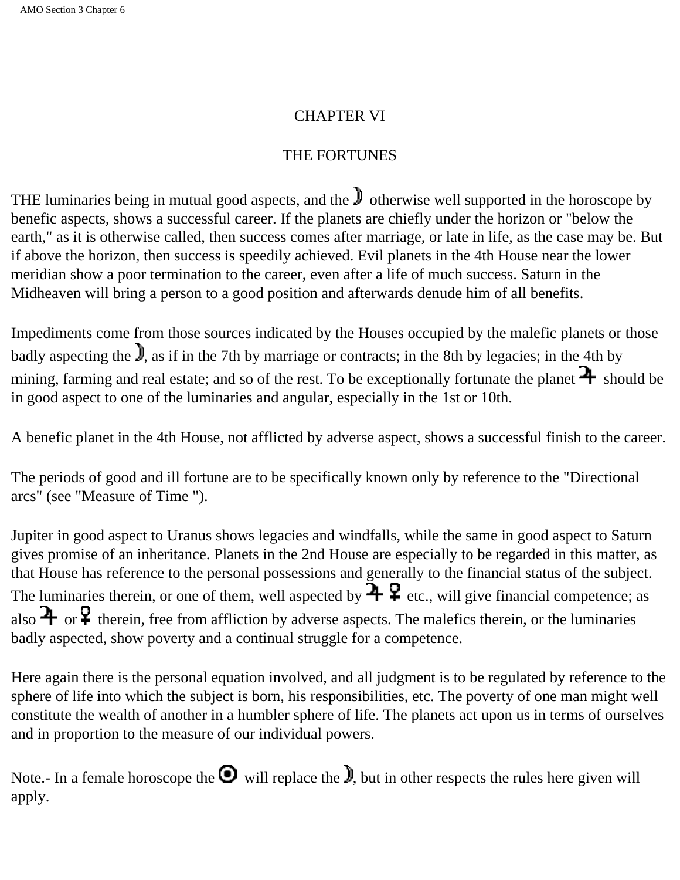# CHAPTER VI

## THE FORTUNES

THE luminaries being in mutual good aspects, and the ☽ otherwise well supported in the horoscope by benefic aspects, shows a successful career. If the planets are chiefly under the horizon or "below the earth," as it is otherwise called, then success comes after marriage, or late in life, as the case may be. But if above the horizon, then success is speedily achieved. Evil planets in the 4th House near the lower meridian show a poor termination to the career, even after a life of much success. Saturn in the Midheaven will bring a person to a good position and afterwards denude him of all benefits.

Impediments come from those sources indicated by the Houses occupied by the malefic planets or those badly aspecting the ☽, as if in the 7th by marriage or contracts; in the 8th by legacies; in the 4th by mining, farming and real estate; and so of the rest. To be exceptionally fortunate the planet ♃ should be in good aspect to one of the luminaries and angular, especially in the 1st or 10th.

A benefic planet in the 4th House, not afflicted by adverse aspect, shows a successful finish to the career.

The periods of good and ill fortune are to be specifically known only by reference to the "Directional arcs" (see "Measure of Time ").

Jupiter in good aspect to Uranus shows legacies and windfalls, while the same in good aspect to Saturn gives promise of an inheritance. Planets in the 2nd House are especially to be regarded in this matter, as that House has reference to the personal possessions and generally to the financial status of the subject. The luminaries therein, or one of them, well aspected by ♃ ♀ etc., will give financial competence; as also ♃ or ♀ therein, free from affliction by adverse aspects. The malefics therein, or the luminaries badly aspected, show poverty and a continual struggle for a competence.

Here again there is the personal equation involved, and all judgment is to be regulated by reference to the sphere of life into which the subject is born, his responsibilities, etc. The poverty of one man might well constitute the wealth of another in a humbler sphere of life. The planets act upon us in terms of ourselves and in proportion to the measure of our individual powers.

Note.- In a female horoscope the ☉ will replace the ☽, but in other respects the rules here given will apply.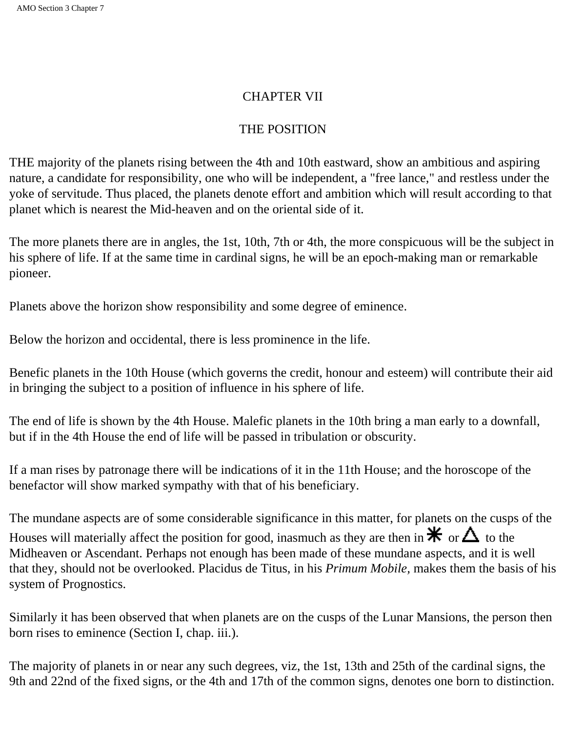# CHAPTER VII

## THE POSITION

THE majority of the planets rising between the 4th and 10th eastward, show an ambitious and aspiring nature, a candidate for responsibility, one who will be independent, a "free lance," and restless under the yoke of servitude. Thus placed, the planets denote effort and ambition which will result according to that planet which is nearest the Mid-heaven and on the oriental side of it.

The more planets there are in angles, the 1st, 10th, 7th or 4th, the more conspicuous will be the subject in his sphere of life. If at the same time in cardinal signs, he will be an epoch-making man or remarkable pioneer.

Planets above the horizon show responsibility and some degree of eminence.

Below the horizon and occidental, there is less prominence in the life.

Benefic planets in the 10th House (which governs the credit, honour and esteem) will contribute their aid in bringing the subject to a position of influence in his sphere of life.

The end of life is shown by the 4th House. Malefic planets in the 10th bring a man early to a downfall, but if in the 4th House the end of life will be passed in tribulation or obscurity.

If a man rises by patronage there will be indications of it in the 11th House; and the horoscope of the benefactor will show marked sympathy with that of his beneficiary.

The mundane aspects are of some considerable significance in this matter, for planets on the cusps of the Houses will materially affect the position for good, inasmuch as they are then in ✱ or △ to the Midheaven or Ascendant. Perhaps not enough has been made of these mundane aspects, and it is well that they, should not be overlooked. Placidus de Titus, in his *Primum Mobile,* makes them the basis of his system of Prognostics.

Similarly it has been observed that when planets are on the cusps of the Lunar Mansions, the person then born rises to eminence (Section I, chap. iii.).

The majority of planets in or near any such degrees, viz, the 1st, 13th and 25th of the cardinal signs, the 9th and 22nd of the fixed signs, or the 4th and 17th of the common signs, denotes one born to distinction.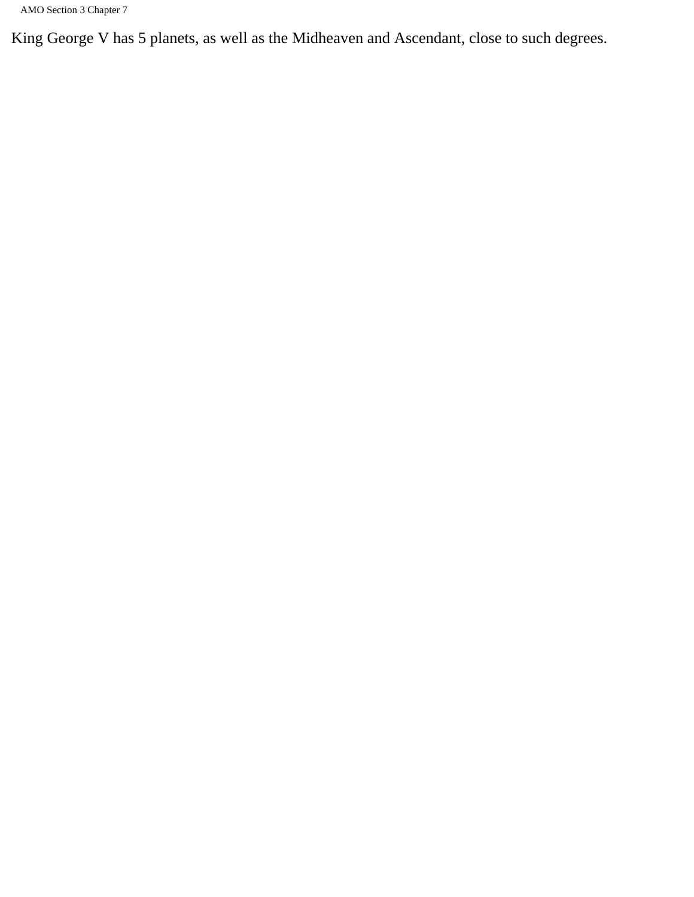King George V has 5 planets, as well as the Midheaven and Ascendant, close to such degrees.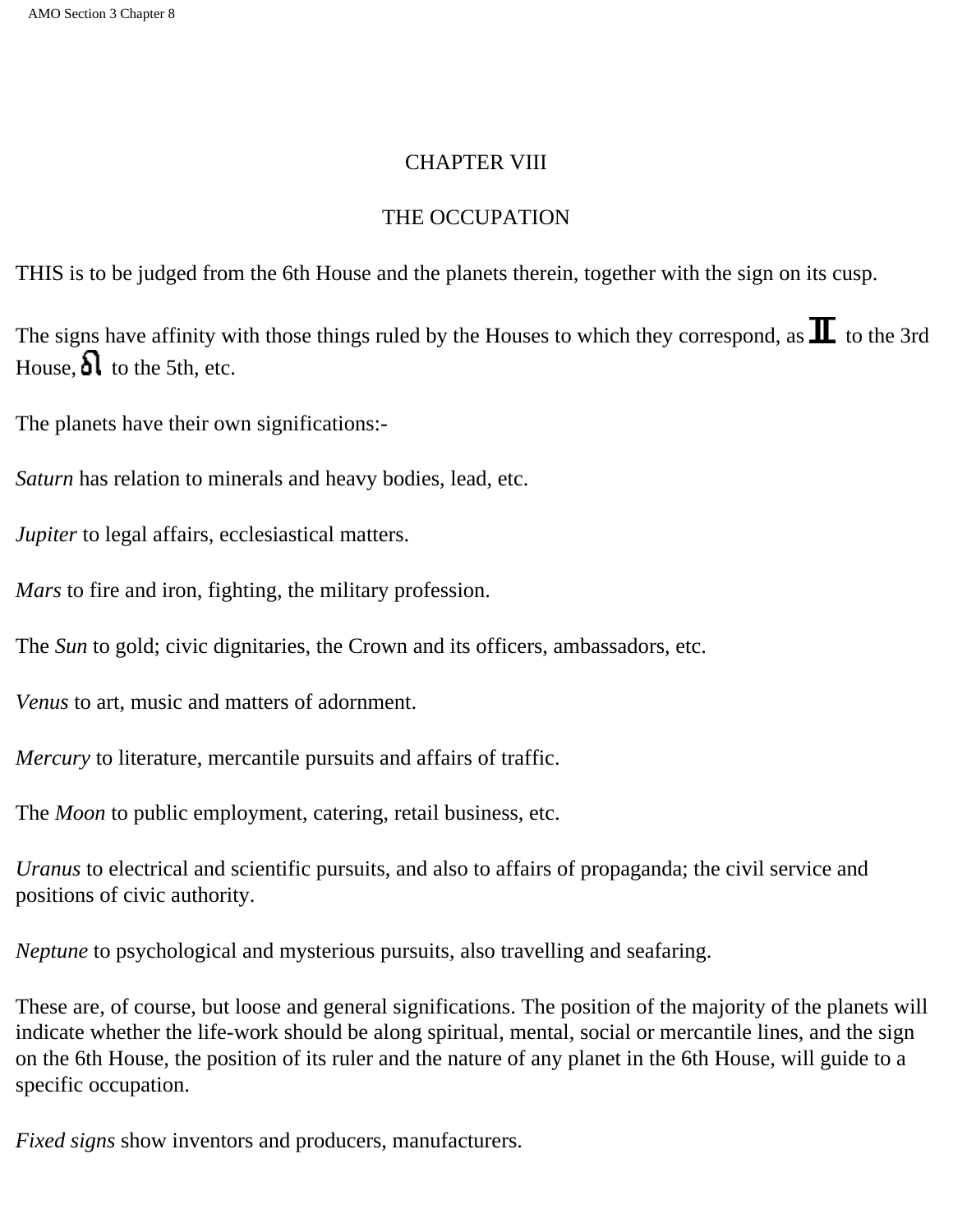# CHAPTER VIII

## THE OCCUPATION

THIS is to be judged from the 6th House and the planets therein, together with the sign on its cusp.

The signs have affinity with those things ruled by the Houses to which they correspond, as ♊ to the 3rd House, ♌ to the 5th, etc.

The planets have their own significations:-

*Saturn* has relation to minerals and heavy bodies, lead, etc.

*Jupiter* to legal affairs, ecclesiastical matters.

*Mars* to fire and iron, fighting, the military profession.

The *Sun* to gold; civic dignitaries, the Crown and its officers, ambassadors, etc.

*Venus* to art, music and matters of adornment.

*Mercury* to literature, mercantile pursuits and affairs of traffic.

The *Moon* to public employment, catering, retail business, etc.

*Uranus* to electrical and scientific pursuits, and also to affairs of propaganda; the civil service and positions of civic authority.

*Neptune* to psychological and mysterious pursuits, also travelling and seafaring.

These are, of course, but loose and general significations. The position of the majority of the planets will indicate whether the life-work should be along spiritual, mental, social or mercantile lines, and the sign on the 6th House, the position of its ruler and the nature of any planet in the 6th House, will guide to a specific occupation.

*Fixed signs* show inventors and producers, manufacturers.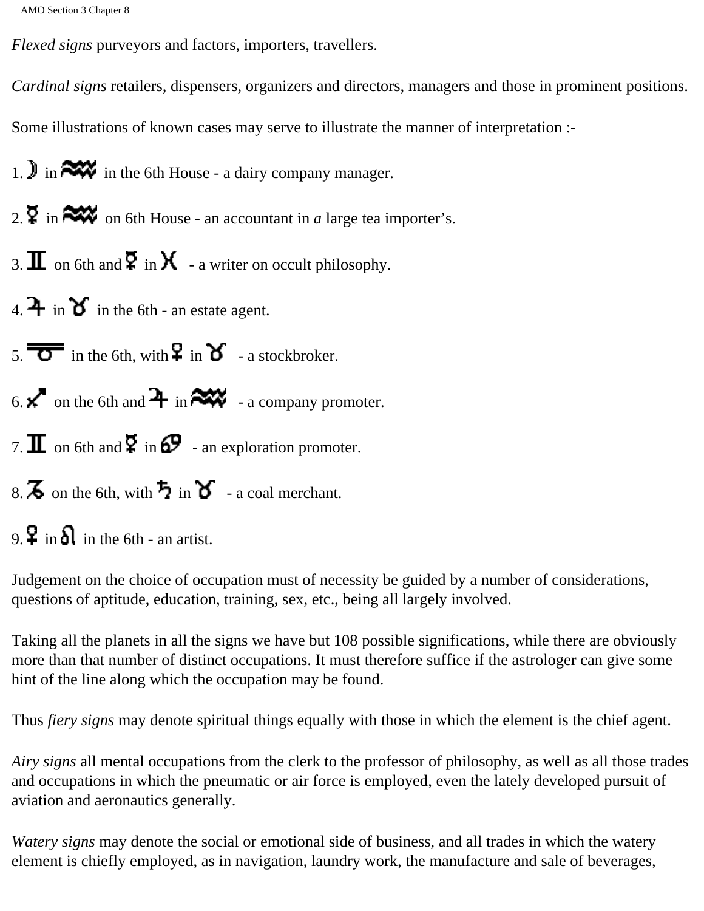*Flexed signs* purveyors and factors, importers, travellers.

*Cardinal signs* retailers, dispensers, organizers and directors, managers and those in prominent positions.

Some illustrations of known cases may serve to illustrate the manner of interpretation :-

1. ☽ in ♒ in the 6th House - a dairy company manager.

2. ☿ in ♒ on 6th House - an accountant in *a* large tea importer's.

3. ♊ on 6th and ☿ in ♓ - a writer on occult philosophy.

4. ♃ in ♉ in the 6th - an estate agent.

5. ☊ in the 6th, with ♀ in ♉ - a stockbroker.

6. ♐ on the 6th and ♃ in ♒ - a company promoter.

7. ♊ on 6th and ☿ in ♋ - an exploration promoter.

8. ♑ on the 6th, with ♄ in ♉ - a coal merchant.

9. ♀ in ♌ in the 6th - an artist.

Judgement on the choice of occupation must of necessity be guided by a number of considerations, questions of aptitude, education, training, sex, etc., being all largely involved.

Taking all the planets in all the signs we have but 108 possible significations, while there are obviously more than that number of distinct occupations. It must therefore suffice if the astrologer can give some hint of the line along which the occupation may be found.

Thus *fiery signs* may denote spiritual things equally with those in which the element is the chief agent.

*Airy signs* all mental occupations from the clerk to the professor of philosophy, as well as all those trades and occupations in which the pneumatic or air force is employed, even the lately developed pursuit of aviation and aeronautics generally.

*Watery signs* may denote the social or emotional side of business, and all trades in which the watery element is chiefly employed, as in navigation, laundry work, the manufacture and sale of beverages,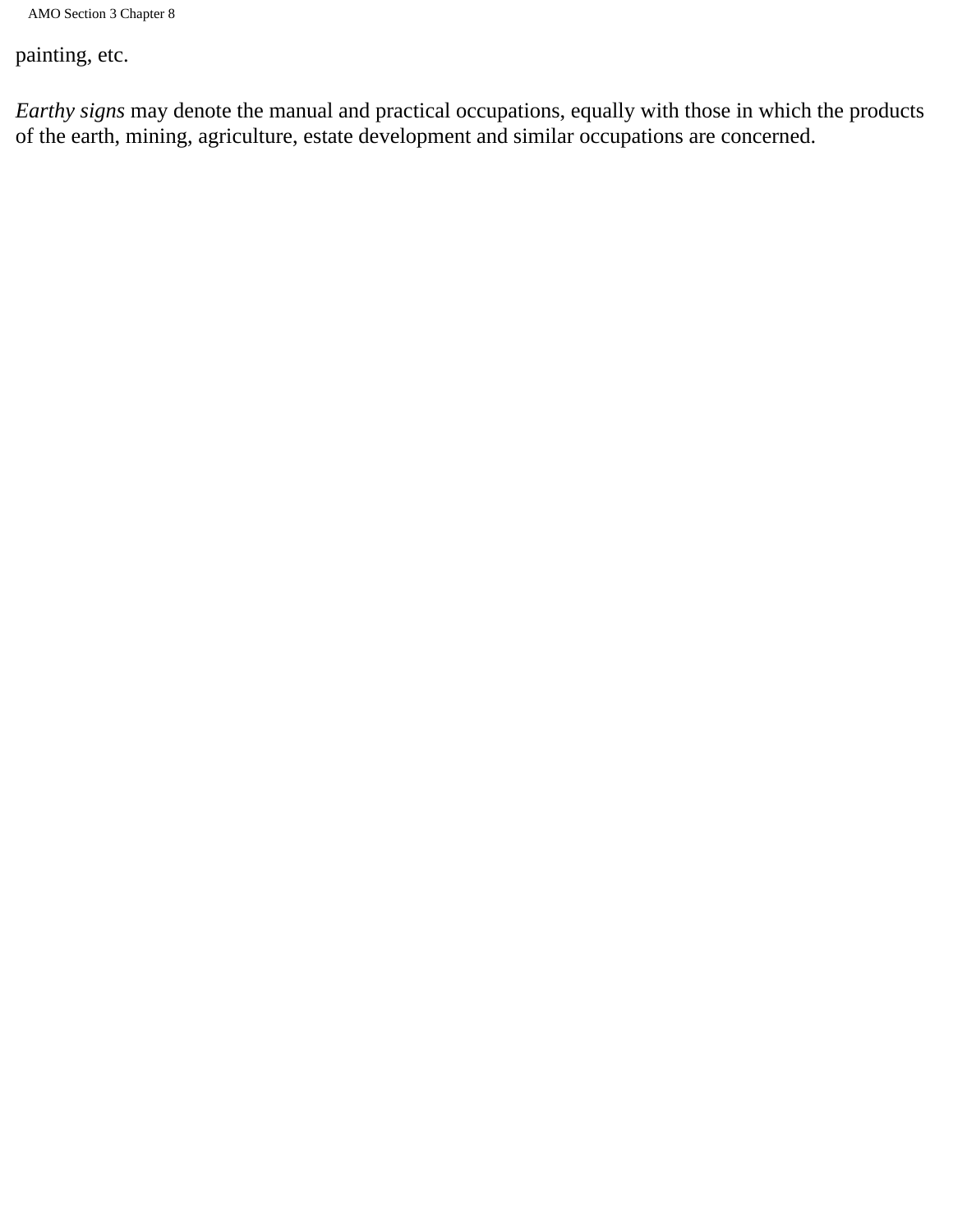painting, etc.

*Earthy signs* may denote the manual and practical occupations, equally with those in which the products of the earth, mining, agriculture, estate development and similar occupations are concerned.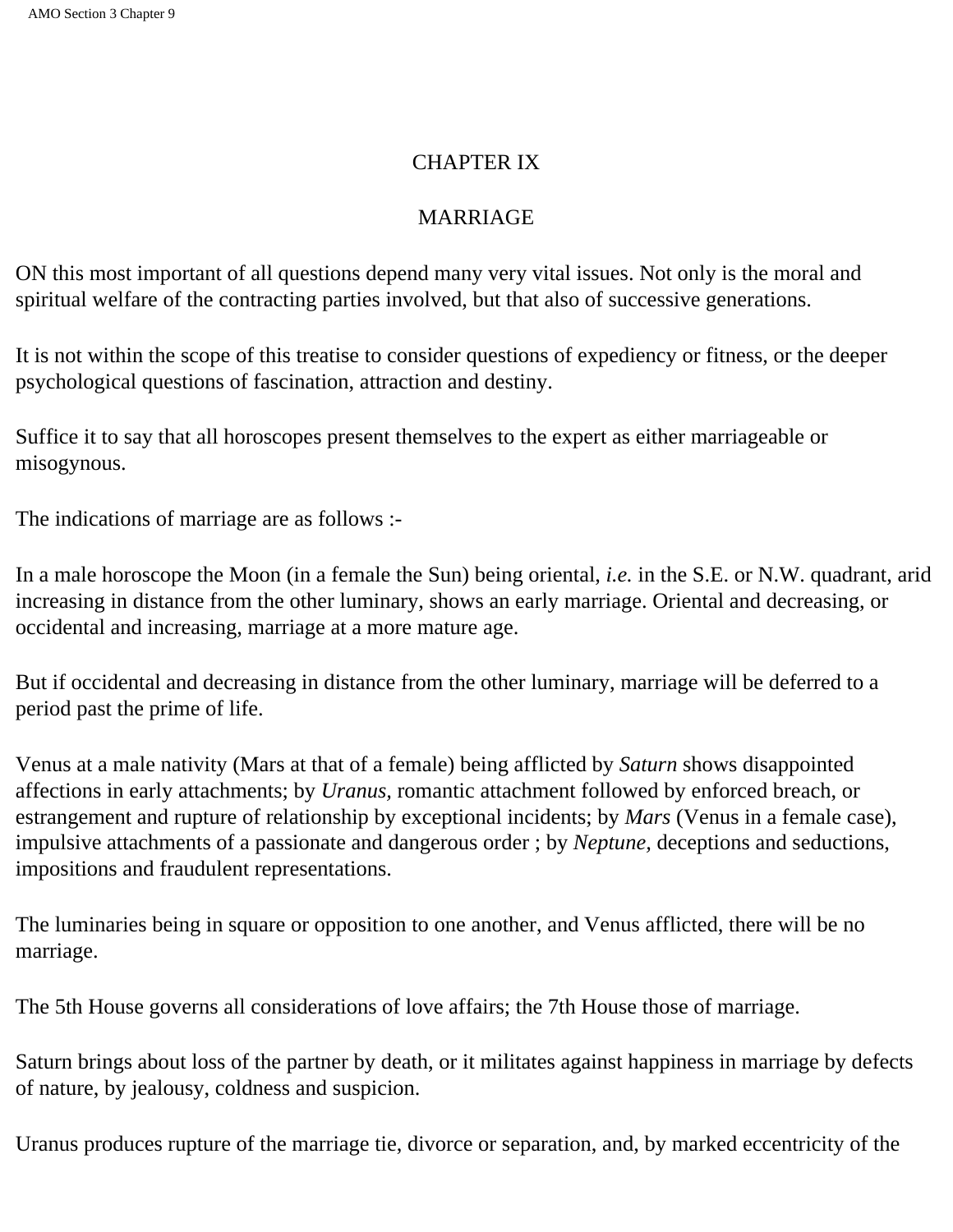# CHAPTER IX

## MARRIAGE

ON this most important of all questions depend many very vital issues. Not only is the moral and spiritual welfare of the contracting parties involved, but that also of successive generations.

It is not within the scope of this treatise to consider questions of expediency or fitness, or the deeper psychological questions of fascination, attraction and destiny.

Suffice it to say that all horoscopes present themselves to the expert as either marriageable or misogynous.

The indications of marriage are as follows :-

In a male horoscope the Moon (in a female the Sun) being oriental, *i.e.* in the S.E. or N.W. quadrant, arid increasing in distance from the other luminary, shows an early marriage. Oriental and decreasing, or occidental and increasing, marriage at a more mature age.

But if occidental and decreasing in distance from the other luminary, marriage will be deferred to a period past the prime of life.

Venus at a male nativity (Mars at that of a female) being afflicted by *Saturn* shows disappointed affections in early attachments; by *Uranus,* romantic attachment followed by enforced breach, or estrangement and rupture of relationship by exceptional incidents; by *Mars* (Venus in a female case), impulsive attachments of a passionate and dangerous order ; by *Neptune,* deceptions and seductions, impositions and fraudulent representations.

The luminaries being in square or opposition to one another, and Venus afflicted, there will be no marriage.

The 5th House governs all considerations of love affairs; the 7th House those of marriage.

Saturn brings about loss of the partner by death, or it militates against happiness in marriage by defects of nature, by jealousy, coldness and suspicion.

Uranus produces rupture of the marriage tie, divorce or separation, and, by marked eccentricity of the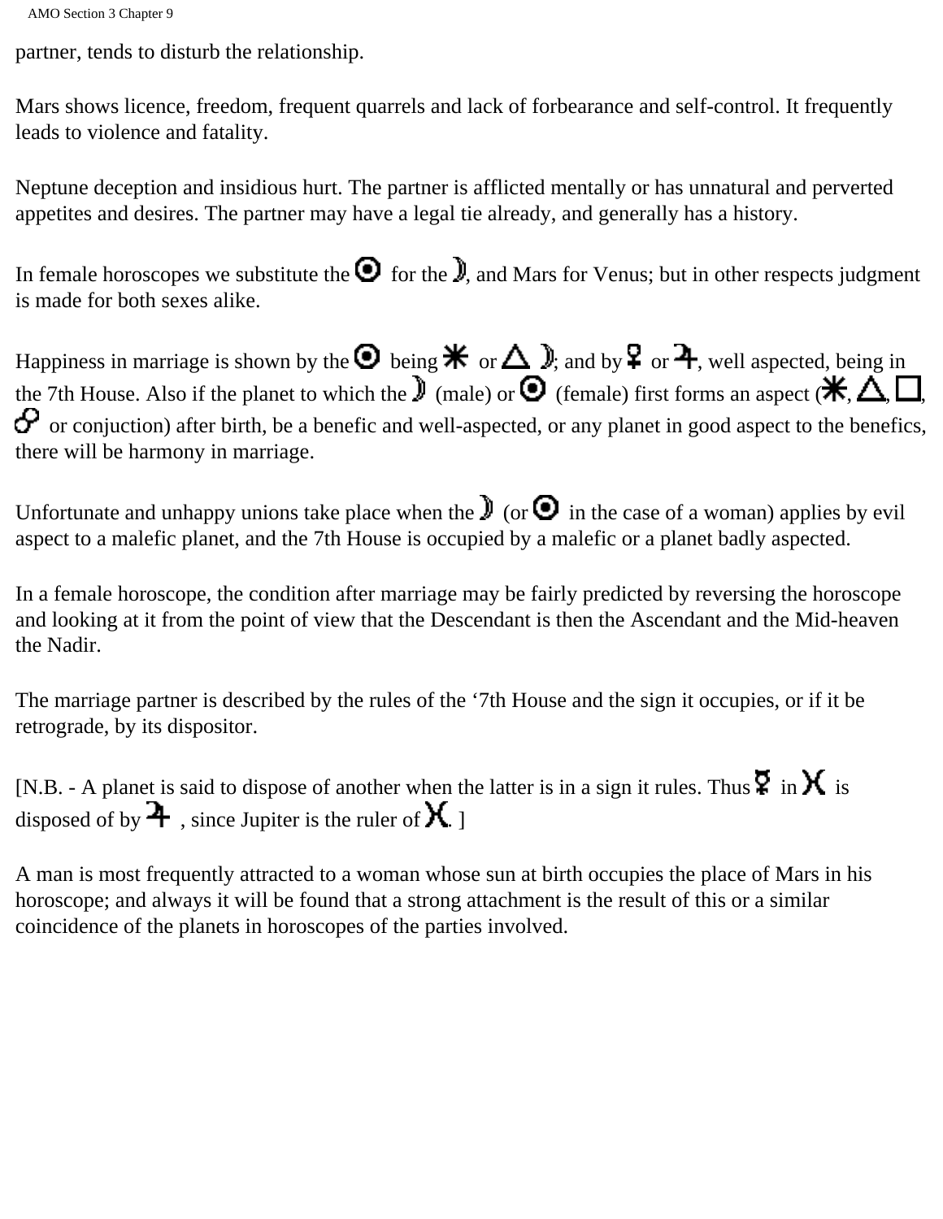partner, tends to disturb the relationship.

Mars shows licence, freedom, frequent quarrels and lack of forbearance and self-control. It frequently leads to violence and fatality.

Neptune deception and insidious hurt. The partner is afflicted mentally or has unnatural and perverted appetites and desires. The partner may have a legal tie already, and generally has a history.

In female horoscopes we substitute the ☉ for the ☽, and Mars for Venus; but in other respects judgment is made for both sexes alike.

Happiness in marriage is shown by the ☉ being ⚹ or △ ☽; and by ♀ or ♃, well aspected, being in the 7th House. Also if the planet to which the ☽ (male) or ☉ (female) first forms an aspect (⚹, △, □, ☍ or conjuction) after birth, be a benefic and well-aspected, or any planet in good aspect to the benefics, there will be harmony in marriage.

Unfortunate and unhappy unions take place when the ☽ (or ☉ in the case of a woman) applies by evil aspect to a malefic planet, and the 7th House is occupied by a malefic or a planet badly aspected.

In a female horoscope, the condition after marriage may be fairly predicted by reversing the horoscope and looking at it from the point of view that the Descendant is then the Ascendant and the Mid-heaven the Nadir.

The marriage partner is described by the rules of the '7th House and the sign it occupies, or if it be retrograde, by its dispositor.

[N.B. - A planet is said to dispose of another when the latter is in a sign it rules. Thus ☿ in ♓ is disposed of by ♃ , since Jupiter is the ruler of ♓. ]

A man is most frequently attracted to a woman whose sun at birth occupies the place of Mars in his horoscope; and always it will be found that a strong attachment is the result of this or a similar coincidence of the planets in horoscopes of the parties involved.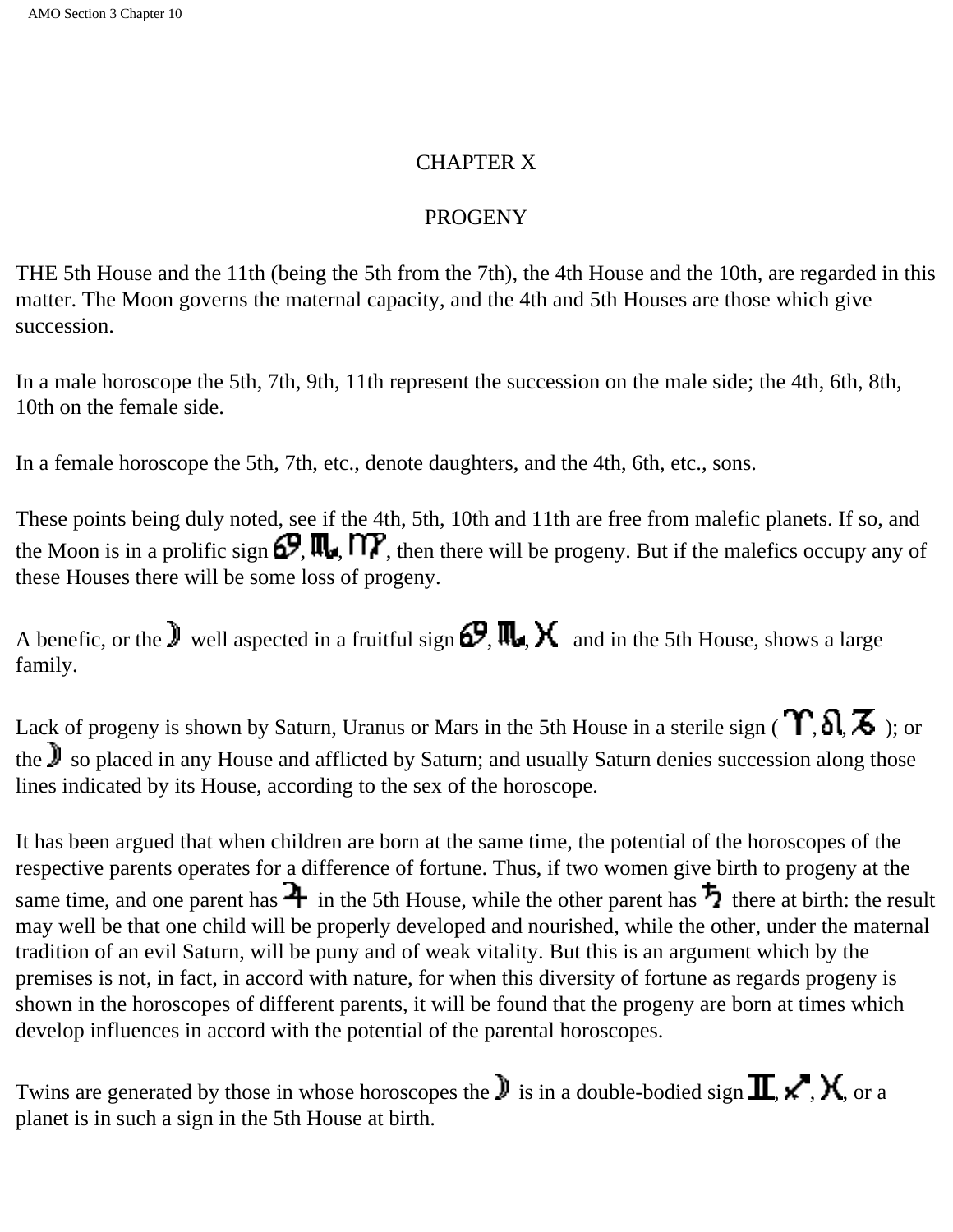# CHAPTER X

## PROGENY

THE 5th House and the 11th (being the 5th from the 7th), the 4th House and the 10th, are regarded in this matter. The Moon governs the maternal capacity, and the 4th and 5th Houses are those which give succession.

In a male horoscope the 5th, 7th, 9th, 11th represent the succession on the male side; the 4th, 6th, 8th, 10th on the female side.

In a female horoscope the 5th, 7th, etc., denote daughters, and the 4th, 6th, etc., sons.

These points being duly noted, see if the 4th, 5th, 10th and 11th are free from malefic planets. If so, and the Moon is in a prolific sign ♋, ♏, ♍, then there will be progeny. But if the malefics occupy any of these Houses there will be some loss of progeny.

A benefic, or the ☽ well aspected in a fruitful sign ♋, ♏, ♓ and in the 5th House, shows a large family.

Lack of progeny is shown by Saturn, Uranus or Mars in the 5th House in a sterile sign ( ♈, ♌, ♑ ); or the ☽ so placed in any House and afflicted by Saturn; and usually Saturn denies succession along those lines indicated by its House, according to the sex of the horoscope.

It has been argued that when children are born at the same time, the potential of the horoscopes of the respective parents operates for a difference of fortune. Thus, if two women give birth to progeny at the same time, and one parent has ♃ in the 5th House, while the other parent has ♄ there at birth: the result may well be that one child will be properly developed and nourished, while the other, under the maternal tradition of an evil Saturn, will be puny and of weak vitality. But this is an argument which by the premises is not, in fact, in accord with nature, for when this diversity of fortune as regards progeny is shown in the horoscopes of different parents, it will be found that the progeny are born at times which develop influences in accord with the potential of the parental horoscopes.

Twins are generated by those in whose horoscopes the ☽ is in a double-bodied sign ♊, ♐, ♓, or a planet is in such a sign in the 5th House at birth.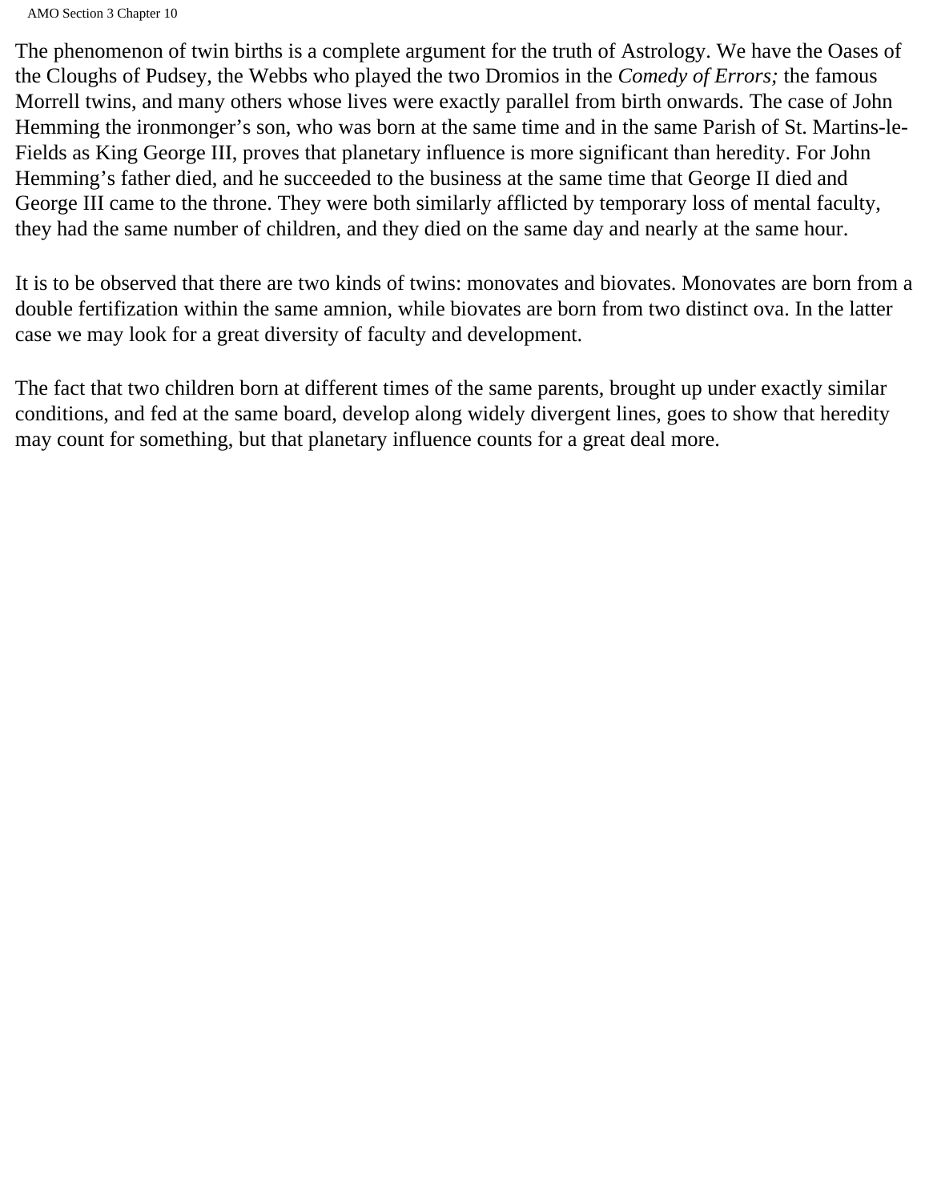The phenomenon of twin births is a complete argument for the truth of Astrology. We have the Oases of the Cloughs of Pudsey, the Webbs who played the two Dromios in the *Comedy of Errors;* the famous Morrell twins, and many others whose lives were exactly parallel from birth onwards. The case of John Hemming the ironmonger's son, who was born at the same time and in the same Parish of St. Martins-le-Fields as King George III, proves that planetary influence is more significant than heredity. For John Hemming's father died, and he succeeded to the business at the same time that George II died and George III came to the throne. They were both similarly afflicted by temporary loss of mental faculty, they had the same number of children, and they died on the same day and nearly at the same hour.

It is to be observed that there are two kinds of twins: monovates and biovates. Monovates are born from a double fertization within the same amnion, while biovates are born from two distinct ova. In the latter case we may look for a great diversity of faculty and development.

The fact that two children born at different times of the same parents, brought up under exactly similar conditions, and fed at the same board, develop along widely divergent lines, goes to show that heredity may count for something, but that planetary influence counts for a great deal more.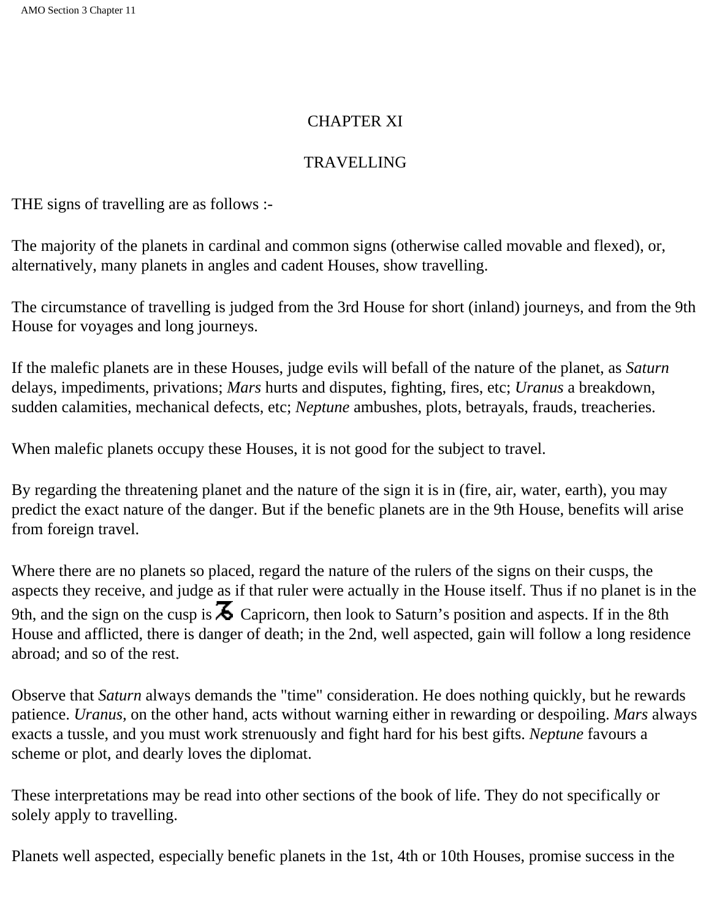# CHAPTER XI

## TRAVELLING

THE signs of travelling are as follows :-

The majority of the planets in cardinal and common signs (otherwise called movable and flexed), or, alternatively, many planets in angles and cadent Houses, show travelling.

The circumstance of travelling is judged from the 3rd House for short (inland) journeys, and from the 9th House for voyages and long journeys.

If the malefic planets are in these Houses, judge evils will befall of the nature of the planet, as *Saturn* delays, impediments, privations; *Mars* hurts and disputes, fighting, fires, etc; *Uranus* a breakdown, sudden calamities, mechanical defects, etc; *Neptune* ambushes, plots, betrayals, frauds, treacheries.

When malefic planets occupy these Houses, it is not good for the subject to travel.

By regarding the threatening planet and the nature of the sign it is in (fire, air, water, earth), you may predict the exact nature of the danger. But if the benefic planets are in the 9th House, benefits will arise from foreign travel.

Where there are no planets so placed, regard the nature of the rulers of the signs on their cusps, the aspects they receive, and judge as if that ruler were actually in the House itself. Thus if no planet is in the 9th, and the sign on the cusp is ♑ Capricorn, then look to Saturn's position and aspects. If in the 8th House and afflicted, there is danger of death; in the 2nd, well aspected, gain will follow a long residence abroad; and so of the rest.

Observe that *Saturn* always demands the "time" consideration. He does nothing quickly, but he rewards patience. *Uranus*, on the other hand, acts without warning either in rewarding or despoiling. *Mars* always exacts a tussle, and you must work strenuously and fight hard for his best gifts. *Neptune* favours a scheme or plot, and dearly loves the diplomat.

These interpretations may be read into other sections of the book of life. They do not specifically or solely apply to travelling.

Planets well aspected, especially benefic planets in the 1st, 4th or 10th Houses, promise success in the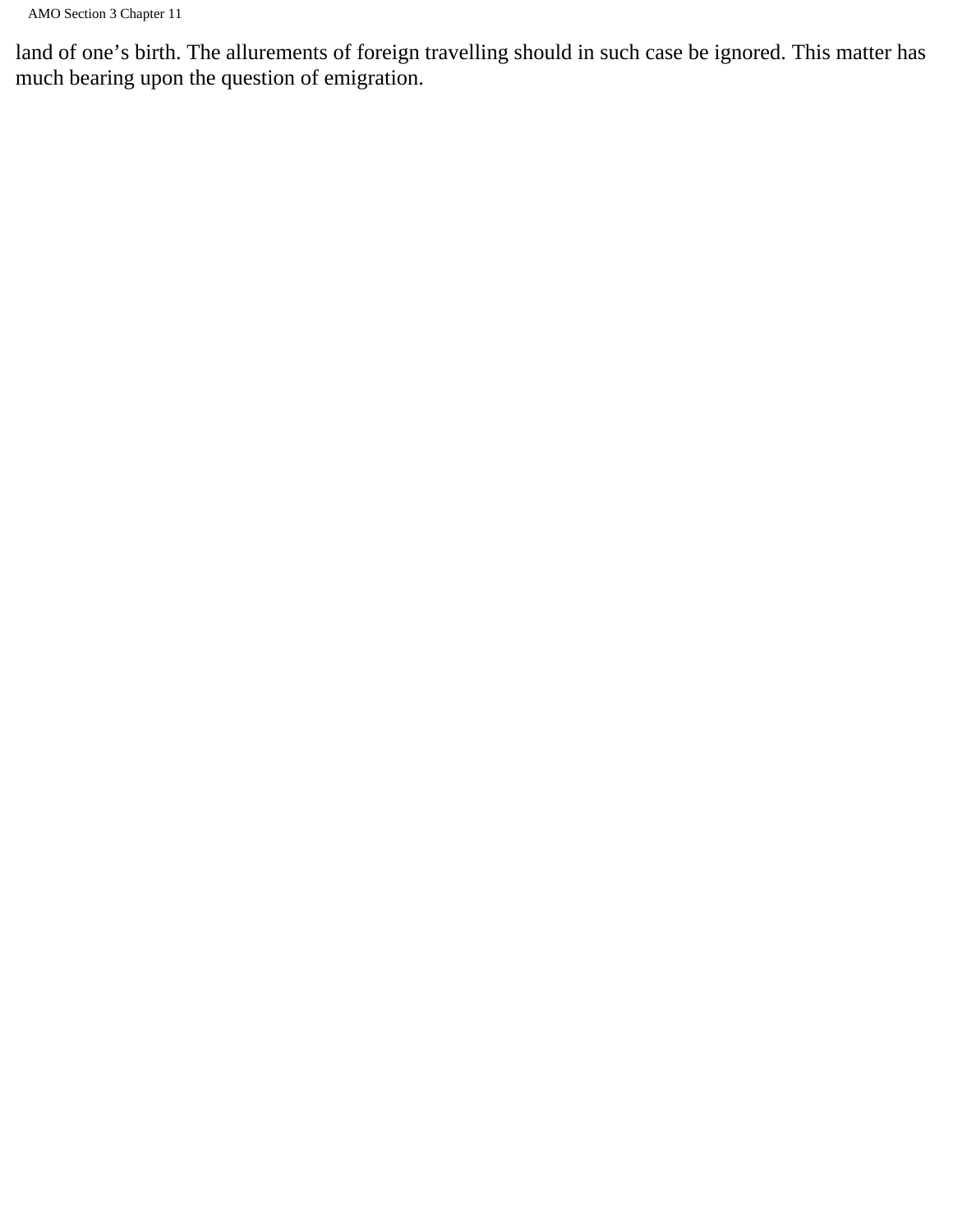land of one’s birth. The allurements of foreign travelling should in such case be ignored. This matter has much bearing upon the question of emigration.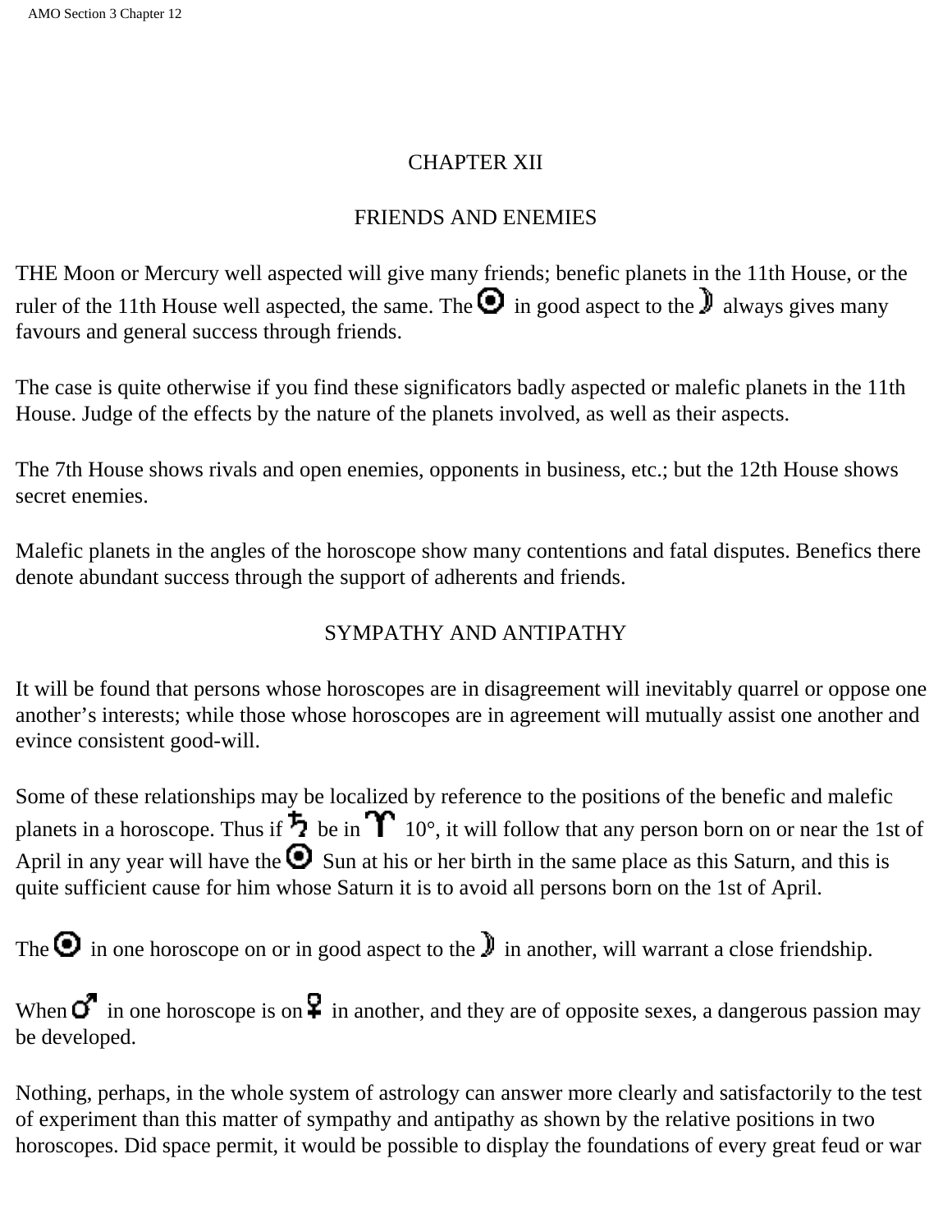# CHAPTER XII

## FRIENDS AND ENEMIES

THE Moon or Mercury well aspected will give many friends; benefic planets in the 11th House, or the ruler of the 11th House well aspected, the same. The ☉ in good aspect to the ☽ always gives many favours and general success through friends.

The case is quite otherwise if you find these significators badly aspected or malefic planets in the 11th House. Judge of the effects by the nature of the planets involved, as well as their aspects.

The 7th House shows rivals and open enemies, opponents in business, etc.; but the 12th House shows secret enemies.

Malefic planets in the angles of the horoscope show many contentions and fatal disputes. Benefics there denote abundant success through the support of adherents and friends.

## SYMPATHY AND ANTIPATHY

It will be found that persons whose horoscopes are in disagreement will inevitably quarrel or oppose one another's interests; while those whose horoscopes are in agreement will mutually assist one another and evince consistent good-will.

Some of these relationships may be localized by reference to the positions of the benefic and malefic planets in a horoscope. Thus if ♄ be in ♈ 10°, it will follow that any person born on or near the 1st of April in any year will have the ☉ Sun at his or her birth in the same place as this Saturn, and this is quite sufficient cause for him whose Saturn it is to avoid all persons born on the 1st of April.

The ☉ in one horoscope on or in good aspect to the ☽ in another, will warrant a close friendship.

When ♂ in one horoscope is on ♀ in another, and they are of opposite sexes, a dangerous passion may be developed.

Nothing, perhaps, in the whole system of astrology can answer more clearly and satisfactorily to the test of experiment than this matter of sympathy and antipathy as shown by the relative positions in two horoscopes. Did space permit, it would be possible to display the foundations of every great feud or war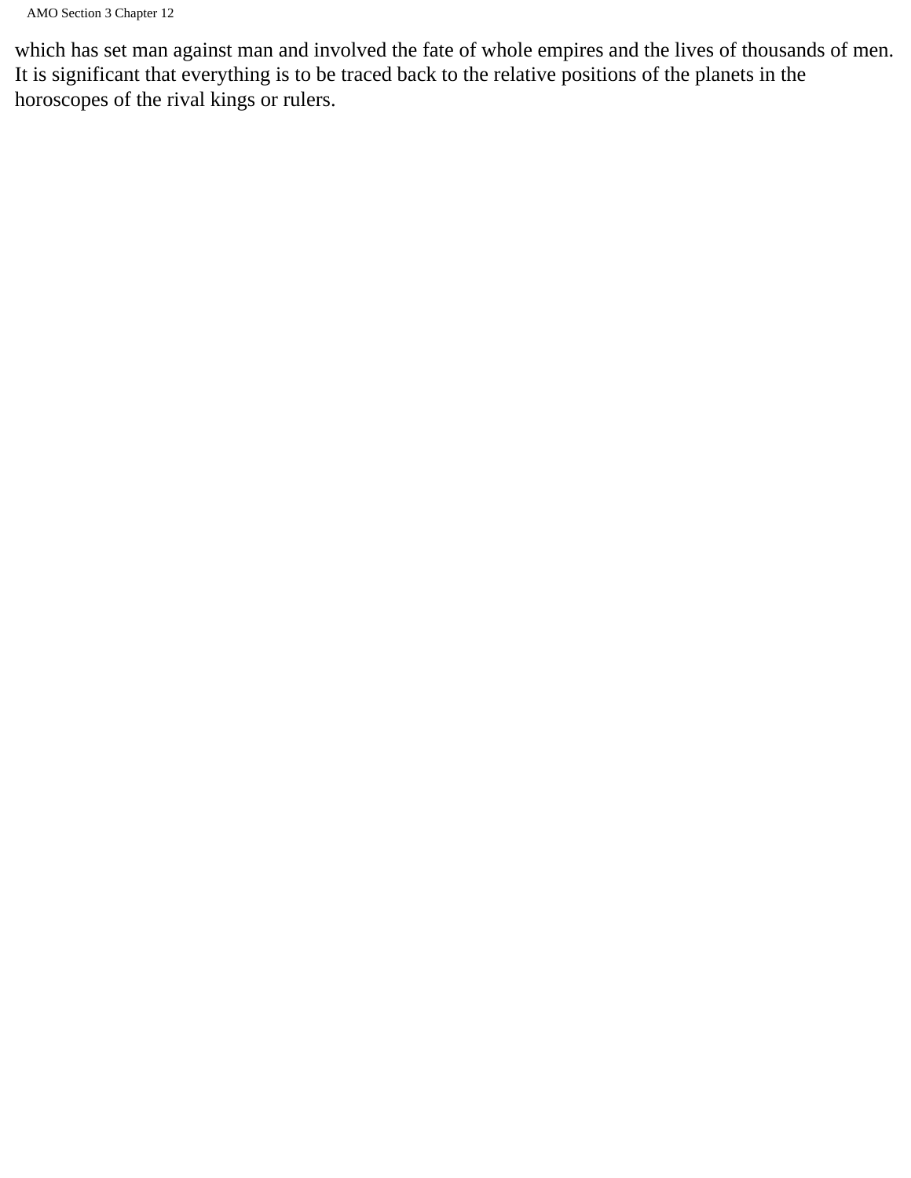which has set man against man and involved the fate of whole empires and the lives of thousands of men. It is significant that everything is to be traced back to the relative positions of the planets in the horoscopes of the rival kings or rulers.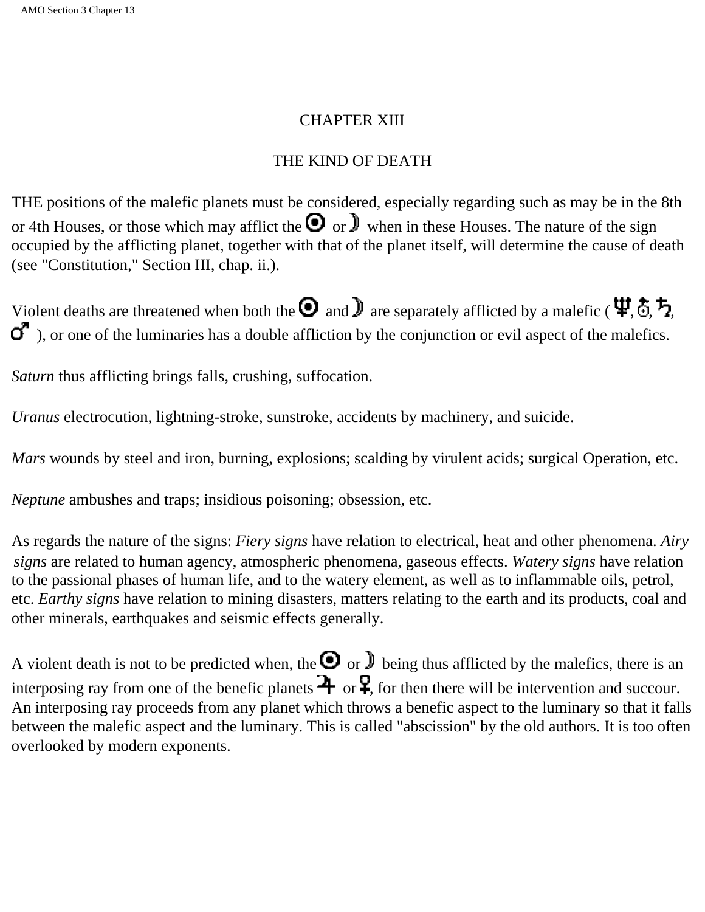# CHAPTER XIII

## THE KIND OF DEATH

THE positions of the malefic planets must be considered, especially regarding such as may be in the 8th or 4th Houses, or those which may afflict the ☉ or ☽ when in these Houses. The nature of the sign occupied by the afflicting planet, together with that of the planet itself, will determine the cause of death (see "Constitution," Section III, chap. ii.).

Violent deaths are threatened when both the ☉ and ☽ are separately afflicted by a malefic (♆, ♅, ♄, ♂), or one of the luminaries has a double affliction by the conjunction or evil aspect of the malefics.

*Saturn* thus afflicting brings falls, crushing, suffocation.

*Uranus* electrocution, lightning-stroke, sunstroke, accidents by machinery, and suicide.

*Mars* wounds by steel and iron, burning, explosions; scalding by virulent acids; surgical Operation, etc.

*Neptune* ambushes and traps; insidious poisoning; obsession, etc.

As regards the nature of the signs: *Fiery signs* have relation to electrical, heat and other phenomena. *Airy signs* are related to human agency, atmospheric phenomena, gaseous effects. *Watery signs* have relation to the passional phases of human life, and to the watery element, as well as to inflammable oils, petrol, etc. *Earthy signs* have relation to mining disasters, matters relating to the earth and its products, coal and other minerals, earthquakes and seismic effects generally.

A violent death is not to be predicted when, the ☉ or ☽ being thus afflicted by the malefics, there is an interposing ray from one of the benefic planets ♃ or ♀, for then there will be intervention and succour. An interposing ray proceeds from any planet which throws a benefic aspect to the luminary so that it falls between the malefic aspect and the luminary. This is called "abscission" by the old authors. It is too often overlooked by modern exponents.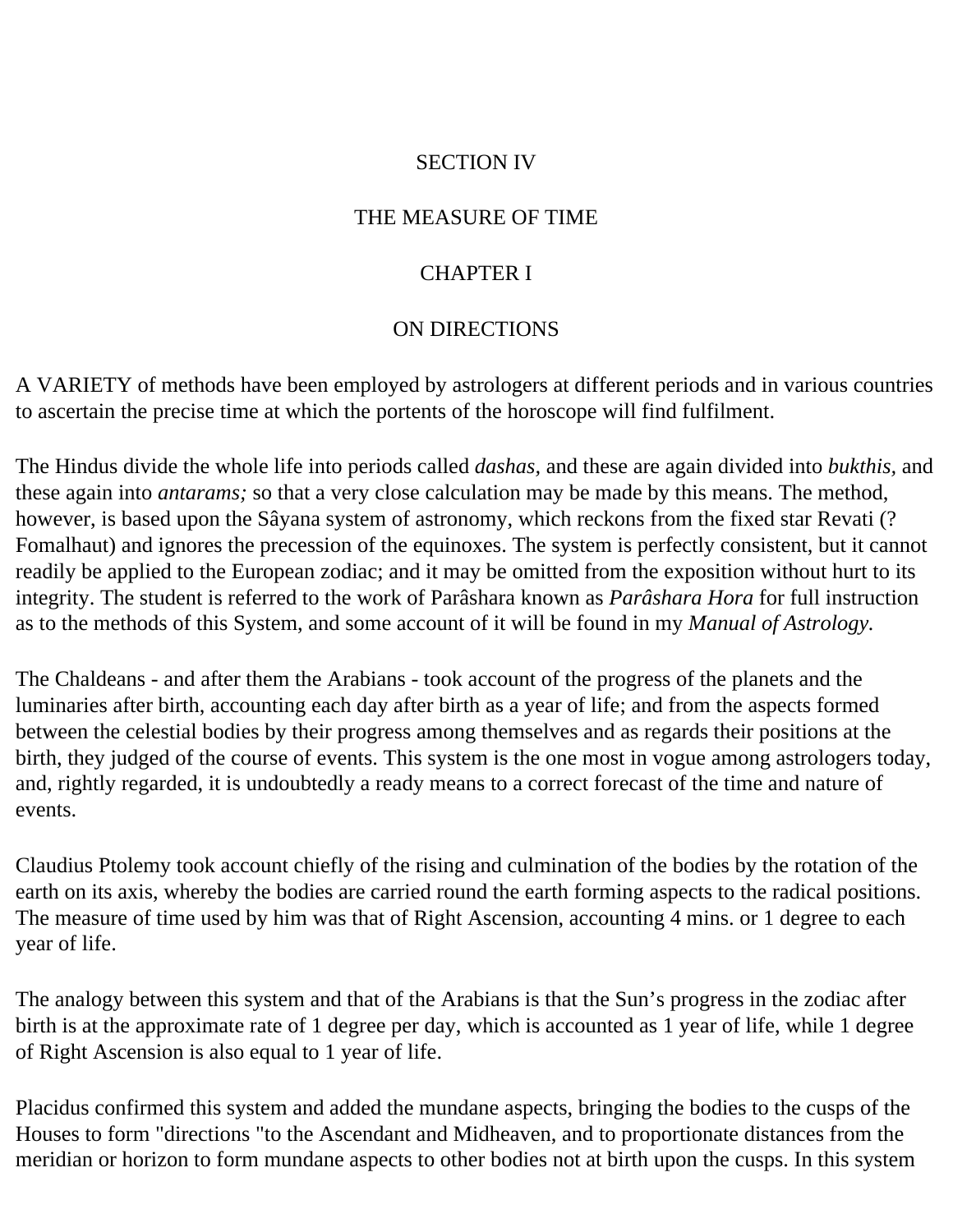# SECTION IV

# THE MEASURE OF TIME

## CHAPTER I

## ON DIRECTIONS

A VARIETY of methods have been employed by astrologers at different periods and in various countries to ascertain the precise time at which the portents of the horoscope will find fulfilment.

The Hindus divide the whole life into periods called *dashas,* and these are again divided into *bukthis,* and these again into *antarams;* so that a very close calculation may be made by this means. The method, however, is based upon the Sâyana system of astronomy, which reckons from the fixed star Revati (?Fomalhaut) and ignores the precession of the equinoxes. The system is perfectly consistent, but it cannot readily be applied to the European zodiac; and it may be omitted from the exposition without hurt to its integrity. The student is referred to the work of Parâshara known as *Parâshara Hora* for full instruction as to the methods of this System, and some account of it will be found in my *Manual of Astrology.*

The Chaldeans - and after them the Arabians - took account of the progress of the planets and the luminaries after birth, accounting each day after birth as a year of life; and from the aspects formed between the celestial bodies by their progress among themselves and as regards their positions at the birth, they judged of the course of events. This system is the one most in vogue among astrologers today, and, rightly regarded, it is undoubtedly a ready means to a correct forecast of the time and nature of events.

Claudius Ptolemy took account chiefly of the rising and culmination of the bodies by the rotation of the earth on its axis, whereby the bodies are carried round the earth forming aspects to the radical positions. The measure of time used by him was that of Right Ascension, accounting 4 mins. or 1 degree to each year of life.

The analogy between this system and that of the Arabians is that the Sun's progress in the zodiac after birth is at the approximate rate of 1 degree per day, which is accounted as 1 year of life, while 1 degree of Right Ascension is also equal to 1 year of life.

Placidus confirmed this system and added the mundane aspects, bringing the bodies to the cusps of the Houses to form "directions "to the Ascendant and Midheaven, and to proportionate distances from the meridian or horizon to form mundane aspects to other bodies not at birth upon the cusps. In this system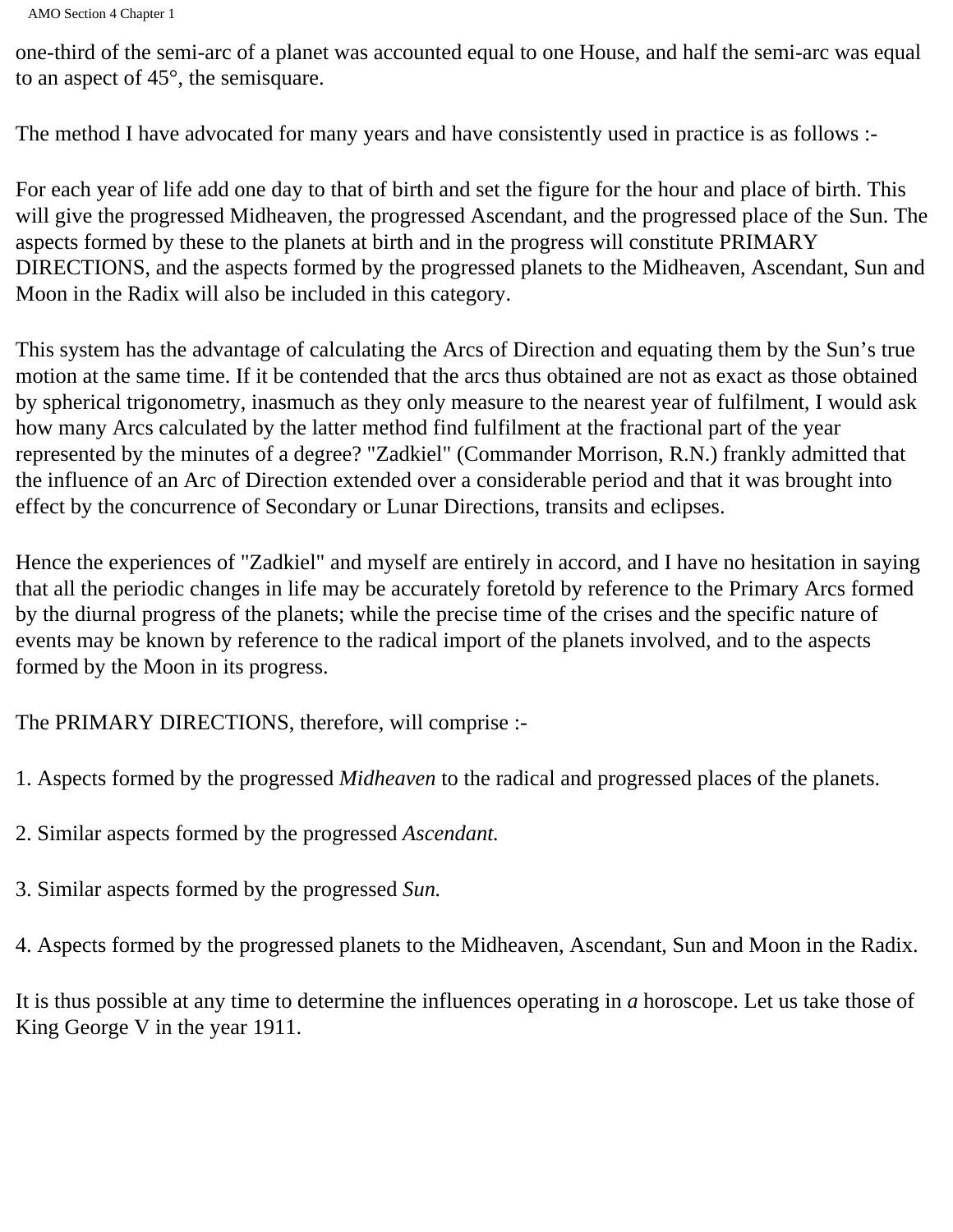one-third of the semi-arc of a planet was accounted equal to one House, and half the semi-arc was equal to an aspect of 45°, the semisquare.

The method I have advocated for many years and have consistently used in practice is as follows :-

For each year of life add one day to that of birth and set the figure for the hour and place of birth. This will give the progressed Midheaven, the progressed Ascendant, and the progressed place of the Sun. The aspects formed by these to the planets at birth and in the progress will constitute PRIMARY DIRECTIONS, and the aspects formed by the progressed planets to the Midheaven, Ascendant, Sun and Moon in the Radix will also be included in this category.

This system has the advantage of calculating the Arcs of Direction and equating them by the Sun's true motion at the same time. If it be contended that the arcs thus obtained are not as exact as those obtained by spherical trigonometry, inasmuch as they only measure to the nearest year of fulfilment, I would ask how many Arcs calculated by the latter method find fulfilment at the fractional part of the year represented by the minutes of a degree? "Zadkiel" (Commander Morrison, R.N.) frankly admitted that the influence of an Arc of Direction extended over a considerable period and that it was brought into effect by the concurrence of Secondary or Lunar Directions, transits and eclipses.

Hence the experiences of "Zadkiel" and myself are entirely in accord, and I have no hesitation in saying that all the periodic changes in life may be accurately foretold by reference to the Primary Arcs formed by the diurnal progress of the planets; while the precise time of the crises and the specific nature of events may be known by reference to the radical import of the planets involved, and to the aspects formed by the Moon in its progress.

The PRIMARY DIRECTIONS, therefore, will comprise :-

1. Aspects formed by the progressed *Midheaven* to the radical and progressed places of the planets.

2. Similar aspects formed by the progressed *Ascendant.*

3. Similar aspects formed by the progressed *Sun.*

4. Aspects formed by the progressed planets to the Midheaven, Ascendant, Sun and Moon in the Radix.

It is thus possible at any time to determine the influences operating in *a* horoscope. Let us take those of King George V in the year 1911.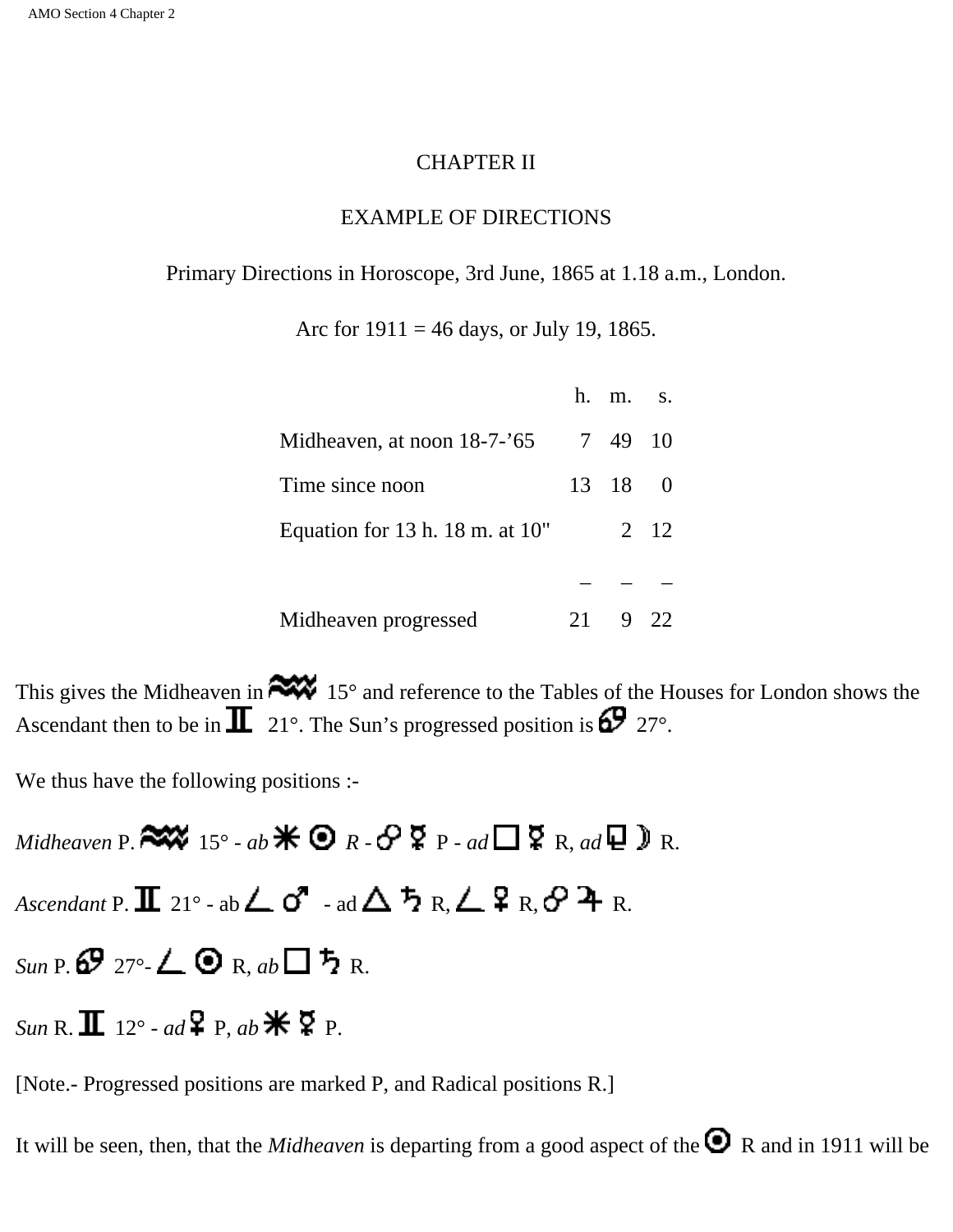# CHAPTER II

## EXAMPLE OF DIRECTIONS

Primary Directions in Horoscope, 3rd June, 1865 at 1.18 a.m., London.

Arc for 1911 = 46 days, or July 19, 1865.

| | h. | m. | s. |
|---|---|---|---|
| Midheaven, at noon 18-7-'65 | 7 | 49 | 10 |
| Time since noon | 13 | 18 | 0 |
| Equation for 13 h. 18 m. at 10" | | 2 | 12 |
| | – | – | – |
| Midheaven progressed | 21 | 9 | 22 |

This gives the Midheaven in ♒ 15° and reference to the Tables of the Houses for London shows the Ascendant then to be in ♊ 21°. The Sun's progressed position is ♋ 27°.

We thus have the following positions :-

*Midheaven* P. ♒ 15° - *ab* ✱ ☉ *R* - ☍ ☿ P - *ad* □ ☿ R, *ad* ⚼ ☽ R.

*Ascendant* P. ♊ 21° - ab ∠ ♂ - ad △ ♄ R, ∠ ♀ R, ☍ ♃ R.

*Sun* P. ♋ 27°- ∠ ☉ R, *ab* □ ♄ R.

*Sun* R. ♊ 12° - *ad* ♀ P, *ab* ✱ ☿ P.

[Note.- Progressed positions are marked P, and Radical positions R.]

It will be seen, then, that the *Midheaven* is departing from a good aspect of the ☉ R and in 1911 will be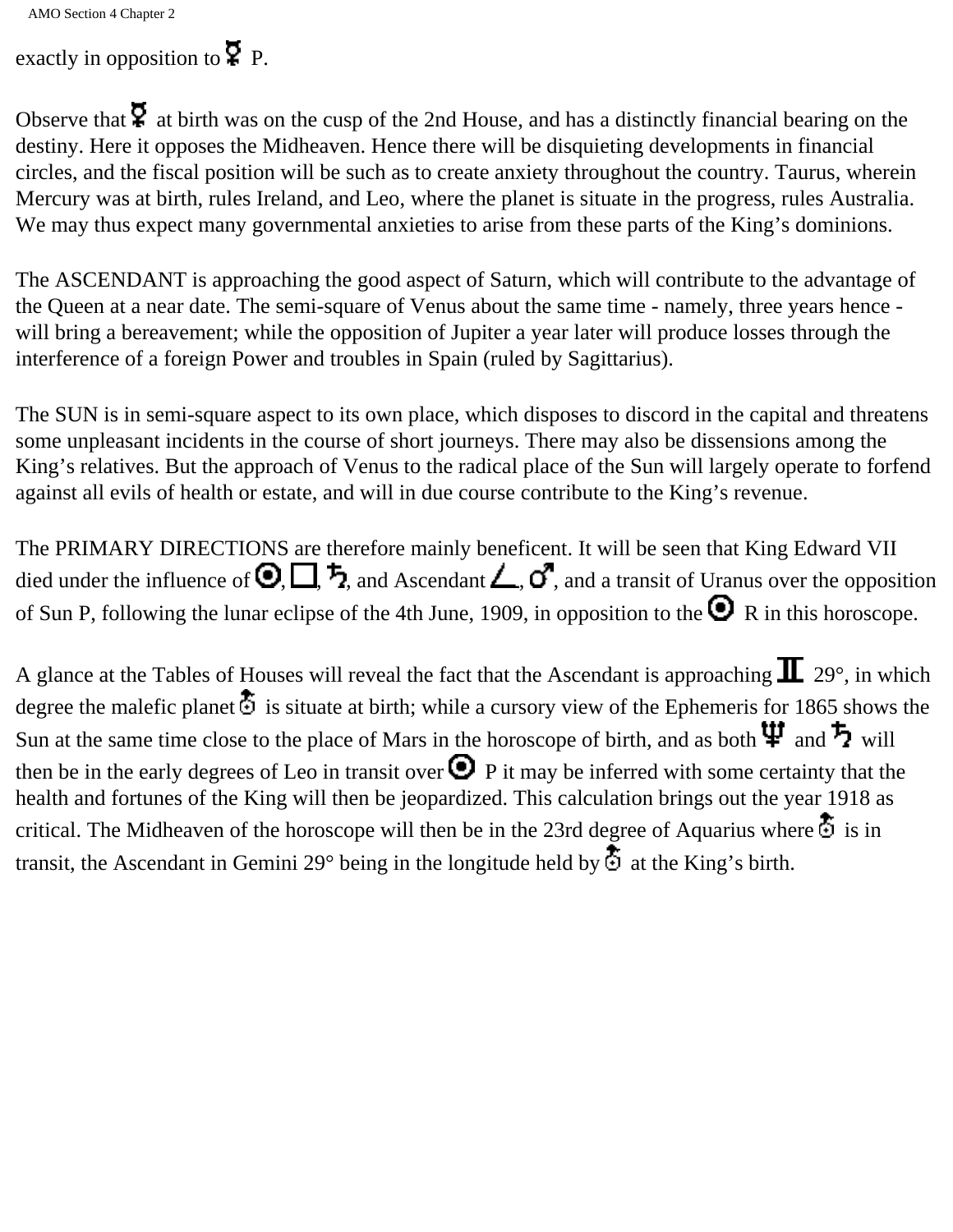exactly in opposition to ☿ P.

Observe that ☿ at birth was on the cusp of the 2nd House, and has a distinctly financial bearing on the destiny. Here it opposes the Midheaven. Hence there will be disquieting developments in financial circles, and the fiscal position will be such as to create anxiety throughout the country. Taurus, wherein Mercury was at birth, rules Ireland, and Leo, where the planet is situate in the progress, rules Australia. We may thus expect many governmental anxieties to arise from these parts of the King's dominions.

The ASCENDANT is approaching the good aspect of Saturn, which will contribute to the advantage of the Queen at a near date. The semi-square of Venus about the same time - namely, three years hence - will bring a bereavement; while the opposition of Jupiter a year later will produce losses through the interference of a foreign Power and troubles in Spain (ruled by Sagittarius).

The SUN is in semi-square aspect to its own place, which disposes to discord in the capital and threatens some unpleasant incidents in the course of short journeys. There may also be dissensions among the King's relatives. But the approach of Venus to the radical place of the Sun will largely operate to forfend against all evils of health or estate, and will in due course contribute to the King's revenue.

The PRIMARY DIRECTIONS are therefore mainly beneficent. It will be seen that King Edward VII died under the influence of ☉, □, ♄, and Ascendant ∠, ♂, and a transit of Uranus over the opposition of Sun P, following the lunar eclipse of the 4th June, 1909, in opposition to the ☉ R in this horoscope.

A glance at the Tables of Houses will reveal the fact that the Ascendant is approaching ♊ 29°, in which degree the malefic planet ♅ is situate at birth; while a cursory view of the Ephemeris for 1865 shows the Sun at the same time close to the place of Mars in the horoscope of birth, and as both ♆ and ♄ will then be in the early degrees of Leo in transit over ☉ P it may be inferred with some certainty that the health and fortunes of the King will then be jeopardized. This calculation brings out the year 1918 as critical. The Midheaven of the horoscope will then be in the 23rd degree of Aquarius where ♅ is in transit, the Ascendant in Gemini 29° being in the longitude held by ♅ at the King's birth.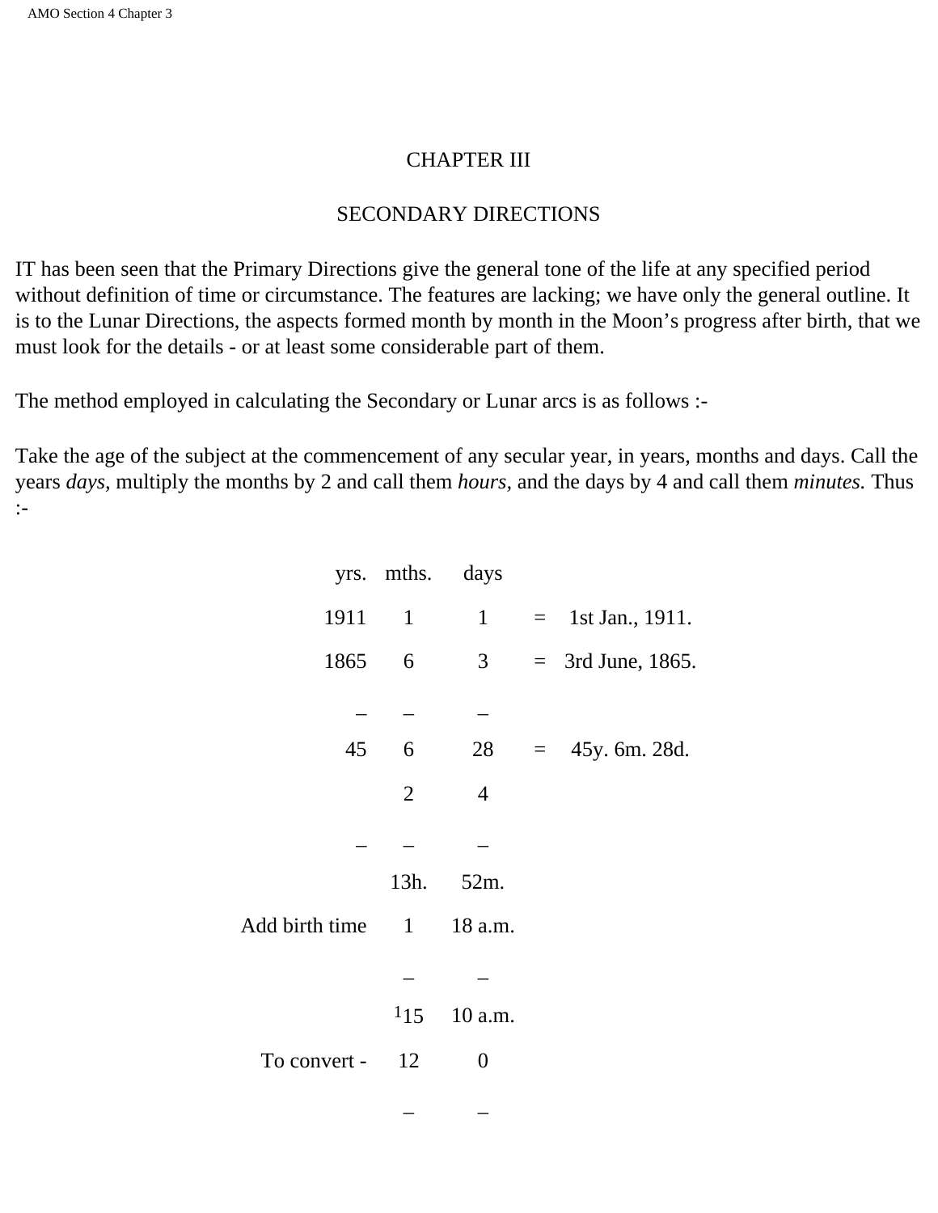# CHAPTER III

## SECONDARY DIRECTIONS

IT has been seen that the Primary Directions give the general tone of the life at any specified period without definition of time or circumstance. The features are lacking; we have only the general outline. It is to the Lunar Directions, the aspects formed month by month in the Moon's progress after birth, that we must look for the details - or at least some considerable part of them.

The method employed in calculating the Secondary or Lunar arcs is as follows :-

Take the age of the subject at the commencement of any secular year, in years, months and days. Call the years *days,* multiply the months by 2 and call them *hours,* and the days by 4 and call them *minutes.* Thus :-

| | yrs. | mths. | days | | |
|---|---|---|---|---|---|
| | 1911 | 1 | 1 | = | 1st Jan., 1911. |
| | 1865 | 6 | 3 | = | 3rd June, 1865. |
| | – | – | – | | |
| | 45 | 6 | 28 | = | 45y. 6m. 28d. |
| | | 2 | 4 | | |
| | – | – | – | | |
| | | 13h. | 52m. | | |
| Add birth time | | 1 | 18 a.m. | | |
| | | – | – | | |
| | | [1]15 | 10 a.m. | | |
| To convert - | | 12 | 0 | | |
| | | – | – | | |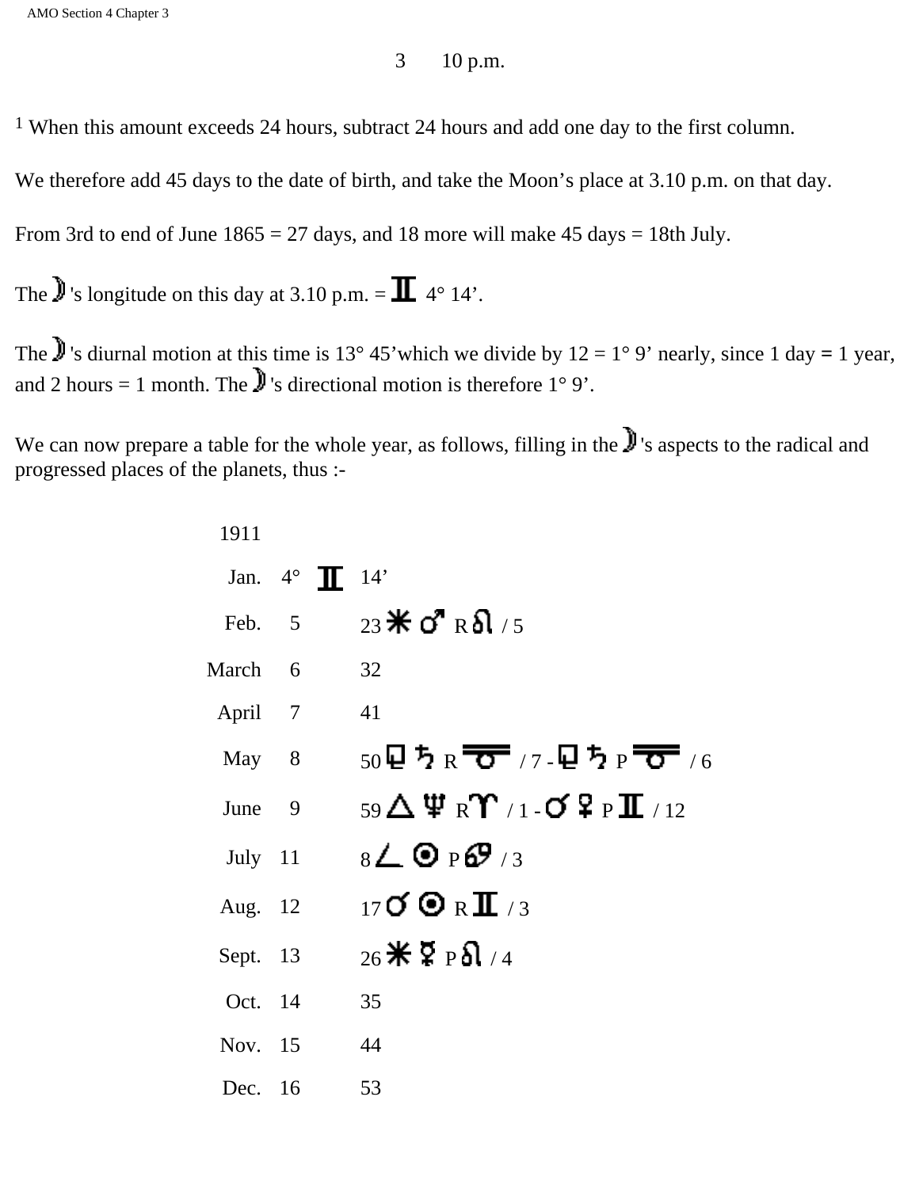3     10 p.m.

[1] When this amount exceeds 24 hours, subtract 24 hours and add one day to the first column.

We therefore add 45 days to the date of birth, and take the Moon's place at 3.10 p.m. on that day.

From 3rd to end of June 1865 = 27 days, and 18 more will make 45 days = 18th July.

The ☽'s longitude on this day at 3.10 p.m. = ♊ 4° 14'.

The ☽'s diurnal motion at this time is 13° 45'which we divide by 12 = 1° 9' nearly, since 1 day = 1 year, and 2 hours = 1 month. The ☽'s directional motion is therefore 1° 9'.

We can now prepare a table for the whole year, as follows, filling in the ☽'s aspects to the radical and progressed places of the planets, thus :-

| 1911 | | | |
|---|---|---|---|
| Jan. | 4° | ♊ | 14' |
| Feb. | 5 | | 23 ⚹ ♂ R ♌ / 5 |
| March | 6 | | 32 |
| April | 7 | | 41 |
| May | 8 | | 50 □ ♄ R ♉ / 7 - □ ♄ P ♉ / 6 |
| June | 9 | | 59 △ ♆ R ♈ / 1 - ☌ ♀ P ♊ / 12 |
| July | 11 | | 8 ∠ ☉ P ♋ / 3 |
| Aug. | 12 | | 17 ☌ ☉ R ♊ / 3 |
| Sept. | 13 | | 26 ⚹ ☿ P ♌ / 4 |
| Oct. | 14 | | 35 |
| Nov. | 15 | | 44 |
| Dec. | 16 | | 53 |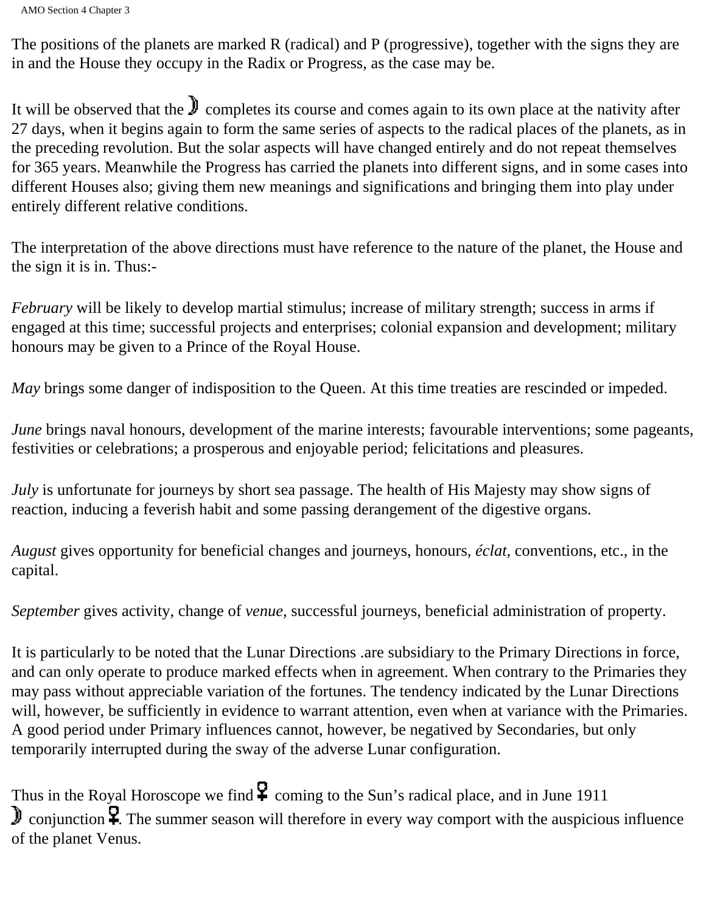The positions of the planets are marked R (radical) and P (progressive), together with the signs they are in and the House they occupy in the Radix or Progress, as the case may be.

It will be observed that the ☽ completes its course and comes again to its own place at the nativity after 27 days, when it begins again to form the same series of aspects to the radical places of the planets, as in the preceding revolution. But the solar aspects will have changed entirely and do not repeat themselves for 365 years. Meanwhile the Progress has carried the planets into different signs, and in some cases into different Houses also; giving them new meanings and significations and bringing them into play under entirely different relative conditions.

The interpretation of the above directions must have reference to the nature of the planet, the House and the sign it is in. Thus:-

*February* will be likely to develop martial stimulus; increase of military strength; success in arms if engaged at this time; successful projects and enterprises; colonial expansion and development; military honours may be given to a Prince of the Royal House.

*May* brings some danger of indisposition to the Queen. At this time treaties are rescinded or impeded.

*June* brings naval honours, development of the marine interests; favourable interventions; some pageants, festivities or celebrations; a prosperous and enjoyable period; felicitations and pleasures.

*July* is unfortunate for journeys by short sea passage. The health of His Majesty may show signs of reaction, inducing a feverish habit and some passing derangement of the digestive organs.

*August* gives opportunity for beneficial changes and journeys, honours, *éclat,* conventions, etc., in the capital.

*September* gives activity, change of *venue,* successful journeys, beneficial administration of property.

It is particularly to be noted that the Lunar Directions .are subsidiary to the Primary Directions in force, and can only operate to produce marked effects when in agreement. When contrary to the Primaries they may pass without appreciable variation of the fortunes. The tendency indicated by the Lunar Directions will, however, be sufficiently in evidence to warrant attention, even when at variance with the Primaries. A good period under Primary influences cannot, however, be negatived by Secondaries, but only temporarily interrupted during the sway of the adverse Lunar configuration.

Thus in the Royal Horoscope we find ♀ coming to the Sun's radical place, and in June 1911 ☽ conjunction ♀. The summer season will therefore in every way comport with the auspicious influence of the planet Venus.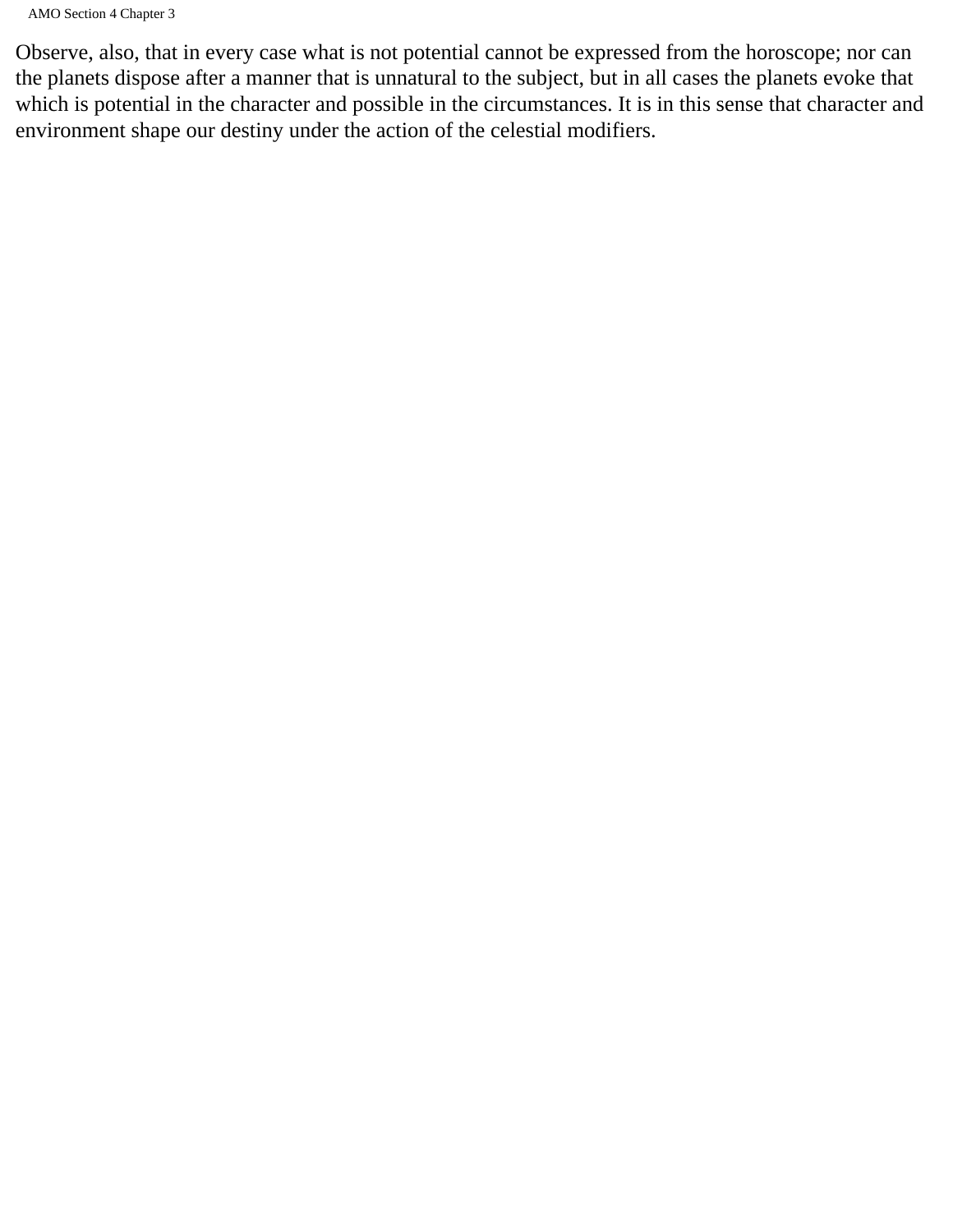Observe, also, that in every case what is not potential cannot be expressed from the horoscope; nor can the planets dispose after a manner that is unnatural to the subject, but in all cases the planets evoke that which is potential in the character and possible in the circumstances. It is in this sense that character and environment shape our destiny under the action of the celestial modifiers.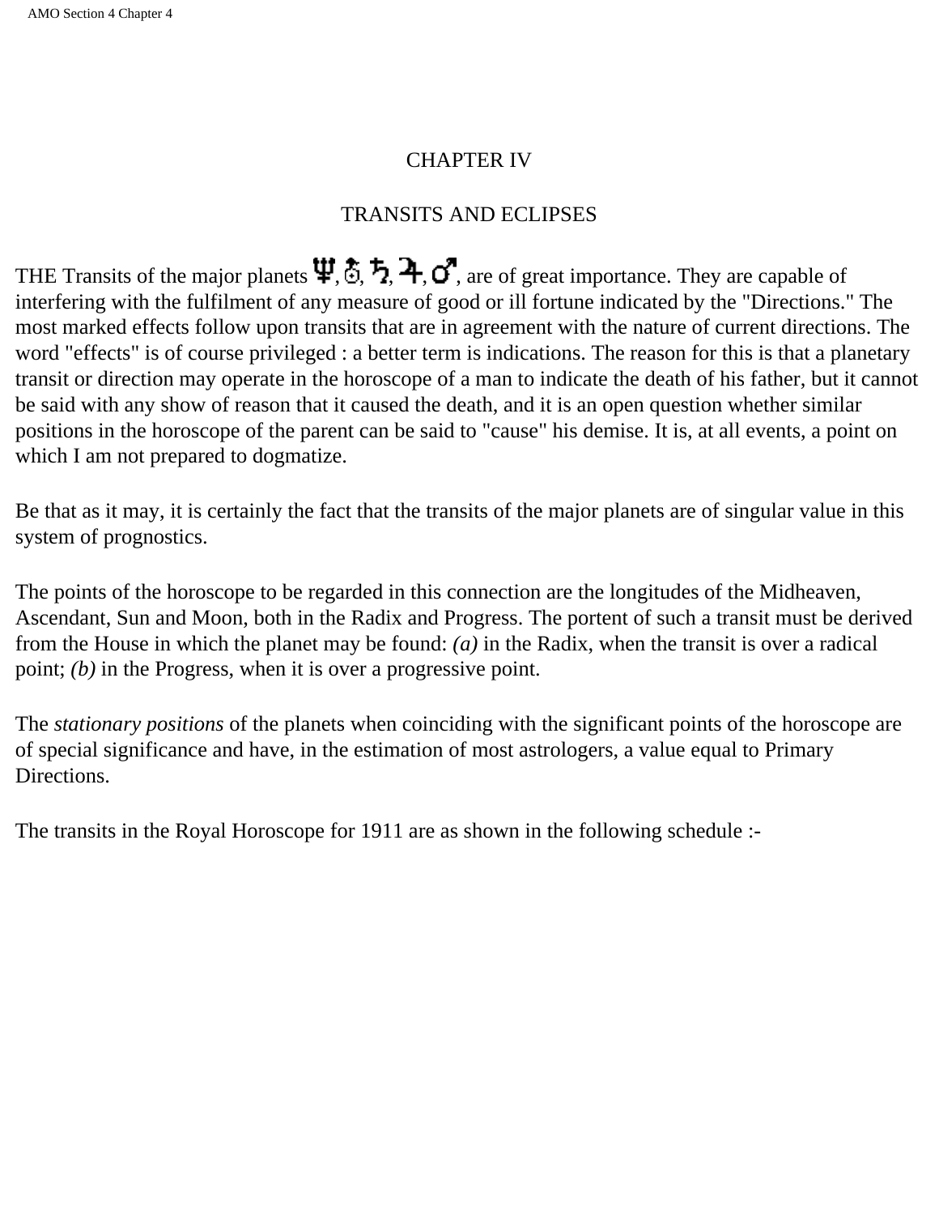# CHAPTER IV

## TRANSITS AND ECLIPSES

THE Transits of the major planets ♆, ♅, ♄, ♃, ♂, are of great importance. They are capable of interfering with the fulfilment of any measure of good or ill fortune indicated by the "Directions." The most marked effects follow upon transits that are in agreement with the nature of current directions. The word "effects" is of course privileged : a better term is indications. The reason for this is that a planetary transit or direction may operate in the horoscope of a man to indicate the death of his father, but it cannot be said with any show of reason that it caused the death, and it is an open question whether similar positions in the horoscope of the parent can be said to "cause" his demise. It is, at all events, a point on which I am not prepared to dogmatize.

Be that as it may, it is certainly the fact that the transits of the major planets are of singular value in this system of prognostics.

The points of the horoscope to be regarded in this connection are the longitudes of the Midheaven, Ascendant, Sun and Moon, both in the Radix and Progress. The portent of such a transit must be derived from the House in which the planet may be found: *(a)* in the Radix, when the transit is over a radical point; *(b)* in the Progress, when it is over a progressive point.

The *stationary positions* of the planets when coinciding with the significant points of the horoscope are of special significance and have, in the estimation of most astrologers, a value equal to Primary Directions.

The transits in the Royal Horoscope for 1911 are as shown in the following schedule :-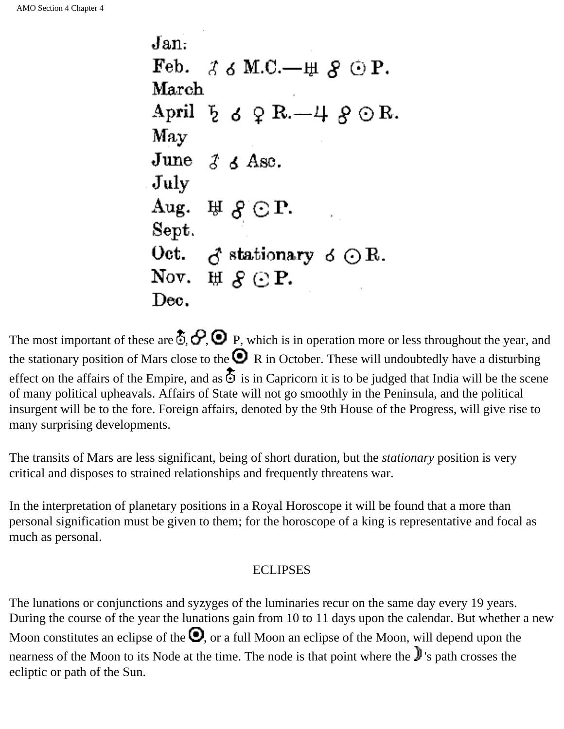Jan.
Feb. ♂ ☌ M.C.—♅ ☍ ☉ P.
March
April ♄ ☌ ♀ R.—♃ ☍ ☉ R.
May
June ♂ ☌ Asc.
July
Aug. ♅ ☍ ☉ P.
Sept.
Oct. ♂ stationary ☌ ☉ R.
Nov. ♅ ☍ ☉ P.
Dec.

The most important of these are ♅, ☍, ☉ P, which is in operation more or less throughout the year, and the stationary position of Mars close to the ☉ R in October. These will undoubtedly have a disturbing effect on the affairs of the Empire, and as ♅ is in Capricorn it is to be judged that India will be the scene of many political upheavals. Affairs of State will not go smoothly in the Peninsula, and the political insurgent will be to the fore. Foreign affairs, denoted by the 9th House of the Progress, will give rise to many surprising developments.

The transits of Mars are less significant, being of short duration, but the *stationary* position is very critical and disposes to strained relationships and frequently threatens war.

In the interpretation of planetary positions in a Royal Horoscope it will be found that a more than personal signification must be given to them; for the horoscope of a king is representative and focal as much as personal.

## ECLIPSES

The lunations or conjunctions and syzyges of the luminaries recur on the same day every 19 years. During the course of the year the lunations gain from 10 to 11 days upon the calendar. But whether a new Moon constitutes an eclipse of the ☉, or a full Moon an eclipse of the Moon, will depend upon the nearness of the Moon to its Node at the time. The node is that point where the ☽'s path crosses the ecliptic or path of the Sun.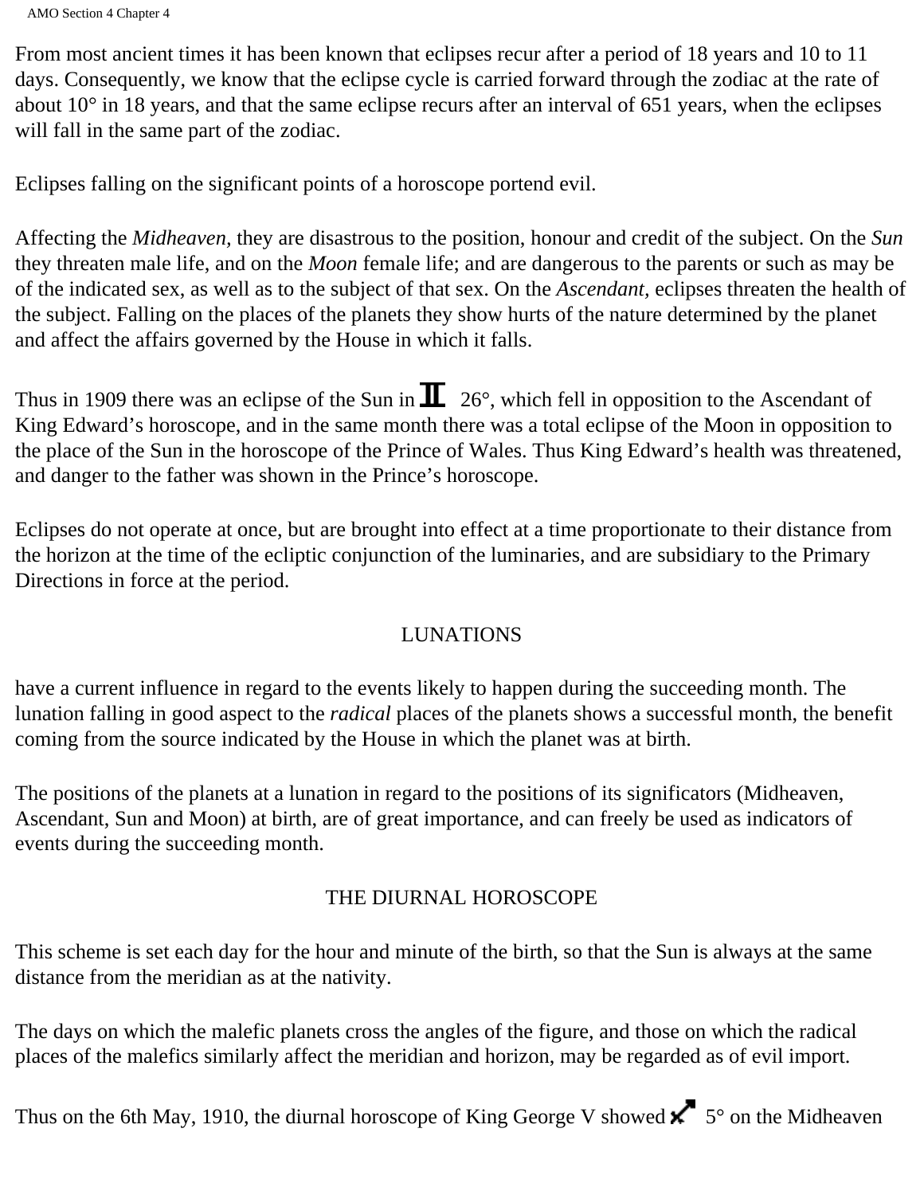From most ancient times it has been known that eclipses recur after a period of 18 years and 10 to 11 days. Consequently, we know that the eclipse cycle is carried forward through the zodiac at the rate of about 10° in 18 years, and that the same eclipse recurs after an interval of 651 years, when the eclipses will fall in the same part of the zodiac.

Eclipses falling on the significant points of a horoscope portend evil.

Affecting the *Midheaven,* they are disastrous to the position, honour and credit of the subject. On the *Sun* they threaten male life, and on the *Moon* female life; and are dangerous to the parents or such as may be of the indicated sex, as well as to the subject of that sex. On the *Ascendant,* eclipses threaten the health of the subject. Falling on the places of the planets they show hurts of the nature determined by the planet and affect the affairs governed by the House in which it falls.

Thus in 1909 there was an eclipse of the Sun in ♊ 26°, which fell in opposition to the Ascendant of King Edward's horoscope, and in the same month there was a total eclipse of the Moon in opposition to the place of the Sun in the horoscope of the Prince of Wales. Thus King Edward's health was threatened, and danger to the father was shown in the Prince's horoscope.

Eclipses do not operate at once, but are brought into effect at a time proportionate to their distance from the horizon at the time of the ecliptic conjunction of the luminaries, and are subsidiary to the Primary Directions in force at the period.

## LUNATIONS

have a current influence in regard to the events likely to happen during the succeeding month. The lunation falling in good aspect to the *radical* places of the planets shows a successful month, the benefit coming from the source indicated by the House in which the planet was at birth.

The positions of the planets at a lunation in regard to the positions of its significators (Midheaven, Ascendant, Sun and Moon) at birth, are of great importance, and can freely be used as indicators of events during the succeeding month.

## THE DIURNAL HOROSCOPE

This scheme is set each day for the hour and minute of the birth, so that the Sun is always at the same distance from the meridian as at the nativity.

The days on which the malefic planets cross the angles of the figure, and those on which the radical places of the malefics similarly affect the meridian and horizon, may be regarded as of evil import.

Thus on the 6th May, 1910, the diurnal horoscope of King George V showed ♐ 5° on the Midheaven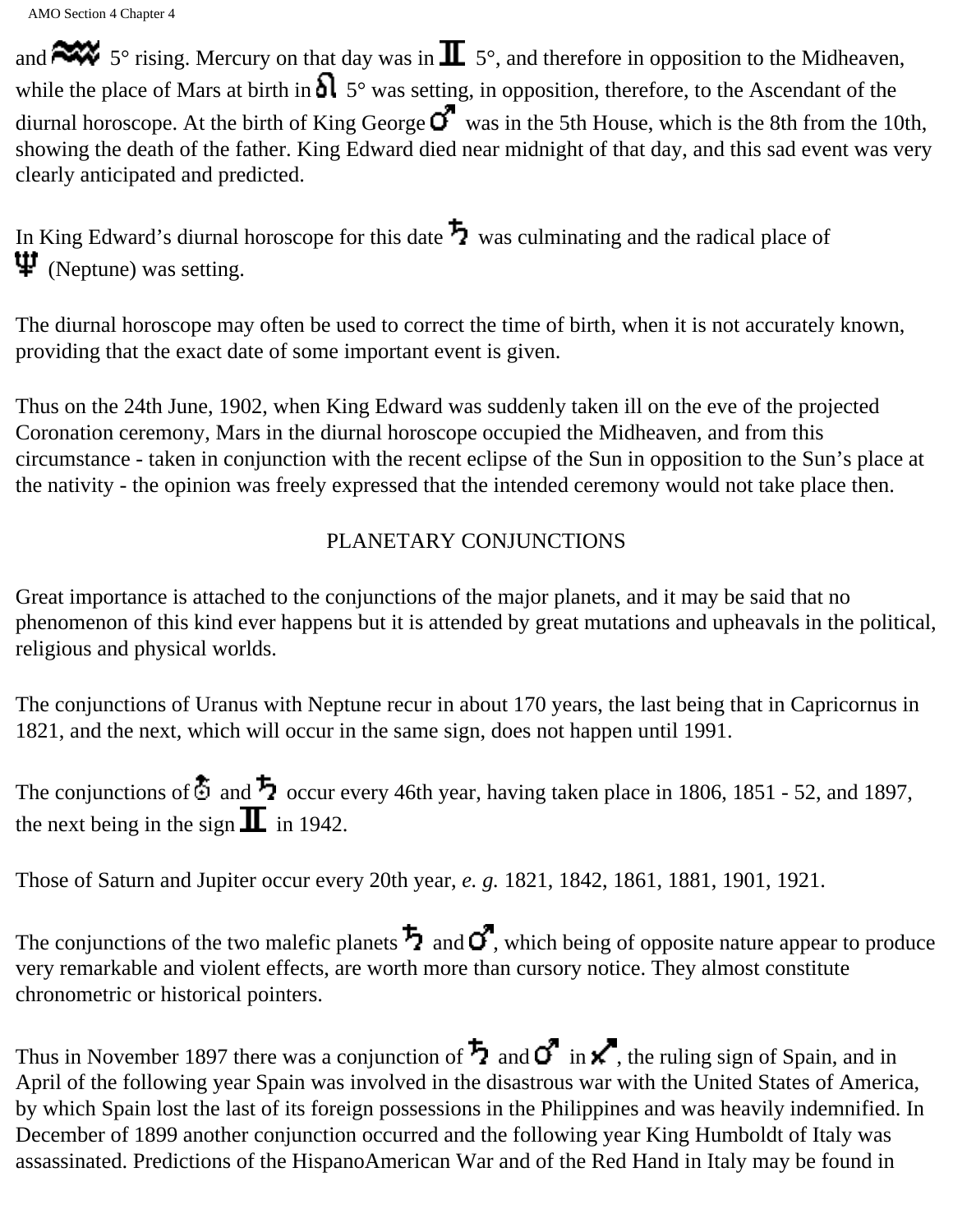and ♒ 5° rising. Mercury on that day was in ♊ 5°, and therefore in opposition to the Midheaven, while the place of Mars at birth in ♌ 5° was setting, in opposition, therefore, to the Ascendant of the diurnal horoscope. At the birth of King George ♂ was in the 5th House, which is the 8th from the 10th, showing the death of the father. King Edward died near midnight of that day, and this sad event was very clearly anticipated and predicted.

In King Edward's diurnal horoscope for this date ♄ was culminating and the radical place of ♆ (Neptune) was setting.

The diurnal horoscope may often be used to correct the time of birth, when it is not accurately known, providing that the exact date of some important event is given.

Thus on the 24th June, 1902, when King Edward was suddenly taken ill on the eve of the projected Coronation ceremony, Mars in the diurnal horoscope occupied the Midheaven, and from this circumstance - taken in conjunction with the recent eclipse of the Sun in opposition to the Sun's place at the nativity - the opinion was freely expressed that the intended ceremony would not take place then.

## PLANETARY CONJUNCTIONS

Great importance is attached to the conjunctions of the major planets, and it may be said that no phenomenon of this kind ever happens but it is attended by great mutations and upheavals in the political, religious and physical worlds.

The conjunctions of Uranus with Neptune recur in about 170 years, the last being that in Capricornus in 1821, and the next, which will occur in the same sign, does not happen until 1991.

The conjunctions of ♅ and ♄ occur every 46th year, having taken place in 1806, 1851 - 52, and 1897, the next being in the sign ♊ in 1942.

Those of Saturn and Jupiter occur every 20th year, *e. g.* 1821, 1842, 1861, 1881, 1901, 1921.

The conjunctions of the two malefic planets ♄ and ♂, which being of opposite nature appear to produce very remarkable and violent effects, are worth more than cursory notice. They almost constitute chronometric or historical pointers.

Thus in November 1897 there was a conjunction of ♄ and ♂ in ♐, the ruling sign of Spain, and in April of the following year Spain was involved in the disastrous war with the United States of America, by which Spain lost the last of its foreign possessions in the Philippines and was heavily indemnified. In December of 1899 another conjunction occurred and the following year King Humboldt of Italy was assassinated. Predictions of the HispanoAmerican War and of the Red Hand in Italy may be found in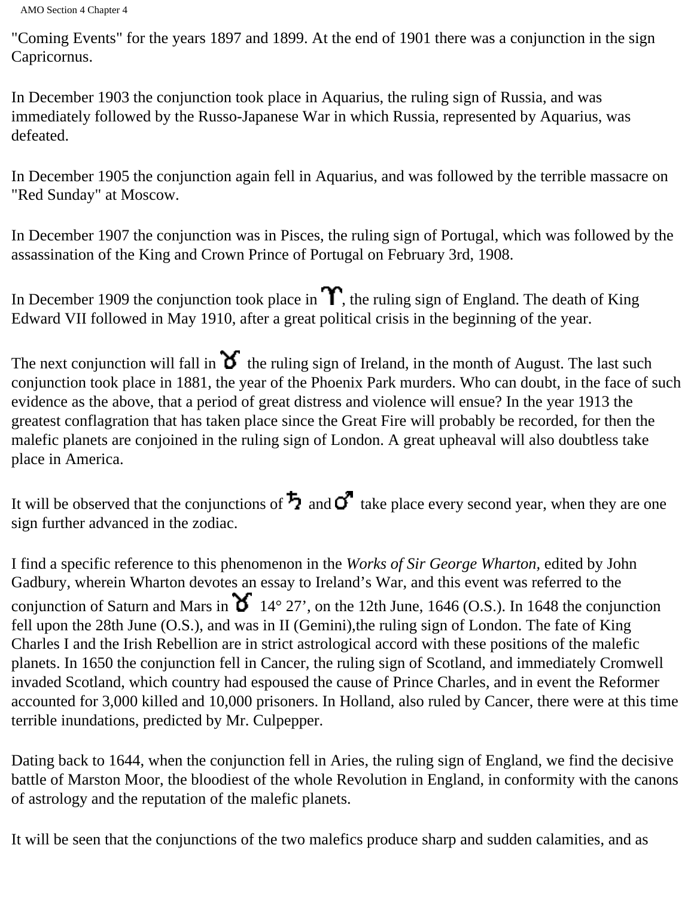"Coming Events" for the years 1897 and 1899. At the end of 1901 there was a conjunction in the sign Capricornus.

In December 1903 the conjunction took place in Aquarius, the ruling sign of Russia, and was immediately followed by the Russo-Japanese War in which Russia, represented by Aquarius, was defeated.

In December 1905 the conjunction again fell in Aquarius, and was followed by the terrible massacre on "Red Sunday" at Moscow.

In December 1907 the conjunction was in Pisces, the ruling sign of Portugal, which was followed by the assassination of the King and Crown Prince of Portugal on February 3rd, 1908.

In December 1909 the conjunction took place in ♈, the ruling sign of England. The death of King Edward VII followed in May 1910, after a great political crisis in the beginning of the year.

The next conjunction will fall in ♉ the ruling sign of Ireland, in the month of August. The last such conjunction took place in 1881, the year of the Phoenix Park murders. Who can doubt, in the face of such evidence as the above, that a period of great distress and violence will ensue? In the year 1913 the greatest conflagration that has taken place since the Great Fire will probably be recorded, for then the malefic planets are conjoined in the ruling sign of London. A great upheaval will also doubtless take place in America.

It will be observed that the conjunctions of ♄ and ♂ take place every second year, when they are one sign further advanced in the zodiac.

I find a specific reference to this phenomenon in the *Works of Sir George Wharton*, edited by John Gadbury, wherein Wharton devotes an essay to Ireland's War, and this event was referred to the conjunction of Saturn and Mars in ♉ 14° 27', on the 12th June, 1646 (O.S.). In 1648 the conjunction fell upon the 28th June (O.S.), and was in II (Gemini),the ruling sign of London. The fate of King Charles I and the Irish Rebellion are in strict astrological accord with these positions of the malefic planets. In 1650 the conjunction fell in Cancer, the ruling sign of Scotland, and immediately Cromwell invaded Scotland, which country had espoused the cause of Prince Charles, and in event the Reformer accounted for 3,000 killed and 10,000 prisoners. In Holland, also ruled by Cancer, there were at this time terrible inundations, predicted by Mr. Culpepper.

Dating back to 1644, when the conjunction fell in Aries, the ruling sign of England, we find the decisive battle of Marston Moor, the bloodiest of the whole Revolution in England, in conformity with the canons of astrology and the reputation of the malefic planets.

It will be seen that the conjunctions of the two malefics produce sharp and sudden calamities, and as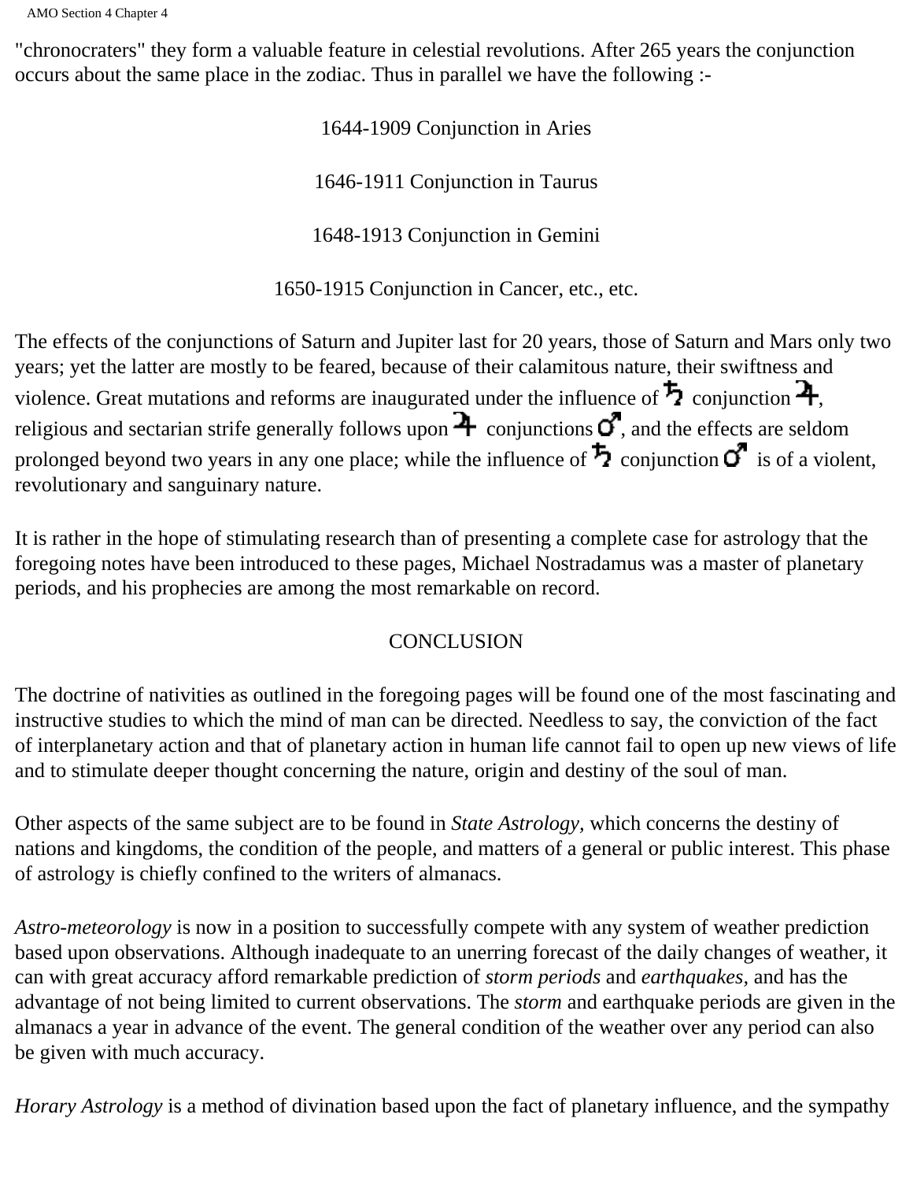"chronocraters" they form a valuable feature in celestial revolutions. After 265 years the conjunction occurs about the same place in the zodiac. Thus in parallel we have the following :-

1644-1909 Conjunction in Aries

1646-1911 Conjunction in Taurus

1648-1913 Conjunction in Gemini

1650-1915 Conjunction in Cancer, etc., etc.

The effects of the conjunctions of Saturn and Jupiter last for 20 years, those of Saturn and Mars only two years; yet the latter are mostly to be feared, because of their calamitous nature, their swiftness and violence. Great mutations and reforms are inaugurated under the influence of ♄ conjunction ♃, religious and sectarian strife generally follows upon ♃ conjunctions ♂, and the effects are seldom prolonged beyond two years in any one place; while the influence of ♄ conjunction ♂ is of a violent, revolutionary and sanguinary nature.

It is rather in the hope of stimulating research than of presenting a complete case for astrology that the foregoing notes have been introduced to these pages, Michael Nostradamus was a master of planetary periods, and his prophecies are among the most remarkable on record.

## CONCLUSION

The doctrine of nativities as outlined in the foregoing pages will be found one of the most fascinating and instructive studies to which the mind of man can be directed. Needless to say, the conviction of the fact of interplanetary action and that of planetary action in human life cannot fail to open up new views of life and to stimulate deeper thought concerning the nature, origin and destiny of the soul of man.

Other aspects of the same subject are to be found in *State Astrology,* which concerns the destiny of nations and kingdoms, the condition of the people, and matters of a general or public interest. This phase of astrology is chiefly confined to the writers of almanacs.

*Astro-meteorology* is now in a position to successfully compete with any system of weather prediction based upon observations. Although inadequate to an unerring forecast of the daily changes of weather, it can with great accuracy afford remarkable prediction of *storm periods* and *earthquakes,* and has the advantage of not being limited to current observations. The *storm* and earthquake periods are given in the almanacs a year in advance of the event. The general condition of the weather over any period can also be given with much accuracy.

*Horary Astrology* is a method of divination based upon the fact of planetary influence, and the sympathy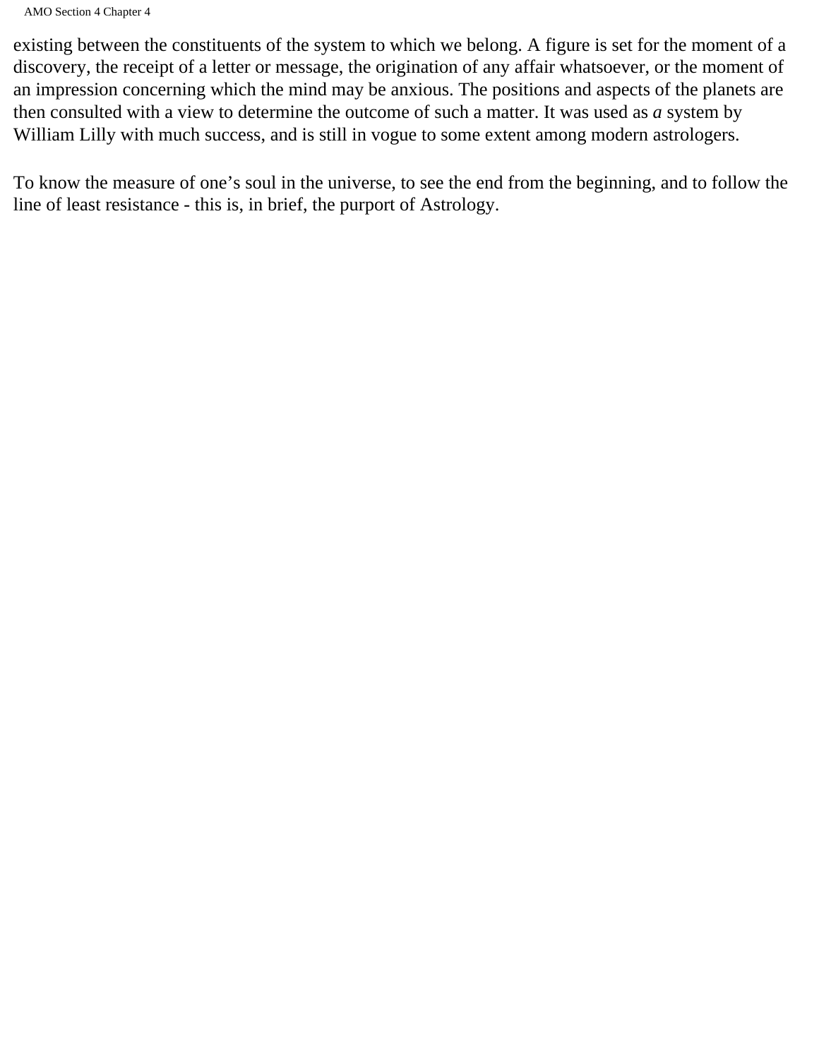existing between the constituents of the system to which we belong. A figure is set for the moment of a discovery, the receipt of a letter or message, the origination of any affair whatsoever, or the moment of an impression concerning which the mind may be anxious. The positions and aspects of the planets are then consulted with a view to determine the outcome of such a matter. It was used as *a* system by William Lilly with much success, and is still in vogue to some extent among modern astrologers.

To know the measure of one's soul in the universe, to see the end from the beginning, and to follow the line of least resistance - this is, in brief, the purport of Astrology.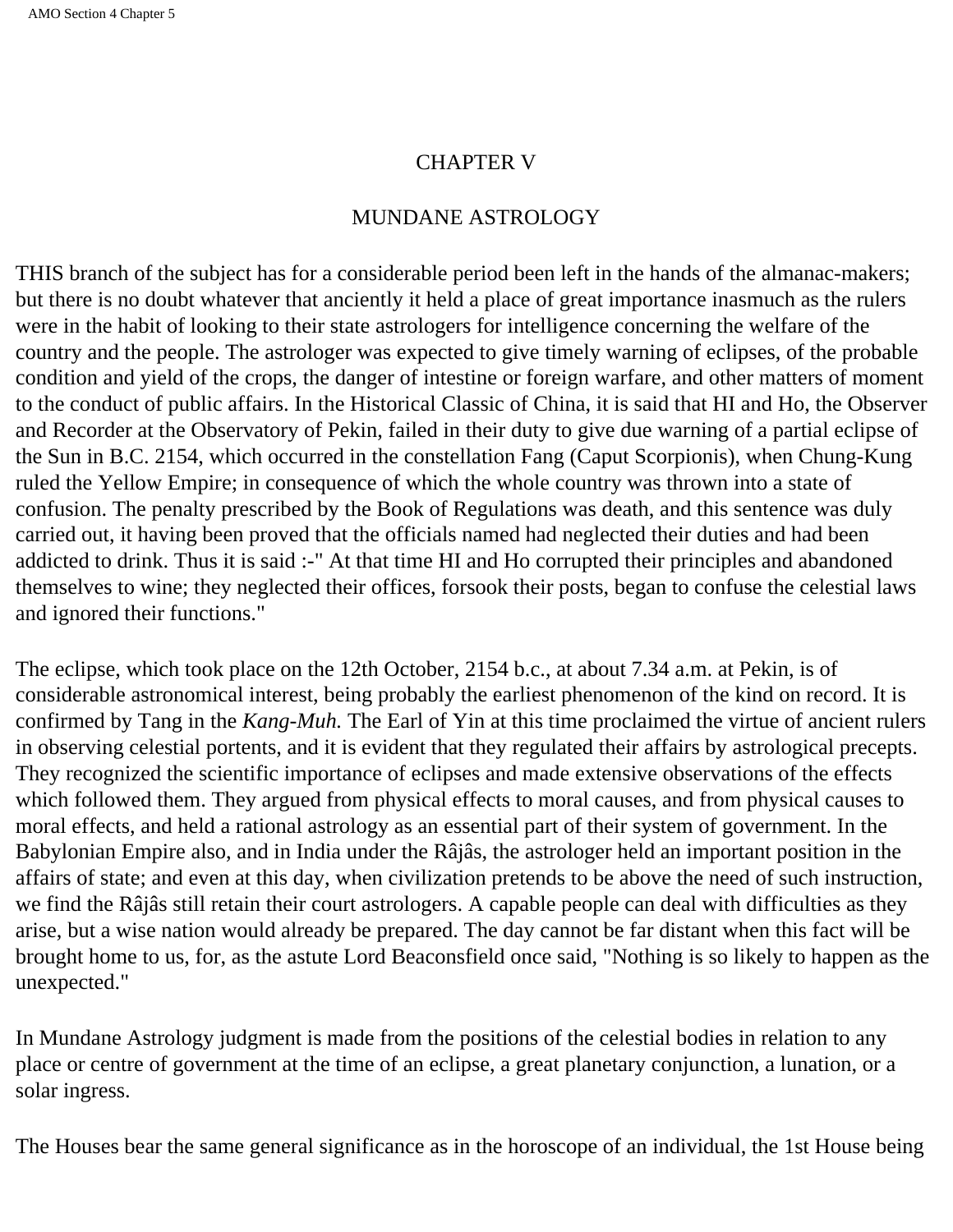# CHAPTER V

## MUNDANE ASTROLOGY

THIS branch of the subject has for a considerable period been left in the hands of the almanac-makers; but there is no doubt whatever that anciently it held a place of great importance inasmuch as the rulers were in the habit of looking to their state astrologers for intelligence concerning the welfare of the country and the people. The astrologer was expected to give timely warning of eclipses, of the probable condition and yield of the crops, the danger of intestine or foreign warfare, and other matters of moment to the conduct of public affairs. In the Historical Classic of China, it is said that HI and Ho, the Observer and Recorder at the Observatory of Pekin, failed in their duty to give due warning of a partial eclipse of the Sun in B.C. 2154, which occurred in the constellation Fang (Caput Scorpionis), when Chung-Kung ruled the Yellow Empire; in consequence of which the whole country was thrown into a state of confusion. The penalty prescribed by the Book of Regulations was death, and this sentence was duly carried out, it having been proved that the officials named had neglected their duties and had been addicted to drink. Thus it is said :-" At that time HI and Ho corrupted their principles and abandoned themselves to wine; they neglected their offices, forsook their posts, began to confuse the celestial laws and ignored their functions."

The eclipse, which took place on the 12th October, 2154 b.c., at about 7.34 a.m. at Pekin, is of considerable astronomical interest, being probably the earliest phenomenon of the kind on record. It is confirmed by Tang in the *Kang-Muh.* The Earl of Yin at this time proclaimed the virtue of ancient rulers in observing celestial portents, and it is evident that they regulated their affairs by astrological precepts. They recognized the scientific importance of eclipses and made extensive observations of the effects which followed them. They argued from physical effects to moral causes, and from physical causes to moral effects, and held a rational astrology as an essential part of their system of government. In the Babylonian Empire also, and in India under the Râjâs, the astrologer held an important position in the affairs of state; and even at this day, when civilization pretends to be above the need of such instruction, we find the Râjâs still retain their court astrologers. A capable people can deal with difficulties as they arise, but a wise nation would already be prepared. The day cannot be far distant when this fact will be brought home to us, for, as the astute Lord Beaconsfield once said, "Nothing is so likely to happen as the unexpected."

In Mundane Astrology judgment is made from the positions of the celestial bodies in relation to any place or centre of government at the time of an eclipse, a great planetary conjunction, a lunation, or a solar ingress.

The Houses bear the same general significance as in the horoscope of an individual, the 1st House being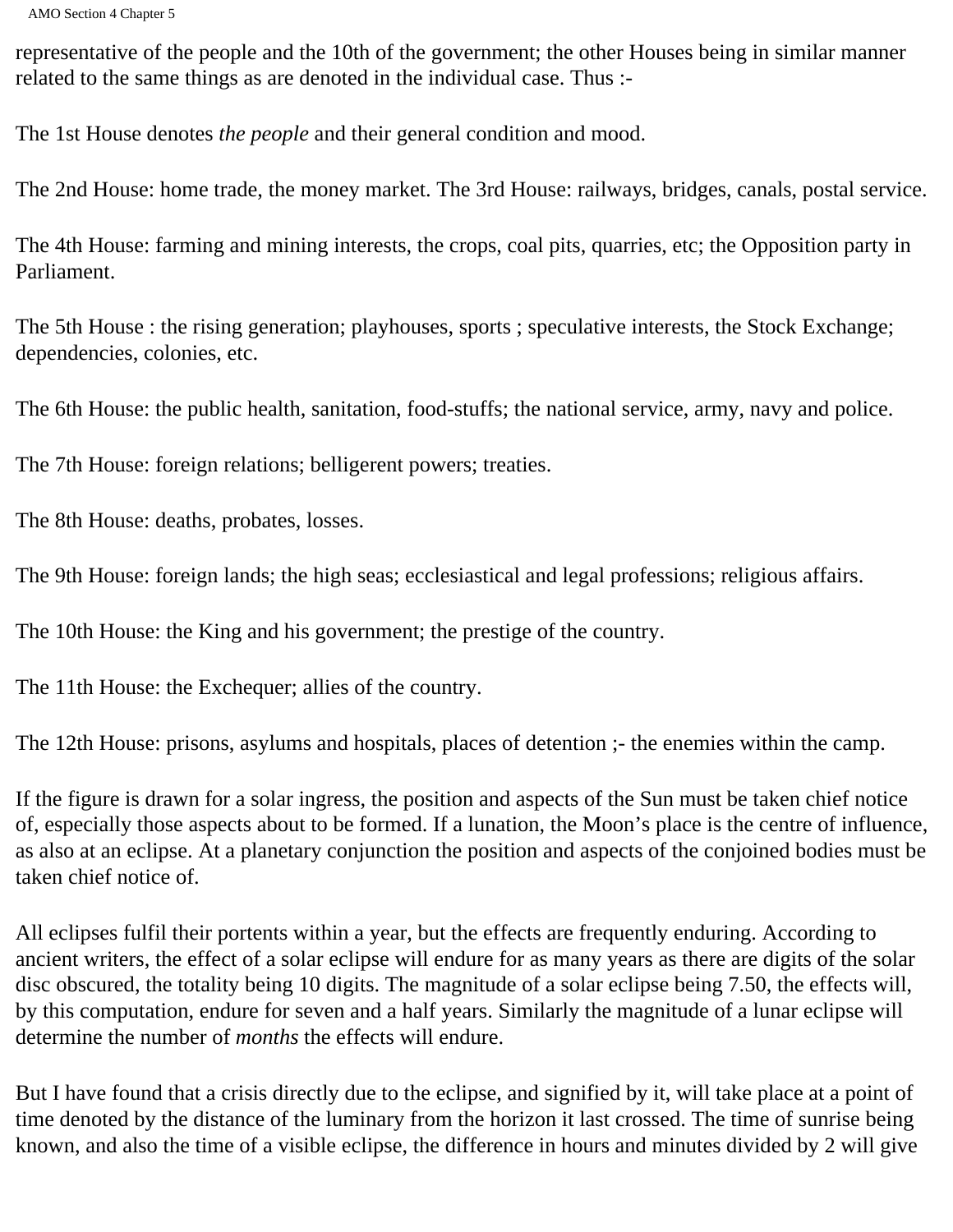representative of the people and the 10th of the government; the other Houses being in similar manner related to the same things as are denoted in the individual case. Thus :-

The 1st House denotes *the people* and their general condition and mood.

The 2nd House: home trade, the money market. The 3rd House: railways, bridges, canals, postal service.

The 4th House: farming and mining interests, the crops, coal pits, quarries, etc; the Opposition party in Parliament.

The 5th House : the rising generation; playhouses, sports ; speculative interests, the Stock Exchange; dependencies, colonies, etc.

The 6th House: the public health, sanitation, food-stuffs; the national service, army, navy and police.

The 7th House: foreign relations; belligerent powers; treaties.

The 8th House: deaths, probates, losses.

The 9th House: foreign lands; the high seas; ecclesiastical and legal professions; religious affairs.

The 10th House: the King and his government; the prestige of the country.

The 11th House: the Exchequer; allies of the country.

The 12th House: prisons, asylums and hospitals, places of detention ;- the enemies within the camp.

If the figure is drawn for a solar ingress, the position and aspects of the Sun must be taken chief notice of, especially those aspects about to be formed. If a lunation, the Moon's place is the centre of influence, as also at an eclipse. At a planetary conjunction the position and aspects of the conjoined bodies must be taken chief notice of.

All eclipses fulfil their portents within a year, but the effects are frequently enduring. According to ancient writers, the effect of a solar eclipse will endure for as many years as there are digits of the solar disc obscured, the totality being 10 digits. The magnitude of a solar eclipse being 7.50, the effects will, by this computation, endure for seven and a half years. Similarly the magnitude of a lunar eclipse will determine the number of *months* the effects will endure.

But I have found that a crisis directly due to the eclipse, and signified by it, will take place at a point of time denoted by the distance of the luminary from the horizon it last crossed. The time of sunrise being known, and also the time of a visible eclipse, the difference in hours and minutes divided by 2 will give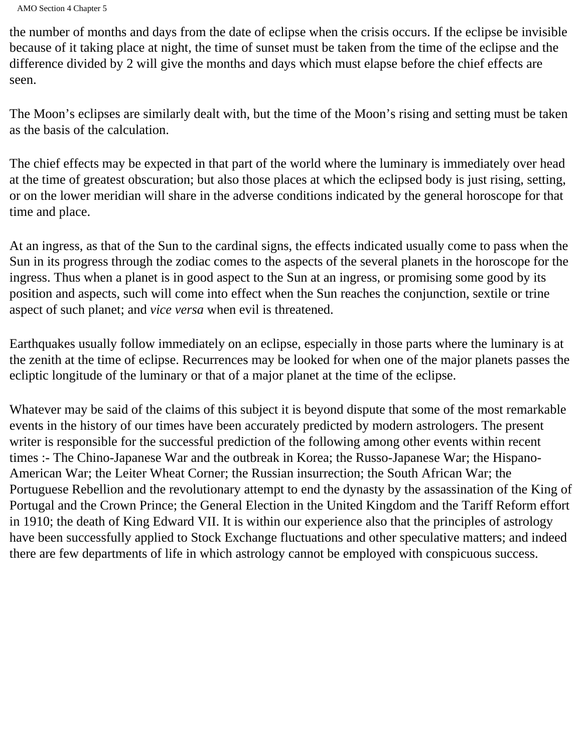the number of months and days from the date of eclipse when the crisis occurs. If the eclipse be invisible because of it taking place at night, the time of sunset must be taken from the time of the eclipse and the difference divided by 2 will give the months and days which must elapse before the chief effects are seen.

The Moon's eclipses are similarly dealt with, but the time of the Moon's rising and setting must be taken as the basis of the calculation.

The chief effects may be expected in that part of the world where the luminary is immediately over head at the time of greatest obscuration; but also those places at which the eclipsed body is just rising, setting, or on the lower meridian will share in the adverse conditions indicated by the general horoscope for that time and place.

At an ingress, as that of the Sun to the cardinal signs, the effects indicated usually come to pass when the Sun in its progress through the zodiac comes to the aspects of the several planets in the horoscope for the ingress. Thus when a planet is in good aspect to the Sun at an ingress, or promising some good by its position and aspects, such will come into effect when the Sun reaches the conjunction, sextile or trine aspect of such planet; and *vice versa* when evil is threatened.

Earthquakes usually follow immediately on an eclipse, especially in those parts where the luminary is at the zenith at the time of eclipse. Recurrences may be looked for when one of the major planets passes the ecliptic longitude of the luminary or that of a major planet at the time of the eclipse.

Whatever may be said of the claims of this subject it is beyond dispute that some of the most remarkable events in the history of our times have been accurately predicted by modern astrologers. The present writer is responsible for the successful prediction of the following among other events within recent times :- The Chino-Japanese War and the outbreak in Korea; the Russo-Japanese War; the Hispano-American War; the Leiter Wheat Corner; the Russian insurrection; the South African War; the Portuguese Rebellion and the revolutionary attempt to end the dynasty by the assassination of the King of Portugal and the Crown Prince; the General Election in the United Kingdom and the Tariff Reform effort in 1910; the death of King Edward VII. It is within our experience also that the principles of astrology have been successfully applied to Stock Exchange fluctuations and other speculative matters; and indeed there are few departments of life in which astrology cannot be employed with conspicuous success.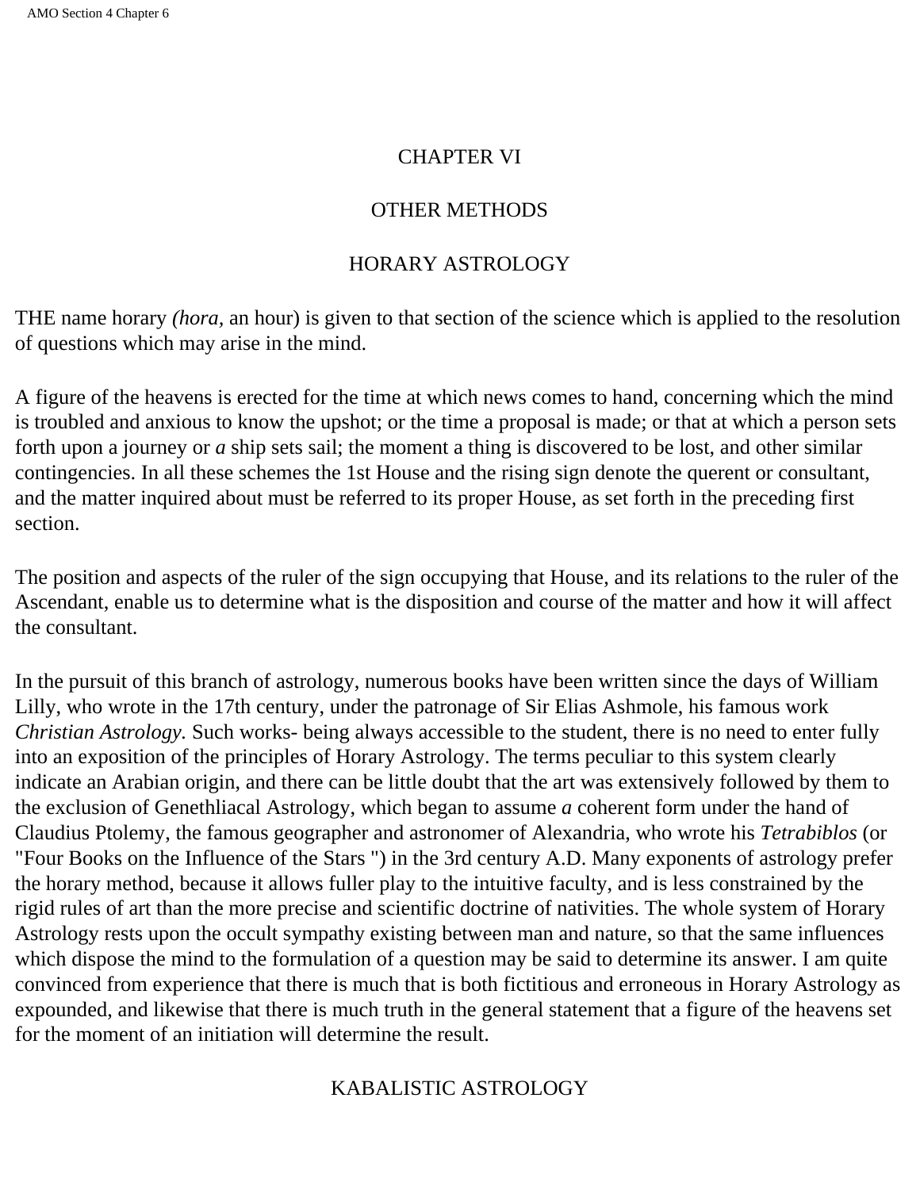# CHAPTER VI

## OTHER METHODS

### HORARY ASTROLOGY

THE name horary *(hora,* an hour) is given to that section of the science which is applied to the resolution of questions which may arise in the mind.

A figure of the heavens is erected for the time at which news comes to hand, concerning which the mind is troubled and anxious to know the upshot; or the time a proposal is made; or that at which a person sets forth upon a journey or *a* ship sets sail; the moment a thing is discovered to be lost, and other similar contingencies. In all these schemes the 1st House and the rising sign denote the querent or consultant, and the matter inquired about must be referred to its proper House, as set forth in the preceding first section.

The position and aspects of the ruler of the sign occupying that House, and its relations to the ruler of the Ascendant, enable us to determine what is the disposition and course of the matter and how it will affect the consultant.

In the pursuit of this branch of astrology, numerous books have been written since the days of William Lilly, who wrote in the 17th century, under the patronage of Sir Elias Ashmole, his famous work *Christian Astrology.* Such works- being always accessible to the student, there is no need to enter fully into an exposition of the principles of Horary Astrology. The terms peculiar to this system clearly indicate an Arabian origin, and there can be little doubt that the art was extensively followed by them to the exclusion of Genethliacal Astrology, which began to assume *a* coherent form under the hand of Claudius Ptolemy, the famous geographer and astronomer of Alexandria, who wrote his *Tetrabiblos* (or "Four Books on the Influence of the Stars ") in the 3rd century A.D. Many exponents of astrology prefer the horary method, because it allows fuller play to the intuitive faculty, and is less constrained by the rigid rules of art than the more precise and scientific doctrine of nativities. The whole system of Horary Astrology rests upon the occult sympathy existing between man and nature, so that the same influences which dispose the mind to the formulation of a question may be said to determine its answer. I am quite convinced from experience that there is much that is both fictitious and erroneous in Horary Astrology as expounded, and likewise that there is much truth in the general statement that a figure of the heavens set for the moment of an initiation will determine the result.

### KABALISTIC ASTROLOGY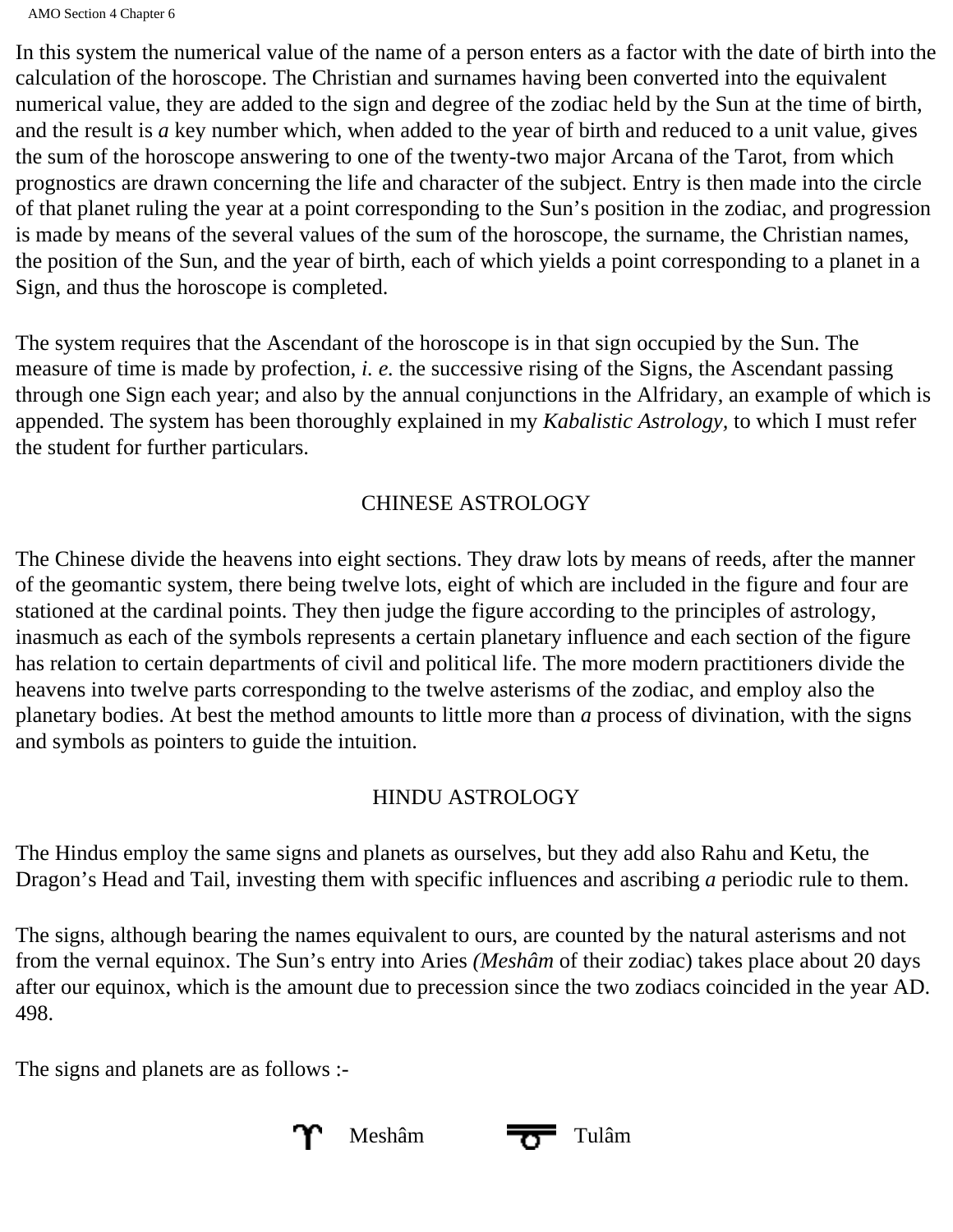In this system the numerical value of the name of a person enters as a factor with the date of birth into the calculation of the horoscope. The Christian and surnames having been converted into the equivalent numerical value, they are added to the sign and degree of the zodiac held by the Sun at the time of birth, and the result is *a* key number which, when added to the year of birth and reduced to a unit value, gives the sum of the horoscope answering to one of the twenty-two major Arcana of the Tarot, from which prognostics are drawn concerning the life and character of the subject. Entry is then made into the circle of that planet ruling the year at a point corresponding to the Sun's position in the zodiac, and progression is made by means of the several values of the sum of the horoscope, the surname, the Christian names, the position of the Sun, and the year of birth, each of which yields a point corresponding to a planet in a Sign, and thus the horoscope is completed.

The system requires that the Ascendant of the horoscope is in that sign occupied by the Sun. The measure of time is made by profection, *i. e.* the successive rising of the Signs, the Ascendant passing through one Sign each year; and also by the annual conjunctions in the Alfridary, an example of which is appended. The system has been thoroughly explained in my *Kabalistic Astrology,* to which I must refer the student for further particulars.

## CHINESE ASTROLOGY

The Chinese divide the heavens into eight sections. They draw lots by means of reeds, after the manner of the geomantic system, there being twelve lots, eight of which are included in the figure and four are stationed at the cardinal points. They then judge the figure according to the principles of astrology, inasmuch as each of the symbols represents a certain planetary influence and each section of the figure has relation to certain departments of civil and political life. The more modern practitioners divide the heavens into twelve parts corresponding to the twelve asterisms of the zodiac, and employ also the planetary bodies. At best the method amounts to little more than *a* process of divination, with the signs and symbols as pointers to guide the intuition.

## HINDU ASTROLOGY

The Hindus employ the same signs and planets as ourselves, but they add also Rahu and Ketu, the Dragon's Head and Tail, investing them with specific influences and ascribing *a* periodic rule to them.

The signs, although bearing the names equivalent to ours, are counted by the natural asterisms and not from the vernal equinox. The Sun's entry into Aries *(Meshâm* of their zodiac) takes place about 20 days after our equinox, which is the amount due to precession since the two zodiacs coincided in the year AD. 498.

The signs and planets are as follows :-

♈ Meshâm ♎ Tulâm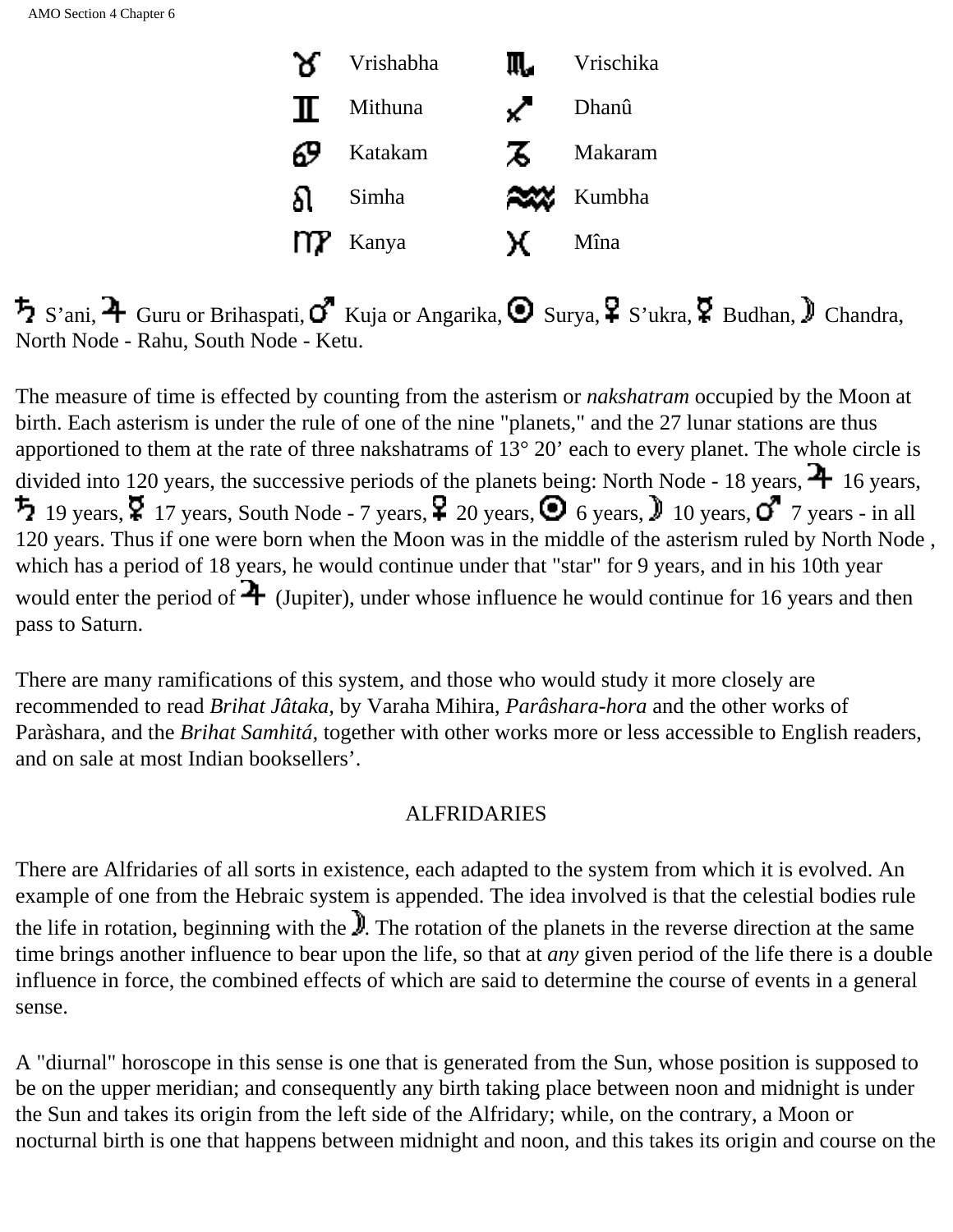| | | | |
|---|---|---|---|
| ♉ | Vrishabha | ♏ | Vrischika |
| ♊ | Mithuna | ♐ | Dhanû |
| ♋ | Katakam | ♑ | Makaram |
| ♌ | Simha | ♒ | Kumbha |
| ♍ | Kanya | ♓ | Mîna |

♄ S'ani, ♃ Guru or Brihaspati, ♂ Kuja or Angarika, ☉ Surya, ♀ S'ukra, ☿ Budhan, ☽ Chandra, North Node - Rahu, South Node - Ketu.

The measure of time is effected by counting from the asterism or *nakshatram* occupied by the Moon at birth. Each asterism is under the rule of one of the nine "planets," and the 27 lunar stations are thus apportioned to them at the rate of three nakshatrams of 13° 20' each to every planet. The whole circle is divided into 120 years, the successive periods of the planets being: North Node - 18 years, ♃ 16 years, ♄ 19 years, ☿ 17 years, South Node - 7 years, ♀ 20 years, ☉ 6 years, ☽ 10 years, ♂ 7 years - in all 120 years. Thus if one were born when the Moon was in the middle of the asterism ruled by North Node , which has a period of 18 years, he would continue under that "star" for 9 years, and in his 10th year would enter the period of ♃ (Jupiter), under whose influence he would continue for 16 years and then pass to Saturn.

There are many ramifications of this system, and those who would study it more closely are recommended to read *Brihat Jâtaka,* by Varaha Mihira, *Parâshara-hora* and the other works of Paràshara, and the *Brihat Samhitá,* together with other works more or less accessible to English readers, and on sale at most Indian booksellers'.

## ALFRIDARIES

There are Alfridaries of all sorts in existence, each adapted to the system from which it is evolved. An example of one from the Hebraic system is appended. The idea involved is that the celestial bodies rule the life in rotation, beginning with the ☽. The rotation of the planets in the reverse direction at the same time brings another influence to bear upon the life, so that at *any* given period of the life there is a double influence in force, the combined effects of which are said to determine the course of events in a general sense.

A "diurnal" horoscope in this sense is one that is generated from the Sun, whose position is supposed to be on the upper meridian; and consequently any birth taking place between noon and midnight is under the Sun and takes its origin from the left side of the Alfridary; while, on the contrary, a Moon or nocturnal birth is one that happens between midnight and noon, and this takes its origin and course on the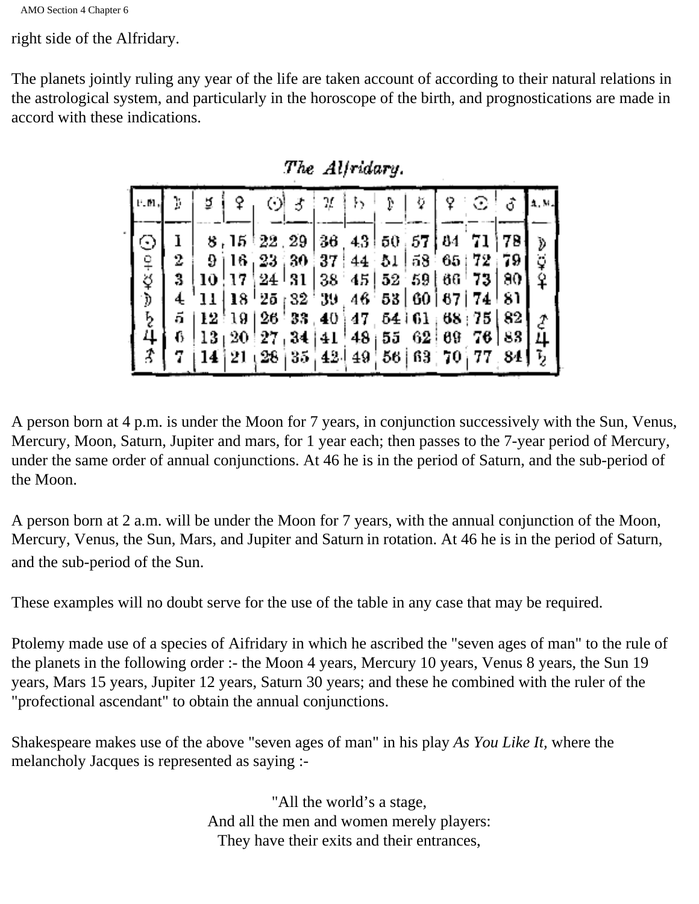right side of the Alfridary.

The planets jointly ruling any year of the life are taken account of according to their natural relations in the astrological system, and particularly in the horoscope of the birth, and prognostications are made in accord with these indications.

*The Alfridary.*

| P.M. | ☽ | ☿ | ♀ | ☉ | ♂ | ♃ | ♄ | ☽ | ☿ | ♀ | ☉ | ♂ | A.M. |
|---|---|---|---|---|---|---|---|---|---|---|---|---|---|
| ☉ | 1 | 8 | 15 | 22 | 29 | 36 | 43 | 50 | 57 | 64 | 71 | 78 | ☽ |
| ♀ | 2 | 9 | 16 | 23 | 30 | 37 | 44 | 51 | 58 | 65 | 72 | 79 | ☿ |
| ☿ | 3 | 10 | 17 | 24 | 31 | 38 | 45 | 52 | 59 | 66 | 73 | 80 | ♀ |
| ☽ | 4 | 11 | 18 | 25 | 32 | 39 | 46 | 53 | 60 | 67 | 74 | 81 | |
| ♄ | 5 | 12 | 19 | 26 | 33 | 40 | 47 | 54 | 61 | 68 | 75 | 82 | ♂ |
| ♃ | 6 | 13 | 20 | 27 | 34 | 41 | 48 | 55 | 62 | 69 | 76 | 83 | ♃ |
| ♂ | 7 | 14 | 21 | 28 | 35 | 42 | 49 | 56 | 63 | 70 | 77 | 84 | ♄ |

A person born at 4 p.m. is under the Moon for 7 years, in conjunction successively with the Sun, Venus, Mercury, Moon, Saturn, Jupiter and mars, for 1 year each; then passes to the 7-year period of Mercury, under the same order of annual conjunctions. At 46 he is in the period of Saturn, and the sub-period of the Moon.

A person born at 2 a.m. will be under the Moon for 7 years, with the annual conjunction of the Moon, Mercury, Venus, the Sun, Mars, and Jupiter and Saturn in rotation. At 46 he is in the period of Saturn, and the sub-period of the Sun.

These examples will no doubt serve for the use of the table in any case that may be required.

Ptolemy made use of a species of Aifridary in which he ascribed the "seven ages of man" to the rule of the planets in the following order :- the Moon 4 years, Mercury 10 years, Venus 8 years, the Sun 19 years, Mars 15 years, Jupiter 12 years, Saturn 30 years; and these he combined with the ruler of the "profectional ascendant" to obtain the annual conjunctions.

Shakespeare makes use of the above "seven ages of man" in his play *As You Like It,* where the melancholy Jacques is represented as saying :-

"All the world's a stage,  
And all the men and women merely players:  
They have their exits and their entrances,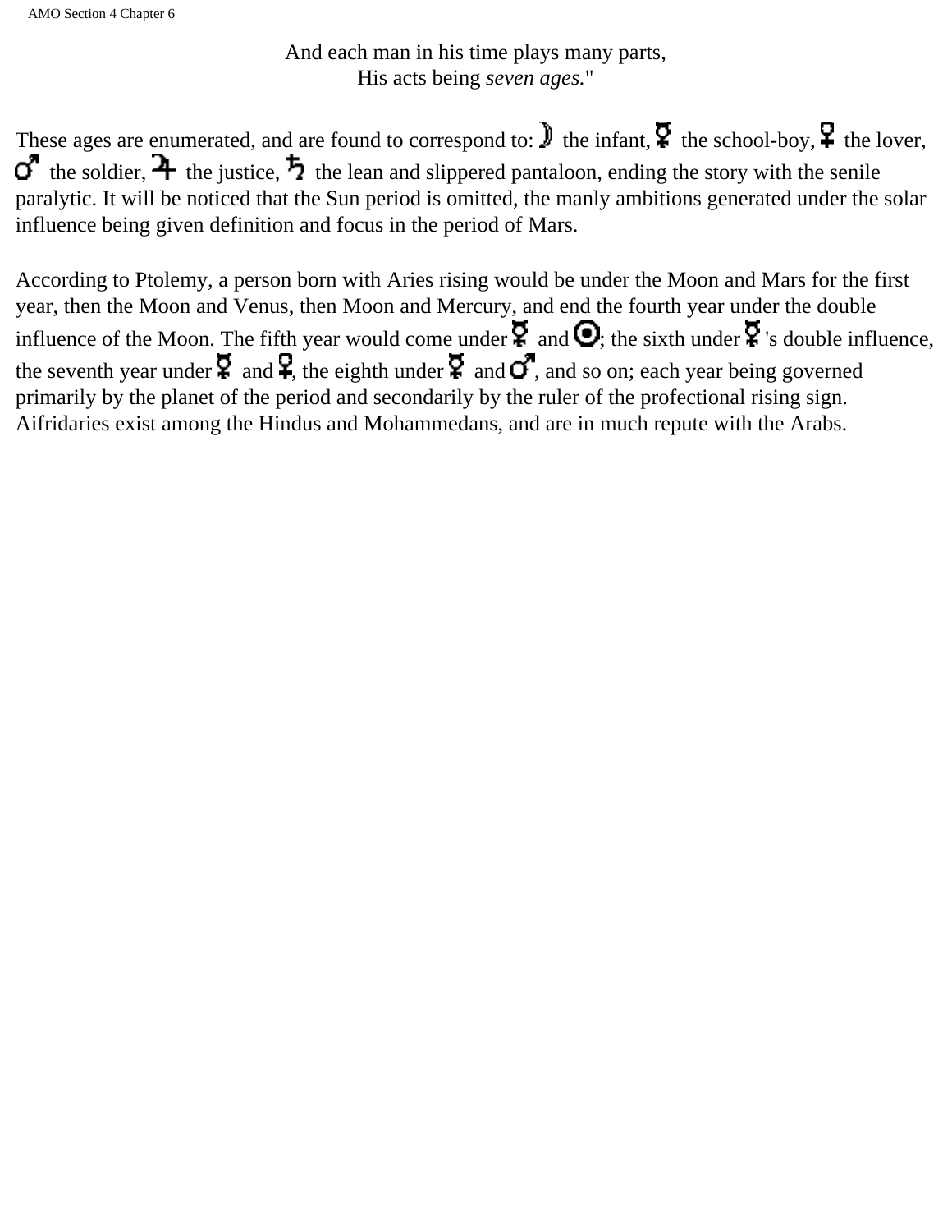And each man in his time plays many parts,
His acts being *seven ages.*"

These ages are enumerated, and are found to correspond to: ☽ the infant, ☿ the school-boy, ♀ the lover, ♂ the soldier, ♃ the justice, ♄ the lean and slippered pantaloon, ending the story with the senile paralytic. It will be noticed that the Sun period is omitted, the manly ambitions generated under the solar influence being given definition and focus in the period of Mars.

According to Ptolemy, a person born with Aries rising would be under the Moon and Mars for the first year, then the Moon and Venus, then Moon and Mercury, and end the fourth year under the double influence of the Moon. The fifth year would come under ☿ and ☉; the sixth under ☿'s double influence, the seventh year under ☿ and ♀, the eighth under ☿ and ♂, and so on; each year being governed primarily by the planet of the period and secondarily by the ruler of the profectional rising sign. Aifridaries exist among the Hindus and Mohammedans, and are in much repute with the Arabs.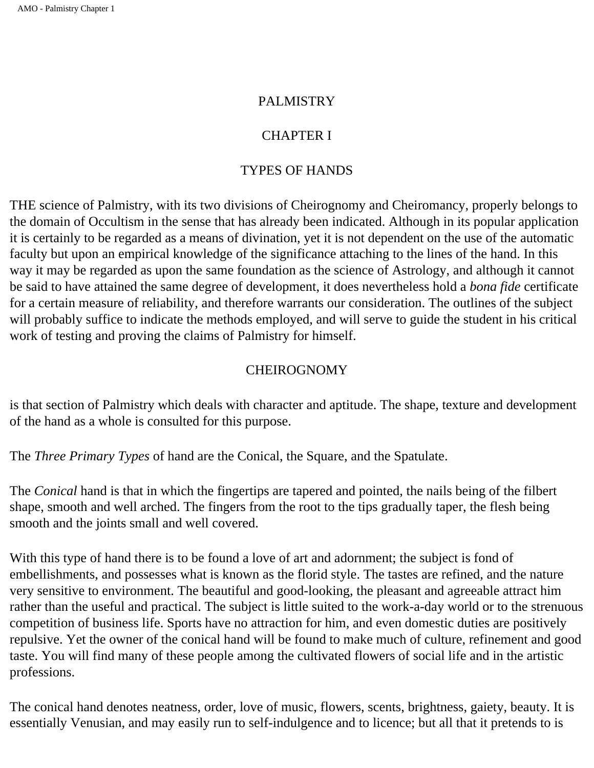# PALMISTRY

## CHAPTER I

## TYPES OF HANDS

THE science of Palmistry, with its two divisions of Cheirognomy and Cheiromancy, properly belongs to the domain of Occultism in the sense that has already been indicated. Although in its popular application it is certainly to be regarded as a means of divination, yet it is not dependent on the use of the automatic faculty but upon an empirical knowledge of the significance attaching to the lines of the hand. In this way it may be regarded as upon the same foundation as the science of Astrology, and although it cannot be said to have attained the same degree of development, it does nevertheless hold a *bona fide* certificate for a certain measure of reliability, and therefore warrants our consideration. The outlines of the subject will probably suffice to indicate the methods employed, and will serve to guide the student in his critical work of testing and proving the claims of Palmistry for himself.

### CHEIROGNOMY

is that section of Palmistry which deals with character and aptitude. The shape, texture and development of the hand as a whole is consulted for this purpose.

The *Three Primary Types* of hand are the Conical, the Square, and the Spatulate.

The *Conical* hand is that in which the fingertips are tapered and pointed, the nails being of the filbert shape, smooth and well arched. The fingers from the root to the tips gradually taper, the flesh being smooth and the joints small and well covered.

With this type of hand there is to be found a love of art and adornment; the subject is fond of embellishments, and possesses what is known as the florid style. The tastes are refined, and the nature very sensitive to environment. The beautiful and good-looking, the pleasant and agreeable attract him rather than the useful and practical. The subject is little suited to the work-a-day world or to the strenuous competition of business life. Sports have no attraction for him, and even domestic duties are positively repulsive. Yet the owner of the conical hand will be found to make much of culture, refinement and good taste. You will find many of these people among the cultivated flowers of social life and in the artistic professions.

The conical hand denotes neatness, order, love of music, flowers, scents, brightness, gaiety, beauty. It is essentially Venusian, and may easily run to self-indulgence and to licence; but all that it pretends to is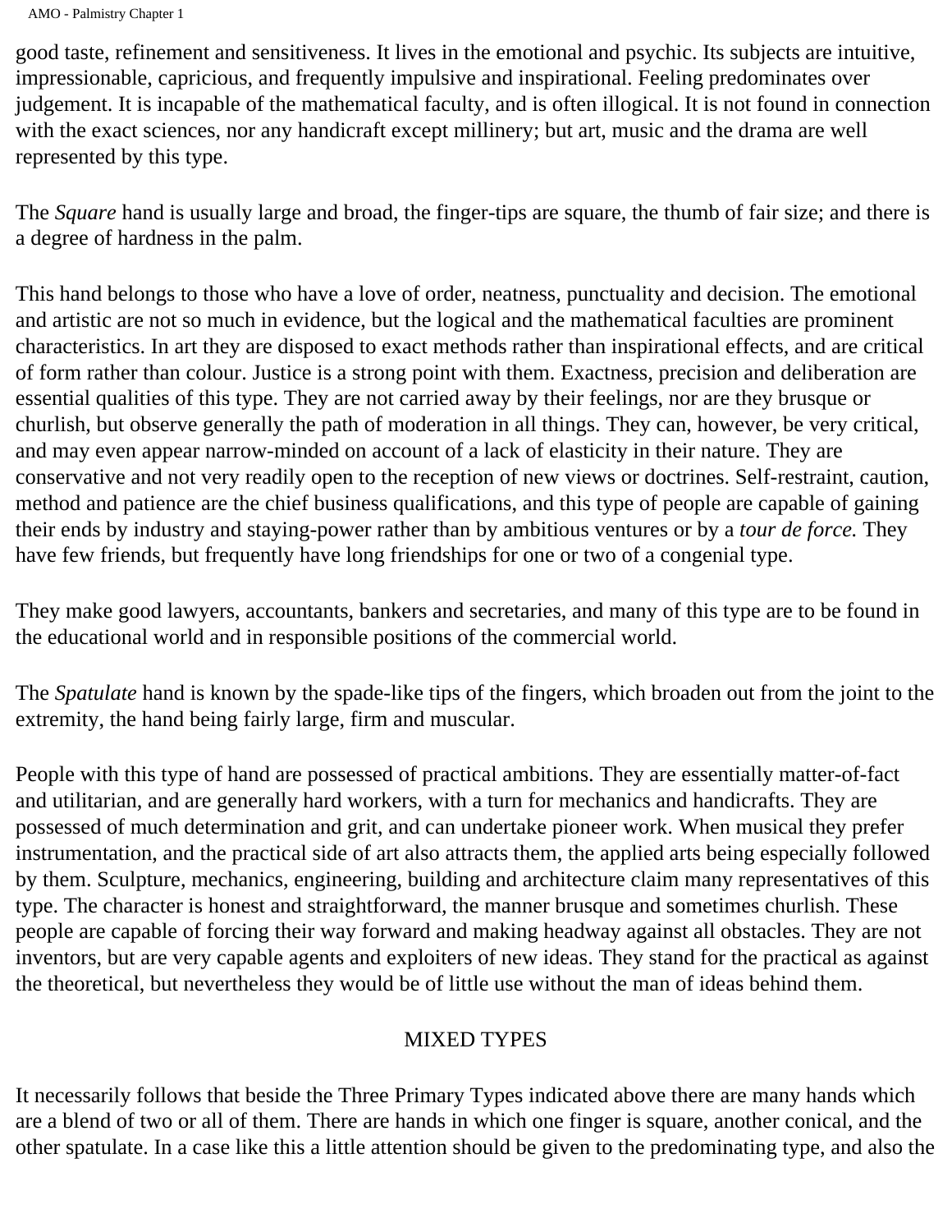good taste, refinement and sensitiveness. It lives in the emotional and psychic. Its subjects are intuitive, impressionable, capricious, and frequently impulsive and inspirational. Feeling predominates over judgement. It is incapable of the mathematical faculty, and is often illogical. It is not found in connection with the exact sciences, nor any handicraft except millinery; but art, music and the drama are well represented by this type.

The *Square* hand is usually large and broad, the finger-tips are square, the thumb of fair size; and there is a degree of hardness in the palm.

This hand belongs to those who have a love of order, neatness, punctuality and decision. The emotional and artistic are not so much in evidence, but the logical and the mathematical faculties are prominent characteristics. In art they are disposed to exact methods rather than inspirational effects, and are critical of form rather than colour. Justice is a strong point with them. Exactness, precision and deliberation are essential qualities of this type. They are not carried away by their feelings, nor are they brusque or churlish, but observe generally the path of moderation in all things. They can, however, be very critical, and may even appear narrow-minded on account of a lack of elasticity in their nature. They are conservative and not very readily open to the reception of new views or doctrines. Self-restraint, caution, method and patience are the chief business qualifications, and this type of people are capable of gaining their ends by industry and staying-power rather than by ambitious ventures or by a *tour de force.* They have few friends, but frequently have long friendships for one or two of a congenial type.

They make good lawyers, accountants, bankers and secretaries, and many of this type are to be found in the educational world and in responsible positions of the commercial world.

The *Spatulate* hand is known by the spade-like tips of the fingers, which broaden out from the joint to the extremity, the hand being fairly large, firm and muscular.

People with this type of hand are possessed of practical ambitions. They are essentially matter-of-fact and utilitarian, and are generally hard workers, with a turn for mechanics and handicrafts. They are possessed of much determination and grit, and can undertake pioneer work. When musical they prefer instrumentation, and the practical side of art also attracts them, the applied arts being especially followed by them. Sculpture, mechanics, engineering, building and architecture claim many representatives of this type. The character is honest and straightforward, the manner brusque and sometimes churlish. These people are capable of forcing their way forward and making headway against all obstacles. They are not inventors, but are very capable agents and exploiters of new ideas. They stand for the practical as against the theoretical, but nevertheless they would be of little use without the man of ideas behind them.

## MIXED TYPES

It necessarily follows that beside the Three Primary Types indicated above there are many hands which are a blend of two or all of them. There are hands in which one finger is square, another conical, and the other spatulate. In a case like this a little attention should be given to the predominating type, and also the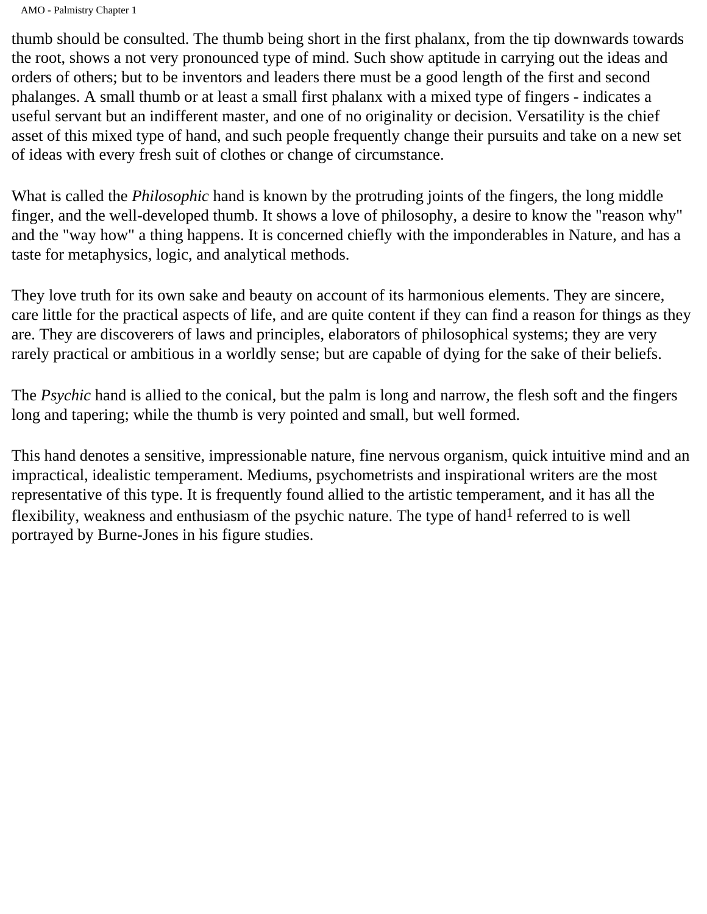thumb should be consulted. The thumb being short in the first phalanx, from the tip downwards towards the root, shows a not very pronounced type of mind. Such show aptitude in carrying out the ideas and orders of others; but to be inventors and leaders there must be a good length of the first and second phalanges. A small thumb or at least a small first phalanx with a mixed type of fingers - indicates a useful servant but an indifferent master, and one of no originality or decision. Versatility is the chief asset of this mixed type of hand, and such people frequently change their pursuits and take on a new set of ideas with every fresh suit of clothes or change of circumstance.

What is called the *Philosophic* hand is known by the protruding joints of the fingers, the long middle finger, and the well-developed thumb. It shows a love of philosophy, a desire to know the "reason why" and the "way how" a thing happens. It is concerned chiefly with the imponderables in Nature, and has a taste for metaphysics, logic, and analytical methods.

They love truth for its own sake and beauty on account of its harmonious elements. They are sincere, care little for the practical aspects of life, and are quite content if they can find a reason for things as they are. They are discoverers of laws and principles, elaborators of philosophical systems; they are very rarely practical or ambitious in a worldly sense; but are capable of dying for the sake of their beliefs.

The *Psychic* hand is allied to the conical, but the palm is long and narrow, the flesh soft and the fingers long and tapering; while the thumb is very pointed and small, but well formed.

This hand denotes a sensitive, impressionable nature, fine nervous organism, quick intuitive mind and an impractical, idealistic temperament. Mediums, psychometrists and inspirational writers are the most representative of this type. It is frequently found allied to the artistic temperament, and it has all the flexibility, weakness and enthusiasm of the psychic nature. The type of hand[1] referred to is well portrayed by Burne-Jones in his figure studies.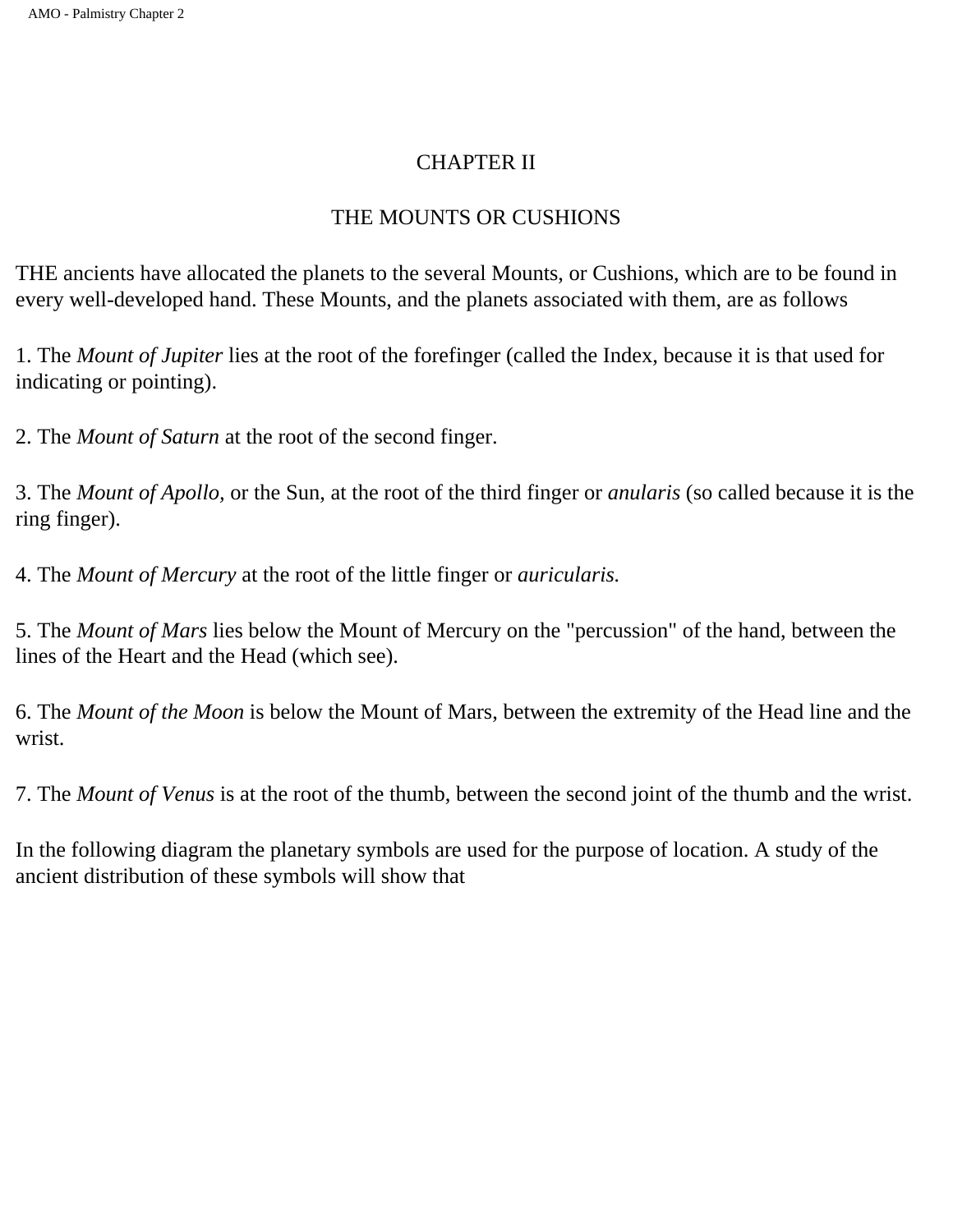# CHAPTER II

## THE MOUNTS OR CUSHIONS

THE ancients have allocated the planets to the several Mounts, or Cushions, which are to be found in every well-developed hand. These Mounts, and the planets associated with them, are as follows

1. The *Mount of Jupiter* lies at the root of the forefinger (called the Index, because it is that used for indicating or pointing).

2. The *Mount of Saturn* at the root of the second finger.

3. The *Mount of Apollo,* or the Sun, at the root of the third finger or *anularis* (so called because it is the ring finger).

4. The *Mount of Mercury* at the root of the little finger or *auricularis.*

5. The *Mount of Mars* lies below the Mount of Mercury on the "percussion" of the hand, between the lines of the Heart and the Head (which see).

6. The *Mount of the Moon* is below the Mount of Mars, between the extremity of the Head line and the wrist.

7. The *Mount of Venus* is at the root of the thumb, between the second joint of the thumb and the wrist.

In the following diagram the planetary symbols are used for the purpose of location. A study of the ancient distribution of these symbols will show that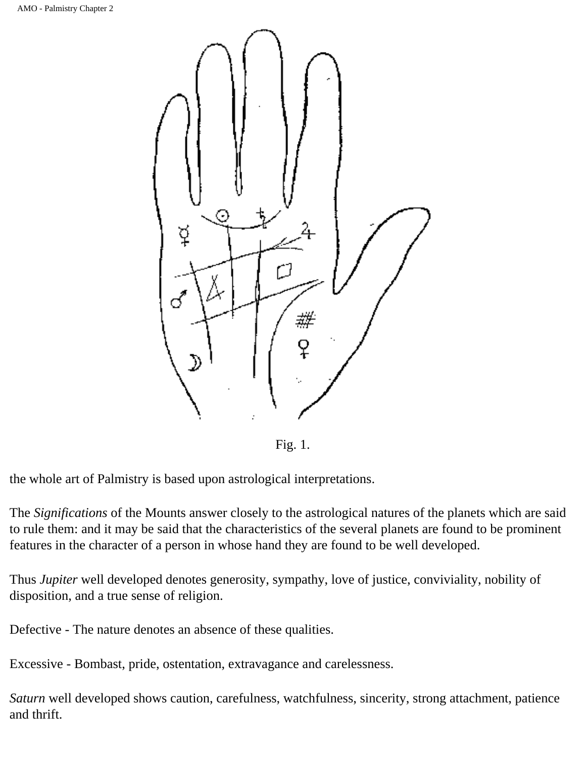Fig. 1.

the whole art of Palmistry is based upon astrological interpretations.

The *Significations* of the Mounts answer closely to the astrological natures of the planets which are said to rule them: and it may be said that the characteristics of the several planets are found to be prominent features in the character of a person in whose hand they are found to be well developed.

Thus *Jupiter* well developed denotes generosity, sympathy, love of justice, conviviality, nobility of disposition, and a true sense of religion.

Defective - The nature denotes an absence of these qualities.

Excessive - Bombast, pride, ostentation, extravagance and carelessness.

*Saturn* well developed shows caution, carefulness, watchfulness, sincerity, strong attachment, patience and thrift.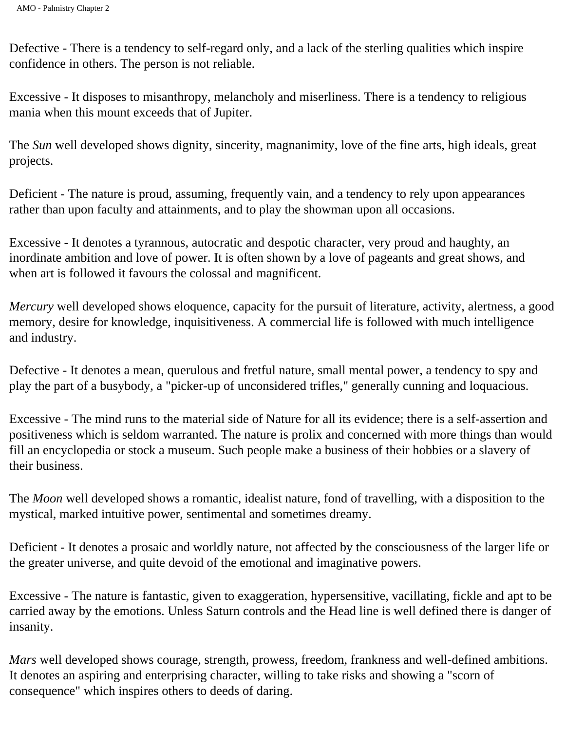Defective - There is a tendency to self-regard only, and a lack of the sterling qualities which inspire confidence in others. The person is not reliable.

Excessive - It disposes to misanthropy, melancholy and miserliness. There is a tendency to religious mania when this mount exceeds that of Jupiter.

The *Sun* well developed shows dignity, sincerity, magnanimity, love of the fine arts, high ideals, great projects.

Deficient - The nature is proud, assuming, frequently vain, and a tendency to rely upon appearances rather than upon faculty and attainments, and to play the showman upon all occasions.

Excessive - It denotes a tyrannous, autocratic and despotic character, very proud and haughty, an inordinate ambition and love of power. It is often shown by a love of pageants and great shows, and when art is followed it favours the colossal and magnificent.

*Mercury* well developed shows eloquence, capacity for the pursuit of literature, activity, alertness, a good memory, desire for knowledge, inquisitiveness. A commercial life is followed with much intelligence and industry.

Defective - It denotes a mean, querulous and fretful nature, small mental power, a tendency to spy and play the part of a busybody, a "picker-up of unconsidered trifles," generally cunning and loquacious.

Excessive - The mind runs to the material side of Nature for all its evidence; there is a self-assertion and positiveness which is seldom warranted. The nature is prolix and concerned with more things than would fill an encyclopedia or stock a museum. Such people make a business of their hobbies or a slavery of their business.

The *Moon* well developed shows a romantic, idealist nature, fond of travelling, with a disposition to the mystical, marked intuitive power, sentimental and sometimes dreamy.

Deficient - It denotes a prosaic and worldly nature, not affected by the consciousness of the larger life or the greater universe, and quite devoid of the emotional and imaginative powers.

Excessive - The nature is fantastic, given to exaggeration, hypersensitive, vacillating, fickle and apt to be carried away by the emotions. Unless Saturn controls and the Head line is well defined there is danger of insanity.

*Mars* well developed shows courage, strength, prowess, freedom, frankness and well-defined ambitions. It denotes an aspiring and enterprising character, willing to take risks and showing a "scorn of consequence" which inspires others to deeds of daring.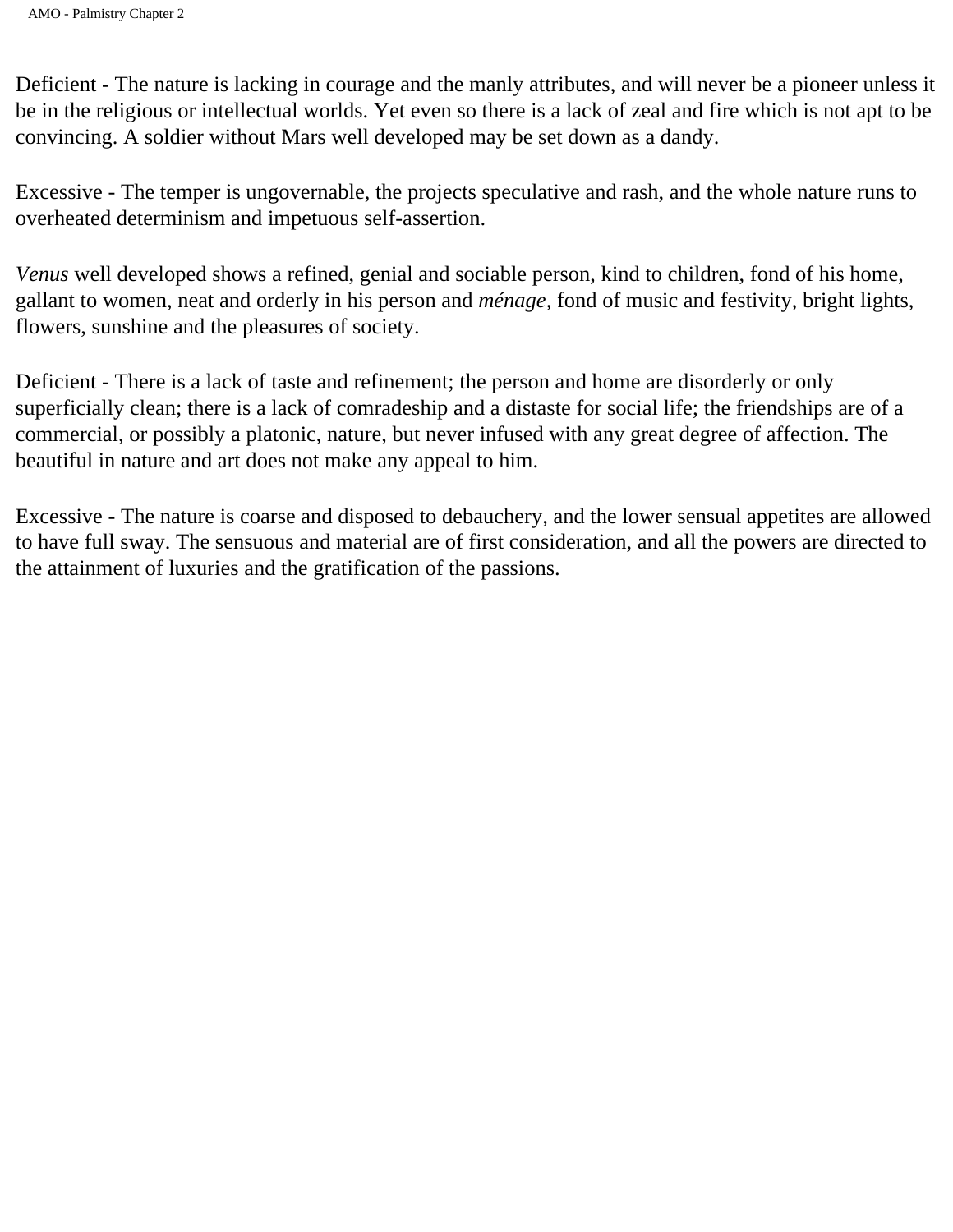Deficient - The nature is lacking in courage and the manly attributes, and will never be a pioneer unless it be in the religious or intellectual worlds. Yet even so there is a lack of zeal and fire which is not apt to be convincing. A soldier without Mars well developed may be set down as a dandy.

Excessive - The temper is ungovernable, the projects speculative and rash, and the whole nature runs to overheated determinism and impetuous self-assertion.

*Venus* well developed shows a refined, genial and sociable person, kind to children, fond of his home, gallant to women, neat and orderly in his person and *ménage*, fond of music and festivity, bright lights, flowers, sunshine and the pleasures of society.

Deficient - There is a lack of taste and refinement; the person and home are disorderly or only superficially clean; there is a lack of comradeship and a distaste for social life; the friendships are of a commercial, or possibly a platonic, nature, but never infused with any great degree of affection. The beautiful in nature and art does not make any appeal to him.

Excessive - The nature is coarse and disposed to debauchery, and the lower sensual appetites are allowed to have full sway. The sensuous and material are of first consideration, and all the powers are directed to the attainment of luxuries and the gratification of the passions.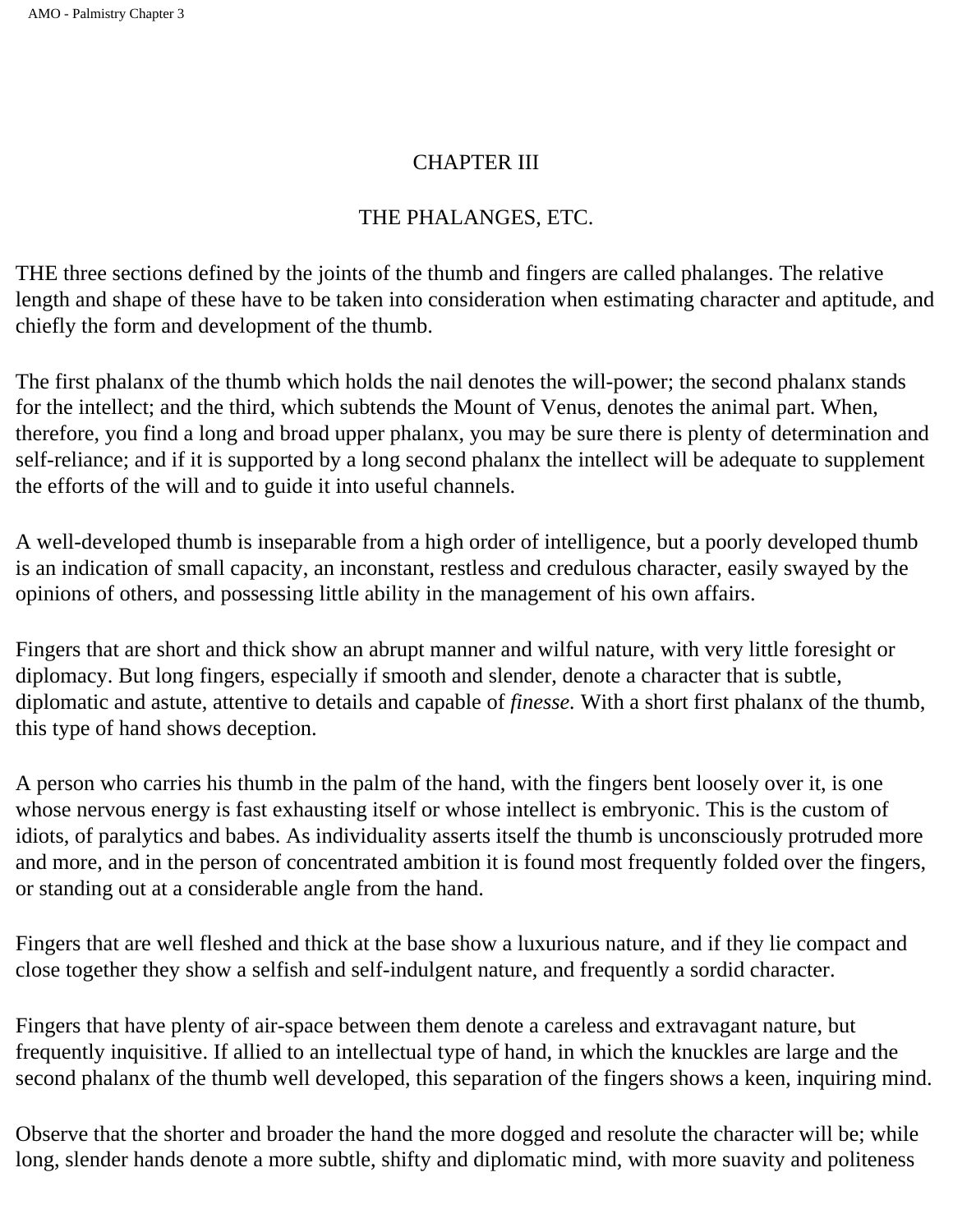# CHAPTER III

## THE PHALANGES, ETC.

THE three sections defined by the joints of the thumb and fingers are called phalanges. The relative length and shape of these have to be taken into consideration when estimating character and aptitude, and chiefly the form and development of the thumb.

The first phalanx of the thumb which holds the nail denotes the will-power; the second phalanx stands for the intellect; and the third, which subtends the Mount of Venus, denotes the animal part. When, therefore, you find a long and broad upper phalanx, you may be sure there is plenty of determination and self-reliance; and if it is supported by a long second phalanx the intellect will be adequate to supplement the efforts of the will and to guide it into useful channels.

A well-developed thumb is inseparable from a high order of intelligence, but a poorly developed thumb is an indication of small capacity, an inconstant, restless and credulous character, easily swayed by the opinions of others, and possessing little ability in the management of his own affairs.

Fingers that are short and thick show an abrupt manner and wilful nature, with very little foresight or diplomacy. But long fingers, especially if smooth and slender, denote a character that is subtle, diplomatic and astute, attentive to details and capable of *finesse.* With a short first phalanx of the thumb, this type of hand shows deception.

A person who carries his thumb in the palm of the hand, with the fingers bent loosely over it, is one whose nervous energy is fast exhausting itself or whose intellect is embryonic. This is the custom of idiots, of paralytics and babes. As individuality asserts itself the thumb is unconsciously protruded more and more, and in the person of concentrated ambition it is found most frequently folded over the fingers, or standing out at a considerable angle from the hand.

Fingers that are well fleshed and thick at the base show a luxurious nature, and if they lie compact and close together they show a selfish and self-indulgent nature, and frequently a sordid character.

Fingers that have plenty of air-space between them denote a careless and extravagant nature, but frequently inquisitive. If allied to an intellectual type of hand, in which the knuckles are large and the second phalanx of the thumb well developed, this separation of the fingers shows a keen, inquiring mind.

Observe that the shorter and broader the hand the more dogged and resolute the character will be; while long, slender hands denote a more subtle, shifty and diplomatic mind, with more suavity and politeness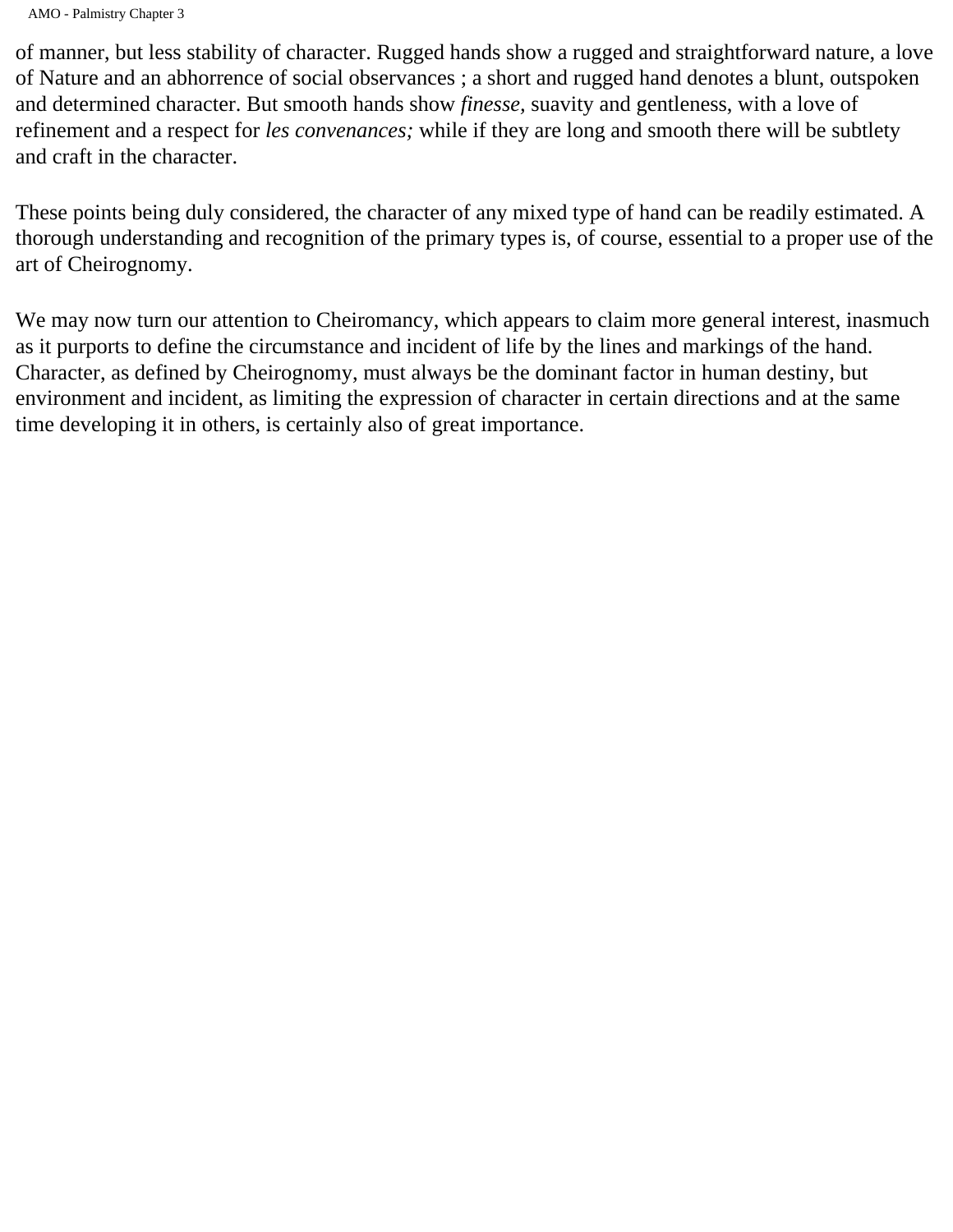of manner, but less stability of character. Rugged hands show a rugged and straightforward nature, a love of Nature and an abhorrence of social observances ; a short and rugged hand denotes a blunt, outspoken and determined character. But smooth hands show *finesse,* suavity and gentleness, with a love of refinement and a respect for *les convenances;* while if they are long and smooth there will be subtlety and craft in the character.

These points being duly considered, the character of any mixed type of hand can be readily estimated. A thorough understanding and recognition of the primary types is, of course, essential to a proper use of the art of Cheirognomy.

We may now turn our attention to Cheiromancy, which appears to claim more general interest, inasmuch as it purports to define the circumstance and incident of life by the lines and markings of the hand. Character, as defined by Cheirognomy, must always be the dominant factor in human destiny, but environment and incident, as limiting the expression of character in certain directions and at the same time developing it in others, is certainly also of great importance.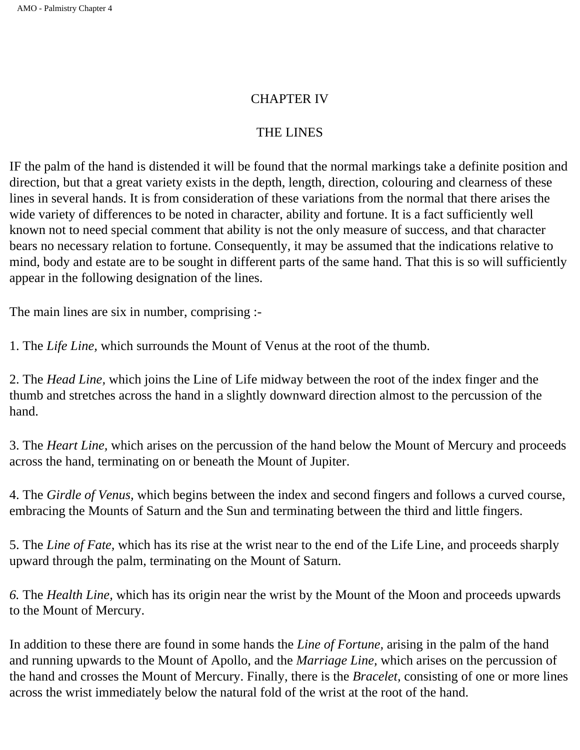# CHAPTER IV

## THE LINES

IF the palm of the hand is distended it will be found that the normal markings take a definite position and direction, but that a great variety exists in the depth, length, direction, colouring and clearness of these lines in several hands. It is from consideration of these variations from the normal that there arises the wide variety of differences to be noted in character, ability and fortune. It is a fact sufficiently well known not to need special comment that ability is not the only measure of success, and that character bears no necessary relation to fortune. Consequently, it may be assumed that the indications relative to mind, body and estate are to be sought in different parts of the same hand. That this is so will sufficiently appear in the following designation of the lines.

The main lines are six in number, comprising :-

1. The *Life Line,* which surrounds the Mount of Venus at the root of the thumb.

2. The *Head Line,* which joins the Line of Life midway between the root of the index finger and the thumb and stretches across the hand in a slightly downward direction almost to the percussion of the hand.

3. The *Heart Line,* which arises on the percussion of the hand below the Mount of Mercury and proceeds across the hand, terminating on or beneath the Mount of Jupiter.

4. The *Girdle of Venus,* which begins between the index and second fingers and follows a curved course, embracing the Mounts of Saturn and the Sun and terminating between the third and little fingers.

5. The *Line of Fate,* which has its rise at the wrist near to the end of the Life Line, and proceeds sharply upward through the palm, terminating on the Mount of Saturn.

6. The *Health Line,* which has its origin near the wrist by the Mount of the Moon and proceeds upwards to the Mount of Mercury.

In addition to these there are found in some hands the *Line of Fortune,* arising in the palm of the hand and running upwards to the Mount of Apollo, and the *Marriage Line,* which arises on the percussion of the hand and crosses the Mount of Mercury. Finally, there is the *Bracelet,* consisting of one or more lines across the wrist immediately below the natural fold of the wrist at the root of the hand.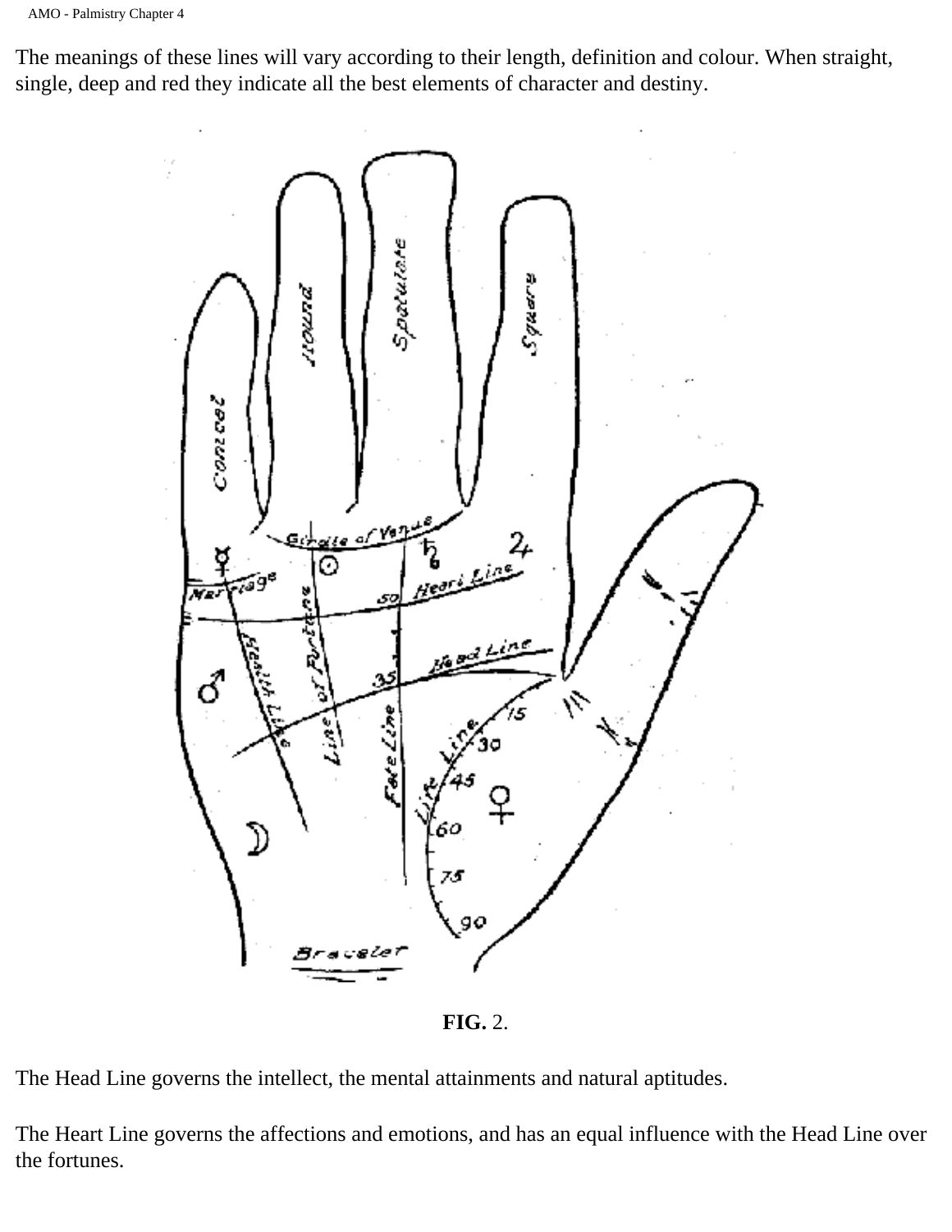The meanings of these lines will vary according to their length, definition and colour. When straight, single, deep and red they indicate all the best elements of character and destiny.

**FIG.** 2.

The Head Line governs the intellect, the mental attainments and natural aptitudes.

The Heart Line governs the affections and emotions, and has an equal influence with the Head Line over the fortunes.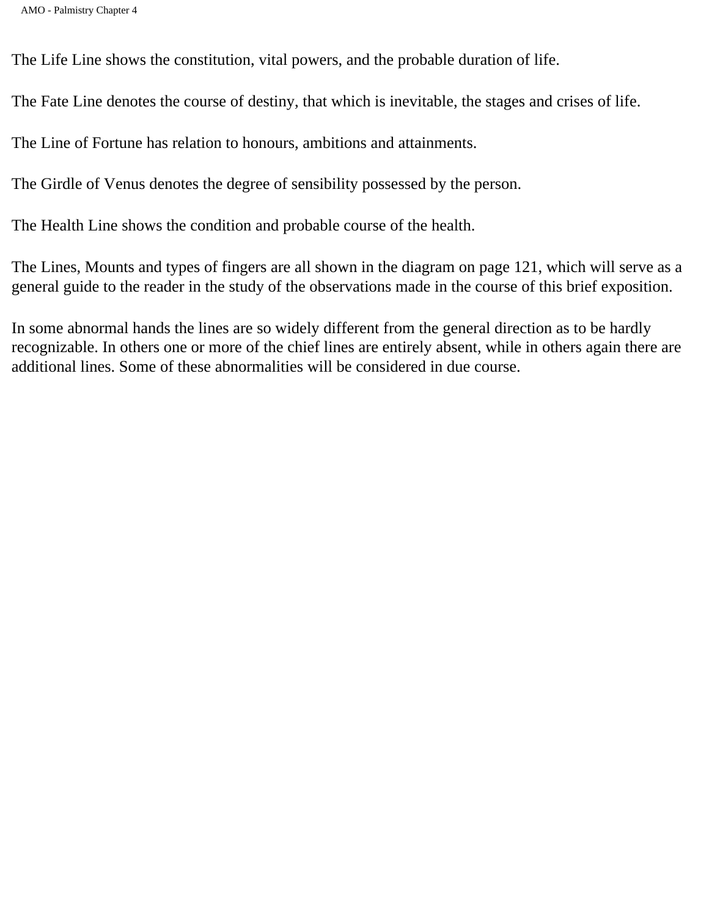The Life Line shows the constitution, vital powers, and the probable duration of life.

The Fate Line denotes the course of destiny, that which is inevitable, the stages and crises of life.

The Line of Fortune has relation to honours, ambitions and attainments.

The Girdle of Venus denotes the degree of sensibility possessed by the person.

The Health Line shows the condition and probable course of the health.

The Lines, Mounts and types of fingers are all shown in the diagram on page 121, which will serve as a general guide to the reader in the study of the observations made in the course of this brief exposition.

In some abnormal hands the lines are so widely different from the general direction as to be hardly recognizable. In others one or more of the chief lines are entirely absent, while in others again there are additional lines. Some of these abnormalities will be considered in due course.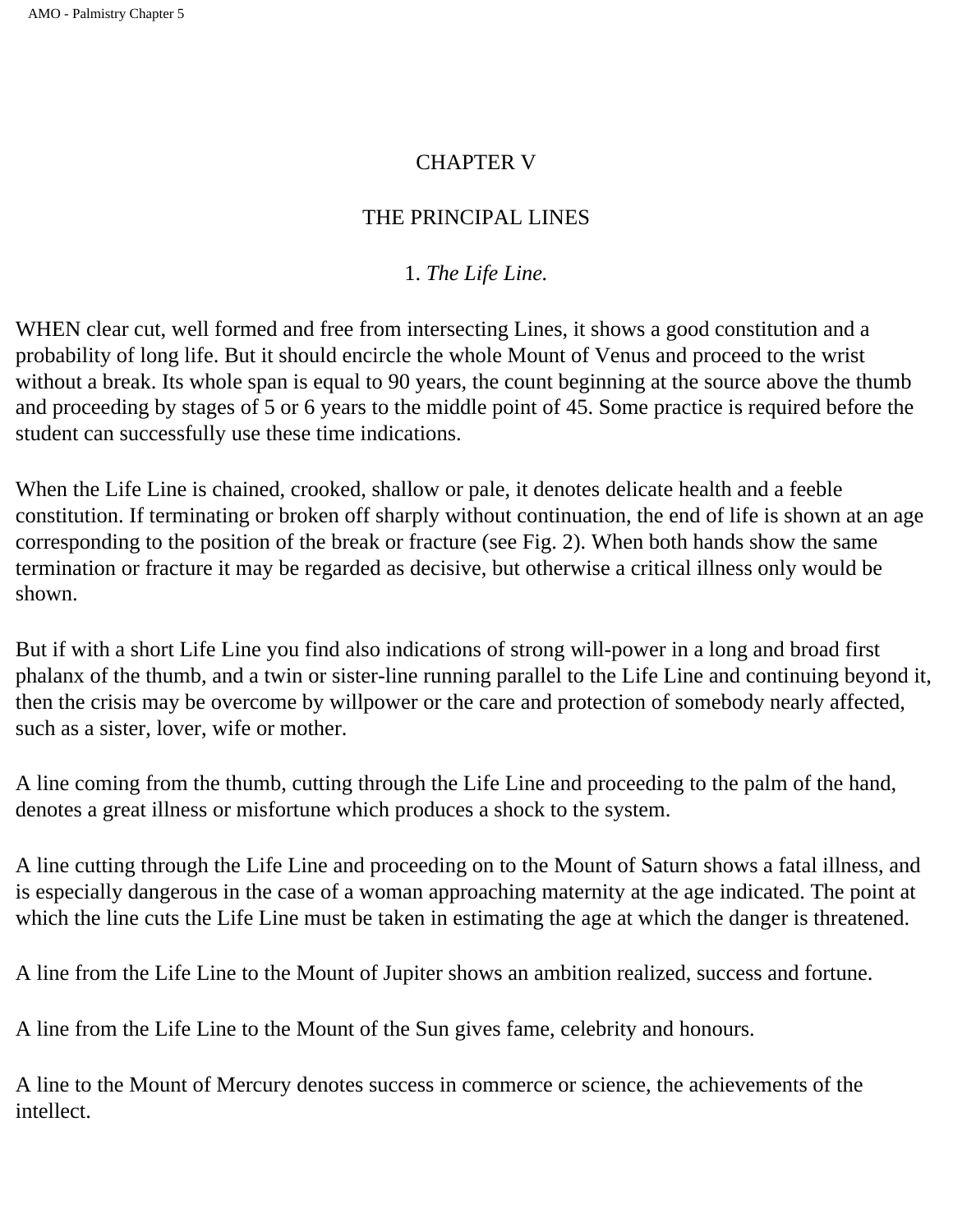# CHAPTER V

## THE PRINCIPAL LINES

### 1. *The Life Line.*

WHEN clear cut, well formed and free from intersecting Lines, it shows a good constitution and a probability of long life. But it should encircle the whole Mount of Venus and proceed to the wrist without a break. Its whole span is equal to 90 years, the count beginning at the source above the thumb and proceeding by stages of 5 or 6 years to the middle point of 45. Some practice is required before the student can successfully use these time indications.

When the Life Line is chained, crooked, shallow or pale, it denotes delicate health and a feeble constitution. If terminating or broken off sharply without continuation, the end of life is shown at an age corresponding to the position of the break or fracture (see Fig. 2). When both hands show the same termination or fracture it may be regarded as decisive, but otherwise a critical illness only would be shown.

But if with a short Life Line you find also indications of strong will-power in a long and broad first phalanx of the thumb, and a twin or sister-line running parallel to the Life Line and continuing beyond it, then the crisis may be overcome by willpower or the care and protection of somebody nearly affected, such as a sister, lover, wife or mother.

A line coming from the thumb, cutting through the Life Line and proceeding to the palm of the hand, denotes a great illness or misfortune which produces a shock to the system.

A line cutting through the Life Line and proceeding on to the Mount of Saturn shows a fatal illness, and is especially dangerous in the case of a woman approaching maternity at the age indicated. The point at which the line cuts the Life Line must be taken in estimating the age at which the danger is threatened.

A line from the Life Line to the Mount of Jupiter shows an ambition realized, success and fortune.

A line from the Life Line to the Mount of the Sun gives fame, celebrity and honours.

A line to the Mount of Mercury denotes success in commerce or science, the achievements of the intellect.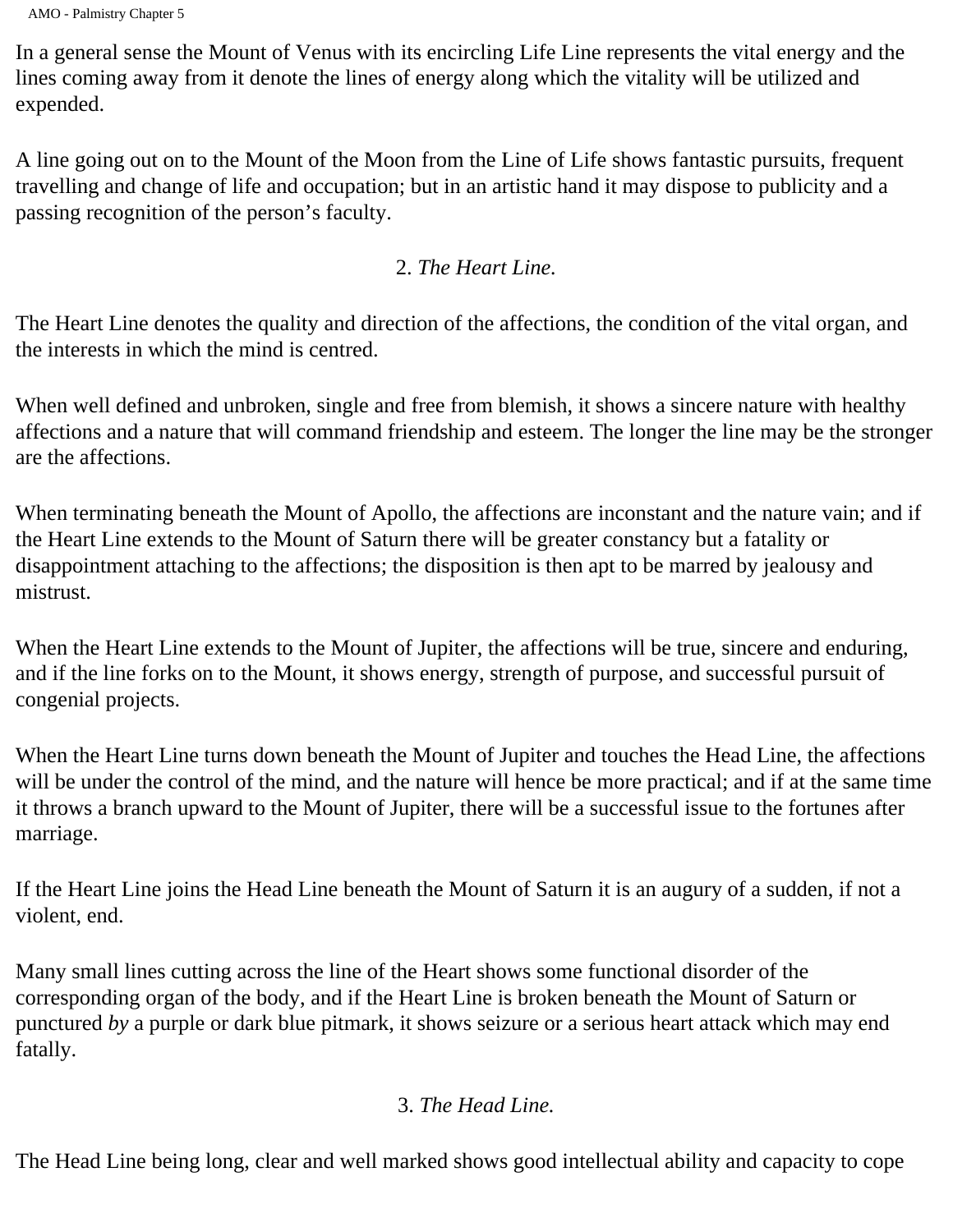In a general sense the Mount of Venus with its encircling Life Line represents the vital energy and the lines coming away from it denote the lines of energy along which the vitality will be utilized and expended.

A line going out on to the Mount of the Moon from the Line of Life shows fantastic pursuits, frequent travelling and change of life and occupation; but in an artistic hand it may dispose to publicity and a passing recognition of the person's faculty.

### 2. *The Heart Line.*

The Heart Line denotes the quality and direction of the affections, the condition of the vital organ, and the interests in which the mind is centred.

When well defined and unbroken, single and free from blemish, it shows a sincere nature with healthy affections and a nature that will command friendship and esteem. The longer the line may be the stronger are the affections.

When terminating beneath the Mount of Apollo, the affections are inconstant and the nature vain; and if the Heart Line extends to the Mount of Saturn there will be greater constancy but a fatality or disappointment attaching to the affections; the disposition is then apt to be marred by jealousy and mistrust.

When the Heart Line extends to the Mount of Jupiter, the affections will be true, sincere and enduring, and if the line forks on to the Mount, it shows energy, strength of purpose, and successful pursuit of congenial projects.

When the Heart Line turns down beneath the Mount of Jupiter and touches the Head Line, the affections will be under the control of the mind, and the nature will hence be more practical; and if at the same time it throws a branch upward to the Mount of Jupiter, there will be a successful issue to the fortunes after marriage.

If the Heart Line joins the Head Line beneath the Mount of Saturn it is an augury of a sudden, if not a violent, end.

Many small lines cutting across the line of the Heart shows some functional disorder of the corresponding organ of the body, and if the Heart Line is broken beneath the Mount of Saturn or punctured *by* a purple or dark blue pitmark, it shows seizure or a serious heart attack which may end fatally.

### 3. *The Head Line.*

The Head Line being long, clear and well marked shows good intellectual ability and capacity to cope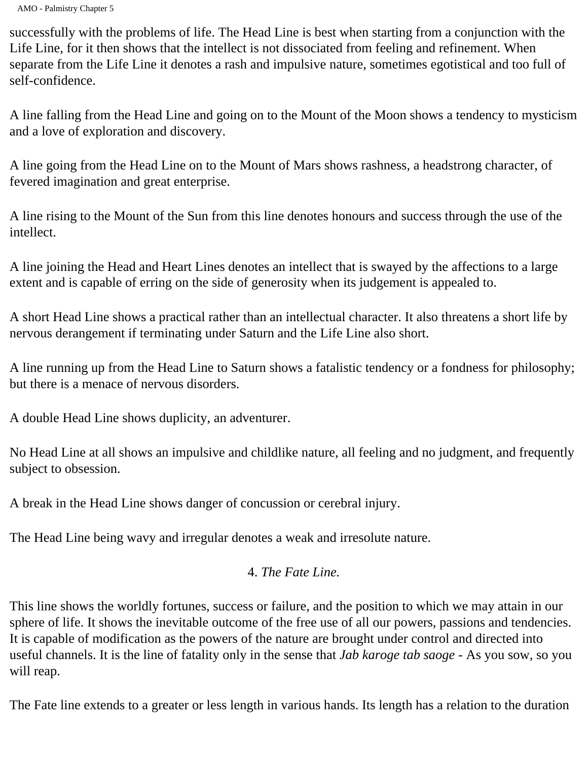successfully with the problems of life. The Head Line is best when starting from a conjunction with the Life Line, for it then shows that the intellect is not dissociated from feeling and refinement. When separate from the Life Line it denotes a rash and impulsive nature, sometimes egotistical and too full of self-confidence.

A line falling from the Head Line and going on to the Mount of the Moon shows a tendency to mysticism and a love of exploration and discovery.

A line going from the Head Line on to the Mount of Mars shows rashness, a headstrong character, of fevered imagination and great enterprise.

A line rising to the Mount of the Sun from this line denotes honours and success through the use of the intellect.

A line joining the Head and Heart Lines denotes an intellect that is swayed by the affections to a large extent and is capable of erring on the side of generosity when its judgement is appealed to.

A short Head Line shows a practical rather than an intellectual character. It also threatens a short life by nervous derangement if terminating under Saturn and the Life Line also short.

A line running up from the Head Line to Saturn shows a fatalistic tendency or a fondness for philosophy; but there is a menace of nervous disorders.

A double Head Line shows duplicity, an adventurer.

No Head Line at all shows an impulsive and childlike nature, all feeling and no judgment, and frequently subject to obsession.

A break in the Head Line shows danger of concussion or cerebral injury.

The Head Line being wavy and irregular denotes a weak and irresolute nature.

### 4. *The Fate Line.*

This line shows the worldly fortunes, success or failure, and the position to which we may attain in our sphere of life. It shows the inevitable outcome of the free use of all our powers, passions and tendencies. It is capable of modification as the powers of the nature are brought under control and directed into useful channels. It is the line of fatality only in the sense that *Jab karoge tab saoge* - As you sow, so you will reap.

The Fate line extends to a greater or less length in various hands. Its length has a relation to the duration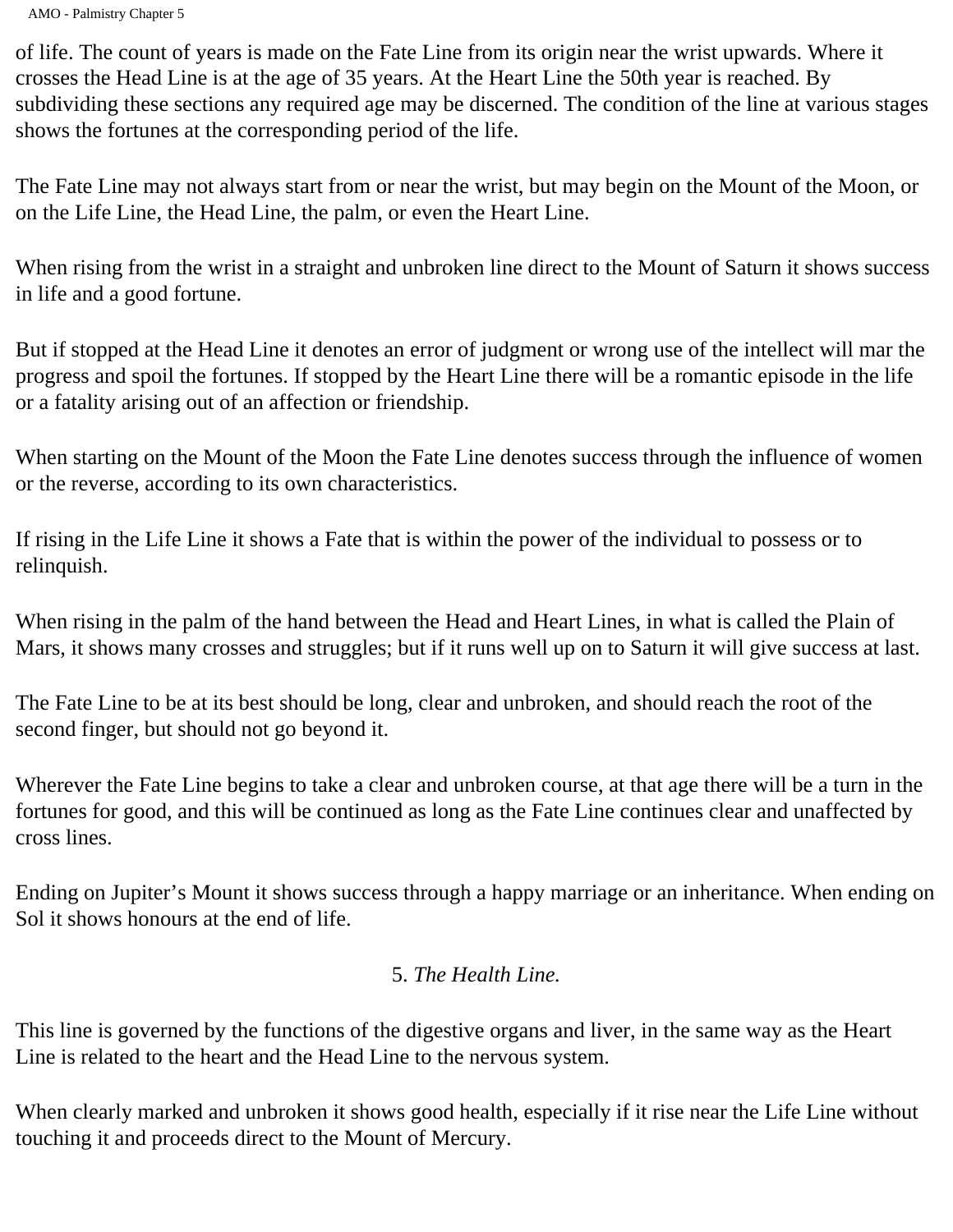of life. The count of years is made on the Fate Line from its origin near the wrist upwards. Where it crosses the Head Line is at the age of 35 years. At the Heart Line the 50th year is reached. By subdividing these sections any required age may be discerned. The condition of the line at various stages shows the fortunes at the corresponding period of the life.

The Fate Line may not always start from or near the wrist, but may begin on the Mount of the Moon, or on the Life Line, the Head Line, the palm, or even the Heart Line.

When rising from the wrist in a straight and unbroken line direct to the Mount of Saturn it shows success in life and a good fortune.

But if stopped at the Head Line it denotes an error of judgment or wrong use of the intellect will mar the progress and spoil the fortunes. If stopped by the Heart Line there will be a romantic episode in the life or a fatality arising out of an affection or friendship.

When starting on the Mount of the Moon the Fate Line denotes success through the influence of women or the reverse, according to its own characteristics.

If rising in the Life Line it shows a Fate that is within the power of the individual to possess or to relinquish.

When rising in the palm of the hand between the Head and Heart Lines, in what is called the Plain of Mars, it shows many crosses and struggles; but if it runs well up on to Saturn it will give success at last.

The Fate Line to be at its best should be long, clear and unbroken, and should reach the root of the second finger, but should not go beyond it.

Wherever the Fate Line begins to take a clear and unbroken course, at that age there will be a turn in the fortunes for good, and this will be continued as long as the Fate Line continues clear and unaffected by cross lines.

Ending on Jupiter's Mount it shows success through a happy marriage or an inheritance. When ending on Sol it shows honours at the end of life.

### 5. *The Health Line.*

This line is governed by the functions of the digestive organs and liver, in the same way as the Heart Line is related to the heart and the Head Line to the nervous system.

When clearly marked and unbroken it shows good health, especially if it rise near the Life Line without touching it and proceeds direct to the Mount of Mercury.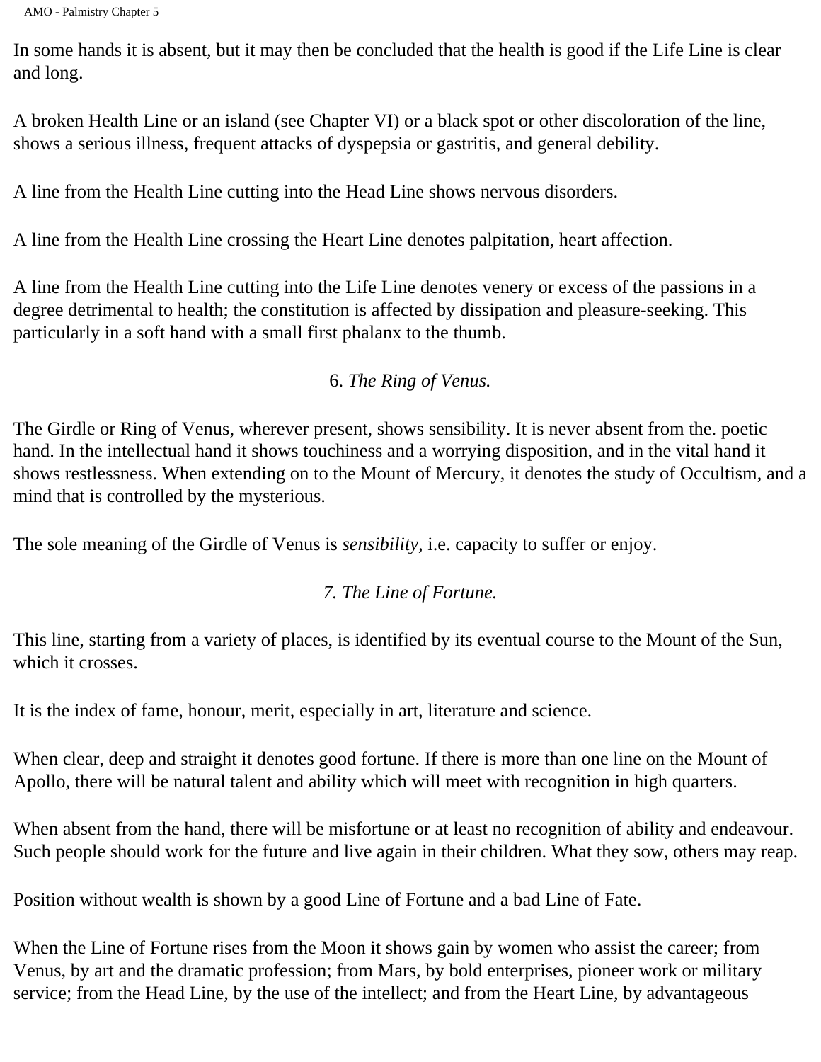In some hands it is absent, but it may then be concluded that the health is good if the Life Line is clear and long.

A broken Health Line or an island (see Chapter VI) or a black spot or other discoloration of the line, shows a serious illness, frequent attacks of dyspepsia or gastritis, and general debility.

A line from the Health Line cutting into the Head Line shows nervous disorders.

A line from the Health Line crossing the Heart Line denotes palpitation, heart affection.

A line from the Health Line cutting into the Life Line denotes venery or excess of the passions in a degree detrimental to health; the constitution is affected by dissipation and pleasure-seeking. This particularly in a soft hand with a small first phalanx to the thumb.

### 6. *The Ring of Venus.*

The Girdle or Ring of Venus, wherever present, shows sensibility. It is never absent from the. poetic hand. In the intellectual hand it shows touchiness and a worrying disposition, and in the vital hand it shows restlessness. When extending on to the Mount of Mercury, it denotes the study of Occultism, and a mind that is controlled by the mysterious.

The sole meaning of the Girdle of Venus is *sensibility,* i.e. capacity to suffer or enjoy.

### *7. The Line of Fortune.*

This line, starting from a variety of places, is identified by its eventual course to the Mount of the Sun, which it crosses.

It is the index of fame, honour, merit, especially in art, literature and science.

When clear, deep and straight it denotes good fortune. If there is more than one line on the Mount of Apollo, there will be natural talent and ability which will meet with recognition in high quarters.

When absent from the hand, there will be misfortune or at least no recognition of ability and endeavour. Such people should work for the future and live again in their children. What they sow, others may reap.

Position without wealth is shown by a good Line of Fortune and a bad Line of Fate.

When the Line of Fortune rises from the Moon it shows gain by women who assist the career; from Venus, by art and the dramatic profession; from Mars, by bold enterprises, pioneer work or military service; from the Head Line, by the use of the intellect; and from the Heart Line, by advantageous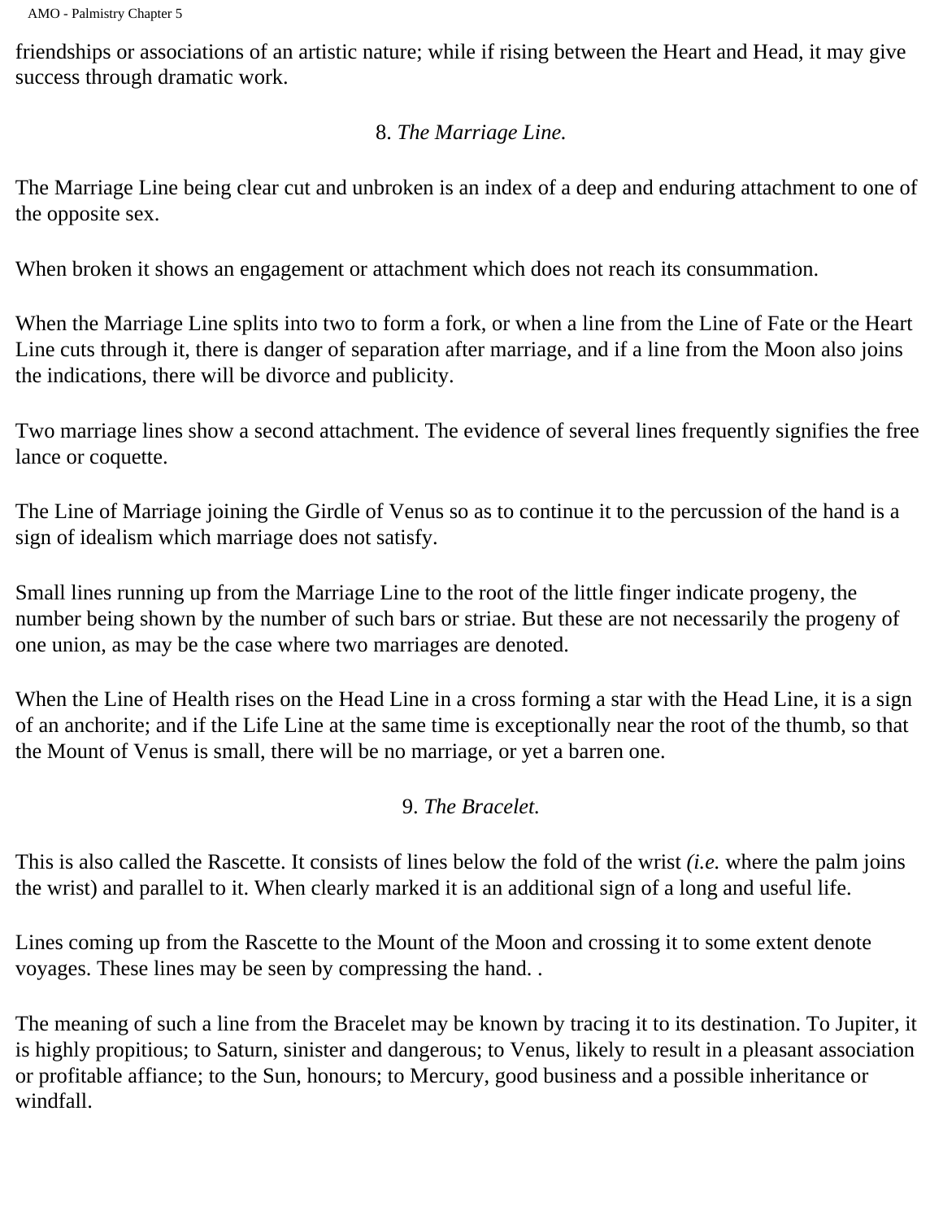friendships or associations of an artistic nature; while if rising between the Heart and Head, it may give success through dramatic work.

### 8. *The Marriage Line.*

The Marriage Line being clear cut and unbroken is an index of a deep and enduring attachment to one of the opposite sex.

When broken it shows an engagement or attachment which does not reach its consummation.

When the Marriage Line splits into two to form a fork, or when a line from the Line of Fate or the Heart Line cuts through it, there is danger of separation after marriage, and if a line from the Moon also joins the indications, there will be divorce and publicity.

Two marriage lines show a second attachment. The evidence of several lines frequently signifies the free lance or coquette.

The Line of Marriage joining the Girdle of Venus so as to continue it to the percussion of the hand is a sign of idealism which marriage does not satisfy.

Small lines running up from the Marriage Line to the root of the little finger indicate progeny, the number being shown by the number of such bars or striae. But these are not necessarily the progeny of one union, as may be the case where two marriages are denoted.

When the Line of Health rises on the Head Line in a cross forming a star with the Head Line, it is a sign of an anchorite; and if the Life Line at the same time is exceptionally near the root of the thumb, so that the Mount of Venus is small, there will be no marriage, or yet a barren one.

### 9. *The Bracelet.*

This is also called the Rascette. It consists of lines below the fold of the wrist *(i.e.* where the palm joins the wrist) and parallel to it. When clearly marked it is an additional sign of a long and useful life.

Lines coming up from the Rascette to the Mount of the Moon and crossing it to some extent denote voyages. These lines may be seen by compressing the hand. .

The meaning of such a line from the Bracelet may be known by tracing it to its destination. To Jupiter, it is highly propitious; to Saturn, sinister and dangerous; to Venus, likely to result in a pleasant association or profitable affiance; to the Sun, honours; to Mercury, good business and a possible inheritance or windfall.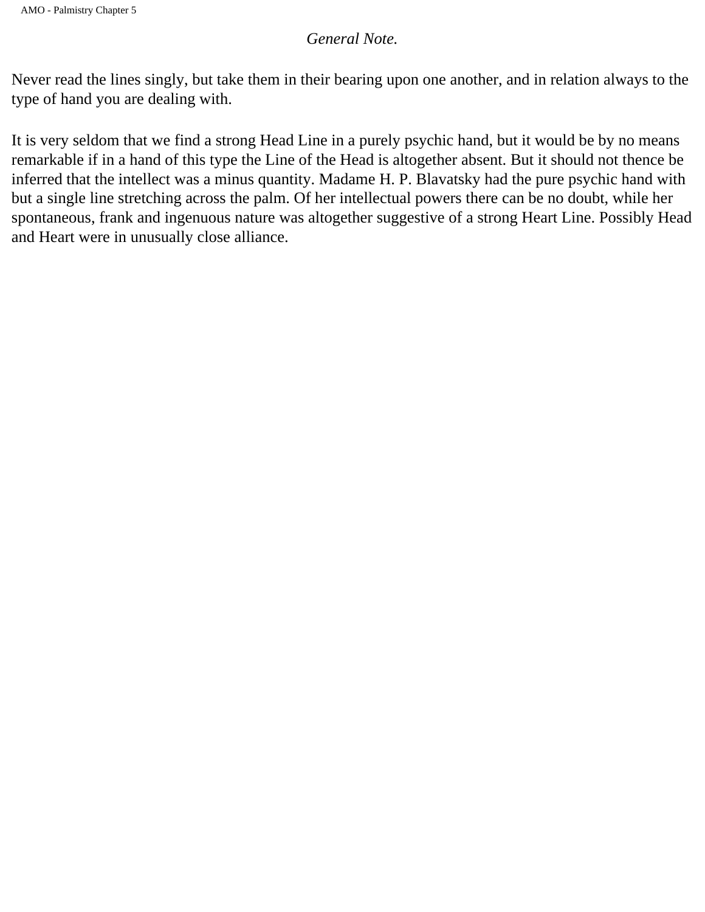*General Note.*

Never read the lines singly, but take them in their bearing upon one another, and in relation always to the type of hand you are dealing with.

It is very seldom that we find a strong Head Line in a purely psychic hand, but it would be by no means remarkable if in a hand of this type the Line of the Head is altogether absent. But it should not thence be inferred that the intellect was a minus quantity. Madame H. P. Blavatsky had the pure psychic hand with but a single line stretching across the palm. Of her intellectual powers there can be no doubt, while her spontaneous, frank and ingenuous nature was altogether suggestive of a strong Heart Line. Possibly Head and Heart were in unusually close alliance.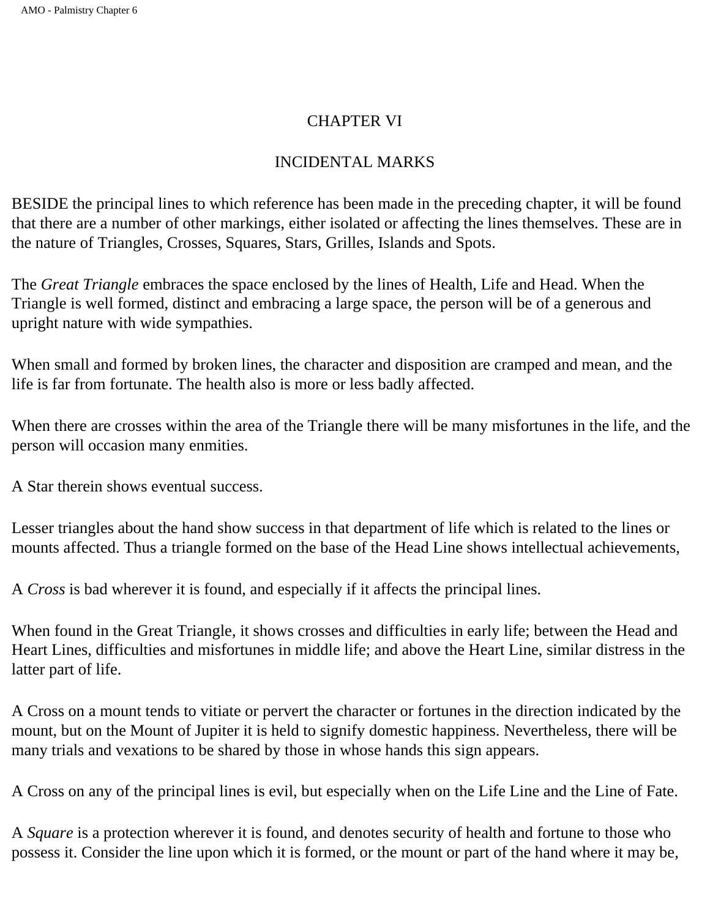# CHAPTER VI

## INCIDENTAL MARKS

BESIDE the principal lines to which reference has been made in the preceding chapter, it will be found that there are a number of other markings, either isolated or affecting the lines themselves. These are in the nature of Triangles, Crosses, Squares, Stars, Grilles, Islands and Spots.

The *Great Triangle* embraces the space enclosed by the lines of Health, Life and Head. When the Triangle is well formed, distinct and embracing a large space, the person will be of a generous and upright nature with wide sympathies.

When small and formed by broken lines, the character and disposition are cramped and mean, and the life is far from fortunate. The health also is more or less badly affected.

When there are crosses within the area of the Triangle there will be many misfortunes in the life, and the person will occasion many enmities.

A Star therein shows eventual success.

Lesser triangles about the hand show success in that department of life which is related to the lines or mounts affected. Thus a triangle formed on the base of the Head Line shows intellectual achievements,

A *Cross* is bad wherever it is found, and especially if it affects the principal lines.

When found in the Great Triangle, it shows crosses and difficulties in early life; between the Head and Heart Lines, difficulties and misfortunes in middle life; and above the Heart Line, similar distress in the latter part of life.

A Cross on a mount tends to vitiate or pervert the character or fortunes in the direction indicated by the mount, but on the Mount of Jupiter it is held to signify domestic happiness. Nevertheless, there will be many trials and vexations to be shared by those in whose hands this sign appears.

A Cross on any of the principal lines is evil, but especially when on the Life Line and the Line of Fate.

A *Square* is a protection wherever it is found, and denotes security of health and fortune to those who possess it. Consider the line upon which it is formed, or the mount or part of the hand where it may be,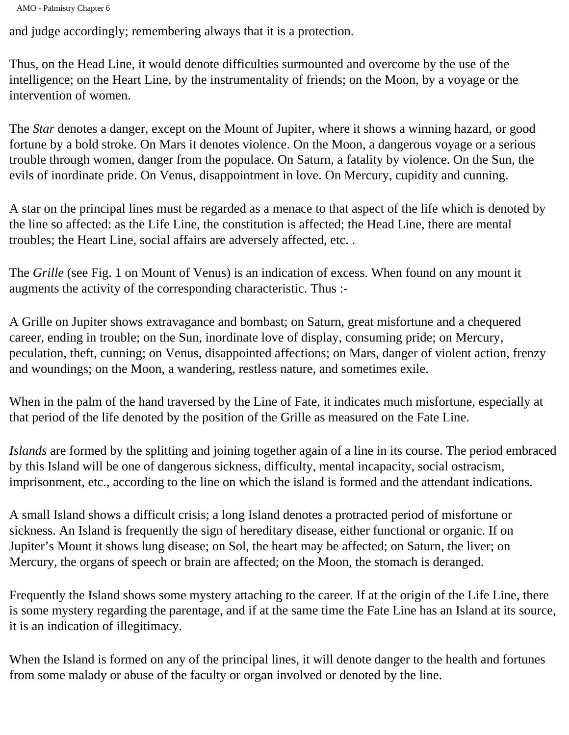and judge accordingly; remembering always that it is a protection.

Thus, on the Head Line, it would denote difficulties surmounted and overcome by the use of the intelligence; on the Heart Line, by the instrumentality of friends; on the Moon, by a voyage or the intervention of women.

The *Star* denotes a danger, except on the Mount of Jupiter, where it shows a winning hazard, or good fortune by a bold stroke. On Mars it denotes violence. On the Moon, a dangerous voyage or a serious trouble through women, danger from the populace. On Saturn, a fatality by violence. On the Sun, the evils of inordinate pride. On Venus, disappointment in love. On Mercury, cupidity and cunning.

A star on the principal lines must be regarded as a menace to that aspect of the life which is denoted by the line so affected: as the Life Line, the constitution is affected; the Head Line, there are mental troubles; the Heart Line, social affairs are adversely affected, etc. .

The *Grille* (see Fig. 1 on Mount of Venus) is an indication of excess. When found on any mount it augments the activity of the corresponding characteristic. Thus :-

A Grille on Jupiter shows extravagance and bombast; on Saturn, great misfortune and a chequered career, ending in trouble; on the Sun, inordinate love of display, consuming pride; on Mercury, peculation, theft, cunning; on Venus, disappointed affections; on Mars, danger of violent action, frenzy and woundings; on the Moon, a wandering, restless nature, and sometimes exile.

When in the palm of the hand traversed by the Line of Fate, it indicates much misfortune, especially at that period of the life denoted by the position of the Grille as measured on the Fate Line.

*Islands* are formed by the splitting and joining together again of a line in its course. The period embraced by this Island will be one of dangerous sickness, difficulty, mental incapacity, social ostracism, imprisonment, etc., according to the line on which the island is formed and the attendant indications.

A small Island shows a difficult crisis; a long Island denotes a protracted period of misfortune or sickness. An Island is frequently the sign of hereditary disease, either functional or organic. If on Jupiter's Mount it shows lung disease; on Sol, the heart may be affected; on Saturn, the liver; on Mercury, the organs of speech or brain are affected; on the Moon, the stomach is deranged.

Frequently the Island shows some mystery attaching to the career. If at the origin of the Life Line, there is some mystery regarding the parentage, and if at the same time the Fate Line has an Island at its source, it is an indication of illegitimacy.

When the Island is formed on any of the principal lines, it will denote danger to the health and fortunes from some malady or abuse of the faculty or organ involved or denoted by the line.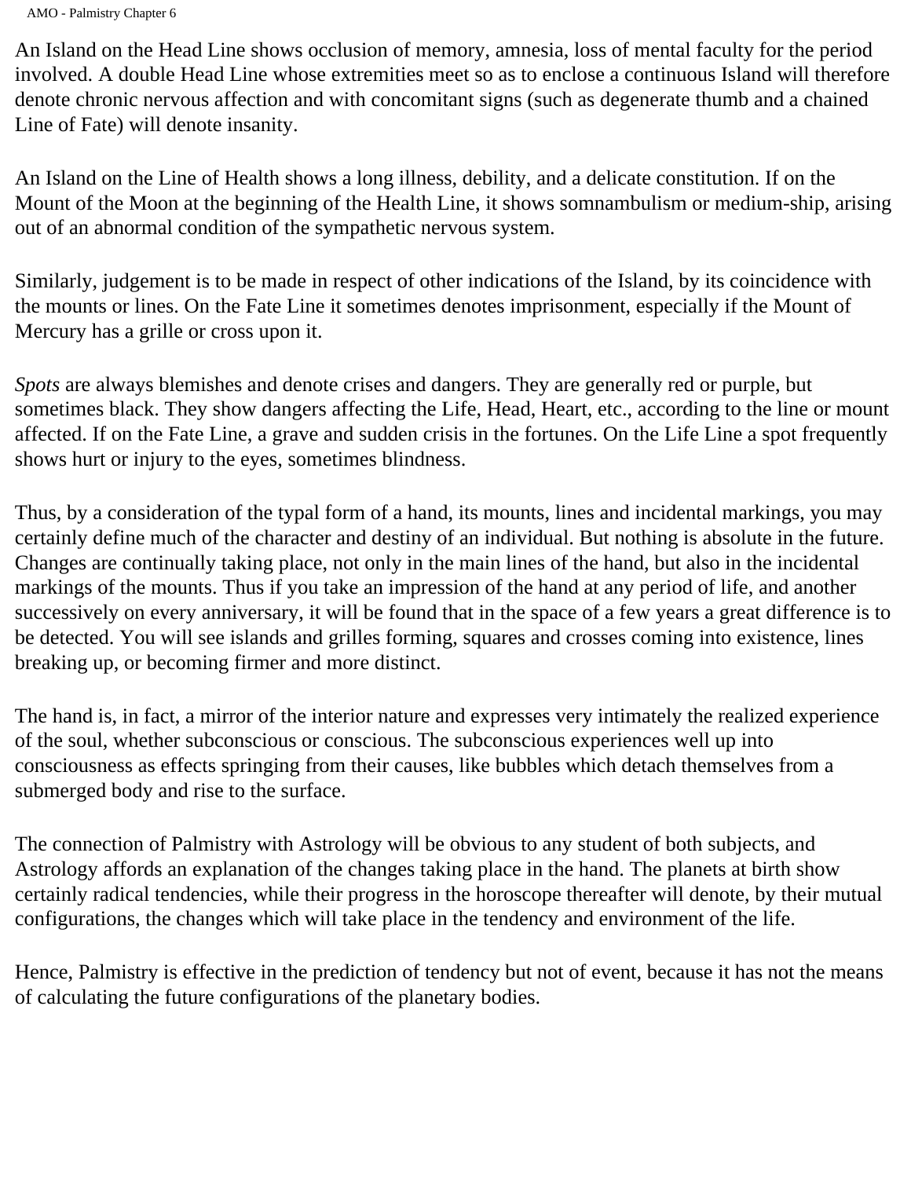An Island on the Head Line shows occlusion of memory, amnesia, loss of mental faculty for the period involved. A double Head Line whose extremities meet so as to enclose a continuous Island will therefore denote chronic nervous affection and with concomitant signs (such as degenerate thumb and a chained Line of Fate) will denote insanity.

An Island on the Line of Health shows a long illness, debility, and a delicate constitution. If on the Mount of the Moon at the beginning of the Health Line, it shows somnambulism or medium-ship, arising out of an abnormal condition of the sympathetic nervous system.

Similarly, judgement is to be made in respect of other indications of the Island, by its coincidence with the mounts or lines. On the Fate Line it sometimes denotes imprisonment, especially if the Mount of Mercury has a grille or cross upon it.

*Spots* are always blemishes and denote crises and dangers. They are generally red or purple, but sometimes black. They show dangers affecting the Life, Head, Heart, etc., according to the line or mount affected. If on the Fate Line, a grave and sudden crisis in the fortunes. On the Life Line a spot frequently shows hurt or injury to the eyes, sometimes blindness.

Thus, by a consideration of the typal form of a hand, its mounts, lines and incidental markings, you may certainly define much of the character and destiny of an individual. But nothing is absolute in the future. Changes are continually taking place, not only in the main lines of the hand, but also in the incidental markings of the mounts. Thus if you take an impression of the hand at any period of life, and another successively on every anniversary, it will be found that in the space of a few years a great difference is to be detected. You will see islands and grilles forming, squares and crosses coming into existence, lines breaking up, or becoming firmer and more distinct.

The hand is, in fact, a mirror of the interior nature and expresses very intimately the realized experience of the soul, whether subconscious or conscious. The subconscious experiences well up into consciousness as effects springing from their causes, like bubbles which detach themselves from a submerged body and rise to the surface.

The connection of Palmistry with Astrology will be obvious to any student of both subjects, and Astrology affords an explanation of the changes taking place in the hand. The planets at birth show certainly radical tendencies, while their progress in the horoscope thereafter will denote, by their mutual configurations, the changes which will take place in the tendency and environment of the life.

Hence, Palmistry is effective in the prediction of tendency but not of event, because it has not the means of calculating the future configurations of the planetary bodies.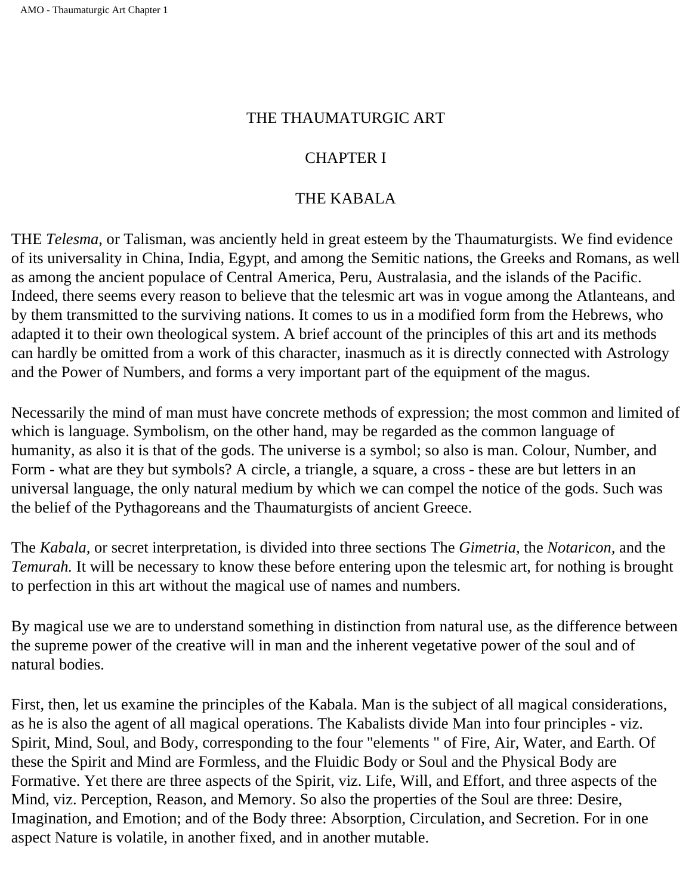# THE THAUMATURGIC ART

## CHAPTER I

## THE KABALA

THE *Telesma,* or Talisman, was anciently held in great esteem by the Thaumaturgists. We find evidence of its universality in China, India, Egypt, and among the Semitic nations, the Greeks and Romans, as well as among the ancient populace of Central America, Peru, Australasia, and the islands of the Pacific. Indeed, there seems every reason to believe that the telesmic art was in vogue among the Atlanteans, and by them transmitted to the surviving nations. It comes to us in a modified form from the Hebrews, who adapted it to their own theological system. A brief account of the principles of this art and its methods can hardly be omitted from a work of this character, inasmuch as it is directly connected with Astrology and the Power of Numbers, and forms a very important part of the equipment of the magus.

Necessarily the mind of man must have concrete methods of expression; the most common and limited of which is language. Symbolism, on the other hand, may be regarded as the common language of humanity, as also it is that of the gods. The universe is a symbol; so also is man. Colour, Number, and Form - what are they but symbols? A circle, a triangle, a square, a cross - these are but letters in an universal language, the only natural medium by which we can compel the notice of the gods. Such was the belief of the Pythagoreans and the Thaumaturgists of ancient Greece.

The *Kabala,* or secret interpretation, is divided into three sections The *Gimetria,* the *Notaricon,* and the *Temurah.* It will be necessary to know these before entering upon the telesmic art, for nothing is brought to perfection in this art without the magical use of names and numbers.

By magical use we are to understand something in distinction from natural use, as the difference between the supreme power of the creative will in man and the inherent vegetative power of the soul and of natural bodies.

First, then, let us examine the principles of the Kabala. Man is the subject of all magical considerations, as he is also the agent of all magical operations. The Kabalists divide Man into four principles - viz. Spirit, Mind, Soul, and Body, corresponding to the four "elements " of Fire, Air, Water, and Earth. Of these the Spirit and Mind are Formless, and the Fluidic Body or Soul and the Physical Body are Formative. Yet there are three aspects of the Spirit, viz. Life, Will, and Effort, and three aspects of the Mind, viz. Perception, Reason, and Memory. So also the properties of the Soul are three: Desire, Imagination, and Emotion; and of the Body three: Absorption, Circulation, and Secretion. For in one aspect Nature is volatile, in another fixed, and in another mutable.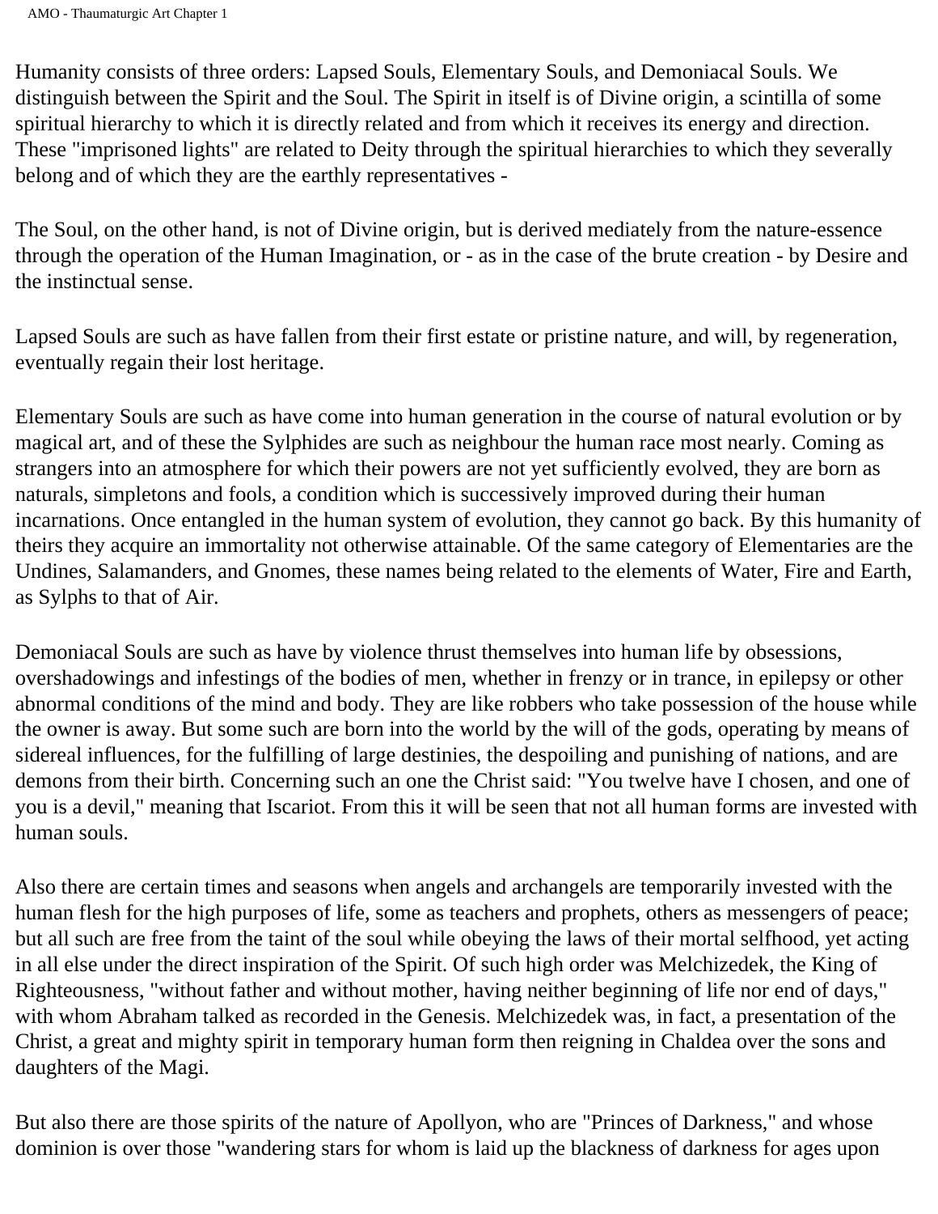Humanity consists of three orders: Lapsed Souls, Elementary Souls, and Demoniacal Souls. We distinguish between the Spirit and the Soul. The Spirit in itself is of Divine origin, a scintilla of some spiritual hierarchy to which it is directly related and from which it receives its energy and direction. These "imprisoned lights" are related to Deity through the spiritual hierarchies to which they severally belong and of which they are the earthly representatives -

The Soul, on the other hand, is not of Divine origin, but is derived mediately from the nature-essence through the operation of the Human Imagination, or - as in the case of the brute creation - by Desire and the instinctual sense.

Lapsed Souls are such as have fallen from their first estate or pristine nature, and will, by regeneration, eventually regain their lost heritage.

Elementary Souls are such as have come into human generation in the course of natural evolution or by magical art, and of these the Sylphides are such as neighbour the human race most nearly. Coming as strangers into an atmosphere for which their powers are not yet sufficiently evolved, they are born as naturals, simpletons and fools, a condition which is successively improved during their human incarnations. Once entangled in the human system of evolution, they cannot go back. By this humanity of theirs they acquire an immortality not otherwise attainable. Of the same category of Elementaries are the Undines, Salamanders, and Gnomes, these names being related to the elements of Water, Fire and Earth, as Sylphs to that of Air.

Demoniacal Souls are such as have by violence thrust themselves into human life by obsessions, overshadowings and infestings of the bodies of men, whether in frenzy or in trance, in epilepsy or other abnormal conditions of the mind and body. They are like robbers who take possession of the house while the owner is away. But some such are born into the world by the will of the gods, operating by means of sidereal influences, for the fulfilling of large destinies, the despoiling and punishing of nations, and are demons from their birth. Concerning such an one the Christ said: "You twelve have I chosen, and one of you is a devil," meaning that Iscariot. From this it will be seen that not all human forms are invested with human souls.

Also there are certain times and seasons when angels and archangels are temporarily invested with the human flesh for the high purposes of life, some as teachers and prophets, others as messengers of peace; but all such are free from the taint of the soul while obeying the laws of their mortal selfhood, yet acting in all else under the direct inspiration of the Spirit. Of such high order was Melchizedek, the King of Righteousness, "without father and without mother, having neither beginning of life nor end of days," with whom Abraham talked as recorded in the Genesis. Melchizedek was, in fact, a presentation of the Christ, a great and mighty spirit in temporary human form then reigning in Chaldea over the sons and daughters of the Magi.

But also there are those spirits of the nature of Apollyon, who are "Princes of Darkness," and whose dominion is over those "wandering stars for whom is laid up the blackness of darkness for ages upon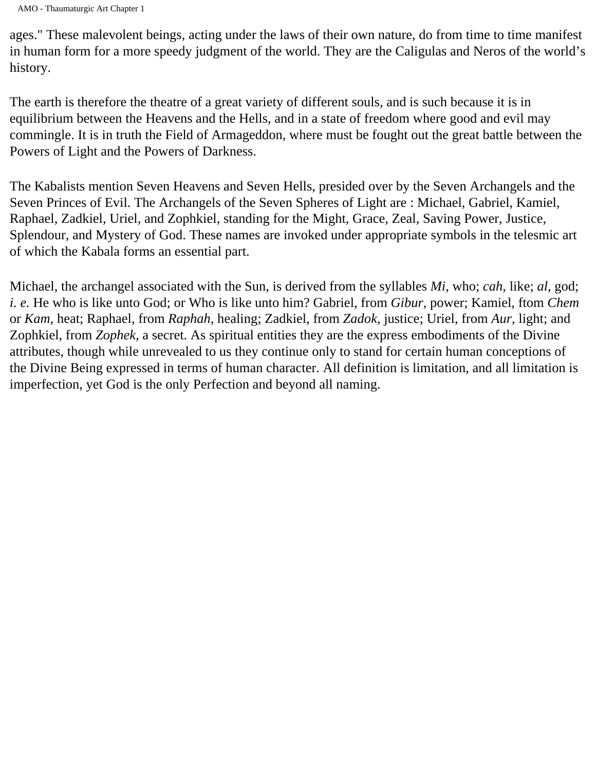ages." These malevolent beings, acting under the laws of their own nature, do from time to time manifest in human form for a more speedy judgment of the world. They are the Caligulas and Neros of the world's history.

The earth is therefore the theatre of a great variety of different souls, and is such because it is in equilibrium between the Heavens and the Hells, and in a state of freedom where good and evil may commingle. It is in truth the Field of Armageddon, where must be fought out the great battle between the Powers of Light and the Powers of Darkness.

The Kabalists mention Seven Heavens and Seven Hells, presided over by the Seven Archangels and the Seven Princes of Evil. The Archangels of the Seven Spheres of Light are : Michael, Gabriel, Kamiel, Raphael, Zadkiel, Uriel, and Zophkiel, standing for the Might, Grace, Zeal, Saving Power, Justice, Splendour, and Mystery of God. These names are invoked under appropriate symbols in the telesmic art of which the Kabala forms an essential part.

Michael, the archangel associated with the Sun, is derived from the syllables *Mi,* who; *cah,* like; *al,* god; *i. e.* He who is like unto God; or Who is like unto him? Gabriel, from *Gibur,* power; Kamiel, ftom *Chem* or *Kam,* heat; Raphael, from *Raphah,* healing; Zadkiel, from *Zadok,* justice; Uriel, from *Aur,* light; and Zophkiel, from *Zophek,* a secret. As spiritual entities they are the express embodiments of the Divine attributes, though while unrevealed to us they continue only to stand for certain human conceptions of the Divine Being expressed in terms of human character. All definition is limitation, and all limitation is imperfection, yet God is the only Perfection and beyond all naming.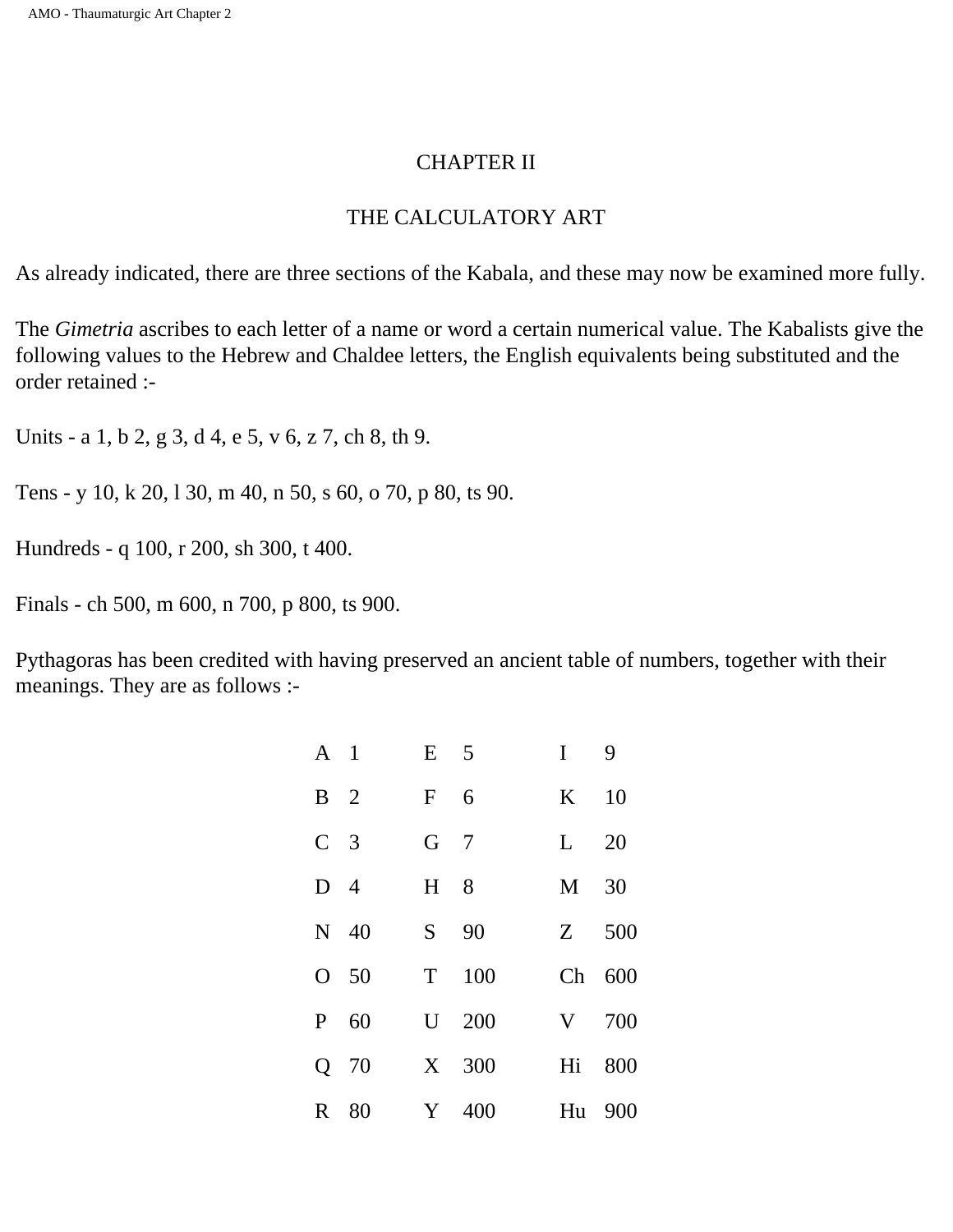# CHAPTER II

## THE CALCULATORY ART

As already indicated, there are three sections of the Kabala, and these may now be examined more fully.

The *Gimetria* ascribes to each letter of a name or word a certain numerical value. The Kabalists give the following values to the Hebrew and Chaldee letters, the English equivalents being substituted and the order retained :-

Units - a 1, b 2, g 3, d 4, e 5, v 6, z 7, ch 8, th 9.

Tens - y 10, k 20, l 30, m 40, n 50, s 60, o 70, p 80, ts 90.

Hundreds - q 100, r 200, sh 300, t 400.

Finals - ch 500, m 600, n 700, p 800, ts 900.

Pythagoras has been credited with having preserved an ancient table of numbers, together with their meanings. They are as follows :-

| | | | | | |
|---|---|---|---|---|---|
| A | 1 | E | 5 | I | 9 |
| B | 2 | F | 6 | K | 10 |
| C | 3 | G | 7 | L | 20 |
| D | 4 | H | 8 | M | 30 |
| N | 40 | S | 90 | Z | 500 |
| O | 50 | T | 100 | Ch | 600 |
| P | 60 | U | 200 | V | 700 |
| Q | 70 | X | 300 | Hi | 800 |
| R | 80 | Y | 400 | Hu | 900 |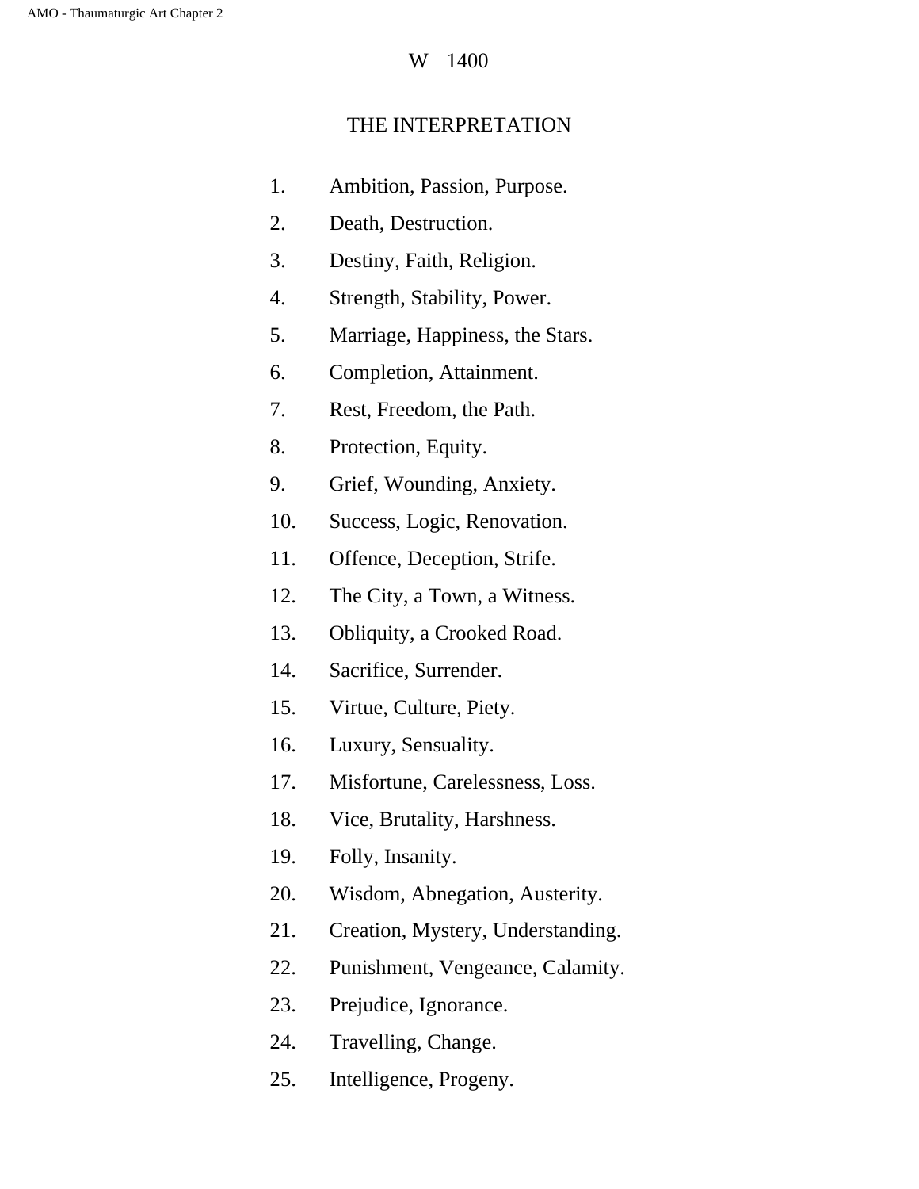W 1400

## THE INTERPRETATION

1. Ambition, Passion, Purpose.
2. Death, Destruction.
3. Destiny, Faith, Religion.
4. Strength, Stability, Power.
5. Marriage, Happiness, the Stars.
6. Completion, Attainment.
7. Rest, Freedom, the Path.
8. Protection, Equity.
9. Grief, Wounding, Anxiety.
10. Success, Logic, Renovation.
11. Offence, Deception, Strife.
12. The City, a Town, a Witness.
13. Obliquity, a Crooked Road.
14. Sacrifice, Surrender.
15. Virtue, Culture, Piety.
16. Luxury, Sensuality.
17. Misfortune, Carelessness, Loss.
18. Vice, Brutality, Harshness.
19. Folly, Insanity.
20. Wisdom, Abnegation, Austerity.
21. Creation, Mystery, Understanding.
22. Punishment, Vengeance, Calamity.
23. Prejudice, Ignorance.
24. Travelling, Change.
25. Intelligence, Progeny.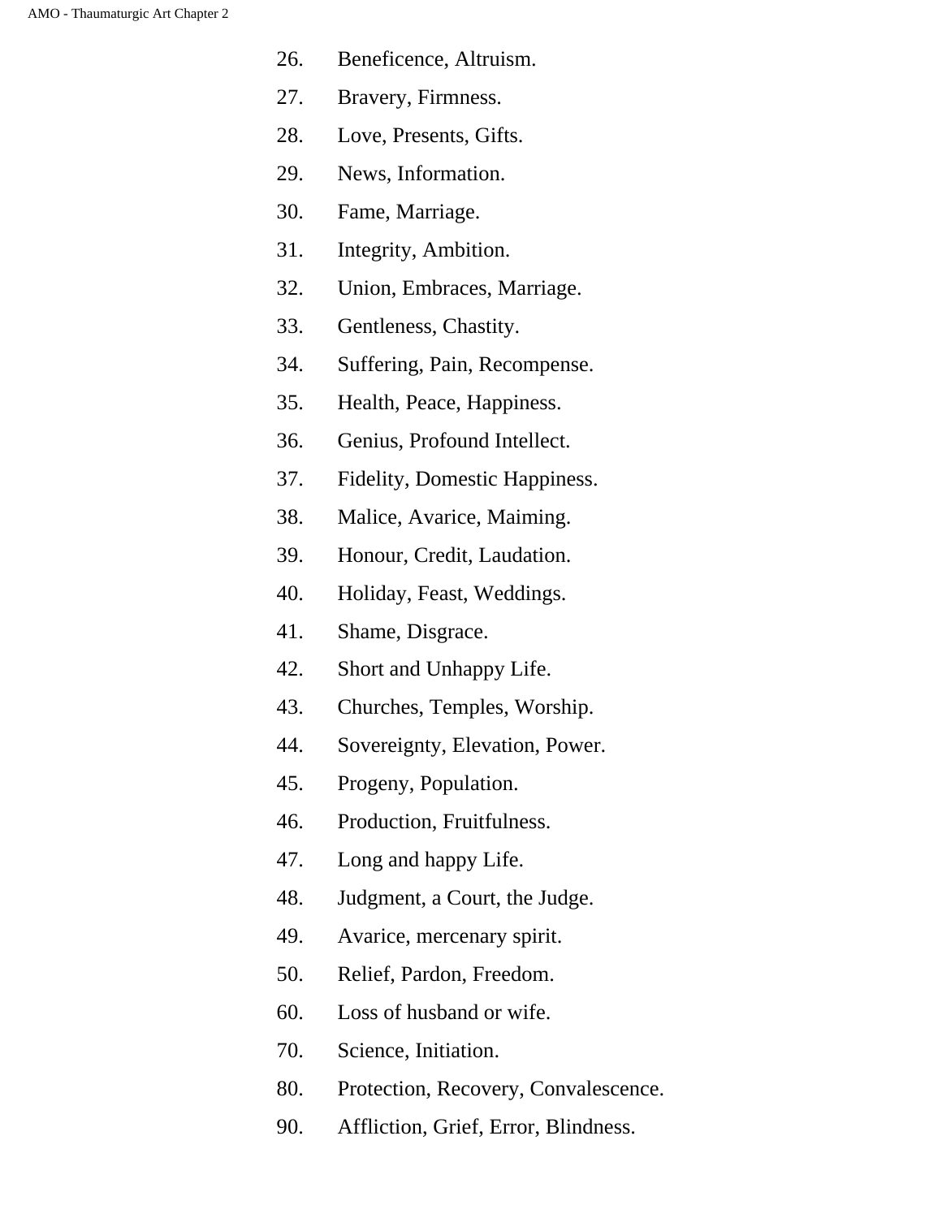26. Beneficence, Altruism.
27. Bravery, Firmness.
28. Love, Presents, Gifts.
29. News, Information.
30. Fame, Marriage.
31. Integrity, Ambition.
32. Union, Embraces, Marriage.
33. Gentleness, Chastity.
34. Suffering, Pain, Recompense.
35. Health, Peace, Happiness.
36. Genius, Profound Intellect.
37. Fidelity, Domestic Happiness.
38. Malice, Avarice, Maiming.
39. Honour, Credit, Laudation.
40. Holiday, Feast, Weddings.
41. Shame, Disgrace.
42. Short and Unhappy Life.
43. Churches, Temples, Worship.
44. Sovereignty, Elevation, Power.
45. Progeny, Population.
46. Production, Fruitfulness.
47. Long and happy Life.
48. Judgment, a Court, the Judge.
49. Avarice, mercenary spirit.
50. Relief, Pardon, Freedom.

60. Loss of husband or wife.

70. Science, Initiation.

80. Protection, Recovery, Convalescence.

90. Affliction, Grief, Error, Blindness.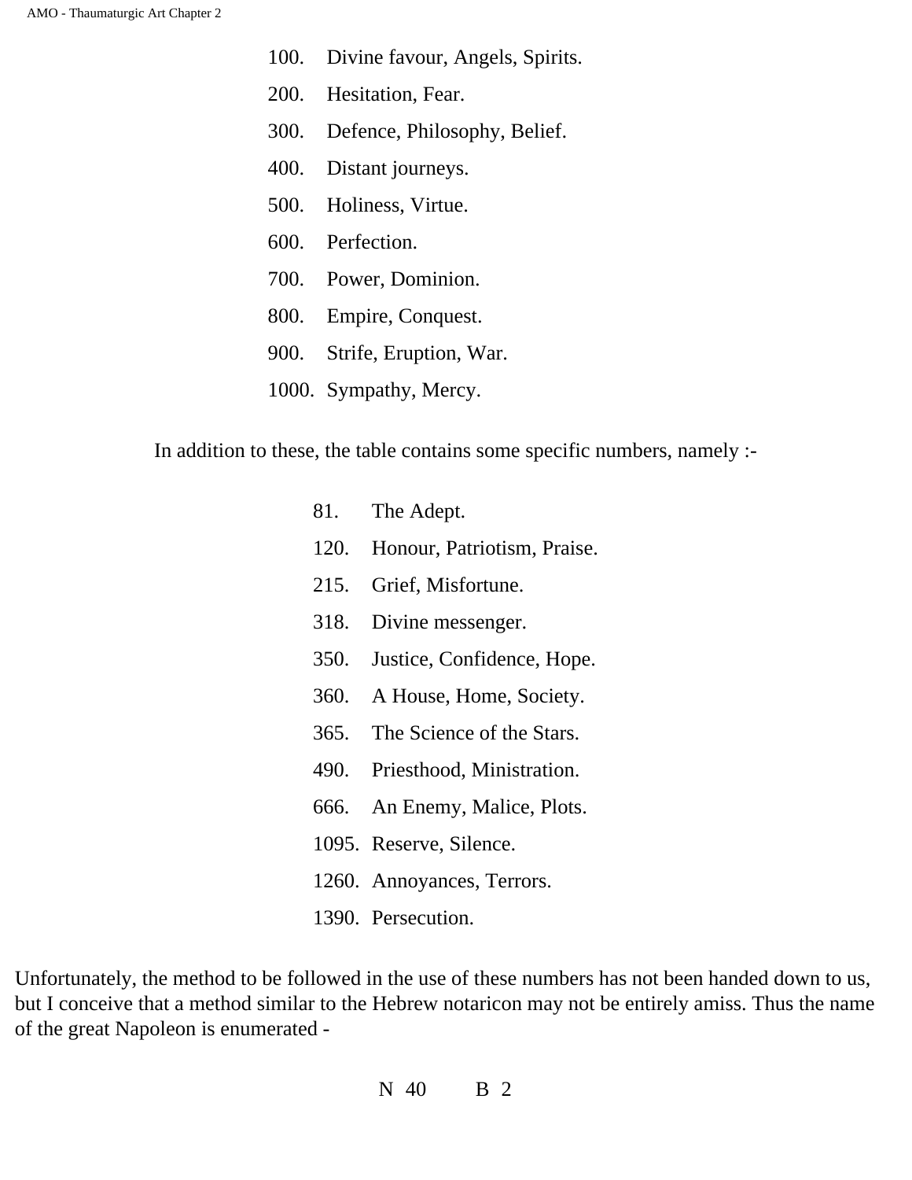100. Divine favour, Angels, Spirits.

200. Hesitation, Fear.

300. Defence, Philosophy, Belief.

400. Distant journeys.

500. Holiness, Virtue.

600. Perfection.

700. Power, Dominion.

800. Empire, Conquest.

900. Strife, Eruption, War.

1000. Sympathy, Mercy.

In addition to these, the table contains some specific numbers, namely :-

81. The Adept.

120. Honour, Patriotism, Praise.

215. Grief, Misfortune.

318. Divine messenger.

350. Justice, Confidence, Hope.

360. A House, Home, Society.

365. The Science of the Stars.

490. Priesthood, Ministration.

666. An Enemy, Malice, Plots.

1095. Reserve, Silence.

1260. Annoyances, Terrors.

1390. Persecution.

Unfortunately, the method to be followed in the use of these numbers has not been handed down to us, but I conceive that a method similar to the Hebrew notaricon may not be entirely amiss. Thus the name of the great Napoleon is enumerated -

N 40　　B 2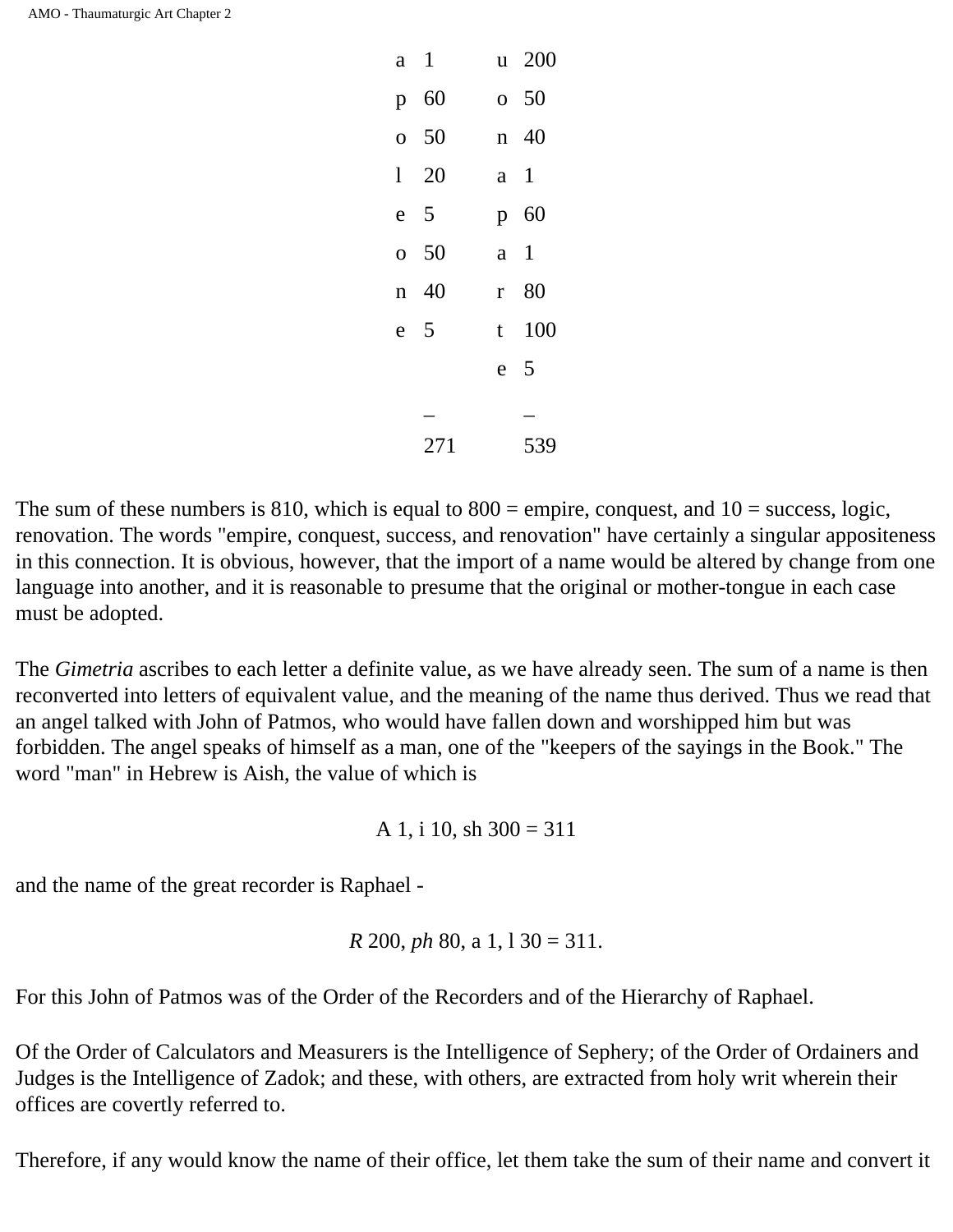| | | | |
|---|---|---|---|
| a | 1 | u | 200 |
| p | 60 | o | 50 |
| o | 50 | n | 40 |
| l | 20 | a | 1 |
| e | 5 | p | 60 |
| o | 50 | a | 1 |
| n | 40 | r | 80 |
| e | 5 | t | 100 |
| | | e | 5 |
| | _ | | _ |
| | 271 | | 539 |

The sum of these numbers is 810, which is equal to 800 = empire, conquest, and 10 = success, logic, renovation. The words "empire, conquest, success, and renovation" have certainly a singular appositeness in this connection. It is obvious, however, that the import of a name would be altered by change from one language into another, and it is reasonable to presume that the original or mother-tongue in each case must be adopted.

The *Gimetria* ascribes to each letter a definite value, as we have already seen. The sum of a name is then reconverted into letters of equivalent value, and the meaning of the name thus derived. Thus we read that an angel talked with John of Patmos, who would have fallen down and worshipped him but was forbidden. The angel speaks of himself as a man, one of the "keepers of the sayings in the Book." The word "man" in Hebrew is Aish, the value of which is

A 1, i 10, sh 300 = 311

and the name of the great recorder is Raphael -

*R* 200, *ph* 80, a 1, l 30 = 311.

For this John of Patmos was of the Order of the Recorders and of the Hierarchy of Raphael.

Of the Order of Calculators and Measurers is the Intelligence of Sephery; of the Order of Ordainers and Judges is the Intelligence of Zadok; and these, with others, are extracted from holy writ wherein their offices are covertly referred to.

Therefore, if any would know the name of their office, let them take the sum of their name and convert it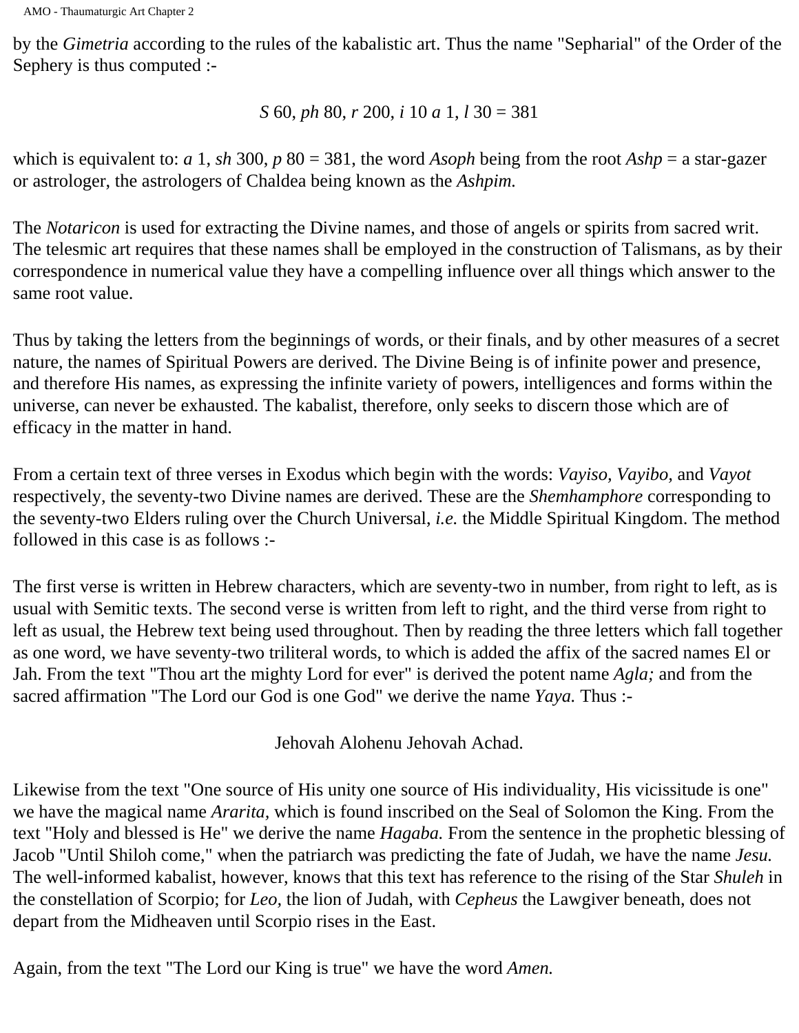by the *Gimetria* according to the rules of the kabalistic art. Thus the name "Sepharial" of the Order of the Sephery is thus computed :-

*S* 60, *ph* 80, *r* 200, *i* 10 *a* 1, *l* 30 = 381

which is equivalent to: *a* 1, *sh* 300, *p* 80 = 381, the word *Asoph* being from the root *Ashp* = a star-gazer or astrologer, the astrologers of Chaldea being known as the *Ashpim.*

The *Notaricon* is used for extracting the Divine names, and those of angels or spirits from sacred writ. The telesmic art requires that these names shall be employed in the construction of Talismans, as by their correspondence in numerical value they have a compelling influence over all things which answer to the same root value.

Thus by taking the letters from the beginnings of words, or their finals, and by other measures of a secret nature, the names of Spiritual Powers are derived. The Divine Being is of infinite power and presence, and therefore His names, as expressing the infinite variety of powers, intelligences and forms within the universe, can never be exhausted. The kabalist, therefore, only seeks to discern those which are of efficacy in the matter in hand.

From a certain text of three verses in Exodus which begin with the words: *Vayiso*, *Vayibo,* and *Vayot* respectively, the seventy-two Divine names are derived. These are the *Shemhamphore* corresponding to the seventy-two Elders ruling over the Church Universal, *i.e.* the Middle Spiritual Kingdom. The method followed in this case is as follows :-

The first verse is written in Hebrew characters, which are seventy-two in number, from right to left, as is usual with Semitic texts. The second verse is written from left to right, and the third verse from right to left as usual, the Hebrew text being used throughout. Then by reading the three letters which fall together as one word, we have seventy-two triliteral words, to which is added the affix of the sacred names El or Jah. From the text "Thou art the mighty Lord for ever" is derived the potent name *Agla;* and from the sacred affirmation "The Lord our God is one God" we derive the name *Yaya.* Thus :-

Jehovah Alohenu Jehovah Achad.

Likewise from the text "One source of His unity one source of His individuality, His vicissitude is one" we have the magical name *Ararita,* which is found inscribed on the Seal of Solomon the King. From the text "Holy and blessed is He" we derive the name *Hagaba.* From the sentence in the prophetic blessing of Jacob "Until Shiloh come," when the patriarch was predicting the fate of Judah, we have the name *Jesu.* The well-informed kabalist, however, knows that this text has reference to the rising of the Star *Shuleh* in the constellation of Scorpio; for *Leo,* the lion of Judah, with *Cepheus* the Lawgiver beneath, does not depart from the Midheaven until Scorpio rises in the East.

Again, from the text "The Lord our King is true" we have the word *Amen.*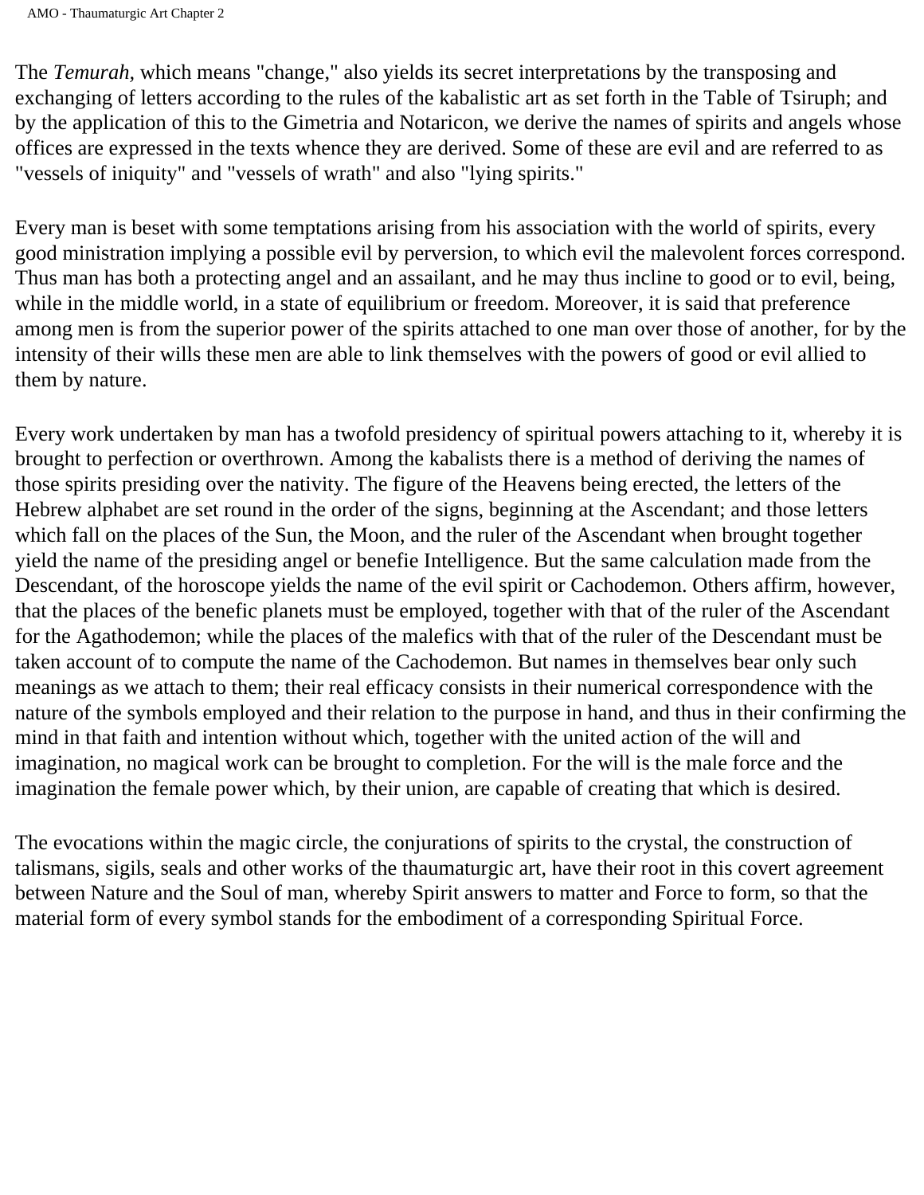The *Temurah*, which means "change," also yields its secret interpretations by the transposing and exchanging of letters according to the rules of the kabalistic art as set forth in the Table of Tsiruph; and by the application of this to the Gimetria and Notaricon, we derive the names of spirits and angels whose offices are expressed in the texts whence they are derived. Some of these are evil and are referred to as "vessels of iniquity" and "vessels of wrath" and also "lying spirits."

Every man is beset with some temptations arising from his association with the world of spirits, every good ministration implying a possible evil by perversion, to which evil the malevolent forces correspond. Thus man has both a protecting angel and an assailant, and he may thus incline to good or to evil, being, while in the middle world, in a state of equilibrium or freedom. Moreover, it is said that preference among men is from the superior power of the spirits attached to one man over those of another, for by the intensity of their wills these men are able to link themselves with the powers of good or evil allied to them by nature.

Every work undertaken by man has a twofold presidency of spiritual powers attaching to it, whereby it is brought to perfection or overthrown. Among the kabalists there is a method of deriving the names of those spirits presiding over the nativity. The figure of the Heavens being erected, the letters of the Hebrew alphabet are set round in the order of the signs, beginning at the Ascendant; and those letters which fall on the places of the Sun, the Moon, and the ruler of the Ascendant when brought together yield the name of the presiding angel or benefie Intelligence. But the same calculation made from the Descendant, of the horoscope yields the name of the evil spirit or Cachodemon. Others affirm, however, that the places of the benefic planets must be employed, together with that of the ruler of the Ascendant for the Agathodemon; while the places of the malefics with that of the ruler of the Descendant must be taken account of to compute the name of the Cachodemon. But names in themselves bear only such meanings as we attach to them; their real efficacy consists in their numerical correspondence with the nature of the symbols employed and their relation to the purpose in hand, and thus in their confirming the mind in that faith and intention without which, together with the united action of the will and imagination, no magical work can be brought to completion. For the will is the male force and the imagination the female power which, by their union, are capable of creating that which is desired.

The evocations within the magic circle, the conjurations of spirits to the crystal, the construction of talismans, sigils, seals and other works of the thaumaturgic art, have their root in this covert agreement between Nature and the Soul of man, whereby Spirit answers to matter and Force to form, so that the material form of every symbol stands for the embodiment of a corresponding Spiritual Force.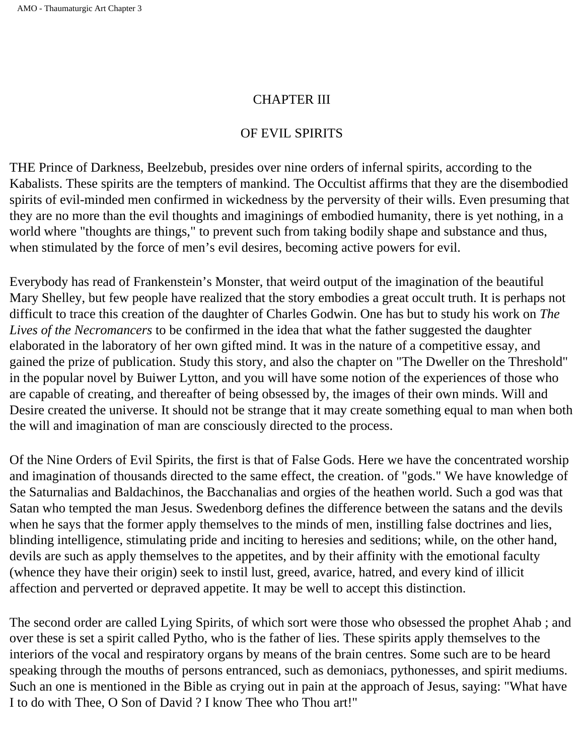## CHAPTER III

## OF EVIL SPIRITS

THE Prince of Darkness, Beelzebub, presides over nine orders of infernal spirits, according to the Kabalists. These spirits are the tempters of mankind. The Occultist affirms that they are the disembodied spirits of evil-minded men confirmed in wickedness by the perversity of their wills. Even presuming that they are no more than the evil thoughts and imaginings of embodied humanity, there is yet nothing, in a world where "thoughts are things," to prevent such from taking bodily shape and substance and thus, when stimulated by the force of men's evil desires, becoming active powers for evil.

Everybody has read of Frankenstein's Monster, that weird output of the imagination of the beautiful Mary Shelley, but few people have realized that the story embodies a great occult truth. It is perhaps not difficult to trace this creation of the daughter of Charles Godwin. One has but to study his work on *The Lives of the Necromancers* to be confirmed in the idea that what the father suggested the daughter elaborated in the laboratory of her own gifted mind. It was in the nature of a competitive essay, and gained the prize of publication. Study this story, and also the chapter on "The Dweller on the Threshold" in the popular novel by Buiwer Lytton, and you will have some notion of the experiences of those who are capable of creating, and thereafter of being obsessed by, the images of their own minds. Will and Desire created the universe. It should not be strange that it may create something equal to man when both the will and imagination of man are consciously directed to the process.

Of the Nine Orders of Evil Spirits, the first is that of False Gods. Here we have the concentrated worship and imagination of thousands directed to the same effect, the creation. of "gods." We have knowledge of the Saturnalias and Baldachinos, the Bacchanalias and orgies of the heathen world. Such a god was that Satan who tempted the man Jesus. Swedenborg defines the difference between the satans and the devils when he says that the former apply themselves to the minds of men, instilling false doctrines and lies, blinding intelligence, stimulating pride and inciting to heresies and seditions; while, on the other hand, devils are such as apply themselves to the appetites, and by their affinity with the emotional faculty (whence they have their origin) seek to instil lust, greed, avarice, hatred, and every kind of illicit affection and perverted or depraved appetite. It may be well to accept this distinction.

The second order are called Lying Spirits, of which sort were those who obsessed the prophet Ahab ; and over these is set a spirit called Pytho, who is the father of lies. These spirits apply themselves to the interiors of the vocal and respiratory organs by means of the brain centres. Some such are to be heard speaking through the mouths of persons entranced, such as demoniacs, pythonesses, and spirit mediums. Such an one is mentioned in the Bible as crying out in pain at the approach of Jesus, saying: "What have I to do with Thee, O Son of David ? I know Thee who Thou art!"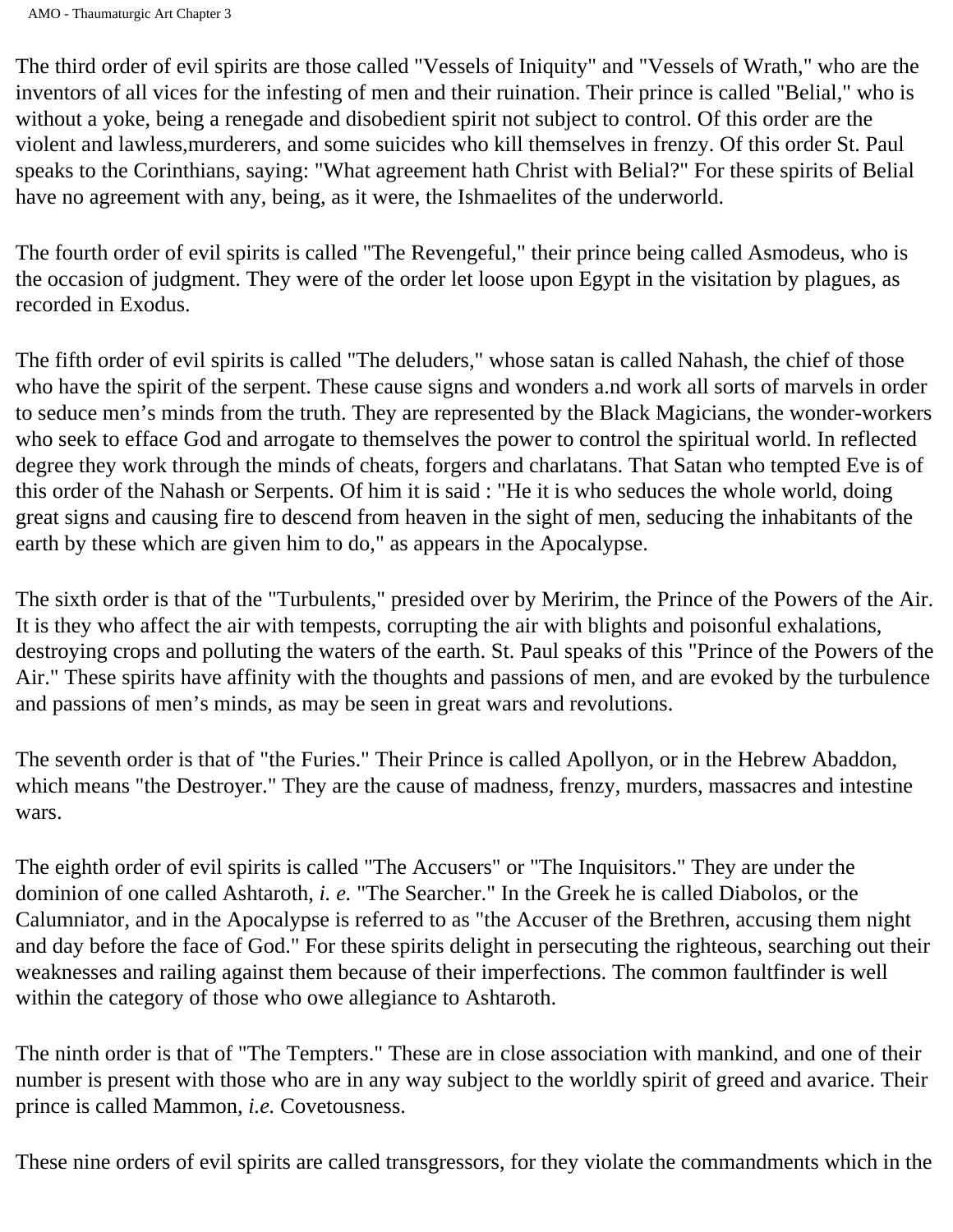The third order of evil spirits are those called "Vessels of Iniquity" and "Vessels of Wrath," who are the inventors of all vices for the infesting of men and their ruination. Their prince is called "Belial," who is without a yoke, being a renegade and disobedient spirit not subject to control. Of this order are the violent and lawless,murderers, and some suicides who kill themselves in frenzy. Of this order St. Paul speaks to the Corinthians, saying: "What agreement hath Christ with Belial?" For these spirits of Belial have no agreement with any, being, as it were, the Ishmaelites of the underworld.

The fourth order of evil spirits is called "The Revengeful," their prince being called Asmodeus, who is the occasion of judgment. They were of the order let loose upon Egypt in the visitation by plagues, as recorded in Exodus.

The fifth order of evil spirits is called "The deluders," whose satan is called Nahash, the chief of those who have the spirit of the serpent. These cause signs and wonders a.nd work all sorts of marvels in order to seduce men's minds from the truth. They are represented by the Black Magicians, the wonder-workers who seek to efface God and arrogate to themselves the power to control the spiritual world. In reflected degree they work through the minds of cheats, forgers and charlatans. That Satan who tempted Eve is of this order of the Nahash or Serpents. Of him it is said : "He it is who seduces the whole world, doing great signs and causing fire to descend from heaven in the sight of men, seducing the inhabitants of the earth by these which are given him to do," as appears in the Apocalypse.

The sixth order is that of the "Turbulents," presided over by Meririm, the Prince of the Powers of the Air. It is they who affect the air with tempests, corrupting the air with blights and poisonful exhalations, destroying crops and polluting the waters of the earth. St. Paul speaks of this "Prince of the Powers of the Air." These spirits have affinity with the thoughts and passions of men, and are evoked by the turbulence and passions of men's minds, as may be seen in great wars and revolutions.

The seventh order is that of "the Furies." Their Prince is called Apollyon, or in the Hebrew Abaddon, which means "the Destroyer." They are the cause of madness, frenzy, murders, massacres and intestine wars.

The eighth order of evil spirits is called "The Accusers" or "The Inquisitors." They are under the dominion of one called Ashtaroth, *i. e.* "The Searcher." In the Greek he is called Diabolos, or the Calumniator, and in the Apocalypse is referred to as "the Accuser of the Brethren, accusing them night and day before the face of God." For these spirits delight in persecuting the righteous, searching out their weaknesses and railing against them because of their imperfections. The common faultfinder is well within the category of those who owe allegiance to Ashtaroth.

The ninth order is that of "The Tempters." These are in close association with mankind, and one of their number is present with those who are in any way subject to the worldly spirit of greed and avarice. Their prince is called Mammon, *i.e.* Covetousness.

These nine orders of evil spirits are called transgressors, for they violate the commandments which in the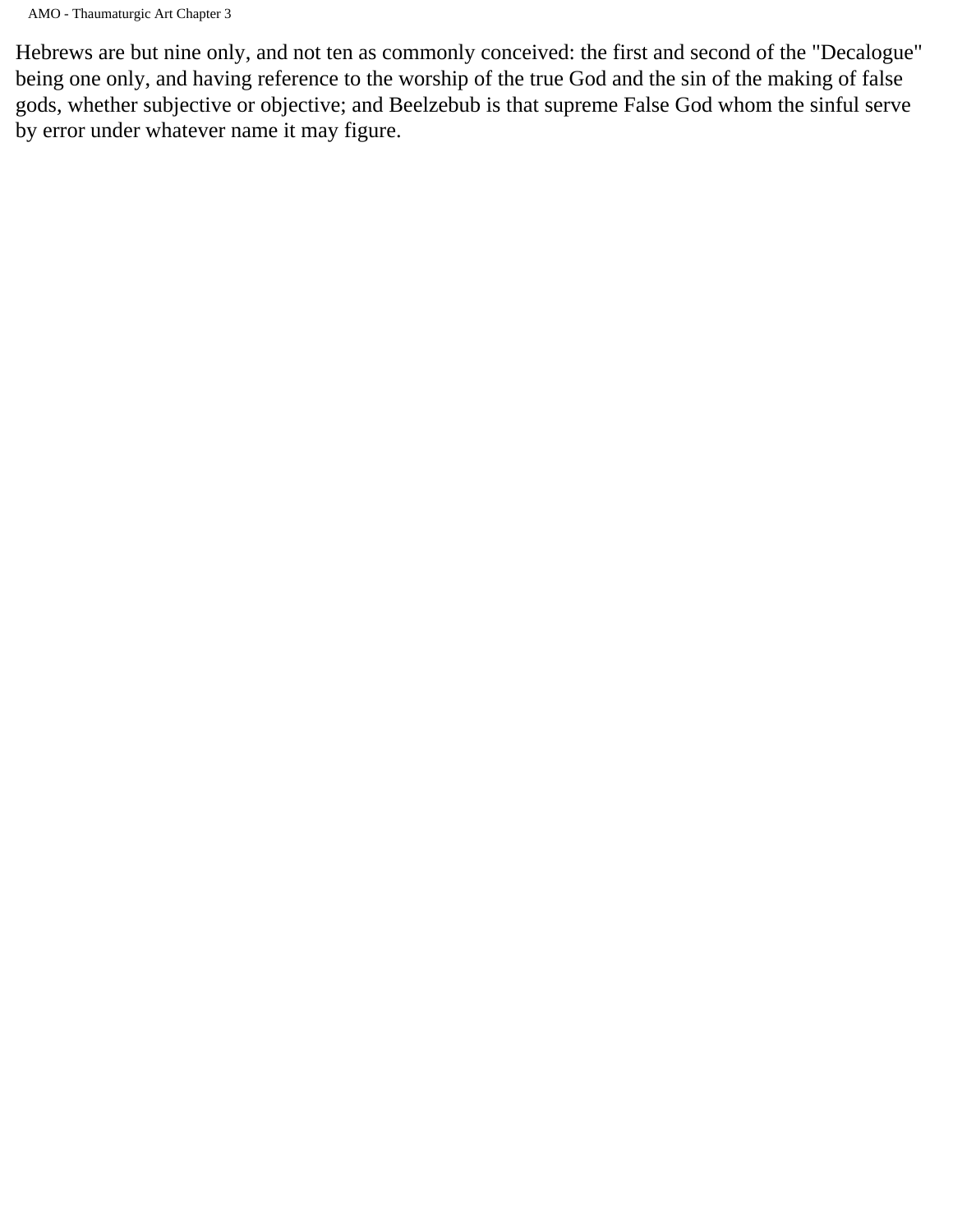Hebrews are but nine only, and not ten as commonly conceived: the first and second of the "Decalogue" being one only, and having reference to the worship of the true God and the sin of the making of false gods, whether subjective or objective; and Beelzebub is that supreme False God whom the sinful serve by error under whatever name it may figure.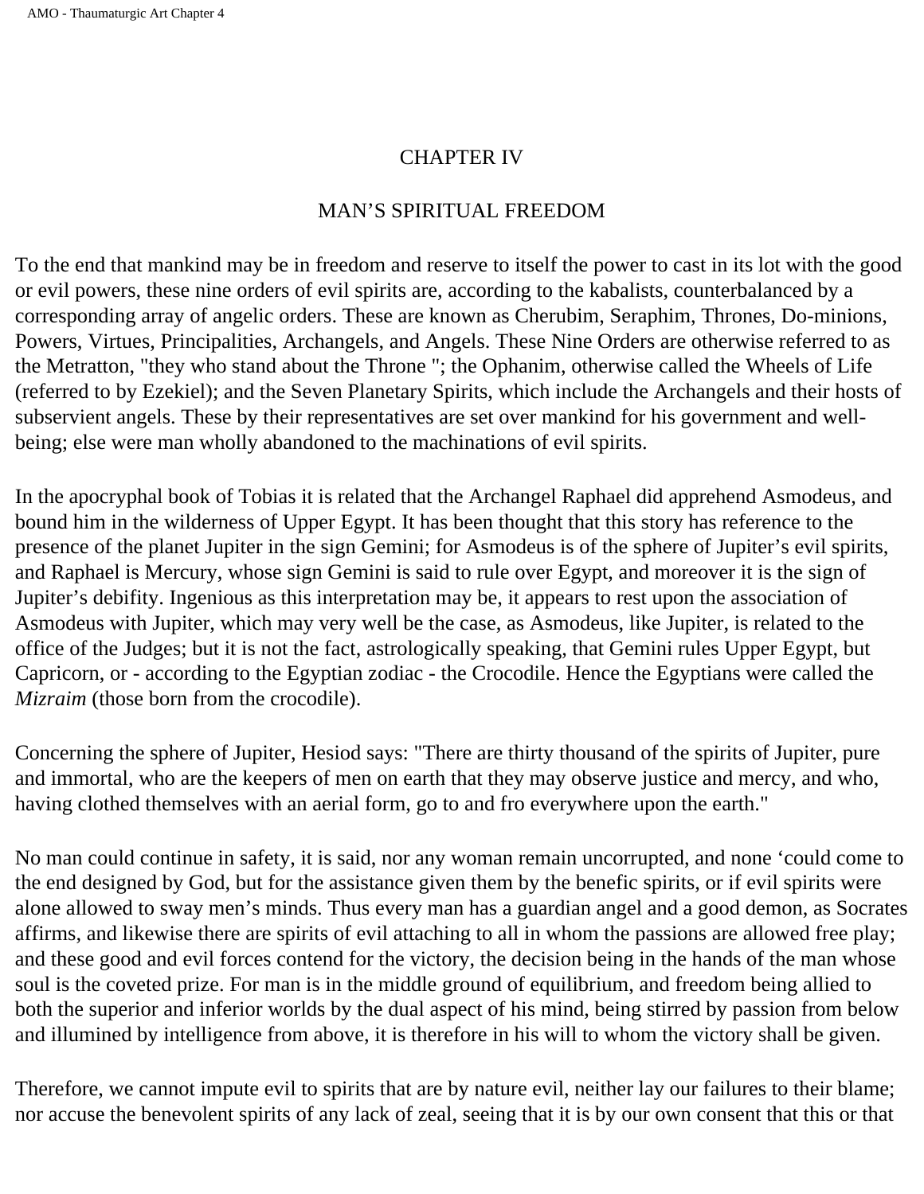# CHAPTER IV

## MAN'S SPIRITUAL FREEDOM

To the end that mankind may be in freedom and reserve to itself the power to cast in its lot with the good or evil powers, these nine orders of evil spirits are, according to the kabalists, counterbalanced by a corresponding array of angelic orders. These are known as Cherubim, Seraphim, Thrones, Do-minions, Powers, Virtues, Principalities, Archangels, and Angels. These Nine Orders are otherwise referred to as the Metratton, "they who stand about the Throne "; the Ophanim, otherwise called the Wheels of Life (referred to by Ezekiel); and the Seven Planetary Spirits, which include the Archangels and their hosts of subservient angels. These by their representatives are set over mankind for his government and well-being; else were man wholly abandoned to the machinations of evil spirits.

In the apocryphal book of Tobias it is related that the Archangel Raphael did apprehend Asmodeus, and bound him in the wilderness of Upper Egypt. It has been thought that this story has reference to the presence of the planet Jupiter in the sign Gemini; for Asmodeus is of the sphere of Jupiter's evil spirits, and Raphael is Mercury, whose sign Gemini is said to rule over Egypt, and moreover it is the sign of Jupiter's debifity. Ingenious as this interpretation may be, it appears to rest upon the association of Asmodeus with Jupiter, which may very well be the case, as Asmodeus, like Jupiter, is related to the office of the Judges; but it is not the fact, astrologically speaking, that Gemini rules Upper Egypt, but Capricorn, or - according to the Egyptian zodiac - the Crocodile. Hence the Egyptians were called the *Mizraim* (those born from the crocodile).

Concerning the sphere of Jupiter, Hesiod says: "There are thirty thousand of the spirits of Jupiter, pure and immortal, who are the keepers of men on earth that they may observe justice and mercy, and who, having clothed themselves with an aerial form, go to and fro everywhere upon the earth."

No man could continue in safety, it is said, nor any woman remain uncorrupted, and none 'could come to the end designed by God, but for the assistance given them by the benefic spirits, or if evil spirits were alone allowed to sway men's minds. Thus every man has a guardian angel and a good demon, as Socrates affirms, and likewise there are spirits of evil attaching to all in whom the passions are allowed free play; and these good and evil forces contend for the victory, the decision being in the hands of the man whose soul is the coveted prize. For man is in the middle ground of equilibrium, and freedom being allied to both the superior and inferior worlds by the dual aspect of his mind, being stirred by passion from below and illumined by intelligence from above, it is therefore in his will to whom the victory shall be given.

Therefore, we cannot impute evil to spirits that are by nature evil, neither lay our failures to their blame; nor accuse the benevolent spirits of any lack of zeal, seeing that it is by our own consent that this or that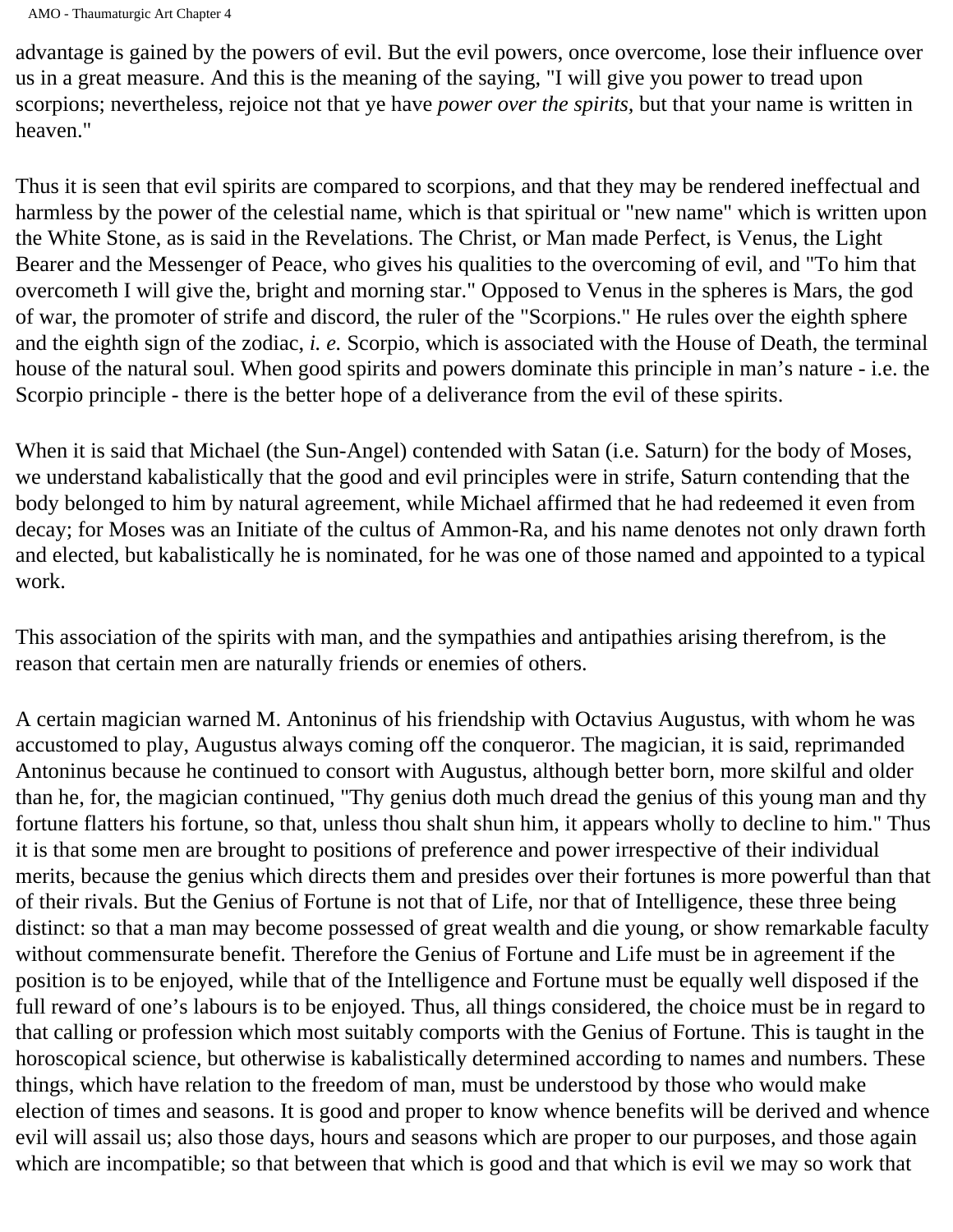advantage is gained by the powers of evil. But the evil powers, once overcome, lose their influence over us in a great measure. And this is the meaning of the saying, "I will give you power to tread upon scorpions; nevertheless, rejoice not that ye have *power over the spirits,* but that your name is written in heaven."

Thus it is seen that evil spirits are compared to scorpions, and that they may be rendered ineffectual and harmless by the power of the celestial name, which is that spiritual or "new name" which is written upon the White Stone, as is said in the Revelations. The Christ, or Man made Perfect, is Venus, the Light Bearer and the Messenger of Peace, who gives his qualities to the overcoming of evil, and "To him that overcometh I will give the, bright and morning star." Opposed to Venus in the spheres is Mars, the god of war, the promoter of strife and discord, the ruler of the "Scorpions." He rules over the eighth sphere and the eighth sign of the zodiac, *i. e.* Scorpio, which is associated with the House of Death, the terminal house of the natural soul. When good spirits and powers dominate this principle in man's nature - i.e. the Scorpio principle - there is the better hope of a deliverance from the evil of these spirits.

When it is said that Michael (the Sun-Angel) contended with Satan (i.e. Saturn) for the body of Moses, we understand kabalistically that the good and evil principles were in strife, Saturn contending that the body belonged to him by natural agreement, while Michael affirmed that he had redeemed it even from decay; for Moses was an Initiate of the cultus of Ammon-Ra, and his name denotes not only drawn forth and elected, but kabalistically he is nominated, for he was one of those named and appointed to a typical work.

This association of the spirits with man, and the sympathies and antipathies arising therefrom, is the reason that certain men are naturally friends or enemies of others.

A certain magician warned M. Antoninus of his friendship with Octavius Augustus, with whom he was accustomed to play, Augustus always coming off the conqueror. The magician, it is said, reprimanded Antoninus because he continued to consort with Augustus, although better born, more skilful and older than he, for, the magician continued, "Thy genius doth much dread the genius of this young man and thy fortune flatters his fortune, so that, unless thou shalt shun him, it appears wholly to decline to him." Thus it is that some men are brought to positions of preference and power irrespective of their individual merits, because the genius which directs them and presides over their fortunes is more powerful than that of their rivals. But the Genius of Fortune is not that of Life, nor that of Intelligence, these three being distinct: so that a man may become possessed of great wealth and die young, or show remarkable faculty without commensurate benefit. Therefore the Genius of Fortune and Life must be in agreement if the position is to be enjoyed, while that of the Intelligence and Fortune must be equally well disposed if the full reward of one's labours is to be enjoyed. Thus, all things considered, the choice must be in regard to that calling or profession which most suitably comports with the Genius of Fortune. This is taught in the horoscopical science, but otherwise is kabalistically determined according to names and numbers. These things, which have relation to the freedom of man, must be understood by those who would make election of times and seasons. It is good and proper to know whence benefits will be derived and whence evil will assail us; also those days, hours and seasons which are proper to our purposes, and those again which are incompatible; so that between that which is good and that which is evil we may so work that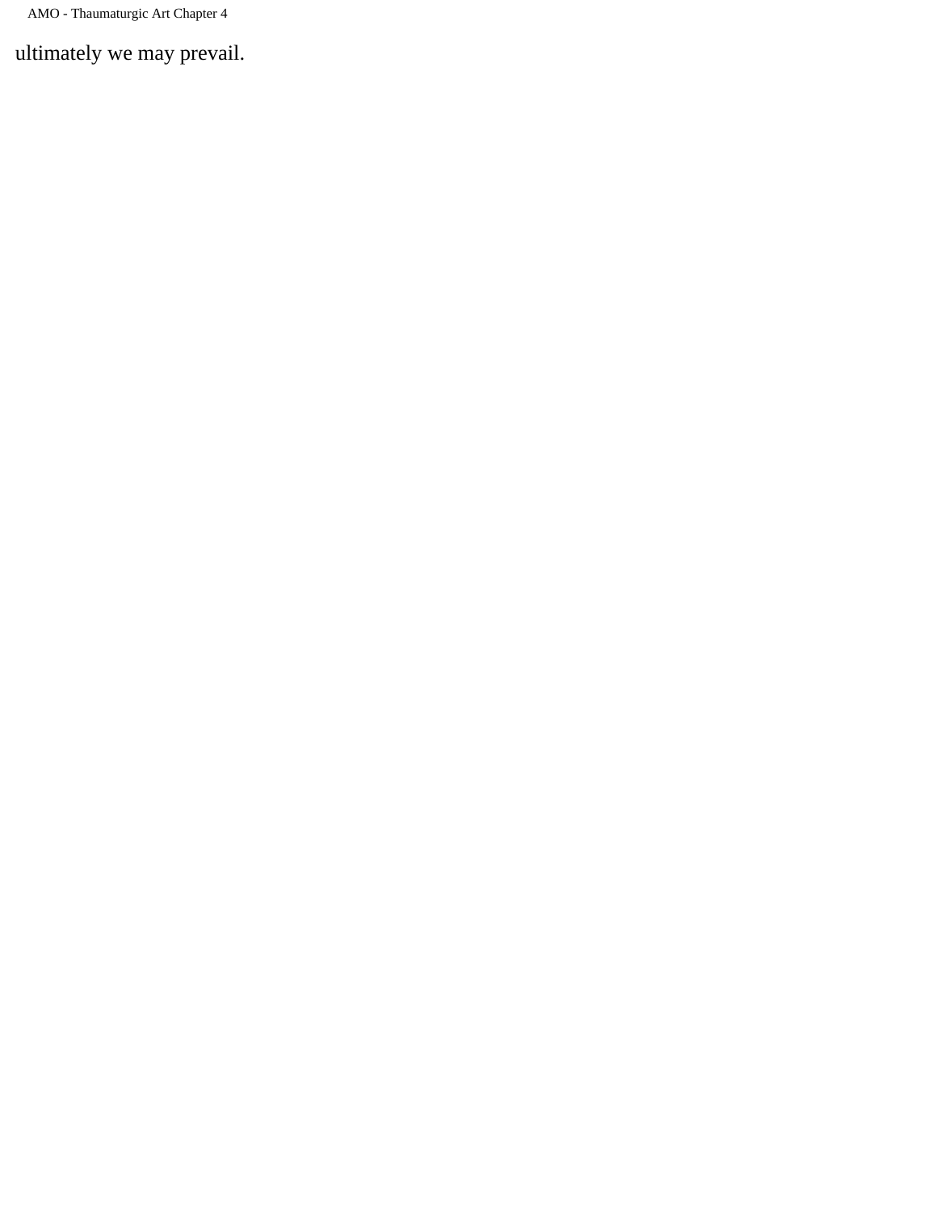ultimately we may prevail.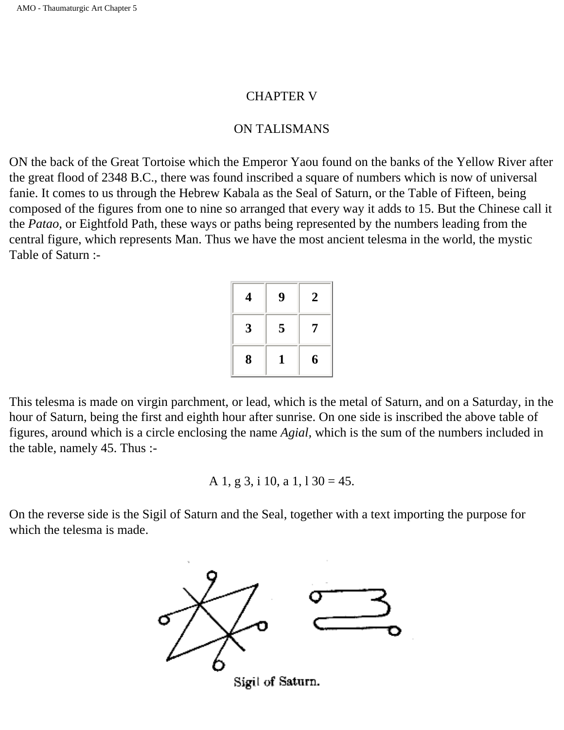# CHAPTER V

## ON TALISMANS

ON the back of the Great Tortoise which the Emperor Yaou found on the banks of the Yellow River after the great flood of 2348 B.C., there was found inscribed a square of numbers which is now of universal fanie. It comes to us through the Hebrew Kabala as the Seal of Saturn, or the Table of Fifteen, being composed of the figures from one to nine so arranged that every way it adds to 15. But the Chinese call it the *Patao,* or Eightfold Path, these ways or paths being represented by the numbers leading from the central figure, which represents Man. Thus we have the most ancient telesma in the world, the mystic Table of Saturn :-

| | | |
|---|---|---|
| **4** | **9** | **2** |
| **3** | **5** | **7** |
| **8** | **1** | **6** |

This telesma is made on virgin parchment, or lead, which is the metal of Saturn, and on a Saturday, in the hour of Saturn, being the first and eighth hour after sunrise. On one side is inscribed the above table of figures, around which is a circle enclosing the name *Agial,* which is the sum of the numbers included in the table, namely 45. Thus :-

A 1, g 3, i 10, a 1, l 30 = 45.

On the reverse side is the Sigil of Saturn and the Seal, together with a text importing the purpose for which the telesma is made.

Sigil of Saturn.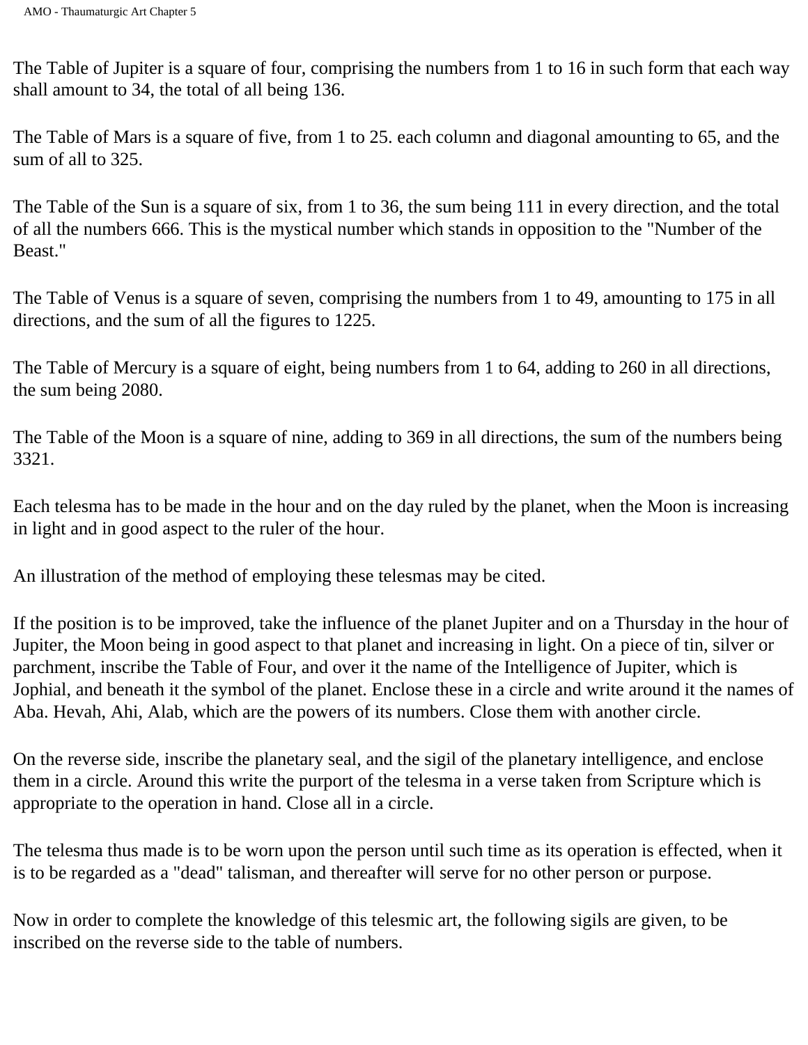The Table of Jupiter is a square of four, comprising the numbers from 1 to 16 in such form that each way shall amount to 34, the total of all being 136.

The Table of Mars is a square of five, from 1 to 25. each column and diagonal amounting to 65, and the sum of all to 325.

The Table of the Sun is a square of six, from 1 to 36, the sum being 111 in every direction, and the total of all the numbers 666. This is the mystical number which stands in opposition to the "Number of the Beast."

The Table of Venus is a square of seven, comprising the numbers from 1 to 49, amounting to 175 in all directions, and the sum of all the figures to 1225.

The Table of Mercury is a square of eight, being numbers from 1 to 64, adding to 260 in all directions, the sum being 2080.

The Table of the Moon is a square of nine, adding to 369 in all directions, the sum of the numbers being 3321.

Each telesma has to be made in the hour and on the day ruled by the planet, when the Moon is increasing in light and in good aspect to the ruler of the hour.

An illustration of the method of employing these telesmas may be cited.

If the position is to be improved, take the influence of the planet Jupiter and on a Thursday in the hour of Jupiter, the Moon being in good aspect to that planet and increasing in light. On a piece of tin, silver or parchment, inscribe the Table of Four, and over it the name of the Intelligence of Jupiter, which is Jophial, and beneath it the symbol of the planet. Enclose these in a circle and write around it the names of Aba. Hevah, Ahi, Alab, which are the powers of its numbers. Close them with another circle.

On the reverse side, inscribe the planetary seal, and the sigil of the planetary intelligence, and enclose them in a circle. Around this write the purport of the telesma in a verse taken from Scripture which is appropriate to the operation in hand. Close all in a circle.

The telesma thus made is to be worn upon the person until such time as its operation is effected, when it is to be regarded as a "dead" talisman, and thereafter will serve for no other person or purpose.

Now in order to complete the knowledge of this telesmic art, the following sigils are given, to be inscribed on the reverse side to the table of numbers.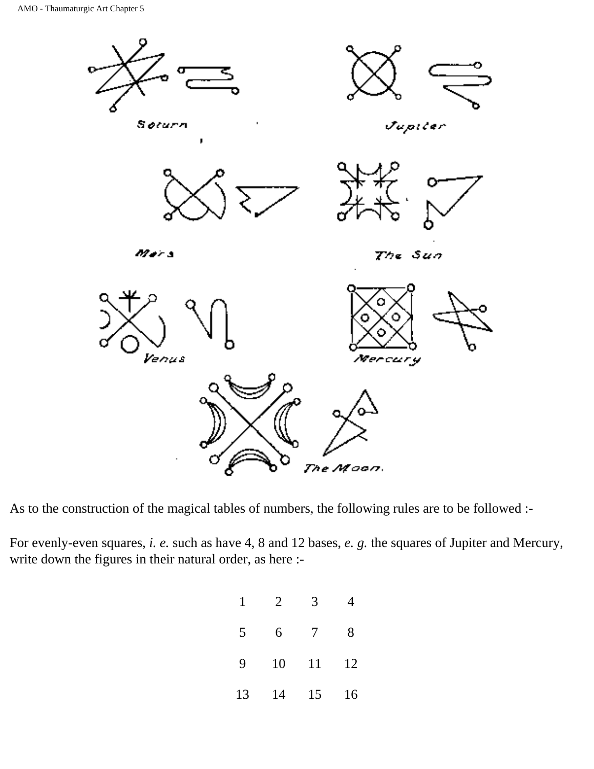Saturn

Jupiter

Mars

The Sun

Venus

Mercury

The Moon.

As to the construction of the magical tables of numbers, the following rules are to be followed :-

For evenly-even squares, *i. e.* such as have 4, 8 and 12 bases, *e. g.* the squares of Jupiter and Mercury, write down the figures in their natural order, as here :-

| | | | |
|---|---|---|---|
| 1 | 2 | 3 | 4 |
| 5 | 6 | 7 | 8 |
| 9 | 10 | 11 | 12 |
| 13 | 14 | 15 | 16 |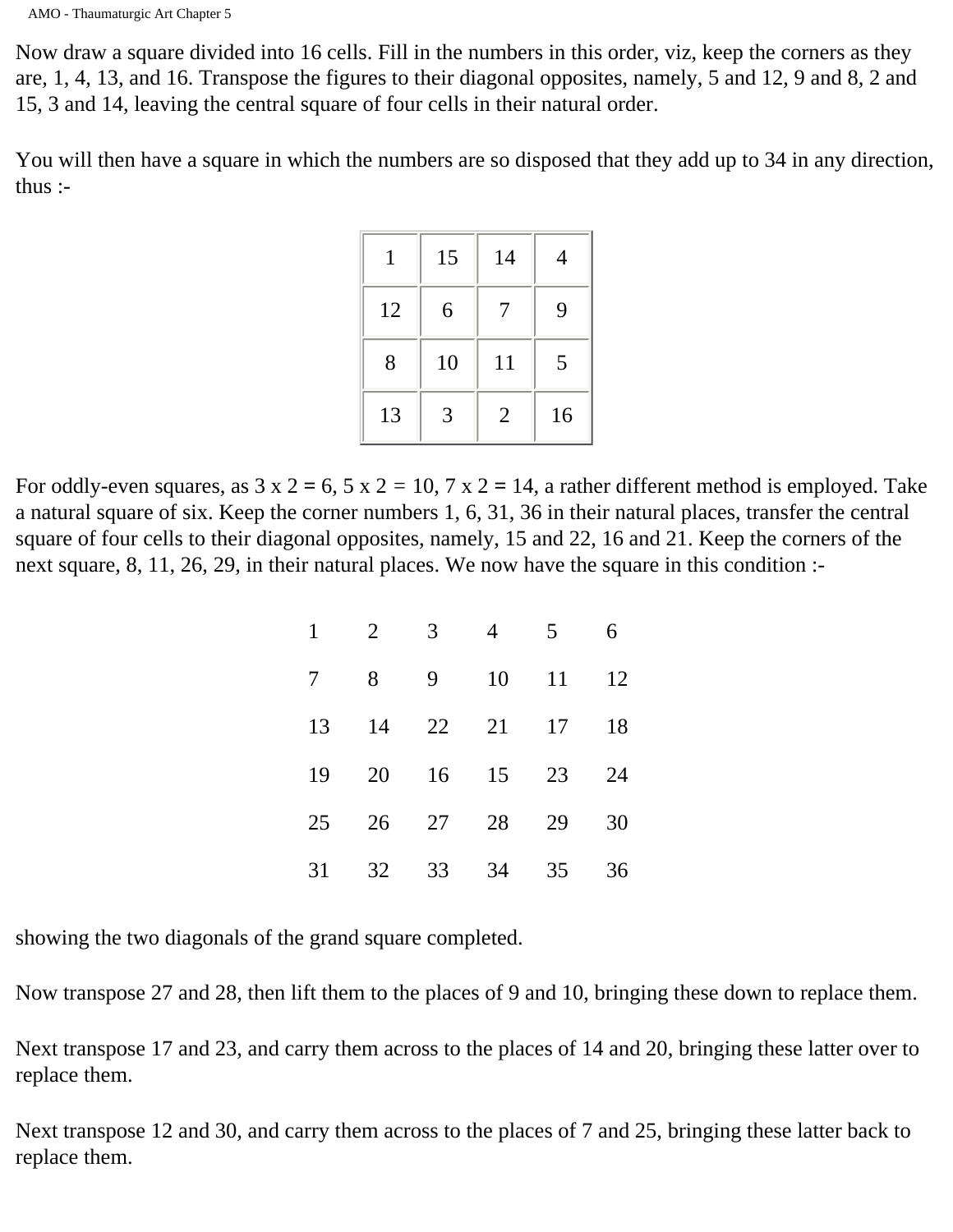Now draw a square divided into 16 cells. Fill in the numbers in this order, viz, keep the corners as they are, 1, 4, 13, and 16. Transpose the figures to their diagonal opposites, namely, 5 and 12, 9 and 8, 2 and 15, 3 and 14, leaving the central square of four cells in their natural order.

You will then have a square in which the numbers are so disposed that they add up to 34 in any direction, thus :-

| | | | |
|---|---|---|---|
| 1 | 15 | 14 | 4 |
| 12 | 6 | 7 | 9 |
| 8 | 10 | 11 | 5 |
| 13 | 3 | 2 | 16 |

For oddly-even squares, as 3 x 2 = 6, 5 x 2 = 10, 7 x 2 = 14, a rather different method is employed. Take a natural square of six. Keep the corner numbers 1, 6, 31, 36 in their natural places, transfer the central square of four cells to their diagonal opposites, namely, 15 and 22, 16 and 21. Keep the corners of the next square, 8, 11, 26, 29, in their natural places. We now have the square in this condition :-

| | | | | | |
|---|---|---|---|---|---|
| 1 | 2 | 3 | 4 | 5 | 6 |
| 7 | 8 | 9 | 10 | 11 | 12 |
| 13 | 14 | 22 | 21 | 17 | 18 |
| 19 | 20 | 16 | 15 | 23 | 24 |
| 25 | 26 | 27 | 28 | 29 | 30 |
| 31 | 32 | 33 | 34 | 35 | 36 |

showing the two diagonals of the grand square completed.

Now transpose 27 and 28, then lift them to the places of 9 and 10, bringing these down to replace them.

Next transpose 17 and 23, and carry them across to the places of 14 and 20, bringing these latter over to replace them.

Next transpose 12 and 30, and carry them across to the places of 7 and 25, bringing these latter back to replace them.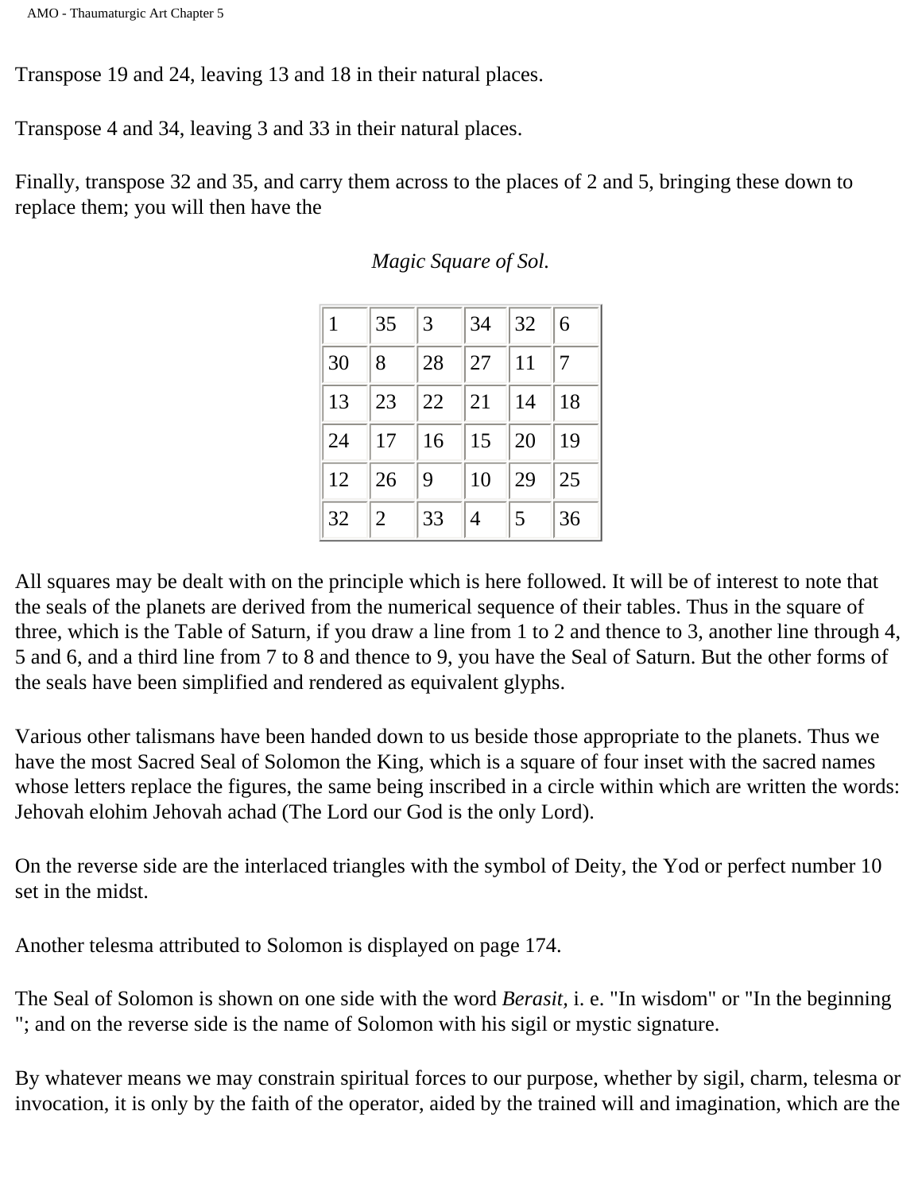Transpose 19 and 24, leaving 13 and 18 in their natural places.

Transpose 4 and 34, leaving 3 and 33 in their natural places.

Finally, transpose 32 and 35, and carry them across to the places of 2 and 5, bringing these down to replace them; you will then have the

*Magic Square of Sol.*

| | | | | | |
|---|---|---|---|---|---|
| 1 | 35 | 3 | 34 | 32 | 6 |
| 30 | 8 | 28 | 27 | 11 | 7 |
| 13 | 23 | 22 | 21 | 14 | 18 |
| 24 | 17 | 16 | 15 | 20 | 19 |
| 12 | 26 | 9 | 10 | 29 | 25 |
| 32 | 2 | 33 | 4 | 5 | 36 |

All squares may be dealt with on the principle which is here followed. It will be of interest to note that the seals of the planets are derived from the numerical sequence of their tables. Thus in the square of three, which is the Table of Saturn, if you draw a line from 1 to 2 and thence to 3, another line through 4, 5 and 6, and a third line from 7 to 8 and thence to 9, you have the Seal of Saturn. But the other forms of the seals have been simplified and rendered as equivalent glyphs.

Various other talismans have been handed down to us beside those appropriate to the planets. Thus we have the most Sacred Seal of Solomon the King, which is a square of four inset with the sacred names whose letters replace the figures, the same being inscribed in a circle within which are written the words: Jehovah elohim Jehovah achad (The Lord our God is the only Lord).

On the reverse side are the interlaced triangles with the symbol of Deity, the Yod or perfect number 10 set in the midst.

Another telesma attributed to Solomon is displayed on page 174.

The Seal of Solomon is shown on one side with the word *Berasit,* i. e. "In wisdom" or "In the beginning "; and on the reverse side is the name of Solomon with his sigil or mystic signature.

By whatever means we may constrain spiritual forces to our purpose, whether by sigil, charm, telesma or invocation, it is only by the faith of the operator, aided by the trained will and imagination, which are the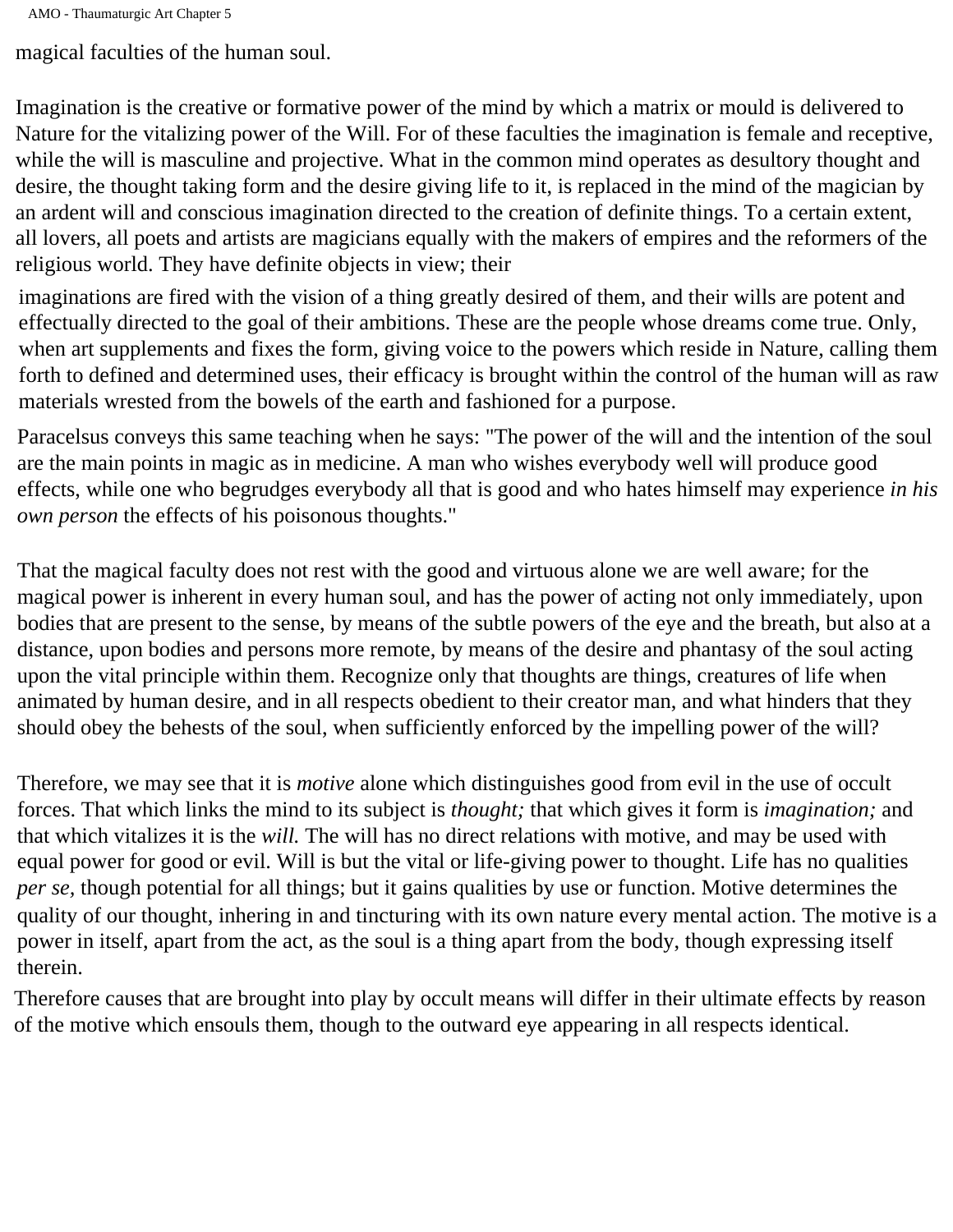magical faculties of the human soul.

Imagination is the creative or formative power of the mind by which a matrix or mould is delivered to Nature for the vitalizing power of the Will. For of these faculties the imagination is female and receptive, while the will is masculine and projective. What in the common mind operates as desultory thought and desire, the thought taking form and the desire giving life to it, is replaced in the mind of the magician by an ardent will and conscious imagination directed to the creation of definite things. To a certain extent, all lovers, all poets and artists are magicians equally with the makers of empires and the reformers of the religious world. They have definite objects in view; their imaginations are fired with the vision of a thing greatly desired of them, and their wills are potent and effectually directed to the goal of their ambitions. These are the people whose dreams come true. Only, when art supplements and fixes the form, giving voice to the powers which reside in Nature, calling them forth to defined and determined uses, their efficacy is brought within the control of the human will as raw materials wrested from the bowels of the earth and fashioned for a purpose.

Paracelsus conveys this same teaching when he says: "The power of the will and the intention of the soul are the main points in magic as in medicine. A man who wishes everybody well will produce good effects, while one who begrudges everybody all that is good and who hates himself may experience *in his own person* the effects of his poisonous thoughts."

That the magical faculty does not rest with the good and virtuous alone we are well aware; for the magical power is inherent in every human soul, and has the power of acting not only immediately, upon bodies that are present to the sense, by means of the subtle powers of the eye and the breath, but also at a distance, upon bodies and persons more remote, by means of the desire and phantasy of the soul acting upon the vital principle within them. Recognize only that thoughts are things, creatures of life when animated by human desire, and in all respects obedient to their creator man, and what hinders that they should obey the behests of the soul, when sufficiently enforced by the impelling power of the will?

Therefore, we may see that it is *motive* alone which distinguishes good from evil in the use of occult forces. That which links the mind to its subject is *thought;* that which gives it form is *imagination;* and that which vitalizes it is the *will.* The will has no direct relations with motive, and may be used with equal power for good or evil. Will is but the vital or life-giving power to thought. Life has no qualities *per se,* though potential for all things; but it gains qualities by use or function. Motive determines the quality of our thought, inhering in and tincturing with its own nature every mental action. The motive is a power in itself, apart from the act, as the soul is a thing apart from the body, though expressing itself therein.

Therefore causes that are brought into play by occult means will differ in their ultimate effects by reason of the motive which ensouls them, though to the outward eye appearing in all respects identical.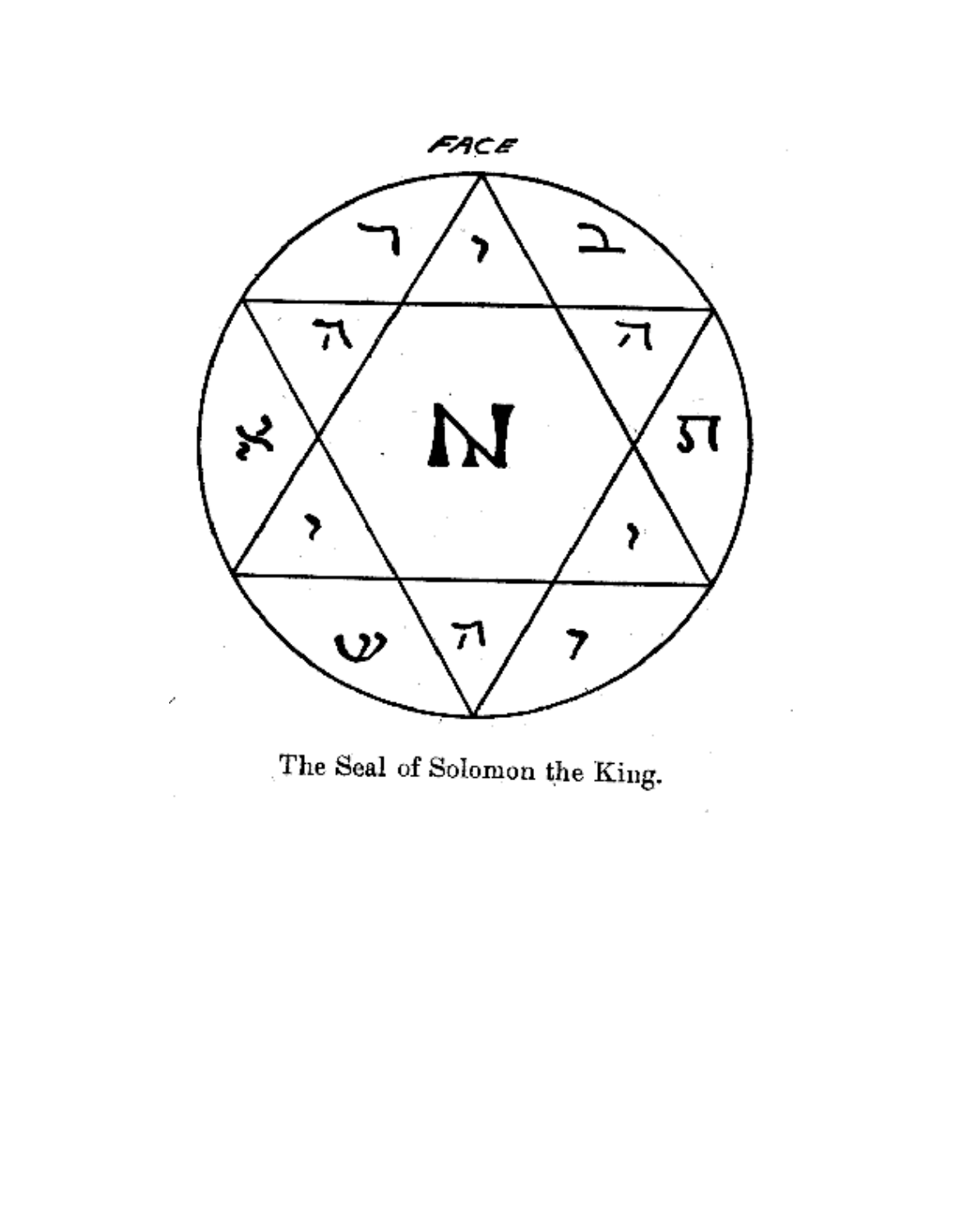The Seal of Solomon the King.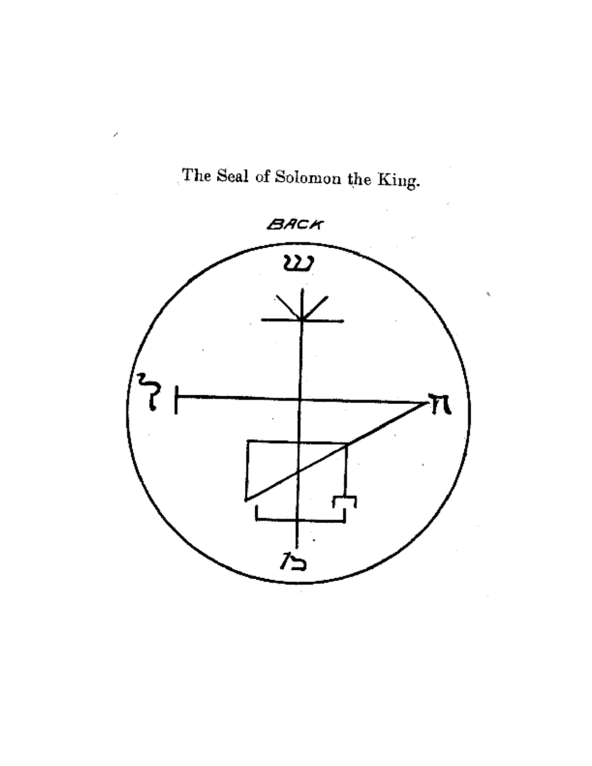The Seal of Solomon the King.

BACK

ש

ל

ת

כו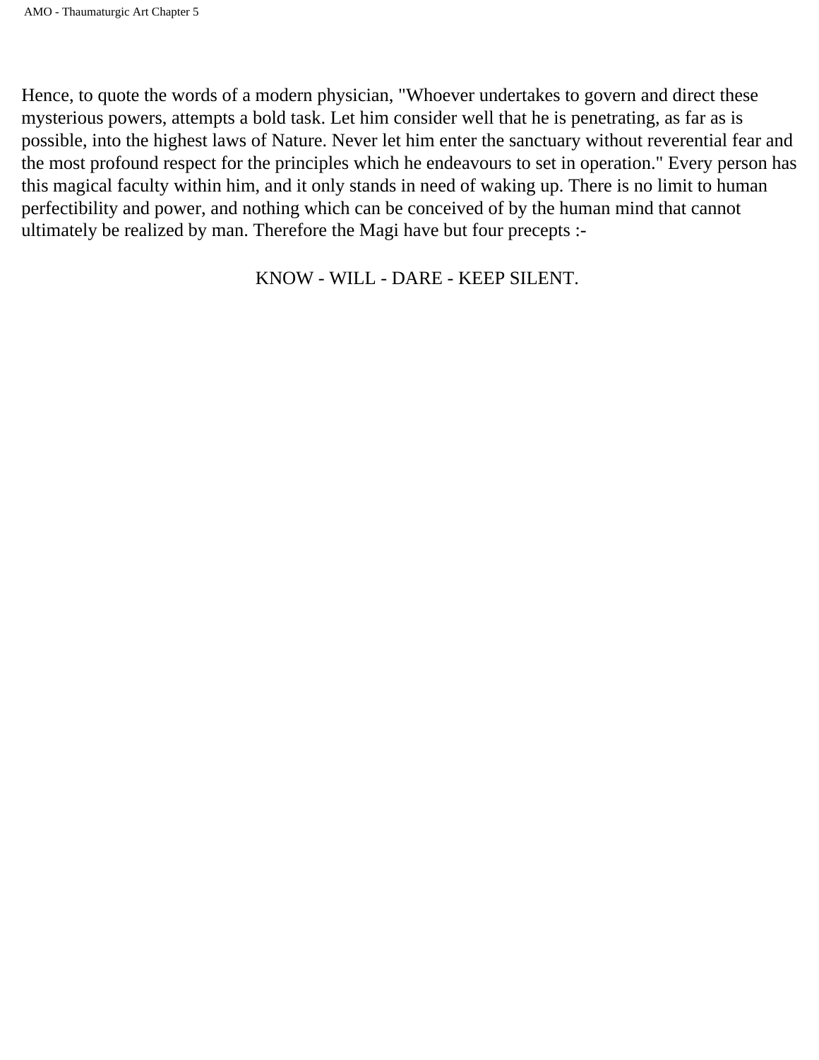Hence, to quote the words of a modern physician, "Whoever undertakes to govern and direct these mysterious powers, attempts a bold task. Let him consider well that he is penetrating, as far as is possible, into the highest laws of Nature. Never let him enter the sanctuary without reverential fear and the most profound respect for the principles which he endeavours to set in operation." Every person has this magical faculty within him, and it only stands in need of waking up. There is no limit to human perfectibility and power, and nothing which can be conceived of by the human mind that cannot ultimately be realized by man. Therefore the Magi have but four precepts :-

KNOW - WILL - DARE - KEEP SILENT.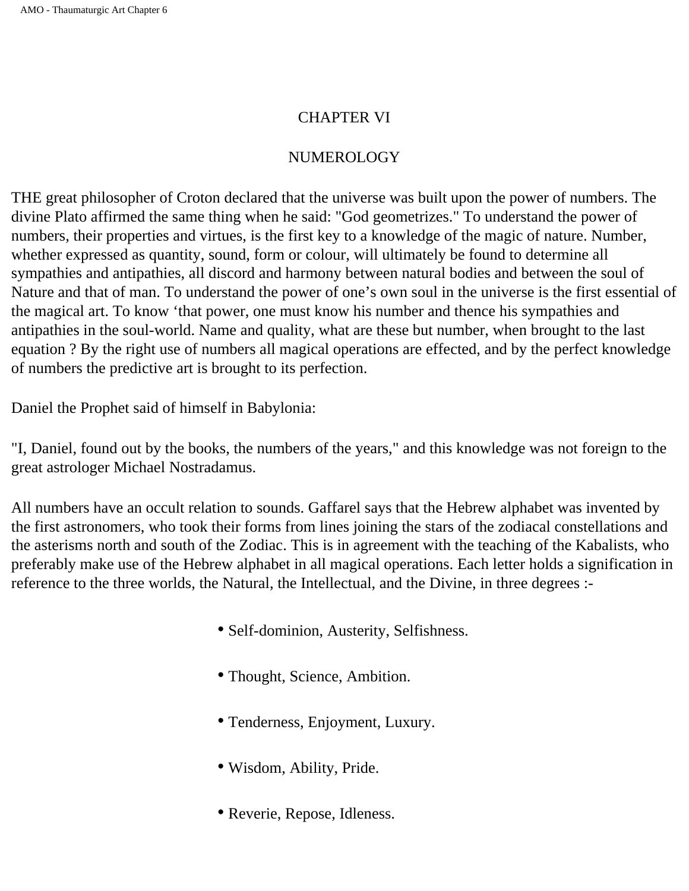# CHAPTER VI

## NUMEROLOGY

THE great philosopher of Croton declared that the universe was built upon the power of numbers. The divine Plato affirmed the same thing when he said: "God geometrizes." To understand the power of numbers, their properties and virtues, is the first key to a knowledge of the magic of nature. Number, whether expressed as quantity, sound, form or colour, will ultimately be found to determine all sympathies and antipathies, all discord and harmony between natural bodies and between the soul of Nature and that of man. To understand the power of one's own soul in the universe is the first essential of the magical art. To know 'that power, one must know his number and thence his sympathies and antipathies in the soul-world. Name and quality, what are these but number, when brought to the last equation ? By the right use of numbers all magical operations are effected, and by the perfect knowledge of numbers the predictive art is brought to its perfection.

Daniel the Prophet said of himself in Babylonia:

"I, Daniel, found out by the books, the numbers of the years," and this knowledge was not foreign to the great astrologer Michael Nostradamus.

All numbers have an occult relation to sounds. Gaffarel says that the Hebrew alphabet was invented by the first astronomers, who took their forms from lines joining the stars of the zodiacal constellations and the asterisms north and south of the Zodiac. This is in agreement with the teaching of the Kabalists, who preferably make use of the Hebrew alphabet in all magical operations. Each letter holds a signification in reference to the three worlds, the Natural, the Intellectual, and the Divine, in three degrees :-

- Self-dominion, Austerity, Selfishness.
- Thought, Science, Ambition.
- Tenderness, Enjoyment, Luxury.
- Wisdom, Ability, Pride.
- Reverie, Repose, Idleness.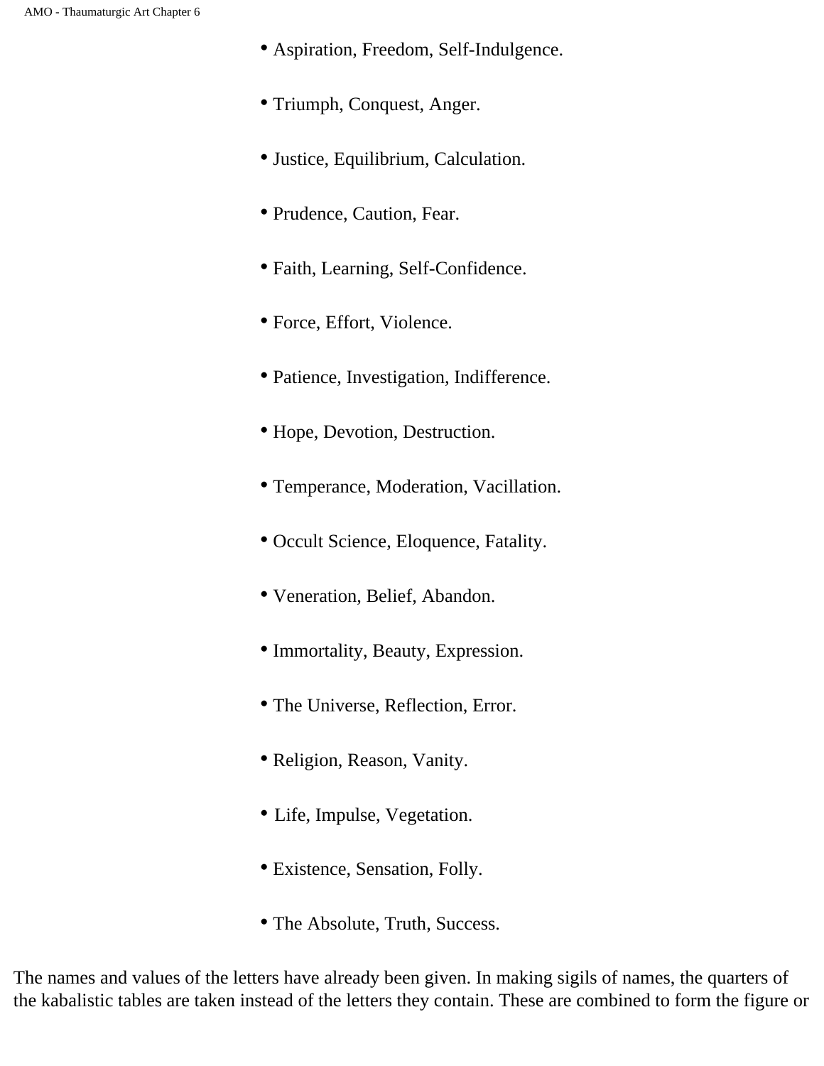- Aspiration, Freedom, Self-Indulgence.
- Triumph, Conquest, Anger.
- Justice, Equilibrium, Calculation.
- Prudence, Caution, Fear.
- Faith, Learning, Self-Confidence.
- Force, Effort, Violence.
- Patience, Investigation, Indifference.
- Hope, Devotion, Destruction.
- Temperance, Moderation, Vacillation.
- Occult Science, Eloquence, Fatality.
- Veneration, Belief, Abandon.
- Immortality, Beauty, Expression.
- The Universe, Reflection, Error.
- Religion, Reason, Vanity.
- Life, Impulse, Vegetation.
- Existence, Sensation, Folly.
- The Absolute, Truth, Success.

The names and values of the letters have already been given. In making sigils of names, the quarters of the kabalistic tables are taken instead of the letters they contain. These are combined to form the figure or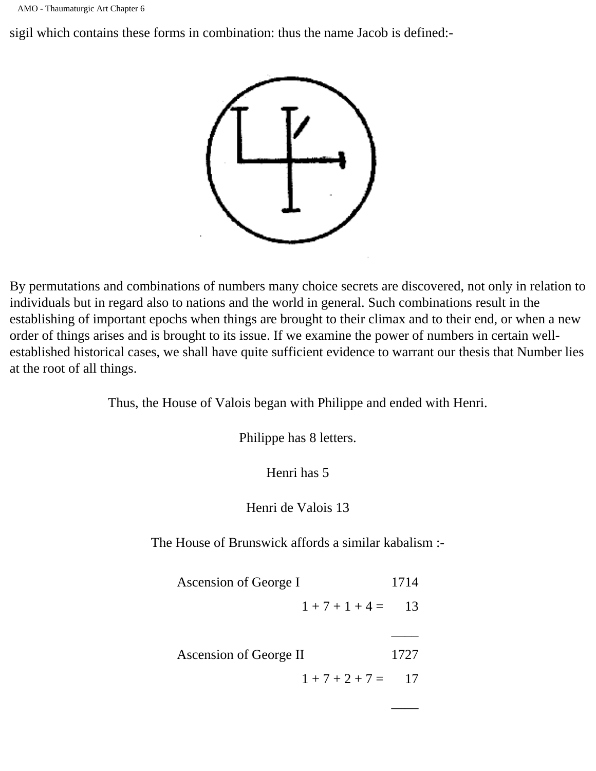sigil which contains these forms in combination: thus the name Jacob is defined:-

By permutations and combinations of numbers many choice secrets are discovered, not only in relation to individuals but in regard also to nations and the world in general. Such combinations result in the establishing of important epochs when things are brought to their climax and to their end, or when a new order of things arises and is brought to its issue. If we examine the power of numbers in certain well-established historical cases, we shall have quite sufficient evidence to warrant our thesis that Number lies at the root of all things.

Thus, the House of Valois began with Philippe and ended with Henri.

Philippe has 8 letters.

Henri has 5

Henri de Valois 13

The House of Brunswick affords a similar kabalism :-

| | | |
|---|---|---|
| Ascension of George I | | 1714 |
| | 1 + 7 + 1 + 4 = | 13 |
| | | ____ |
| Ascension of George II | | 1727 |
| | 1 + 7 + 2 + 7 = | 17 |
| | | ____ |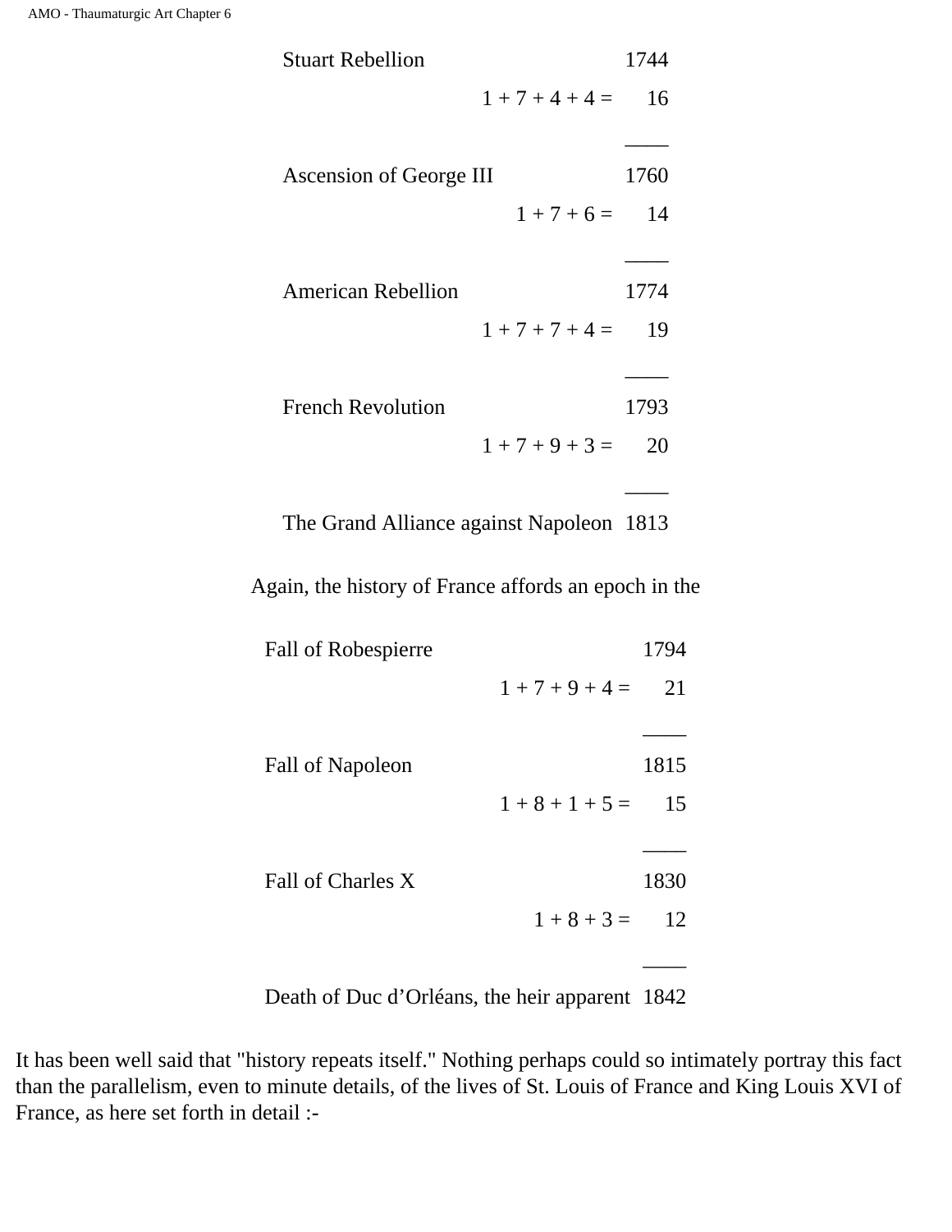| | |
|---|---|
| Stuart Rebellion | 1744 |
| 1 + 7 + 4 + 4 = | 16 |
| | ____ |
| Ascension of George III | 1760 |
| 1 + 7 + 6 = | 14 |
| | ____ |
| American Rebellion | 1774 |
| 1 + 7 + 7 + 4 = | 19 |
| | ____ |
| French Revolution | 1793 |
| 1 + 7 + 9 + 3 = | 20 |
| | ____ |
| The Grand Alliance against Napoleon | 1813 |

Again, the history of France affords an epoch in the

| | |
|---|---|
| Fall of Robespierre | 1794 |
| 1 + 7 + 9 + 4 = | 21 |
| | ____ |
| Fall of Napoleon | 1815 |
| 1 + 8 + 1 + 5 = | 15 |
| | ____ |
| Fall of Charles X | 1830 |
| 1 + 8 + 3 = | 12 |
| | ____ |
| Death of Duc d’Orléans, the heir apparent | 1842 |

It has been well said that "history repeats itself." Nothing perhaps could so intimately portray this fact than the parallelism, even to minute details, of the lives of St. Louis of France and King Louis XVI of France, as here set forth in detail :-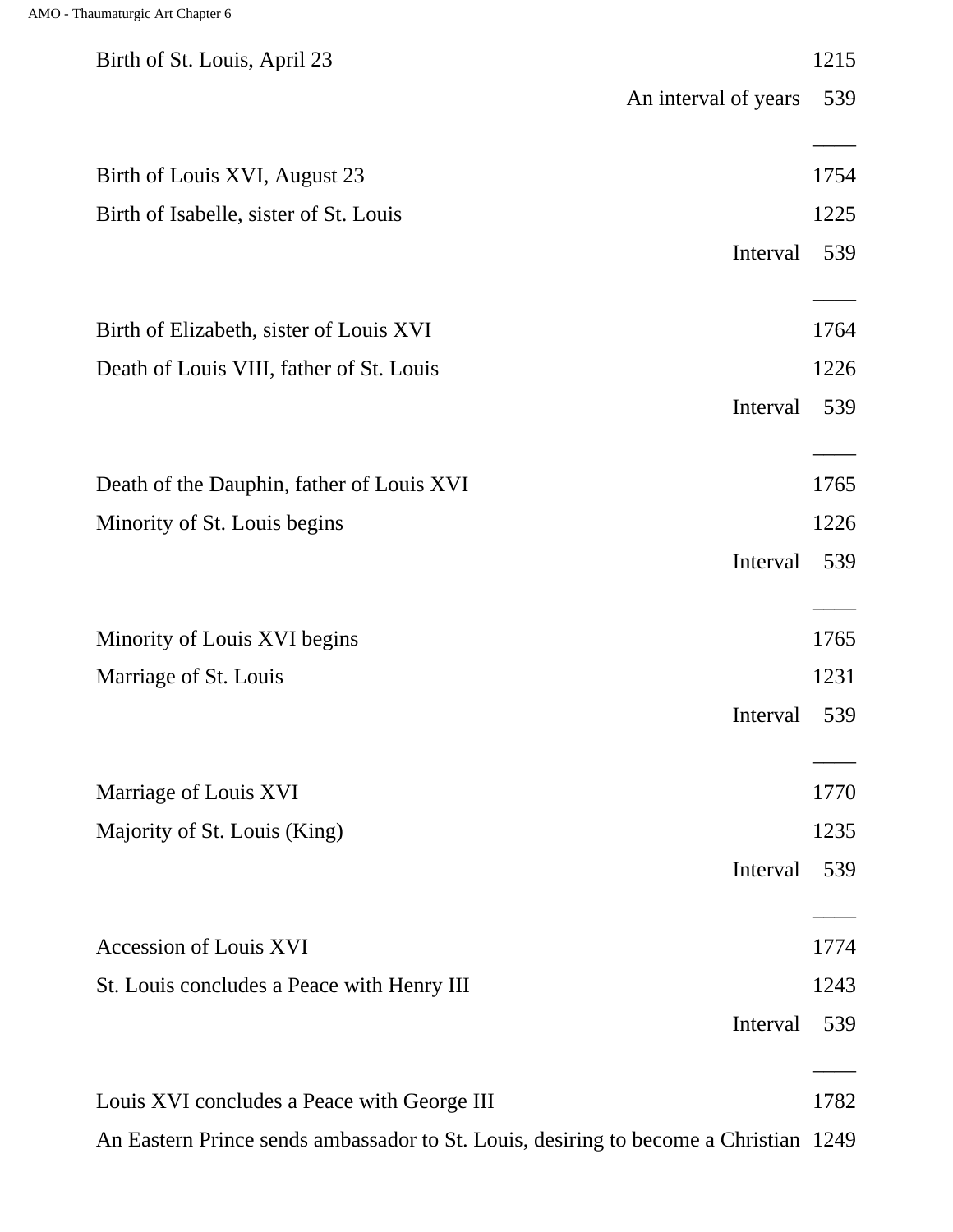| | |
|---|---|
| Birth of St. Louis, April 23 | 1215 |
| An interval of years | 539 |
| | ____ |
| Birth of Louis XVI, August 23 | 1754 |
| Birth of Isabelle, sister of St. Louis | 1225 |
| Interval | 539 |
| | ____ |
| Birth of Elizabeth, sister of Louis XVI | 1764 |
| Death of Louis VIII, father of St. Louis | 1226 |
| Interval | 539 |
| | ____ |
| Death of the Dauphin, father of Louis XVI | 1765 |
| Minority of St. Louis begins | 1226 |
| Interval | 539 |
| | ____ |
| Minority of Louis XVI begins | 1765 |
| Marriage of St. Louis | 1231 |
| Interval | 539 |
| | ____ |
| Marriage of Louis XVI | 1770 |
| Majority of St. Louis (King) | 1235 |
| Interval | 539 |
| | ____ |
| Accession of Louis XVI | 1774 |
| St. Louis concludes a Peace with Henry III | 1243 |
| Interval | 539 |
| | ____ |
| Louis XVI concludes a Peace with George III | 1782 |
| An Eastern Prince sends ambassador to St. Louis, desiring to become a Christian | 1249 |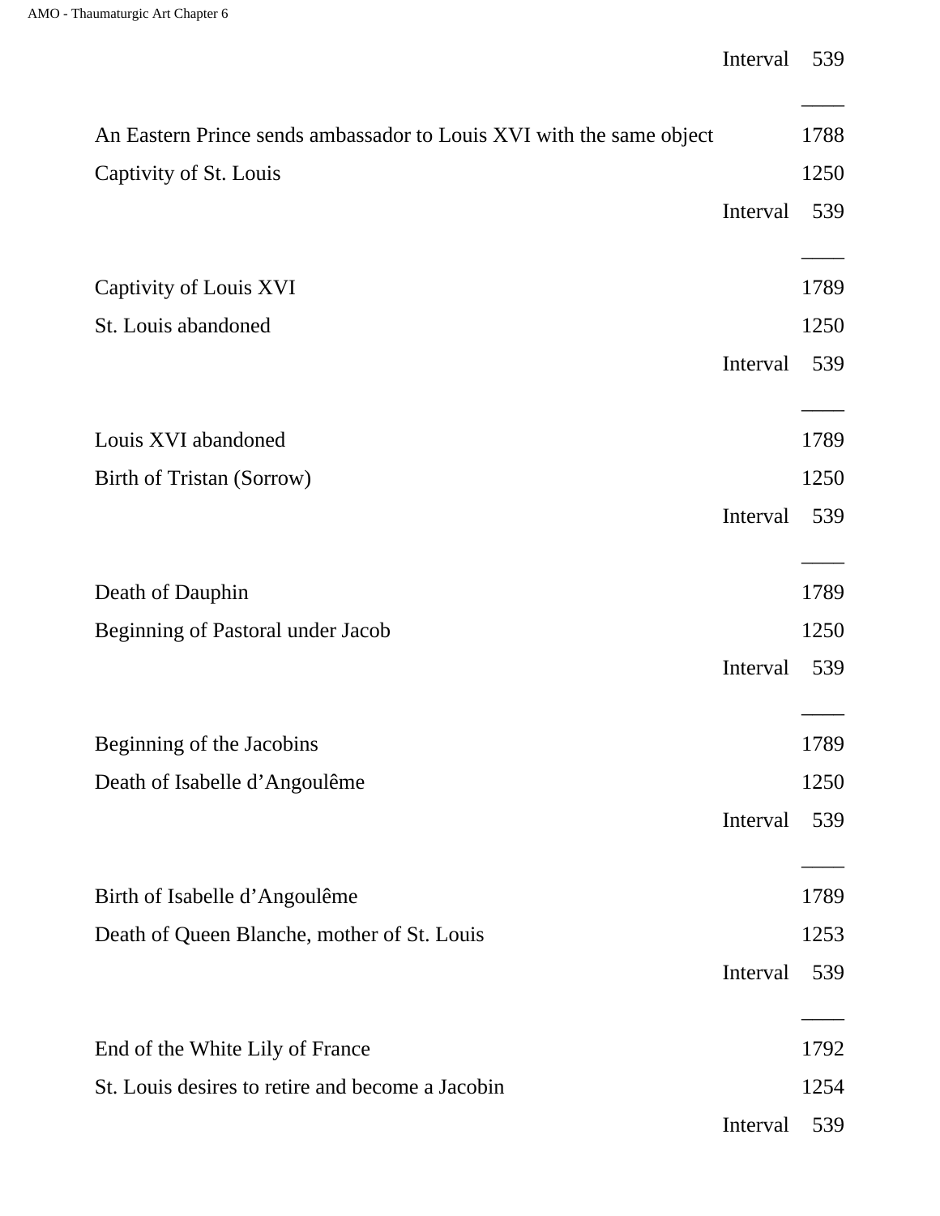| | | |
|---|---|---|
| | Interval | 539 |
| | | ____ |
| An Eastern Prince sends ambassador to Louis XVI with the same object | | 1788 |
| Captivity of St. Louis | | 1250 |
| | Interval | 539 |
| | | ____ |
| Captivity of Louis XVI | | 1789 |
| St. Louis abandoned | | 1250 |
| | Interval | 539 |
| | | ____ |
| Louis XVI abandoned | | 1789 |
| Birth of Tristan (Sorrow) | | 1250 |
| | Interval | 539 |
| | | ____ |
| Death of Dauphin | | 1789 |
| Beginning of Pastoral under Jacob | | 1250 |
| | Interval | 539 |
| | | ____ |
| Beginning of the Jacobins | | 1789 |
| Death of Isabelle d’Angoulême | | 1250 |
| | Interval | 539 |
| | | ____ |
| Birth of Isabelle d’Angoulême | | 1789 |
| Death of Queen Blanche, mother of St. Louis | | 1253 |
| | Interval | 539 |
| | | ____ |
| End of the White Lily of France | | 1792 |
| St. Louis desires to retire and become a Jacobin | | 1254 |
| | Interval | 539 |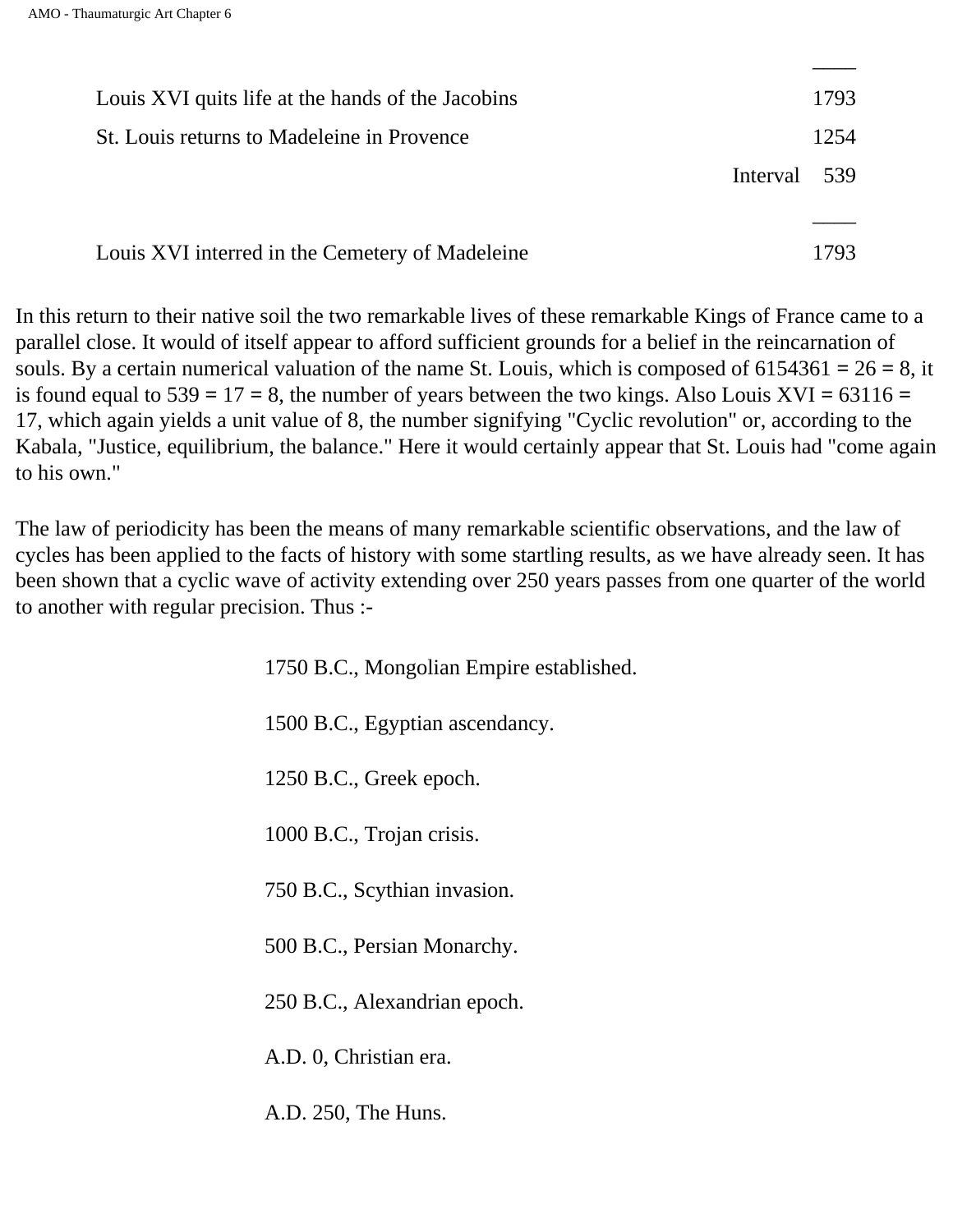| | |
|---|---|
| Louis XVI quits life at the hands of the Jacobins | 1793 |
| St. Louis returns to Madeleine in Provence | 1254 |
| Interval | 539 |
| Louis XVI interred in the Cemetery of Madeleine | 1793 |

In this return to their native soil the two remarkable lives of these remarkable Kings of France came to a parallel close. It would of itself appear to afford sufficient grounds for a belief in the reincarnation of souls. By a certain numerical valuation of the name St. Louis, which is composed of 6154361 = 26 = 8, it is found equal to 539 = 17 = 8, the number of years between the two kings. Also Louis XVI = 63116 = 17, which again yields a unit value of 8, the number signifying "Cyclic revolution" or, according to the Kabala, "Justice, equilibrium, the balance." Here it would certainly appear that St. Louis had "come again to his own."

The law of periodicity has been the means of many remarkable scientific observations, and the law of cycles has been applied to the facts of history with some startling results, as we have already seen. It has been shown that a cyclic wave of activity extending over 250 years passes from one quarter of the world to another with regular precision. Thus :-

1750 B.C., Mongolian Empire established.

1500 B.C., Egyptian ascendancy.

1250 B.C., Greek epoch.

1000 B.C., Trojan crisis.

750 B.C., Scythian invasion.

500 B.C., Persian Monarchy.

250 B.C., Alexandrian epoch.

A.D. 0, Christian era.

A.D. 250, The Huns.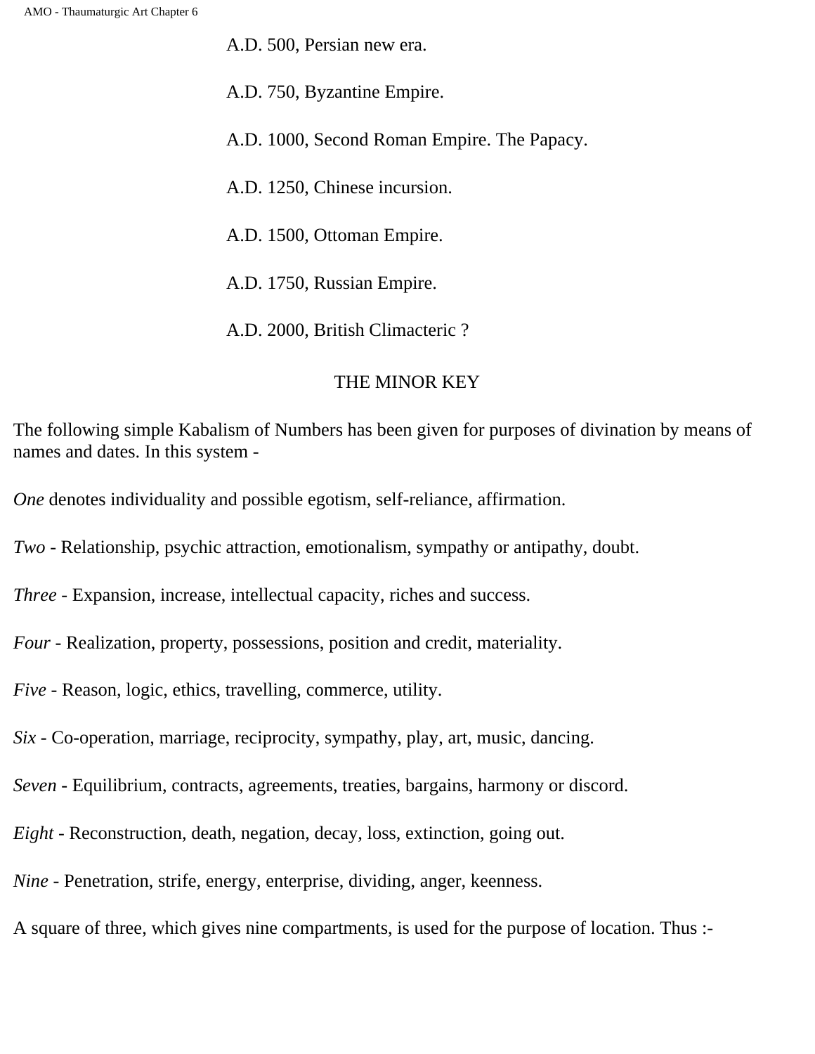A.D. 500, Persian new era.

A.D. 750, Byzantine Empire.

A.D. 1000, Second Roman Empire. The Papacy.

A.D. 1250, Chinese incursion.

A.D. 1500, Ottoman Empire.

A.D. 1750, Russian Empire.

A.D. 2000, British Climacteric ?

## THE MINOR KEY

The following simple Kabalism of Numbers has been given for purposes of divination by means of names and dates. In this system -

*One* denotes individuality and possible egotism, self-reliance, affirmation.

*Two* - Relationship, psychic attraction, emotionalism, sympathy or antipathy, doubt.

*Three* - Expansion, increase, intellectual capacity, riches and success.

*Four* - Realization, property, possessions, position and credit, materiality.

*Five* - Reason, logic, ethics, travelling, commerce, utility.

*Six* - Co-operation, marriage, reciprocity, sympathy, play, art, music, dancing.

*Seven* - Equilibrium, contracts, agreements, treaties, bargains, harmony or discord.

*Eight* - Reconstruction, death, negation, decay, loss, extinction, going out.

*Nine* - Penetration, strife, energy, enterprise, dividing, anger, keenness.

A square of three, which gives nine compartments, is used for the purpose of location. Thus :-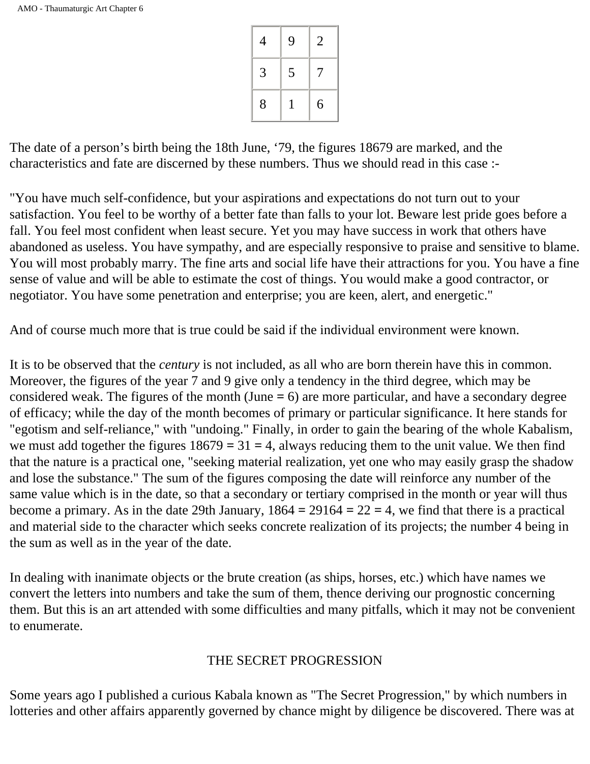| | | |
|---|---|---|
| 4 | 9 | 2 |
| 3 | 5 | 7 |
| 8 | 1 | 6 |

The date of a person's birth being the 18th June, '79, the figures 18679 are marked, and the characteristics and fate are discerned by these numbers. Thus we should read in this case :-

"You have much self-confidence, but your aspirations and expectations do not turn out to your satisfaction. You feel to be worthy of a better fate than falls to your lot. Beware lest pride goes before a fall. You feel most confident when least secure. Yet you may have success in work that others have abandoned as useless. You have sympathy, and are especially responsive to praise and sensitive to blame. You will most probably marry. The fine arts and social life have their attractions for you. You have a fine sense of value and will be able to estimate the cost of things. You would make a good contractor, or negotiator. You have some penetration and enterprise; you are keen, alert, and energetic."

And of course much more that is true could be said if the individual environment were known.

It is to be observed that the *century* is not included, as all who are born therein have this in common. Moreover, the figures of the year 7 and 9 give only a tendency in the third degree, which may be considered weak. The figures of the month (June = 6) are more particular, and have a secondary degree of efficacy; while the day of the month becomes of primary or particular significance. It here stands for "egotism and self-reliance," with "undoing." Finally, in order to gain the bearing of the whole Kabalism, we must add together the figures 18679 = 31 = 4, always reducing them to the unit value. We then find that the nature is a practical one, "seeking material realization, yet one who may easily grasp the shadow and lose the substance." The sum of the figures composing the date will reinforce any number of the same value which is in the date, so that a secondary or tertiary comprised in the month or year will thus become a primary. As in the date 29th January, 1864 = 29164 = 22 = 4, we find that there is a practical and material side to the character which seeks concrete realization of its projects; the number 4 being in the sum as well as in the year of the date.

In dealing with inanimate objects or the brute creation (as ships, horses, etc.) which have names we convert the letters into numbers and take the sum of them, thence deriving our prognostic concerning them. But this is an art attended with some difficulties and many pitfalls, which it may not be convenient to enumerate.

## THE SECRET PROGRESSION

Some years ago I published a curious Kabala known as "The Secret Progression," by which numbers in lotteries and other affairs apparently governed by chance might by diligence be discovered. There was at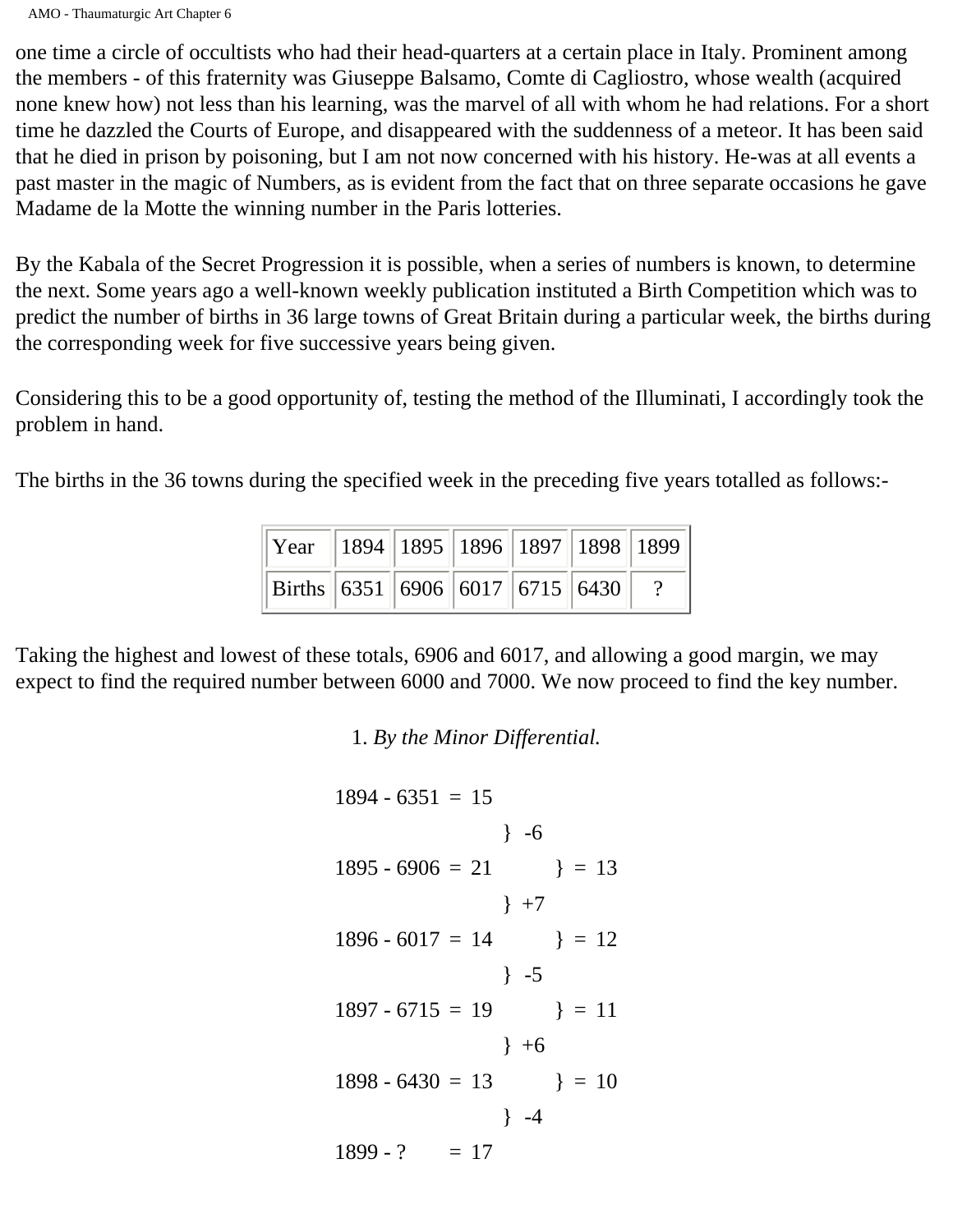one time a circle of occultists who had their head-quarters at a certain place in Italy. Prominent among the members - of this fraternity was Giuseppe Balsamo, Comte di Cagliostro, whose wealth (acquired none knew how) not less than his learning, was the marvel of all with whom he had relations. For a short time he dazzled the Courts of Europe, and disappeared with the suddenness of a meteor. It has been said that he died in prison by poisoning, but I am not now concerned with his history. He-was at all events a past master in the magic of Numbers, as is evident from the fact that on three separate occasions he gave Madame de la Motte the winning number in the Paris lotteries.

By the Kabala of the Secret Progression it is possible, when a series of numbers is known, to determine the next. Some years ago a well-known weekly publication instituted a Birth Competition which was to predict the number of births in 36 large towns of Great Britain during a particular week, the births during the corresponding week for five successive years being given.

Considering this to be a good opportunity of, testing the method of the Illuminati, I accordingly took the problem in hand.

The births in the 36 towns during the specified week in the preceding five years totalled as follows:-

| Year | 1894 | 1895 | 1896 | 1897 | 1898 | 1899 |
|---|---|---|---|---|---|---|
| Births | 6351 | 6906 | 6017 | 6715 | 6430 | ? |

Taking the highest and lowest of these totals, 6906 and 6017, and allowing a good margin, we may expect to find the required number between 6000 and 7000. We now proceed to find the key number.

1. *By the Minor Differential.*

```
1894 - 6351  =  15
                     }  -6
1895 - 6906  =  21          }  =  13
                     }  +7
1896 - 6017  =  14          }  =  12
                     }  -5
1897 - 6715  =  19          }  =  11
                     }  +6
1898 - 6430  =  13          }  =  10
                     }  -4
1899 - ?     =  17
```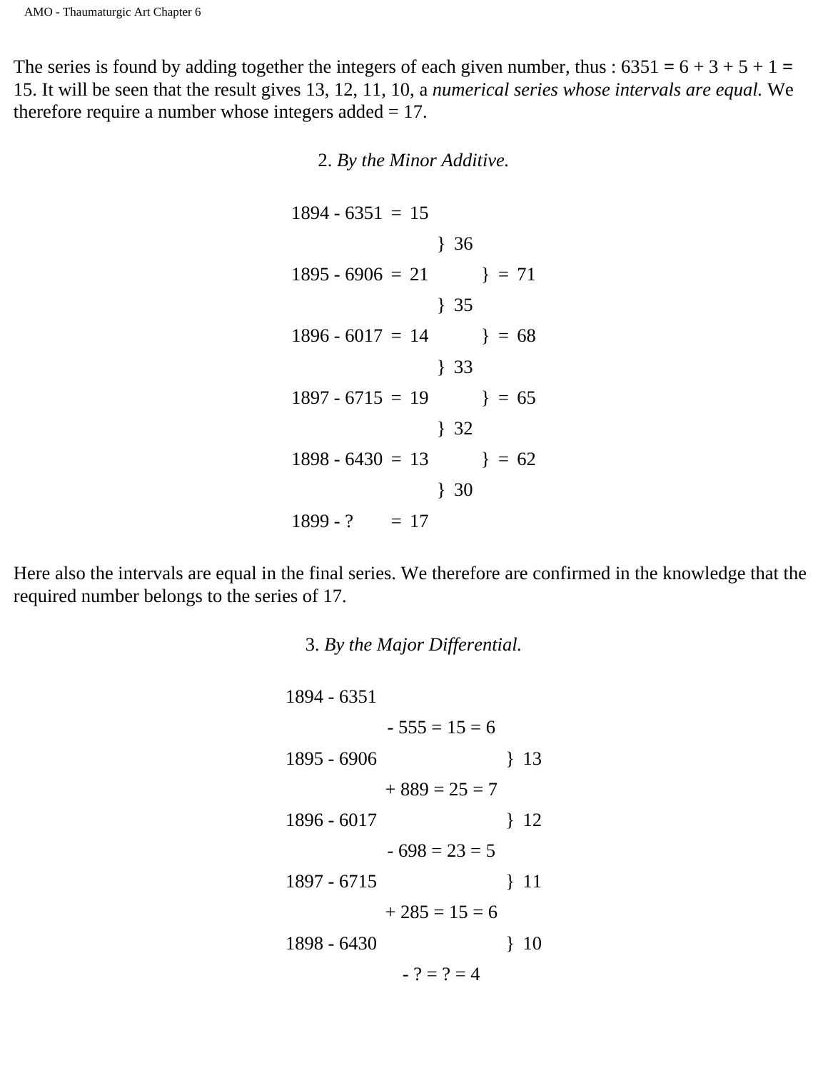The series is found by adding together the integers of each given number, thus : 6351 = 6 + 3 + 5 + 1 = 15. It will be seen that the result gives 13, 12, 11, 10, a *numerical series whose intervals are equal.* We therefore require a number whose integers added = 17.

2. *By the Minor Additive.*

```
1894 - 6351  =  15
                     }  36
1895 - 6906  =  21           }  =  71
                     }  35
1896 - 6017  =  14           }  =  68
                     }  33
1897 - 6715  =  19           }  =  65
                     }  32
1898 - 6430  =  13           }  =  62
                     }  30
1899 - ?     =  17
```

Here also the intervals are equal in the final series. We therefore are confirmed in the knowledge that the required number belongs to the series of 17.

3. *By the Major Differential.*

```
1894 - 6351
               - 555 = 15 = 6
1895 - 6906                      }  13
               + 889 = 25 = 7
1896 - 6017                      }  12
               - 698 = 23 = 5
1897 - 6715                      }  11
               + 285 = 15 = 6
1898 - 6430                      }  10
                 - ? = ? = 4
```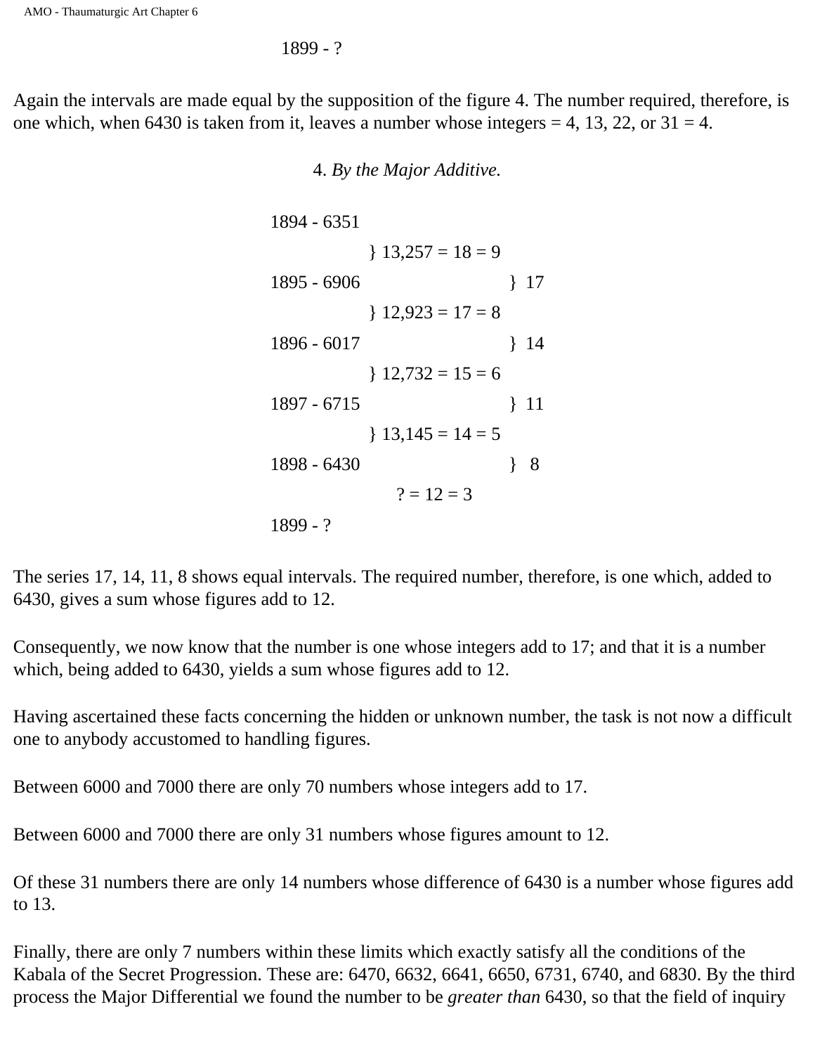1899 - ?

Again the intervals are made equal by the supposition of the figure 4. The number required, therefore, is one which, when 6430 is taken from it, leaves a number whose integers = 4, 13, 22, or 31 = 4.

4. *By the Major Additive.*

```
1894 - 6351
              } 13,257 = 18 = 9
1895 - 6906                       }  17
              } 12,923 = 17 = 8
1896 - 6017                       }  14
              } 12,732 = 15 = 6
1897 - 6715                       }  11
              } 13,145 = 14 = 5
1898 - 6430                       }   8
                   ? = 12 = 3
1899 - ?
```

The series 17, 14, 11, 8 shows equal intervals. The required number, therefore, is one which, added to 6430, gives a sum whose figures add to 12.

Consequently, we now know that the number is one whose integers add to 17; and that it is a number which, being added to 6430, yields a sum whose figures add to 12.

Having ascertained these facts concerning the hidden or unknown number, the task is not now a difficult one to anybody accustomed to handling figures.

Between 6000 and 7000 there are only 70 numbers whose integers add to 17.

Between 6000 and 7000 there are only 31 numbers whose figures amount to 12.

Of these 31 numbers there are only 14 numbers whose difference of 6430 is a number whose figures add to 13.

Finally, there are only 7 numbers within these limits which exactly satisfy all the conditions of the Kabala of the Secret Progression. These are: 6470, 6632, 6641, 6650, 6731, 6740, and 6830. By the third process the Major Differential we found the number to be *greater than* 6430, so that the field of inquiry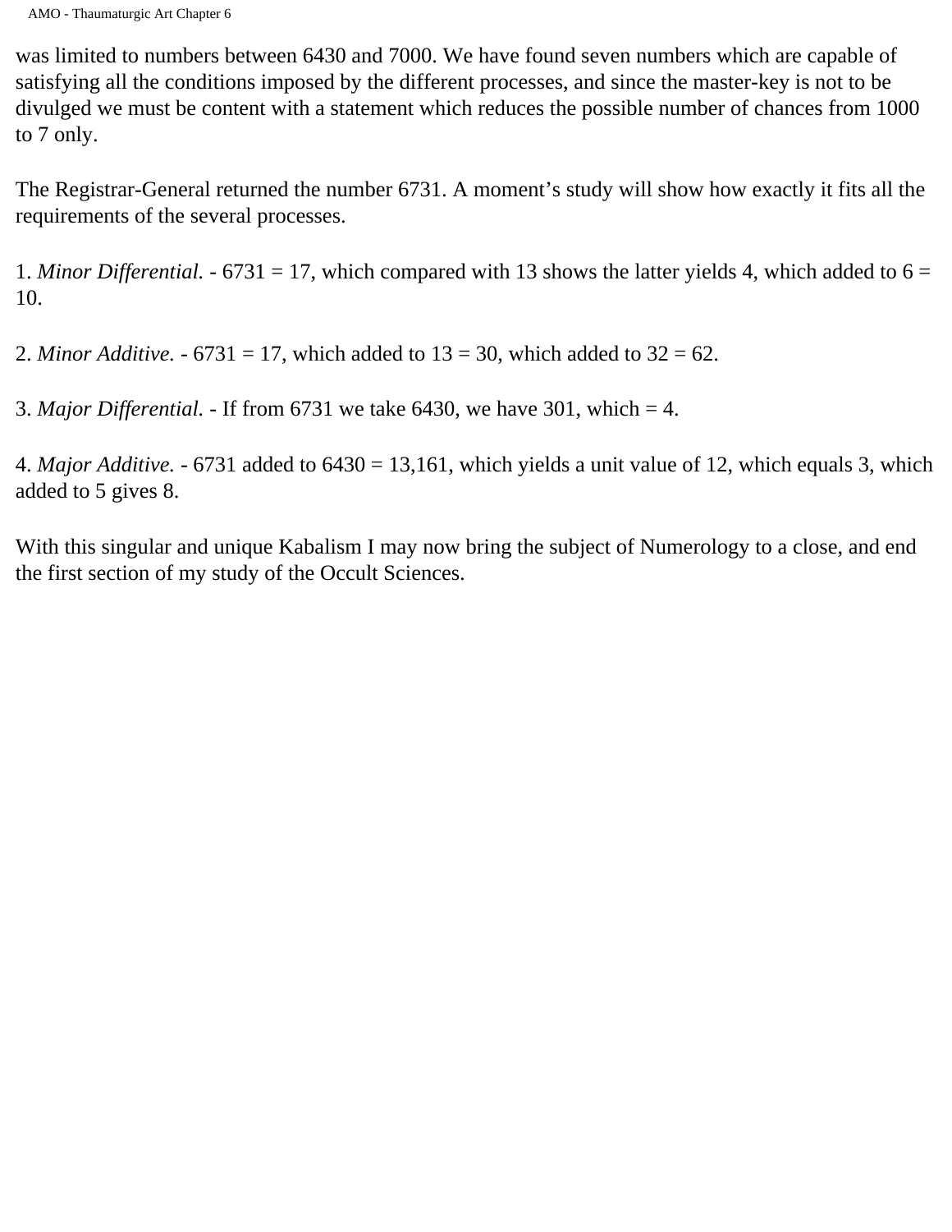was limited to numbers between 6430 and 7000. We have found seven numbers which are capable of satisfying all the conditions imposed by the different processes, and since the master-key is not to be divulged we must be content with a statement which reduces the possible number of chances from 1000 to 7 only.

The Registrar-General returned the number 6731. A moment's study will show how exactly it fits all the requirements of the several processes.

1. *Minor Differential.* - 6731 = 17, which compared with 13 shows the latter yields 4, which added to 6 = 10.

2. *Minor Additive.* - 6731 = 17, which added to 13 = 30, which added to 32 = 62.

3. *Major Differential.* - If from 6731 we take 6430, we have 301, which = 4.

4. *Major Additive.* - 6731 added to 6430 = 13,161, which yields a unit value of 12, which equals 3, which added to 5 gives 8.

With this singular and unique Kabalism I may now bring the subject of Numerology to a close, and end the first section of my study of the Occult Sciences.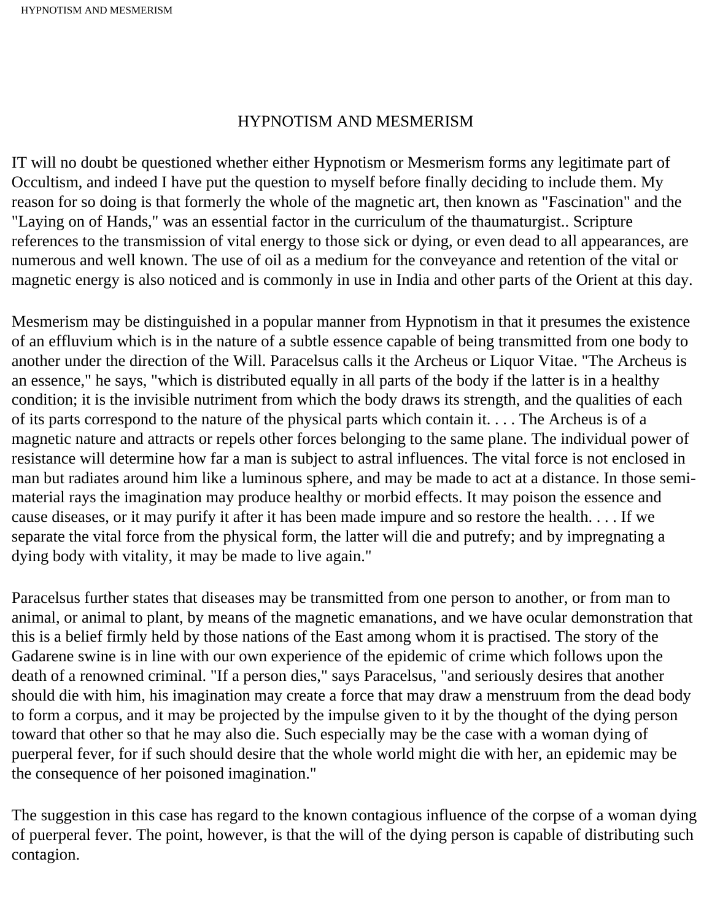## HYPNOTISM AND MESMERISM

IT will no doubt be questioned whether either Hypnotism or Mesmerism forms any legitimate part of Occultism, and indeed I have put the question to myself before finally deciding to include them. My reason for so doing is that formerly the whole of the magnetic art, then known as "Fascination" and the "Laying on of Hands," was an essential factor in the curriculum of the thaumaturgist.. Scripture references to the transmission of vital energy to those sick or dying, or even dead to all appearances, are numerous and well known. The use of oil as a medium for the conveyance and retention of the vital or magnetic energy is also noticed and is commonly in use in India and other parts of the Orient at this day.

Mesmerism may be distinguished in a popular manner from Hypnotism in that it presumes the existence of an effluvium which is in the nature of a subtle essence capable of being transmitted from one body to another under the direction of the Will. Paracelsus calls it the Archeus or Liquor Vitae. "The Archeus is an essence," he says, "which is distributed equally in all parts of the body if the latter is in a healthy condition; it is the invisible nutriment from which the body draws its strength, and the qualities of each of its parts correspond to the nature of the physical parts which contain it. . . . The Archeus is of a magnetic nature and attracts or repels other forces belonging to the same plane. The individual power of resistance will determine how far a man is subject to astral influences. The vital force is not enclosed in man but radiates around him like a luminous sphere, and may be made to act at a distance. In those semi-material rays the imagination may produce healthy or morbid effects. It may poison the essence and cause diseases, or it may purify it after it has been made impure and so restore the health. . . . If we separate the vital force from the physical form, the latter will die and putrefy; and by impregnating a dying body with vitality, it may be made to live again."

Paracelsus further states that diseases may be transmitted from one person to another, or from man to animal, or animal to plant, by means of the magnetic emanations, and we have ocular demonstration that this is a belief firmly held by those nations of the East among whom it is practised. The story of the Gadarene swine is in line with our own experience of the epidemic of crime which follows upon the death of a renowned criminal. "If a person dies," says Paracelsus, "and seriously desires that another should die with him, his imagination may create a force that may draw a menstruum from the dead body to form a corpus, and it may be projected by the impulse given to it by the thought of the dying person toward that other so that he may also die. Such especially may be the case with a woman dying of puerperal fever, for if such should desire that the whole world might die with her, an epidemic may be the consequence of her poisoned imagination."

The suggestion in this case has regard to the known contagious influence of the corpse of a woman dying of puerperal fever. The point, however, is that the will of the dying person is capable of distributing such contagion.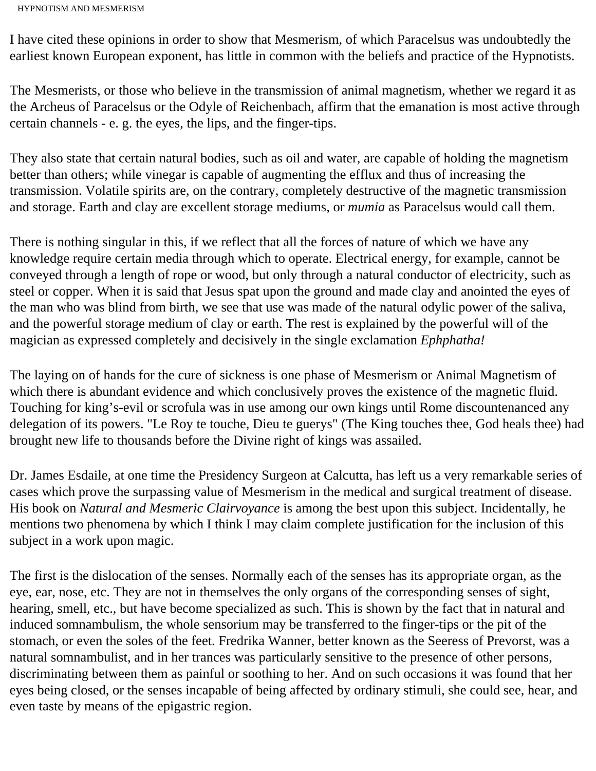I have cited these opinions in order to show that Mesmerism, of which Paracelsus was undoubtedly the earliest known European exponent, has little in common with the beliefs and practice of the Hypnotists.

The Mesmerists, or those who believe in the transmission of animal magnetism, whether we regard it as the Archeus of Paracelsus or the Odyle of Reichenbach, affirm that the emanation is most active through certain channels - e. g. the eyes, the lips, and the finger-tips.

They also state that certain natural bodies, such as oil and water, are capable of holding the magnetism better than others; while vinegar is capable of augmenting the efflux and thus of increasing the transmission. Volatile spirits are, on the contrary, completely destructive of the magnetic transmission and storage. Earth and clay are excellent storage mediums, or *mumia* as Paracelsus would call them.

There is nothing singular in this, if we reflect that all the forces of nature of which we have any knowledge require certain media through which to operate. Electrical energy, for example, cannot be conveyed through a length of rope or wood, but only through a natural conductor of electricity, such as steel or copper. When it is said that Jesus spat upon the ground and made clay and anointed the eyes of the man who was blind from birth, we see that use was made of the natural odylic power of the saliva, and the powerful storage medium of clay or earth. The rest is explained by the powerful will of the magician as expressed completely and decisively in the single exclamation *Ephphatha!*

The laying on of hands for the cure of sickness is one phase of Mesmerism or Animal Magnetism of which there is abundant evidence and which conclusively proves the existence of the magnetic fluid. Touching for king's-evil or scrofula was in use among our own kings until Rome discountenanced any delegation of its powers. "Le Roy te touche, Dieu te guerys" (The King touches thee, God heals thee) had brought new life to thousands before the Divine right of kings was assailed.

Dr. James Esdaile, at one time the Presidency Surgeon at Calcutta, has left us a very remarkable series of cases which prove the surpassing value of Mesmerism in the medical and surgical treatment of disease. His book on *Natural and Mesmeric Clairvoyance* is among the best upon this subject. Incidentally, he mentions two phenomena by which I think I may claim complete justification for the inclusion of this subject in a work upon magic.

The first is the dislocation of the senses. Normally each of the senses has its appropriate organ, as the eye, ear, nose, etc. They are not in themselves the only organs of the corresponding senses of sight, hearing, smell, etc., but have become specialized as such. This is shown by the fact that in natural and induced somnambulism, the whole sensorium may be transferred to the finger-tips or the pit of the stomach, or even the soles of the feet. Fredrika Wanner, better known as the Seeress of Prevorst, was a natural somnambulist, and in her trances was particularly sensitive to the presence of other persons, discriminating between them as painful or soothing to her. And on such occasions it was found that her eyes being closed, or the senses incapable of being affected by ordinary stimuli, she could see, hear, and even taste by means of the epigastric region.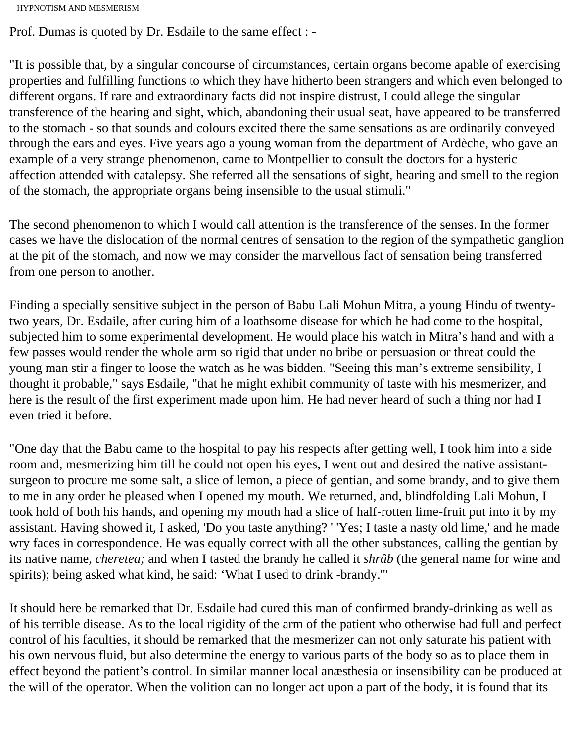Prof. Dumas is quoted by Dr. Esdaile to the same effect : -

"It is possible that, by a singular concourse of circumstances, certain organs become apable of exercising properties and fulfilling functions to which they have hitherto been strangers and which even belonged to different organs. If rare and extraordinary facts did not inspire distrust, I could allege the singular transference of the hearing and sight, which, abandoning their usual seat, have appeared to be transferred to the stomach - so that sounds and colours excited there the same sensations as are ordinarily conveyed through the ears and eyes. Five years ago a young woman from the department of Ardèche, who gave an example of a very strange phenomenon, came to Montpellier to consult the doctors for a hysteric affection attended with catalepsy. She referred all the sensations of sight, hearing and smell to the region of the stomach, the appropriate organs being insensible to the usual stimuli."

The second phenomenon to which I would call attention is the transference of the senses. In the former cases we have the dislocation of the normal centres of sensation to the region of the sympathetic ganglion at the pit of the stomach, and now we may consider the marvellous fact of sensation being transferred from one person to another.

Finding a specially sensitive subject in the person of Babu Lali Mohun Mitra, a young Hindu of twenty-two years, Dr. Esdaile, after curing him of a loathsome disease for which he had come to the hospital, subjected him to some experimental development. He would place his watch in Mitra's hand and with a few passes would render the whole arm so rigid that under no bribe or persuasion or threat could the young man stir a finger to loose the watch as he was bidden. "Seeing this man's extreme sensibility, I thought it probable," says Esdaile, "that he might exhibit community of taste with his mesmerizer, and here is the result of the first experiment made upon him. He had never heard of such a thing nor had I even tried it before.

"One day that the Babu came to the hospital to pay his respects after getting well, I took him into a side room and, mesmerizing him till he could not open his eyes, I went out and desired the native assistant-surgeon to procure me some salt, a slice of lemon, a piece of gentian, and some brandy, and to give them to me in any order he pleased when I opened my mouth. We returned, and, blindfolding Lali Mohun, I took hold of both his hands, and opening my mouth had a slice of half-rotten lime-fruit put into it by my assistant. Having showed it, I asked, 'Do you taste anything? ' 'Yes; I taste a nasty old lime,' and he made wry faces in correspondence. He was equally correct with all the other substances, calling the gentian by its native name, *cheretea;* and when I tasted the brandy he called it *shrâb* (the general name for wine and spirits); being asked what kind, he said: 'What I used to drink -brandy.'"

It should here be remarked that Dr. Esdaile had cured this man of confirmed brandy-drinking as well as of his terrible disease. As to the local rigidity of the arm of the patient who otherwise had full and perfect control of his faculties, it should be remarked that the mesmerizer can not only saturate his patient with his own nervous fluid, but also determine the energy to various parts of the body so as to place them in effect beyond the patient's control. In similar manner local anæsthesia or insensibility can be produced at the will of the operator. When the volition can no longer act upon a part of the body, it is found that its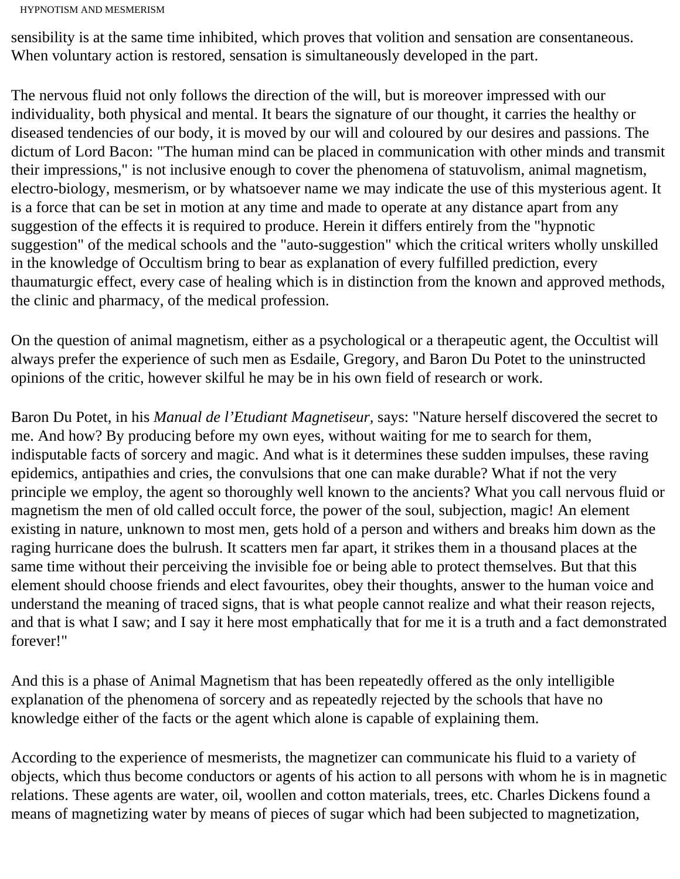sensibility is at the same time inhibited, which proves that volition and sensation are consentaneous. When voluntary action is restored, sensation is simultaneously developed in the part.

The nervous fluid not only follows the direction of the will, but is moreover impressed with our individuality, both physical and mental. It bears the signature of our thought, it carries the healthy or diseased tendencies of our body, it is moved by our will and coloured by our desires and passions. The dictum of Lord Bacon: "The human mind can be placed in communication with other minds and transmit their impressions," is not inclusive enough to cover the phenomena of statuvolism, animal magnetism, electro-biology, mesmerism, or by whatsoever name we may indicate the use of this mysterious agent. It is a force that can be set in motion at any time and made to operate at any distance apart from any suggestion of the effects it is required to produce. Herein it differs entirely from the "hypnotic suggestion" of the medical schools and the "auto-suggestion" which the critical writers wholly unskilled in the knowledge of Occultism bring to bear as explanation of every fulfilled prediction, every thaumaturgic effect, every case of healing which is in distinction from the known and approved methods, the clinic and pharmacy, of the medical profession.

On the question of animal magnetism, either as a psychological or a therapeutic agent, the Occultist will always prefer the experience of such men as Esdaile, Gregory, and Baron Du Potet to the uninstructed opinions of the critic, however skilful he may be in his own field of research or work.

Baron Du Potet, in his *Manual de l'Etudiant Magnetiseur,* says: "Nature herself discovered the secret to me. And how? By producing before my own eyes, without waiting for me to search for them, indisputable facts of sorcery and magic. And what is it determines these sudden impulses, these raving epidemics, antipathies and cries, the convulsions that one can make durable? What if not the very principle we employ, the agent so thoroughly well known to the ancients? What you call nervous fluid or magnetism the men of old called occult force, the power of the soul, subjection, magic! An element existing in nature, unknown to most men, gets hold of a person and withers and breaks him down as the raging hurricane does the bulrush. It scatters men far apart, it strikes them in a thousand places at the same time without their perceiving the invisible foe or being able to protect themselves. But that this element should choose friends and elect favourites, obey their thoughts, answer to the human voice and understand the meaning of traced signs, that is what people cannot realize and what their reason rejects, and that is what I saw; and I say it here most emphatically that for me it is a truth and a fact demonstrated forever!"

And this is a phase of Animal Magnetism that has been repeatedly offered as the only intelligible explanation of the phenomena of sorcery and as repeatedly rejected by the schools that have no knowledge either of the facts or the agent which alone is capable of explaining them.

According to the experience of mesmerists, the magnetizer can communicate his fluid to a variety of objects, which thus become conductors or agents of his action to all persons with whom he is in magnetic relations. These agents are water, oil, woollen and cotton materials, trees, etc. Charles Dickens found a means of magnetizing water by means of pieces of sugar which had been subjected to magnetization,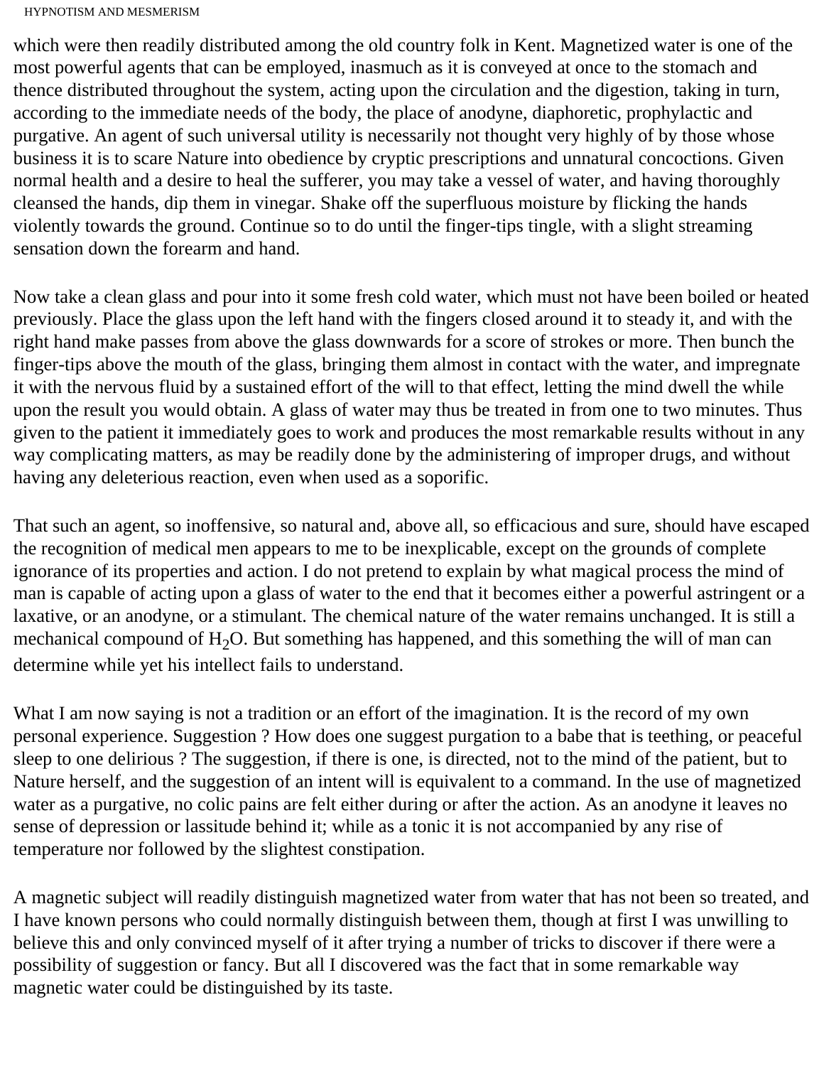which were then readily distributed among the old country folk in Kent. Magnetized water is one of the most powerful agents that can be employed, inasmuch as it is conveyed at once to the stomach and thence distributed throughout the system, acting upon the circulation and the digestion, taking in turn, according to the immediate needs of the body, the place of anodyne, diaphoretic, prophylactic and purgative. An agent of such universal utility is necessarily not thought very highly of by those whose business it is to scare Nature into obedience by cryptic prescriptions and unnatural concoctions. Given normal health and a desire to heal the sufferer, you may take a vessel of water, and having thoroughly cleansed the hands, dip them in vinegar. Shake off the superfluous moisture by flicking the hands violently towards the ground. Continue so to do until the finger-tips tingle, with a slight streaming sensation down the forearm and hand.

Now take a clean glass and pour into it some fresh cold water, which must not have been boiled or heated previously. Place the glass upon the left hand with the fingers closed around it to steady it, and with the right hand make passes from above the glass downwards for a score of strokes or more. Then bunch the finger-tips above the mouth of the glass, bringing them almost in contact with the water, and impregnate it with the nervous fluid by a sustained effort of the will to that effect, letting the mind dwell the while upon the result you would obtain. A glass of water may thus be treated in from one to two minutes. Thus given to the patient it immediately goes to work and produces the most remarkable results without in any way complicating matters, as may be readily done by the administering of improper drugs, and without having any deleterious reaction, even when used as a soporific.

That such an agent, so inoffensive, so natural and, above all, so efficacious and sure, should have escaped the recognition of medical men appears to me to be inexplicable, except on the grounds of complete ignorance of its properties and action. I do not pretend to explain by what magical process the mind of man is capable of acting upon a glass of water to the end that it becomes either a powerful astringent or a laxative, or an anodyne, or a stimulant. The chemical nature of the water remains unchanged. It is still a mechanical compound of $H_2O$. But something has happened, and this something the will of man can determine while yet his intellect fails to understand.

What I am now saying is not a tradition or an effort of the imagination. It is the record of my own personal experience. Suggestion ? How does one suggest purgation to a babe that is teething, or peaceful sleep to one delirious ? The suggestion, if there is one, is directed, not to the mind of the patient, but to Nature herself, and the suggestion of an intent will is equivalent to a command. In the use of magnetized water as a purgative, no colic pains are felt either during or after the action. As an anodyne it leaves no sense of depression or lassitude behind it; while as a tonic it is not accompanied by any rise of temperature nor followed by the slightest constipation.

A magnetic subject will readily distinguish magnetized water from water that has not been so treated, and I have known persons who could normally distinguish between them, though at first I was unwilling to believe this and only convinced myself of it after trying a number of tricks to discover if there were a possibility of suggestion or fancy. But all I discovered was the fact that in some remarkable way magnetic water could be distinguished by its taste.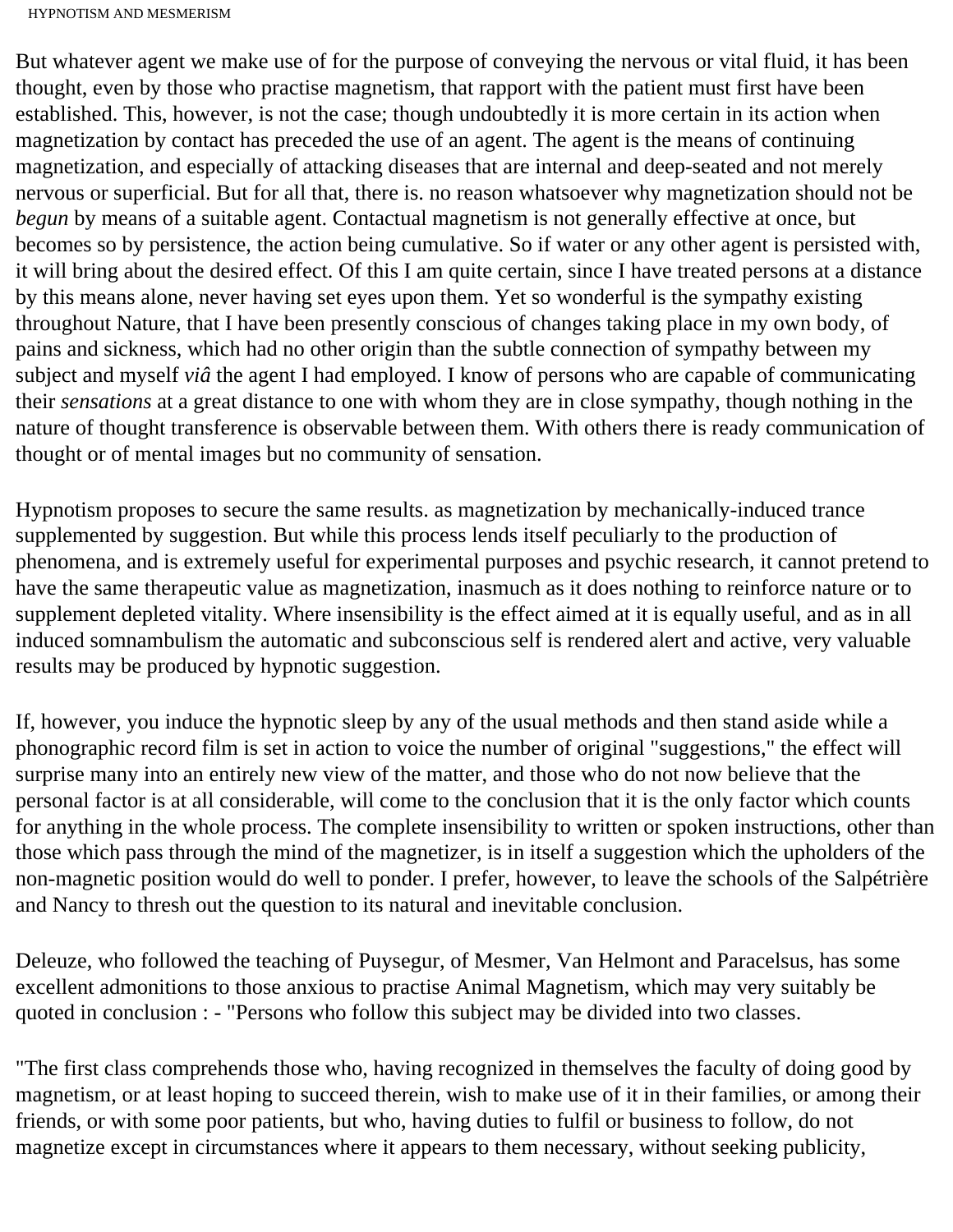But whatever agent we make use of for the purpose of conveying the nervous or vital fluid, it has been thought, even by those who practise magnetism, that rapport with the patient must first have been established. This, however, is not the case; though undoubtedly it is more certain in its action when magnetization by contact has preceded the use of an agent. The agent is the means of continuing magnetization, and especially of attacking diseases that are internal and deep-seated and not merely nervous or superficial. But for all that, there is. no reason whatsoever why magnetization should not be *begun* by means of a suitable agent. Contactual magnetism is not generally effective at once, but becomes so by persistence, the action being cumulative. So if water or any other agent is persisted with, it will bring about the desired effect. Of this I am quite certain, since I have treated persons at a distance by this means alone, never having set eyes upon them. Yet so wonderful is the sympathy existing throughout Nature, that I have been presently conscious of changes taking place in my own body, of pains and sickness, which had no other origin than the subtle connection of sympathy between my subject and myself *viâ* the agent I had employed. I know of persons who are capable of communicating their *sensations* at a great distance to one with whom they are in close sympathy, though nothing in the nature of thought transference is observable between them. With others there is ready communication of thought or of mental images but no community of sensation.

Hypnotism proposes to secure the same results. as magnetization by mechanically-induced trance supplemented by suggestion. But while this process lends itself peculiarly to the production of phenomena, and is extremely useful for experimental purposes and psychic research, it cannot pretend to have the same therapeutic value as magnetization, inasmuch as it does nothing to reinforce nature or to supplement depleted vitality. Where insensibility is the effect aimed at it is equally useful, and as in all induced somnambulism the automatic and subconscious self is rendered alert and active, very valuable results may be produced by hypnotic suggestion.

If, however, you induce the hypnotic sleep by any of the usual methods and then stand aside while a phonographic record film is set in action to voice the number of original "suggestions," the effect will surprise many into an entirely new view of the matter, and those who do not now believe that the personal factor is at all considerable, will come to the conclusion that it is the only factor which counts for anything in the whole process. The complete insensibility to written or spoken instructions, other than those which pass through the mind of the magnetizer, is in itself a suggestion which the upholders of the non-magnetic position would do well to ponder. I prefer, however, to leave the schools of the Salpétrière and Nancy to thresh out the question to its natural and inevitable conclusion.

Deleuze, who followed the teaching of Puysegur, of Mesmer, Van Helmont and Paracelsus, has some excellent admonitions to those anxious to practise Animal Magnetism, which may very suitably be quoted in conclusion : - "Persons who follow this subject may be divided into two classes.

"The first class comprehends those who, having recognized in themselves the faculty of doing good by magnetism, or at least hoping to succeed therein, wish to make use of it in their families, or among their friends, or with some poor patients, but who, having duties to fulfil or business to follow, do not magnetize except in circumstances where it appears to them necessary, without seeking publicity,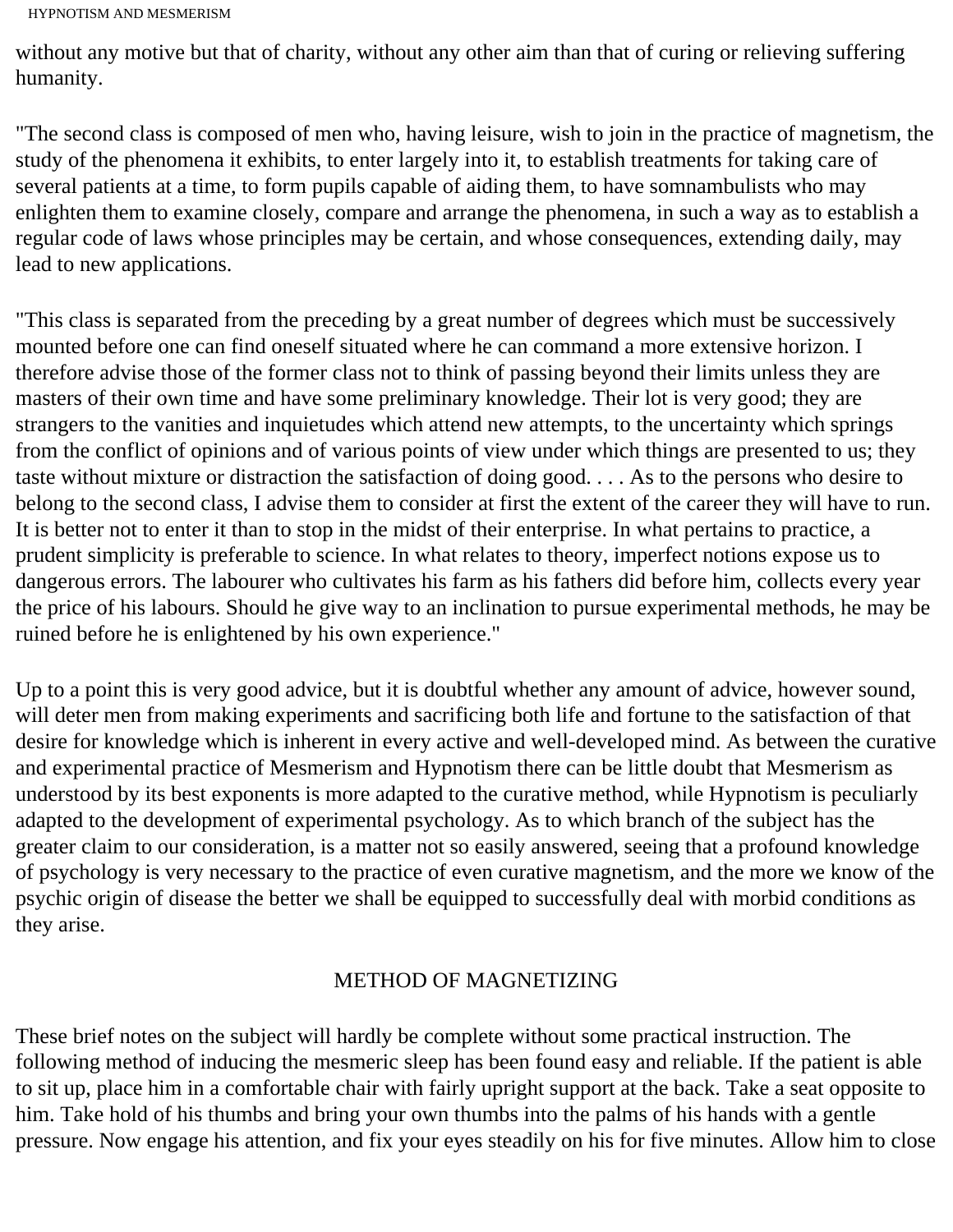without any motive but that of charity, without any other aim than that of curing or relieving suffering humanity.

"The second class is composed of men who, having leisure, wish to join in the practice of magnetism, the study of the phenomena it exhibits, to enter largely into it, to establish treatments for taking care of several patients at a time, to form pupils capable of aiding them, to have somnambulists who may enlighten them to examine closely, compare and arrange the phenomena, in such a way as to establish a regular code of laws whose principles may be certain, and whose consequences, extending daily, may lead to new applications.

"This class is separated from the preceding by a great number of degrees which must be successively mounted before one can find oneself situated where he can command a more extensive horizon. I therefore advise those of the former class not to think of passing beyond their limits unless they are masters of their own time and have some preliminary knowledge. Their lot is very good; they are strangers to the vanities and inquietudes which attend new attempts, to the uncertainty which springs from the conflict of opinions and of various points of view under which things are presented to us; they taste without mixture or distraction the satisfaction of doing good. . . . As to the persons who desire to belong to the second class, I advise them to consider at first the extent of the career they will have to run. It is better not to enter it than to stop in the midst of their enterprise. In what pertains to practice, a prudent simplicity is preferable to science. In what relates to theory, imperfect notions expose us to dangerous errors. The labourer who cultivates his farm as his fathers did before him, collects every year the price of his labours. Should he give way to an inclination to pursue experimental methods, he may be ruined before he is enlightened by his own experience."

Up to a point this is very good advice, but it is doubtful whether any amount of advice, however sound, will deter men from making experiments and sacrificing both life and fortune to the satisfaction of that desire for knowledge which is inherent in every active and well-developed mind. As between the curative and experimental practice of Mesmerism and Hypnotism there can be little doubt that Mesmerism as understood by its best exponents is more adapted to the curative method, while Hypnotism is peculiarly adapted to the development of experimental psychology. As to which branch of the subject has the greater claim to our consideration, is a matter not so easily answered, seeing that a profound knowledge of psychology is very necessary to the practice of even curative magnetism, and the more we know of the psychic origin of disease the better we shall be equipped to successfully deal with morbid conditions as they arise.

## METHOD OF MAGNETIZING

These brief notes on the subject will hardly be complete without some practical instruction. The following method of inducing the mesmeric sleep has been found easy and reliable. If the patient is able to sit up, place him in a comfortable chair with fairly upright support at the back. Take a seat opposite to him. Take hold of his thumbs and bring your own thumbs into the palms of his hands with a gentle pressure. Now engage his attention, and fix your eyes steadily on his for five minutes. Allow him to close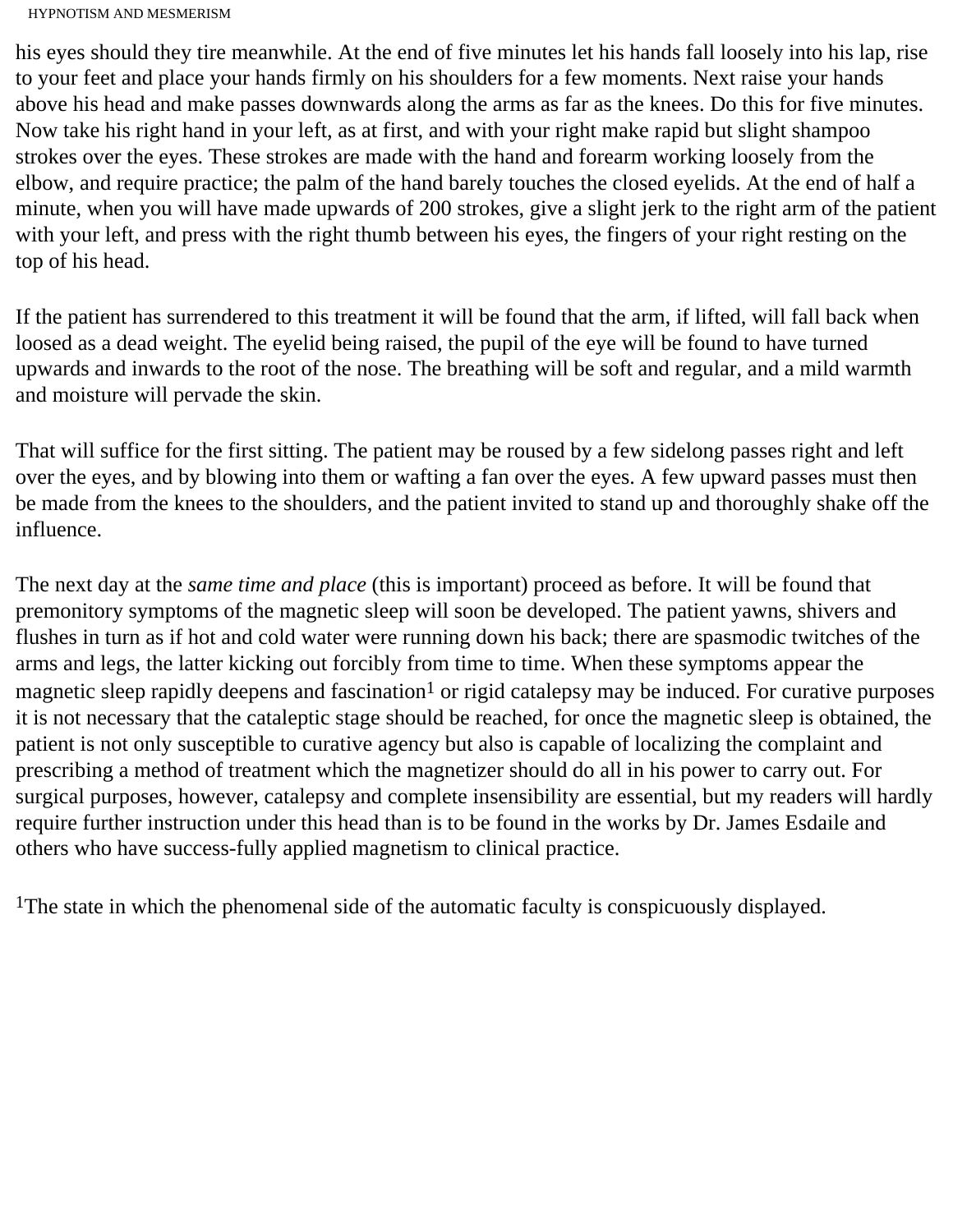his eyes should they tire meanwhile. At the end of five minutes let his hands fall loosely into his lap, rise to your feet and place your hands firmly on his shoulders for a few moments. Next raise your hands above his head and make passes downwards along the arms as far as the knees. Do this for five minutes. Now take his right hand in your left, as at first, and with your right make rapid but slight shampoo strokes over the eyes. These strokes are made with the hand and forearm working loosely from the elbow, and require practice; the palm of the hand barely touches the closed eyelids. At the end of half a minute, when you will have made upwards of 200 strokes, give a slight jerk to the right arm of the patient with your left, and press with the right thumb between his eyes, the fingers of your right resting on the top of his head.

If the patient has surrendered to this treatment it will be found that the arm, if lifted, will fall back when loosed as a dead weight. The eyelid being raised, the pupil of the eye will be found to have turned upwards and inwards to the root of the nose. The breathing will be soft and regular, and a mild warmth and moisture will pervade the skin.

That will suffice for the first sitting. The patient may be roused by a few sidelong passes right and left over the eyes, and by blowing into them or wafting a fan over the eyes. A few upward passes must then be made from the knees to the shoulders, and the patient invited to stand up and thoroughly shake off the influence.

The next day at the *same time and place* (this is important) proceed as before. It will be found that premonitory symptoms of the magnetic sleep will soon be developed. The patient yawns, shivers and flushes in turn as if hot and cold water were running down his back; there are spasmodic twitches of the arms and legs, the latter kicking out forcibly from time to time. When these symptoms appear the magnetic sleep rapidly deepens and fascination[1] or rigid catalepsy may be induced. For curative purposes it is not necessary that the cataleptic stage should be reached, for once the magnetic sleep is obtained, the patient is not only susceptible to curative agency but also is capable of localizing the complaint and prescribing a method of treatment which the magnetizer should do all in his power to carry out. For surgical purposes, however, catalepsy and complete insensibility are essential, but my readers will hardly require further instruction under this head than is to be found in the works by Dr. James Esdaile and others who have success-fully applied magnetism to clinical practice.

[1]The state in which the phenomenal side of the automatic faculty is conspicuously displayed.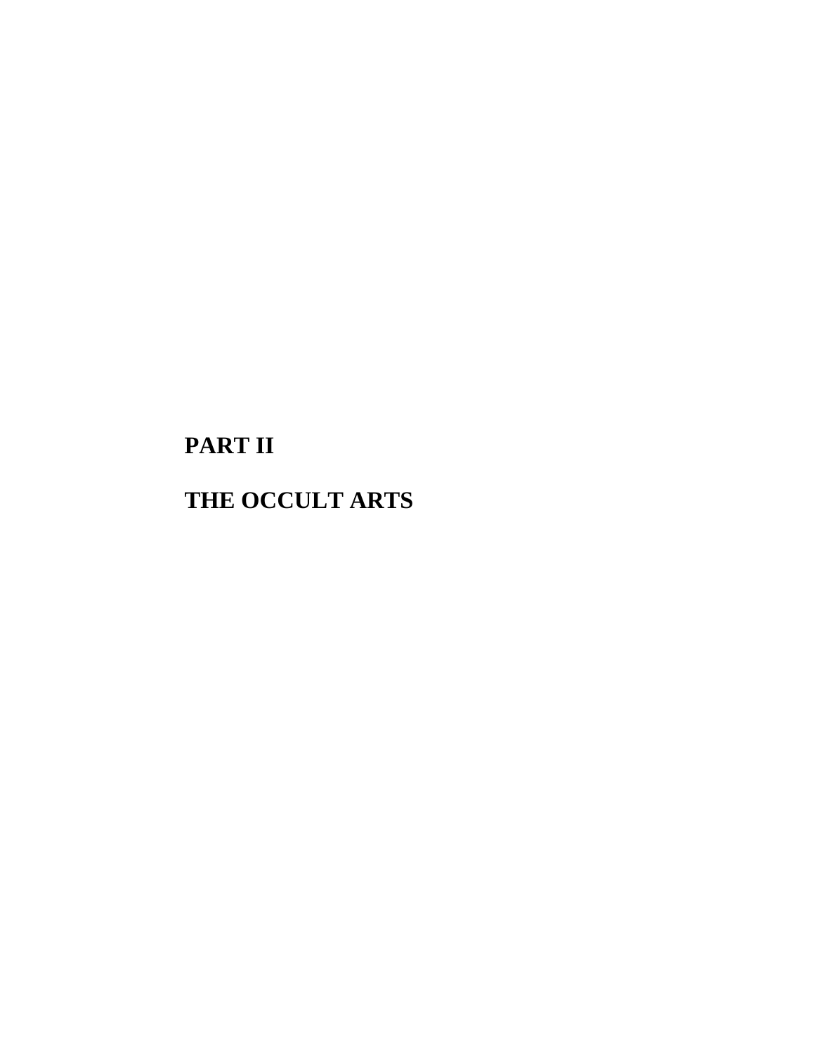# PART II

# THE OCCULT ARTS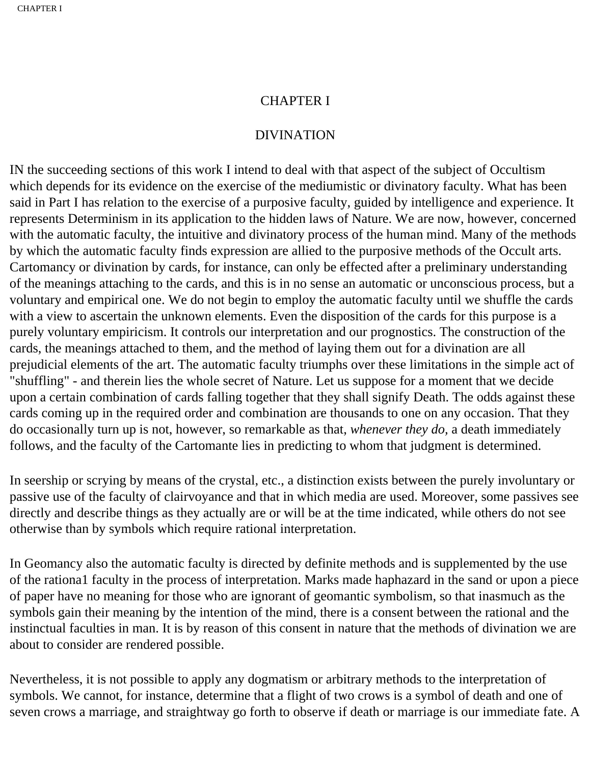# CHAPTER I

## DIVINATION

IN the succeeding sections of this work I intend to deal with that aspect of the subject of Occultism which depends for its evidence on the exercise of the mediumistic or divinatory faculty. What has been said in Part I has relation to the exercise of a purposive faculty, guided by intelligence and experience. It represents Determinism in its application to the hidden laws of Nature. We are now, however, concerned with the automatic faculty, the intuitive and divinatory process of the human mind. Many of the methods by which the automatic faculty finds expression are allied to the purposive methods of the Occult arts. Cartomancy or divination by cards, for instance, can only be effected after a preliminary understanding of the meanings attaching to the cards, and this is in no sense an automatic or unconscious process, but a voluntary and empirical one. We do not begin to employ the automatic faculty until we shuffle the cards with a view to ascertain the unknown elements. Even the disposition of the cards for this purpose is a purely voluntary empiricism. It controls our interpretation and our prognostics. The construction of the cards, the meanings attached to them, and the method of laying them out for a divination are all prejudicial elements of the art. The automatic faculty triumphs over these limitations in the simple act of "shuffling" - and therein lies the whole secret of Nature. Let us suppose for a moment that we decide upon a certain combination of cards falling together that they shall signify Death. The odds against these cards coming up in the required order and combination are thousands to one on any occasion. That they do occasionally turn up is not, however, so remarkable as that, *whenever they do,* a death immediately follows, and the faculty of the Cartomante lies in predicting to whom that judgment is determined.

In seership or scrying by means of the crystal, etc., a distinction exists between the purely involuntary or passive use of the faculty of clairvoyance and that in which media are used. Moreover, some passives see directly and describe things as they actually are or will be at the time indicated, while others do not see otherwise than by symbols which require rational interpretation.

In Geomancy also the automatic faculty is directed by definite methods and is supplemented by the use of the rationa1 faculty in the process of interpretation. Marks made haphazard in the sand or upon a piece of paper have no meaning for those who are ignorant of geomantic symbolism, so that inasmuch as the symbols gain their meaning by the intention of the mind, there is a consent between the rational and the instinctual faculties in man. It is by reason of this consent in nature that the methods of divination we are about to consider are rendered possible.

Nevertheless, it is not possible to apply any dogmatism or arbitrary methods to the interpretation of symbols. We cannot, for instance, determine that a flight of two crows is a symbol of death and one of seven crows a marriage, and straightway go forth to observe if death or marriage is our immediate fate. A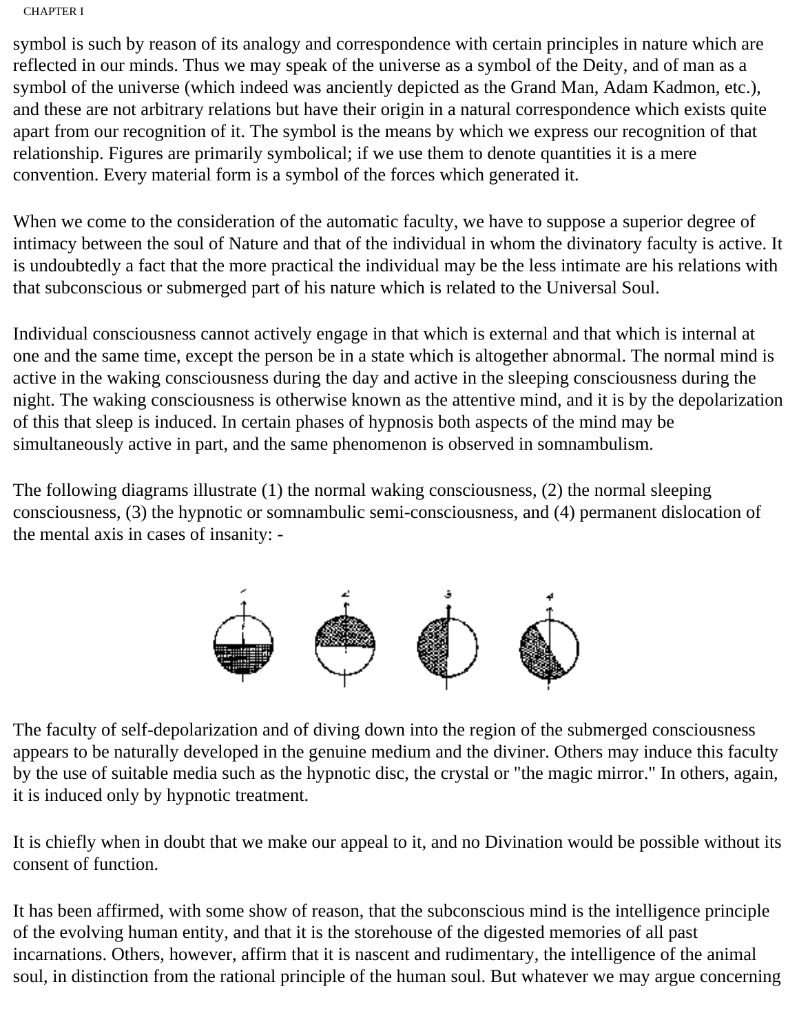symbol is such by reason of its analogy and correspondence with certain principles in nature which are reflected in our minds. Thus we may speak of the universe as a symbol of the Deity, and of man as a symbol of the universe (which indeed was anciently depicted as the Grand Man, Adam Kadmon, etc.), and these are not arbitrary relations but have their origin in a natural correspondence which exists quite apart from our recognition of it. The symbol is the means by which we express our recognition of that relationship. Figures are primarily symbolical; if we use them to denote quantities it is a mere convention. Every material form is a symbol of the forces which generated it.

When we come to the consideration of the automatic faculty, we have to suppose a superior degree of intimacy between the soul of Nature and that of the individual in whom the divinatory faculty is active. It is undoubtedly a fact that the more practical the individual may be the less intimate are his relations with that subconscious or submerged part of his nature which is related to the Universal Soul.

Individual consciousness cannot actively engage in that which is external and that which is internal at one and the same time, except the person be in a state which is altogether abnormal. The normal mind is active in the waking consciousness during the day and active in the sleeping consciousness during the night. The waking consciousness is otherwise known as the attentive mind, and it is by the depolarization of this that sleep is induced. In certain phases of hypnosis both aspects of the mind may be simultaneously active in part, and the same phenomenon is observed in somnambulism.

The following diagrams illustrate (1) the normal waking consciousness, (2) the normal sleeping consciousness, (3) the hypnotic or somnambulic semi-consciousness, and (4) permanent dislocation of the mental axis in cases of insanity: -

The faculty of self-depolarization and of diving down into the region of the submerged consciousness appears to be naturally developed in the genuine medium and the diviner. Others may induce this faculty by the use of suitable media such as the hypnotic disc, the crystal or "the magic mirror." In others, again, it is induced only by hypnotic treatment.

It is chiefly when in doubt that we make our appeal to it, and no Divination would be possible without its consent of function.

It has been affirmed, with some show of reason, that the subconscious mind is the intelligence principle of the evolving human entity, and that it is the storehouse of the digested memories of all past incarnations. Others, however, affirm that it is nascent and rudimentary, the intelligence of the animal soul, in distinction from the rational principle of the human soul. But whatever we may argue concerning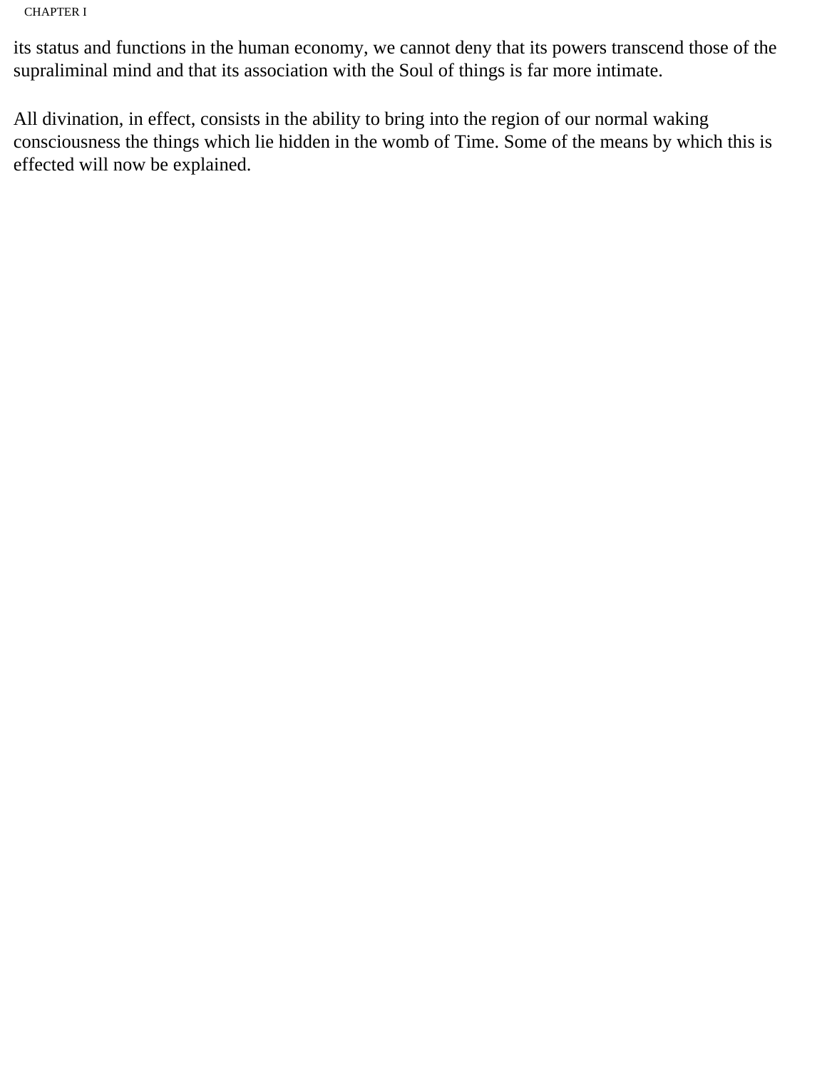its status and functions in the human economy, we cannot deny that its powers transcend those of the supraliminal mind and that its association with the Soul of things is far more intimate.

All divination, in effect, consists in the ability to bring into the region of our normal waking consciousness the things which lie hidden in the womb of Time. Some of the means by which this is effected will now be explained.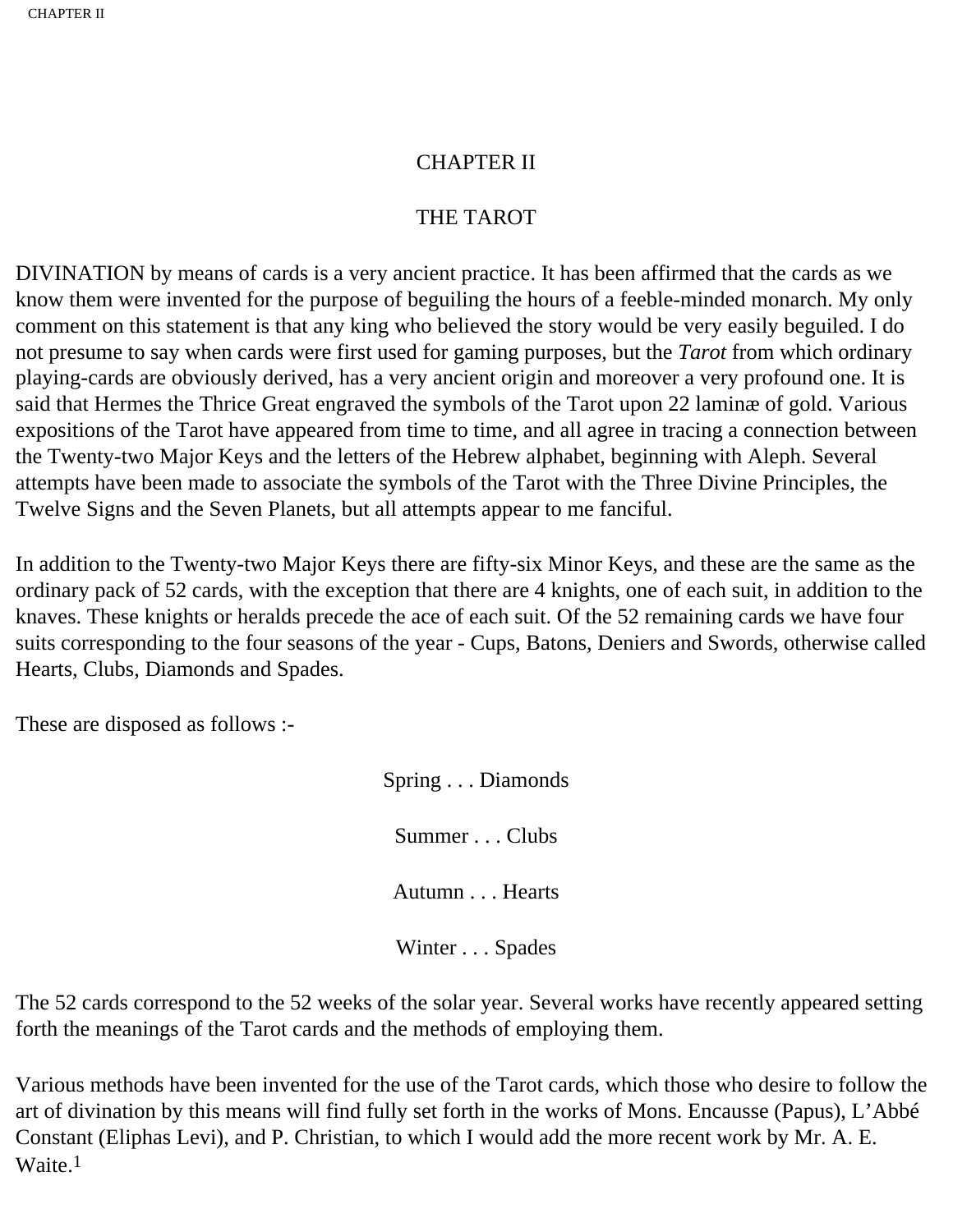# CHAPTER II

## THE TAROT

DIVINATION by means of cards is a very ancient practice. It has been affirmed that the cards as we know them were invented for the purpose of beguiling the hours of a feeble-minded monarch. My only comment on this statement is that any king who believed the story would be very easily beguiled. I do not presume to say when cards were first used for gaming purposes, but the *Tarot* from which ordinary playing-cards are obviously derived, has a very ancient origin and moreover a very profound one. It is said that Hermes the Thrice Great engraved the symbols of the Tarot upon 22 laminæ of gold. Various expositions of the Tarot have appeared from time to time, and all agree in tracing a connection between the Twenty-two Major Keys and the letters of the Hebrew alphabet, beginning with Aleph. Several attempts have been made to associate the symbols of the Tarot with the Three Divine Principles, the Twelve Signs and the Seven Planets, but all attempts appear to me fanciful.

In addition to the Twenty-two Major Keys there are fifty-six Minor Keys, and these are the same as the ordinary pack of 52 cards, with the exception that there are 4 knights, one of each suit, in addition to the knaves. These knights or heralds precede the ace of each suit. Of the 52 remaining cards we have four suits corresponding to the four seasons of the year - Cups, Batons, Deniers and Swords, otherwise called Hearts, Clubs, Diamonds and Spades.

These are disposed as follows :-

Spring . . . Diamonds

Summer . . . Clubs

Autumn . . . Hearts

Winter . . . Spades

The 52 cards correspond to the 52 weeks of the solar year. Several works have recently appeared setting forth the meanings of the Tarot cards and the methods of employing them.

Various methods have been invented for the use of the Tarot cards, which those who desire to follow the art of divination by this means will find fully set forth in the works of Mons. Encausse (Papus), L'Abbé Constant (Eliphas Levi), and P. Christian, to which I would add the more recent work by Mr. A. E. Waite.[1]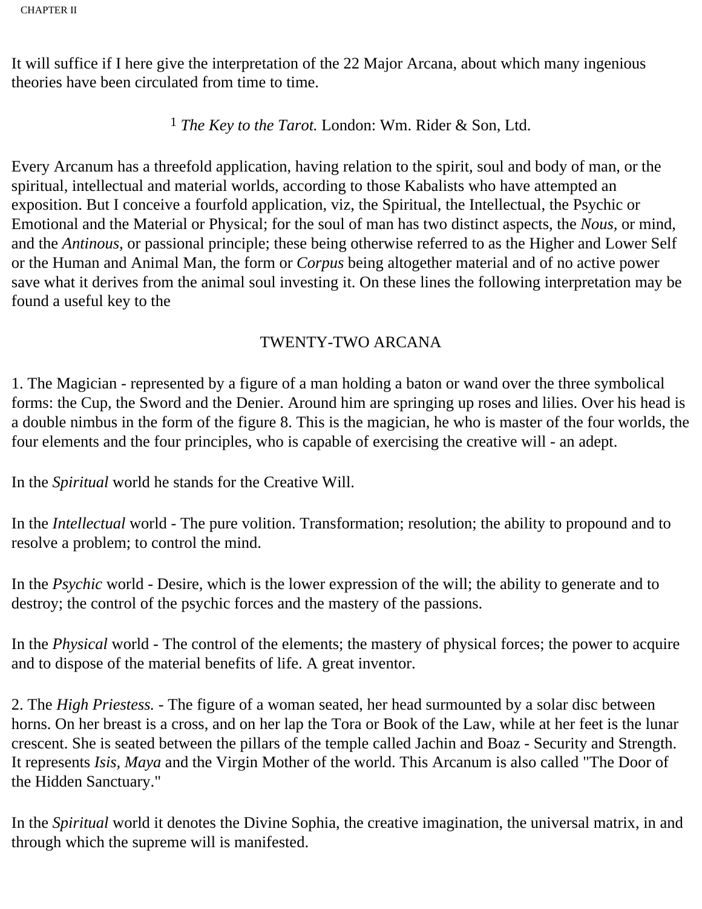It will suffice if I here give the interpretation of the 22 Major Arcana, about which many ingenious theories have been circulated from time to time.

[1] *The Key to the Tarot.* London: Wm. Rider & Son, Ltd.

Every Arcanum has a threefold application, having relation to the spirit, soul and body of man, or the spiritual, intellectual and material worlds, according to those Kabalists who have attempted an exposition. But I conceive a fourfold application, viz, the Spiritual, the Intellectual, the Psychic or Emotional and the Material or Physical; for the soul of man has two distinct aspects, the *Nous,* or mind, and the *Antinous,* or passional principle; these being otherwise referred to as the Higher and Lower Self or the Human and Animal Man, the form or *Corpus* being altogether material and of no active power save what it derives from the animal soul investing it. On these lines the following interpretation may be found a useful key to the

## TWENTY-TWO ARCANA

1. The Magician - represented by a figure of a man holding a baton or wand over the three symbolical forms: the Cup, the Sword and the Denier. Around him are springing up roses and lilies. Over his head is a double nimbus in the form of the figure 8. This is the magician, he who is master of the four worlds, the four elements and the four principles, who is capable of exercising the creative will - an adept.

In the *Spiritual* world he stands for the Creative Will.

In the *Intellectual* world - The pure volition. Transformation; resolution; the ability to propound and to resolve a problem; to control the mind.

In the *Psychic* world - Desire, which is the lower expression of the will; the ability to generate and to destroy; the control of the psychic forces and the mastery of the passions.

In the *Physical* world - The control of the elements; the mastery of physical forces; the power to acquire and to dispose of the material benefits of life. A great inventor.

2. The *High Priestess.* - The figure of a woman seated, her head surmounted by a solar disc between horns. On her breast is a cross, and on her lap the Tora or Book of the Law, while at her feet is the lunar crescent. She is seated between the pillars of the temple called Jachin and Boaz - Security and Strength. It represents *Isis, Maya* and the Virgin Mother of the world. This Arcanum is also called "The Door of the Hidden Sanctuary."

In the *Spiritual* world it denotes the Divine Sophia, the creative imagination, the universal matrix, in and through which the supreme will is manifested.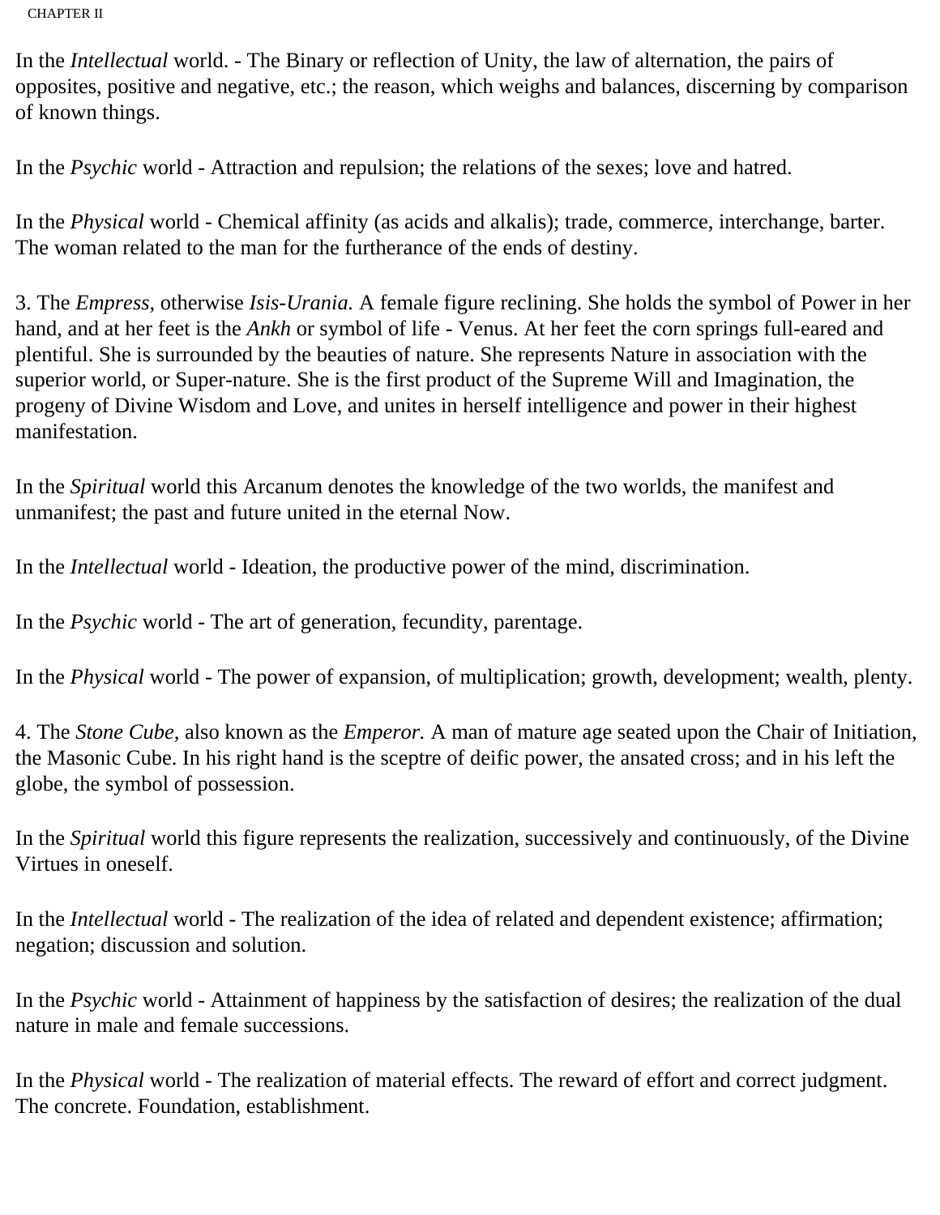In the *Intellectual* world. - The Binary or reflection of Unity, the law of alternation, the pairs of opposites, positive and negative, etc.; the reason, which weighs and balances, discerning by comparison of known things.

In the *Psychic* world - Attraction and repulsion; the relations of the sexes; love and hatred.

In the *Physical* world - Chemical affinity (as acids and alkalis); trade, commerce, interchange, barter. The woman related to the man for the furtherance of the ends of destiny.

3. The *Empress,* otherwise *Isis-Urania.* A female figure reclining. She holds the symbol of Power in her hand, and at her feet is the *Ankh* or symbol of life - Venus. At her feet the corn springs full-eared and plentiful. She is surrounded by the beauties of nature. She represents Nature in association with the superior world, or Super-nature. She is the first product of the Supreme Will and Imagination, the progeny of Divine Wisdom and Love, and unites in herself intelligence and power in their highest manifestation.

In the *Spiritual* world this Arcanum denotes the knowledge of the two worlds, the manifest and unmanifest; the past and future united in the eternal Now.

In the *Intellectual* world - Ideation, the productive power of the mind, discrimination.

In the *Psychic* world - The art of generation, fecundity, parentage.

In the *Physical* world - The power of expansion, of multiplication; growth, development; wealth, plenty.

4. The *Stone Cube,* also known as the *Emperor.* A man of mature age seated upon the Chair of Initiation, the Masonic Cube. In his right hand is the sceptre of deific power, the ansated cross; and in his left the globe, the symbol of possession.

In the *Spiritual* world this figure represents the realization, successively and continuously, of the Divine Virtues in oneself.

In the *Intellectual* world - The realization of the idea of related and dependent existence; affirmation; negation; discussion and solution.

In the *Psychic* world - Attainment of happiness by the satisfaction of desires; the realization of the dual nature in male and female successions.

In the *Physical* world - The realization of material effects. The reward of effort and correct judgment. The concrete. Foundation, establishment.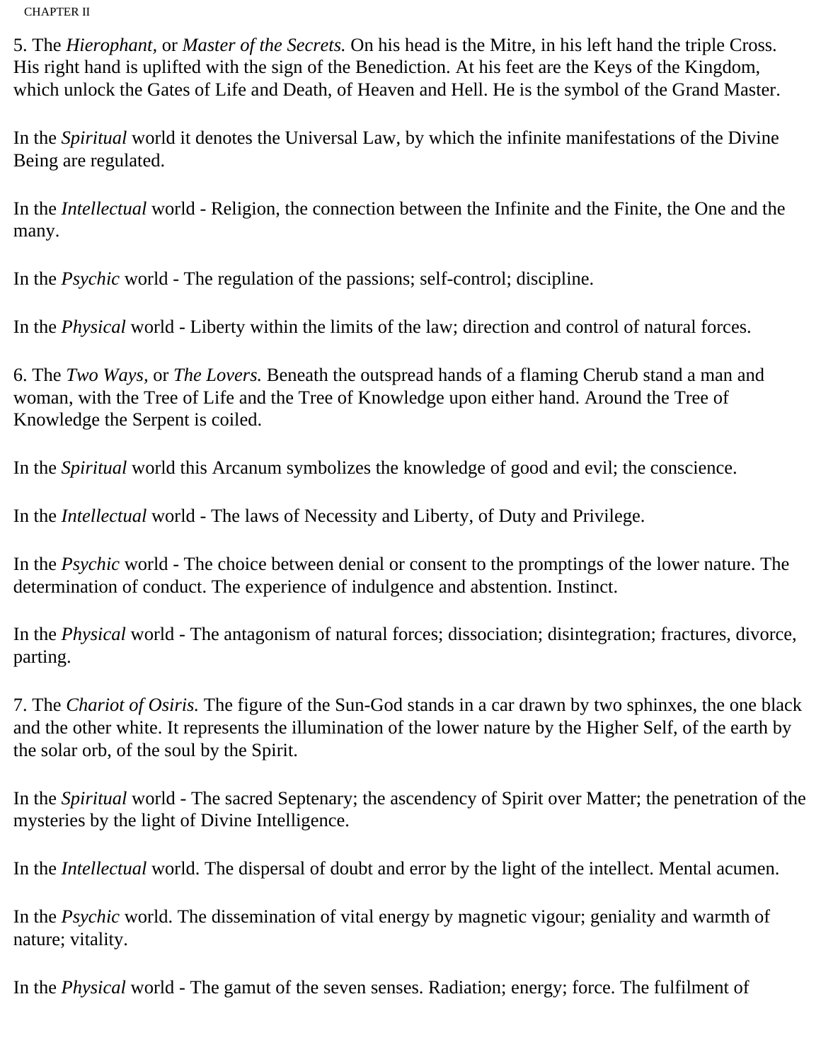5. The *Hierophant,* or *Master of the Secrets.* On his head is the Mitre, in his left hand the triple Cross. His right hand is uplifted with the sign of the Benediction. At his feet are the Keys of the Kingdom, which unlock the Gates of Life and Death, of Heaven and Hell. He is the symbol of the Grand Master.

In the *Spiritual* world it denotes the Universal Law, by which the infinite manifestations of the Divine Being are regulated.

In the *Intellectual* world - Religion, the connection between the Infinite and the Finite, the One and the many.

In the *Psychic* world - The regulation of the passions; self-control; discipline.

In the *Physical* world - Liberty within the limits of the law; direction and control of natural forces.

6. The *Two Ways,* or *The Lovers.* Beneath the outspread hands of a flaming Cherub stand a man and woman, with the Tree of Life and the Tree of Knowledge upon either hand. Around the Tree of Knowledge the Serpent is coiled.

In the *Spiritual* world this Arcanum symbolizes the knowledge of good and evil; the conscience.

In the *Intellectual* world - The laws of Necessity and Liberty, of Duty and Privilege.

In the *Psychic* world - The choice between denial or consent to the promptings of the lower nature. The determination of conduct. The experience of indulgence and abstention. Instinct.

In the *Physical* world - The antagonism of natural forces; dissociation; disintegration; fractures, divorce, parting.

7. The *Chariot of Osiris.* The figure of the Sun-God stands in a car drawn by two sphinxes, the one black and the other white. It represents the illumination of the lower nature by the Higher Self, of the earth by the solar orb, of the soul by the Spirit.

In the *Spiritual* world - The sacred Septenary; the ascendency of Spirit over Matter; the penetration of the mysteries by the light of Divine Intelligence.

In the *Intellectual* world. The dispersal of doubt and error by the light of the intellect. Mental acumen.

In the *Psychic* world. The dissemination of vital energy by magnetic vigour; geniality and warmth of nature; vitality.

In the *Physical* world - The gamut of the seven senses. Radiation; energy; force. The fulfilment of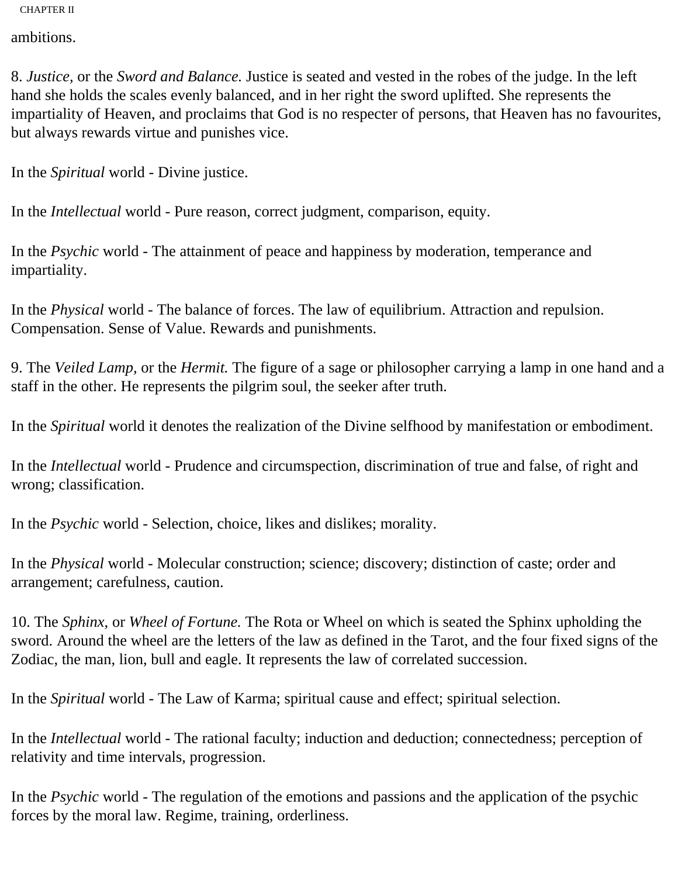ambitions.

8. *Justice,* or the *Sword and Balance.* Justice is seated and vested in the robes of the judge. In the left hand she holds the scales evenly balanced, and in her right the sword uplifted. She represents the impartiality of Heaven, and proclaims that God is no respecter of persons, that Heaven has no favourites, but always rewards virtue and punishes vice.

In the *Spiritual* world - Divine justice.

In the *Intellectual* world - Pure reason, correct judgment, comparison, equity.

In the *Psychic* world - The attainment of peace and happiness by moderation, temperance and impartiality.

In the *Physical* world - The balance of forces. The law of equilibrium. Attraction and repulsion. Compensation. Sense of Value. Rewards and punishments.

9. The *Veiled Lamp,* or the *Hermit.* The figure of a sage or philosopher carrying a lamp in one hand and a staff in the other. He represents the pilgrim soul, the seeker after truth.

In the *Spiritual* world it denotes the realization of the Divine selfhood by manifestation or embodiment.

In the *Intellectual* world - Prudence and circumspection, discrimination of true and false, of right and wrong; classification.

In the *Psychic* world - Selection, choice, likes and dislikes; morality.

In the *Physical* world - Molecular construction; science; discovery; distinction of caste; order and arrangement; carefulness, caution.

10. The *Sphinx,* or *Wheel of Fortune.* The Rota or Wheel on which is seated the Sphinx upholding the sword. Around the wheel are the letters of the law as defined in the Tarot, and the four fixed signs of the Zodiac, the man, lion, bull and eagle. It represents the law of correlated succession.

In the *Spiritual* world - The Law of Karma; spiritual cause and effect; spiritual selection.

In the *Intellectual* world - The rational faculty; induction and deduction; connectedness; perception of relativity and time intervals, progression.

In the *Psychic* world - The regulation of the emotions and passions and the application of the psychic forces by the moral law. Regime, training, orderliness.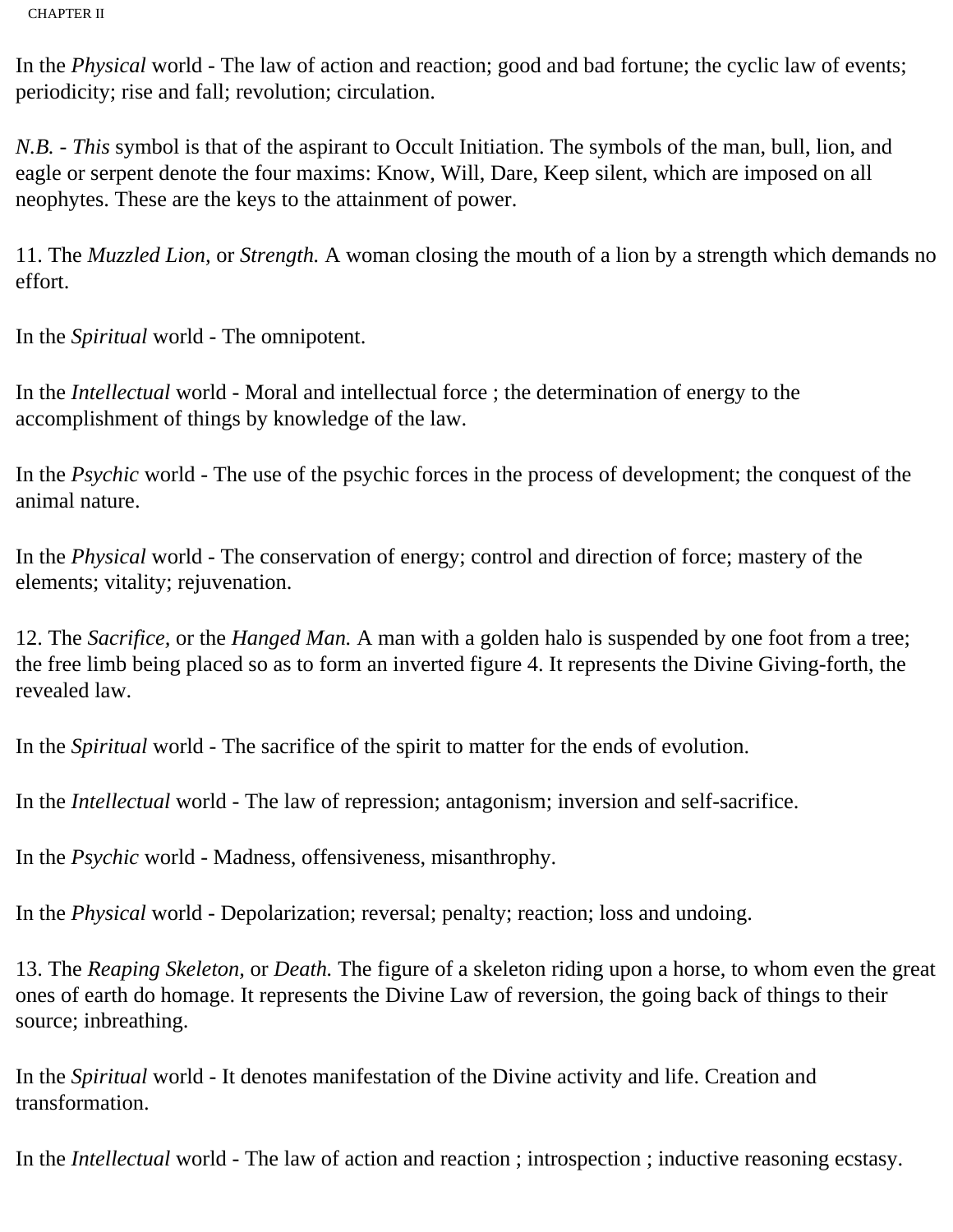In the *Physical* world - The law of action and reaction; good and bad fortune; the cyclic law of events; periodicity; rise and fall; revolution; circulation.

*N.B. - This* symbol is that of the aspirant to Occult Initiation. The symbols of the man, bull, lion, and eagle or serpent denote the four maxims: Know, Will, Dare, Keep silent, which are imposed on all neophytes. These are the keys to the attainment of power.

11. The *Muzzled Lion,* or *Strength.* A woman closing the mouth of a lion by a strength which demands no effort.

In the *Spiritual* world - The omnipotent.

In the *Intellectual* world - Moral and intellectual force ; the determination of energy to the accomplishment of things by knowledge of the law.

In the *Psychic* world - The use of the psychic forces in the process of development; the conquest of the animal nature.

In the *Physical* world - The conservation of energy; control and direction of force; mastery of the elements; vitality; rejuvenation.

12. The *Sacrifice,* or the *Hanged Man.* A man with a golden halo is suspended by one foot from a tree; the free limb being placed so as to form an inverted figure 4. It represents the Divine Giving-forth, the revealed law.

In the *Spiritual* world - The sacrifice of the spirit to matter for the ends of evolution.

In the *Intellectual* world - The law of repression; antagonism; inversion and self-sacrifice.

In the *Psychic* world - Madness, offensiveness, misanthrophy.

In the *Physical* world - Depolarization; reversal; penalty; reaction; loss and undoing.

13. The *Reaping Skeleton,* or *Death.* The figure of a skeleton riding upon a horse, to whom even the great ones of earth do homage. It represents the Divine Law of reversion, the going back of things to their source; inbreathing.

In the *Spiritual* world - It denotes manifestation of the Divine activity and life. Creation and transformation.

In the *Intellectual* world - The law of action and reaction ; introspection ; inductive reasoning ecstasy.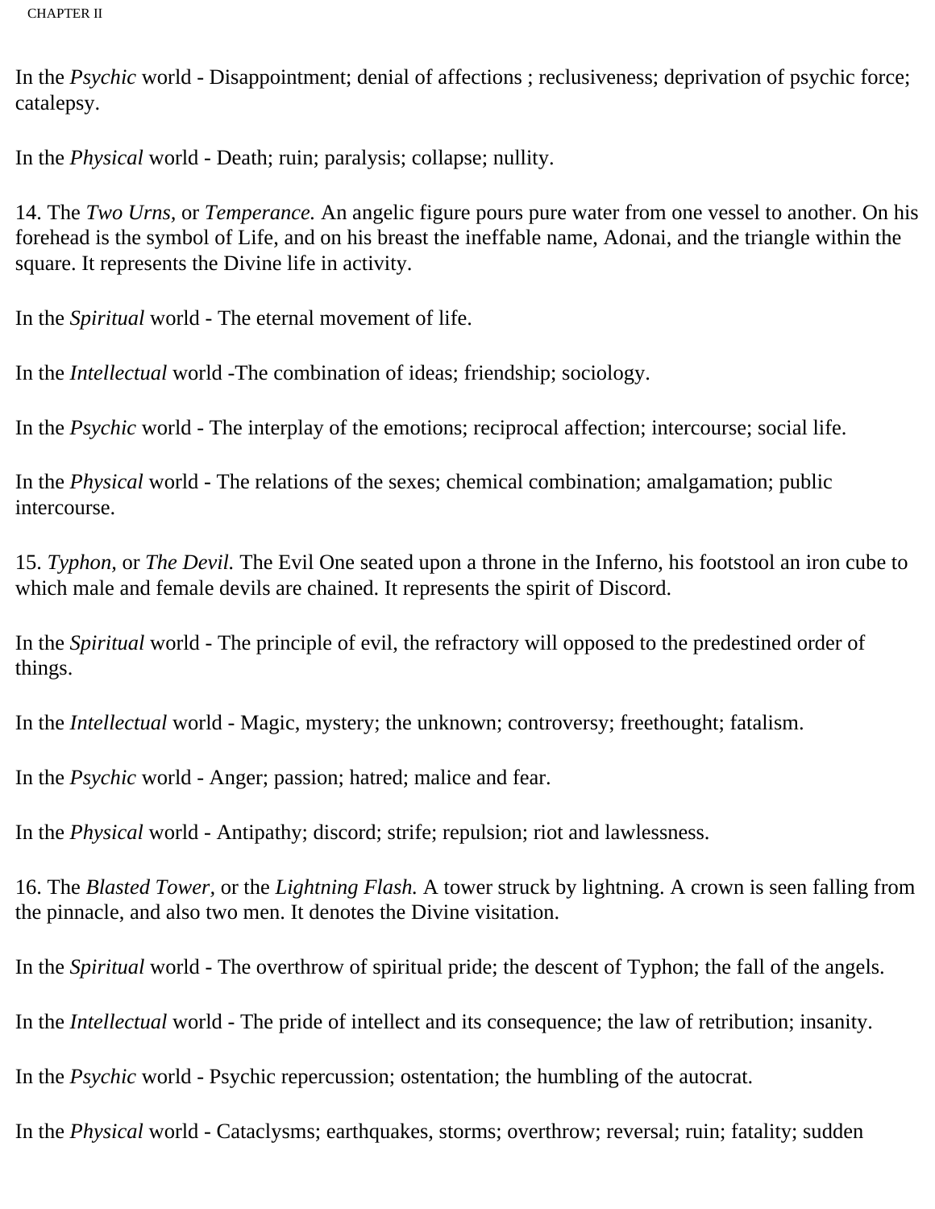In the *Psychic* world - Disappointment; denial of affections ; reclusiveness; deprivation of psychic force; catalepsy.

In the *Physical* world - Death; ruin; paralysis; collapse; nullity.

14. The *Two Urns,* or *Temperance.* An angelic figure pours pure water from one vessel to another. On his forehead is the symbol of Life, and on his breast the ineffable name, Adonai, and the triangle within the square. It represents the Divine life in activity.

In the *Spiritual* world - The eternal movement of life.

In the *Intellectual* world -The combination of ideas; friendship; sociology.

In the *Psychic* world - The interplay of the emotions; reciprocal affection; intercourse; social life.

In the *Physical* world - The relations of the sexes; chemical combination; amalgamation; public intercourse.

15. *Typhon,* or *The Devil.* The Evil One seated upon a throne in the Inferno, his footstool an iron cube to which male and female devils are chained. It represents the spirit of Discord.

In the *Spiritual* world - The principle of evil, the refractory will opposed to the predestined order of things.

In the *Intellectual* world - Magic, mystery; the unknown; controversy; freethought; fatalism.

In the *Psychic* world - Anger; passion; hatred; malice and fear.

In the *Physical* world - Antipathy; discord; strife; repulsion; riot and lawlessness.

16. The *Blasted Tower,* or the *Lightning Flash.* A tower struck by lightning. A crown is seen falling from the pinnacle, and also two men. It denotes the Divine visitation.

In the *Spiritual* world - The overthrow of spiritual pride; the descent of Typhon; the fall of the angels.

In the *Intellectual* world - The pride of intellect and its consequence; the law of retribution; insanity.

In the *Psychic* world - Psychic repercussion; ostentation; the humbling of the autocrat.

In the *Physical* world - Cataclysms; earthquakes, storms; overthrow; reversal; ruin; fatality; sudden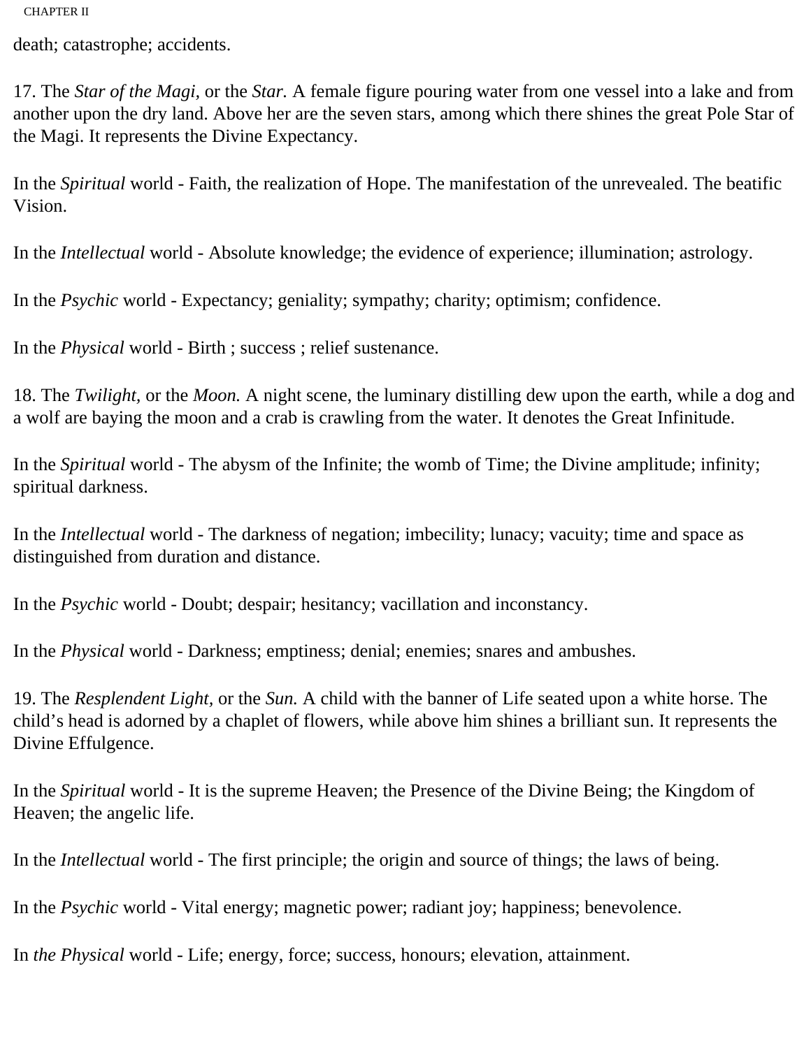death; catastrophe; accidents.

17. The *Star of the Magi,* or the *Star.* A female figure pouring water from one vessel into a lake and from another upon the dry land. Above her are the seven stars, among which there shines the great Pole Star of the Magi. It represents the Divine Expectancy.

In the *Spiritual* world - Faith, the realization of Hope. The manifestation of the unrevealed. The beatific Vision.

In the *Intellectual* world - Absolute knowledge; the evidence of experience; illumination; astrology.

In the *Psychic* world - Expectancy; geniality; sympathy; charity; optimism; confidence.

In the *Physical* world - Birth ; success ; relief sustenance.

18. The *Twilight,* or the *Moon.* A night scene, the luminary distilling dew upon the earth, while a dog and a wolf are baying the moon and a crab is crawling from the water. It denotes the Great Infinitude.

In the *Spiritual* world - The abysm of the Infinite; the womb of Time; the Divine amplitude; infinity; spiritual darkness.

In the *Intellectual* world - The darkness of negation; imbecility; lunacy; vacuity; time and space as distinguished from duration and distance.

In the *Psychic* world - Doubt; despair; hesitancy; vacillation and inconstancy.

In the *Physical* world - Darkness; emptiness; denial; enemies; snares and ambushes.

19. The *Resplendent Light,* or the *Sun.* A child with the banner of Life seated upon a white horse. The child's head is adorned by a chaplet of flowers, while above him shines a brilliant sun. It represents the Divine Effulgence.

In the *Spiritual* world - It is the supreme Heaven; the Presence of the Divine Being; the Kingdom of Heaven; the angelic life.

In the *Intellectual* world - The first principle; the origin and source of things; the laws of being.

In the *Psychic* world - Vital energy; magnetic power; radiant joy; happiness; benevolence.

In *the Physical* world - Life; energy, force; success, honours; elevation, attainment.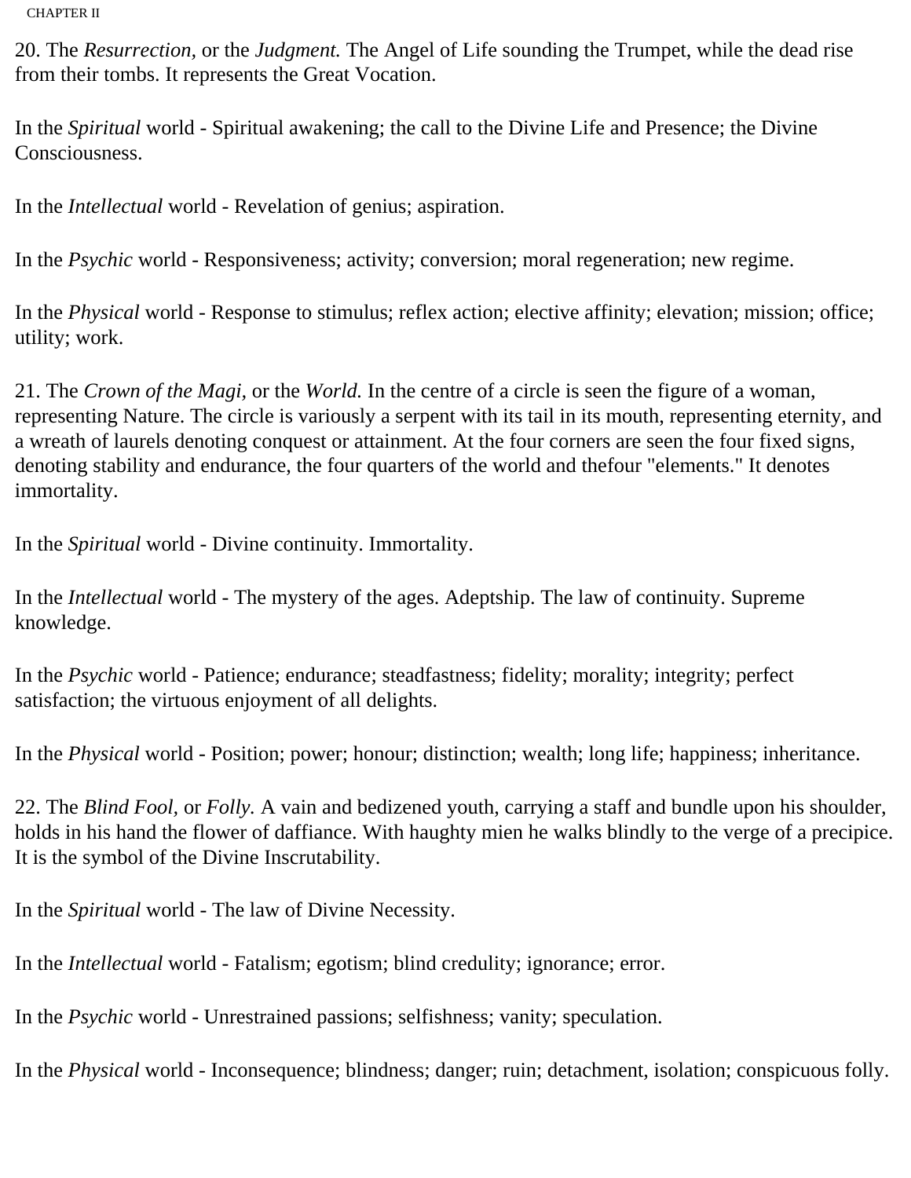20. The *Resurrection,* or the *Judgment.* The Angel of Life sounding the Trumpet, while the dead rise from their tombs. It represents the Great Vocation.

In the *Spiritual* world - Spiritual awakening; the call to the Divine Life and Presence; the Divine Consciousness.

In the *Intellectual* world - Revelation of genius; aspiration.

In the *Psychic* world - Responsiveness; activity; conversion; moral regeneration; new regime.

In the *Physical* world - Response to stimulus; reflex action; elective affinity; elevation; mission; office; utility; work.

21. The *Crown of the Magi,* or the *World.* In the centre of a circle is seen the figure of a woman, representing Nature. The circle is variously a serpent with its tail in its mouth, representing eternity, and a wreath of laurels denoting conquest or attainment. At the four corners are seen the four fixed signs, denoting stability and endurance, the four quarters of the world and thefour "elements." It denotes immortality.

In the *Spiritual* world - Divine continuity. Immortality.

In the *Intellectual* world - The mystery of the ages. Adeptship. The law of continuity. Supreme knowledge.

In the *Psychic* world - Patience; endurance; steadfastness; fidelity; morality; integrity; perfect satisfaction; the virtuous enjoyment of all delights.

In the *Physical* world - Position; power; honour; distinction; wealth; long life; happiness; inheritance.

22. The *Blind Fool,* or *Folly.* A vain and bedizened youth, carrying a staff and bundle upon his shoulder, holds in his hand the flower of daffiance. With haughty mien he walks blindly to the verge of a precipice. It is the symbol of the Divine Inscrutability.

In the *Spiritual* world - The law of Divine Necessity.

In the *Intellectual* world - Fatalism; egotism; blind credulity; ignorance; error.

In the *Psychic* world - Unrestrained passions; selfishness; vanity; speculation.

In the *Physical* world - Inconsequence; blindness; danger; ruin; detachment, isolation; conspicuous folly.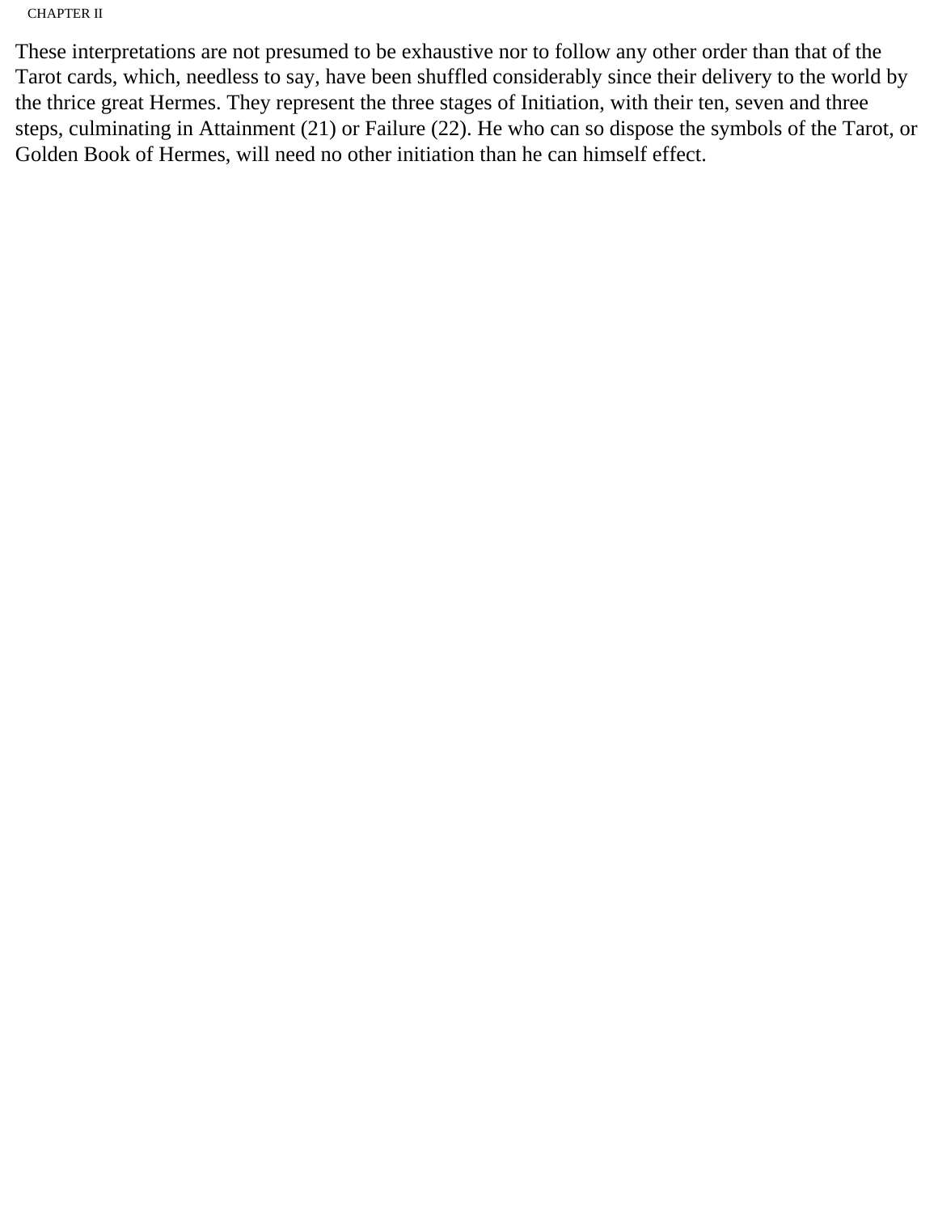These interpretations are not presumed to be exhaustive nor to follow any other order than that of the Tarot cards, which, needless to say, have been shuffled considerably since their delivery to the world by the thrice great Hermes. They represent the three stages of Initiation, with their ten, seven and three steps, culminating in Attainment (21) or Failure (22). He who can so dispose the symbols of the Tarot, or Golden Book of Hermes, will need no other initiation than he can himself effect.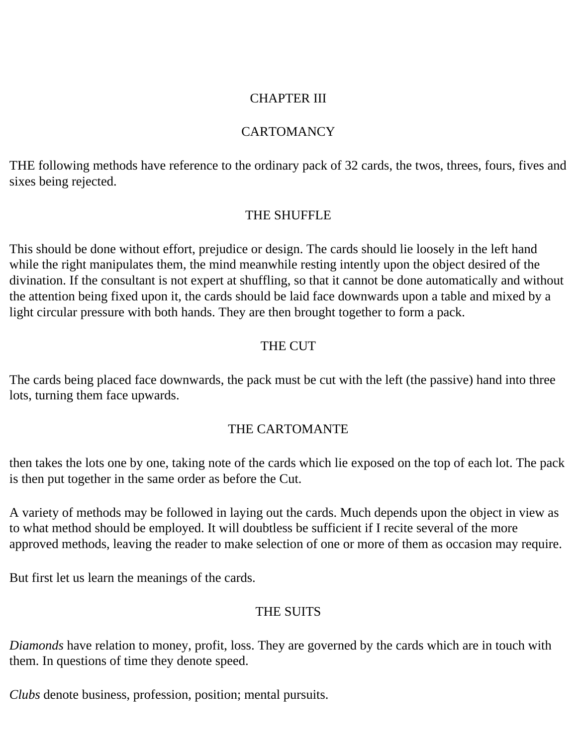# CHAPTER III

# CARTOMANCY

THE following methods have reference to the ordinary pack of 32 cards, the twos, threes, fours, fives and sixes being rejected.

## THE SHUFFLE

This should be done without effort, prejudice or design. The cards should lie loosely in the left hand while the right manipulates them, the mind meanwhile resting intently upon the object desired of the divination. If the consultant is not expert at shuffling, so that it cannot be done automatically and without the attention being fixed upon it, the cards should be laid face downwards upon a table and mixed by a light circular pressure with both hands. They are then brought together to form a pack.

## THE CUT

The cards being placed face downwards, the pack must be cut with the left (the passive) hand into three lots, turning them face upwards.

## THE CARTOMANTE

then takes the lots one by one, taking note of the cards which lie exposed on the top of each lot. The pack is then put together in the same order as before the Cut.

A variety of methods may be followed in laying out the cards. Much depends upon the object in view as to what method should be employed. It will doubtless be sufficient if I recite several of the more approved methods, leaving the reader to make selection of one or more of them as occasion may require.

But first let us learn the meanings of the cards.

## THE SUITS

*Diamonds* have relation to money, profit, loss. They are governed by the cards which are in touch with them. In questions of time they denote speed.

*Clubs* denote business, profession, position; mental pursuits.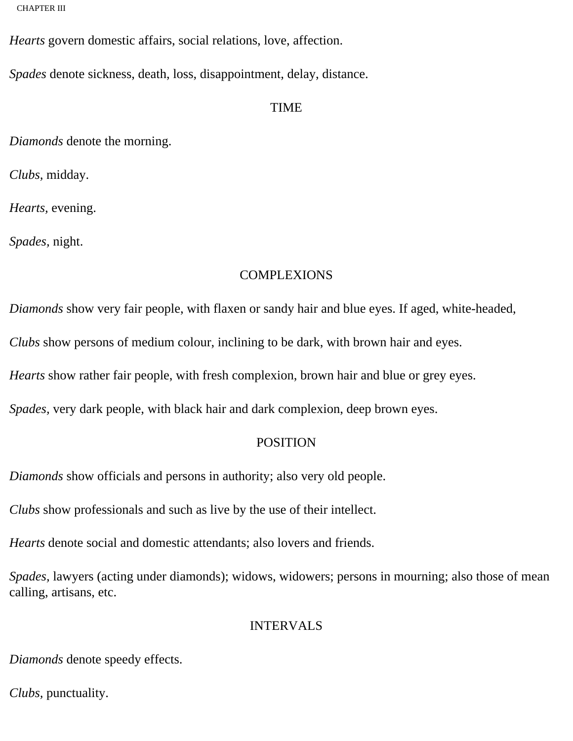*Hearts* govern domestic affairs, social relations, love, affection.

*Spades* denote sickness, death, loss, disappointment, delay, distance.

TIME

*Diamonds* denote the morning.

*Clubs,* midday.

*Hearts,* evening.

*Spades,* night.

COMPLEXIONS

*Diamonds* show very fair people, with flaxen or sandy hair and blue eyes. If aged, white-headed,

*Clubs* show persons of medium colour, inclining to be dark, with brown hair and eyes.

*Hearts* show rather fair people, with fresh complexion, brown hair and blue or grey eyes.

*Spades,* very dark people, with black hair and dark complexion, deep brown eyes.

POSITION

*Diamonds* show officials and persons in authority; also very old people.

*Clubs* show professionals and such as live by the use of their intellect.

*Hearts* denote social and domestic attendants; also lovers and friends.

*Spades,* lawyers (acting under diamonds); widows, widowers; persons in mourning; also those of mean calling, artisans, etc.

INTERVALS

*Diamonds* denote speedy effects.

*Clubs,* punctuality.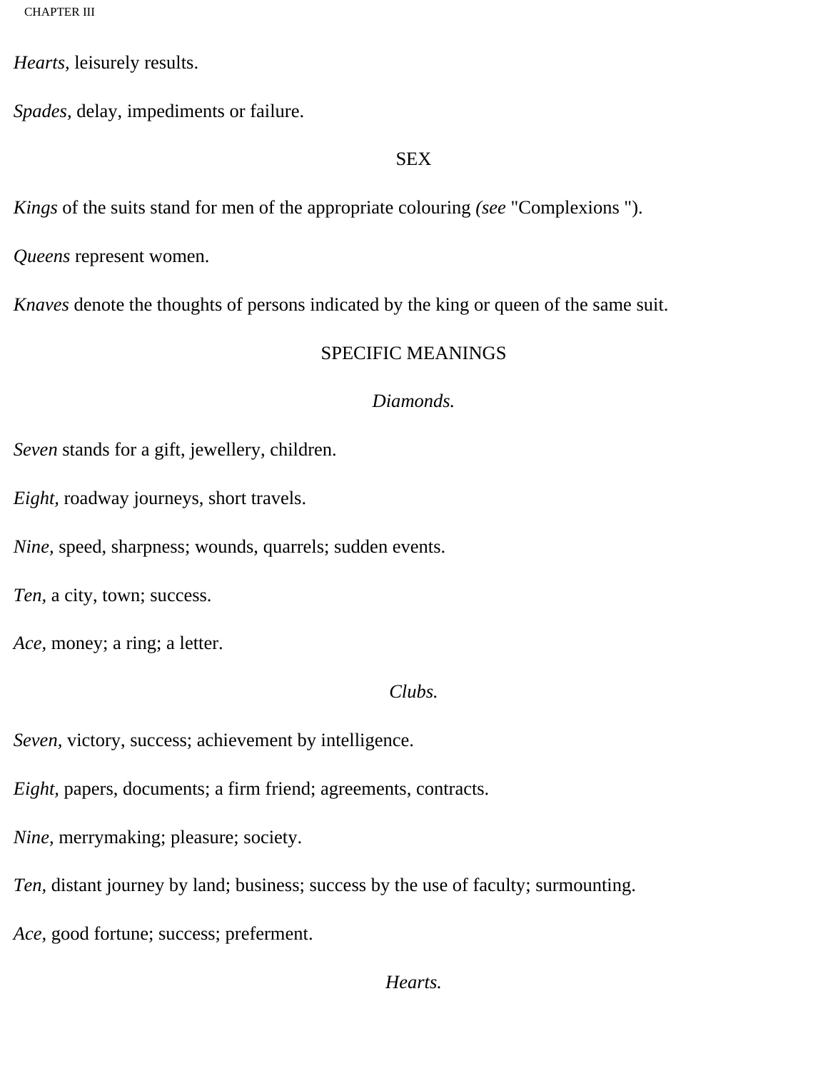*Hearts,* leisurely results.

*Spades,* delay, impediments or failure.

## SEX

*Kings* of the suits stand for men of the appropriate colouring *(see* "Complexions ").

*Queens* represent women.

*Knaves* denote the thoughts of persons indicated by the king or queen of the same suit.

## SPECIFIC MEANINGS

### *Diamonds.*

*Seven* stands for a gift, jewellery, children.

*Eight,* roadway journeys, short travels.

*Nine,* speed, sharpness; wounds, quarrels; sudden events.

*Ten,* a city, town; success.

*Ace,* money; a ring; a letter.

### *Clubs.*

*Seven,* victory, success; achievement by intelligence.

*Eight,* papers, documents; a firm friend; agreements, contracts.

*Nine,* merrymaking; pleasure; society.

*Ten,* distant journey by land; business; success by the use of faculty; surmounting.

*Ace,* good fortune; success; preferment.

### *Hearts.*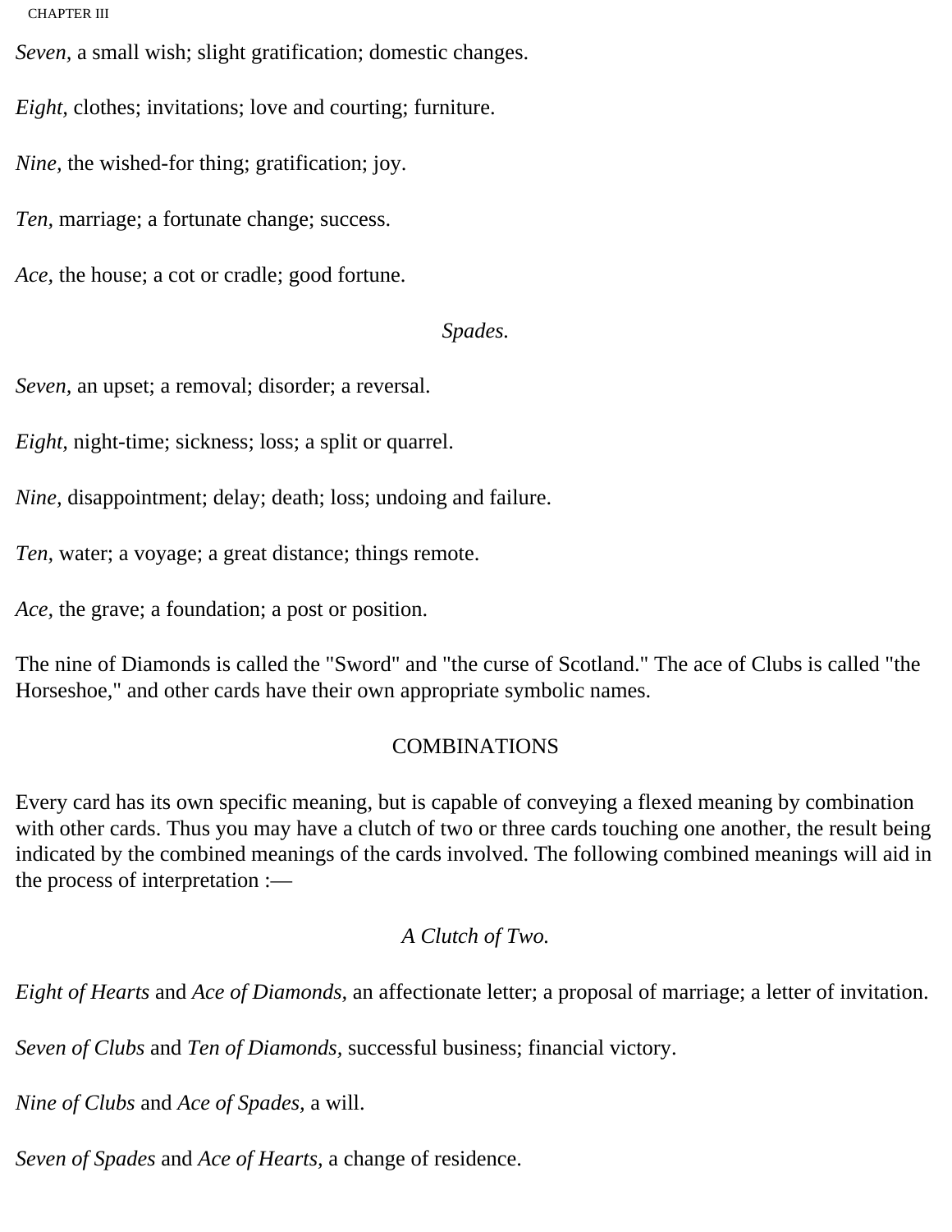*Seven,* a small wish; slight gratification; domestic changes.

*Eight,* clothes; invitations; love and courting; furniture.

*Nine,* the wished-for thing; gratification; joy.

*Ten,* marriage; a fortunate change; success.

*Ace,* the house; a cot or cradle; good fortune.

*Spades.*

*Seven,* an upset; a removal; disorder; a reversal.

*Eight,* night-time; sickness; loss; a split or quarrel.

*Nine,* disappointment; delay; death; loss; undoing and failure.

*Ten,* water; a voyage; a great distance; things remote.

*Ace,* the grave; a foundation; a post or position.

The nine of Diamonds is called the "Sword" and "the curse of Scotland." The ace of Clubs is called "the Horseshoe," and other cards have their own appropriate symbolic names.

## COMBINATIONS

Every card has its own specific meaning, but is capable of conveying a flexed meaning by combination with other cards. Thus you may have a clutch of two or three cards touching one another, the result being indicated by the combined meanings of the cards involved. The following combined meanings will aid in the process of interpretation :—

*A Clutch of Two.*

*Eight of Hearts* and *Ace of Diamonds,* an affectionate letter; a proposal of marriage; a letter of invitation.

*Seven of Clubs* and *Ten of Diamonds,* successful business; financial victory.

*Nine of Clubs* and *Ace of Spades,* a will.

*Seven of Spades* and *Ace of Hearts,* a change of residence.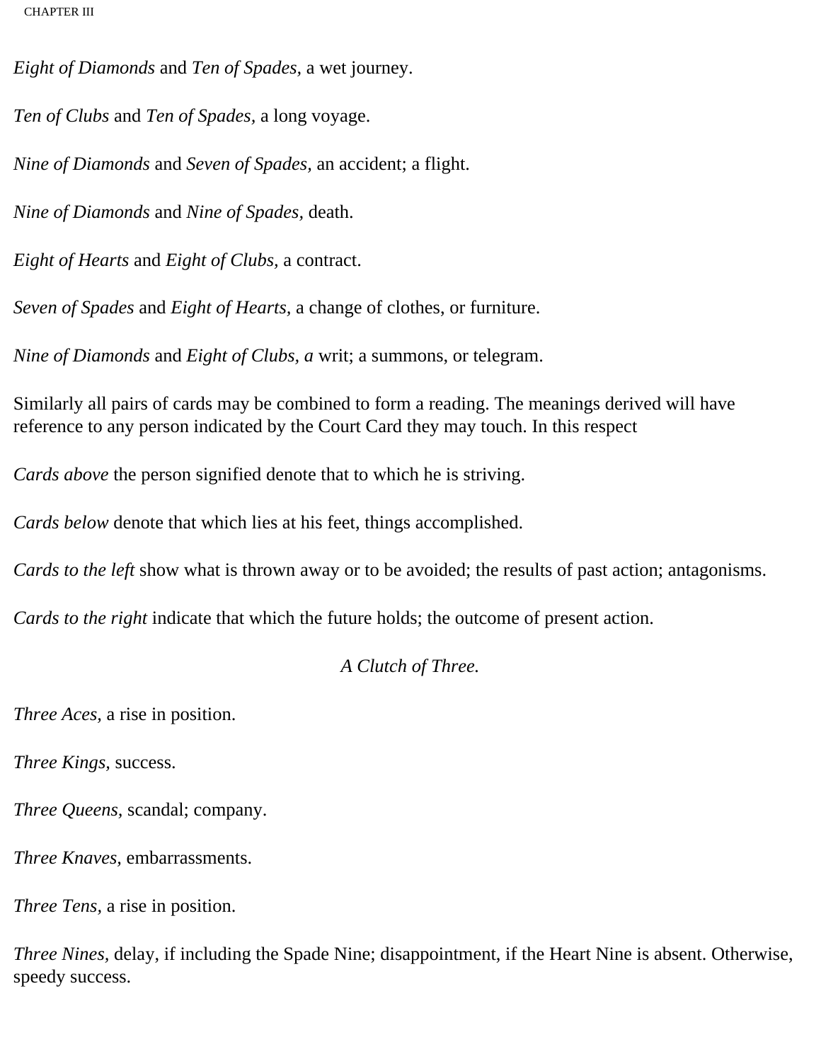*Eight of Diamonds* and *Ten of Spades,* a wet journey.

*Ten of Clubs* and *Ten of Spades,* a long voyage.

*Nine of Diamonds* and *Seven of Spades,* an accident; a flight.

*Nine of Diamonds* and *Nine of Spades,* death.

*Eight of Hearts* and *Eight of Clubs,* a contract.

*Seven of Spades* and *Eight of Hearts,* a change of clothes, or furniture.

*Nine of Diamonds* and *Eight of Clubs, a* writ; a summons, or telegram.

Similarly all pairs of cards may be combined to form a reading. The meanings derived will have reference to any person indicated by the Court Card they may touch. In this respect

*Cards above* the person signified denote that to which he is striving.

*Cards below* denote that which lies at his feet, things accomplished.

*Cards to the left* show what is thrown away or to be avoided; the results of past action; antagonisms.

*Cards to the right* indicate that which the future holds; the outcome of present action.

*A Clutch of Three.*

*Three Aces,* a rise in position.

*Three Kings,* success.

*Three Queens,* scandal; company.

*Three Knaves,* embarrassments.

*Three Tens,* a rise in position.

*Three Nines,* delay, if including the Spade Nine; disappointment, if the Heart Nine is absent. Otherwise, speedy success.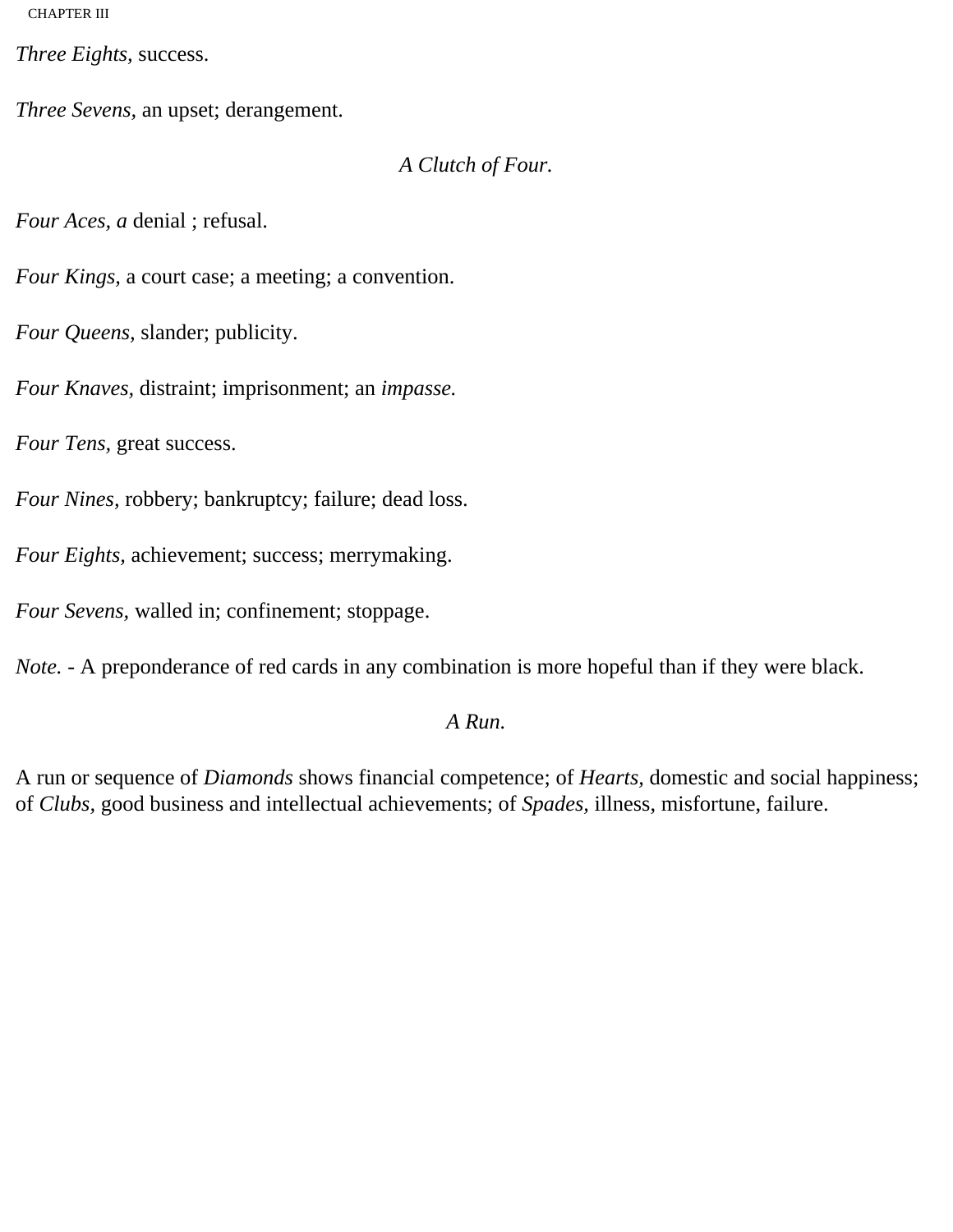*Three Eights,* success.

*Three Sevens,* an upset; derangement.

*A Clutch of Four.*

*Four Aces, a* denial ; refusal.

*Four Kings,* a court case; a meeting; a convention.

*Four Queens,* slander; publicity.

*Four Knaves,* distraint; imprisonment; an *impasse.*

*Four Tens,* great success.

*Four Nines,* robbery; bankruptcy; failure; dead loss.

*Four Eights,* achievement; success; merrymaking.

*Four Sevens,* walled in; confinement; stoppage.

*Note.* - A preponderance of red cards in any combination is more hopeful than if they were black.

*A Run.*

A run or sequence of *Diamonds* shows financial competence; of *Hearts,* domestic and social happiness; of *Clubs,* good business and intellectual achievements; of *Spades,* illness, misfortune, failure.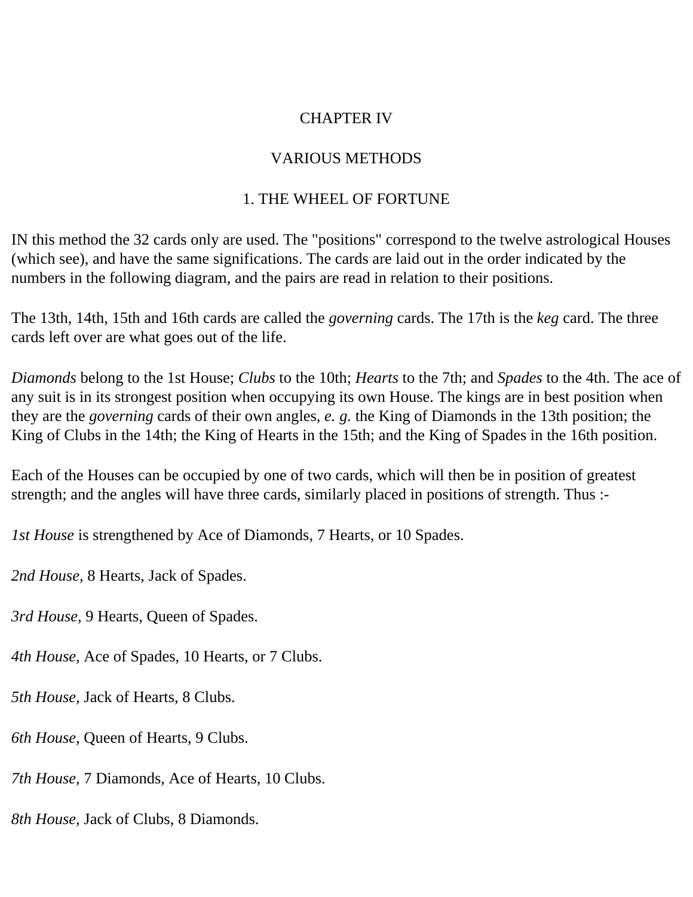# CHAPTER IV

## VARIOUS METHODS

### 1. THE WHEEL OF FORTUNE

IN this method the 32 cards only are used. The "positions" correspond to the twelve astrological Houses (which see), and have the same significations. The cards are laid out in the order indicated by the numbers in the following diagram, and the pairs are read in relation to their positions.

The 13th, 14th, 15th and 16th cards are called the *governing* cards. The 17th is the *keg* card. The three cards left over are what goes out of the life.

*Diamonds* belong to the 1st House; *Clubs* to the 10th; *Hearts* to the 7th; and *Spades* to the 4th. The ace of any suit is in its strongest position when occupying its own House. The kings are in best position when they are the *governing* cards of their own angles, *e. g.* the King of Diamonds in the 13th position; the King of Clubs in the 14th; the King of Hearts in the 15th; and the King of Spades in the 16th position.

Each of the Houses can be occupied by one of two cards, which will then be in position of greatest strength; and the angles will have three cards, similarly placed in positions of strength. Thus :-

*1st House* is strengthened by Ace of Diamonds, 7 Hearts, or 10 Spades.

*2nd House,* 8 Hearts, Jack of Spades.

*3rd House,* 9 Hearts, Queen of Spades.

*4th House,* Ace of Spades, 10 Hearts, or 7 Clubs.

*5th House*, Jack of Hearts, 8 Clubs.

*6th House*, Queen of Hearts, 9 Clubs.

*7th House,* 7 Diamonds, Ace of Hearts, 10 Clubs.

*8th House,* Jack of Clubs, 8 Diamonds.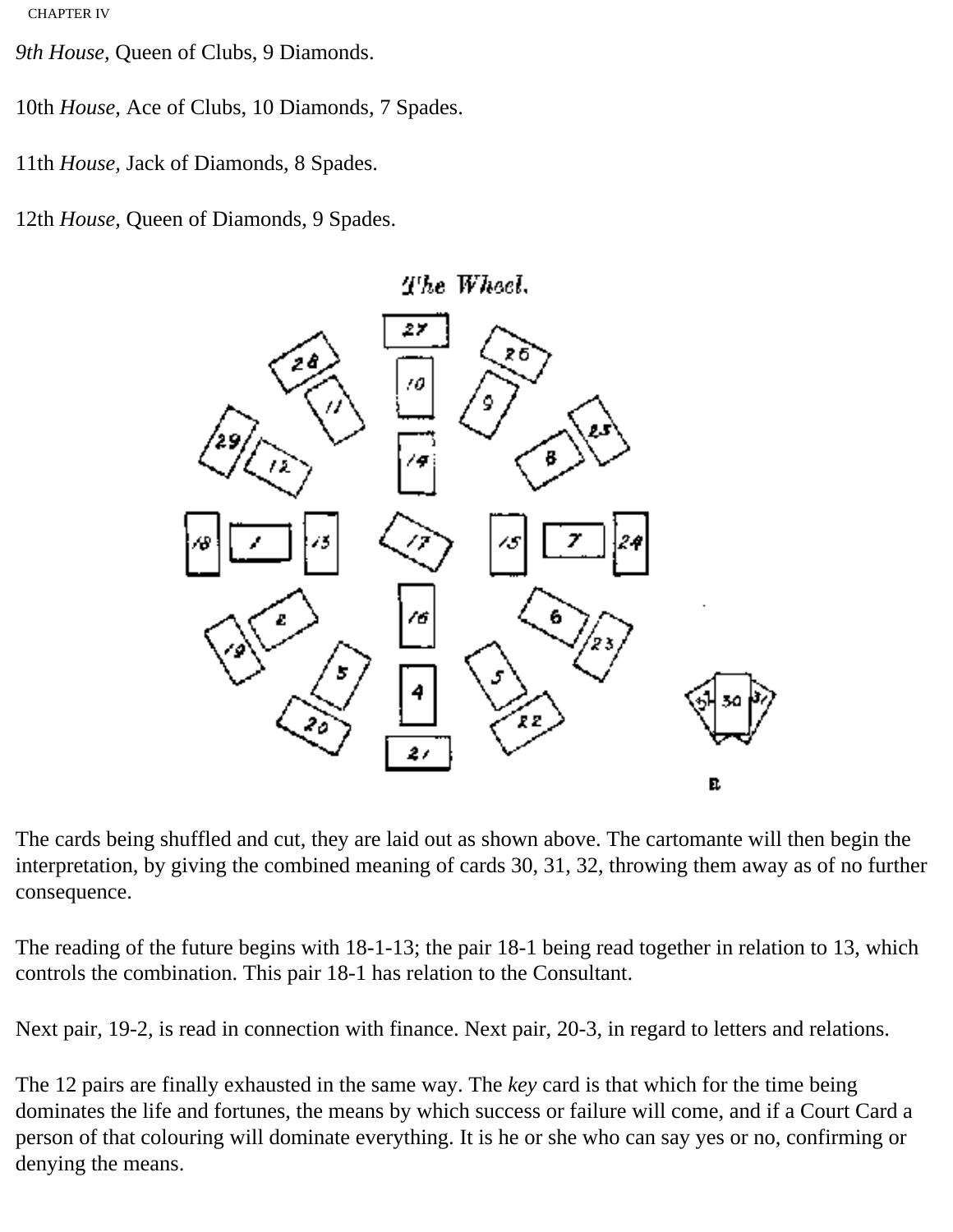*9th House*, Queen of Clubs, 9 Diamonds.

10th *House*, Ace of Clubs, 10 Diamonds, 7 Spades.

11th *House*, Jack of Diamonds, 8 Spades.

12th *House*, Queen of Diamonds, 9 Spades.

The Wheel.

The cards being shuffled and cut, they are laid out as shown above. The cartomante will then begin the interpretation, by giving the combined meaning of cards 30, 31, 32, throwing them away as of no further consequence.

The reading of the future begins with 18-1-13; the pair 18-1 being read together in relation to 13, which controls the combination. This pair 18-1 has relation to the Consultant.

Next pair, 19-2, is read in connection with finance. Next pair, 20-3, in regard to letters and relations.

The 12 pairs are finally exhausted in the same way. The *key* card is that which for the time being dominates the life and fortunes, the means by which success or failure will come, and if a Court Card a person of that colouring will dominate everything. It is he or she who can say yes or no, confirming or denying the means.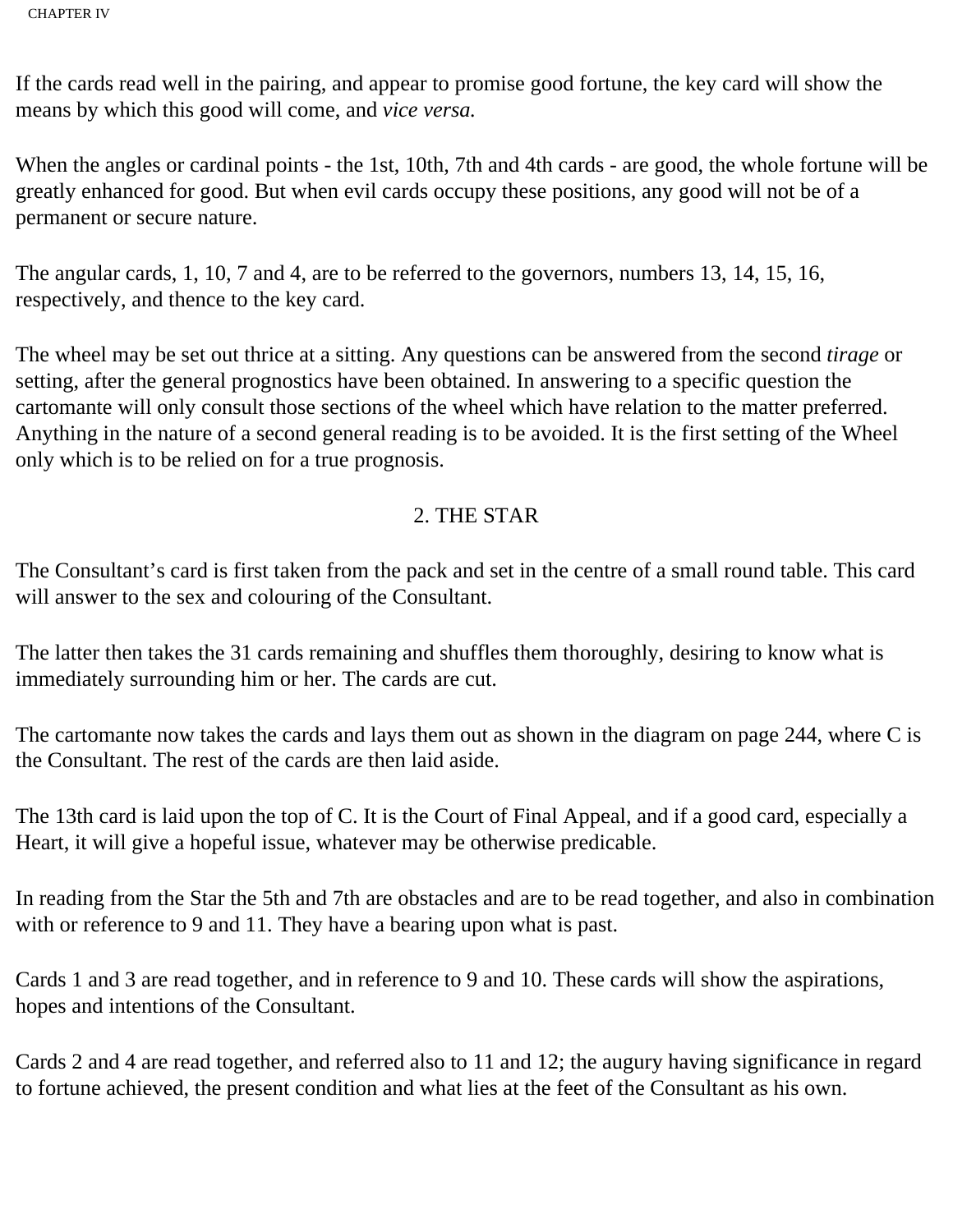If the cards read well in the pairing, and appear to promise good fortune, the key card will show the means by which this good will come, and *vice versa.*

When the angles or cardinal points - the 1st, 10th, 7th and 4th cards - are good, the whole fortune will be greatly enhanced for good. But when evil cards occupy these positions, any good will not be of a permanent or secure nature.

The angular cards, 1, 10, 7 and 4, are to be referred to the governors, numbers 13, 14, 15, 16, respectively, and thence to the key card.

The wheel may be set out thrice at a sitting. Any questions can be answered from the second *tirage* or setting, after the general prognostics have been obtained. In answering to a specific question the cartomante will only consult those sections of the wheel which have relation to the matter preferred. Anything in the nature of a second general reading is to be avoided. It is the first setting of the Wheel only which is to be relied on for a true prognosis.

## 2. THE STAR

The Consultant's card is first taken from the pack and set in the centre of a small round table. This card will answer to the sex and colouring of the Consultant.

The latter then takes the 31 cards remaining and shuffles them thoroughly, desiring to know what is immediately surrounding him or her. The cards are cut.

The cartomante now takes the cards and lays them out as shown in the diagram on page 244, where C is the Consultant. The rest of the cards are then laid aside.

The 13th card is laid upon the top of C. It is the Court of Final Appeal, and if a good card, especially a Heart, it will give a hopeful issue, whatever may be otherwise predicable.

In reading from the Star the 5th and 7th are obstacles and are to be read together, and also in combination with or reference to 9 and 11. They have a bearing upon what is past.

Cards 1 and 3 are read together, and in reference to 9 and 10. These cards will show the aspirations, hopes and intentions of the Consultant.

Cards 2 and 4 are read together, and referred also to 11 and 12; the augury having significance in regard to fortune achieved, the present condition and what lies at the feet of the Consultant as his own.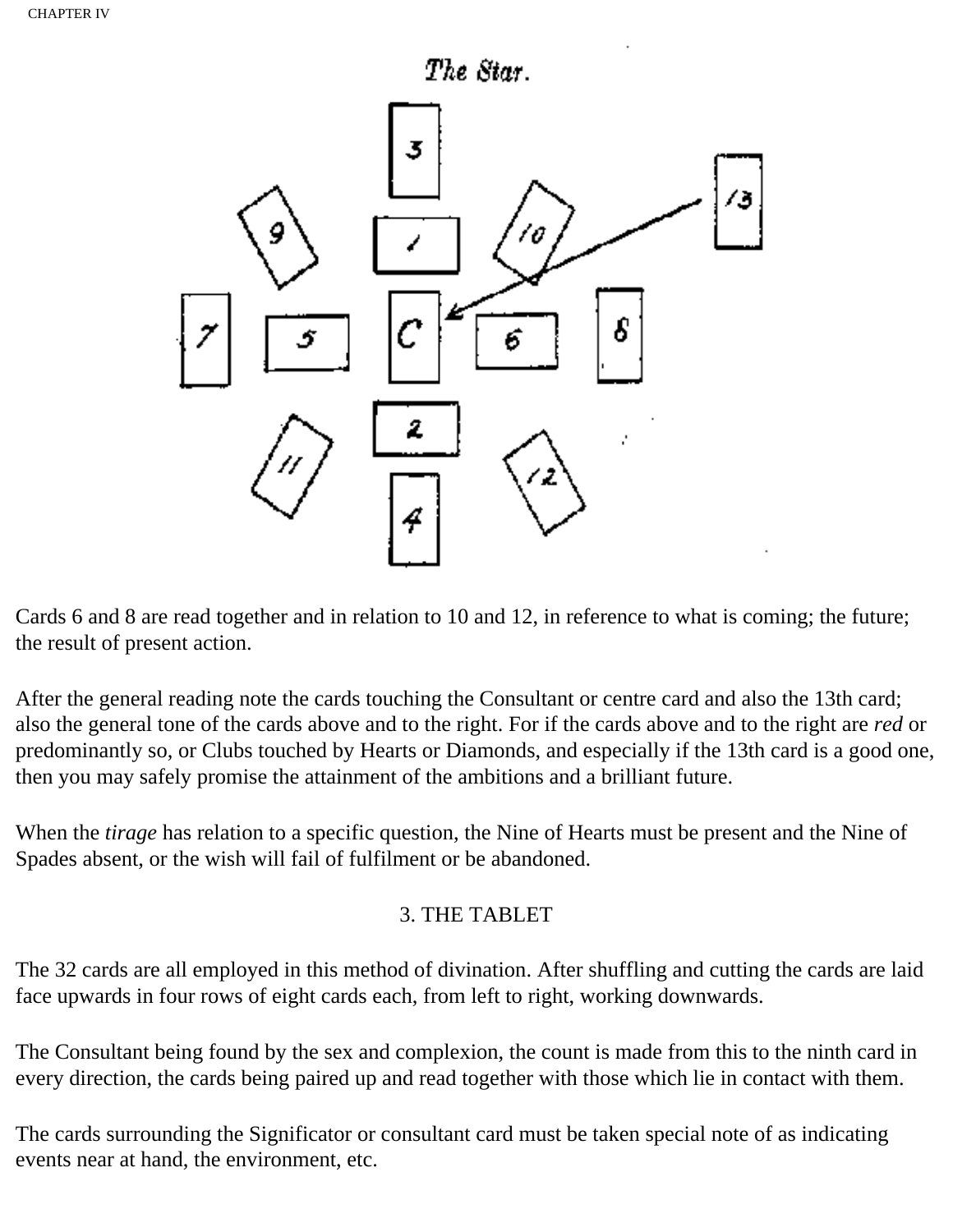Cards 6 and 8 are read together and in relation to 10 and 12, in reference to what is coming; the future; the result of present action.

After the general reading note the cards touching the Consultant or centre card and also the 13th card; also the general tone of the cards above and to the right. For if the cards above and to the right are *red* or predominantly so, or Clubs touched by Hearts or Diamonds, and especially if the 13th card is a good one, then you may safely promise the attainment of the ambitions and a brilliant future.

When the *tirage* has relation to a specific question, the Nine of Hearts must be present and the Nine of Spades absent, or the wish will fail of fulfilment or be abandoned.

### 3. THE TABLET

The 32 cards are all employed in this method of divination. After shuffling and cutting the cards are laid face upwards in four rows of eight cards each, from left to right, working downwards.

The Consultant being found by the sex and complexion, the count is made from this to the ninth card in every direction, the cards being paired up and read together with those which lie in contact with them.

The cards surrounding the Significator or consultant card must be taken special note of as indicating events near at hand, the environment, etc.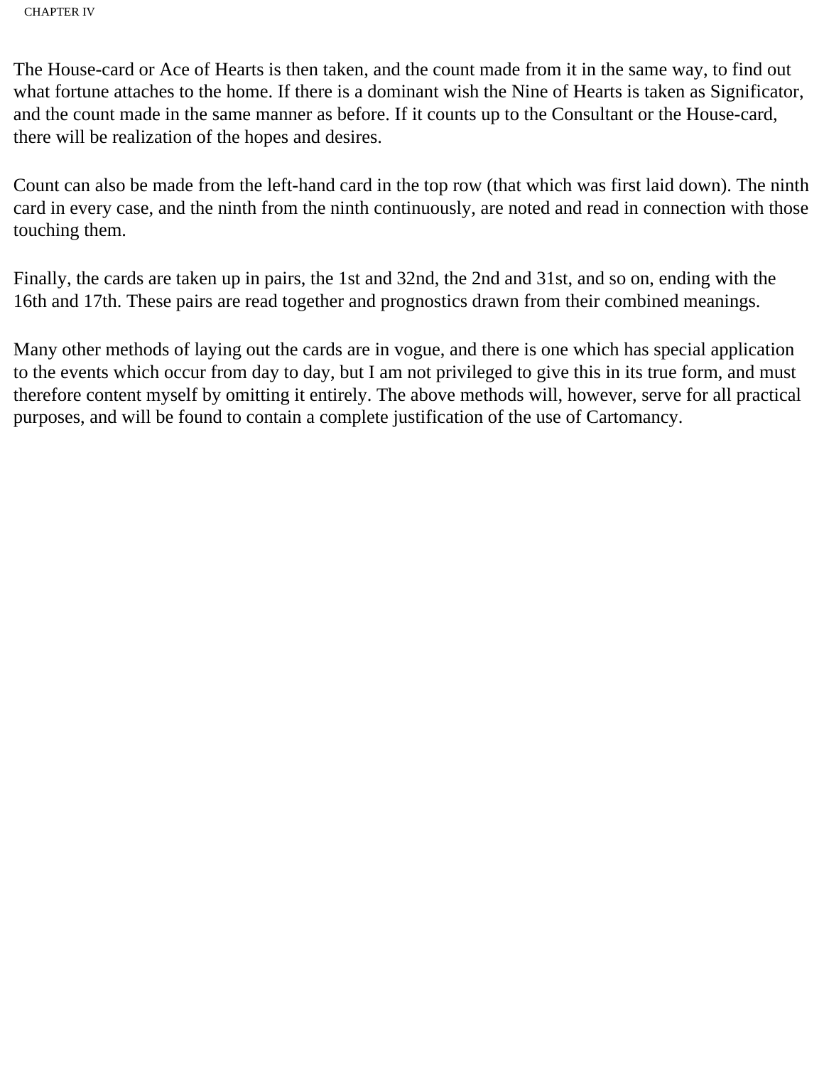The House-card or Ace of Hearts is then taken, and the count made from it in the same way, to find out what fortune attaches to the home. If there is a dominant wish the Nine of Hearts is taken as Significator, and the count made in the same manner as before. If it counts up to the Consultant or the House-card, there will be realization of the hopes and desires.

Count can also be made from the left-hand card in the top row (that which was first laid down). The ninth card in every case, and the ninth from the ninth continuously, are noted and read in connection with those touching them.

Finally, the cards are taken up in pairs, the 1st and 32nd, the 2nd and 31st, and so on, ending with the 16th and 17th. These pairs are read together and prognostics drawn from their combined meanings.

Many other methods of laying out the cards are in vogue, and there is one which has special application to the events which occur from day to day, but I am not privileged to give this in its true form, and must therefore content myself by omitting it entirely. The above methods will, however, serve for all practical purposes, and will be found to contain a complete justification of the use of Cartomancy.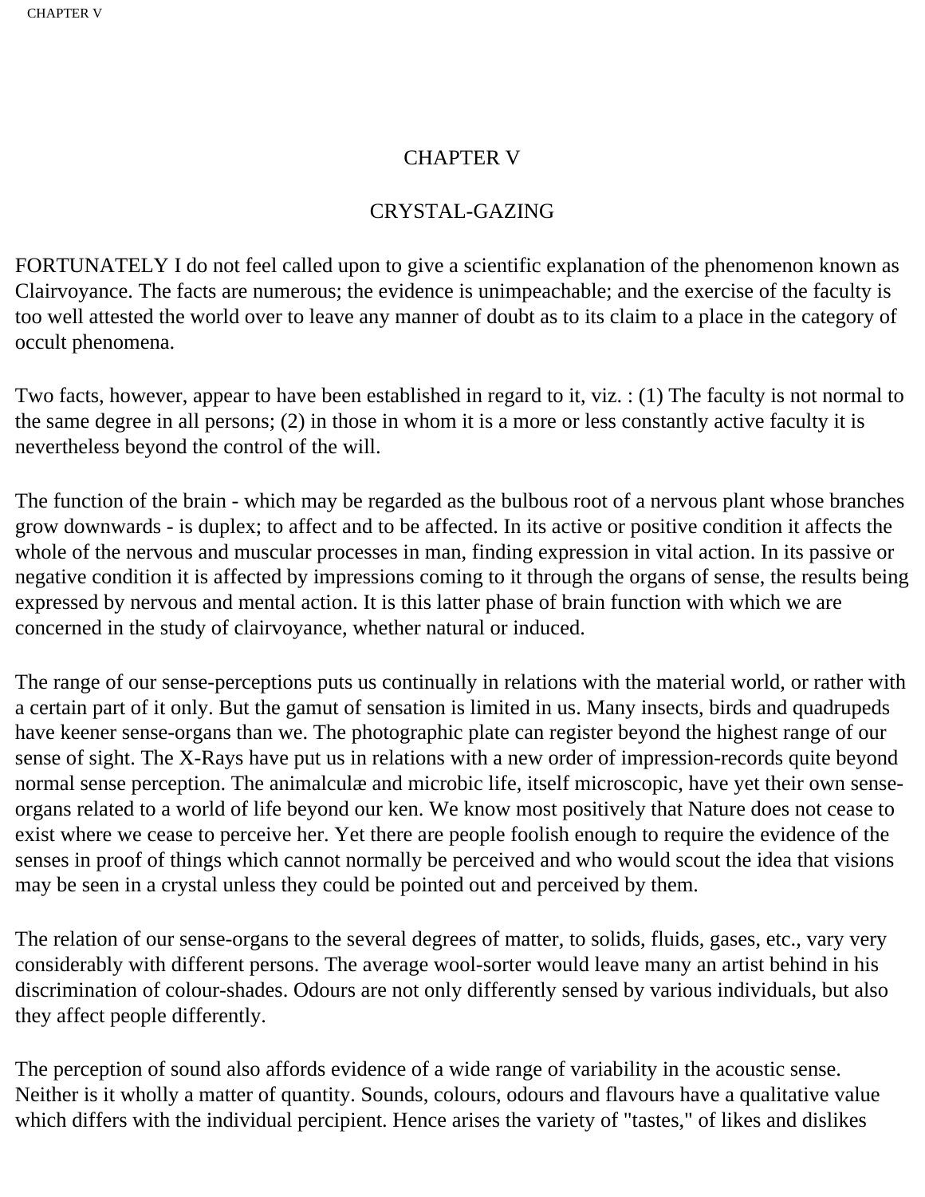# CHAPTER V

## CRYSTAL-GAZING

FORTUNATELY I do not feel called upon to give a scientific explanation of the phenomenon known as Clairvoyance. The facts are numerous; the evidence is unimpeachable; and the exercise of the faculty is too well attested the world over to leave any manner of doubt as to its claim to a place in the category of occult phenomena.

Two facts, however, appear to have been established in regard to it, viz. : (1) The faculty is not normal to the same degree in all persons; (2) in those in whom it is a more or less constantly active faculty it is nevertheless beyond the control of the will.

The function of the brain - which may be regarded as the bulbous root of a nervous plant whose branches grow downwards - is duplex; to affect and to be affected. In its active or positive condition it affects the whole of the nervous and muscular processes in man, finding expression in vital action. In its passive or negative condition it is affected by impressions coming to it through the organs of sense, the results being expressed by nervous and mental action. It is this latter phase of brain function with which we are concerned in the study of clairvoyance, whether natural or induced.

The range of our sense-perceptions puts us continually in relations with the material world, or rather with a certain part of it only. But the gamut of sensation is limited in us. Many insects, birds and quadrupeds have keener sense-organs than we. The photographic plate can register beyond the highest range of our sense of sight. The X-Rays have put us in relations with a new order of impression-records quite beyond normal sense perception. The animalculæ and microbic life, itself microscopic, have yet their own sense-organs related to a world of life beyond our ken. We know most positively that Nature does not cease to exist where we cease to perceive her. Yet there are people foolish enough to require the evidence of the senses in proof of things which cannot normally be perceived and who would scout the idea that visions may be seen in a crystal unless they could be pointed out and perceived by them.

The relation of our sense-organs to the several degrees of matter, to solids, fluids, gases, etc., vary very considerably with different persons. The average wool-sorter would leave many an artist behind in his discrimination of colour-shades. Odours are not only differently sensed by various individuals, but also they affect people differently.

The perception of sound also affords evidence of a wide range of variability in the acoustic sense. Neither is it wholly a matter of quantity. Sounds, colours, odours and flavours have a qualitative value which differs with the individual percipient. Hence arises the variety of "tastes," of likes and dislikes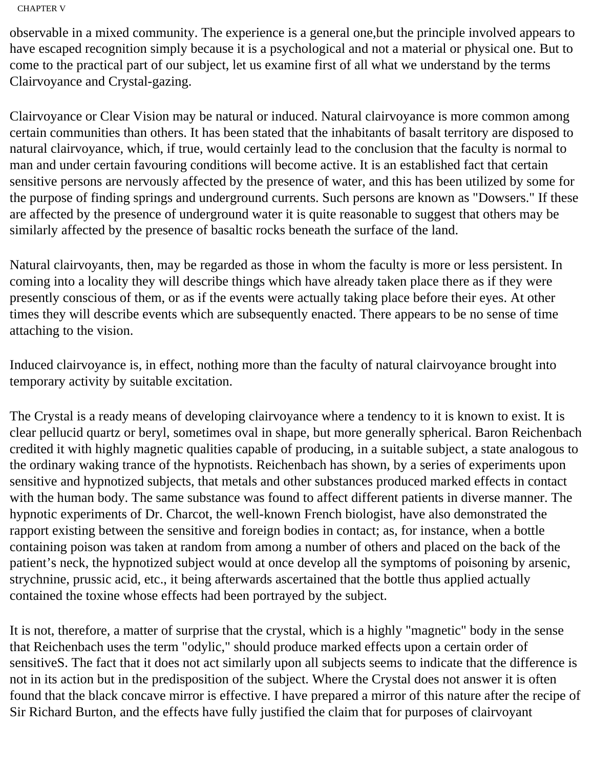observable in a mixed community. The experience is a general one,but the principle involved appears to have escaped recognition simply because it is a psychological and not a material or physical one. But to come to the practical part of our subject, let us examine first of all what we understand by the terms Clairvoyance and Crystal-gazing.

Clairvoyance or Clear Vision may be natural or induced. Natural clairvoyance is more common among certain communities than others. It has been stated that the inhabitants of basalt territory are disposed to natural clairvoyance, which, if true, would certainly lead to the conclusion that the faculty is normal to man and under certain favouring conditions will become active. It is an established fact that certain sensitive persons are nervously affected by the presence of water, and this has been utilized by some for the purpose of finding springs and underground currents. Such persons are known as "Dowsers." If these are affected by the presence of underground water it is quite reasonable to suggest that others may be similarly affected by the presence of basaltic rocks beneath the surface of the land.

Natural clairvoyants, then, may be regarded as those in whom the faculty is more or less persistent. In coming into a locality they will describe things which have already taken place there as if they were presently conscious of them, or as if the events were actually taking place before their eyes. At other times they will describe events which are subsequently enacted. There appears to be no sense of time attaching to the vision.

Induced clairvoyance is, in effect, nothing more than the faculty of natural clairvoyance brought into temporary activity by suitable excitation.

The Crystal is a ready means of developing clairvoyance where a tendency to it is known to exist. It is clear pellucid quartz or beryl, sometimes oval in shape, but more generally spherical. Baron Reichenbach credited it with highly magnetic qualities capable of producing, in a suitable subject, a state analogous to the ordinary waking trance of the hypnotists. Reichenbach has shown, by a series of experiments upon sensitive and hypnotized subjects, that metals and other substances produced marked effects in contact with the human body. The same substance was found to affect different patients in diverse manner. The hypnotic experiments of Dr. Charcot, the well-known French biologist, have also demonstrated the rapport existing between the sensitive and foreign bodies in contact; as, for instance, when a bottle containing poison was taken at random from among a number of others and placed on the back of the patient's neck, the hypnotized subject would at once develop all the symptoms of poisoning by arsenic, strychnine, prussic acid, etc., it being afterwards ascertained that the bottle thus applied actually contained the toxine whose effects had been portrayed by the subject.

It is not, therefore, a matter of surprise that the crystal, which is a highly "magnetic" body in the sense that Reichenbach uses the term "odylic," should produce marked effects upon a certain order of sensitiveS. The fact that it does not act similarly upon all subjects seems to indicate that the difference is not in its action but in the predisposition of the subject. Where the Crystal does not answer it is often found that the black concave mirror is effective. I have prepared a mirror of this nature after the recipe of Sir Richard Burton, and the effects have fully justified the claim that for purposes of clairvoyant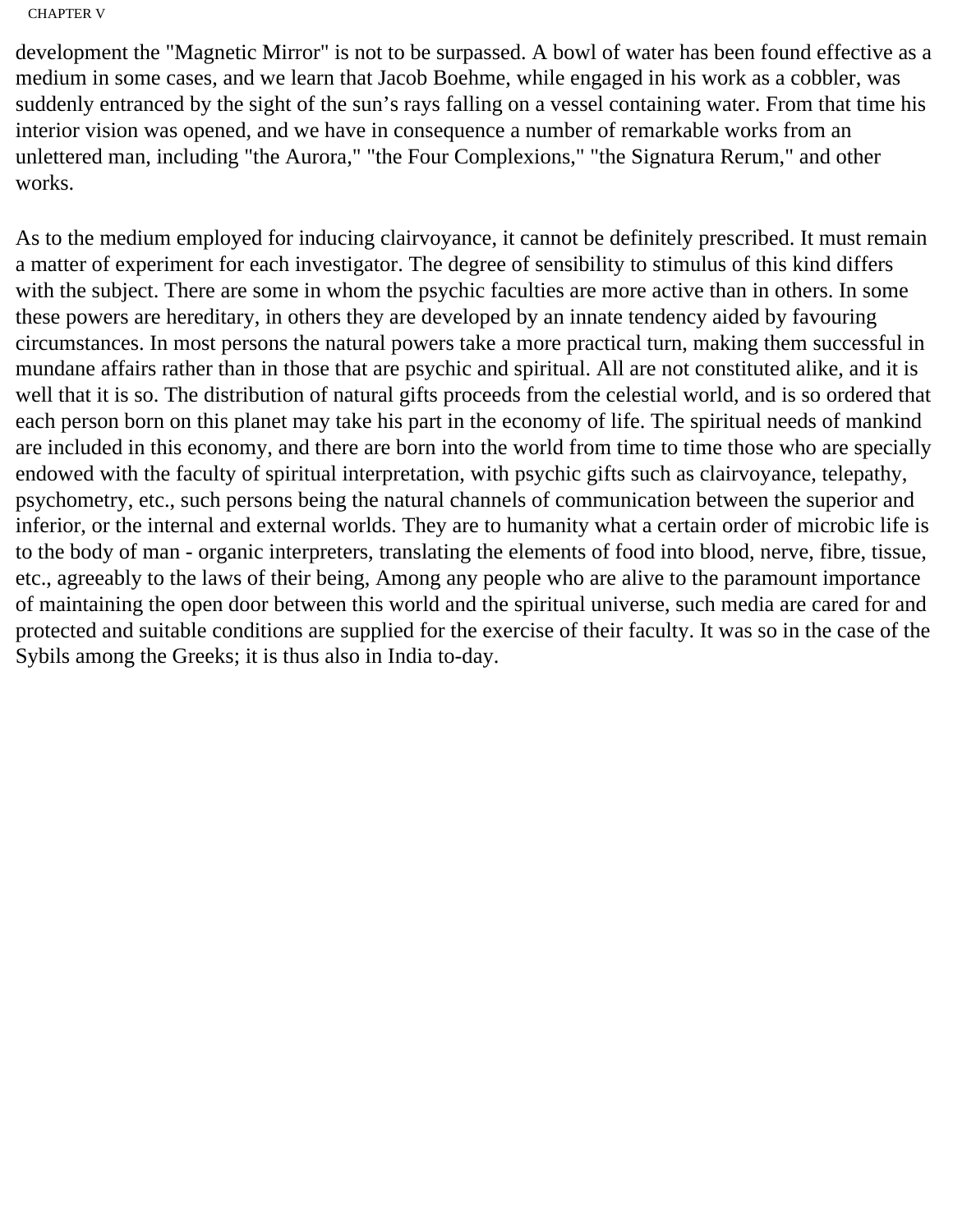development the "Magnetic Mirror" is not to be surpassed. A bowl of water has been found effective as a medium in some cases, and we learn that Jacob Boehme, while engaged in his work as a cobbler, was suddenly entranced by the sight of the sun’s rays falling on a vessel containing water. From that time his interior vision was opened, and we have in consequence a number of remarkable works from an unlettered man, including "the Aurora," "the Four Complexions," "the Signatura Rerum," and other works.

As to the medium employed for inducing clairvoyance, it cannot be definitely prescribed. It must remain a matter of experiment for each investigator. The degree of sensibility to stimulus of this kind differs with the subject. There are some in whom the psychic faculties are more active than in others. In some these powers are hereditary, in others they are developed by an innate tendency aided by favouring circumstances. In most persons the natural powers take a more practical turn, making them successful in mundane affairs rather than in those that are psychic and spiritual. All are not constituted alike, and it is well that it is so. The distribution of natural gifts proceeds from the celestial world, and is so ordered that each person born on this planet may take his part in the economy of life. The spiritual needs of mankind are included in this economy, and there are born into the world from time to time those who are specially endowed with the faculty of spiritual interpretation, with psychic gifts such as clairvoyance, telepathy, psychometry, etc., such persons being the natural channels of communication between the superior and inferior, or the internal and external worlds. They are to humanity what a certain order of microbic life is to the body of man - organic interpreters, translating the elements of food into blood, nerve, fibre, tissue, etc., agreeably to the laws of their being, Among any people who are alive to the paramount importance of maintaining the open door between this world and the spiritual universe, such media are cared for and protected and suitable conditions are supplied for the exercise of their faculty. It was so in the case of the Sybils among the Greeks; it is thus also in India to-day.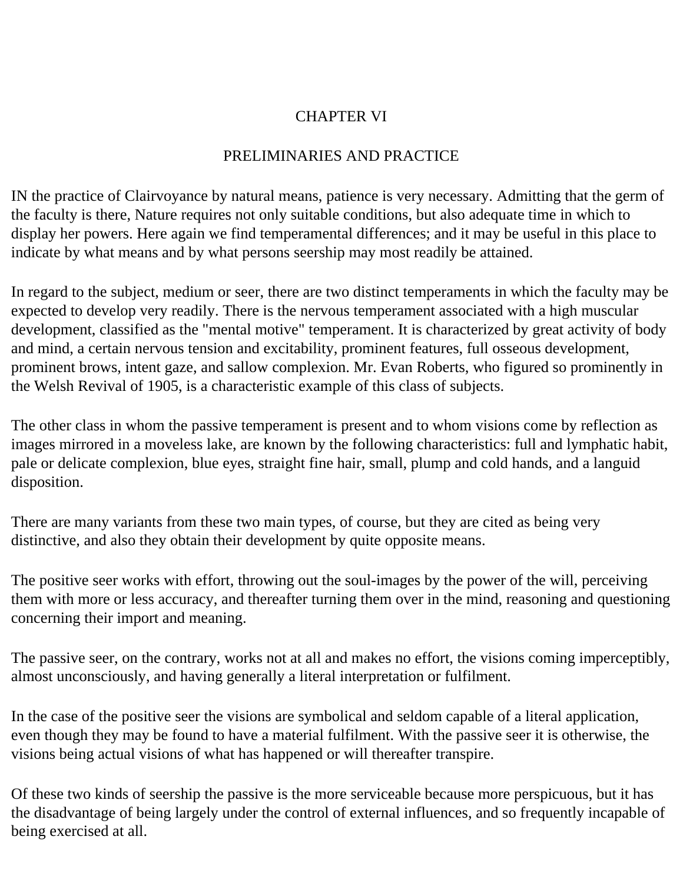# CHAPTER VI

## PRELIMINARIES AND PRACTICE

IN the practice of Clairvoyance by natural means, patience is very necessary. Admitting that the germ of the faculty is there, Nature requires not only suitable conditions, but also adequate time in which to display her powers. Here again we find temperamental differences; and it may be useful in this place to indicate by what means and by what persons seership may most readily be attained.

In regard to the subject, medium or seer, there are two distinct temperaments in which the faculty may be expected to develop very readily. There is the nervous temperament associated with a high muscular development, classified as the "mental motive" temperament. It is characterized by great activity of body and mind, a certain nervous tension and excitability, prominent features, full osseous development, prominent brows, intent gaze, and sallow complexion. Mr. Evan Roberts, who figured so prominently in the Welsh Revival of 1905, is a characteristic example of this class of subjects.

The other class in whom the passive temperament is present and to whom visions come by reflection as images mirrored in a moveless lake, are known by the following characteristics: full and lymphatic habit, pale or delicate complexion, blue eyes, straight fine hair, small, plump and cold hands, and a languid disposition.

There are many variants from these two main types, of course, but they are cited as being very distinctive, and also they obtain their development by quite opposite means.

The positive seer works with effort, throwing out the soul-images by the power of the will, perceiving them with more or less accuracy, and thereafter turning them over in the mind, reasoning and questioning concerning their import and meaning.

The passive seer, on the contrary, works not at all and makes no effort, the visions coming imperceptibly, almost unconsciously, and having generally a literal interpretation or fulfilment.

In the case of the positive seer the visions are symbolical and seldom capable of a literal application, even though they may be found to have a material fulfilment. With the passive seer it is otherwise, the visions being actual visions of what has happened or will thereafter transpire.

Of these two kinds of seership the passive is the more serviceable because more perspicuous, but it has the disadvantage of being largely under the control of external influences, and so frequently incapable of being exercised at all.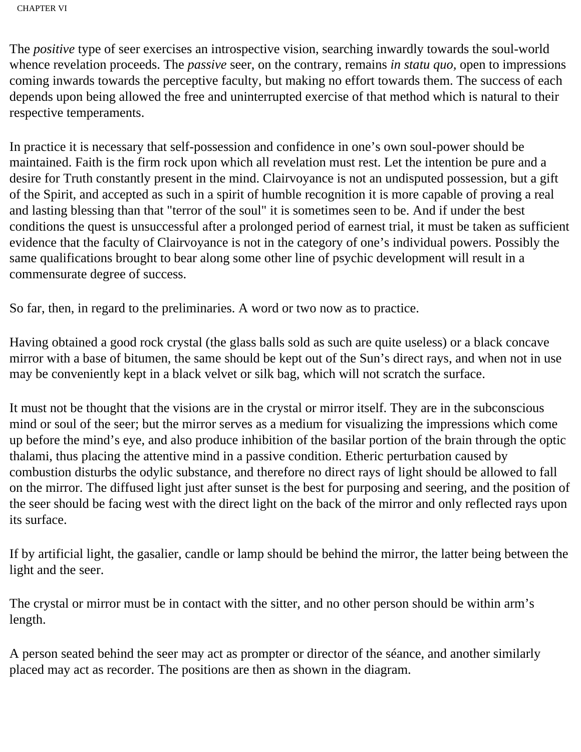The *positive* type of seer exercises an introspective vision, searching inwardly towards the soul-world whence revelation proceeds. The *passive* seer, on the contrary, remains *in statu quo*, open to impressions coming inwards towards the perceptive faculty, but making no effort towards them. The success of each depends upon being allowed the free and uninterrupted exercise of that method which is natural to their respective temperaments.

In practice it is necessary that self-possession and confidence in one's own soul-power should be maintained. Faith is the firm rock upon which all revelation must rest. Let the intention be pure and a desire for Truth constantly present in the mind. Clairvoyance is not an undisputed possession, but a gift of the Spirit, and accepted as such in a spirit of humble recognition it is more capable of proving a real and lasting blessing than that "terror of the soul" it is sometimes seen to be. And if under the best conditions the quest is unsuccessful after a prolonged period of earnest trial, it must be taken as sufficient evidence that the faculty of Clairvoyance is not in the category of one's individual powers. Possibly the same qualifications brought to bear along some other line of psychic development will result in a commensurate degree of success.

So far, then, in regard to the preliminaries. A word or two now as to practice.

Having obtained a good rock crystal (the glass balls sold as such are quite useless) or a black concave mirror with a base of bitumen, the same should be kept out of the Sun's direct rays, and when not in use may be conveniently kept in a black velvet or silk bag, which will not scratch the surface.

It must not be thought that the visions are in the crystal or mirror itself. They are in the subconscious mind or soul of the seer; but the mirror serves as a medium for visualizing the impressions which come up before the mind's eye, and also produce inhibition of the basilar portion of the brain through the optic thalami, thus placing the attentive mind in a passive condition. Etheric perturbation caused by combustion disturbs the odylic substance, and therefore no direct rays of light should be allowed to fall on the mirror. The diffused light just after sunset is the best for purposing and seering, and the position of the seer should be facing west with the direct light on the back of the mirror and only reflected rays upon its surface.

If by artificial light, the gasalier, candle or lamp should be behind the mirror, the latter being between the light and the seer.

The crystal or mirror must be in contact with the sitter, and no other person should be within arm's length.

A person seated behind the seer may act as prompter or director of the séance, and another similarly placed may act as recorder. The positions are then as shown in the diagram.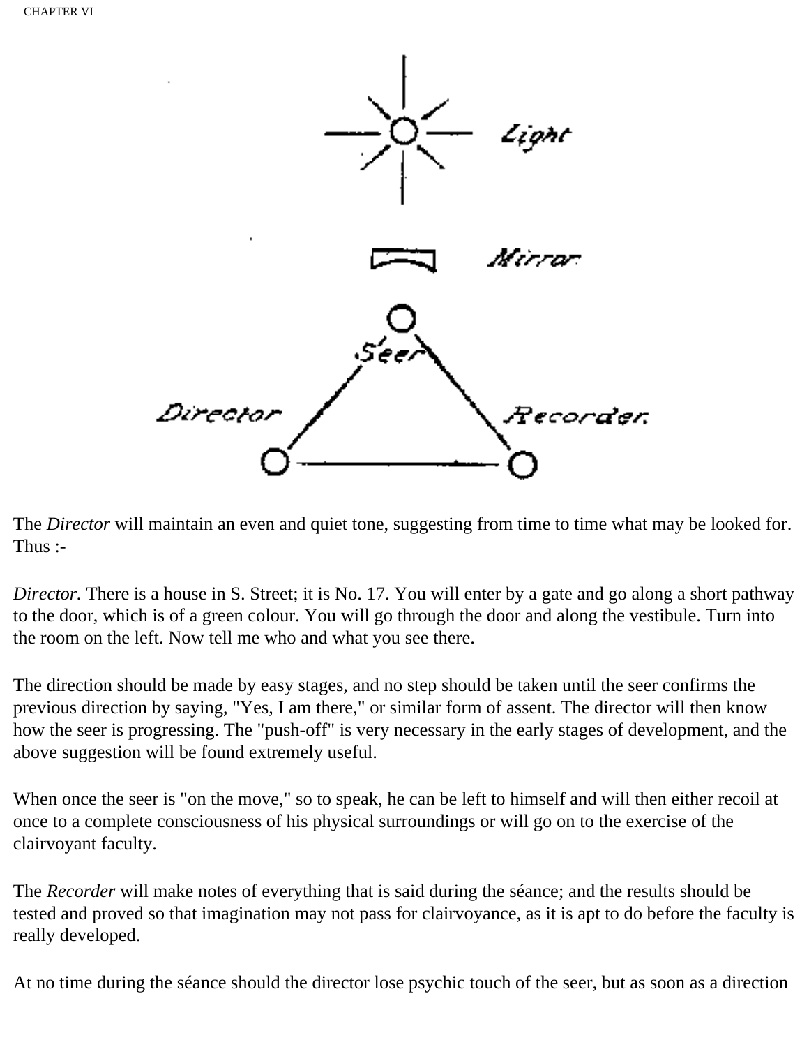The *Director* will maintain an even and quiet tone, suggesting from time to time what may be looked for. Thus :-

*Director.* There is a house in S. Street; it is No. 17. You will enter by a gate and go along a short pathway to the door, which is of a green colour. You will go through the door and along the vestibule. Turn into the room on the left. Now tell me who and what you see there.

The direction should be made by easy stages, and no step should be taken until the seer confirms the previous direction by saying, "Yes, I am there," or similar form of assent. The director will then know how the seer is progressing. The "push-off" is very necessary in the early stages of development, and the above suggestion will be found extremely useful.

When once the seer is "on the move," so to speak, he can be left to himself and will then either recoil at once to a complete consciousness of his physical surroundings or will go on to the exercise of the clairvoyant faculty.

The *Recorder* will make notes of everything that is said during the séance; and the results should be tested and proved so that imagination may not pass for clairvoyance, as it is apt to do before the faculty is really developed.

At no time during the séance should the director lose psychic touch of the seer, but as soon as a direction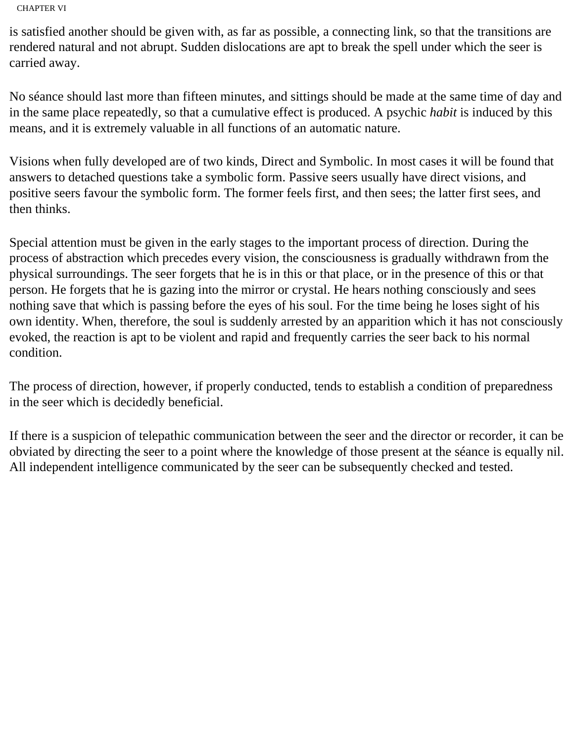is satisfied another should be given with, as far as possible, a connecting link, so that the transitions are rendered natural and not abrupt. Sudden dislocations are apt to break the spell under which the seer is carried away.

No séance should last more than fifteen minutes, and sittings should be made at the same time of day and in the same place repeatedly, so that a cumulative effect is produced. A psychic *habit* is induced by this means, and it is extremely valuable in all functions of an automatic nature.

Visions when fully developed are of two kinds, Direct and Symbolic. In most cases it will be found that answers to detached questions take a symbolic form. Passive seers usually have direct visions, and positive seers favour the symbolic form. The former feels first, and then sees; the latter first sees, and then thinks.

Special attention must be given in the early stages to the important process of direction. During the process of abstraction which precedes every vision, the consciousness is gradually withdrawn from the physical surroundings. The seer forgets that he is in this or that place, or in the presence of this or that person. He forgets that he is gazing into the mirror or crystal. He hears nothing consciously and sees nothing save that which is passing before the eyes of his soul. For the time being he loses sight of his own identity. When, therefore, the soul is suddenly arrested by an apparition which it has not consciously evoked, the reaction is apt to be violent and rapid and frequently carries the seer back to his normal condition.

The process of direction, however, if properly conducted, tends to establish a condition of preparedness in the seer which is decidedly beneficial.

If there is a suspicion of telepathic communication between the seer and the director or recorder, it can be obviated by directing the seer to a point where the knowledge of those present at the séance is equally nil. All independent intelligence communicated by the seer can be subsequently checked and tested.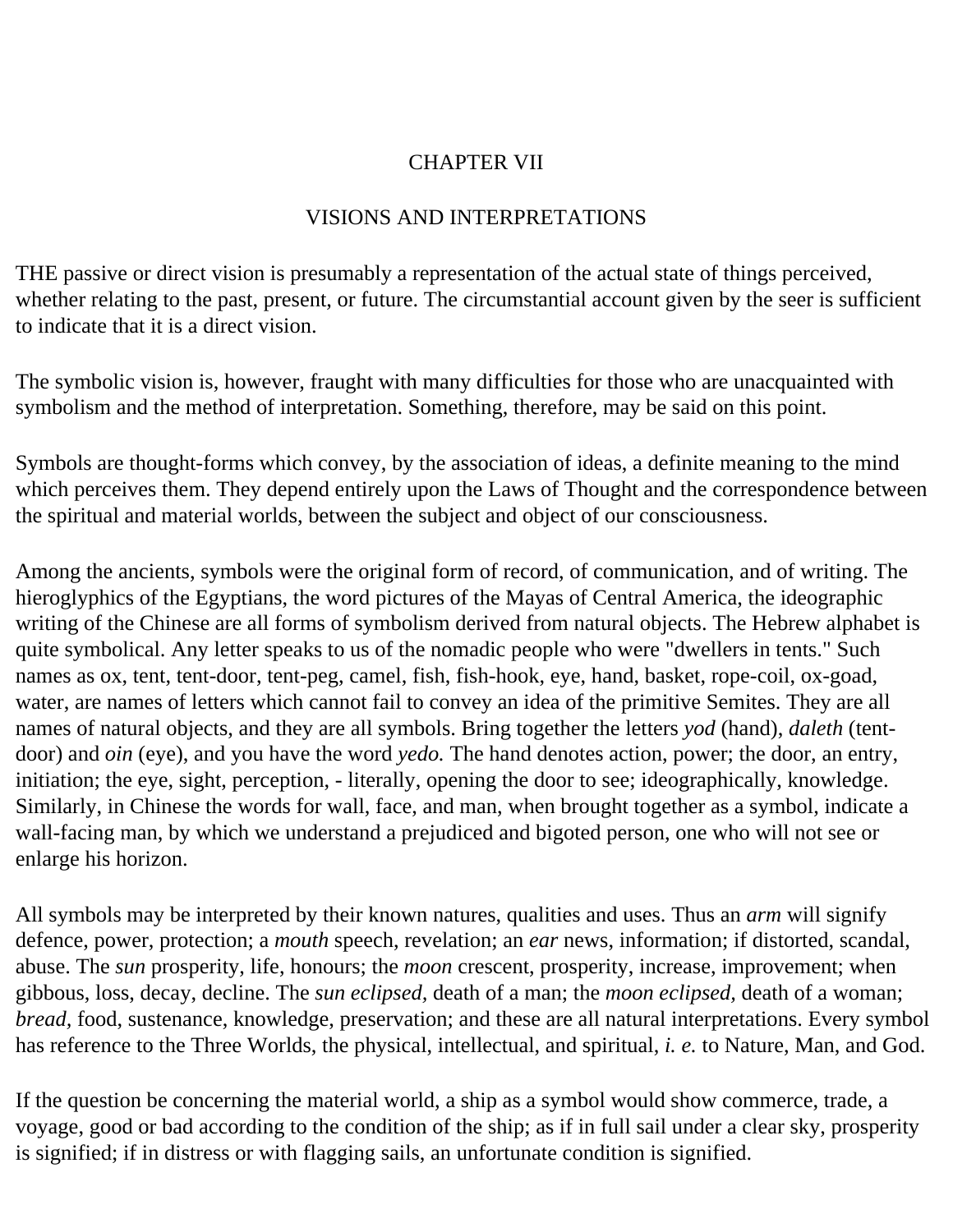# CHAPTER VII

## VISIONS AND INTERPRETATIONS

THE passive or direct vision is presumably a representation of the actual state of things perceived, whether relating to the past, present, or future. The circumstantial account given by the seer is sufficient to indicate that it is a direct vision.

The symbolic vision is, however, fraught with many difficulties for those who are unacquainted with symbolism and the method of interpretation. Something, therefore, may be said on this point.

Symbols are thought-forms which convey, by the association of ideas, a definite meaning to the mind which perceives them. They depend entirely upon the Laws of Thought and the correspondence between the spiritual and material worlds, between the subject and object of our consciousness.

Among the ancients, symbols were the original form of record, of communication, and of writing. The hieroglyphics of the Egyptians, the word pictures of the Mayas of Central America, the ideographic writing of the Chinese are all forms of symbolism derived from natural objects. The Hebrew alphabet is quite symbolical. Any letter speaks to us of the nomadic people who were "dwellers in tents." Such names as ox, tent, tent-door, tent-peg, camel, fish, fish-hook, eye, hand, basket, rope-coil, ox-goad, water, are names of letters which cannot fail to convey an idea of the primitive Semites. They are all names of natural objects, and they are all symbols. Bring together the letters *yod* (hand), *daleth* (tent-door) and *oin* (eye), and you have the word *yedo.* The hand denotes action, power; the door, an entry, initiation; the eye, sight, perception, - literally, opening the door to see; ideographically, knowledge. Similarly, in Chinese the words for wall, face, and man, when brought together as a symbol, indicate a wall-facing man, by which we understand a prejudiced and bigoted person, one who will not see or enlarge his horizon.

All symbols may be interpreted by their known natures, qualities and uses. Thus an *arm* will signify defence, power, protection; a *mouth* speech, revelation; an *ear* news, information; if distorted, scandal, abuse. The *sun* prosperity, life, honours; the *moon* crescent, prosperity, increase, improvement; when gibbous, loss, decay, decline. The *sun eclipsed,* death of a man; the *moon eclipsed,* death of a woman; *bread,* food, sustenance, knowledge, preservation; and these are all natural interpretations. Every symbol has reference to the Three Worlds, the physical, intellectual, and spiritual, *i. e.* to Nature, Man, and God.

If the question be concerning the material world, a ship as a symbol would show commerce, trade, a voyage, good or bad according to the condition of the ship; as if in full sail under a clear sky, prosperity is signified; if in distress or with flagging sails, an unfortunate condition is signified.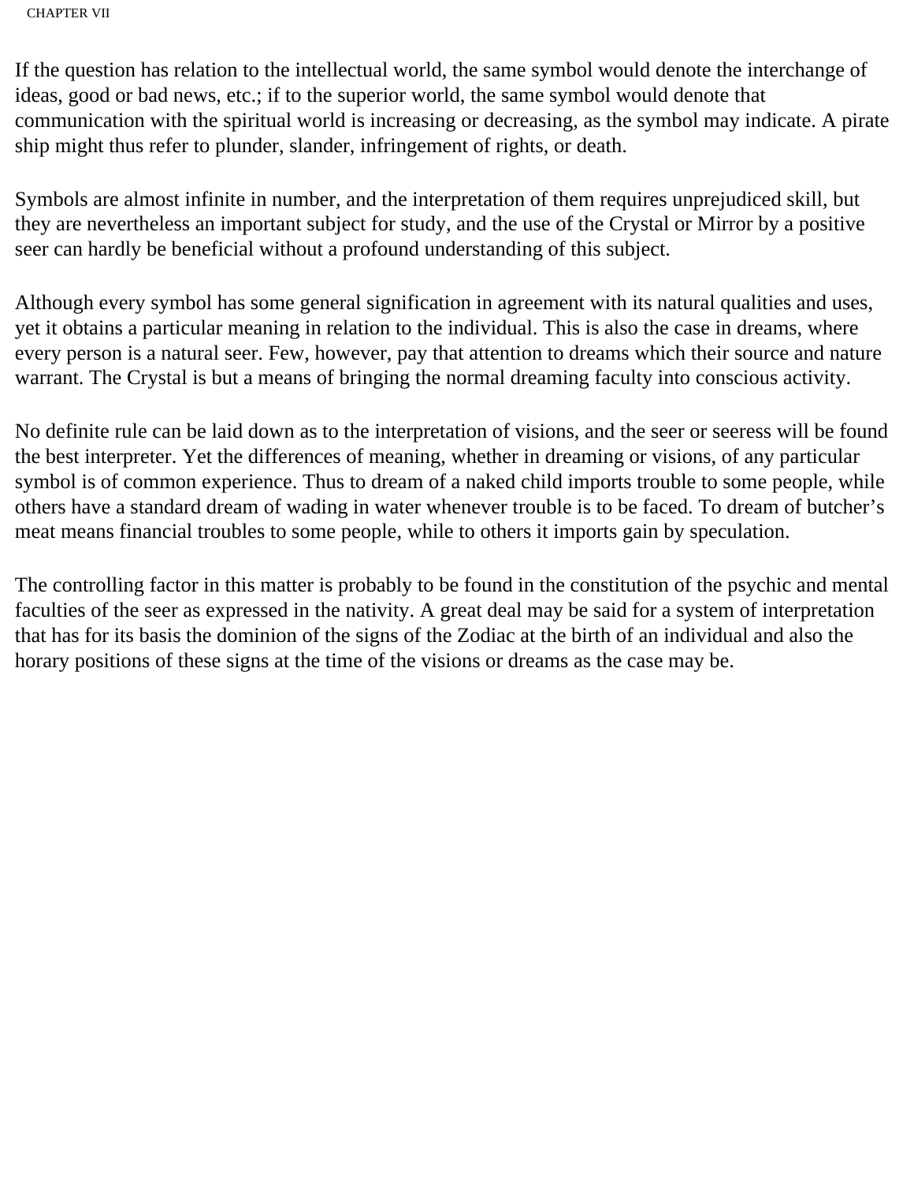If the question has relation to the intellectual world, the same symbol would denote the interchange of ideas, good or bad news, etc.; if to the superior world, the same symbol would denote that communication with the spiritual world is increasing or decreasing, as the symbol may indicate. A pirate ship might thus refer to plunder, slander, infringement of rights, or death.

Symbols are almost infinite in number, and the interpretation of them requires unprejudiced skill, but they are nevertheless an important subject for study, and the use of the Crystal or Mirror by a positive seer can hardly be beneficial without a profound understanding of this subject.

Although every symbol has some general signification in agreement with its natural qualities and uses, yet it obtains a particular meaning in relation to the individual. This is also the case in dreams, where every person is a natural seer. Few, however, pay that attention to dreams which their source and nature warrant. The Crystal is but a means of bringing the normal dreaming faculty into conscious activity.

No definite rule can be laid down as to the interpretation of visions, and the seer or seeress will be found the best interpreter. Yet the differences of meaning, whether in dreaming or visions, of any particular symbol is of common experience. Thus to dream of a naked child imports trouble to some people, while others have a standard dream of wading in water whenever trouble is to be faced. To dream of butcher's meat means financial troubles to some people, while to others it imports gain by speculation.

The controlling factor in this matter is probably to be found in the constitution of the psychic and mental faculties of the seer as expressed in the nativity. A great deal may be said for a system of interpretation that has for its basis the dominion of the signs of the Zodiac at the birth of an individual and also the horary positions of these signs at the time of the visions or dreams as the case may be.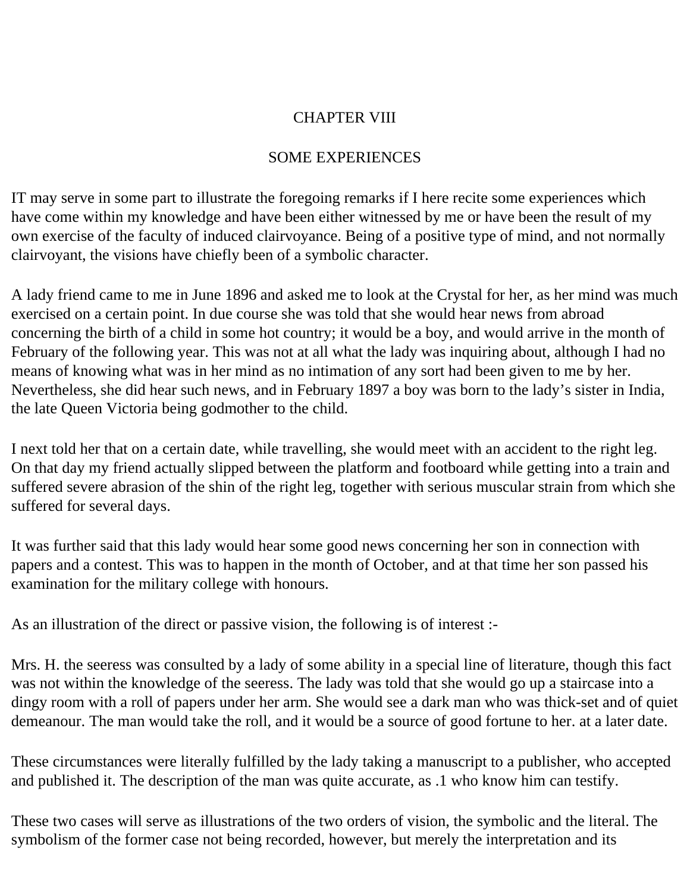# CHAPTER VIII

## SOME EXPERIENCES

IT may serve in some part to illustrate the foregoing remarks if I here recite some experiences which have come within my knowledge and have been either witnessed by me or have been the result of my own exercise of the faculty of induced clairvoyance. Being of a positive type of mind, and not normally clairvoyant, the visions have chiefly been of a symbolic character.

A lady friend came to me in June 1896 and asked me to look at the Crystal for her, as her mind was much exercised on a certain point. In due course she was told that she would hear news from abroad concerning the birth of a child in some hot country; it would be a boy, and would arrive in the month of February of the following year. This was not at all what the lady was inquiring about, although I had no means of knowing what was in her mind as no intimation of any sort had been given to me by her. Nevertheless, she did hear such news, and in February 1897 a boy was born to the lady's sister in India, the late Queen Victoria being godmother to the child.

I next told her that on a certain date, while travelling, she would meet with an accident to the right leg. On that day my friend actually slipped between the platform and footboard while getting into a train and suffered severe abrasion of the shin of the right leg, together with serious muscular strain from which she suffered for several days.

It was further said that this lady would hear some good news concerning her son in connection with papers and a contest. This was to happen in the month of October, and at that time her son passed his examination for the military college with honours.

As an illustration of the direct or passive vision, the following is of interest :-

Mrs. H. the seeress was consulted by a lady of some ability in a special line of literature, though this fact was not within the knowledge of the seeress. The lady was told that she would go up a staircase into a dingy room with a roll of papers under her arm. She would see a dark man who was thick-set and of quiet demeanour. The man would take the roll, and it would be a source of good fortune to her. at a later date.

These circumstances were literally fulfilled by the lady taking a manuscript to a publisher, who accepted and published it. The description of the man was quite accurate, as .1 who know him can testify.

These two cases will serve as illustrations of the two orders of vision, the symbolic and the literal. The symbolism of the former case not being recorded, however, but merely the interpretation and its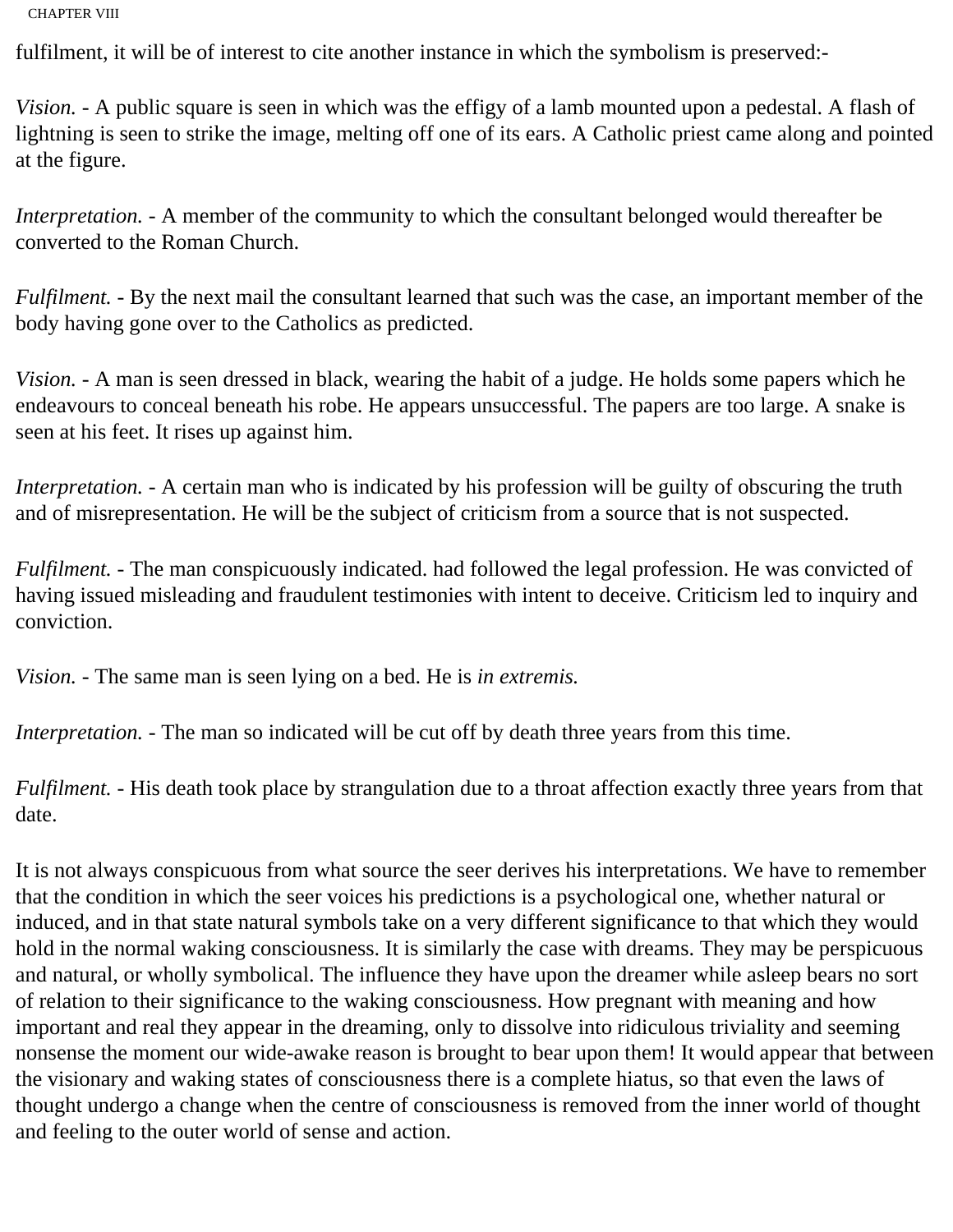fulfilment, it will be of interest to cite another instance in which the symbolism is preserved:-

*Vision.* - A public square is seen in which was the effigy of a lamb mounted upon a pedestal. A flash of lightning is seen to strike the image, melting off one of its ears. A Catholic priest came along and pointed at the figure.

*Interpretation.* - A member of the community to which the consultant belonged would thereafter be converted to the Roman Church.

*Fulfilment.* - By the next mail the consultant learned that such was the case, an important member of the body having gone over to the Catholics as predicted.

*Vision.* - A man is seen dressed in black, wearing the habit of a judge. He holds some papers which he endeavours to conceal beneath his robe. He appears unsuccessful. The papers are too large. A snake is seen at his feet. It rises up against him.

*Interpretation.* - A certain man who is indicated by his profession will be guilty of obscuring the truth and of misrepresentation. He will be the subject of criticism from a source that is not suspected.

*Fulfilment.* - The man conspicuously indicated. had followed the legal profession. He was convicted of having issued misleading and fraudulent testimonies with intent to deceive. Criticism led to inquiry and conviction.

*Vision.* - The same man is seen lying on a bed. He is *in extremis.*

*Interpretation.* - The man so indicated will be cut off by death three years from this time.

*Fulfilment.* - His death took place by strangulation due to a throat affection exactly three years from that date.

It is not always conspicuous from what source the seer derives his interpretations. We have to remember that the condition in which the seer voices his predictions is a psychological one, whether natural or induced, and in that state natural symbols take on a very different significance to that which they would hold in the normal waking consciousness. It is similarly the case with dreams. They may be perspicuous and natural, or wholly symbolical. The influence they have upon the dreamer while asleep bears no sort of relation to their significance to the waking consciousness. How pregnant with meaning and how important and real they appear in the dreaming, only to dissolve into ridiculous triviality and seeming nonsense the moment our wide-awake reason is brought to bear upon them! It would appear that between the visionary and waking states of consciousness there is a complete hiatus, so that even the laws of thought undergo a change when the centre of consciousness is removed from the inner world of thought and feeling to the outer world of sense and action.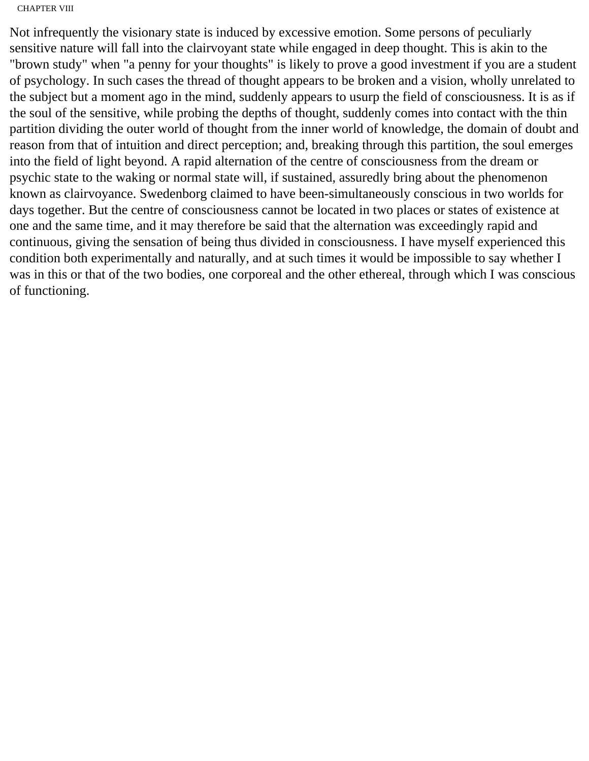Not infrequently the visionary state is induced by excessive emotion. Some persons of peculiarly sensitive nature will fall into the clairvoyant state while engaged in deep thought. This is akin to the "brown study" when "a penny for your thoughts" is likely to prove a good investment if you are a student of psychology. In such cases the thread of thought appears to be broken and a vision, wholly unrelated to the subject but a moment ago in the mind, suddenly appears to usurp the field of consciousness. It is as if the soul of the sensitive, while probing the depths of thought, suddenly comes into contact with the thin partition dividing the outer world of thought from the inner world of knowledge, the domain of doubt and reason from that of intuition and direct perception; and, breaking through this partition, the soul emerges into the field of light beyond. A rapid alternation of the centre of consciousness from the dream or psychic state to the waking or normal state will, if sustained, assuredly bring about the phenomenon known as clairvoyance. Swedenborg claimed to have been-simultaneously conscious in two worlds for days together. But the centre of consciousness cannot be located in two places or states of existence at one and the same time, and it may therefore be said that the alternation was exceedingly rapid and continuous, giving the sensation of being thus divided in consciousness. I have myself experienced this condition both experimentally and naturally, and at such times it would be impossible to say whether I was in this or that of the two bodies, one corporeal and the other ethereal, through which I was conscious of functioning.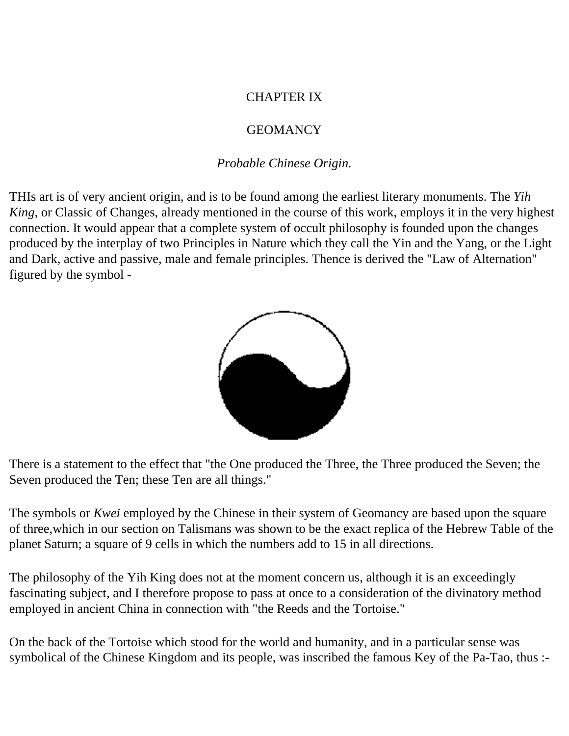CHAPTER IX

GEOMANCY

*Probable Chinese Origin.*

THIs art is of very ancient origin, and is to be found among the earliest literary monuments. The *Yih King,* or Classic of Changes, already mentioned in the course of this work, employs it in the very highest connection. It would appear that a complete system of occult philosophy is founded upon the changes produced by the interplay of two Principles in Nature which they call the Yin and the Yang, or the Light and Dark, active and passive, male and female principles. Thence is derived the "Law of Alternation" figured by the symbol -

There is a statement to the effect that "the One produced the Three, the Three produced the Seven; the Seven produced the Ten; these Ten are all things."

The symbols or *Kwei* employed by the Chinese in their system of Geomancy are based upon the square of three,which in our section on Talismans was shown to be the exact replica of the Hebrew Table of the planet Saturn; a square of 9 cells in which the numbers add to 15 in all directions.

The philosophy of the Yih King does not at the moment concern us, although it is an exceedingly fascinating subject, and I therefore propose to pass at once to a consideration of the divinatory method employed in ancient China in connection with "the Reeds and the Tortoise."

On the back of the Tortoise which stood for the world and humanity, and in a particular sense was symbolical of the Chinese Kingdom and its people, was inscribed the famous Key of the Pa-Tao, thus :-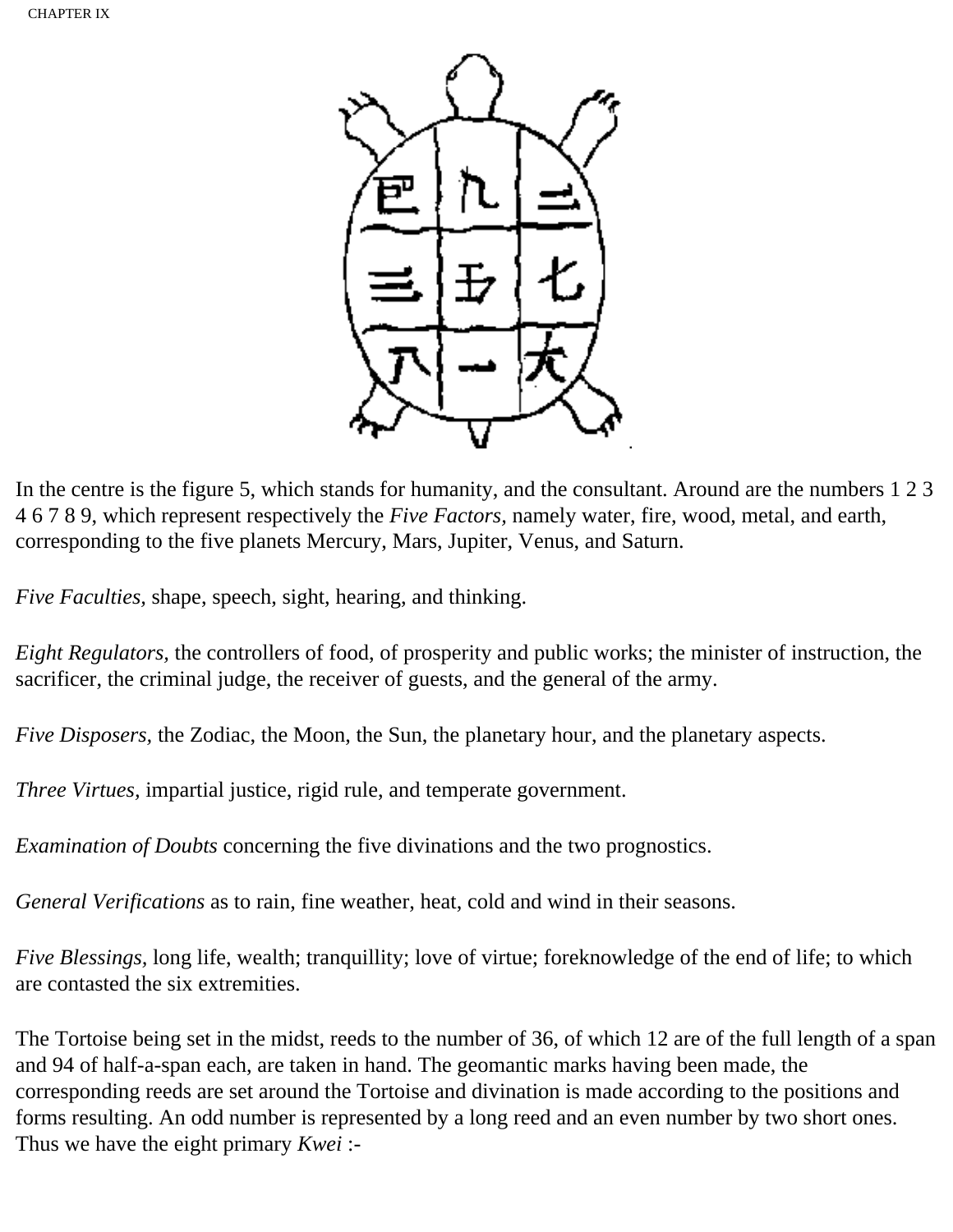In the centre is the figure 5, which stands for humanity, and the consultant. Around are the numbers 1 2 3 4 6 7 8 9, which represent respectively the *Five Factors,* namely water, fire, wood, metal, and earth, corresponding to the five planets Mercury, Mars, Jupiter, Venus, and Saturn.

*Five Faculties,* shape, speech, sight, hearing, and thinking.

*Eight Regulators,* the controllers of food, of prosperity and public works; the minister of instruction, the sacrificer, the criminal judge, the receiver of guests, and the general of the army.

*Five Disposers,* the Zodiac, the Moon, the Sun, the planetary hour, and the planetary aspects.

*Three Virtues,* impartial justice, rigid rule, and temperate government.

*Examination of Doubts* concerning the five divinations and the two prognostics.

*General Verifications* as to rain, fine weather, heat, cold and wind in their seasons.

*Five Blessings,* long life, wealth; tranquillity; love of virtue; foreknowledge of the end of life; to which are contasted the six extremities.

The Tortoise being set in the midst, reeds to the number of 36, of which 12 are of the full length of a span and 94 of half-a-span each, are taken in hand. The geomantic marks having been made, the corresponding reeds are set around the Tortoise and divination is made according to the positions and forms resulting. An odd number is represented by a long reed and an even number by two short ones. Thus we have the eight primary *Kwei* :-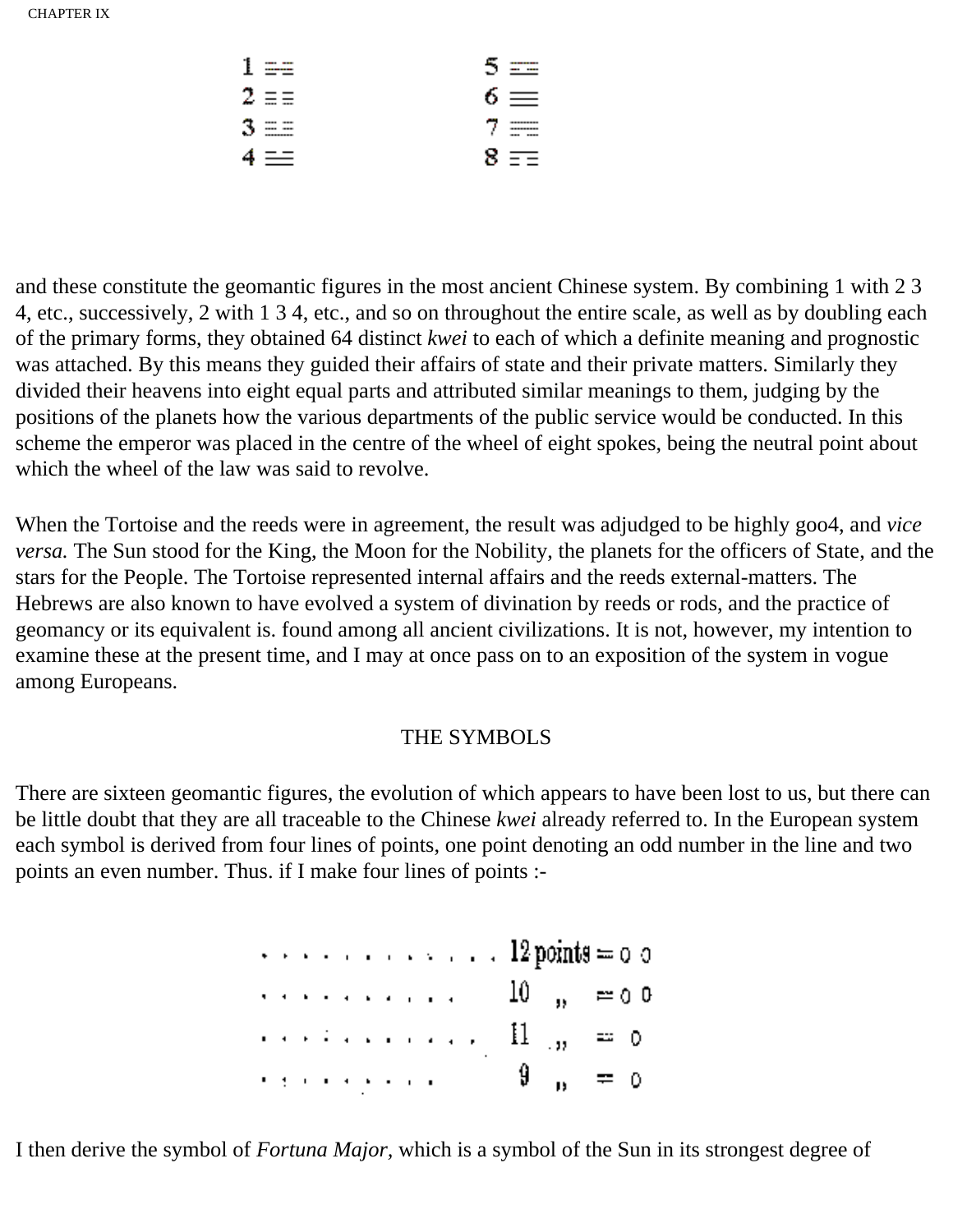1 ☳  5 ☴
2 ☰  6 ☰
3 ☵  7 ☷
4 ☱  8 ☲

and these constitute the geomantic figures in the most ancient Chinese system. By combining 1 with 2 3 4, etc., successively, 2 with 1 3 4, etc., and so on throughout the entire scale, as well as by doubling each of the primary forms, they obtained 64 distinct *kwei* to each of which a definite meaning and prognostic was attached. By this means they guided their affairs of state and their private matters. Similarly they divided their heavens into eight equal parts and attributed similar meanings to them, judging by the positions of the planets how the various departments of the public service would be conducted. In this scheme the emperor was placed in the centre of the wheel of eight spokes, being the neutral point about which the wheel of the law was said to revolve.

When the Tortoise and the reeds were in agreement, the result was adjudged to be highly goo4, and *vice versa.* The Sun stood for the King, the Moon for the Nobility, the planets for the officers of State, and the stars for the People. The Tortoise represented internal affairs and the reeds external-matters. The Hebrews are also known to have evolved a system of divination by reeds or rods, and the practice of geomancy or its equivalent is. found among all ancient civilizations. It is not, however, my intention to examine these at the present time, and I may at once pass on to an exposition of the system in vogue among Europeans.

## THE SYMBOLS

There are sixteen geomantic figures, the evolution of which appears to have been lost to us, but there can be little doubt that they are all traceable to the Chinese *kwei* already referred to. In the European system each symbol is derived from four lines of points, one point denoting an odd number in the line and two points an even number. Thus. if I make four lines of points :-

. . . . . . . . . . . . 12 points = 0 0
. . . . . . . . . . 10 " = 0 0
. . . . . . . . . . . 11 " = 0
. . . . . . . . . 9 " = 0

I then derive the symbol of *Fortuna Major,* which is a symbol of the Sun in its strongest degree of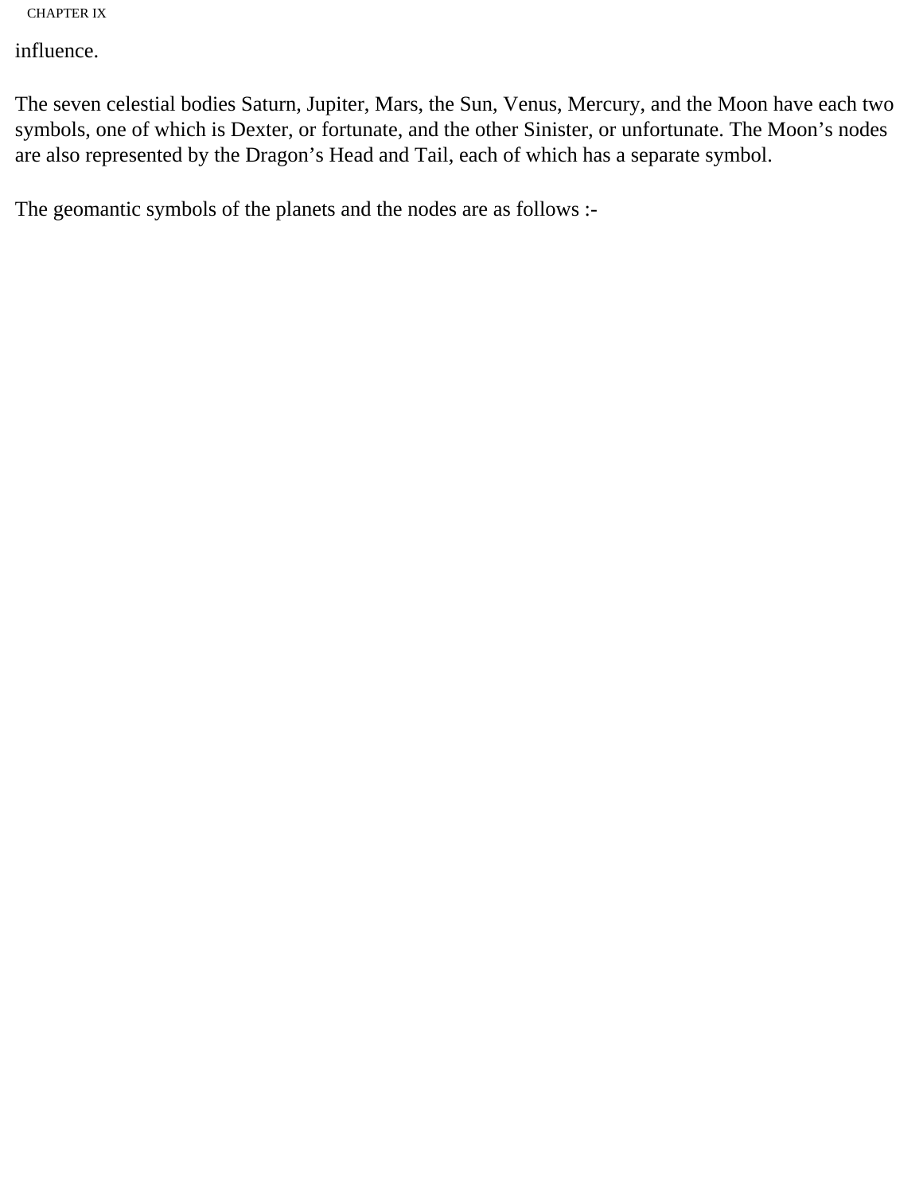influence.

The seven celestial bodies Saturn, Jupiter, Mars, the Sun, Venus, Mercury, and the Moon have each two symbols, one of which is Dexter, or fortunate, and the other Sinister, or unfortunate. The Moon’s nodes are also represented by the Dragon’s Head and Tail, each of which has a separate symbol.

The geomantic symbols of the planets and the nodes are as follows :-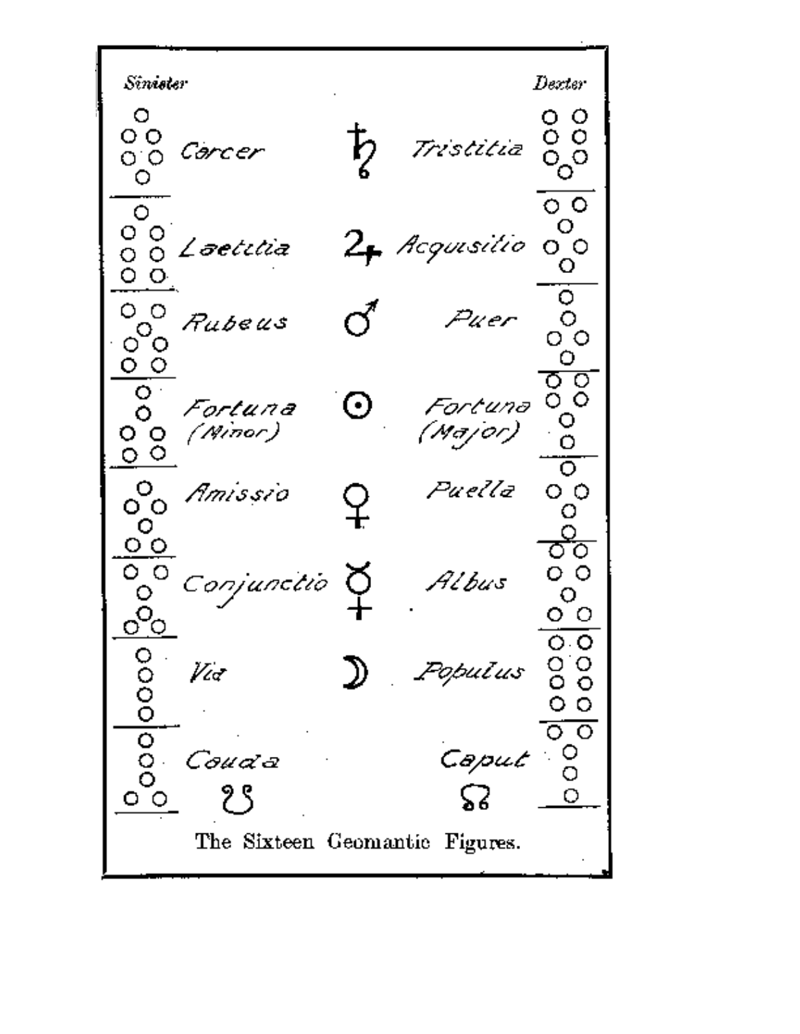| Sinister | | Planet | | Dexter |
|---|---|---|---|---|
| | Carcer | ♄ | Tristitia | |
| | Laetitia | ♃ | Acquisitio | |
| | Rubeus | ♂ | Puer | |
| | Fortuna (Minor) | ☉ | Fortuna (Major) | |
| | Amissio | ♀ | Puella | |
| | Conjunctio | ☿ | Albus | |
| | Via | ☽ | Populus | |
| | Cauda ☋ | | Caput ☊ | |

The Sixteen Geomantic Figures.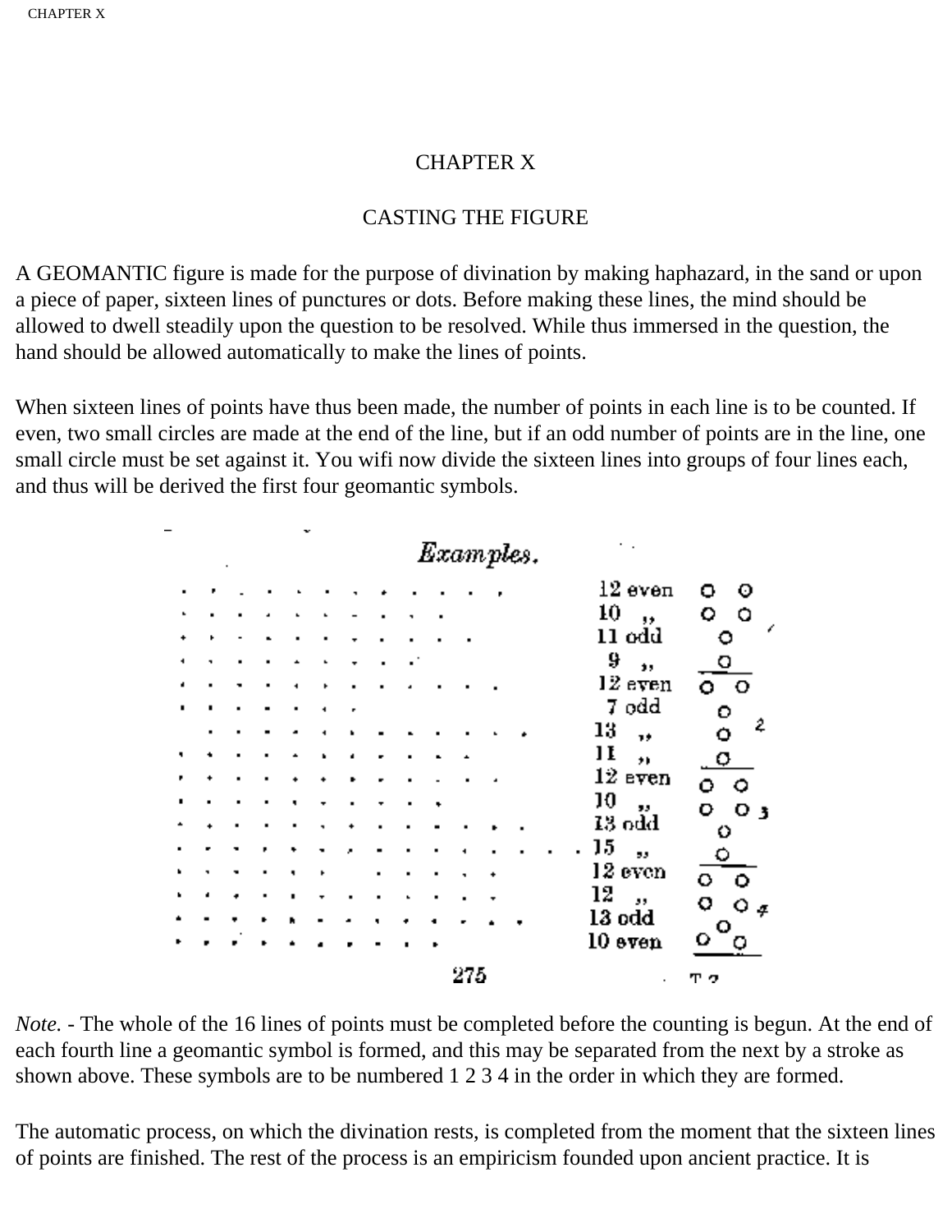# CHAPTER X

## CASTING THE FIGURE

A GEOMANTIC figure is made for the purpose of divination by making haphazard, in the sand or upon a piece of paper, sixteen lines of punctures or dots. Before making these lines, the mind should be allowed to dwell steadily upon the question to be resolved. While thus immersed in the question, the hand should be allowed automatically to make the lines of points.

When sixteen lines of points have thus been made, the number of points in each line is to be counted. If even, two small circles are made at the end of the line, but if an odd number of points are in the line, one small circle must be set against it. You wifi now divide the sixteen lines into groups of four lines each, and thus will be derived the first four geomantic symbols.

*Examples.*

| Points | Count | Mark | Symbol |
|---|---|---|---|
| . . . . . . . . . . . . | 12 even | o o | |
| . . . . . . . . . . | 10 ,, | o o | |
| . . . . . . . . . . . | 11 odd | o | |
| . . . . . . . . . | 9 ,, | o | 1 |
| . . . . . . . . . . . . | 12 even | o o | |
| . . . . . . . | 7 odd | o | |
| . . . . . . . . . . . . . | 13 ,, | o | |
| . . . . . . . . . . . | 11 ,, | o | 2 |
| . . . . . . . . . . . . | 12 even | o o | |
| . . . . . . . . . . | 10 ,, | o o | |
| . . . . . . . . . . . . . | 13 odd | o | |
| . . . . . . . . . . . . . . . | 15 ,, | o | 3 |
| . . . . . . . . . . . . | 12 even | o o | |
| . . . . . . . . . . . . | 12 ,, | o o | |
| . . . . . . . . . . . . . | 13 odd | o | |
| . . . . . . . . . . | 10 even | o o | 4 |

*Note.* - The whole of the 16 lines of points must be completed before the counting is begun. At the end of each fourth line a geomantic symbol is formed, and this may be separated from the next by a stroke as shown above. These symbols are to be numbered 1 2 3 4 in the order in which they are formed.

The automatic process, on which the divination rests, is completed from the moment that the sixteen lines of points are finished. The rest of the process is an empiricism founded upon ancient practice. It is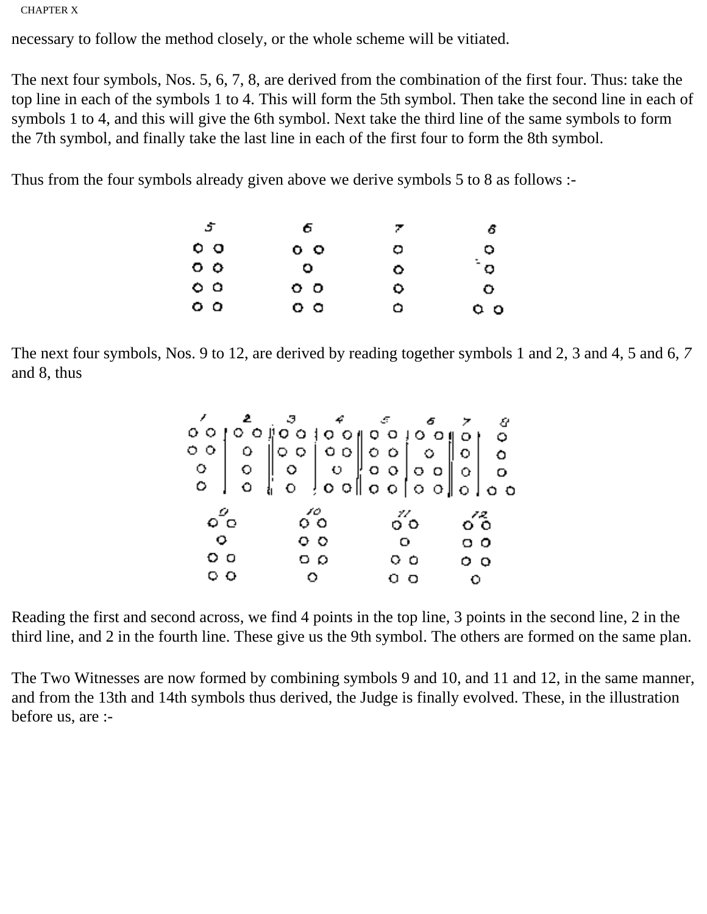necessary to follow the method closely, or the whole scheme will be vitiated.

The next four symbols, Nos. 5, 6, 7, 8, are derived from the combination of the first four. Thus: take the top line in each of the symbols 1 to 4. This will form the 5th symbol. Then take the second line in each of symbols 1 to 4, and this will give the 6th symbol. Next take the third line of the same symbols to form the 7th symbol, and finally take the last line in each of the first four to form the 8th symbol.

Thus from the four symbols already given above we derive symbols 5 to 8 as follows :-

```
  5       6       7       8
 o o     o o      o       o
 o o      o       o       o
 o o     o o      o       o
 o o     o o      o      o o
```

The next four symbols, Nos. 9 to 12, are derived by reading together symbols 1 and 2, 3 and 4, 5 and 6, *7* and 8, thus

```
  1     2   ||   3     4   ||   5     6   ||   7     8
 o o | o o  ||  o o | o o  ||  o o | o o  ||   o  |  o
 o o |  o   ||  o o | o o  ||  o o |  o   ||   o  |  o
  o  |  o   ||   o  |  o   ||  o o | o o  ||   o  |  o
  o  |  o   ||   o  | o o  ||  o o | o o  ||   o  | o o

      9           10          11          12
     o o         o o         o o         o o
      o          o o          o          o o
     o o         o o         o o         o o
     o o          o          o o          o
```

Reading the first and second across, we find 4 points in the top line, 3 points in the second line, 2 in the third line, and 2 in the fourth line. These give us the 9th symbol. The others are formed on the same plan.

The Two Witnesses are now formed by combining symbols 9 and 10, and 11 and 12, in the same manner, and from the 13th and 14th symbols thus derived, the Judge is finally evolved. These, in the illustration before us, are :-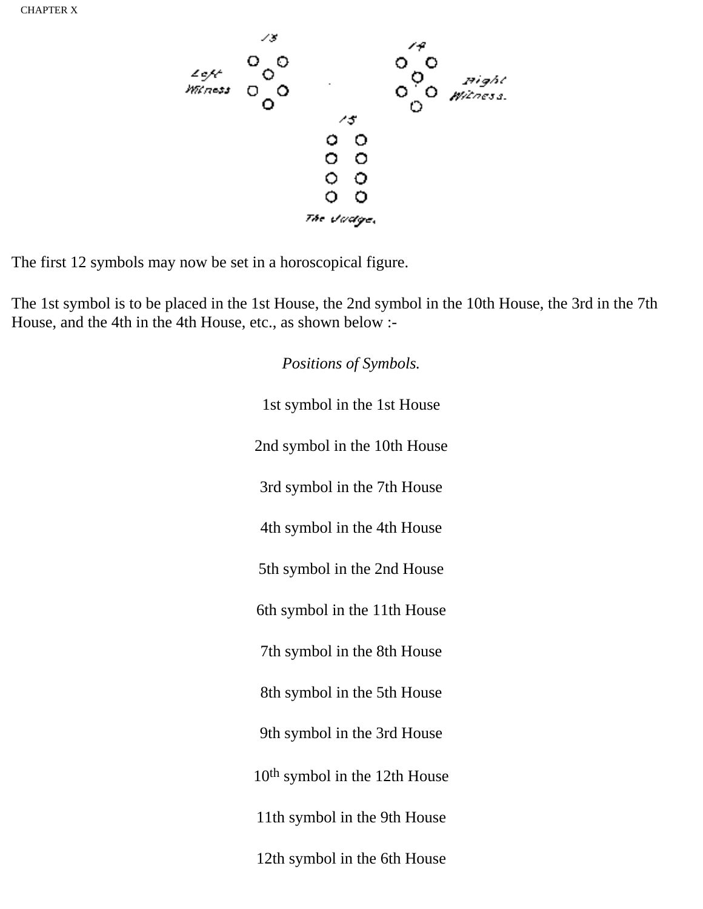13

Left Witness

14

Right Witness.

15

The Judge.

The first 12 symbols may now be set in a horoscopical figure.

The 1st symbol is to be placed in the 1st House, the 2nd symbol in the 10th House, the 3rd in the 7th House, and the 4th in the 4th House, etc., as shown below :-

*Positions of Symbols.*

1st symbol in the 1st House

2nd symbol in the 10th House

3rd symbol in the 7th House

4th symbol in the 4th House

5th symbol in the 2nd House

6th symbol in the 11th House

7th symbol in the 8th House

8th symbol in the 5th House

9th symbol in the 3rd House

10th symbol in the 12th House

11th symbol in the 9th House

12th symbol in the 6th House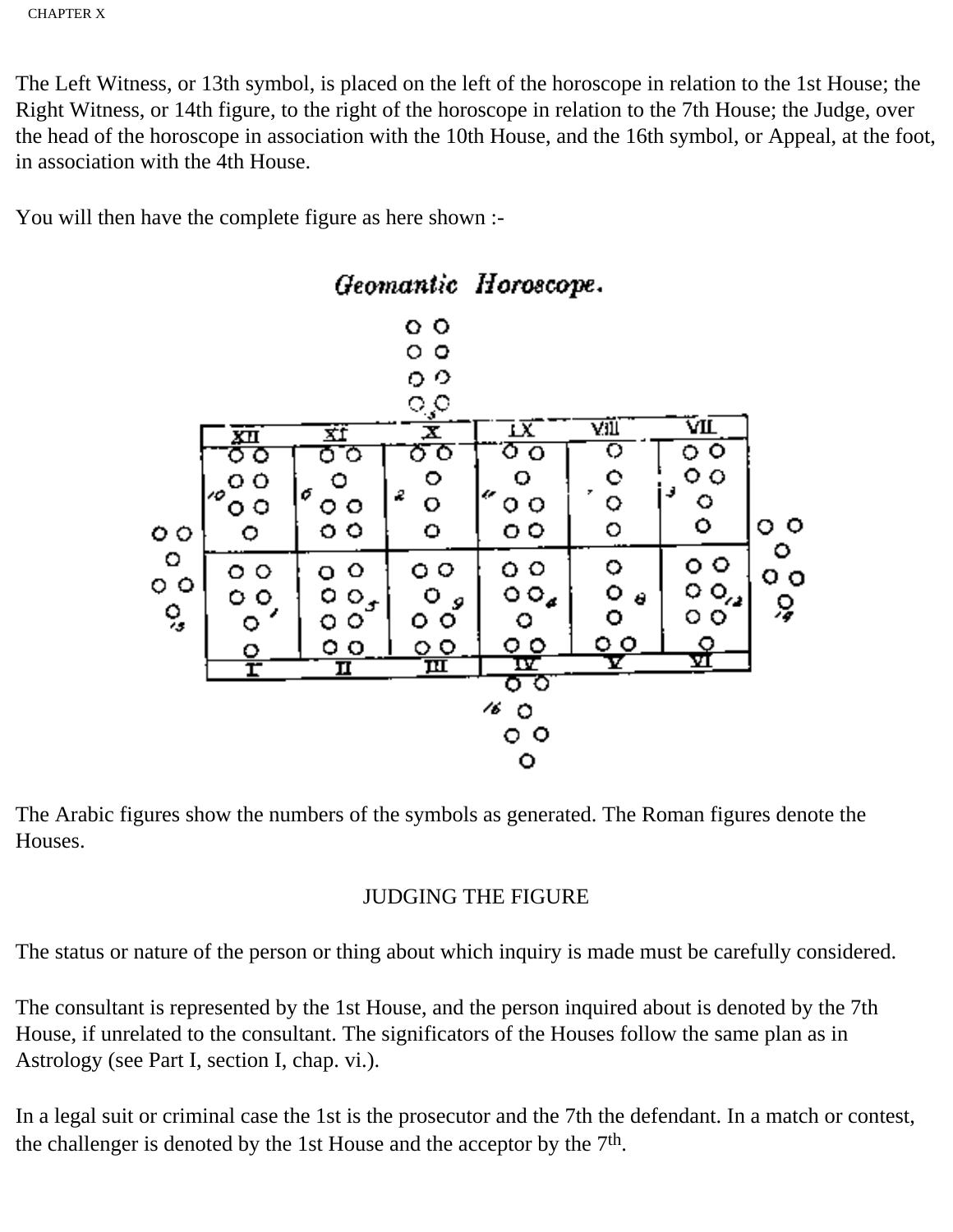The Left Witness, or 13th symbol, is placed on the left of the horoscope in relation to the 1st House; the Right Witness, or 14th figure, to the right of the horoscope in relation to the 7th House; the Judge, over the head of the horoscope in association with the 10th House, and the 16th symbol, or Appeal, at the foot, in association with the 4th House.

You will then have the complete figure as here shown :-

*Geomantic Horoscope.*

The Arabic figures show the numbers of the symbols as generated. The Roman figures denote the Houses.

## JUDGING THE FIGURE

The status or nature of the person or thing about which inquiry is made must be carefully considered.

The consultant is represented by the 1st House, and the person inquired about is denoted by the 7th House, if unrelated to the consultant. The significators of the Houses follow the same plan as in Astrology (see Part I, section I, chap. vi.).

In a legal suit or criminal case the 1st is the prosecutor and the 7th the defendant. In a match or contest, the challenger is denoted by the 1st House and the acceptor by the 7th.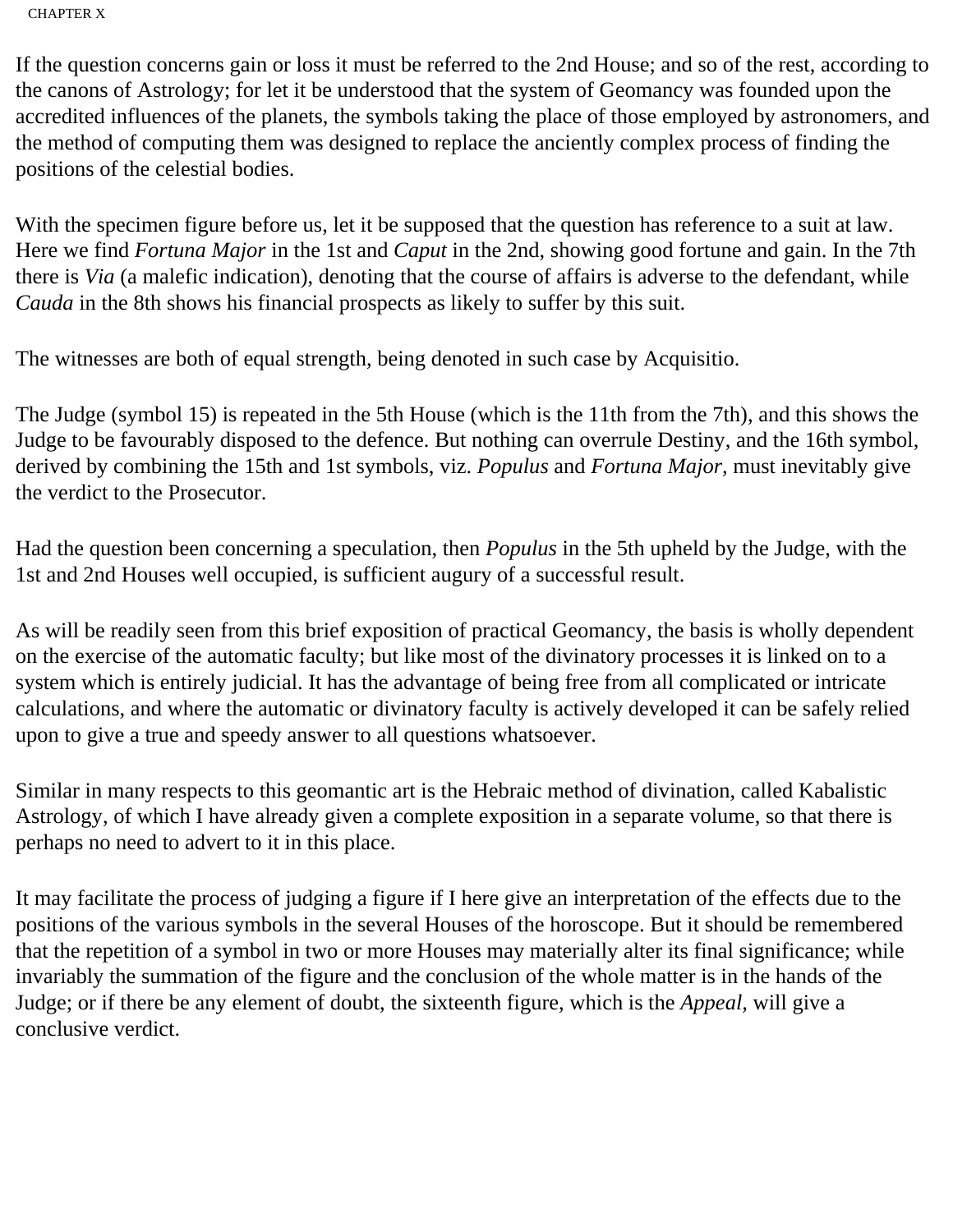If the question concerns gain or loss it must be referred to the 2nd House; and so of the rest, according to the canons of Astrology; for let it be understood that the system of Geomancy was founded upon the accredited influences of the planets, the symbols taking the place of those employed by astronomers, and the method of computing them was designed to replace the anciently complex process of finding the positions of the celestial bodies.

With the specimen figure before us, let it be supposed that the question has reference to a suit at law. Here we find *Fortuna Major* in the 1st and *Caput* in the 2nd, showing good fortune and gain. In the 7th there is *Via* (a malefic indication), denoting that the course of affairs is adverse to the defendant, while *Cauda* in the 8th shows his financial prospects as likely to suffer by this suit.

The witnesses are both of equal strength, being denoted in such case by Acquisitio.

The Judge (symbol 15) is repeated in the 5th House (which is the 11th from the 7th), and this shows the Judge to be favourably disposed to the defence. But nothing can overrule Destiny, and the 16th symbol, derived by combining the 15th and 1st symbols, viz. *Populus* and *Fortuna Major*, must inevitably give the verdict to the Prosecutor.

Had the question been concerning a speculation, then *Populus* in the 5th upheld by the Judge, with the 1st and 2nd Houses well occupied, is sufficient augury of a successful result.

As will be readily seen from this brief exposition of practical Geomancy, the basis is wholly dependent on the exercise of the automatic faculty; but like most of the divinatory processes it is linked on to a system which is entirely judicial. It has the advantage of being free from all complicated or intricate calculations, and where the automatic or divinatory faculty is actively developed it can be safely relied upon to give a true and speedy answer to all questions whatsoever.

Similar in many respects to this geomantic art is the Hebraic method of divination, called Kabalistic Astrology, of which I have already given a complete exposition in a separate volume, so that there is perhaps no need to advert to it in this place.

It may facilitate the process of judging a figure if I here give an interpretation of the effects due to the positions of the various symbols in the several Houses of the horoscope. But it should be remembered that the repetition of a symbol in two or more Houses may materially alter its final significance; while invariably the summation of the figure and the conclusion of the whole matter is in the hands of the Judge; or if there be any element of doubt, the sixteenth figure, which is the *Appeal*, will give a conclusive verdict.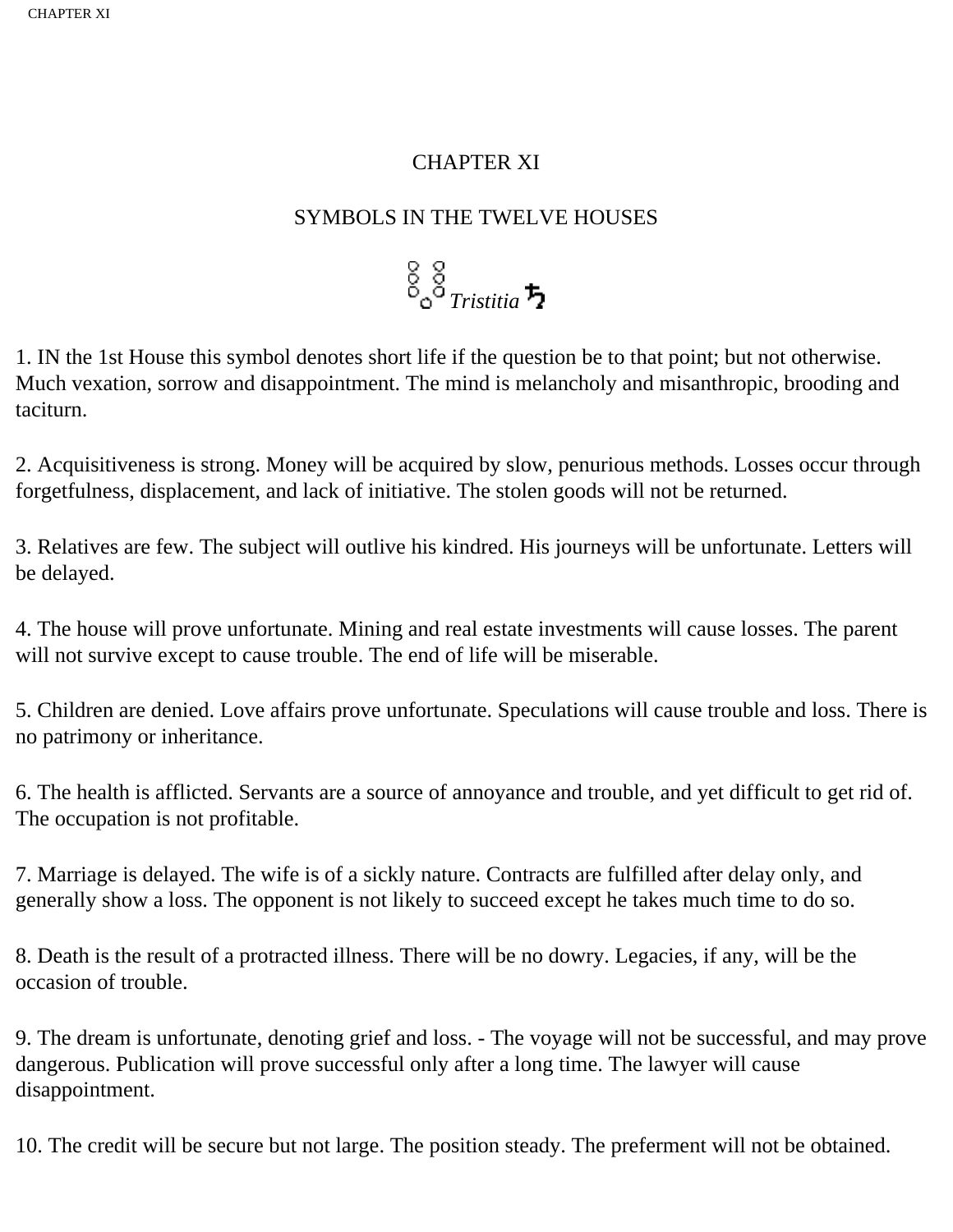# CHAPTER XI

## SYMBOLS IN THE TWELVE HOUSES

*Tristitia* ♄

1. IN the 1st House this symbol denotes short life if the question be to that point; but not otherwise. Much vexation, sorrow and disappointment. The mind is melancholy and misanthropic, brooding and taciturn.

2. Acquisitiveness is strong. Money will be acquired by slow, penurious methods. Losses occur through forgetfulness, displacement, and lack of initiative. The stolen goods will not be returned.

3. Relatives are few. The subject will outlive his kindred. His journeys will be unfortunate. Letters will be delayed.

4. The house will prove unfortunate. Mining and real estate investments will cause losses. The parent will not survive except to cause trouble. The end of life will be miserable.

5. Children are denied. Love affairs prove unfortunate. Speculations will cause trouble and loss. There is no patrimony or inheritance.

6. The health is afflicted. Servants are a source of annoyance and trouble, and yet difficult to get rid of. The occupation is not profitable.

7. Marriage is delayed. The wife is of a sickly nature. Contracts are fulfilled after delay only, and generally show a loss. The opponent is not likely to succeed except he takes much time to do so.

8. Death is the result of a protracted illness. There will be no dowry. Legacies, if any, will be the occasion of trouble.

9. The dream is unfortunate, denoting grief and loss. - The voyage will not be successful, and may prove dangerous. Publication will prove successful only after a long time. The lawyer will cause disappointment.

10. The credit will be secure but not large. The position steady. The preferment will not be obtained.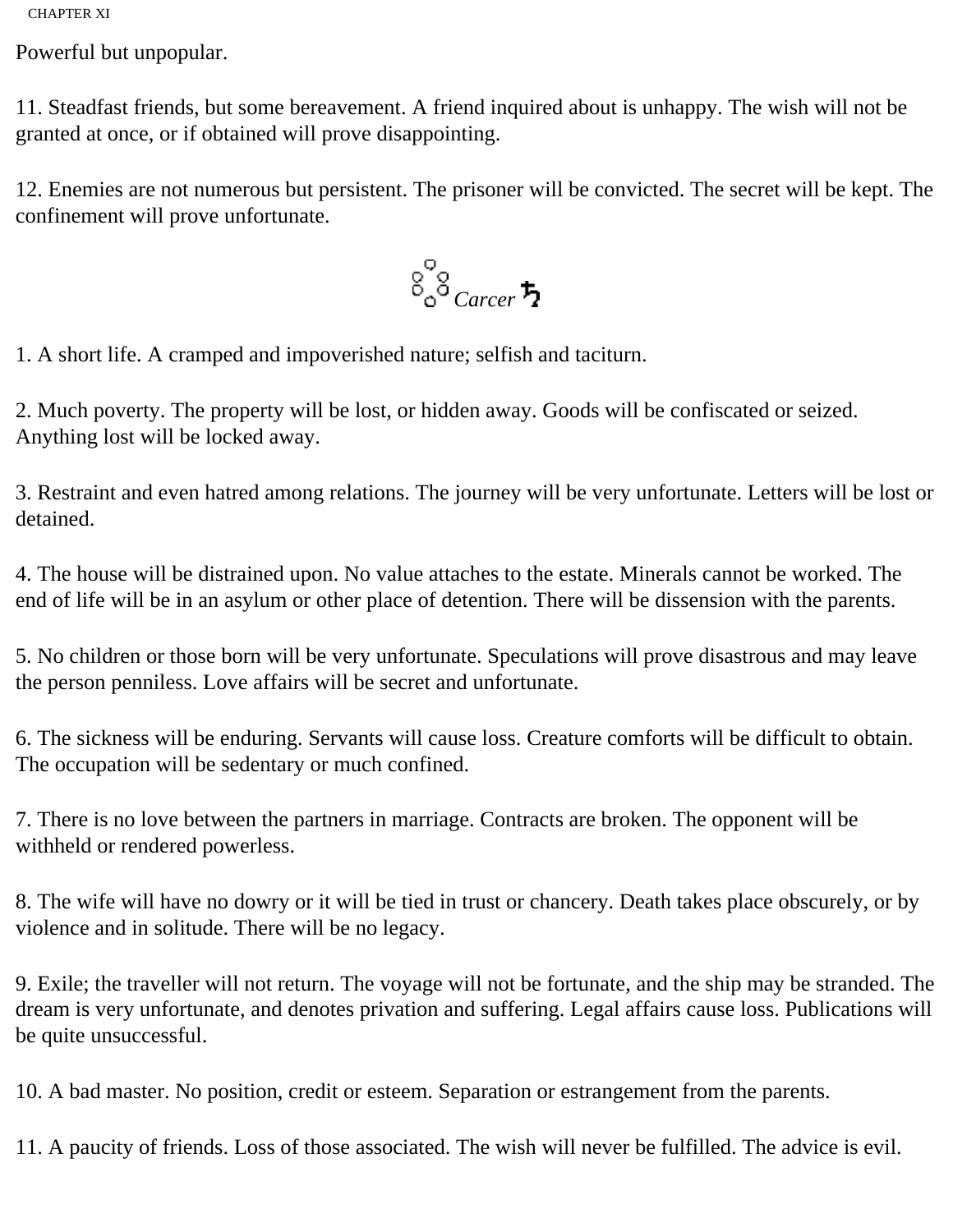Powerful but unpopular.

11. Steadfast friends, but some bereavement. A friend inquired about is unhappy. The wish will not be granted at once, or if obtained will prove disappointing.

12. Enemies are not numerous but persistent. The prisoner will be convicted. The secret will be kept. The confinement will prove unfortunate.

### *Carcer* ♄

1. A short life. A cramped and impoverished nature; selfish and taciturn.

2. Much poverty. The property will be lost, or hidden away. Goods will be confiscated or seized. Anything lost will be locked away.

3. Restraint and even hatred among relations. The journey will be very unfortunate. Letters will be lost or detained.

4. The house will be distrained upon. No value attaches to the estate. Minerals cannot be worked. The end of life will be in an asylum or other place of detention. There will be dissension with the parents.

5. No children or those born will be very unfortunate. Speculations will prove disastrous and may leave the person penniless. Love affairs will be secret and unfortunate.

6. The sickness will be enduring. Servants will cause loss. Creature comforts will be difficult to obtain. The occupation will be sedentary or much confined.

7. There is no love between the partners in marriage. Contracts are broken. The opponent will be withheld or rendered powerless.

8. The wife will have no dowry or it will be tied in trust or chancery. Death takes place obscurely, or by violence and in solitude. There will be no legacy.

9. Exile; the traveller will not return. The voyage will not be fortunate, and the ship may be stranded. The dream is very unfortunate, and denotes privation and suffering. Legal affairs cause loss. Publications will be quite unsuccessful.

10. A bad master. No position, credit or esteem. Separation or estrangement from the parents.

11. A paucity of friends. Loss of those associated. The wish will never be fulfilled. The advice is evil.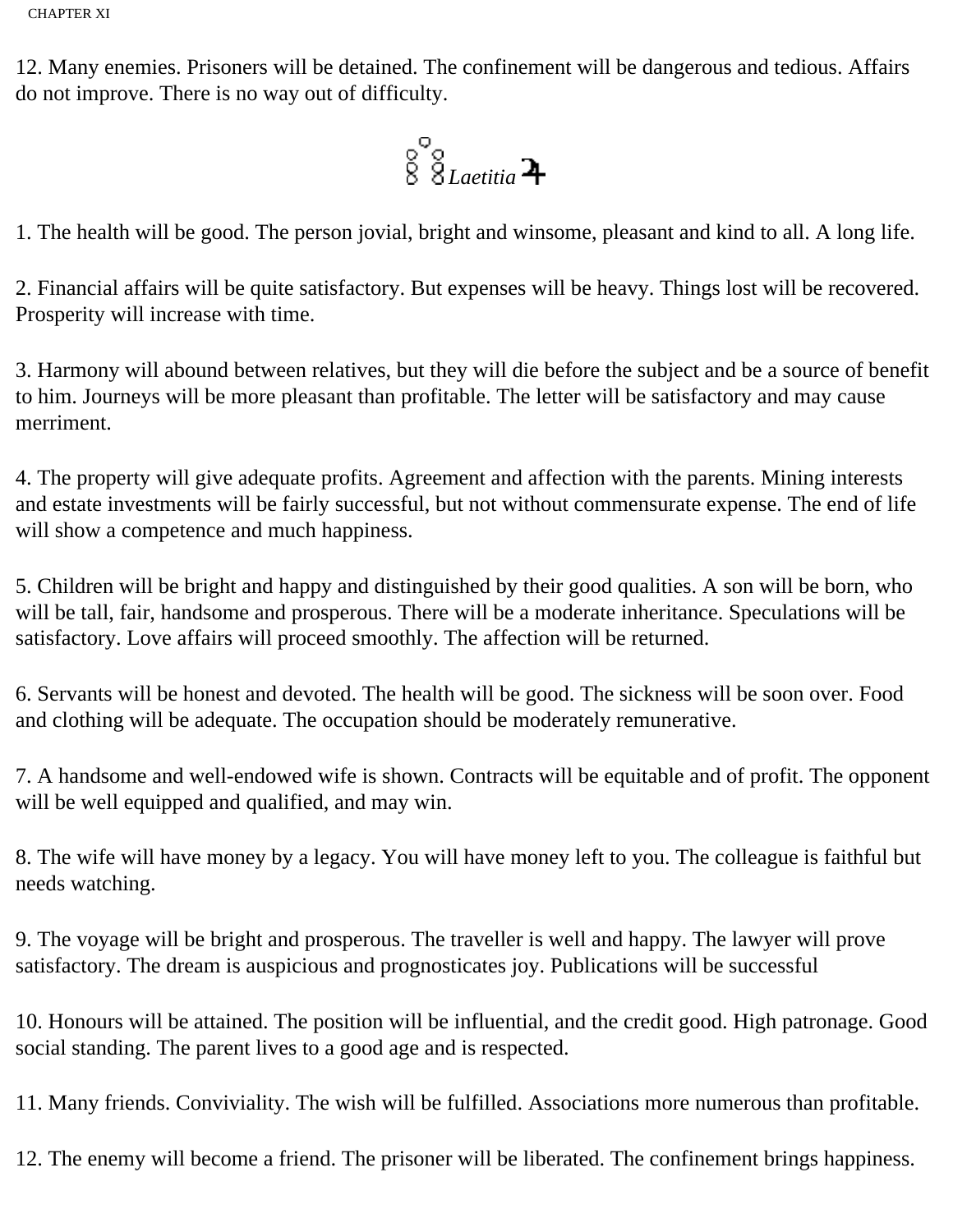12. Many enemies. Prisoners will be detained. The confinement will be dangerous and tedious. Affairs do not improve. There is no way out of difficulty.

### *Laetitia* ♃

1. The health will be good. The person jovial, bright and winsome, pleasant and kind to all. A long life.

2. Financial affairs will be quite satisfactory. But expenses will be heavy. Things lost will be recovered. Prosperity will increase with time.

3. Harmony will abound between relatives, but they will die before the subject and be a source of benefit to him. Journeys will be more pleasant than profitable. The letter will be satisfactory and may cause merriment.

4. The property will give adequate profits. Agreement and affection with the parents. Mining interests and estate investments will be fairly successful, but not without commensurate expense. The end of life will show a competence and much happiness.

5. Children will be bright and happy and distinguished by their good qualities. A son will be born, who will be tall, fair, handsome and prosperous. There will be a moderate inheritance. Speculations will be satisfactory. Love affairs will proceed smoothly. The affection will be returned.

6. Servants will be honest and devoted. The health will be good. The sickness will be soon over. Food and clothing will be adequate. The occupation should be moderately remunerative.

7. A handsome and well-endowed wife is shown. Contracts will be equitable and of profit. The opponent will be well equipped and qualified, and may win.

8. The wife will have money by a legacy. You will have money left to you. The colleague is faithful but needs watching.

9. The voyage will be bright and prosperous. The traveller is well and happy. The lawyer will prove satisfactory. The dream is auspicious and prognosticates joy. Publications will be successful

10. Honours will be attained. The position will be influential, and the credit good. High patronage. Good social standing. The parent lives to a good age and is respected.

11. Many friends. Conviviality. The wish will be fulfilled. Associations more numerous than profitable.

12. The enemy will become a friend. The prisoner will be liberated. The confinement brings happiness.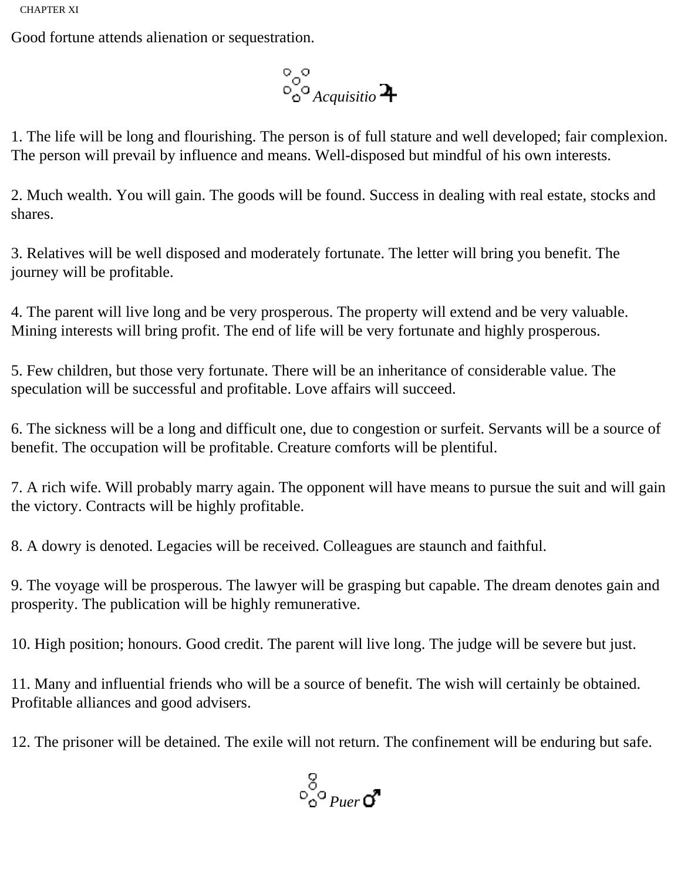Good fortune attends alienation or sequestration.

### *Acquisitio* ♃

1. The life will be long and flourishing. The person is of full stature and well developed; fair complexion. The person will prevail by influence and means. Well-disposed but mindful of his own interests.

2. Much wealth. You will gain. The goods will be found. Success in dealing with real estate, stocks and shares.

3. Relatives will be well disposed and moderately fortunate. The letter will bring you benefit. The journey will be profitable.

4. The parent will live long and be very prosperous. The property will extend and be very valuable. Mining interests will bring profit. The end of life will be very fortunate and highly prosperous.

5. Few children, but those very fortunate. There will be an inheritance of considerable value. The speculation will be successful and profitable. Love affairs will succeed.

6. The sickness will be a long and difficult one, due to congestion or surfeit. Servants will be a source of benefit. The occupation will be profitable. Creature comforts will be plentiful.

7. A rich wife. Will probably marry again. The opponent will have means to pursue the suit and will gain the victory. Contracts will be highly profitable.

8. A dowry is denoted. Legacies will be received. Colleagues are staunch and faithful.

9. The voyage will be prosperous. The lawyer will be grasping but capable. The dream denotes gain and prosperity. The publication will be highly remunerative.

10. High position; honours. Good credit. The parent will live long. The judge will be severe but just.

11. Many and influential friends who will be a source of benefit. The wish will certainly be obtained. Profitable alliances and good advisers.

12. The prisoner will be detained. The exile will not return. The confinement will be enduring but safe.

### *Puer* ♂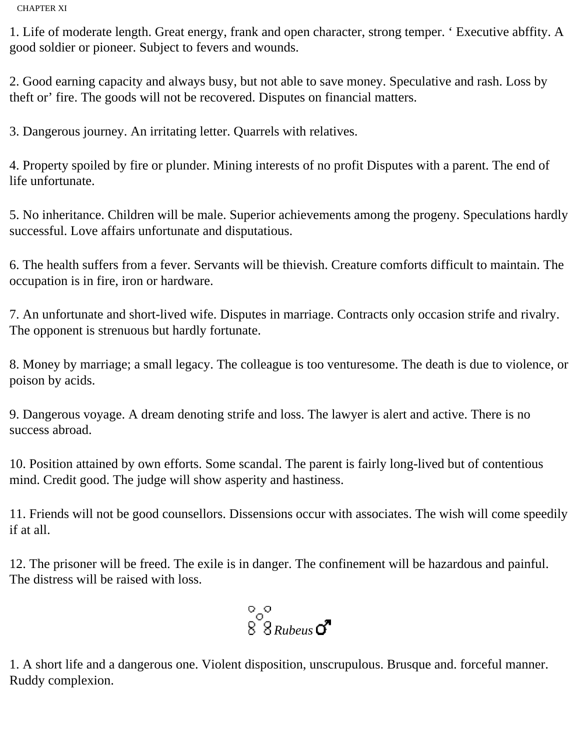1. Life of moderate length. Great energy, frank and open character, strong temper. ‘ Executive abffity. A good soldier or pioneer. Subject to fevers and wounds.

2. Good earning capacity and always busy, but not able to save money. Speculative and rash. Loss by theft or’ fire. The goods will not be recovered. Disputes on financial matters.

3. Dangerous journey. An irritating letter. Quarrels with relatives.

4. Property spoiled by fire or plunder. Mining interests of no profit Disputes with a parent. The end of life unfortunate.

5. No inheritance. Children will be male. Superior achievements among the progeny. Speculations hardly successful. Love affairs unfortunate and disputatious.

6. The health suffers from a fever. Servants will be thievish. Creature comforts difficult to maintain. The occupation is in fire, iron or hardware.

7. An unfortunate and short-lived wife. Disputes in marriage. Contracts only occasion strife and rivalry. The opponent is strenuous but hardly fortunate.

8. Money by marriage; a small legacy. The colleague is too venturesome. The death is due to violence, or poison by acids.

9. Dangerous voyage. A dream denoting strife and loss. The lawyer is alert and active. There is no success abroad.

10. Position attained by own efforts. Some scandal. The parent is fairly long-lived but of contentious mind. Credit good. The judge will show asperity and hastiness.

11. Friends will not be good counsellors. Dissensions occur with associates. The wish will come speedily if at all.

12. The prisoner will be freed. The exile is in danger. The confinement will be hazardous and painful. The distress will be raised with loss.

*Rubeus* ♂

1. A short life and a dangerous one. Violent disposition, unscrupulous. Brusque and. forceful manner. Ruddy complexion.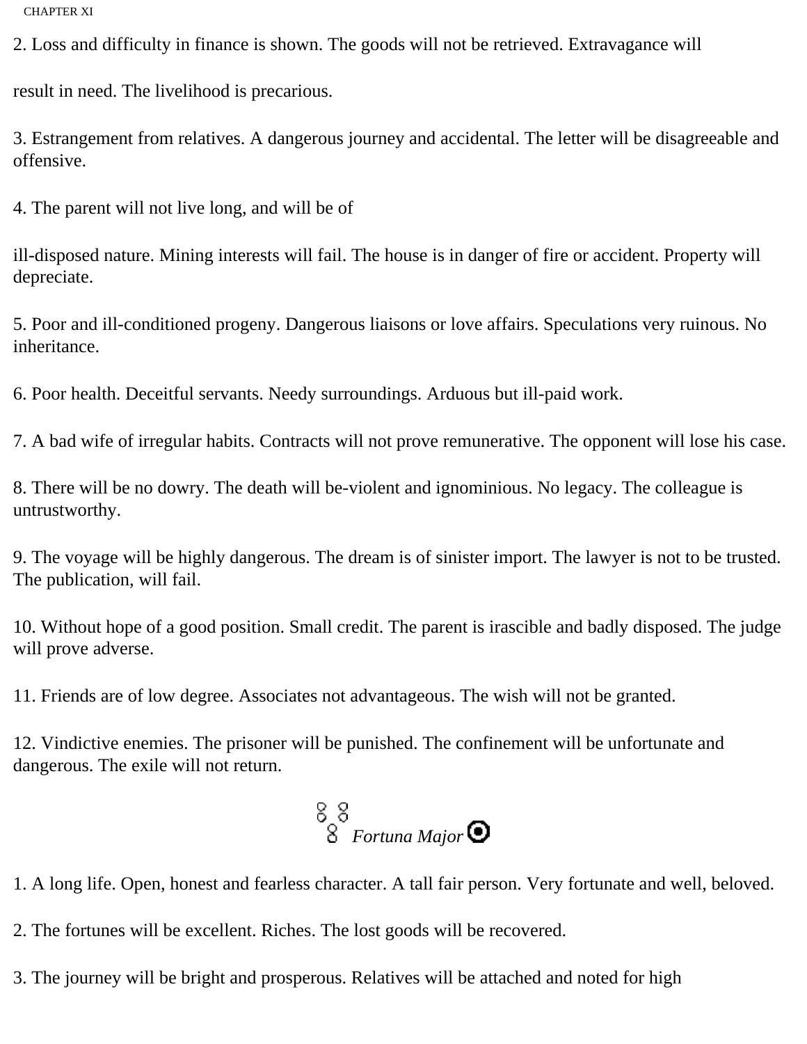2. Loss and difficulty in finance is shown. The goods will not be retrieved. Extravagance will

result in need. The livelihood is precarious.

3. Estrangement from relatives. A dangerous journey and accidental. The letter will be disagreeable and offensive.

4. The parent will not live long, and will be of

ill-disposed nature. Mining interests will fail. The house is in danger of fire or accident. Property will depreciate.

5. Poor and ill-conditioned progeny. Dangerous liaisons or love affairs. Speculations very ruinous. No inheritance.

6. Poor health. Deceitful servants. Needy surroundings. Arduous but ill-paid work.

7. A bad wife of irregular habits. Contracts will not prove remunerative. The opponent will lose his case.

8. There will be no dowry. The death will be-violent and ignominious. No legacy. The colleague is untrustworthy.

9. The voyage will be highly dangerous. The dream is of sinister import. The lawyer is not to be trusted. The publication, will fail.

10. Without hope of a good position. Small credit. The parent is irascible and badly disposed. The judge will prove adverse.

11. Friends are of low degree. Associates not advantageous. The wish will not be granted.

12. Vindictive enemies. The prisoner will be punished. The confinement will be unfortunate and dangerous. The exile will not return.

*Fortuna Major* ☉

1. A long life. Open, honest and fearless character. A tall fair person. Very fortunate and well, beloved.

2. The fortunes will be excellent. Riches. The lost goods will be recovered.

3. The journey will be bright and prosperous. Relatives will be attached and noted for high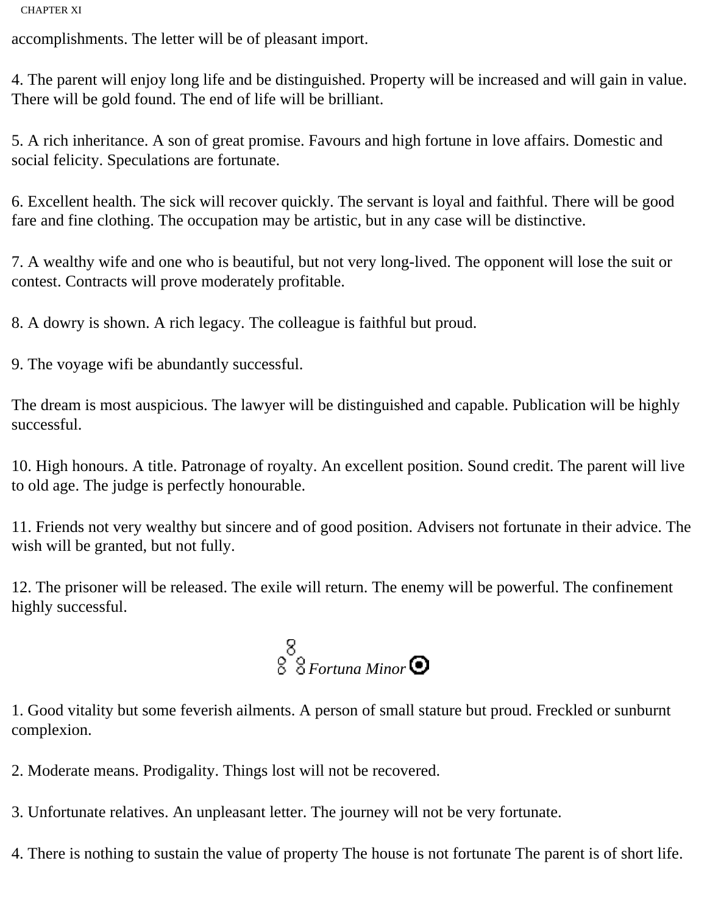accomplishments. The letter will be of pleasant import.

4. The parent will enjoy long life and be distinguished. Property will be increased and will gain in value. There will be gold found. The end of life will be brilliant.

5. A rich inheritance. A son of great promise. Favours and high fortune in love affairs. Domestic and social felicity. Speculations are fortunate.

6. Excellent health. The sick will recover quickly. The servant is loyal and faithful. There will be good fare and fine clothing. The occupation may be artistic, but in any case will be distinctive.

7. A wealthy wife and one who is beautiful, but not very long-lived. The opponent will lose the suit or contest. Contracts will prove moderately profitable.

8. A dowry is shown. A rich legacy. The colleague is faithful but proud.

9. The voyage wifi be abundantly successful.

The dream is most auspicious. The lawyer will be distinguished and capable. Publication will be highly successful.

10. High honours. A title. Patronage of royalty. An excellent position. Sound credit. The parent will live to old age. The judge is perfectly honourable.

11. Friends not very wealthy but sincere and of good position. Advisers not fortunate in their advice. The wish will be granted, but not fully.

12. The prisoner will be released. The exile will return. The enemy will be powerful. The confinement highly successful.

### *Fortuna Minor* ☉

1. Good vitality but some feverish ailments. A person of small stature but proud. Freckled or sunburnt complexion.

2. Moderate means. Prodigality. Things lost will not be recovered.

3. Unfortunate relatives. An unpleasant letter. The journey will not be very fortunate.

4. There is nothing to sustain the value of property The house is not fortunate The parent is of short life.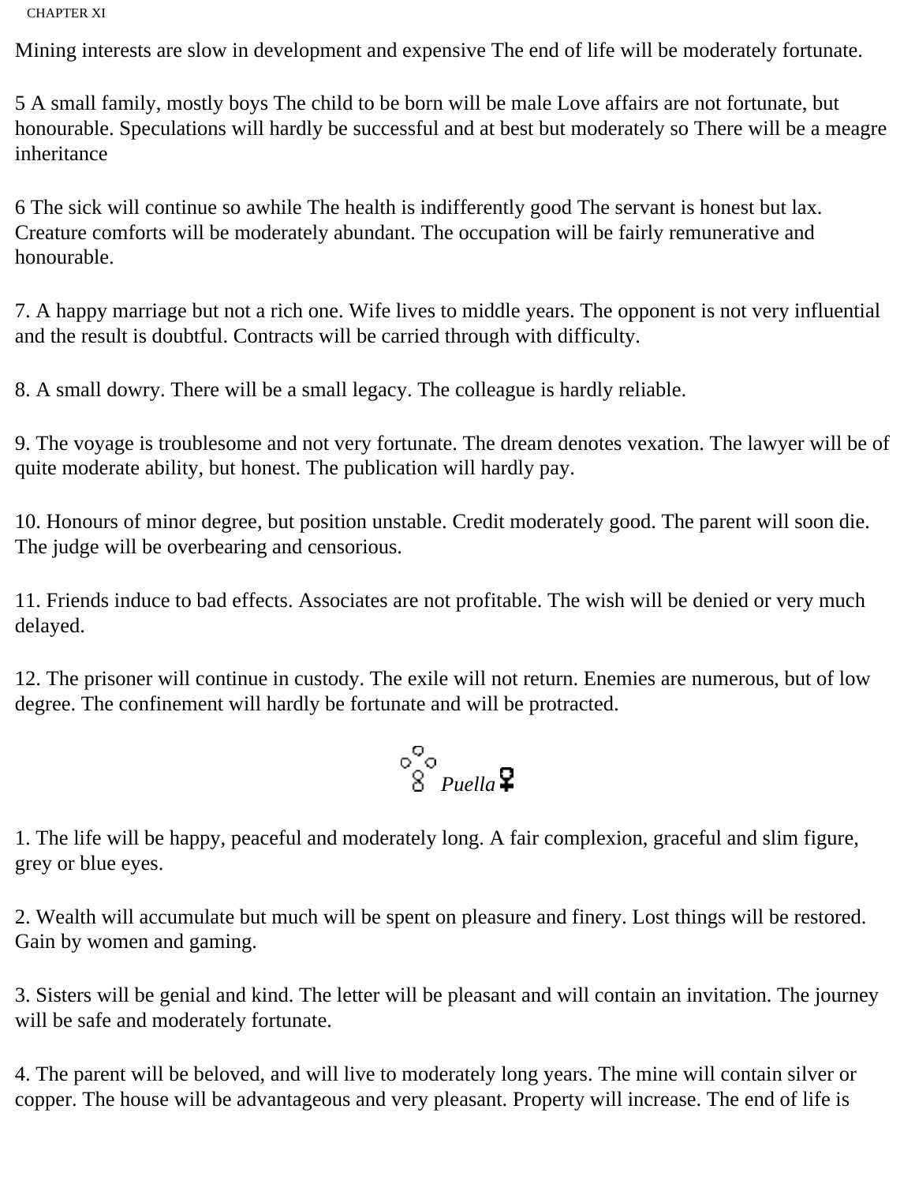Mining interests are slow in development and expensive The end of life will be moderately fortunate.

5 A small family, mostly boys The child to be born will be male Love affairs are not fortunate, but honourable. Speculations will hardly be successful and at best but moderately so There will be a meagre inheritance

6 The sick will continue so awhile The health is indifferently good The servant is honest but lax. Creature comforts will be moderately abundant. The occupation will be fairly remunerative and honourable.

7. A happy marriage but not a rich one. Wife lives to middle years. The opponent is not very influential and the result is doubtful. Contracts will be carried through with difficulty.

8. A small dowry. There will be a small legacy. The colleague is hardly reliable.

9. The voyage is troublesome and not very fortunate. The dream denotes vexation. The lawyer will be of quite moderate ability, but honest. The publication will hardly pay.

10. Honours of minor degree, but position unstable. Credit moderately good. The parent will soon die. The judge will be overbearing and censorious.

11. Friends induce to bad effects. Associates are not profitable. The wish will be denied or very much delayed.

12. The prisoner will continue in custody. The exile will not return. Enemies are numerous, but of low degree. The confinement will hardly be fortunate and will be protracted.

### *Puella* ♀

1. The life will be happy, peaceful and moderately long. A fair complexion, graceful and slim figure, grey or blue eyes.

2. Wealth will accumulate but much will be spent on pleasure and finery. Lost things will be restored. Gain by women and gaming.

3. Sisters will be genial and kind. The letter will be pleasant and will contain an invitation. The journey will be safe and moderately fortunate.

4. The parent will be beloved, and will live to moderately long years. The mine will contain silver or copper. The house will be advantageous and very pleasant. Property will increase. The end of life is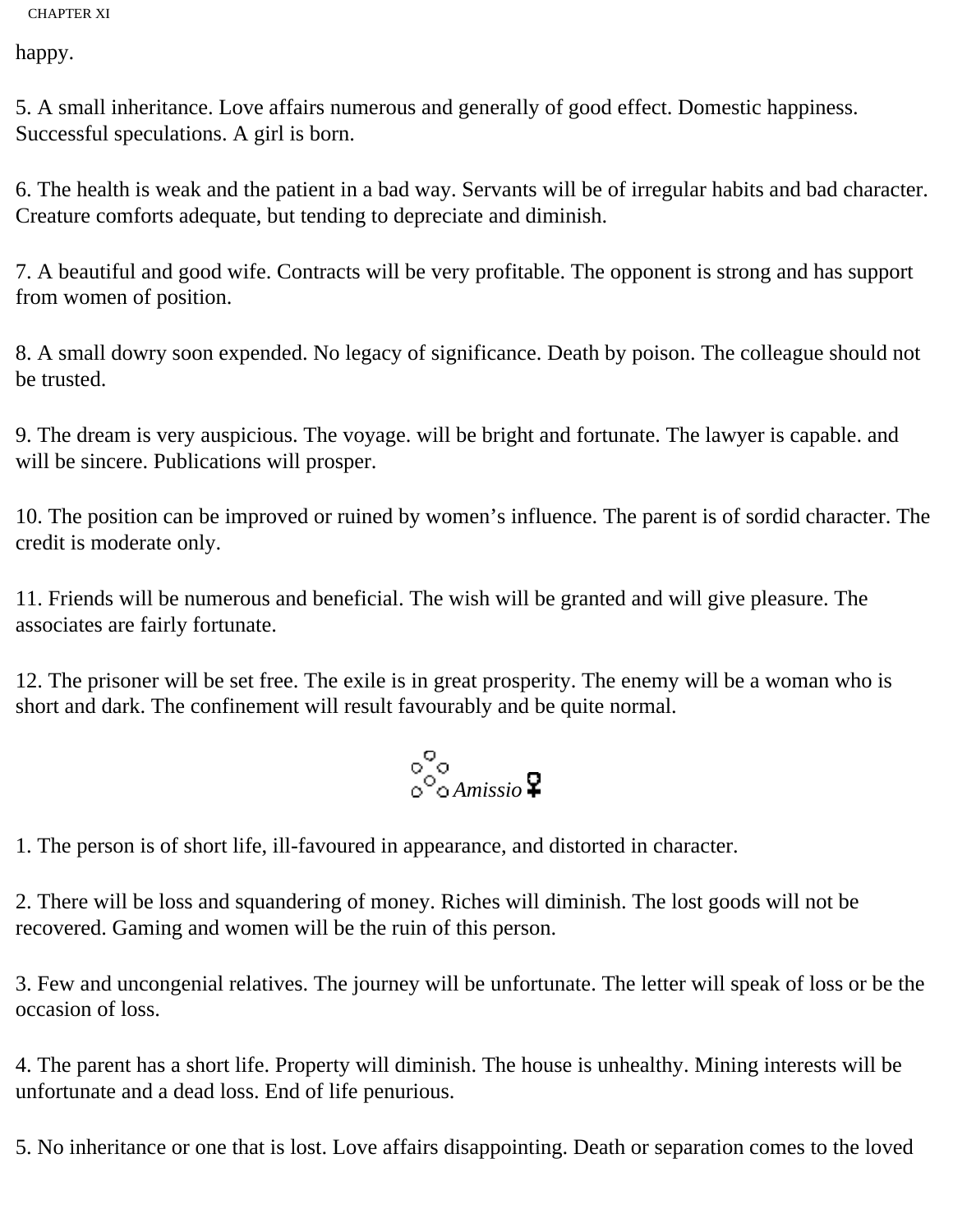happy.

5. A small inheritance. Love affairs numerous and generally of good effect. Domestic happiness. Successful speculations. A girl is born.

6. The health is weak and the patient in a bad way. Servants will be of irregular habits and bad character. Creature comforts adequate, but tending to depreciate and diminish.

7. A beautiful and good wife. Contracts will be very profitable. The opponent is strong and has support from women of position.

8. A small dowry soon expended. No legacy of significance. Death by poison. The colleague should not be trusted.

9. The dream is very auspicious. The voyage. will be bright and fortunate. The lawyer is capable. and will be sincere. Publications will prosper.

10. The position can be improved or ruined by women’s influence. The parent is of sordid character. The credit is moderate only.

11. Friends will be numerous and beneficial. The wish will be granted and will give pleasure. The associates are fairly fortunate.

12. The prisoner will be set free. The exile is in great prosperity. The enemy will be a woman who is short and dark. The confinement will result favourably and be quite normal.

*Amissio* ♀

1. The person is of short life, ill-favoured in appearance, and distorted in character.

2. There will be loss and squandering of money. Riches will diminish. The lost goods will not be recovered. Gaming and women will be the ruin of this person.

3. Few and uncongenial relatives. The journey will be unfortunate. The letter will speak of loss or be the occasion of loss.

4. The parent has a short life. Property will diminish. The house is unhealthy. Mining interests will be unfortunate and a dead loss. End of life penurious.

5. No inheritance or one that is lost. Love affairs disappointing. Death or separation comes to the loved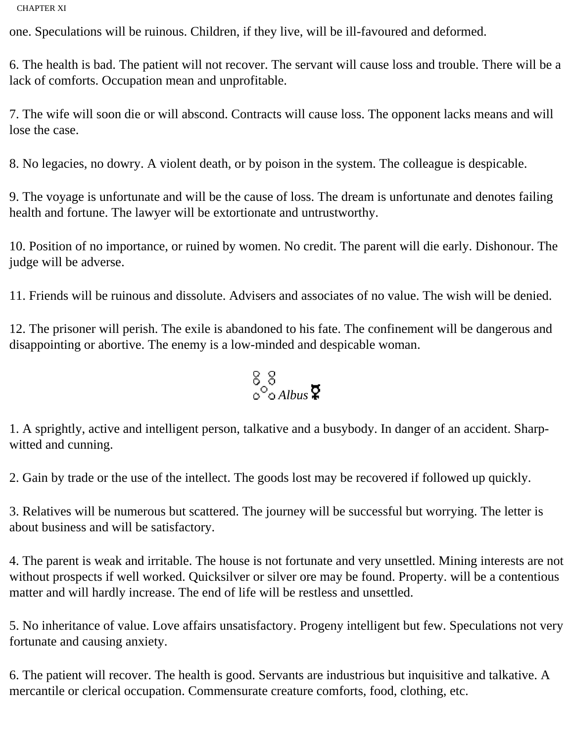one. Speculations will be ruinous. Children, if they live, will be ill-favoured and deformed.

6. The health is bad. The patient will not recover. The servant will cause loss and trouble. There will be a lack of comforts. Occupation mean and unprofitable.

7. The wife will soon die or will abscond. Contracts will cause loss. The opponent lacks means and will lose the case.

8. No legacies, no dowry. A violent death, or by poison in the system. The colleague is despicable.

9. The voyage is unfortunate and will be the cause of loss. The dream is unfortunate and denotes failing health and fortune. The lawyer will be extortionate and untrustworthy.

10. Position of no importance, or ruined by women. No credit. The parent will die early. Dishonour. The judge will be adverse.

11. Friends will be ruinous and dissolute. Advisers and associates of no value. The wish will be denied.

12. The prisoner will perish. The exile is abandoned to his fate. The confinement will be dangerous and disappointing or abortive. The enemy is a low-minded and despicable woman.

*Albus* ☿

1. A sprightly, active and intelligent person, talkative and a busybody. In danger of an accident. Sharp-witted and cunning.

2. Gain by trade or the use of the intellect. The goods lost may be recovered if followed up quickly.

3. Relatives will be numerous but scattered. The journey will be successful but worrying. The letter is about business and will be satisfactory.

4. The parent is weak and irritable. The house is not fortunate and very unsettled. Mining interests are not without prospects if well worked. Quicksilver or silver ore may be found. Property. will be a contentious matter and will hardly increase. The end of life will be restless and unsettled.

5. No inheritance of value. Love affairs unsatisfactory. Progeny intelligent but few. Speculations not very fortunate and causing anxiety.

6. The patient will recover. The health is good. Servants are industrious but inquisitive and talkative. A mercantile or clerical occupation. Commensurate creature comforts, food, clothing, etc.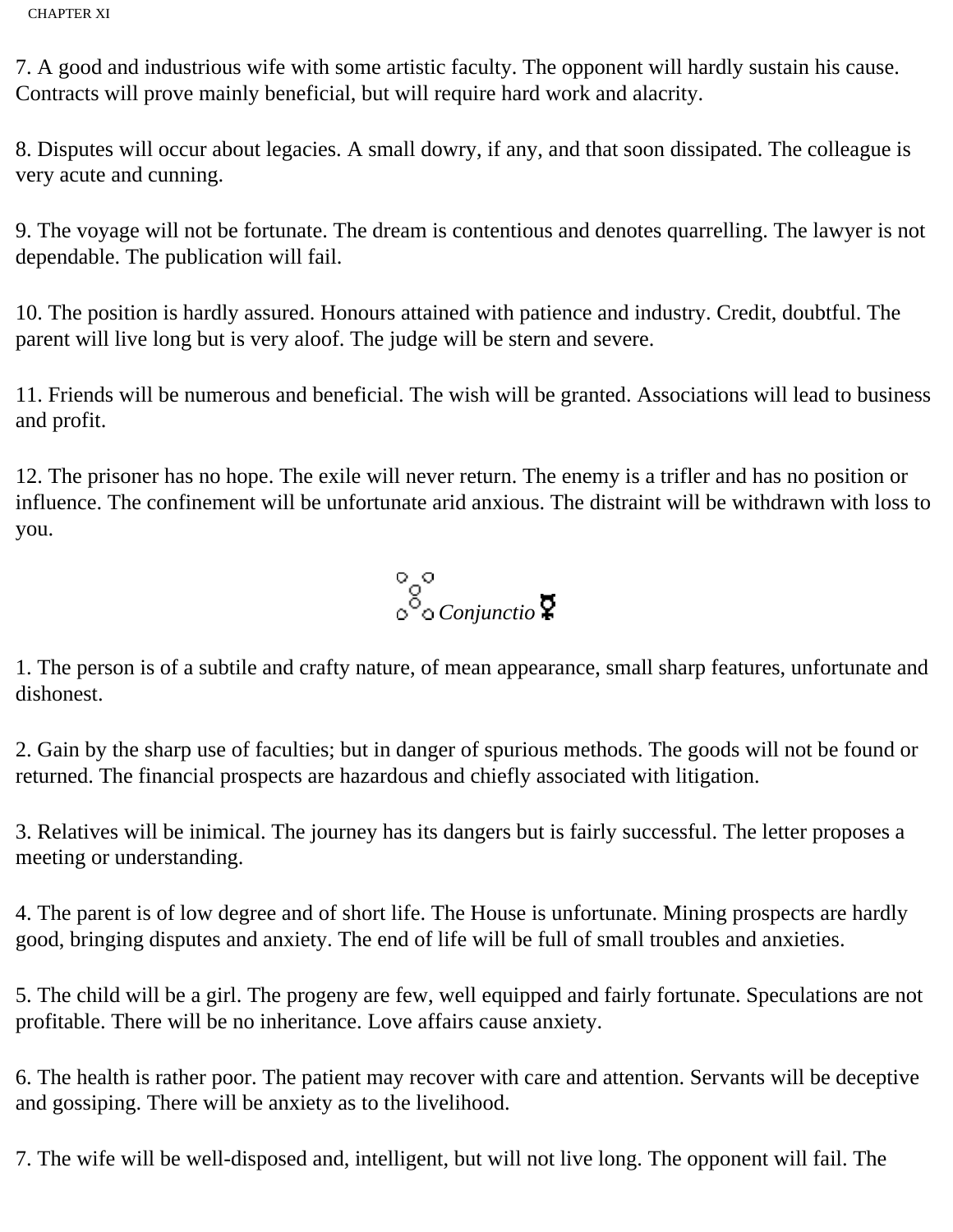7. A good and industrious wife with some artistic faculty. The opponent will hardly sustain his cause. Contracts will prove mainly beneficial, but will require hard work and alacrity.

8. Disputes will occur about legacies. A small dowry, if any, and that soon dissipated. The colleague is very acute and cunning.

9. The voyage will not be fortunate. The dream is contentious and denotes quarrelling. The lawyer is not dependable. The publication will fail.

10. The position is hardly assured. Honours attained with patience and industry. Credit, doubtful. The parent will live long but is very aloof. The judge will be stern and severe.

11. Friends will be numerous and beneficial. The wish will be granted. Associations will lead to business and profit.

12. The prisoner has no hope. The exile will never return. The enemy is a trifler and has no position or influence. The confinement will be unfortunate arid anxious. The distraint will be withdrawn with loss to you.

## *Conjunctio* ☿

1. The person is of a subtile and crafty nature, of mean appearance, small sharp features, unfortunate and dishonest.

2. Gain by the sharp use of faculties; but in danger of spurious methods. The goods will not be found or returned. The financial prospects are hazardous and chiefly associated with litigation.

3. Relatives will be inimical. The journey has its dangers but is fairly successful. The letter proposes a meeting or understanding.

4. The parent is of low degree and of short life. The House is unfortunate. Mining prospects are hardly good, bringing disputes and anxiety. The end of life will be full of small troubles and anxieties.

5. The child will be a girl. The progeny are few, well equipped and fairly fortunate. Speculations are not profitable. There will be no inheritance. Love affairs cause anxiety.

6. The health is rather poor. The patient may recover with care and attention. Servants will be deceptive and gossiping. There will be anxiety as to the livelihood.

7. The wife will be well-disposed and, intelligent, but will not live long. The opponent will fail. The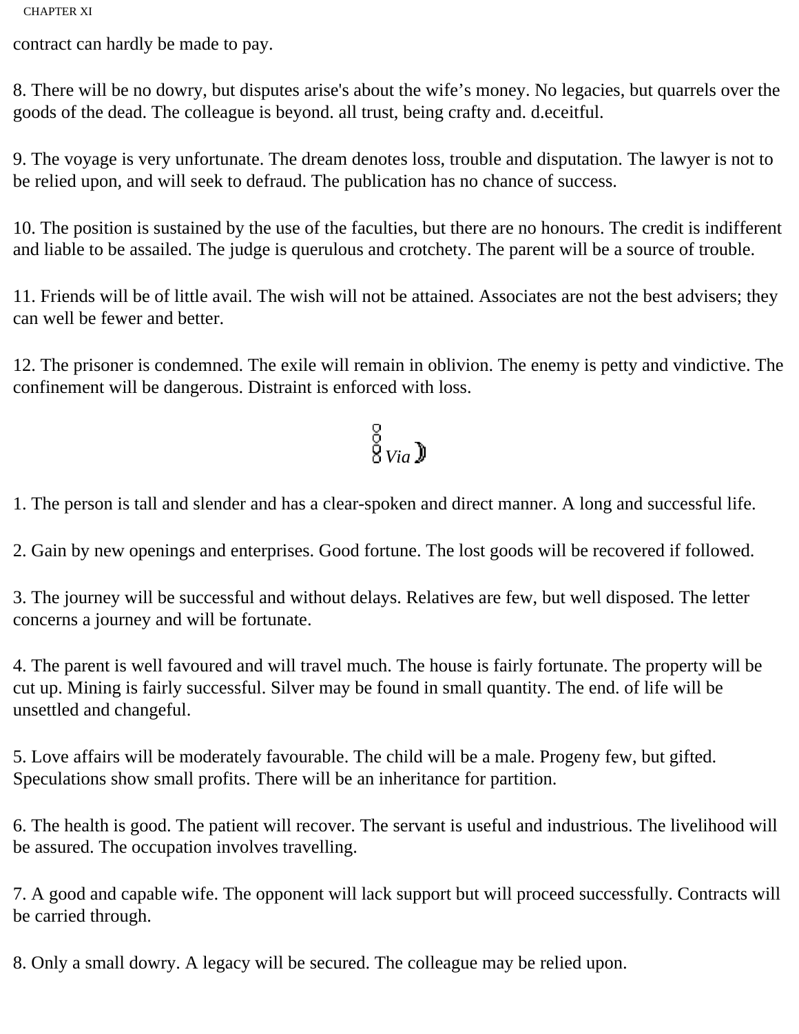contract can hardly be made to pay.

8. There will be no dowry, but disputes arise's about the wife's money. No legacies, but quarrels over the goods of the dead. The colleague is beyond. all trust, being crafty and. d.eceitful.

9. The voyage is very unfortunate. The dream denotes loss, trouble and disputation. The lawyer is not to be relied upon, and will seek to defraud. The publication has no chance of success.

10. The position is sustained by the use of the faculties, but there are no honours. The credit is indifferent and liable to be assailed. The judge is querulous and crotchety. The parent will be a source of trouble.

11. Friends will be of little avail. The wish will not be attained. Associates are not the best advisers; they can well be fewer and better.

12. The prisoner is condemned. The exile will remain in oblivion. The enemy is petty and vindictive. The confinement will be dangerous. Distraint is enforced with loss.

*Via* ☽

1. The person is tall and slender and has a clear-spoken and direct manner. A long and successful life.

2. Gain by new openings and enterprises. Good fortune. The lost goods will be recovered if followed.

3. The journey will be successful and without delays. Relatives are few, but well disposed. The letter concerns a journey and will be fortunate.

4. The parent is well favoured and will travel much. The house is fairly fortunate. The property will be cut up. Mining is fairly successful. Silver may be found in small quantity. The end. of life will be unsettled and changeful.

5. Love affairs will be moderately favourable. The child will be a male. Progeny few, but gifted. Speculations show small profits. There will be an inheritance for partition.

6. The health is good. The patient will recover. The servant is useful and industrious. The livelihood will be assured. The occupation involves travelling.

7. A good and capable wife. The opponent will lack support but will proceed successfully. Contracts will be carried through.

8. Only a small dowry. A legacy will be secured. The colleague may be relied upon.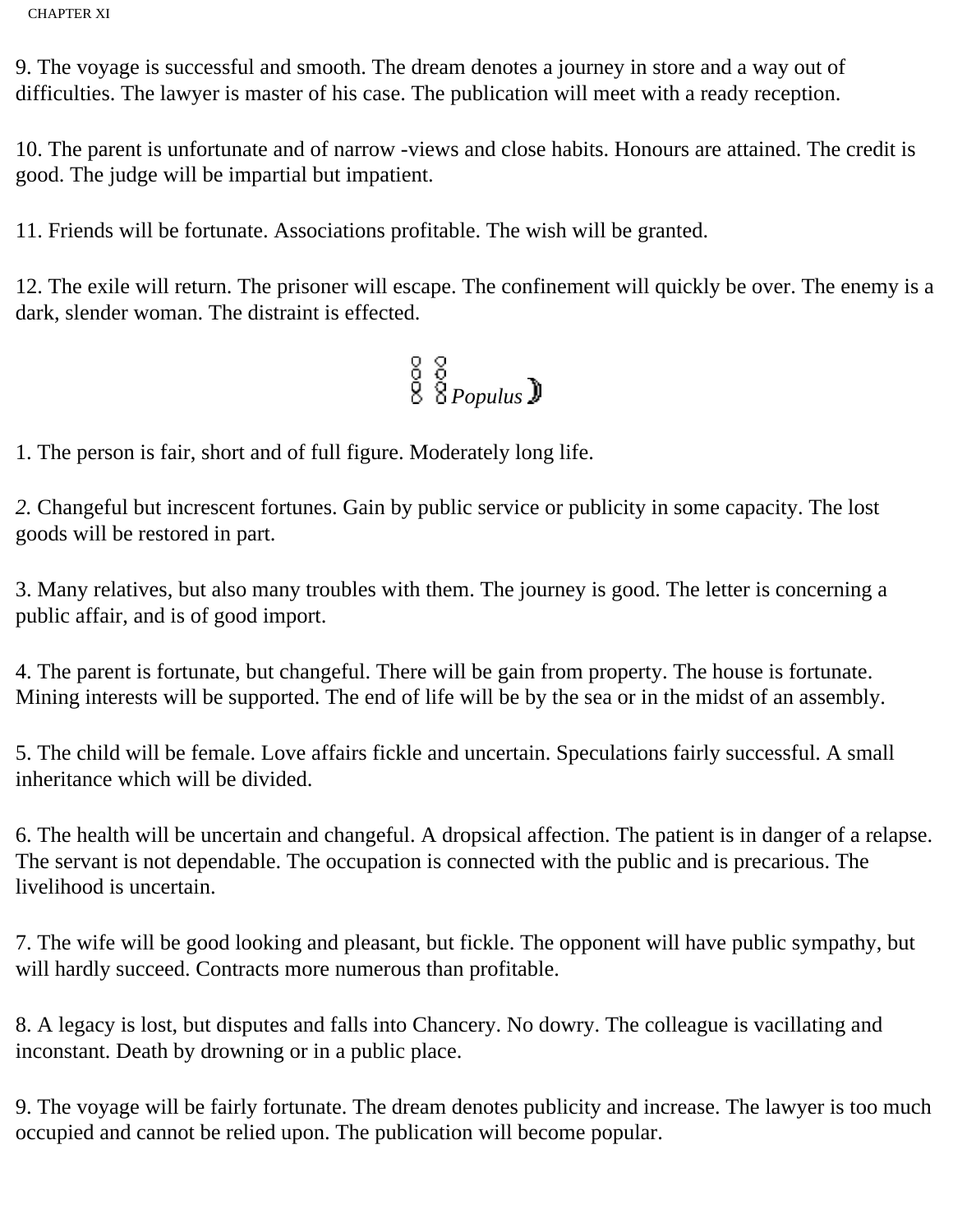9. The voyage is successful and smooth. The dream denotes a journey in store and a way out of difficulties. The lawyer is master of his case. The publication will meet with a ready reception.

10. The parent is unfortunate and of narrow -views and close habits. Honours are attained. The credit is good. The judge will be impartial but impatient.

11. Friends will be fortunate. Associations profitable. The wish will be granted.

12. The exile will return. The prisoner will escape. The confinement will quickly be over. The enemy is a dark, slender woman. The distraint is effected.

*Populus* ☽

1. The person is fair, short and of full figure. Moderately long life.

*2.* Changeful but increscent fortunes. Gain by public service or publicity in some capacity. The lost goods will be restored in part.

3. Many relatives, but also many troubles with them. The journey is good. The letter is concerning a public affair, and is of good import.

4. The parent is fortunate, but changeful. There will be gain from property. The house is fortunate. Mining interests will be supported. The end of life will be by the sea or in the midst of an assembly.

5. The child will be female. Love affairs fickle and uncertain. Speculations fairly successful. A small inheritance which will be divided.

6. The health will be uncertain and changeful. A dropsical affection. The patient is in danger of a relapse. The servant is not dependable. The occupation is connected with the public and is precarious. The livelihood is uncertain.

7. The wife will be good looking and pleasant, but fickle. The opponent will have public sympathy, but will hardly succeed. Contracts more numerous than profitable.

8. A legacy is lost, but disputes and falls into Chancery. No dowry. The colleague is vacillating and inconstant. Death by drowning or in a public place.

9. The voyage will be fairly fortunate. The dream denotes publicity and increase. The lawyer is too much occupied and cannot be relied upon. The publication will become popular.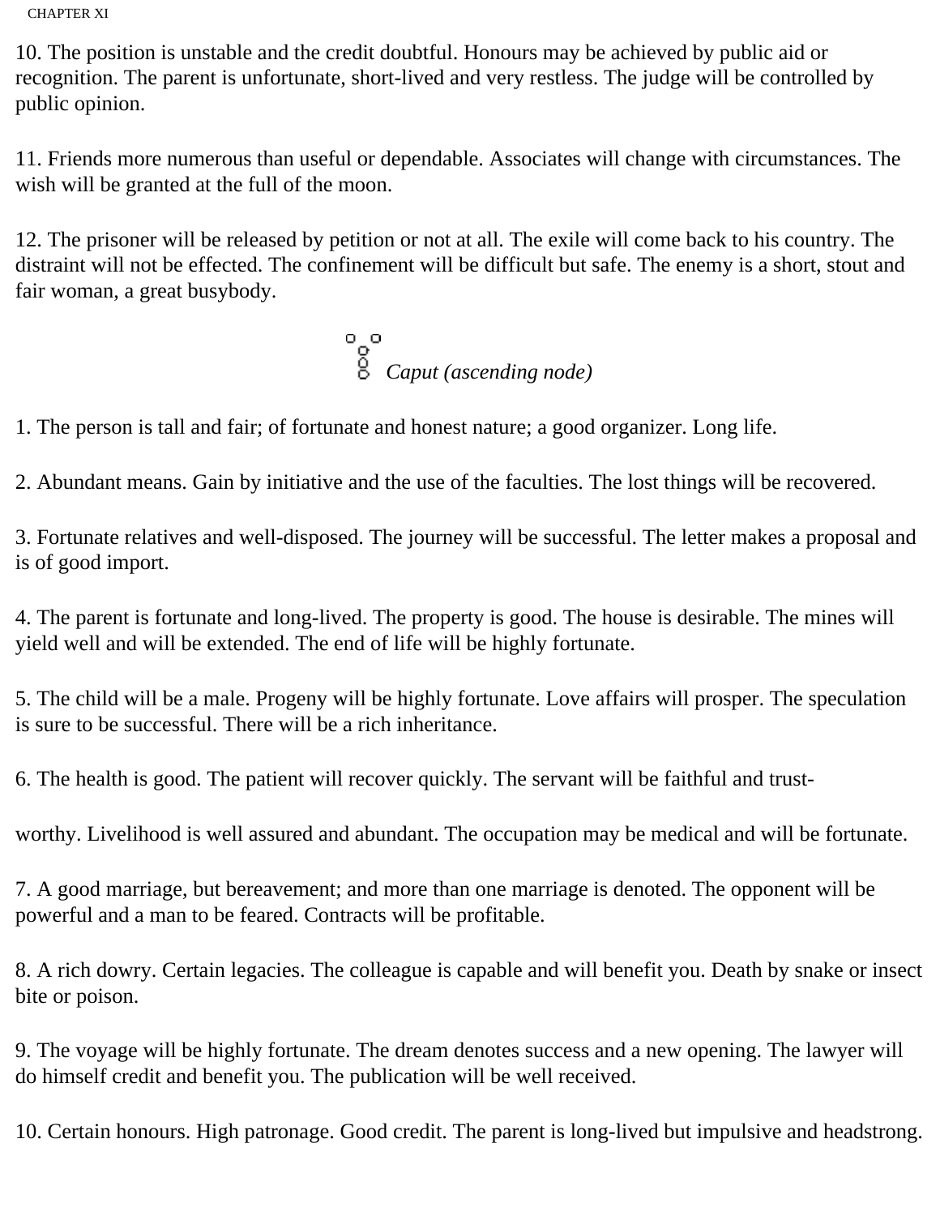10. The position is unstable and the credit doubtful. Honours may be achieved by public aid or recognition. The parent is unfortunate, short-lived and very restless. The judge will be controlled by public opinion.

11. Friends more numerous than useful or dependable. Associates will change with circumstances. The wish will be granted at the full of the moon.

12. The prisoner will be released by petition or not at all. The exile will come back to his country. The distraint will not be effected. The confinement will be difficult but safe. The enemy is a short, stout and fair woman, a great busybody.

*Caput (ascending node)*

1. The person is tall and fair; of fortunate and honest nature; a good organizer. Long life.

2. Abundant means. Gain by initiative and the use of the faculties. The lost things will be recovered.

3. Fortunate relatives and well-disposed. The journey will be successful. The letter makes a proposal and is of good import.

4. The parent is fortunate and long-lived. The property is good. The house is desirable. The mines will yield well and will be extended. The end of life will be highly fortunate.

5. The child will be a male. Progeny will be highly fortunate. Love affairs will prosper. The speculation is sure to be successful. There will be a rich inheritance.

6. The health is good. The patient will recover quickly. The servant will be faithful and trustworthy. Livelihood is well assured and abundant. The occupation may be medical and will be fortunate.

7. A good marriage, but bereavement; and more than one marriage is denoted. The opponent will be powerful and a man to be feared. Contracts will be profitable.

8. A rich dowry. Certain legacies. The colleague is capable and will benefit you. Death by snake or insect bite or poison.

9. The voyage will be highly fortunate. The dream denotes success and a new opening. The lawyer will do himself credit and benefit you. The publication will be well received.

10. Certain honours. High patronage. Good credit. The parent is long-lived but impulsive and headstrong.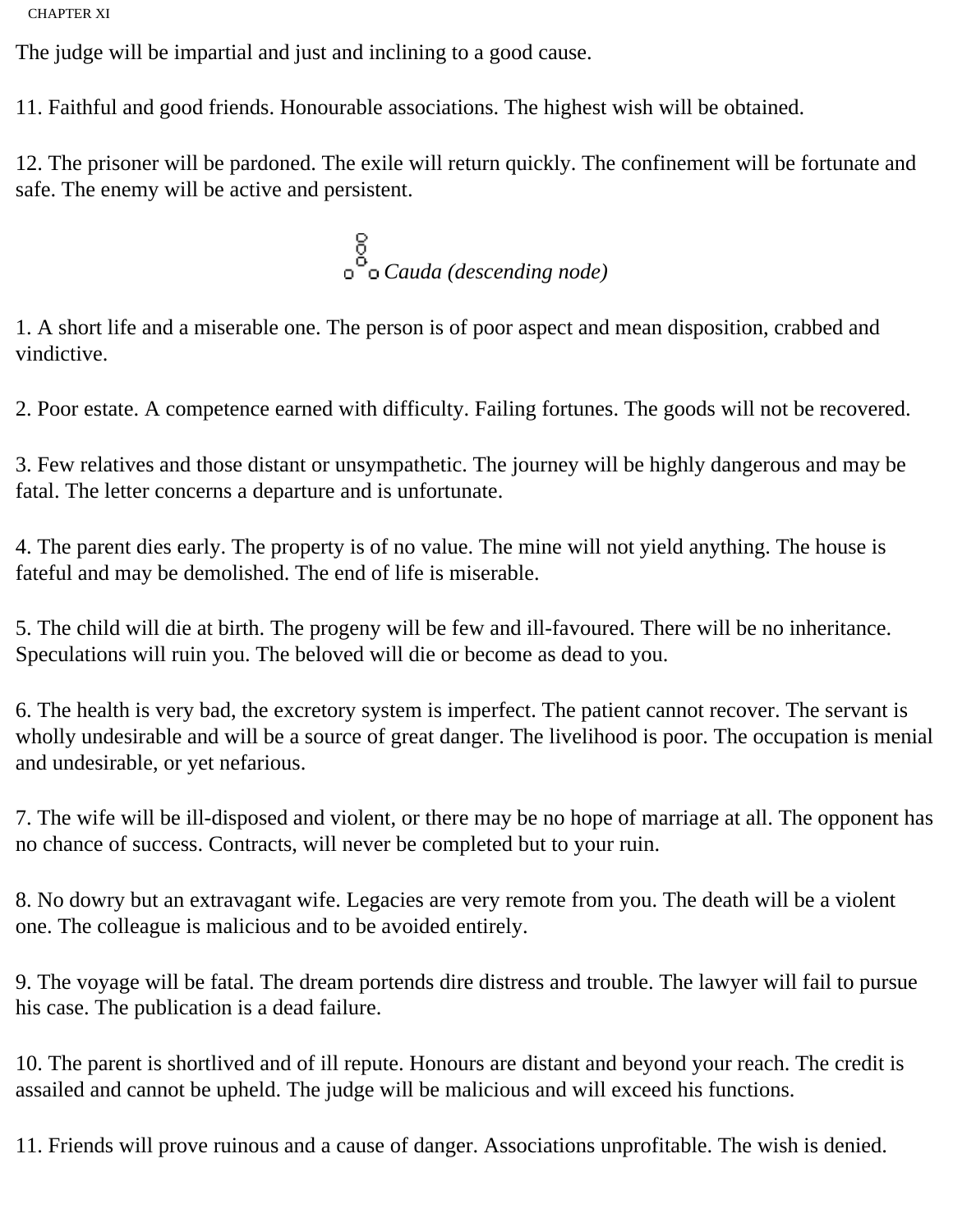The judge will be impartial and just and inclining to a good cause.

11. Faithful and good friends. Honourable associations. The highest wish will be obtained.

12. The prisoner will be pardoned. The exile will return quickly. The confinement will be fortunate and safe. The enemy will be active and persistent.

*Cauda (descending node)*

1. A short life and a miserable one. The person is of poor aspect and mean disposition, crabbed and vindictive.

2. Poor estate. A competence earned with difficulty. Failing fortunes. The goods will not be recovered.

3. Few relatives and those distant or unsympathetic. The journey will be highly dangerous and may be fatal. The letter concerns a departure and is unfortunate.

4. The parent dies early. The property is of no value. The mine will not yield anything. The house is fateful and may be demolished. The end of life is miserable.

5. The child will die at birth. The progeny will be few and ill-favoured. There will be no inheritance. Speculations will ruin you. The beloved will die or become as dead to you.

6. The health is very bad, the excretory system is imperfect. The patient cannot recover. The servant is wholly undesirable and will be a source of great danger. The livelihood is poor. The occupation is menial and undesirable, or yet nefarious.

7. The wife will be ill-disposed and violent, or there may be no hope of marriage at all. The opponent has no chance of success. Contracts, will never be completed but to your ruin.

8. No dowry but an extravagant wife. Legacies are very remote from you. The death will be a violent one. The colleague is malicious and to be avoided entirely.

9. The voyage will be fatal. The dream portends dire distress and trouble. The lawyer will fail to pursue his case. The publication is a dead failure.

10. The parent is shortlived and of ill repute. Honours are distant and beyond your reach. The credit is assailed and cannot be upheld. The judge will be malicious and will exceed his functions.

11. Friends will prove ruinous and a cause of danger. Associations unprofitable. The wish is denied.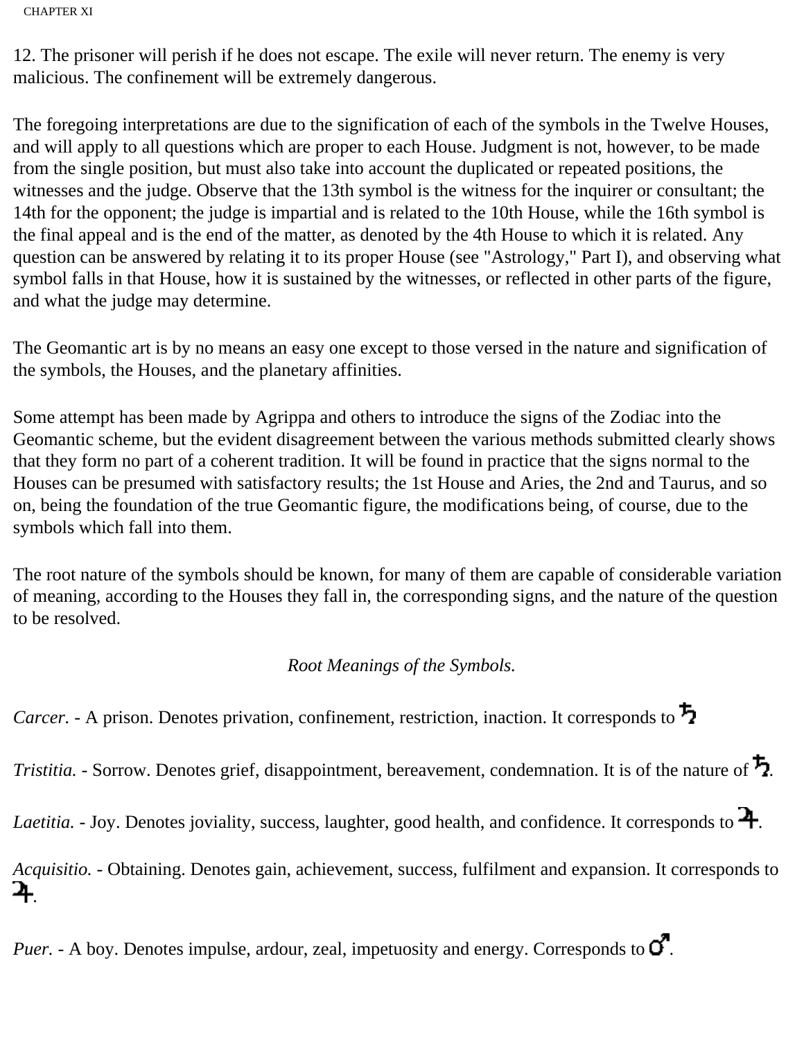12. The prisoner will perish if he does not escape. The exile will never return. The enemy is very malicious. The confinement will be extremely dangerous.

The foregoing interpretations are due to the signification of each of the symbols in the Twelve Houses, and will apply to all questions which are proper to each House. Judgment is not, however, to be made from the single position, but must also take into account the duplicated or repeated positions, the witnesses and the judge. Observe that the 13th symbol is the witness for the inquirer or consultant; the 14th for the opponent; the judge is impartial and is related to the 10th House, while the 16th symbol is the final appeal and is the end of the matter, as denoted by the 4th House to which it is related. Any question can be answered by relating it to its proper House (see "Astrology," Part I), and observing what symbol falls in that House, how it is sustained by the witnesses, or reflected in other parts of the figure, and what the judge may determine.

The Geomantic art is by no means an easy one except to those versed in the nature and signification of the symbols, the Houses, and the planetary affinities.

Some attempt has been made by Agrippa and others to introduce the signs of the Zodiac into the Geomantic scheme, but the evident disagreement between the various methods submitted clearly shows that they form no part of a coherent tradition. It will be found in practice that the signs normal to the Houses can be presumed with satisfactory results; the 1st House and Aries, the 2nd and Taurus, and so on, being the foundation of the true Geomantic figure, the modifications being, of course, due to the symbols which fall into them.

The root nature of the symbols should be known, for many of them are capable of considerable variation of meaning, according to the Houses they fall in, the corresponding signs, and the nature of the question to be resolved.

*Root Meanings of the Symbols.*

*Carcer.* - A prison. Denotes privation, confinement, restriction, inaction. It corresponds to ♄

*Tristitia.* - Sorrow. Denotes grief, disappointment, bereavement, condemnation. It is of the nature of ♄.

*Laetitia.* - Joy. Denotes joviality, success, laughter, good health, and confidence. It corresponds to ♃.

*Acquisitio.* - Obtaining. Denotes gain, achievement, success, fulfilment and expansion. It corresponds to ♃.

*Puer.* - A boy. Denotes impulse, ardour, zeal, impetuosity and energy. Corresponds to ♂.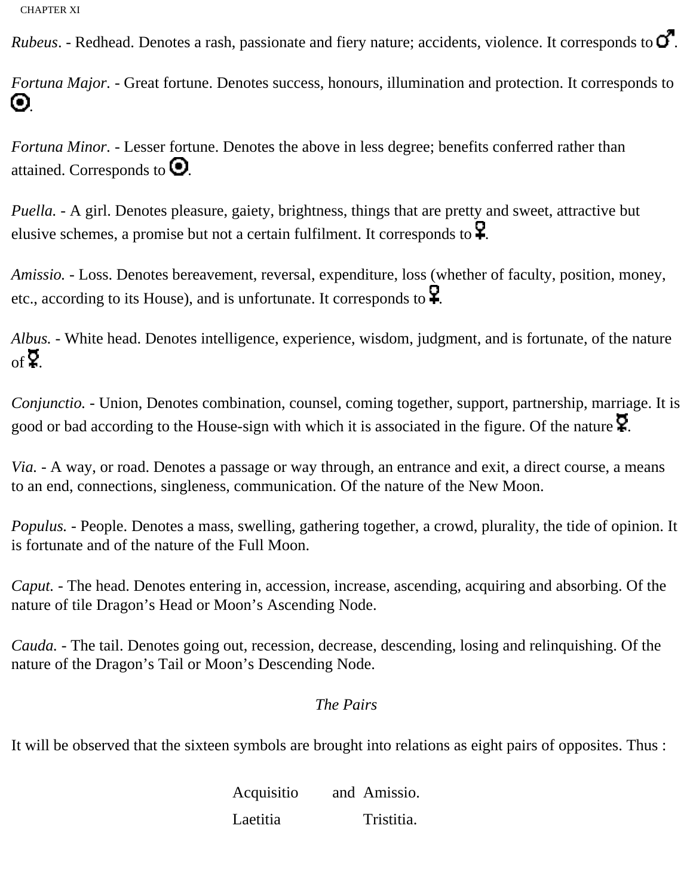*Rubeus*. - Redhead. Denotes a rash, passionate and fiery nature; accidents, violence. It corresponds to ♂.

*Fortuna Major*. - Great fortune. Denotes success, honours, illumination and protection. It corresponds to ☉.

*Fortuna Minor*. - Lesser fortune. Denotes the above in less degree; benefits conferred rather than attained. Corresponds to ☉.

*Puella*. - A girl. Denotes pleasure, gaiety, brightness, things that are pretty and sweet, attractive but elusive schemes, a promise but not a certain fulfilment. It corresponds to ♀.

*Amissio*. - Loss. Denotes bereavement, reversal, expenditure, loss (whether of faculty, position, money, etc., according to its House), and is unfortunate. It corresponds to ♀.

*Albus*. - White head. Denotes intelligence, experience, wisdom, judgment, and is fortunate, of the nature of ☿.

*Conjunctio*. - Union, Denotes combination, counsel, coming together, support, partnership, marriage. It is good or bad according to the House-sign with which it is associated in the figure. Of the nature ☿.

*Via*. - A way, or road. Denotes a passage or way through, an entrance and exit, a direct course, a means to an end, connections, singleness, communication. Of the nature of the New Moon.

*Populus*. - People. Denotes a mass, swelling, gathering together, a crowd, plurality, the tide of opinion. It is fortunate and of the nature of the Full Moon.

*Caput*. - The head. Denotes entering in, accession, increase, ascending, acquiring and absorbing. Of the nature of tile Dragon's Head or Moon's Ascending Node.

*Cauda*. - The tail. Denotes going out, recession, decrease, descending, losing and relinquishing. Of the nature of the Dragon's Tail or Moon's Descending Node.

*The Pairs*

It will be observed that the sixteen symbols are brought into relations as eight pairs of opposites. Thus :

Acquisitio and Amissio.
Laetitia Tristitia.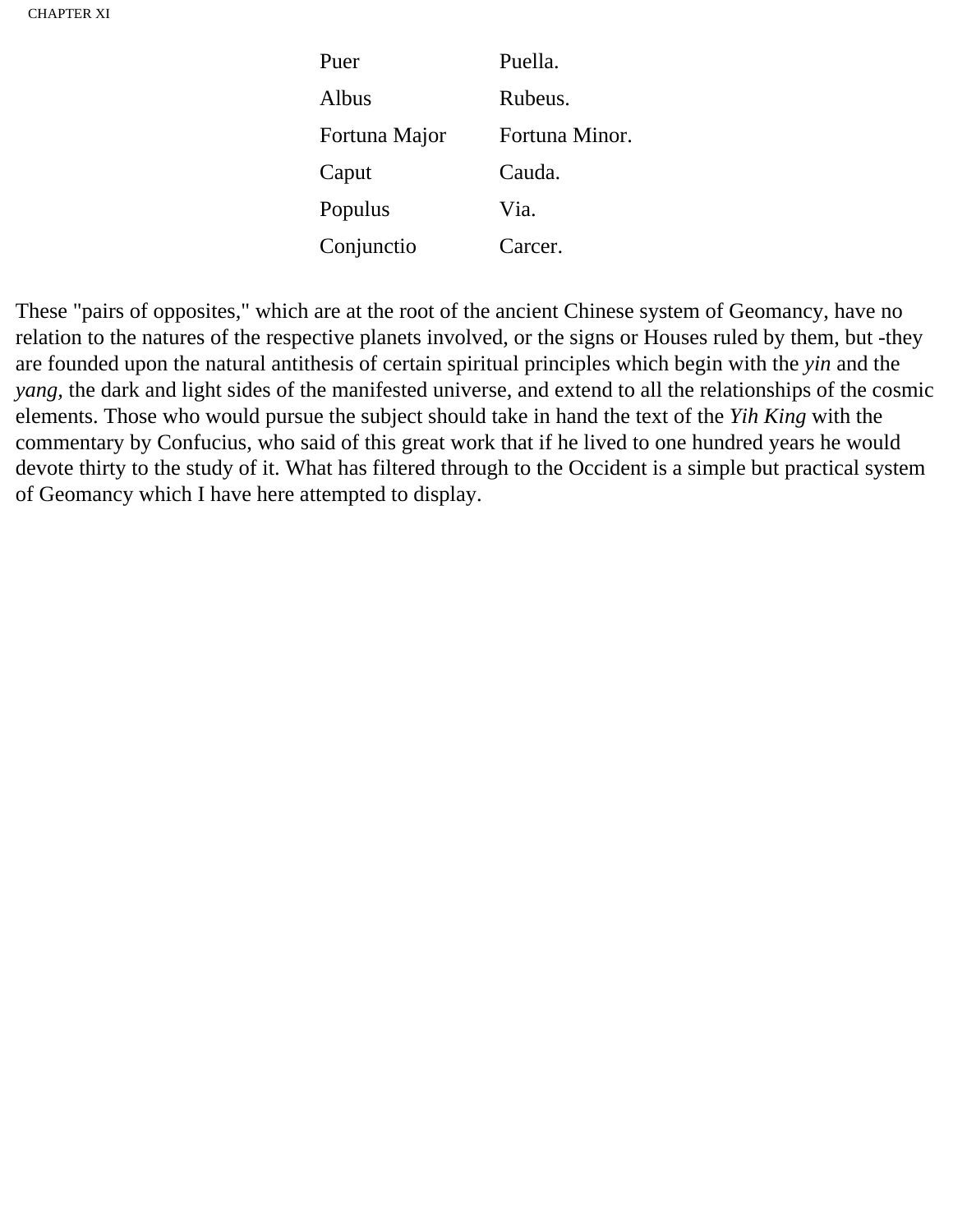| | |
|---|---|
| Puer | Puella. |
| Albus | Rubeus. |
| Fortuna Major | Fortuna Minor. |
| Caput | Cauda. |
| Populus | Via. |
| Conjunctio | Carcer. |

These "pairs of opposites," which are at the root of the ancient Chinese system of Geomancy, have no relation to the natures of the respective planets involved, or the signs or Houses ruled by them, but -they are founded upon the natural antithesis of certain spiritual principles which begin with the *yin* and the *yang,* the dark and light sides of the manifested universe, and extend to all the relationships of the cosmic elements. Those who would pursue the subject should take in hand the text of the *Yih King* with the commentary by Confucius, who said of this great work that if he lived to one hundred years he would devote thirty to the study of it. What has filtered through to the Occident is a simple but practical system of Geomancy which I have here attempted to display.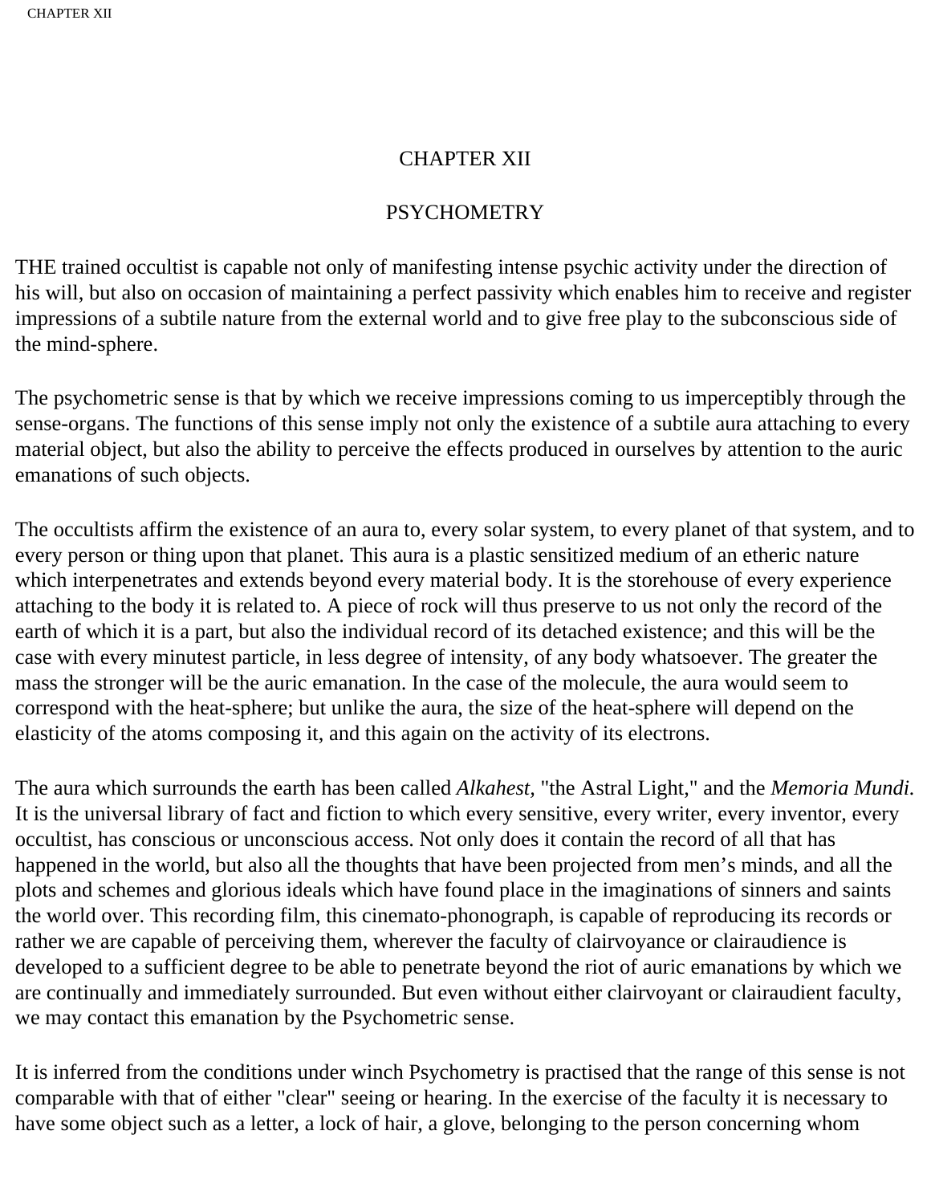# CHAPTER XII

## PSYCHOMETRY

THE trained occultist is capable not only of manifesting intense psychic activity under the direction of his will, but also on occasion of maintaining a perfect passivity which enables him to receive and register impressions of a subtile nature from the external world and to give free play to the subconscious side of the mind-sphere.

The psychometric sense is that by which we receive impressions coming to us imperceptibly through the sense-organs. The functions of this sense imply not only the existence of a subtile aura attaching to every material object, but also the ability to perceive the effects produced in ourselves by attention to the auric emanations of such objects.

The occultists affirm the existence of an aura to, every solar system, to every planet of that system, and to every person or thing upon that planet. This aura is a plastic sensitized medium of an etheric nature which interpenetrates and extends beyond every material body. It is the storehouse of every experience attaching to the body it is related to. A piece of rock will thus preserve to us not only the record of the earth of which it is a part, but also the individual record of its detached existence; and this will be the case with every minutest particle, in less degree of intensity, of any body whatsoever. The greater the mass the stronger will be the auric emanation. In the case of the molecule, the aura would seem to correspond with the heat-sphere; but unlike the aura, the size of the heat-sphere will depend on the elasticity of the atoms composing it, and this again on the activity of its electrons.

The aura which surrounds the earth has been called *Alkahest,* "the Astral Light," and the *Memoria Mundi.* It is the universal library of fact and fiction to which every sensitive, every writer, every inventor, every occultist, has conscious or unconscious access. Not only does it contain the record of all that has happened in the world, but also all the thoughts that have been projected from men's minds, and all the plots and schemes and glorious ideals which have found place in the imaginations of sinners and saints the world over. This recording film, this cinemato-phonograph, is capable of reproducing its records or rather we are capable of perceiving them, wherever the faculty of clairvoyance or clairaudience is developed to a sufficient degree to be able to penetrate beyond the riot of auric emanations by which we are continually and immediately surrounded. But even without either clairvoyant or clairaudient faculty, we may contact this emanation by the Psychometric sense.

It is inferred from the conditions under winch Psychometry is practised that the range of this sense is not comparable with that of either "clear" seeing or hearing. In the exercise of the faculty it is necessary to have some object such as a letter, a lock of hair, a glove, belonging to the person concerning whom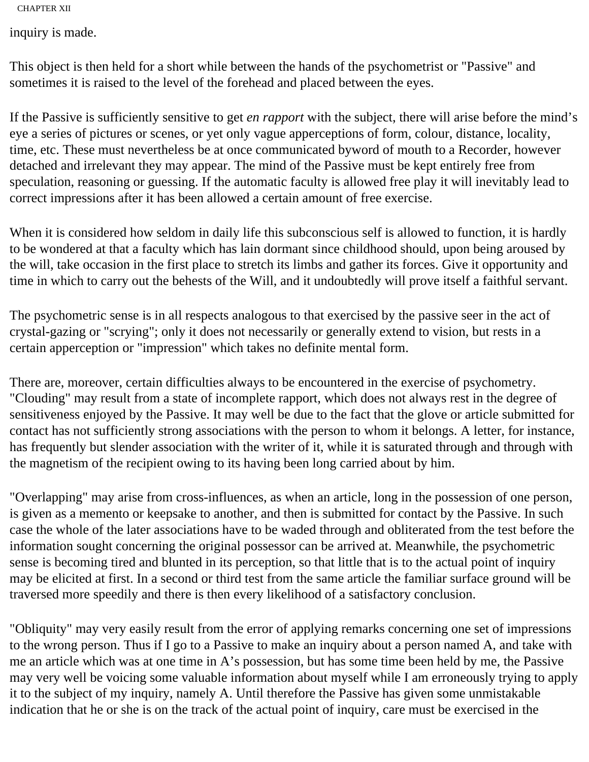inquiry is made.

This object is then held for a short while between the hands of the psychometrist or "Passive" and sometimes it is raised to the level of the forehead and placed between the eyes.

If the Passive is sufficiently sensitive to get *en rapport* with the subject, there will arise before the mind's eye a series of pictures or scenes, or yet only vague apperceptions of form, colour, distance, locality, time, etc. These must nevertheless be at once communicated byword of mouth to a Recorder, however detached and irrelevant they may appear. The mind of the Passive must be kept entirely free from speculation, reasoning or guessing. If the automatic faculty is allowed free play it will inevitably lead to correct impressions after it has been allowed a certain amount of free exercise.

When it is considered how seldom in daily life this subconscious self is allowed to function, it is hardly to be wondered at that a faculty which has lain dormant since childhood should, upon being aroused by the will, take occasion in the first place to stretch its limbs and gather its forces. Give it opportunity and time in which to carry out the behests of the Will, and it undoubtedly will prove itself a faithful servant.

The psychometric sense is in all respects analogous to that exercised by the passive seer in the act of crystal-gazing or "scrying"; only it does not necessarily or generally extend to vision, but rests in a certain apperception or "impression" which takes no definite mental form.

There are, moreover, certain difficulties always to be encountered in the exercise of psychometry. "Clouding" may result from a state of incomplete rapport, which does not always rest in the degree of sensitiveness enjoyed by the Passive. It may well be due to the fact that the glove or article submitted for contact has not sufficiently strong associations with the person to whom it belongs. A letter, for instance, has frequently but slender association with the writer of it, while it is saturated through and through with the magnetism of the recipient owing to its having been long carried about by him.

"Overlapping" may arise from cross-influences, as when an article, long in the possession of one person, is given as a memento or keepsake to another, and then is submitted for contact by the Passive. In such case the whole of the later associations have to be waded through and obliterated from the test before the information sought concerning the original possessor can be arrived at. Meanwhile, the psychometric sense is becoming tired and blunted in its perception, so that little that is to the actual point of inquiry may be elicited at first. In a second or third test from the same article the familiar surface ground will be traversed more speedily and there is then every likelihood of a satisfactory conclusion.

"Obliquity" may very easily result from the error of applying remarks concerning one set of impressions to the wrong person. Thus if I go to a Passive to make an inquiry about a person named A, and take with me an article which was at one time in A's possession, but has some time been held by me, the Passive may very well be voicing some valuable information about myself while I am erroneously trying to apply it to the subject of my inquiry, namely A. Until therefore the Passive has given some unmistakable indication that he or she is on the track of the actual point of inquiry, care must be exercised in the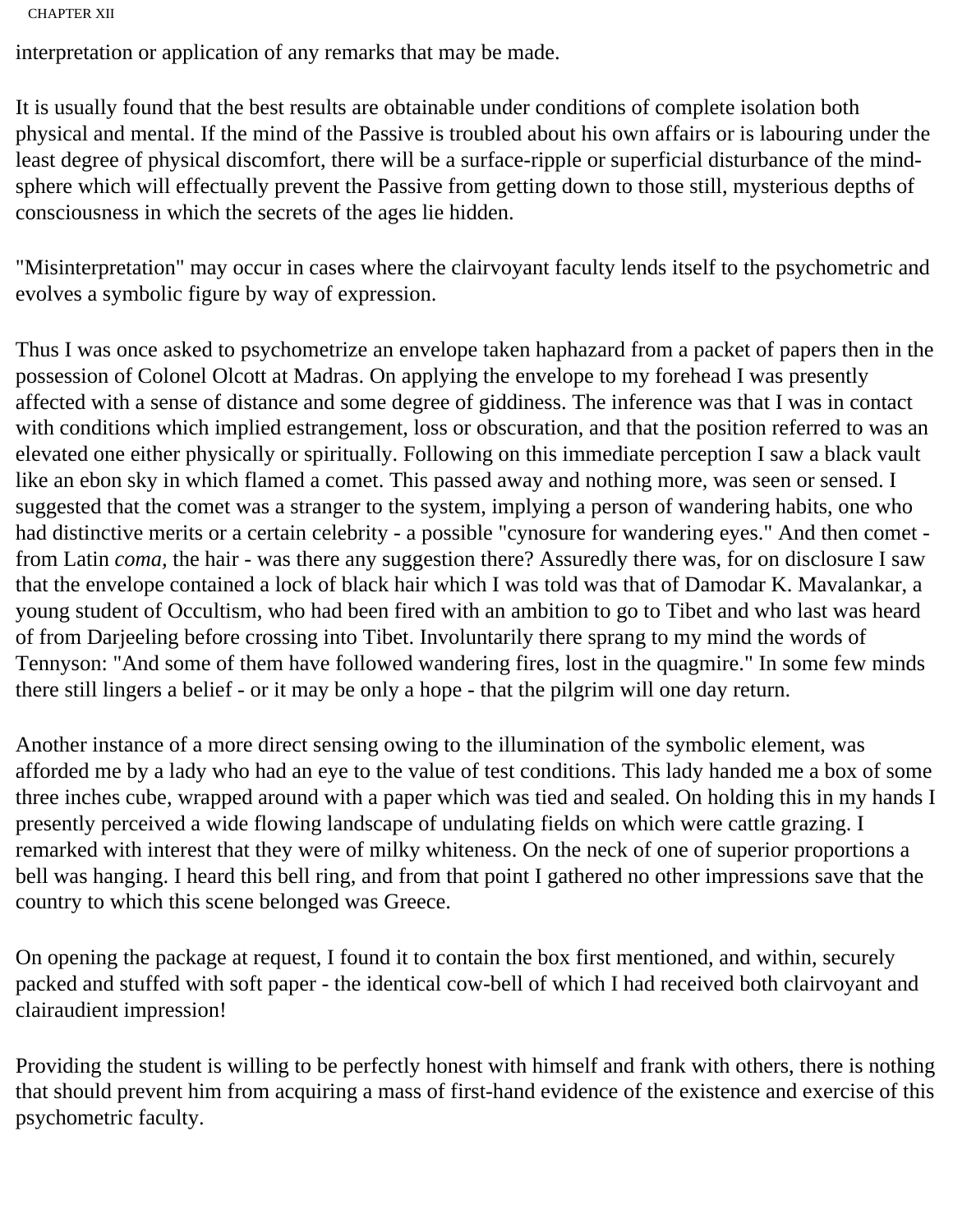interpretation or application of any remarks that may be made.

It is usually found that the best results are obtainable under conditions of complete isolation both physical and mental. If the mind of the Passive is troubled about his own affairs or is labouring under the least degree of physical discomfort, there will be a surface-ripple or superficial disturbance of the mind-sphere which will effectually prevent the Passive from getting down to those still, mysterious depths of consciousness in which the secrets of the ages lie hidden.

"Misinterpretation" may occur in cases where the clairvoyant faculty lends itself to the psychometric and evolves a symbolic figure by way of expression.

Thus I was once asked to psychometrize an envelope taken haphazard from a packet of papers then in the possession of Colonel Olcott at Madras. On applying the envelope to my forehead I was presently affected with a sense of distance and some degree of giddiness. The inference was that I was in contact with conditions which implied estrangement, loss or obscuration, and that the position referred to was an elevated one either physically or spiritually. Following on this immediate perception I saw a black vault like an ebon sky in which flamed a comet. This passed away and nothing more, was seen or sensed. I suggested that the comet was a stranger to the system, implying a person of wandering habits, one who had distinctive merits or a certain celebrity - a possible "cynosure for wandering eyes." And then comet - from Latin *coma*, the hair - was there any suggestion there? Assuredly there was, for on disclosure I saw that the envelope contained a lock of black hair which I was told was that of Damodar K. Mavalankar, a young student of Occultism, who had been fired with an ambition to go to Tibet and who last was heard of from Darjeeling before crossing into Tibet. Involuntarily there sprang to my mind the words of Tennyson: "And some of them have followed wandering fires, lost in the quagmire." In some few minds there still lingers a belief - or it may be only a hope - that the pilgrim will one day return.

Another instance of a more direct sensing owing to the illumination of the symbolic element, was afforded me by a lady who had an eye to the value of test conditions. This lady handed me a box of some three inches cube, wrapped around with a paper which was tied and sealed. On holding this in my hands I presently perceived a wide flowing landscape of undulating fields on which were cattle grazing. I remarked with interest that they were of milky whiteness. On the neck of one of superior proportions a bell was hanging. I heard this bell ring, and from that point I gathered no other impressions save that the country to which this scene belonged was Greece.

On opening the package at request, I found it to contain the box first mentioned, and within, securely packed and stuffed with soft paper - the identical cow-bell of which I had received both clairvoyant and clairaudient impression!

Providing the student is willing to be perfectly honest with himself and frank with others, there is nothing that should prevent him from acquiring a mass of first-hand evidence of the existence and exercise of this psychometric faculty.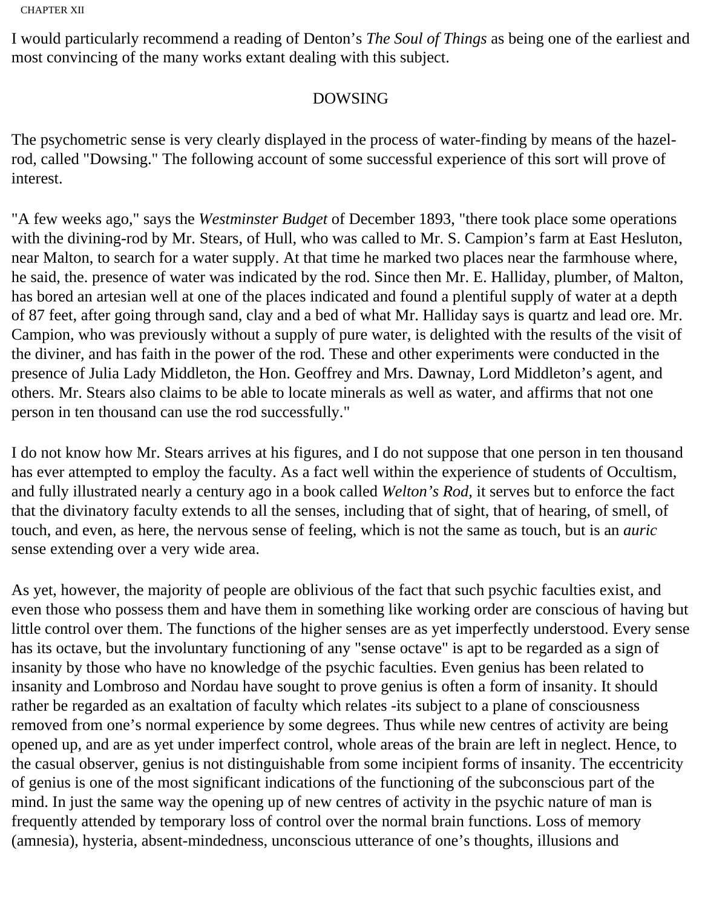I would particularly recommend a reading of Denton's *The Soul of Things* as being one of the earliest and most convincing of the many works extant dealing with this subject.

## DOWSING

The psychometric sense is very clearly displayed in the process of water-finding by means of the hazel-rod, called "Dowsing." The following account of some successful experience of this sort will prove of interest.

"A few weeks ago," says the *Westminster Budget* of December 1893, "there took place some operations with the divining-rod by Mr. Stears, of Hull, who was called to Mr. S. Campion's farm at East Hesluton, near Malton, to search for a water supply. At that time he marked two places near the farmhouse where, he said, the. presence of water was indicated by the rod. Since then Mr. E. Halliday, plumber, of Malton, has bored an artesian well at one of the places indicated and found a plentiful supply of water at a depth of 87 feet, after going through sand, clay and a bed of what Mr. Halliday says is quartz and lead ore. Mr. Campion, who was previously without a supply of pure water, is delighted with the results of the visit of the diviner, and has faith in the power of the rod. These and other experiments were conducted in the presence of Julia Lady Middleton, the Hon. Geoffrey and Mrs. Dawnay, Lord Middleton's agent, and others. Mr. Stears also claims to be able to locate minerals as well as water, and affirms that not one person in ten thousand can use the rod successfully."

I do not know how Mr. Stears arrives at his figures, and I do not suppose that one person in ten thousand has ever attempted to employ the faculty. As a fact well within the experience of students of Occultism, and fully illustrated nearly a century ago in a book called *Welton's Rod,* it serves but to enforce the fact that the divinatory faculty extends to all the senses, including that of sight, that of hearing, of smell, of touch, and even, as here, the nervous sense of feeling, which is not the same as touch, but is an *auric* sense extending over a very wide area.

As yet, however, the majority of people are oblivious of the fact that such psychic faculties exist, and even those who possess them and have them in something like working order are conscious of having but little control over them. The functions of the higher senses are as yet imperfectly understood. Every sense has its octave, but the involuntary functioning of any "sense octave" is apt to be regarded as a sign of insanity by those who have no knowledge of the psychic faculties. Even genius has been related to insanity and Lombroso and Nordau have sought to prove genius is often a form of insanity. It should rather be regarded as an exaltation of faculty which relates -its subject to a plane of consciousness removed from one's normal experience by some degrees. Thus while new centres of activity are being opened up, and are as yet under imperfect control, whole areas of the brain are left in neglect. Hence, to the casual observer, genius is not distinguishable from some incipient forms of insanity. The eccentricity of genius is one of the most significant indications of the functioning of the subconscious part of the mind. In just the same way the opening up of new centres of activity in the psychic nature of man is frequently attended by temporary loss of control over the normal brain functions. Loss of memory (amnesia), hysteria, absent-mindedness, unconscious utterance of one's thoughts, illusions and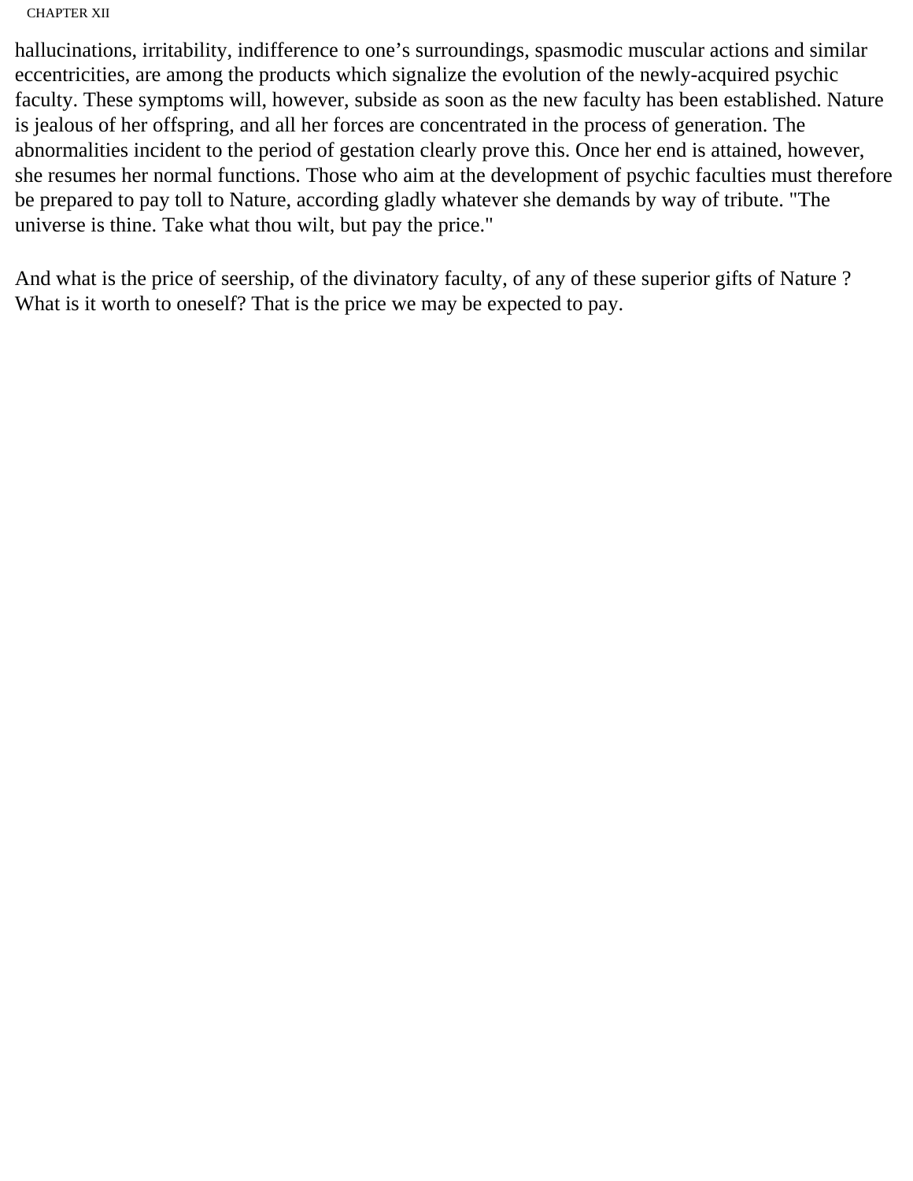hallucinations, irritability, indifference to one’s surroundings, spasmodic muscular actions and similar eccentricities, are among the products which signalize the evolution of the newly-acquired psychic faculty. These symptoms will, however, subside as soon as the new faculty has been established. Nature is jealous of her offspring, and all her forces are concentrated in the process of generation. The abnormalities incident to the period of gestation clearly prove this. Once her end is attained, however, she resumes her normal functions. Those who aim at the development of psychic faculties must therefore be prepared to pay toll to Nature, according gladly whatever she demands by way of tribute. "The universe is thine. Take what thou wilt, but pay the price."

And what is the price of seership, of the divinatory faculty, of any of these superior gifts of Nature ? What is it worth to oneself? That is the price we may be expected to pay.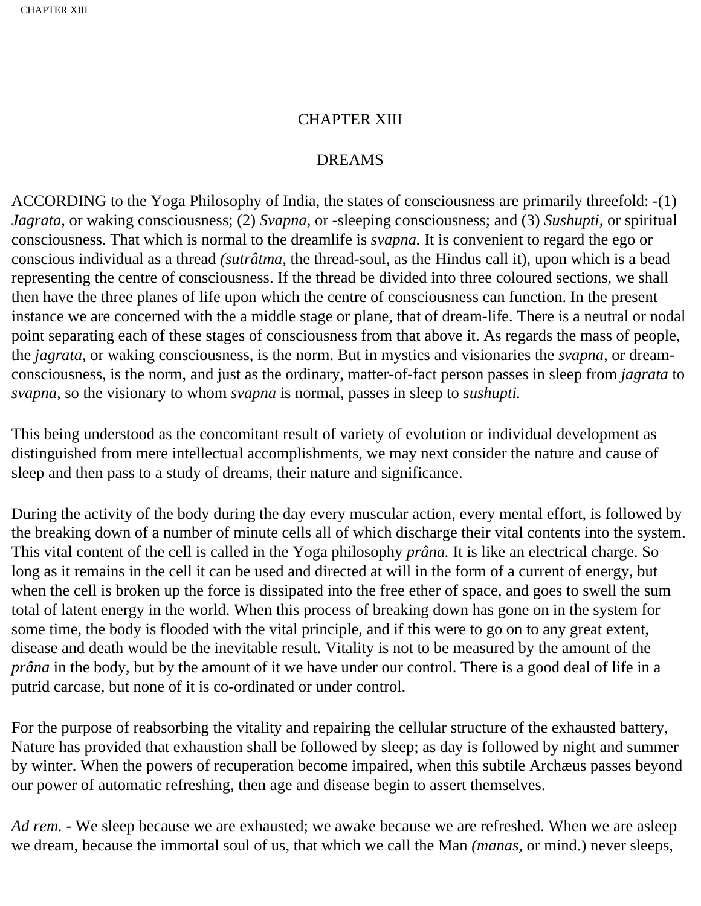# CHAPTER XIII

## DREAMS

ACCORDING to the Yoga Philosophy of India, the states of consciousness are primarily threefold: -(1) *Jagrata,* or waking consciousness; (2) *Svapna,* or -sleeping consciousness; and (3) *Sushupti,* or spiritual consciousness. That which is normal to the dreamlife is *svapna.* It is convenient to regard the ego or conscious individual as a thread *(sutrâtma,* the thread-soul, as the Hindus call it), upon which is a bead representing the centre of consciousness. If the thread be divided into three coloured sections, we shall then have the three planes of life upon which the centre of consciousness can function. In the present instance we are concerned with the a middle stage or plane, that of dream-life. There is a neutral or nodal point separating each of these stages of consciousness from that above it. As regards the mass of people, the *jagrata,* or waking consciousness, is the norm. But in mystics and visionaries the *svapna,* or dream-consciousness, is the norm, and just as the ordinary, matter-of-fact person passes in sleep from *jagrata* to *svapna,* so the visionary to whom *svapna* is normal, passes in sleep to *sushupti.*

This being understood as the concomitant result of variety of evolution or individual development as distinguished from mere intellectual accomplishments, we may next consider the nature and cause of sleep and then pass to a study of dreams, their nature and significance.

During the activity of the body during the day every muscular action, every mental effort, is followed by the breaking down of a number of minute cells all of which discharge their vital contents into the system. This vital content of the cell is called in the Yoga philosophy *prâna.* It is like an electrical charge. So long as it remains in the cell it can be used and directed at will in the form of a current of energy, but when the cell is broken up the force is dissipated into the free ether of space, and goes to swell the sum total of latent energy in the world. When this process of breaking down has gone on in the system for some time, the body is flooded with the vital principle, and if this were to go on to any great extent, disease and death would be the inevitable result. Vitality is not to be measured by the amount of the *prâna* in the body, but by the amount of it we have under our control. There is a good deal of life in a putrid carcase, but none of it is co-ordinated or under control.

For the purpose of reabsorbing the vitality and repairing the cellular structure of the exhausted battery, Nature has provided that exhaustion shall be followed by sleep; as day is followed by night and summer by winter. When the powers of recuperation become impaired, when this subtile Archæus passes beyond our power of automatic refreshing, then age and disease begin to assert themselves.

*Ad rem.* - We sleep because we are exhausted; we awake because we are refreshed. When we are asleep we dream, because the immortal soul of us, that which we call the Man *(manas,* or mind.) never sleeps,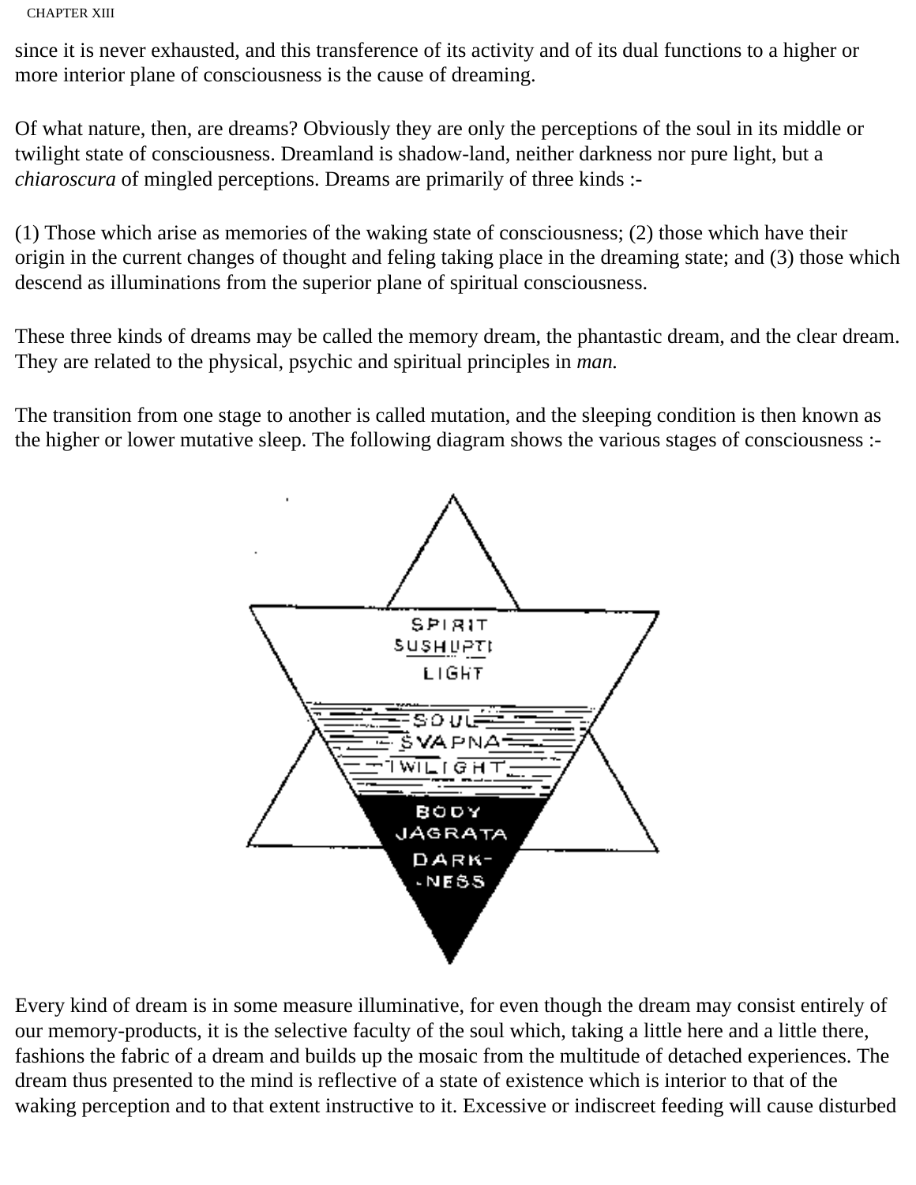since it is never exhausted, and this transference of its activity and of its dual functions to a higher or more interior plane of consciousness is the cause of dreaming.

Of what nature, then, are dreams? Obviously they are only the perceptions of the soul in its middle or twilight state of consciousness. Dreamland is shadow-land, neither darkness nor pure light, but a *chiaroscura* of mingled perceptions. Dreams are primarily of three kinds :-

(1) Those which arise as memories of the waking state of consciousness; (2) those which have their origin in the current changes of thought and feling taking place in the dreaming state; and (3) those which descend as illuminations from the superior plane of spiritual consciousness.

These three kinds of dreams may be called the memory dream, the phantastic dream, and the clear dream. They are related to the physical, psychic and spiritual principles in *man.*

The transition from one stage to another is called mutation, and the sleeping condition is then known as the higher or lower mutative sleep. The following diagram shows the various stages of consciousness :-

SPIRIT
SUSHUPTI
LIGHT

SOUL
SVAPNA
TWILIGHT

BODY
JAGRATA
DARK-
-NESS

Every kind of dream is in some measure illuminative, for even though the dream may consist entirely of our memory-products, it is the selective faculty of the soul which, taking a little here and a little there, fashions the fabric of a dream and builds up the mosaic from the multitude of detached experiences. The dream thus presented to the mind is reflective of a state of existence which is interior to that of the waking perception and to that extent instructive to it. Excessive or indiscreet feeding will cause disturbed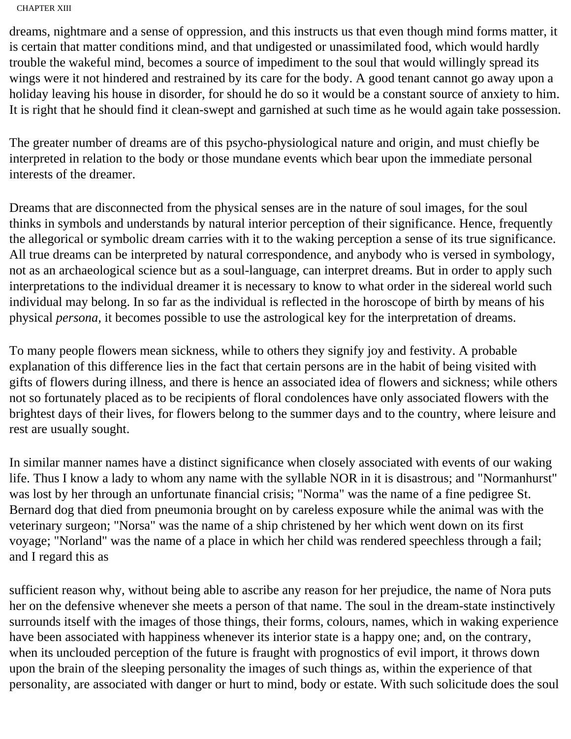dreams, nightmare and a sense of oppression, and this instructs us that even though mind forms matter, it is certain that matter conditions mind, and that undigested or unassimilated food, which would hardly trouble the wakeful mind, becomes a source of impediment to the soul that would willingly spread its wings were it not hindered and restrained by its care for the body. A good tenant cannot go away upon a holiday leaving his house in disorder, for should he do so it would be a constant source of anxiety to him. It is right that he should find it clean-swept and garnished at such time as he would again take possession.

The greater number of dreams are of this psycho-physiological nature and origin, and must chiefly be interpreted in relation to the body or those mundane events which bear upon the immediate personal interests of the dreamer.

Dreams that are disconnected from the physical senses are in the nature of soul images, for the soul thinks in symbols and understands by natural interior perception of their significance. Hence, frequently the allegorical or symbolic dream carries with it to the waking perception a sense of its true significance. All true dreams can be interpreted by natural correspondence, and anybody who is versed in symbology, not as an archaeological science but as a soul-language, can interpret dreams. But in order to apply such interpretations to the individual dreamer it is necessary to know to what order in the sidereal world such individual may belong. In so far as the individual is reflected in the horoscope of birth by means of his physical *persona,* it becomes possible to use the astrological key for the interpretation of dreams.

To many people flowers mean sickness, while to others they signify joy and festivity. A probable explanation of this difference lies in the fact that certain persons are in the habit of being visited with gifts of flowers during illness, and there is hence an associated idea of flowers and sickness; while others not so fortunately placed as to be recipients of floral condolences have only associated flowers with the brightest days of their lives, for flowers belong to the summer days and to the country, where leisure and rest are usually sought.

In similar manner names have a distinct significance when closely associated with events of our waking life. Thus I know a lady to whom any name with the syllable NOR in it is disastrous; and "Normanhurst" was lost by her through an unfortunate financial crisis; "Norma" was the name of a fine pedigree St. Bernard dog that died from pneumonia brought on by careless exposure while the animal was with the veterinary surgeon; "Norsa" was the name of a ship christened by her which went down on its first voyage; "Norland" was the name of a place in which her child was rendered speechless through a fail; and I regard this as sufficient reason why, without being able to ascribe any reason for her prejudice, the name of Nora puts her on the defensive whenever she meets a person of that name. The soul in the dream-state instinctively surrounds itself with the images of those things, their forms, colours, names, which in waking experience have been associated with happiness whenever its interior state is a happy one; and, on the contrary, when its unclouded perception of the future is fraught with prognostics of evil import, it throws down upon the brain of the sleeping personality the images of such things as, within the experience of that personality, are associated with danger or hurt to mind, body or estate. With such solicitude does the soul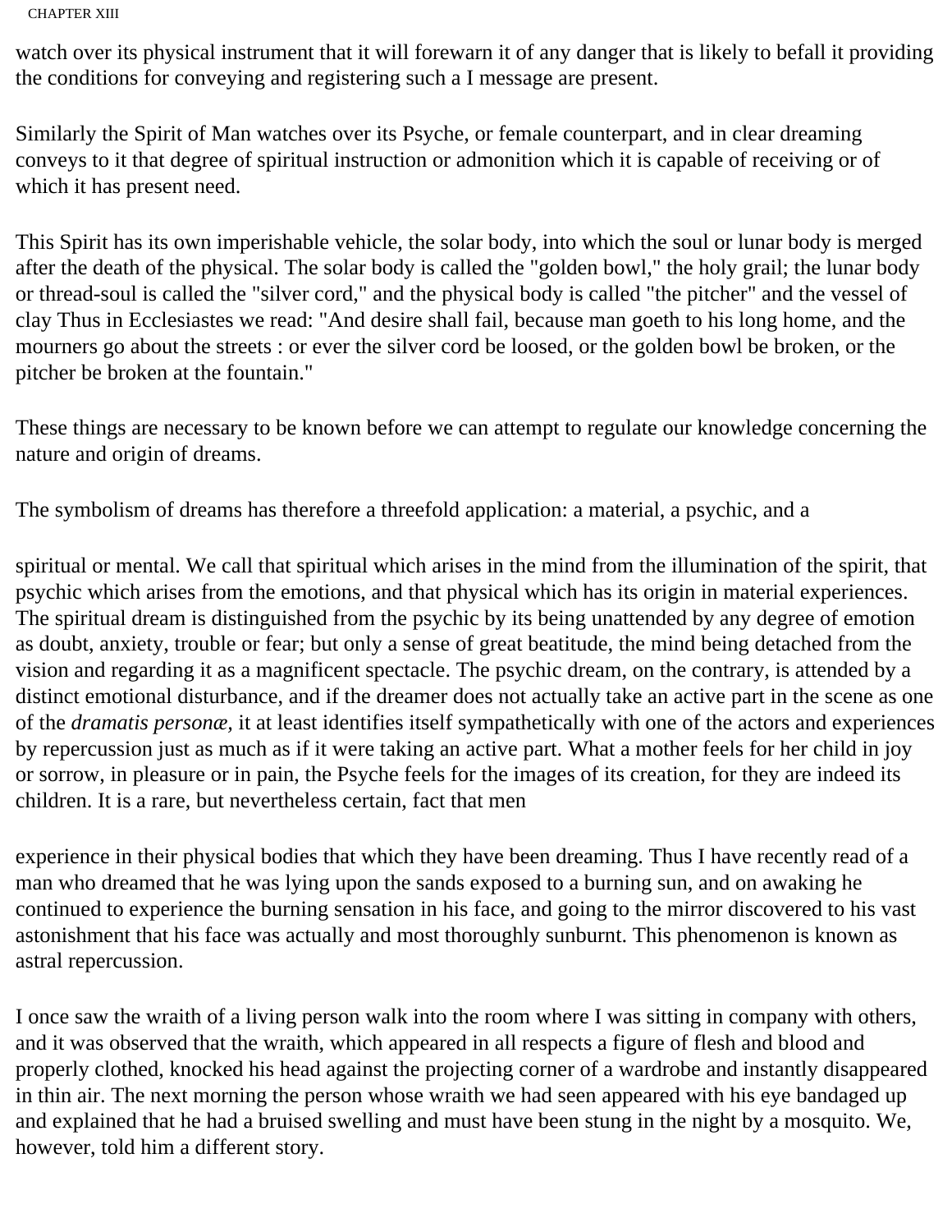watch over its physical instrument that it will forewarn it of any danger that is likely to befall it providing the conditions for conveying and registering such a I message are present.

Similarly the Spirit of Man watches over its Psyche, or female counterpart, and in clear dreaming conveys to it that degree of spiritual instruction or admonition which it is capable of receiving or of which it has present need.

This Spirit has its own imperishable vehicle, the solar body, into which the soul or lunar body is merged after the death of the physical. The solar body is called the "golden bowl," the holy grail; the lunar body or thread-soul is called the "silver cord," and the physical body is called "the pitcher" and the vessel of clay Thus in Ecclesiastes we read: "And desire shall fail, because man goeth to his long home, and the mourners go about the streets : or ever the silver cord be loosed, or the golden bowl be broken, or the pitcher be broken at the fountain."

These things are necessary to be known before we can attempt to regulate our knowledge concerning the nature and origin of dreams.

The symbolism of dreams has therefore a threefold application: a material, a psychic, and a spiritual or mental. We call that spiritual which arises in the mind from the illumination of the spirit, that psychic which arises from the emotions, and that physical which has its origin in material experiences. The spiritual dream is distinguished from the psychic by its being unattended by any degree of emotion as doubt, anxiety, trouble or fear; but only a sense of great beatitude, the mind being detached from the vision and regarding it as a magnificent spectacle. The psychic dream, on the contrary, is attended by a distinct emotional disturbance, and if the dreamer does not actually take an active part in the scene as one of the *dramatis personæ,* it at least identifies itself sympathetically with one of the actors and experiences by repercussion just as much as if it were taking an active part. What a mother feels for her child in joy or sorrow, in pleasure or in pain, the Psyche feels for the images of its creation, for they are indeed its children. It is a rare, but nevertheless certain, fact that men experience in their physical bodies that which they have been dreaming. Thus I have recently read of a man who dreamed that he was lying upon the sands exposed to a burning sun, and on awaking he continued to experience the burning sensation in his face, and going to the mirror discovered to his vast astonishment that his face was actually and most thoroughly sunburnt. This phenomenon is known as astral repercussion.

I once saw the wraith of a living person walk into the room where I was sitting in company with others, and it was observed that the wraith, which appeared in all respects a figure of flesh and blood and properly clothed, knocked his head against the projecting corner of a wardrobe and instantly disappeared in thin air. The next morning the person whose wraith we had seen appeared with his eye bandaged up and explained that he had a bruised swelling and must have been stung in the night by a mosquito. We, however, told him a different story.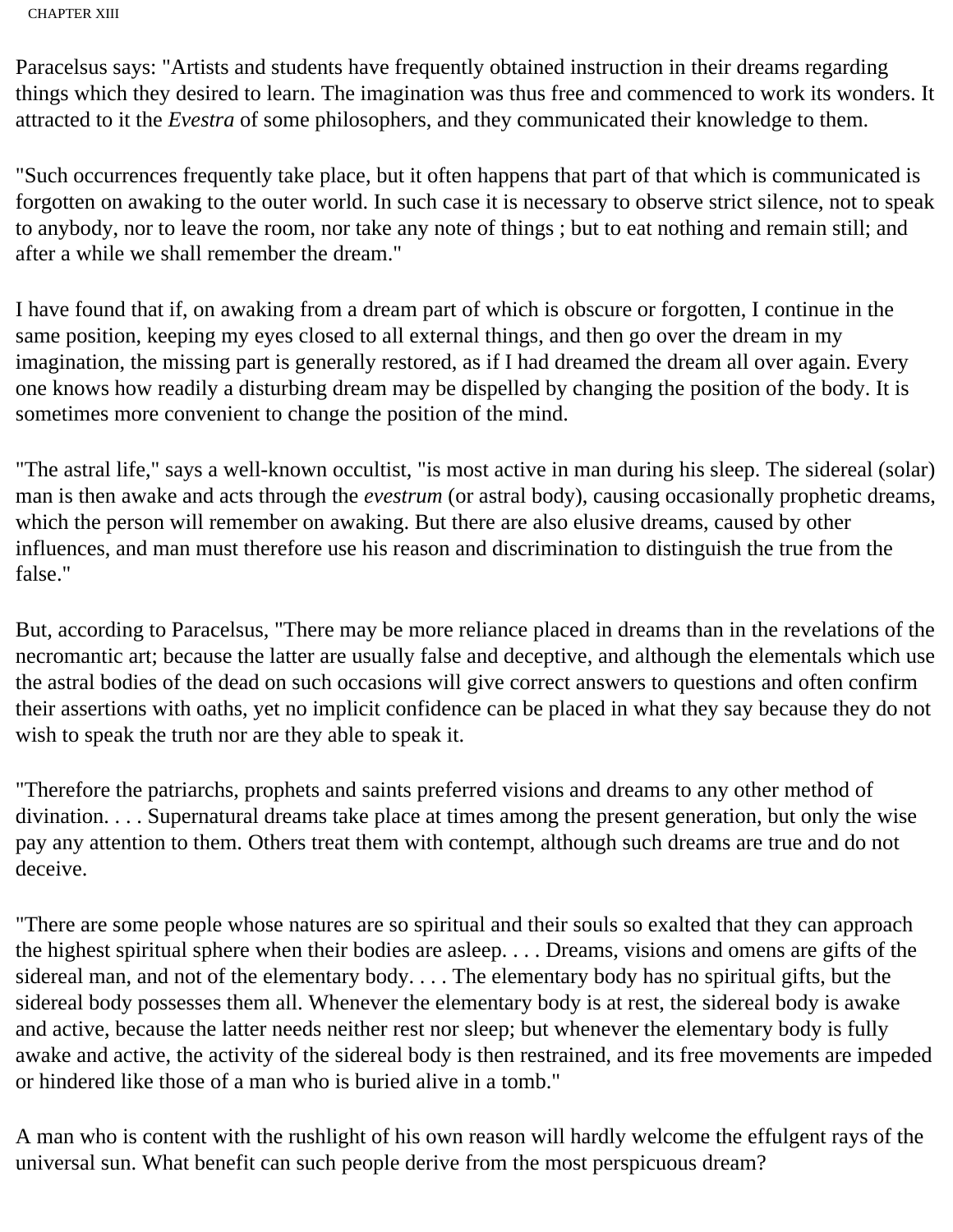Paracelsus says: "Artists and students have frequently obtained instruction in their dreams regarding things which they desired to learn. The imagination was thus free and commenced to work its wonders. It attracted to it the *Evestra* of some philosophers, and they communicated their knowledge to them.

"Such occurrences frequently take place, but it often happens that part of that which is communicated is forgotten on awaking to the outer world. In such case it is necessary to observe strict silence, not to speak to anybody, nor to leave the room, nor take any note of things ; but to eat nothing and remain still; and after a while we shall remember the dream."

I have found that if, on awaking from a dream part of which is obscure or forgotten, I continue in the same position, keeping my eyes closed to all external things, and then go over the dream in my imagination, the missing part is generally restored, as if I had dreamed the dream all over again. Every one knows how readily a disturbing dream may be dispelled by changing the position of the body. It is sometimes more convenient to change the position of the mind.

"The astral life," says a well-known occultist, "is most active in man during his sleep. The sidereal (solar) man is then awake and acts through the *evestrum* (or astral body), causing occasionally prophetic dreams, which the person will remember on awaking. But there are also elusive dreams, caused by other influences, and man must therefore use his reason and discrimination to distinguish the true from the false."

But, according to Paracelsus, "There may be more reliance placed in dreams than in the revelations of the necromantic art; because the latter are usually false and deceptive, and although the elementals which use the astral bodies of the dead on such occasions will give correct answers to questions and often confirm their assertions with oaths, yet no implicit confidence can be placed in what they say because they do not wish to speak the truth nor are they able to speak it.

"Therefore the patriarchs, prophets and saints preferred visions and dreams to any other method of divination. . . . Supernatural dreams take place at times among the present generation, but only the wise pay any attention to them. Others treat them with contempt, although such dreams are true and do not deceive.

"There are some people whose natures are so spiritual and their souls so exalted that they can approach the highest spiritual sphere when their bodies are asleep. . . . Dreams, visions and omens are gifts of the sidereal man, and not of the elementary body. . . . The elementary body has no spiritual gifts, but the sidereal body possesses them all. Whenever the elementary body is at rest, the sidereal body is awake and active, because the latter needs neither rest nor sleep; but whenever the elementary body is fully awake and active, the activity of the sidereal body is then restrained, and its free movements are impeded or hindered like those of a man who is buried alive in a tomb."

A man who is content with the rushlight of his own reason will hardly welcome the effulgent rays of the universal sun. What benefit can such people derive from the most perspicuous dream?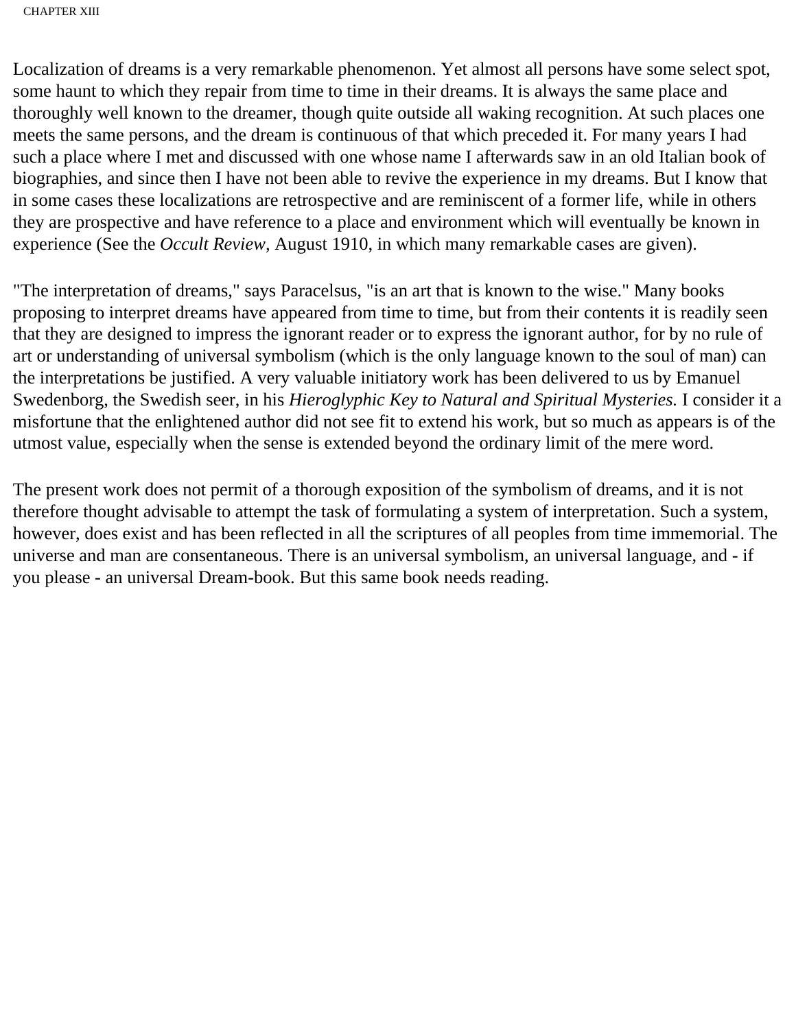Localization of dreams is a very remarkable phenomenon. Yet almost all persons have some select spot, some haunt to which they repair from time to time in their dreams. It is always the same place and thoroughly well known to the dreamer, though quite outside all waking recognition. At such places one meets the same persons, and the dream is continuous of that which preceded it. For many years I had such a place where I met and discussed with one whose name I afterwards saw in an old Italian book of biographies, and since then I have not been able to revive the experience in my dreams. But I know that in some cases these localizations are retrospective and are reminiscent of a former life, while in others they are prospective and have reference to a place and environment which will eventually be known in experience (See the *Occult Review*, August 1910, in which many remarkable cases are given).

"The interpretation of dreams," says Paracelsus, "is an art that is known to the wise." Many books proposing to interpret dreams have appeared from time to time, but from their contents it is readily seen that they are designed to impress the ignorant reader or to express the ignorant author, for by no rule of art or understanding of universal symbolism (which is the only language known to the soul of man) can the interpretations be justified. A very valuable initiatory work has been delivered to us by Emanuel Swedenborg, the Swedish seer, in his *Hieroglyphic Key to Natural and Spiritual Mysteries*. I consider it a misfortune that the enlightened author did not see fit to extend his work, but so much as appears is of the utmost value, especially when the sense is extended beyond the ordinary limit of the mere word.

The present work does not permit of a thorough exposition of the symbolism of dreams, and it is not therefore thought advisable to attempt the task of formulating a system of interpretation. Such a system, however, does exist and has been reflected in all the scriptures of all peoples from time immemorial. The universe and man are consentaneous. There is an universal symbolism, an universal language, and - if you please - an universal Dream-book. But this same book needs reading.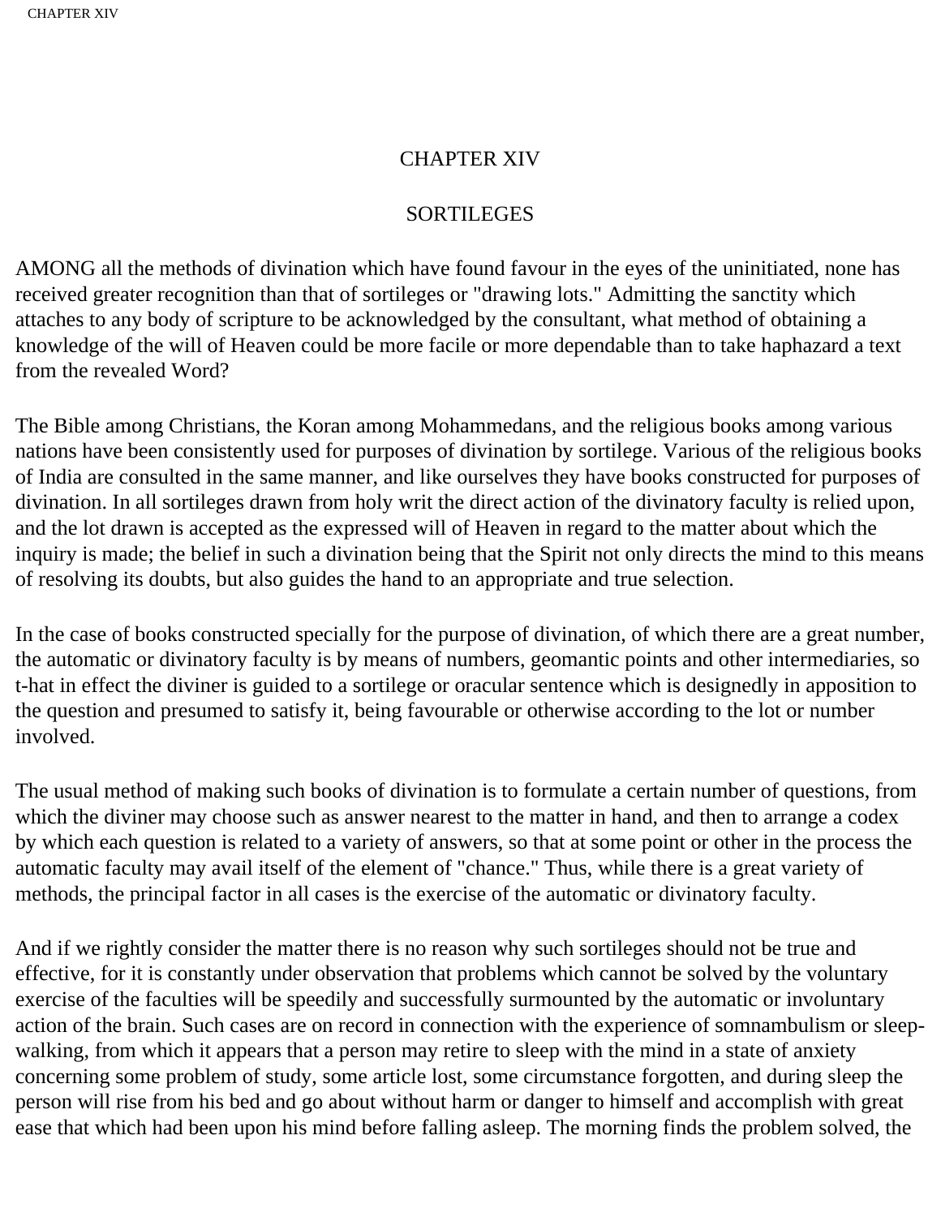# CHAPTER XIV

## SORTILEGES

AMONG all the methods of divination which have found favour in the eyes of the uninitiated, none has received greater recognition than that of sortileges or "drawing lots." Admitting the sanctity which attaches to any body of scripture to be acknowledged by the consultant, what method of obtaining a knowledge of the will of Heaven could be more facile or more dependable than to take haphazard a text from the revealed Word?

The Bible among Christians, the Koran among Mohammedans, and the religious books among various nations have been consistently used for purposes of divination by sortilege. Various of the religious books of India are consulted in the same manner, and like ourselves they have books constructed for purposes of divination. In all sortileges drawn from holy writ the direct action of the divinatory faculty is relied upon, and the lot drawn is accepted as the expressed will of Heaven in regard to the matter about which the inquiry is made; the belief in such a divination being that the Spirit not only directs the mind to this means of resolving its doubts, but also guides the hand to an appropriate and true selection.

In the case of books constructed specially for the purpose of divination, of which there are a great number, the automatic or divinatory faculty is by means of numbers, geomantic points and other intermediaries, so t-hat in effect the diviner is guided to a sortilege or oracular sentence which is designedly in apposition to the question and presumed to satisfy it, being favourable or otherwise according to the lot or number involved.

The usual method of making such books of divination is to formulate a certain number of questions, from which the diviner may choose such as answer nearest to the matter in hand, and then to arrange a codex by which each question is related to a variety of answers, so that at some point or other in the process the automatic faculty may avail itself of the element of "chance." Thus, while there is a great variety of methods, the principal factor in all cases is the exercise of the automatic or divinatory faculty.

And if we rightly consider the matter there is no reason why such sortileges should not be true and effective, for it is constantly under observation that problems which cannot be solved by the voluntary exercise of the faculties will be speedily and successfully surmounted by the automatic or involuntary action of the brain. Such cases are on record in connection with the experience of somnambulism or sleep-walking, from which it appears that a person may retire to sleep with the mind in a state of anxiety concerning some problem of study, some article lost, some circumstance forgotten, and during sleep the person will rise from his bed and go about without harm or danger to himself and accomplish with great ease that which had been upon his mind before falling asleep. The morning finds the problem solved, the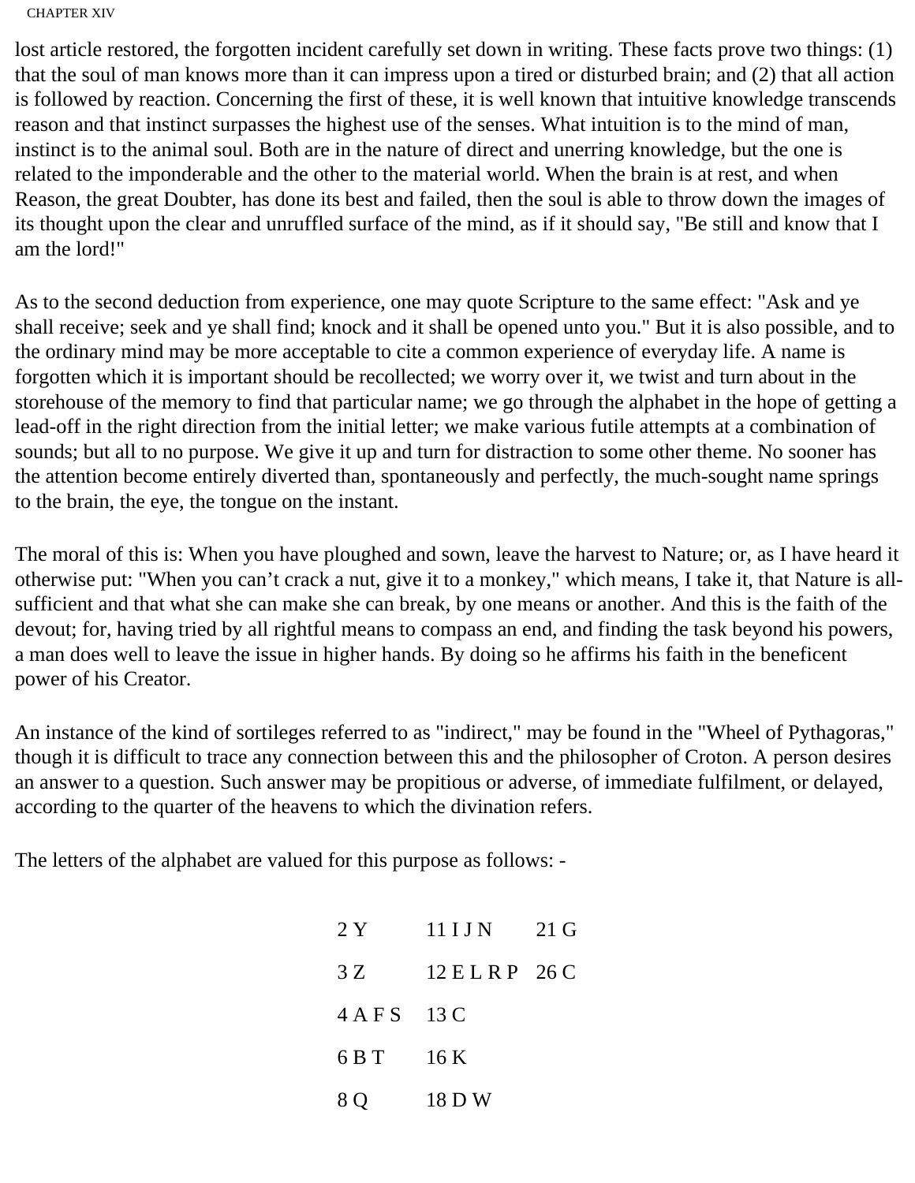lost article restored, the forgotten incident carefully set down in writing. These facts prove two things: (1) that the soul of man knows more than it can impress upon a tired or disturbed brain; and (2) that all action is followed by reaction. Concerning the first of these, it is well known that intuitive knowledge transcends reason and that instinct surpasses the highest use of the senses. What intuition is to the mind of man, instinct is to the animal soul. Both are in the nature of direct and unerring knowledge, but the one is related to the imponderable and the other to the material world. When the brain is at rest, and when Reason, the great Doubter, has done its best and failed, then the soul is able to throw down the images of its thought upon the clear and unruffled surface of the mind, as if it should say, "Be still and know that I am the lord!"

As to the second deduction from experience, one may quote Scripture to the same effect: "Ask and ye shall receive; seek and ye shall find; knock and it shall be opened unto you." But it is also possible, and to the ordinary mind may be more acceptable to cite a common experience of everyday life. A name is forgotten which it is important should be recollected; we worry over it, we twist and turn about in the storehouse of the memory to find that particular name; we go through the alphabet in the hope of getting a lead-off in the right direction from the initial letter; we make various futile attempts at a combination of sounds; but all to no purpose. We give it up and turn for distraction to some other theme. No sooner has the attention become entirely diverted than, spontaneously and perfectly, the much-sought name springs to the brain, the eye, the tongue on the instant.

The moral of this is: When you have ploughed and sown, leave the harvest to Nature; or, as I have heard it otherwise put: "When you can't crack a nut, give it to a monkey," which means, I take it, that Nature is all-sufficient and that what she can make she can break, by one means or another. And this is the faith of the devout; for, having tried by all rightful means to compass an end, and finding the task beyond his powers, a man does well to leave the issue in higher hands. By doing so he affirms his faith in the beneficent power of his Creator.

An instance of the kind of sortileges referred to as "indirect," may be found in the "Wheel of Pythagoras," though it is difficult to trace any connection between this and the philosopher of Croton. A person desires an answer to a question. Such answer may be propitious or adverse, of immediate fulfilment, or delayed, according to the quarter of the heavens to which the divination refers.

The letters of the alphabet are valued for this purpose as follows: -

| | | |
|---|---|---|
| 2 Y | 11 I J N | 21 G |
| 3 Z | 12 E L R P | 26 C |
| 4 A F S | 13 C | |
| 6 B T | 16 K | |
| 8 Q | 18 D W | |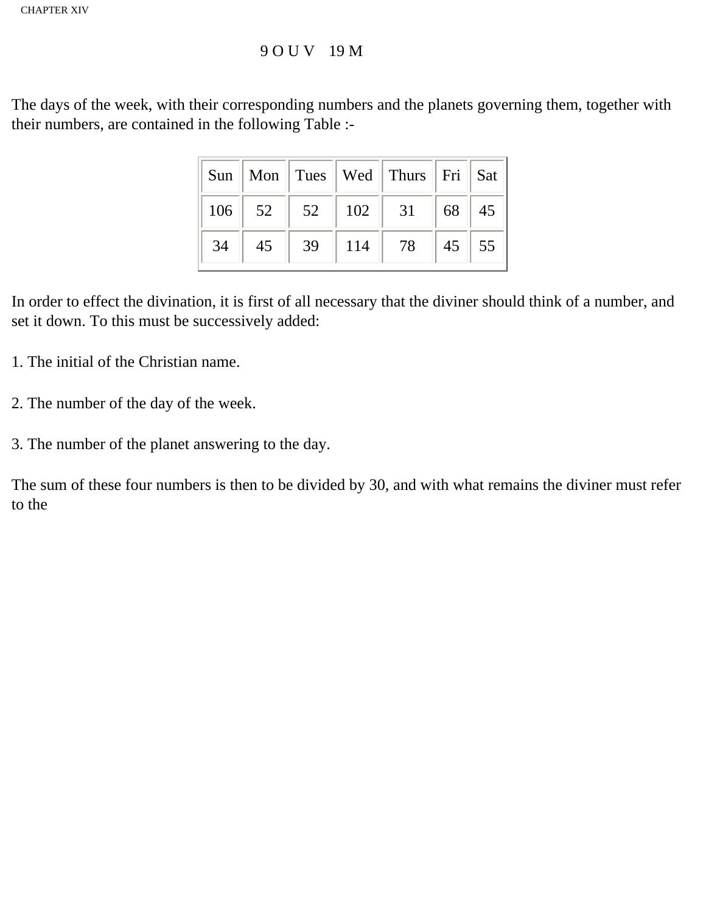9 O U V 19 M

The days of the week, with their corresponding numbers and the planets governing them, together with their numbers, are contained in the following Table :-

| Sun | Mon | Tues | Wed | Thurs | Fri | Sat |
|---|---|---|---|---|---|---|
| 106 | 52 | 52 | 102 | 31 | 68 | 45 |
| 34 | 45 | 39 | 114 | 78 | 45 | 55 |

In order to effect the divination, it is first of all necessary that the diviner should think of a number, and set it down. To this must be successively added:

1. The initial of the Christian name.

2. The number of the day of the week.

3. The number of the planet answering to the day.

The sum of these four numbers is then to be divided by 30, and with what remains the diviner must refer to the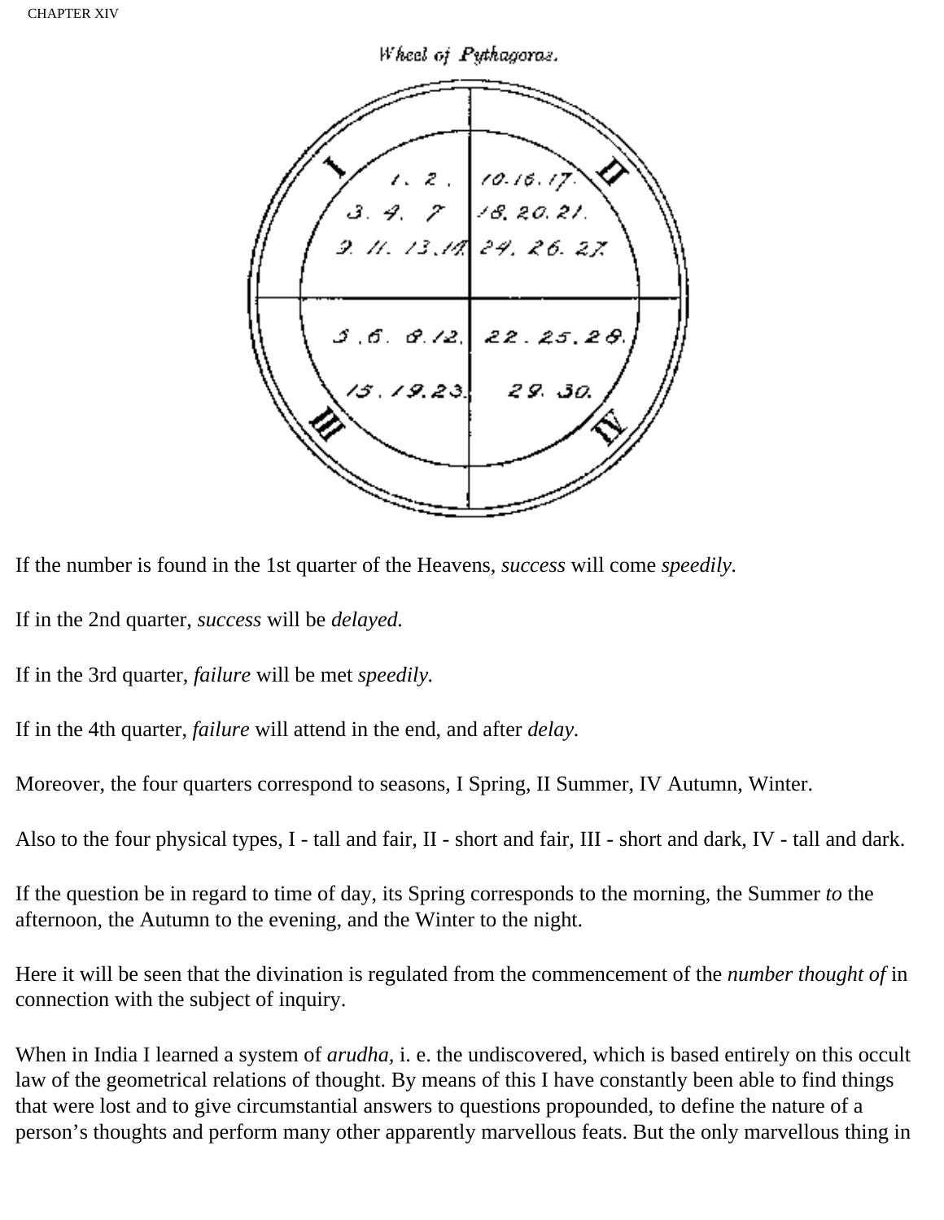Wheel of Pythagoras.

| I | II |
| --- | --- |
| 1. 2. 3. 4. 7 9. 11. 13. 14. | 10. 16. 17. 18. 20. 21. 24. 26. 27. |
| 5. 6. 8. 12. 15. 19. 23. | 22. 25. 28. 29. 30. |
| III | IV |

If the number is found in the 1st quarter of the Heavens, *success* will come *speedily.*

If in the 2nd quarter, *success* will be *delayed.*

If in the 3rd quarter, *failure* will be met *speedily.*

If in the 4th quarter, *failure* will attend in the end, and after *delay.*

Moreover, the four quarters correspond to seasons, I Spring, II Summer, IV Autumn, Winter.

Also to the four physical types, I - tall and fair, II - short and fair, III - short and dark, IV - tall and dark.

If the question be in regard to time of day, its Spring corresponds to the morning, the Summer *to* the afternoon, the Autumn to the evening, and the Winter to the night.

Here it will be seen that the divination is regulated from the commencement of the *number thought of* in connection with the subject of inquiry.

When in India I learned a system of *arudha,* i. e. the undiscovered, which is based entirely on this occult law of the geometrical relations of thought. By means of this I have constantly been able to find things that were lost and to give circumstantial answers to questions propounded, to define the nature of a person's thoughts and perform many other apparently marvellous feats. But the only marvellous thing in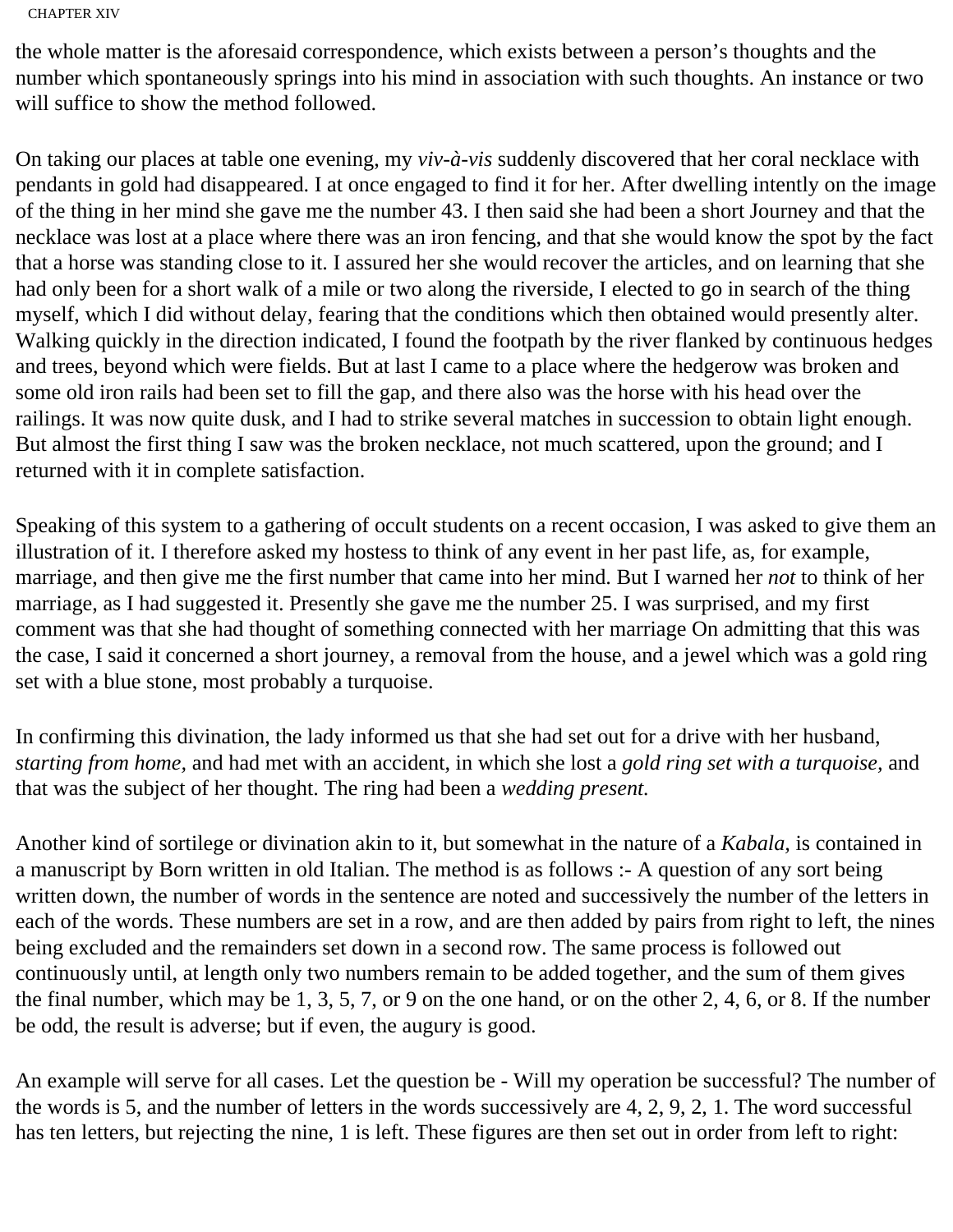the whole matter is the aforesaid correspondence, which exists between a person's thoughts and the number which spontaneously springs into his mind in association with such thoughts. An instance or two will suffice to show the method followed.

On taking our places at table one evening, my *viv-à-vis* suddenly discovered that her coral necklace with pendants in gold had disappeared. I at once engaged to find it for her. After dwelling intently on the image of the thing in her mind she gave me the number 43. I then said she had been a short Journey and that the necklace was lost at a place where there was an iron fencing, and that she would know the spot by the fact that a horse was standing close to it. I assured her she would recover the articles, and on learning that she had only been for a short walk of a mile or two along the riverside, I elected to go in search of the thing myself, which I did without delay, fearing that the conditions which then obtained would presently alter. Walking quickly in the direction indicated, I found the footpath by the river flanked by continuous hedges and trees, beyond which were fields. But at last I came to a place where the hedgerow was broken and some old iron rails had been set to fill the gap, and there also was the horse with his head over the railings. It was now quite dusk, and I had to strike several matches in succession to obtain light enough. But almost the first thing I saw was the broken necklace, not much scattered, upon the ground; and I returned with it in complete satisfaction.

Speaking of this system to a gathering of occult students on a recent occasion, I was asked to give them an illustration of it. I therefore asked my hostess to think of any event in her past life, as, for example, marriage, and then give me the first number that came into her mind. But I warned her *not* to think of her marriage, as I had suggested it. Presently she gave me the number 25. I was surprised, and my first comment was that she had thought of something connected with her marriage On admitting that this was the case, I said it concerned a short journey, a removal from the house, and a jewel which was a gold ring set with a blue stone, most probably a turquoise.

In confirming this divination, the lady informed us that she had set out for a drive with her husband, *starting from home,* and had met with an accident, in which she lost a *gold ring set with a turquoise,* and that was the subject of her thought. The ring had been a *wedding present.*

Another kind of sortilege or divination akin to it, but somewhat in the nature of a *Kabala,* is contained in a manuscript by Born written in old Italian. The method is as follows :- A question of any sort being written down, the number of words in the sentence are noted and successively the number of the letters in each of the words. These numbers are set in a row, and are then added by pairs from right to left, the nines being excluded and the remainders set down in a second row. The same process is followed out continuously until, at length only two numbers remain to be added together, and the sum of them gives the final number, which may be 1, 3, 5, 7, or 9 on the one hand, or on the other 2, 4, 6, or 8. If the number be odd, the result is adverse; but if even, the augury is good.

An example will serve for all cases. Let the question be - Will my operation be successful? The number of the words is 5, and the number of letters in the words successively are 4, 2, 9, 2, 1. The word successful has ten letters, but rejecting the nine, 1 is left. These figures are then set out in order from left to right: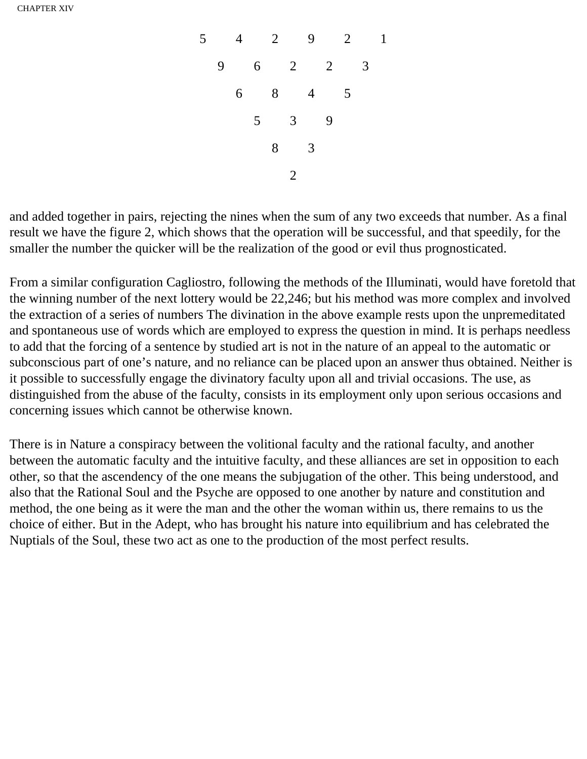```
5   4   2   9   2   1
  9   6   2   2   3
    6   8   4   5
      5   3   9
        8   3
          2
```

and added together in pairs, rejecting the nines when the sum of any two exceeds that number. As a final result we have the figure 2, which shows that the operation will be successful, and that speedily, for the smaller the number the quicker will be the realization of the good or evil thus prognosticated.

From a similar configuration Cagliostro, following the methods of the Illuminati, would have foretold that the winning number of the next lottery would be 22,246; but his method was more complex and involved the extraction of a series of numbers The divination in the above example rests upon the unpremeditated and spontaneous use of words which are employed to express the question in mind. It is perhaps needless to add that the forcing of a sentence by studied art is not in the nature of an appeal to the automatic or subconscious part of one's nature, and no reliance can be placed upon an answer thus obtained. Neither is it possible to successfully engage the divinatory faculty upon all and trivial occasions. The use, as distinguished from the abuse of the faculty, consists in its employment only upon serious occasions and concerning issues which cannot be otherwise known.

There is in Nature a conspiracy between the volitional faculty and the rational faculty, and another between the automatic faculty and the intuitive faculty, and these alliances are set in opposition to each other, so that the ascendency of the one means the subjugation of the other. This being understood, and also that the Rational Soul and the Psyche are opposed to one another by nature and constitution and method, the one being as it were the man and the other the woman within us, there remains to us the choice of either. But in the Adept, who has brought his nature into equilibrium and has celebrated the Nuptials of the Soul, these two act as one to the production of the most perfect results.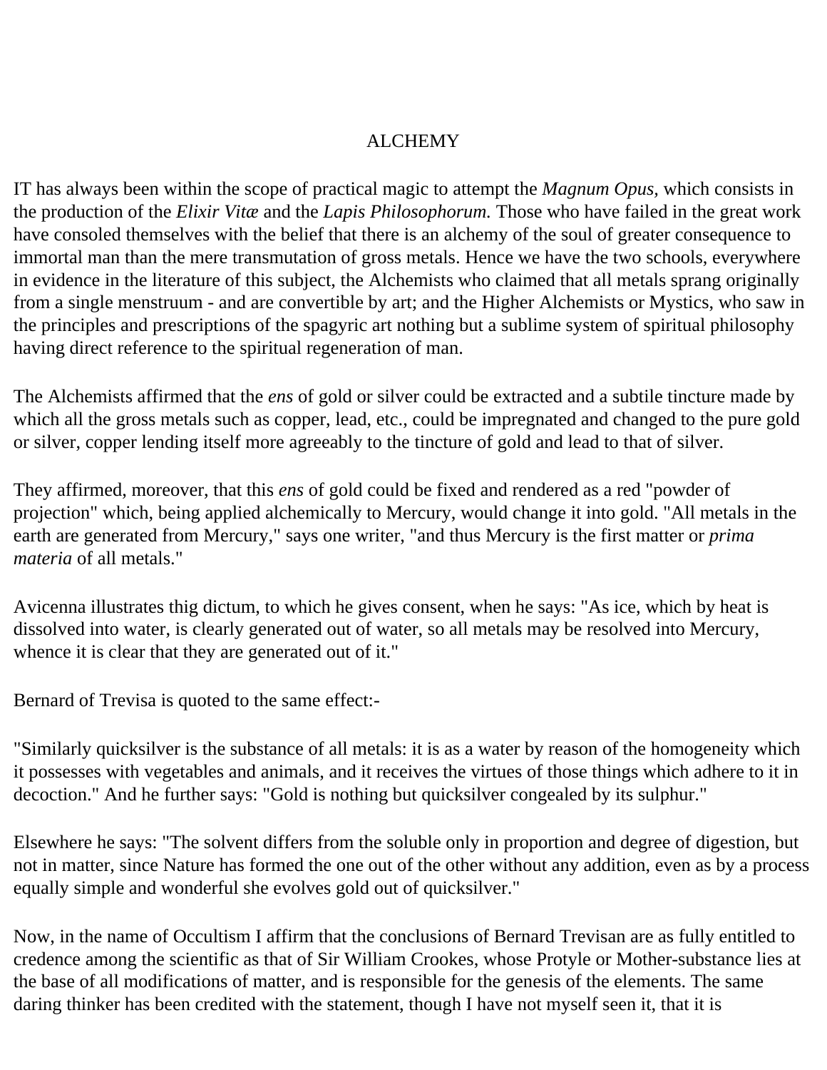# ALCHEMY

IT has always been within the scope of practical magic to attempt the *Magnum Opus,* which consists in the production of the *Elixir Vitæ* and the *Lapis Philosophorum.* Those who have failed in the great work have consoled themselves with the belief that there is an alchemy of the soul of greater consequence to immortal man than the mere transmutation of gross metals. Hence we have the two schools, everywhere in evidence in the literature of this subject, the Alchemists who claimed that all metals sprang originally from a single menstruum - and are convertible by art; and the Higher Alchemists or Mystics, who saw in the principles and prescriptions of the spagyric art nothing but a sublime system of spiritual philosophy having direct reference to the spiritual regeneration of man.

The Alchemists affirmed that the *ens* of gold or silver could be extracted and a subtile tincture made by which all the gross metals such as copper, lead, etc., could be impregnated and changed to the pure gold or silver, copper lending itself more agreeably to the tincture of gold and lead to that of silver.

They affirmed, moreover, that this *ens* of gold could be fixed and rendered as a red "powder of projection" which, being applied alchemically to Mercury, would change it into gold. "All metals in the earth are generated from Mercury," says one writer, "and thus Mercury is the first matter or *prima materia* of all metals."

Avicenna illustrates thig dictum, to which he gives consent, when he says: "As ice, which by heat is dissolved into water, is clearly generated out of water, so all metals may be resolved into Mercury, whence it is clear that they are generated out of it."

Bernard of Trevisa is quoted to the same effect:-

"Similarly quicksilver is the substance of all metals: it is as a water by reason of the homogeneity which it possesses with vegetables and animals, and it receives the virtues of those things which adhere to it in decoction." And he further says: "Gold is nothing but quicksilver congealed by its sulphur."

Elsewhere he says: "The solvent differs from the soluble only in proportion and degree of digestion, but not in matter, since Nature has formed the one out of the other without any addition, even as by a process equally simple and wonderful she evolves gold out of quicksilver."

Now, in the name of Occultism I affirm that the conclusions of Bernard Trevisan are as fully entitled to credence among the scientific as that of Sir William Crookes, whose Protyle or Mother-substance lies at the base of all modifications of matter, and is responsible for the genesis of the elements. The same daring thinker has been credited with the statement, though I have not myself seen it, that it is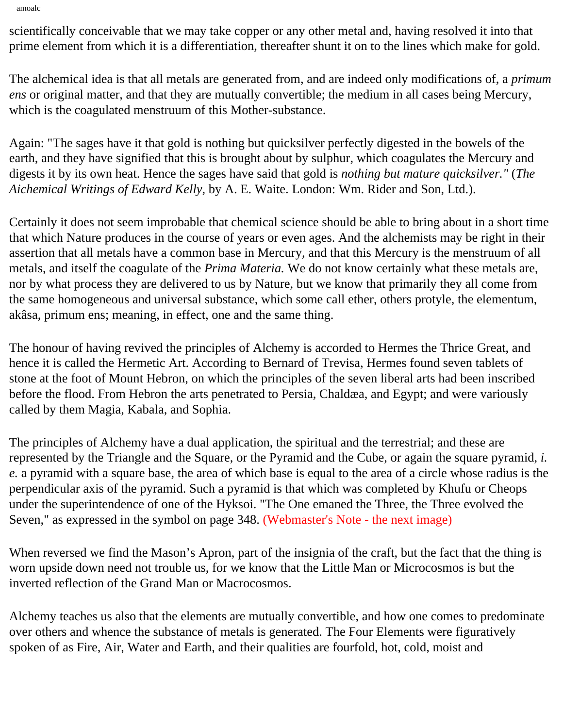scientifically conceivable that we may take copper or any other metal and, having resolved it into that prime element from which it is a differentiation, thereafter shunt it on to the lines which make for gold.

The alchemical idea is that all metals are generated from, and are indeed only modifications of, a *primum ens* or original matter, and that they are mutually convertible; the medium in all cases being Mercury, which is the coagulated menstruum of this Mother-substance.

Again: "The sages have it that gold is nothing but quicksilver perfectly digested in the bowels of the earth, and they have signified that this is brought about by sulphur, which coagulates the Mercury and digests it by its own heat. Hence the sages have said that gold is *nothing but mature quicksilver."* (*The Aichemical Writings of Edward Kelly,* by A. E. Waite. London: Wm. Rider and Son, Ltd.).

Certainly it does not seem improbable that chemical science should be able to bring about in a short time that which Nature produces in the course of years or even ages. And the alchemists may be right in their assertion that all metals have a common base in Mercury, and that this Mercury is the menstruum of all metals, and itself the coagulate of the *Prima Materia.* We do not know certainly what these metals are, nor by what process they are delivered to us by Nature, but we know that primarily they all come from the same homogeneous and universal substance, which some call ether, others protyle, the elementum, akâsa, primum ens; meaning, in effect, one and the same thing.

The honour of having revived the principles of Alchemy is accorded to Hermes the Thrice Great, and hence it is called the Hermetic Art. According to Bernard of Trevisa, Hermes found seven tablets of stone at the foot of Mount Hebron, on which the principles of the seven liberal arts had been inscribed before the flood. From Hebron the arts penetrated to Persia, Chaldæa, and Egypt; and were variously called by them Magia, Kabala, and Sophia.

The principles of Alchemy have a dual application, the spiritual and the terrestrial; and these are represented by the Triangle and the Square, or the Pyramid and the Cube, or again the square pyramid, *i. e.* a pyramid with a square base, the area of which base is equal to the area of a circle whose radius is the perpendicular axis of the pyramid. Such a pyramid is that which was completed by Khufu or Cheops under the superintendence of one of the Hyksoi. "The One emaned the Three, the Three evolved the Seven," as expressed in the symbol on page 348. (Webmaster's Note - the next image)

When reversed we find the Mason's Apron, part of the insignia of the craft, but the fact that the thing is worn upside down need not trouble us, for we know that the Little Man or Microcosmos is but the inverted reflection of the Grand Man or Macrocosmos.

Alchemy teaches us also that the elements are mutually convertible, and how one comes to predominate over others and whence the substance of metals is generated. The Four Elements were figuratively spoken of as Fire, Air, Water and Earth, and their qualities are fourfold, hot, cold, moist and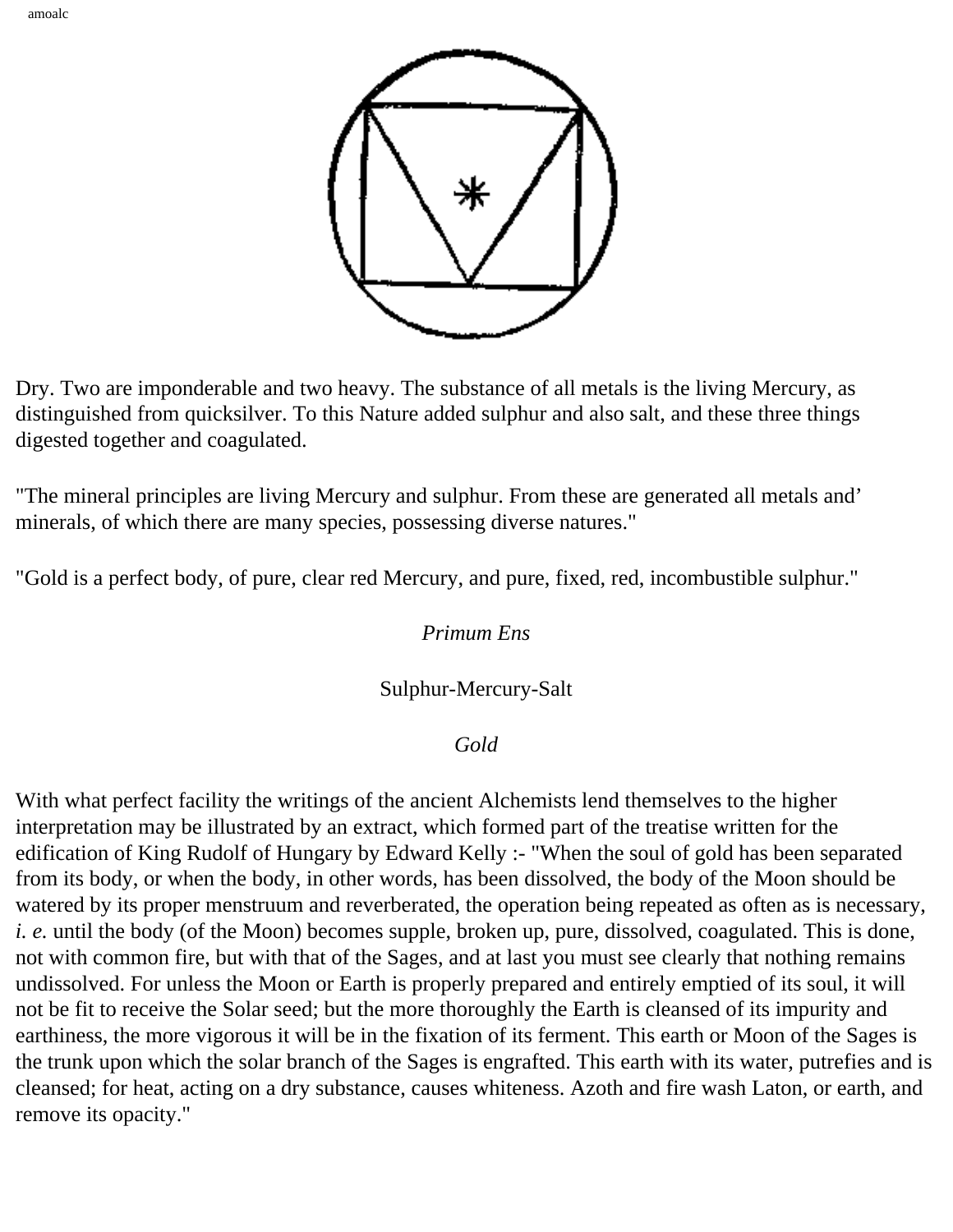Dry. Two are imponderable and two heavy. The substance of all metals is the living Mercury, as distinguished from quicksilver. To this Nature added sulphur and also salt, and these three things digested together and coagulated.

"The mineral principles are living Mercury and sulphur. From these are generated all metals and' minerals, of which there are many species, possessing diverse natures."

"Gold is a perfect body, of pure, clear red Mercury, and pure, fixed, red, incombustible sulphur."

*Primum Ens*

Sulphur-Mercury-Salt

*Gold*

With what perfect facility the writings of the ancient Alchemists lend themselves to the higher interpretation may be illustrated by an extract, which formed part of the treatise written for the edification of King Rudolf of Hungary by Edward Kelly :- "When the soul of gold has been separated from its body, or when the body, in other words, has been dissolved, the body of the Moon should be watered by its proper menstruum and reverberated, the operation being repeated as often as is necessary, *i. e.* until the body (of the Moon) becomes supple, broken up, pure, dissolved, coagulated. This is done, not with common fire, but with that of the Sages, and at last you must see clearly that nothing remains undissolved. For unless the Moon or Earth is properly prepared and entirely emptied of its soul, it will not be fit to receive the Solar seed; but the more thoroughly the Earth is cleansed of its impurity and earthiness, the more vigorous it will be in the fixation of its ferment. This earth or Moon of the Sages is the trunk upon which the solar branch of the Sages is engrafted. This earth with its water, putrefies and is cleansed; for heat, acting on a dry substance, causes whiteness. Azoth and fire wash Laton, or earth, and remove its opacity."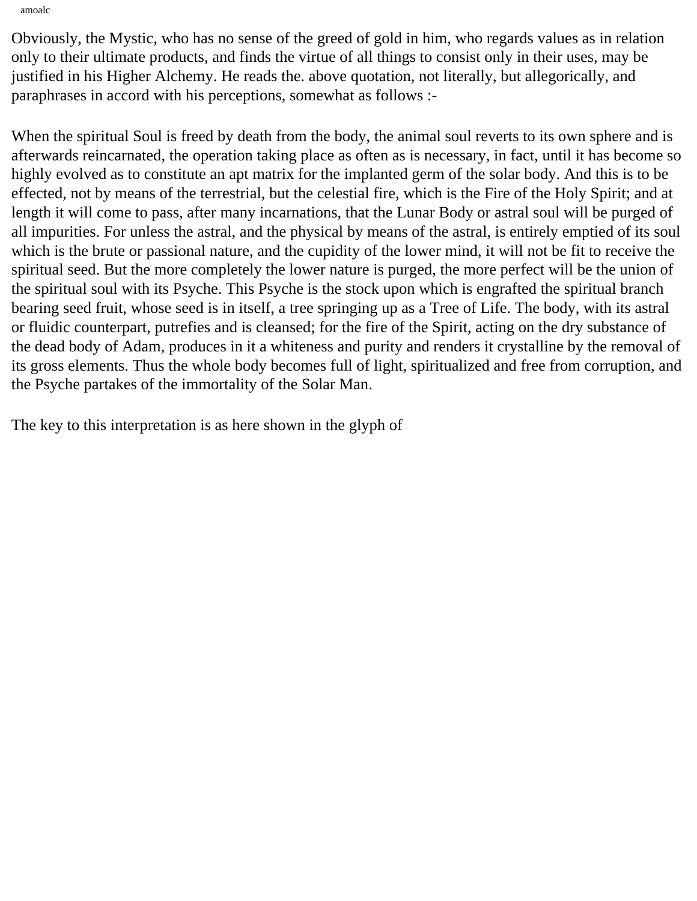Obviously, the Mystic, who has no sense of the greed of gold in him, who regards values as in relation only to their ultimate products, and finds the virtue of all things to consist only in their uses, may be justified in his Higher Alchemy. He reads the. above quotation, not literally, but allegorically, and paraphrases in accord with his perceptions, somewhat as follows :-

When the spiritual Soul is freed by death from the body, the animal soul reverts to its own sphere and is afterwards reincarnated, the operation taking place as often as is necessary, in fact, until it has become so highly evolved as to constitute an apt matrix for the implanted germ of the solar body. And this is to be effected, not by means of the terrestrial, but the celestial fire, which is the Fire of the Holy Spirit; and at length it will come to pass, after many incarnations, that the Lunar Body or astral soul will be purged of all impurities. For unless the astral, and the physical by means of the astral, is entirely emptied of its soul which is the brute or passional nature, and the cupidity of the lower mind, it will not be fit to receive the spiritual seed. But the more completely the lower nature is purged, the more perfect will be the union of the spiritual soul with its Psyche. This Psyche is the stock upon which is engrafted the spiritual branch bearing seed fruit, whose seed is in itself, a tree springing up as a Tree of Life. The body, with its astral or fluidic counterpart, putrefies and is cleansed; for the fire of the Spirit, acting on the dry substance of the dead body of Adam, produces in it a whiteness and purity and renders it crystalline by the removal of its gross elements. Thus the whole body becomes full of light, spiritualized and free from corruption, and the Psyche partakes of the immortality of the Solar Man.

The key to this interpretation is as here shown in the glyph of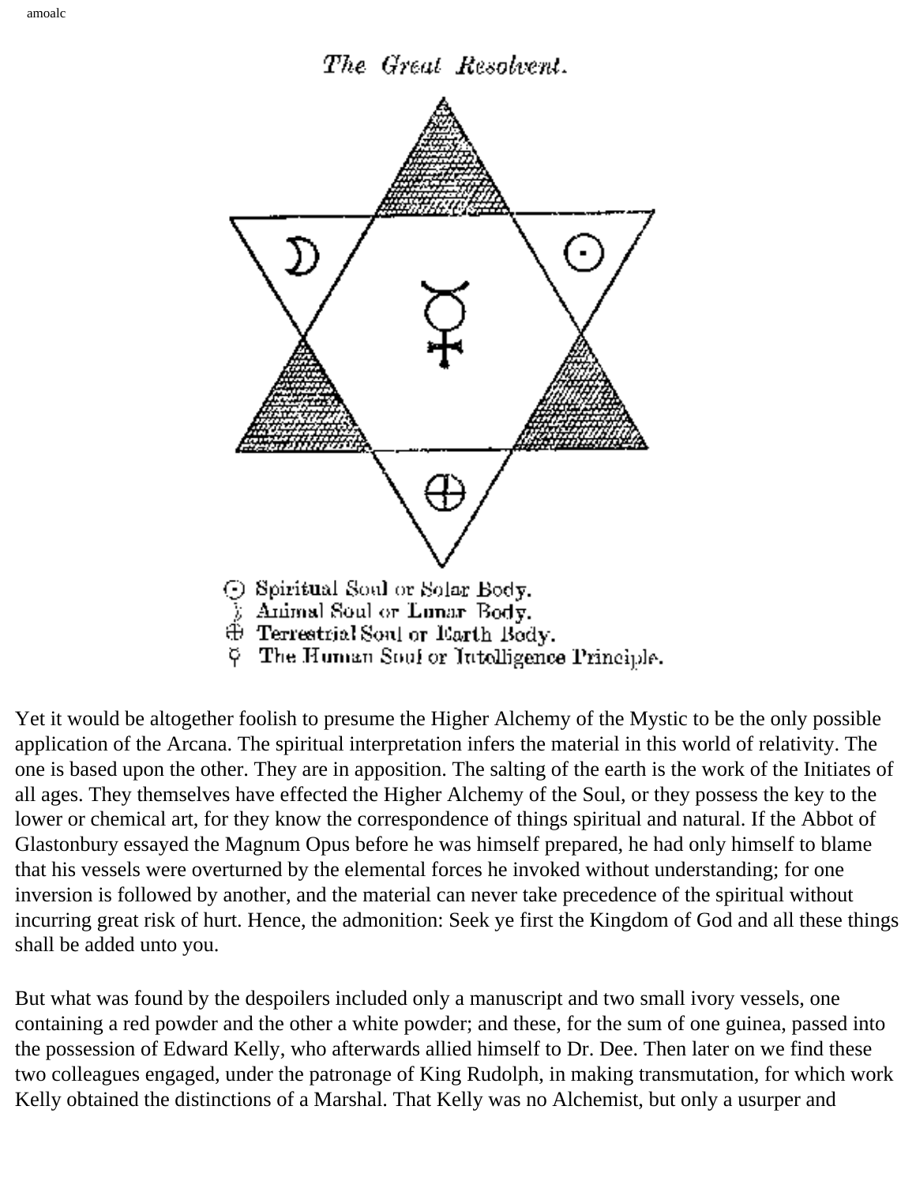*The Great Resolvent.*

☉ Spiritual Soul or Solar Body.
☽ Animal Soul or Lunar Body.
⊕ Terrestrial Soul or Earth Body.
☿ The Human Soul or Intelligence Principle.

Yet it would be altogether foolish to presume the Higher Alchemy of the Mystic to be the only possible application of the Arcana. The spiritual interpretation infers the material in this world of relativity. The one is based upon the other. They are in apposition. The salting of the earth is the work of the Initiates of all ages. They themselves have effected the Higher Alchemy of the Soul, or they possess the key to the lower or chemical art, for they know the correspondence of things spiritual and natural. If the Abbot of Glastonbury essayed the Magnum Opus before he was himself prepared, he had only himself to blame that his vessels were overturned by the elemental forces he invoked without understanding; for one inversion is followed by another, and the material can never take precedence of the spiritual without incurring great risk of hurt. Hence, the admonition: Seek ye first the Kingdom of God and all these things shall be added unto you.

But what was found by the despoilers included only a manuscript and two small ivory vessels, one containing a red powder and the other a white powder; and these, for the sum of one guinea, passed into the possession of Edward Kelly, who afterwards allied himself to Dr. Dee. Then later on we find these two colleagues engaged, under the patronage of King Rudolph, in making transmutation, for which work Kelly obtained the distinctions of a Marshal. That Kelly was no Alchemist, but only a usurper and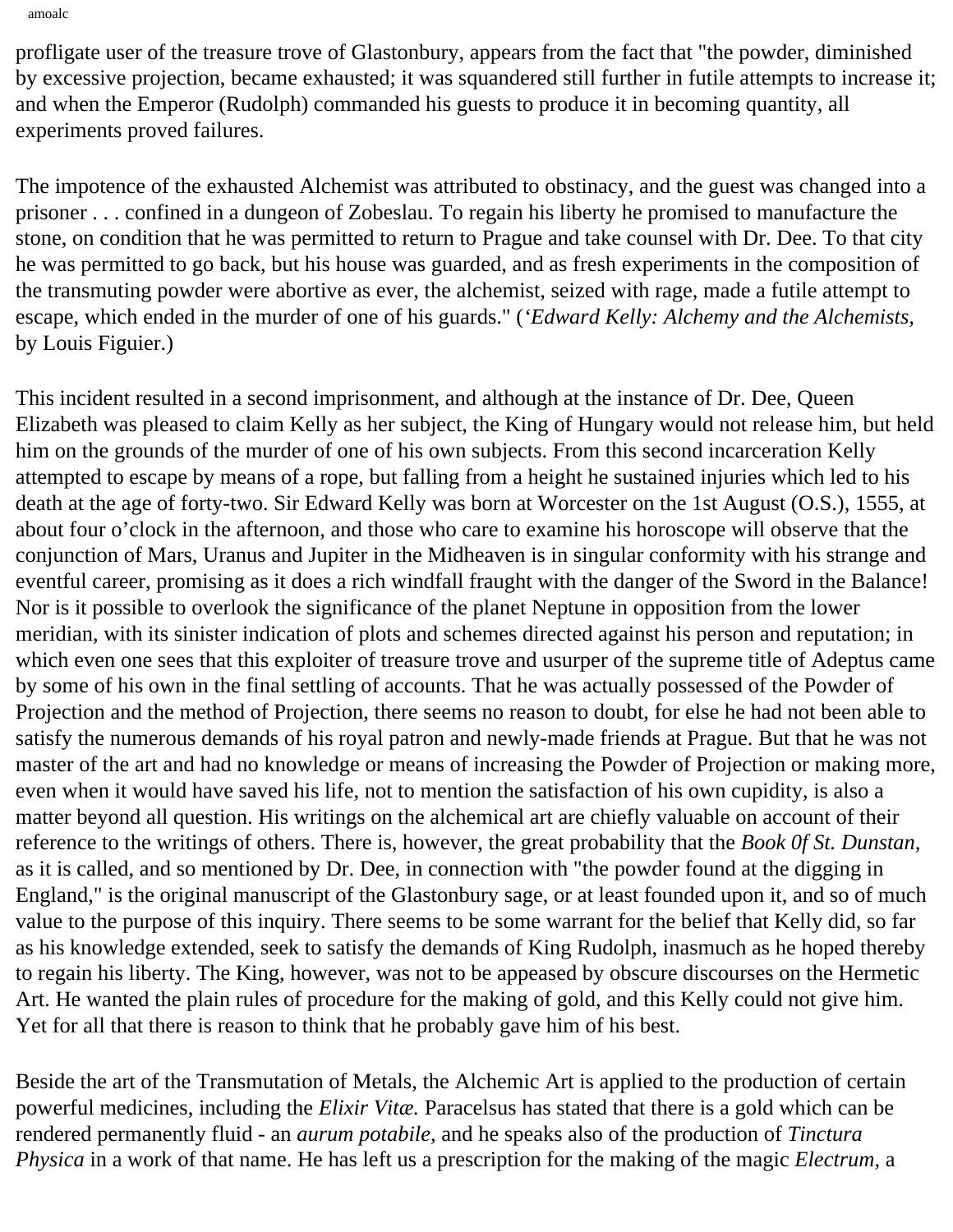profligate user of the treasure trove of Glastonbury, appears from the fact that "the powder, diminished by excessive projection, became exhausted; it was squandered still further in futile attempts to increase it; and when the Emperor (Rudolph) commanded his guests to produce it in becoming quantity, all experiments proved failures.

The impotence of the exhausted Alchemist was attributed to obstinacy, and the guest was changed into a prisoner . . . confined in a dungeon of Zobeslau. To regain his liberty he promised to manufacture the stone, on condition that he was permitted to return to Prague and take counsel with Dr. Dee. To that city he was permitted to go back, but his house was guarded, and as fresh experiments in the composition of the transmuting powder were abortive as ever, the alchemist, seized with rage, made a futile attempt to escape, which ended in the murder of one of his guards." (*'Edward Kelly: Alchemy and the Alchemists,* by Louis Figuier.)

This incident resulted in a second imprisonment, and although at the instance of Dr. Dee, Queen Elizabeth was pleased to claim Kelly as her subject, the King of Hungary would not release him, but held him on the grounds of the murder of one of his own subjects. From this second incarceration Kelly attempted to escape by means of a rope, but falling from a height he sustained injuries which led to his death at the age of forty-two. Sir Edward Kelly was born at Worcester on the 1st August (O.S.), 1555, at about four o'clock in the afternoon, and those who care to examine his horoscope will observe that the conjunction of Mars, Uranus and Jupiter in the Midheaven is in singular conformity with his strange and eventful career, promising as it does a rich windfall fraught with the danger of the Sword in the Balance! Nor is it possible to overlook the significance of the planet Neptune in opposition from the lower meridian, with its sinister indication of plots and schemes directed against his person and reputation; in which even one sees that this exploiter of treasure trove and usurper of the supreme title of Adeptus came by some of his own in the final settling of accounts. That he was actually possessed of the Powder of Projection and the method of Projection, there seems no reason to doubt, for else he had not been able to satisfy the numerous demands of his royal patron and newly-made friends at Prague. But that he was not master of the art and had no knowledge or means of increasing the Powder of Projection or making more, even when it would have saved his life, not to mention the satisfaction of his own cupidity, is also a matter beyond all question. His writings on the alchemical art are chiefly valuable on account of their reference to the writings of others. There is, however, the great probability that the *Book 0f St. Dunstan,* as it is called, and so mentioned by Dr. Dee, in connection with "the powder found at the digging in England," is the original manuscript of the Glastonbury sage, or at least founded upon it, and so of much value to the purpose of this inquiry. There seems to be some warrant for the belief that Kelly did, so far as his knowledge extended, seek to satisfy the demands of King Rudolph, inasmuch as he hoped thereby to regain his liberty. The King, however, was not to be appeased by obscure discourses on the Hermetic Art. He wanted the plain rules of procedure for the making of gold, and this Kelly could not give him. Yet for all that there is reason to think that he probably gave him of his best.

Beside the art of the Transmutation of Metals, the Alchemic Art is applied to the production of certain powerful medicines, including the *Elixir Vitæ.* Paracelsus has stated that there is a gold which can be rendered permanently fluid - an *aurum potabile,* and he speaks also of the production of *Tinctura Physica* in a work of that name. He has left us a prescription for the making of the magic *Electrum,* a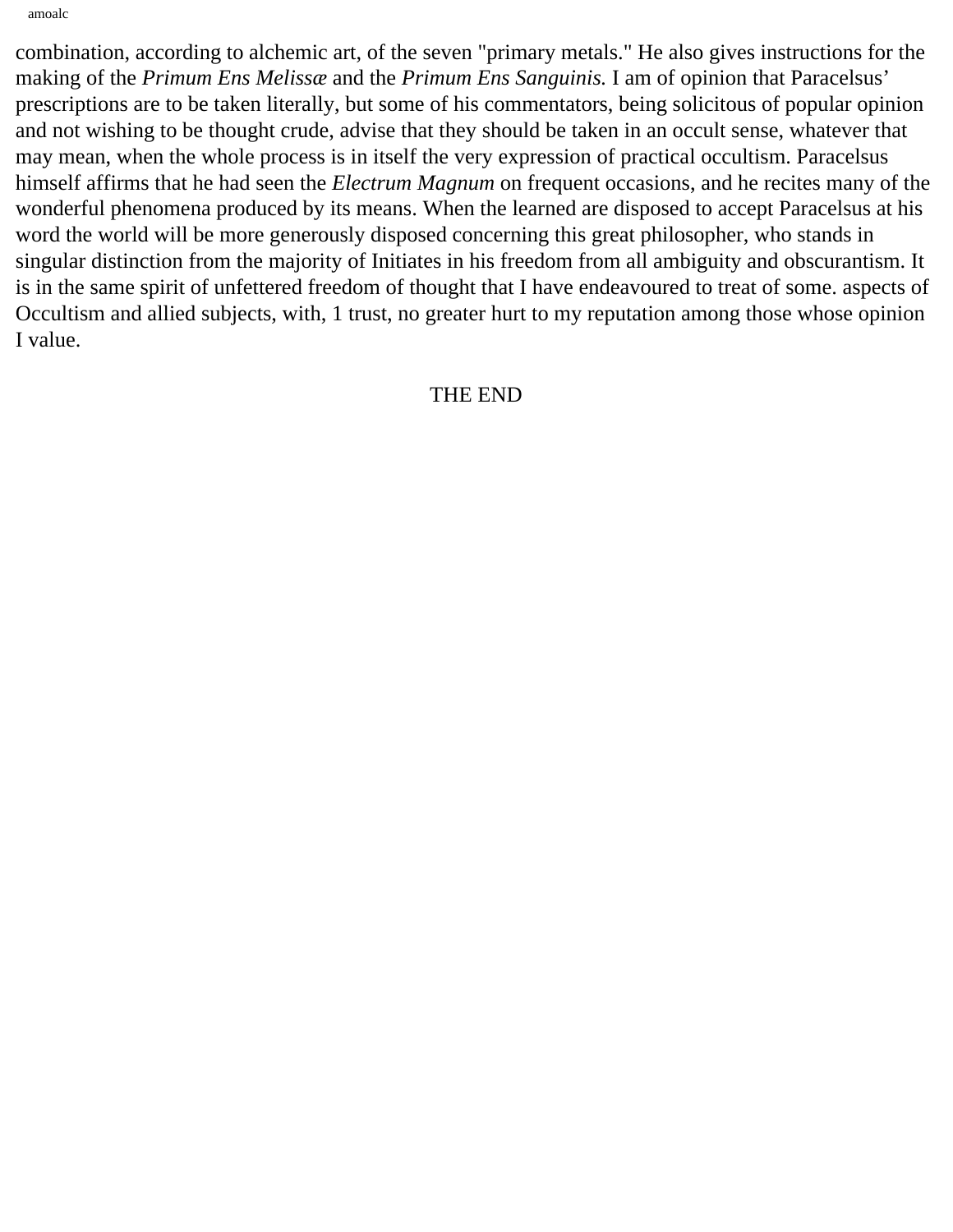combination, according to alchemic art, of the seven "primary metals." He also gives instructions for the making of the *Primum Ens Melissæ* and the *Primum Ens Sanguinis.* I am of opinion that Paracelsus' prescriptions are to be taken literally, but some of his commentators, being solicitous of popular opinion and not wishing to be thought crude, advise that they should be taken in an occult sense, whatever that may mean, when the whole process is in itself the very expression of practical occultism. Paracelsus himself affirms that he had seen the *Electrum Magnum* on frequent occasions, and he recites many of the wonderful phenomena produced by its means. When the learned are disposed to accept Paracelsus at his word the world will be more generously disposed concerning this great philosopher, who stands in singular distinction from the majority of Initiates in his freedom from all ambiguity and obscurantism. It is in the same spirit of unfettered freedom of thought that I have endeavoured to treat of some. aspects of Occultism and allied subjects, with, 1 trust, no greater hurt to my reputation among those whose opinion I value.

THE END